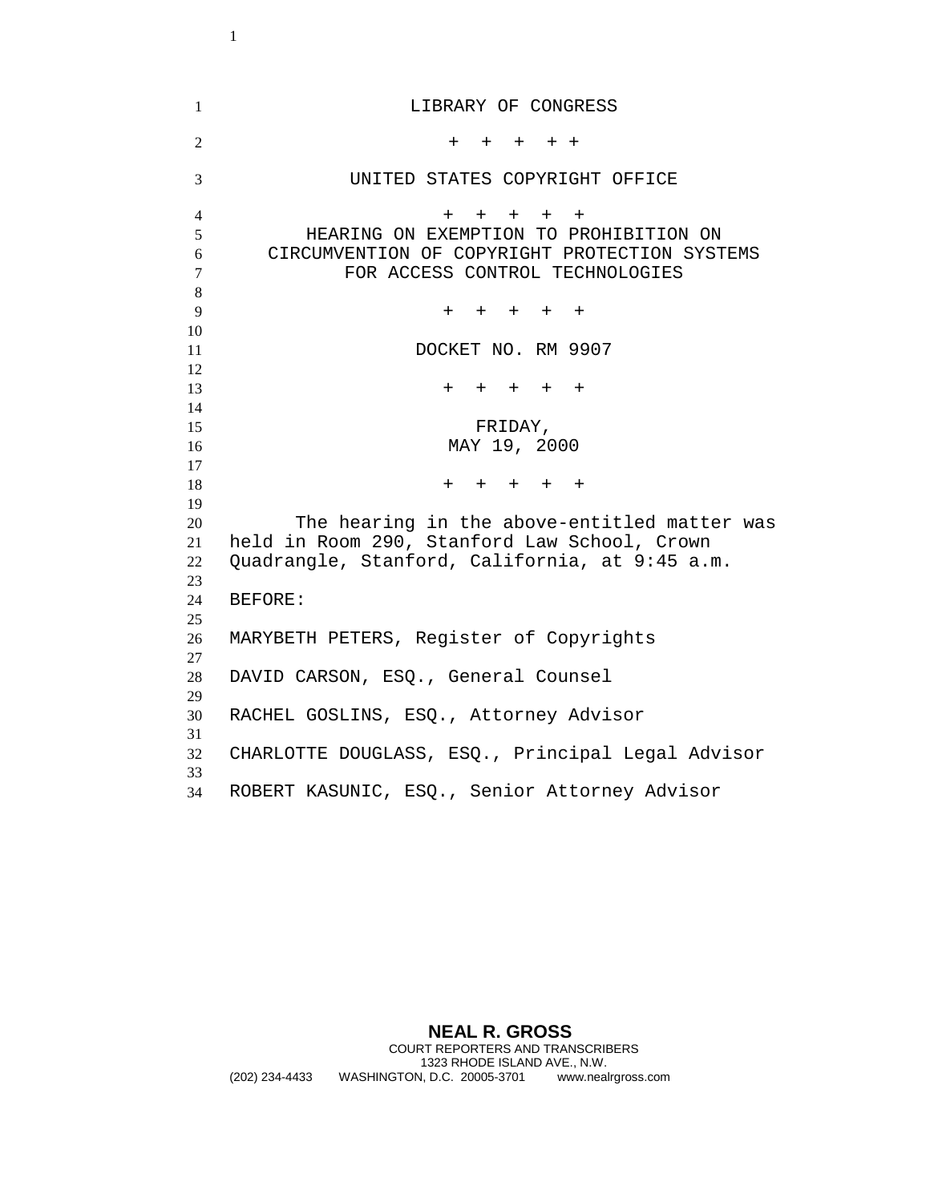LIBRARY OF CONGRESS

\+ + + + +

UNITED STATES COPYRIGHT OFFICE

\+ + + + +

HEARING ON EXEMPTION TO PROHIBITION ON CIRCUMVENTION OF COPYRIGHT PROTECTION SYSTEMS FOR ACCESS CONTROL TECHNOLOGIES

\+ + + + +

DOCKET NO. RM 9907

\+ + + + +

FRIDAY,
MAY 19, 2000

\+ + + + +

The hearing in the above-entitled matter was held in Room 290, Stanford Law School, Crown Quadrangle, Stanford, California, at 9:45 a.m.

BEFORE:

MARYBETH PETERS, Register of Copyrights

DAVID CARSON, ESQ., General Counsel

RACHEL GOSLINS, ESQ., Attorney Advisor

CHARLOTTE DOUGLASS, ESQ., Principal Legal Advisor

ROBERT KASUNIC, ESQ., Senior Attorney Advisor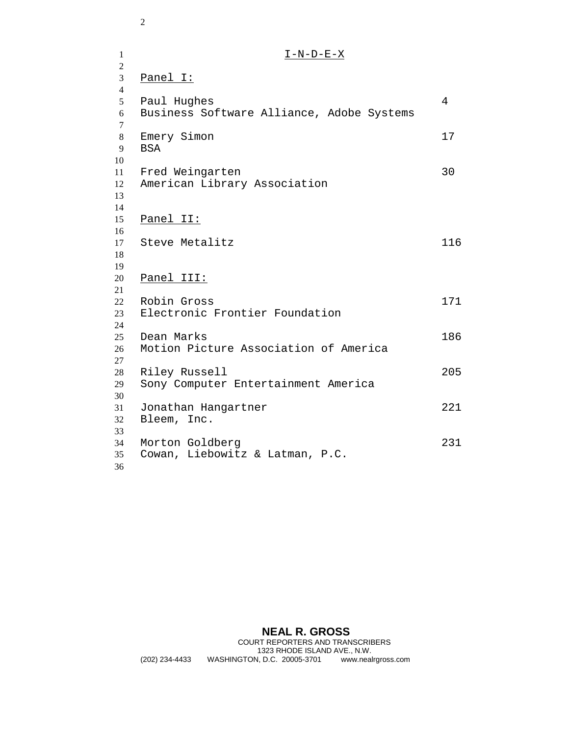# I-N-D-E-X

**Panel I:**

| | |
|---|---|
| Paul Hughes<br>Business Software Alliance, Adobe Systems | 4 |
| Emery Simon<br>BSA | 17 |
| Fred Weingarten<br>American Library Association | 30 |

**Panel II:**

| | |
|---|---|
| Steve Metalitz | 116 |

**Panel III:**

| | |
|---|---|
| Robin Gross<br>Electronic Frontier Foundation | 171 |
| Dean Marks<br>Motion Picture Association of America | 186 |
| Riley Russell<br>Sony Computer Entertainment America | 205 |
| Jonathan Hangartner<br>Bleem, Inc. | 221 |
| Morton Goldberg<br>Cowan, Liebowitz & Latman, P.C. | 231 |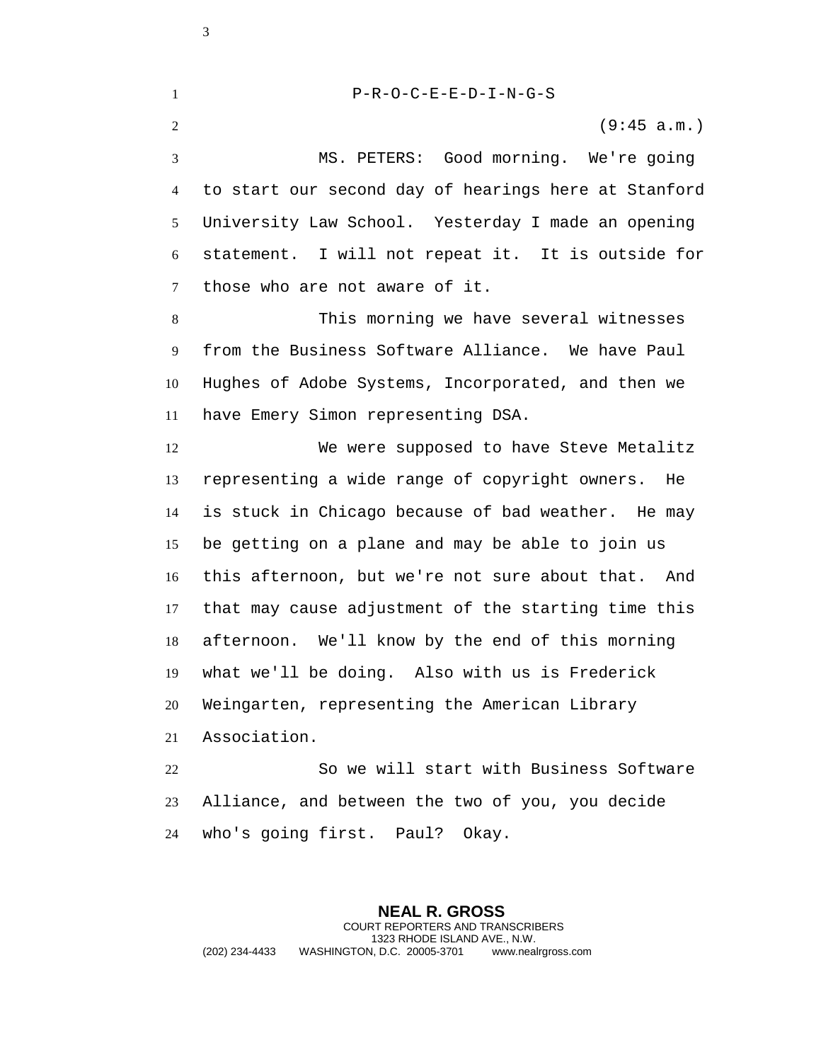P-R-O-C-E-E-D-I-N-G-S

(9:45 a.m.)

MS. PETERS: Good morning. We're going to start our second day of hearings here at Stanford University Law School. Yesterday I made an opening statement. I will not repeat it. It is outside for those who are not aware of it.

This morning we have several witnesses from the Business Software Alliance. We have Paul Hughes of Adobe Systems, Incorporated, and then we have Emery Simon representing DSA.

We were supposed to have Steve Metalitz representing a wide range of copyright owners. He is stuck in Chicago because of bad weather. He may be getting on a plane and may be able to join us this afternoon, but we're not sure about that. And that may cause adjustment of the starting time this afternoon. We'll know by the end of this morning what we'll be doing. Also with us is Frederick Weingarten, representing the American Library Association.

So we will start with Business Software Alliance, and between the two of you, you decide who's going first. Paul? Okay.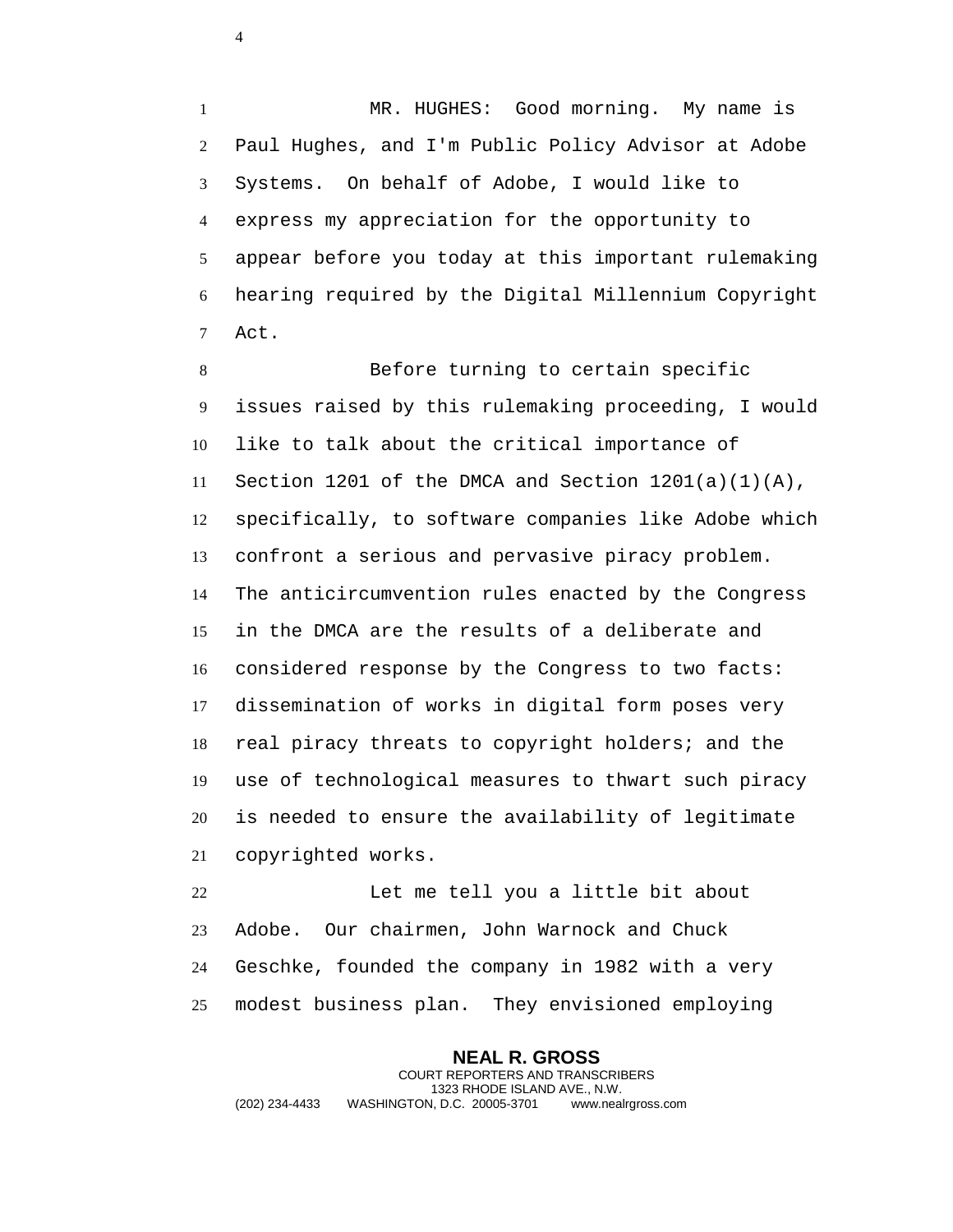MR. HUGHES: Good morning. My name is Paul Hughes, and I'm Public Policy Advisor at Adobe Systems. On behalf of Adobe, I would like to express my appreciation for the opportunity to appear before you today at this important rulemaking hearing required by the Digital Millennium Copyright Act.

Before turning to certain specific issues raised by this rulemaking proceeding, I would like to talk about the critical importance of Section 1201 of the DMCA and Section 1201(a)(1)(A), specifically, to software companies like Adobe which confront a serious and pervasive piracy problem. The anticircumvention rules enacted by the Congress in the DMCA are the results of a deliberate and considered response by the Congress to two facts: dissemination of works in digital form poses very real piracy threats to copyright holders; and the use of technological measures to thwart such piracy is needed to ensure the availability of legitimate copyrighted works.

Let me tell you a little bit about Adobe. Our chairmen, John Warnock and Chuck Geschke, founded the company in 1982 with a very modest business plan. They envisioned employing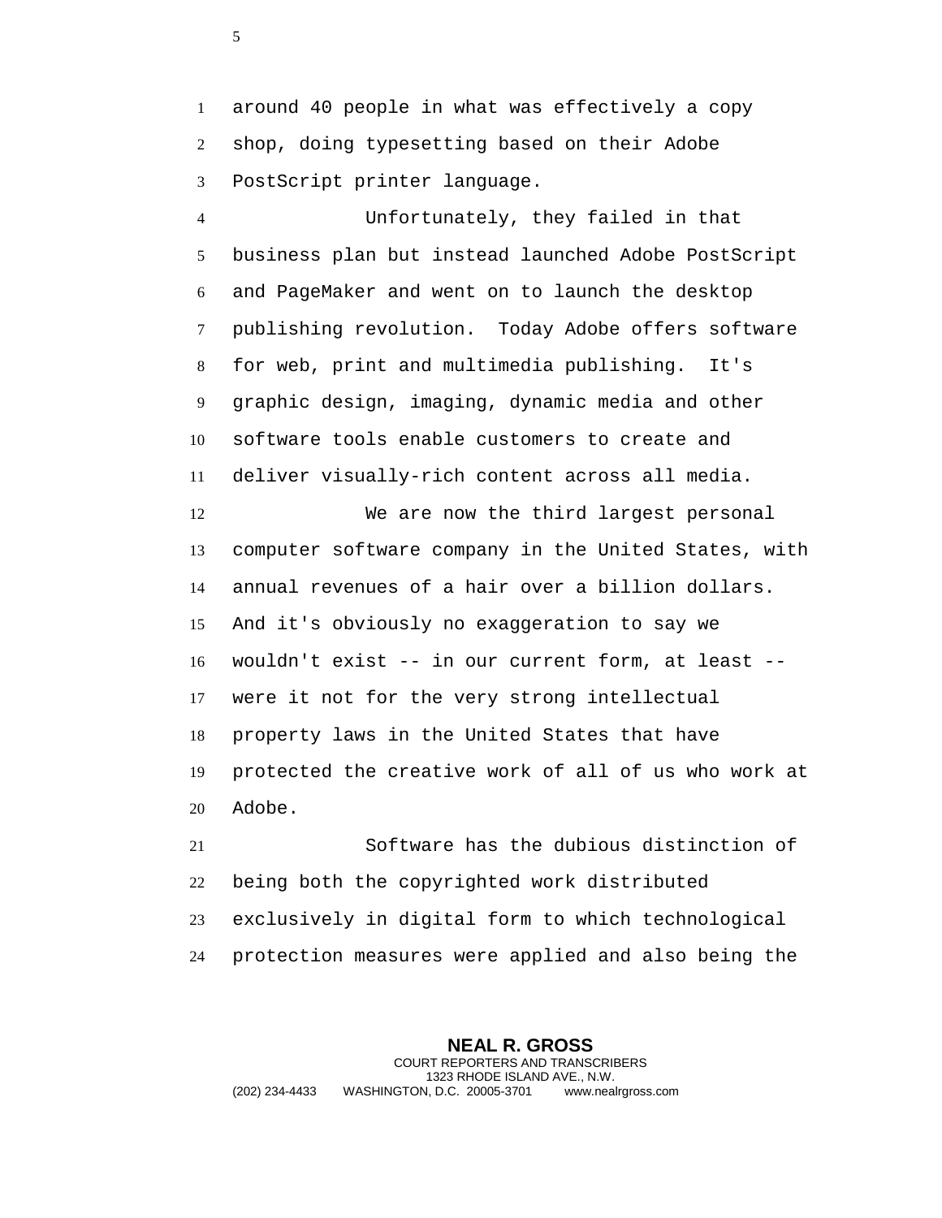around 40 people in what was effectively a copy shop, doing typesetting based on their Adobe PostScript printer language.

Unfortunately, they failed in that business plan but instead launched Adobe PostScript and PageMaker and went on to launch the desktop publishing revolution. Today Adobe offers software for web, print and multimedia publishing. It's graphic design, imaging, dynamic media and other software tools enable customers to create and deliver visually-rich content across all media.

We are now the third largest personal computer software company in the United States, with annual revenues of a hair over a billion dollars. And it's obviously no exaggeration to say we wouldn't exist -- in our current form, at least -- were it not for the very strong intellectual property laws in the United States that have protected the creative work of all of us who work at Adobe.

Software has the dubious distinction of being both the copyrighted work distributed exclusively in digital form to which technological protection measures were applied and also being the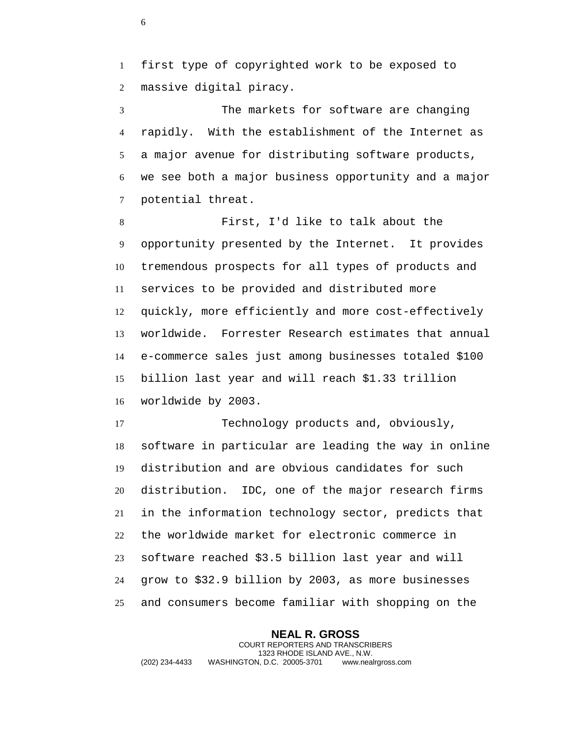first type of copyrighted work to be exposed to massive digital piracy.

The markets for software are changing rapidly. With the establishment of the Internet as a major avenue for distributing software products, we see both a major business opportunity and a major potential threat.

First, I'd like to talk about the opportunity presented by the Internet. It provides tremendous prospects for all types of products and services to be provided and distributed more quickly, more efficiently and more cost-effectively worldwide. Forrester Research estimates that annual e-commerce sales just among businesses totaled $100 billion last year and will reach $1.33 trillion worldwide by 2003.

Technology products and, obviously, software in particular are leading the way in online distribution and are obvious candidates for such distribution. IDC, one of the major research firms in the information technology sector, predicts that the worldwide market for electronic commerce in software reached $3.5 billion last year and will grow to $32.9 billion by 2003, as more businesses and consumers become familiar with shopping on the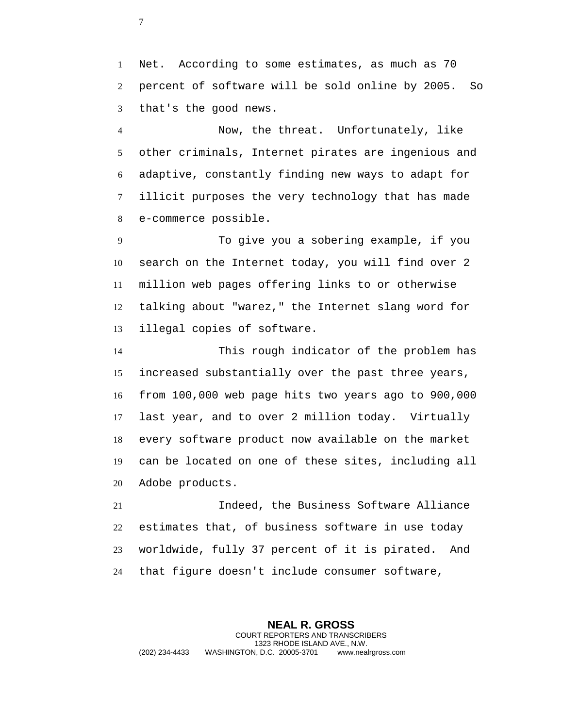Net. According to some estimates, as much as 70 percent of software will be sold online by 2005. So that's the good news.

Now, the threat. Unfortunately, like other criminals, Internet pirates are ingenious and adaptive, constantly finding new ways to adapt for illicit purposes the very technology that has made e-commerce possible.

To give you a sobering example, if you search on the Internet today, you will find over 2 million web pages offering links to or otherwise talking about "warez," the Internet slang word for illegal copies of software.

This rough indicator of the problem has increased substantially over the past three years, from 100,000 web page hits two years ago to 900,000 last year, and to over 2 million today. Virtually every software product now available on the market can be located on one of these sites, including all Adobe products.

Indeed, the Business Software Alliance estimates that, of business software in use today worldwide, fully 37 percent of it is pirated. And that figure doesn't include consumer software,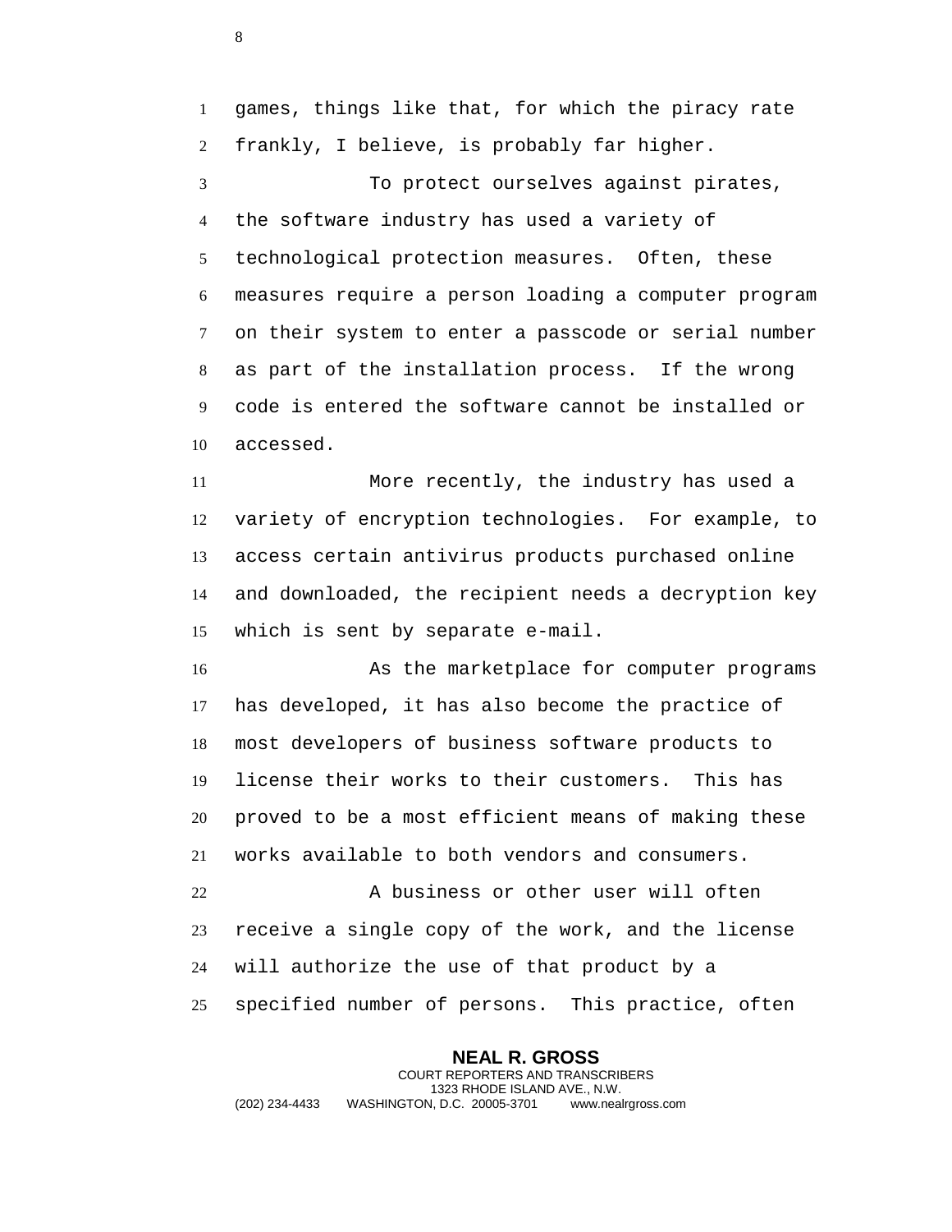games, things like that, for which the piracy rate frankly, I believe, is probably far higher.

To protect ourselves against pirates, the software industry has used a variety of technological protection measures. Often, these measures require a person loading a computer program on their system to enter a passcode or serial number as part of the installation process. If the wrong code is entered the software cannot be installed or accessed.

More recently, the industry has used a variety of encryption technologies. For example, to access certain antivirus products purchased online and downloaded, the recipient needs a decryption key which is sent by separate e-mail.

As the marketplace for computer programs has developed, it has also become the practice of most developers of business software products to license their works to their customers. This has proved to be a most efficient means of making these works available to both vendors and consumers.

A business or other user will often receive a single copy of the work, and the license will authorize the use of that product by a specified number of persons. This practice, often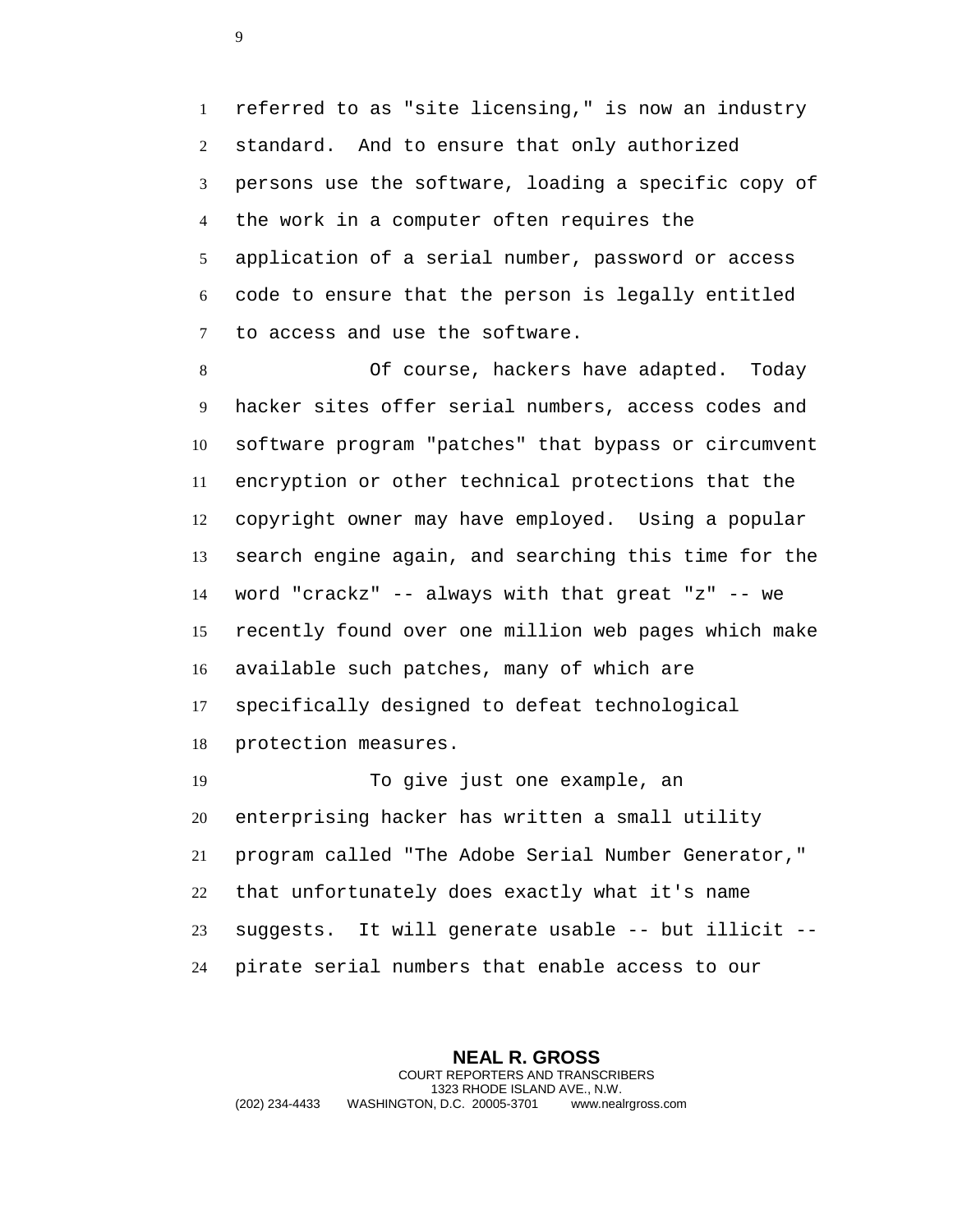referred to as "site licensing," is now an industry standard. And to ensure that only authorized persons use the software, loading a specific copy of the work in a computer often requires the application of a serial number, password or access code to ensure that the person is legally entitled to access and use the software.

Of course, hackers have adapted. Today hacker sites offer serial numbers, access codes and software program "patches" that bypass or circumvent encryption or other technical protections that the copyright owner may have employed. Using a popular search engine again, and searching this time for the word "crackz" -- always with that great "z" -- we recently found over one million web pages which make available such patches, many of which are specifically designed to defeat technological protection measures.

To give just one example, an enterprising hacker has written a small utility program called "The Adobe Serial Number Generator," that unfortunately does exactly what it's name suggests. It will generate usable -- but illicit -- pirate serial numbers that enable access to our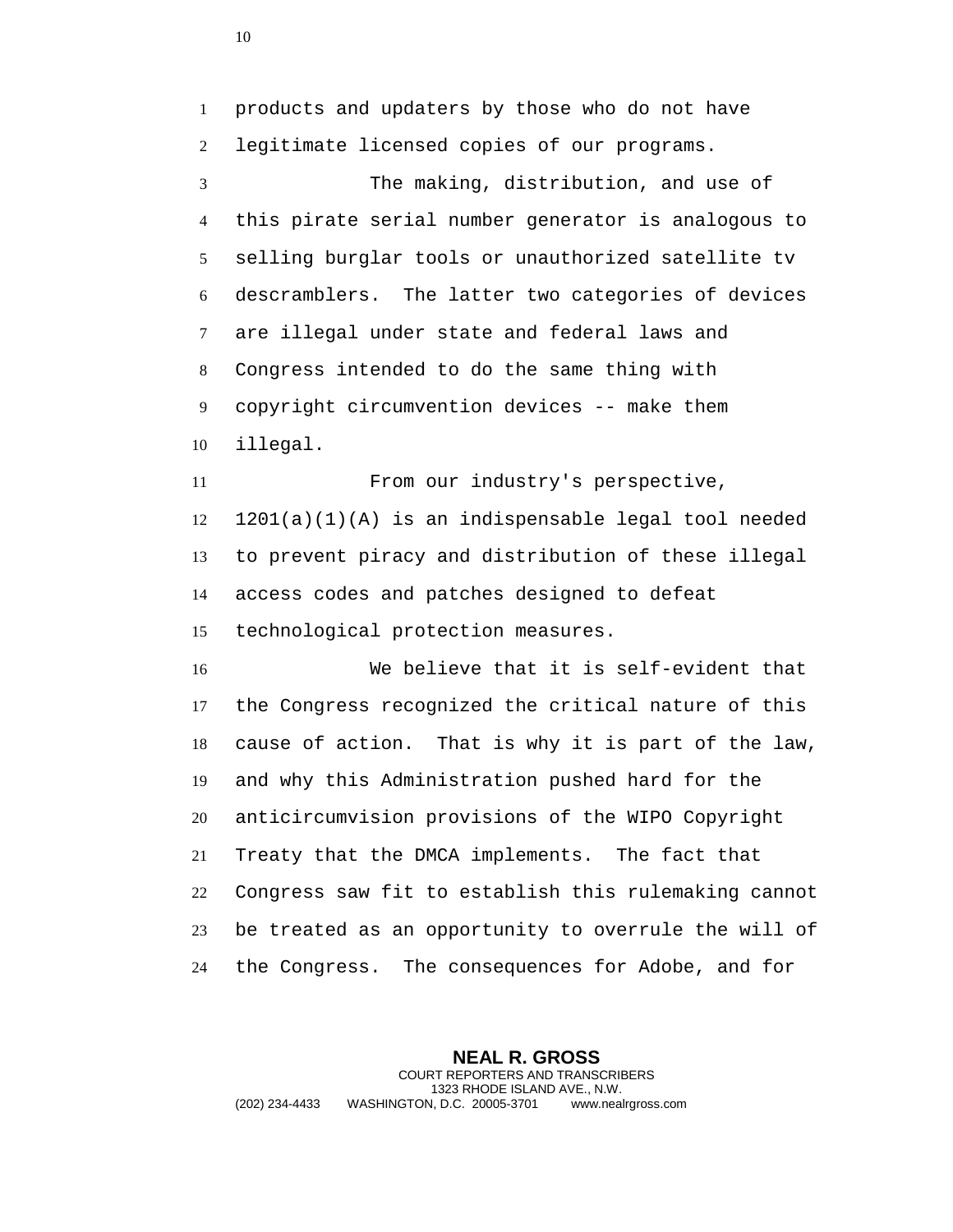products and updaters by those who do not have legitimate licensed copies of our programs.

The making, distribution, and use of this pirate serial number generator is analogous to selling burglar tools or unauthorized satellite tv descramblers. The latter two categories of devices are illegal under state and federal laws and Congress intended to do the same thing with copyright circumvention devices -- make them illegal.

From our industry's perspective, 1201(a)(1)(A) is an indispensable legal tool needed to prevent piracy and distribution of these illegal access codes and patches designed to defeat technological protection measures.

We believe that it is self-evident that the Congress recognized the critical nature of this cause of action. That is why it is part of the law, and why this Administration pushed hard for the anticircumvision provisions of the WIPO Copyright Treaty that the DMCA implements. The fact that Congress saw fit to establish this rulemaking cannot be treated as an opportunity to overrule the will of the Congress. The consequences for Adobe, and for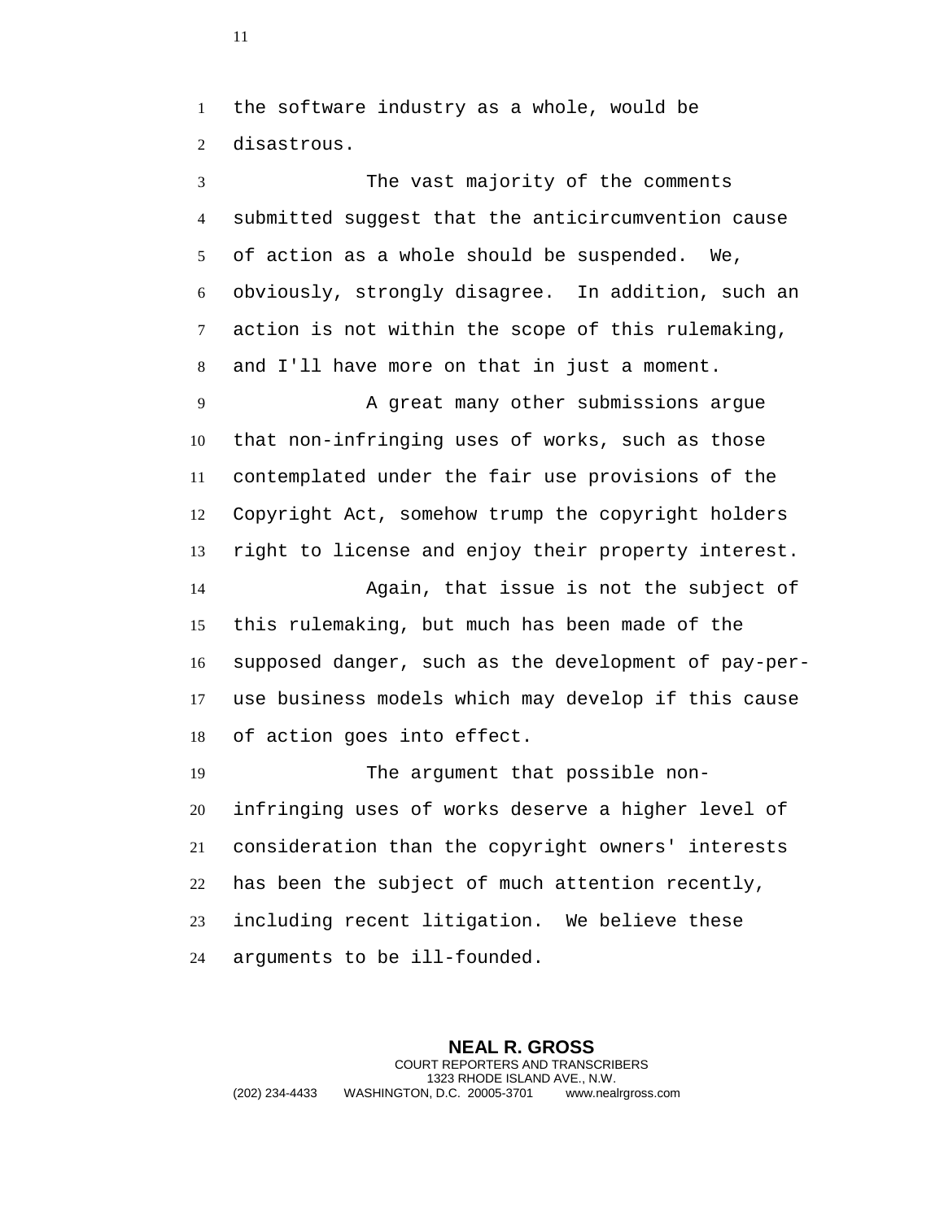the software industry as a whole, would be disastrous.

The vast majority of the comments submitted suggest that the anticircumvention cause of action as a whole should be suspended. We, obviously, strongly disagree. In addition, such an action is not within the scope of this rulemaking, and I'll have more on that in just a moment.

A great many other submissions argue that non-infringing uses of works, such as those contemplated under the fair use provisions of the Copyright Act, somehow trump the copyright holders right to license and enjoy their property interest.

Again, that issue is not the subject of this rulemaking, but much has been made of the supposed danger, such as the development of pay-per-use business models which may develop if this cause of action goes into effect.

The argument that possible non-infringing uses of works deserve a higher level of consideration than the copyright owners' interests has been the subject of much attention recently, including recent litigation. We believe these arguments to be ill-founded.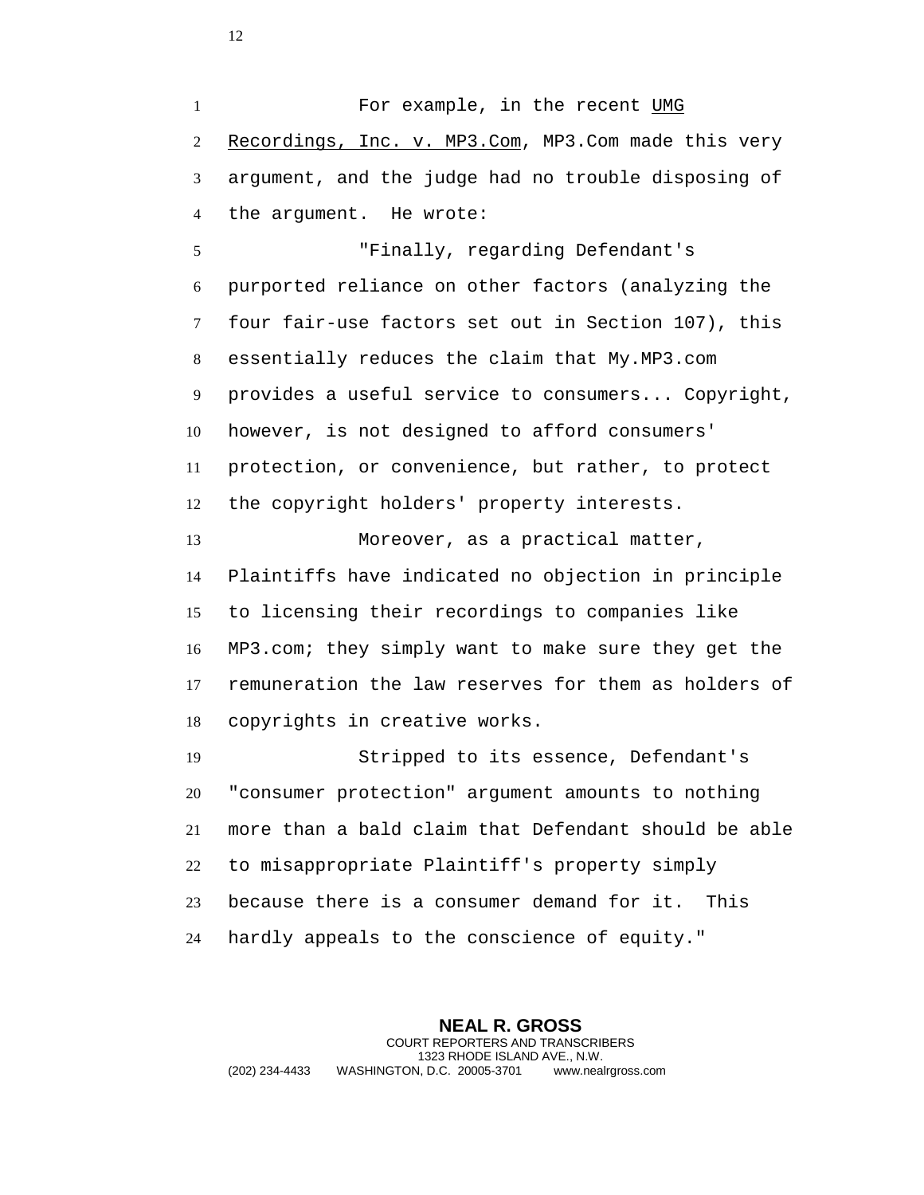For example, in the recent <u>UMG Recordings, Inc. v. MP3.Com</u>, MP3.Com made this very argument, and the judge had no trouble disposing of the argument. He wrote:

"Finally, regarding Defendant's purported reliance on other factors (analyzing the four fair-use factors set out in Section 107), this essentially reduces the claim that My.MP3.com provides a useful service to consumers... Copyright, however, is not designed to afford consumers' protection, or convenience, but rather, to protect the copyright holders' property interests.

Moreover, as a practical matter, Plaintiffs have indicated no objection in principle to licensing their recordings to companies like MP3.com; they simply want to make sure they get the remuneration the law reserves for them as holders of copyrights in creative works.

Stripped to its essence, Defendant's "consumer protection" argument amounts to nothing more than a bald claim that Defendant should be able to misappropriate Plaintiff's property simply because there is a consumer demand for it. This hardly appeals to the conscience of equity."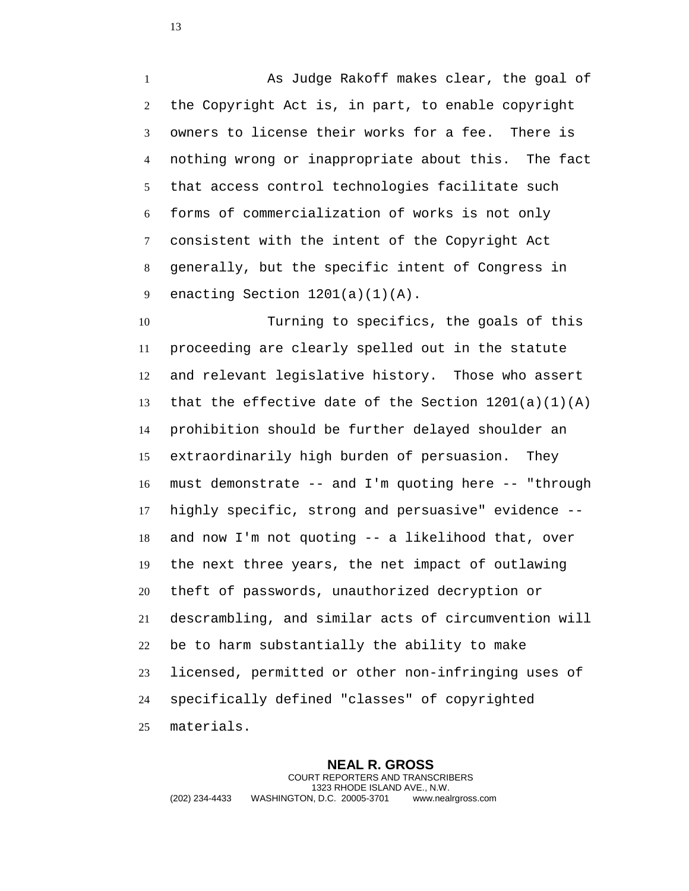As Judge Rakoff makes clear, the goal of the Copyright Act is, in part, to enable copyright owners to license their works for a fee. There is nothing wrong or inappropriate about this. The fact that access control technologies facilitate such forms of commercialization of works is not only consistent with the intent of the Copyright Act generally, but the specific intent of Congress in enacting Section 1201(a)(1)(A).

Turning to specifics, the goals of this proceeding are clearly spelled out in the statute and relevant legislative history. Those who assert that the effective date of the Section 1201(a)(1)(A) prohibition should be further delayed shoulder an extraordinarily high burden of persuasion. They must demonstrate -- and I'm quoting here -- "through highly specific, strong and persuasive" evidence -- and now I'm not quoting -- a likelihood that, over the next three years, the net impact of outlawing theft of passwords, unauthorized decryption or descrambling, and similar acts of circumvention will be to harm substantially the ability to make licensed, permitted or other non-infringing uses of specifically defined "classes" of copyrighted materials.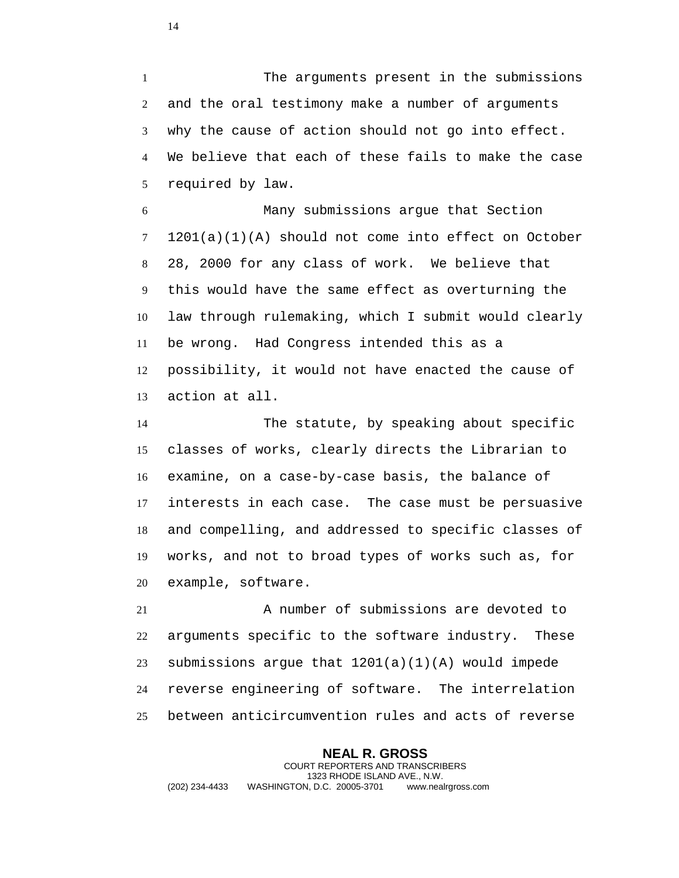The arguments present in the submissions and the oral testimony make a number of arguments why the cause of action should not go into effect. We believe that each of these fails to make the case required by law.

Many submissions argue that Section 1201(a)(1)(A) should not come into effect on October 28, 2000 for any class of work. We believe that this would have the same effect as overturning the law through rulemaking, which I submit would clearly be wrong. Had Congress intended this as a possibility, it would not have enacted the cause of action at all.

The statute, by speaking about specific classes of works, clearly directs the Librarian to examine, on a case-by-case basis, the balance of interests in each case. The case must be persuasive and compelling, and addressed to specific classes of works, and not to broad types of works such as, for example, software.

A number of submissions are devoted to arguments specific to the software industry. These submissions argue that 1201(a)(1)(A) would impede reverse engineering of software. The interrelation between anticircumvention rules and acts of reverse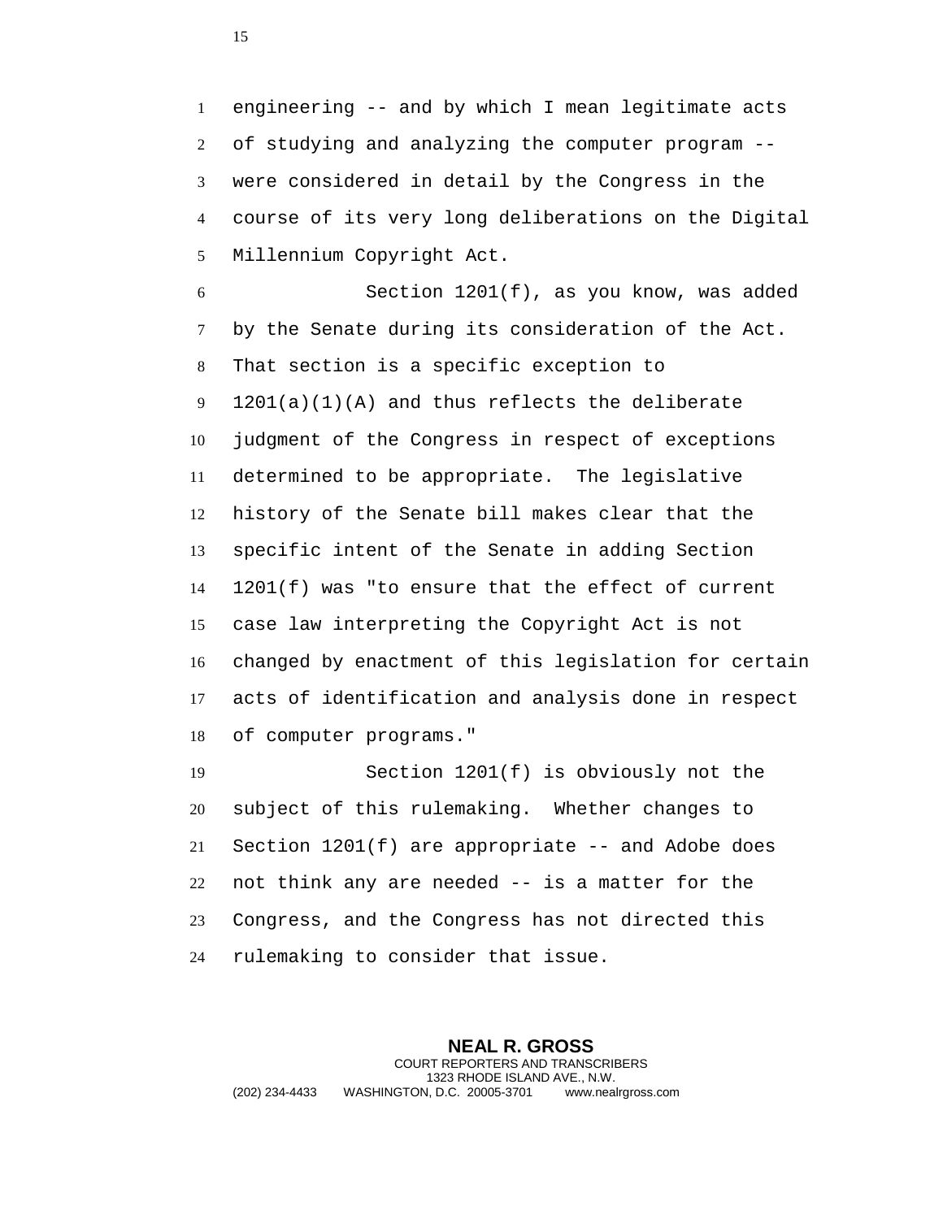engineering -- and by which I mean legitimate acts of studying and analyzing the computer program -- were considered in detail by the Congress in the course of its very long deliberations on the Digital Millennium Copyright Act.

Section 1201(f), as you know, was added by the Senate during its consideration of the Act. That section is a specific exception to 1201(a)(1)(A) and thus reflects the deliberate judgment of the Congress in respect of exceptions determined to be appropriate. The legislative history of the Senate bill makes clear that the specific intent of the Senate in adding Section 1201(f) was "to ensure that the effect of current case law interpreting the Copyright Act is not changed by enactment of this legislation for certain acts of identification and analysis done in respect of computer programs."

Section 1201(f) is obviously not the subject of this rulemaking. Whether changes to Section 1201(f) are appropriate -- and Adobe does not think any are needed -- is a matter for the Congress, and the Congress has not directed this rulemaking to consider that issue.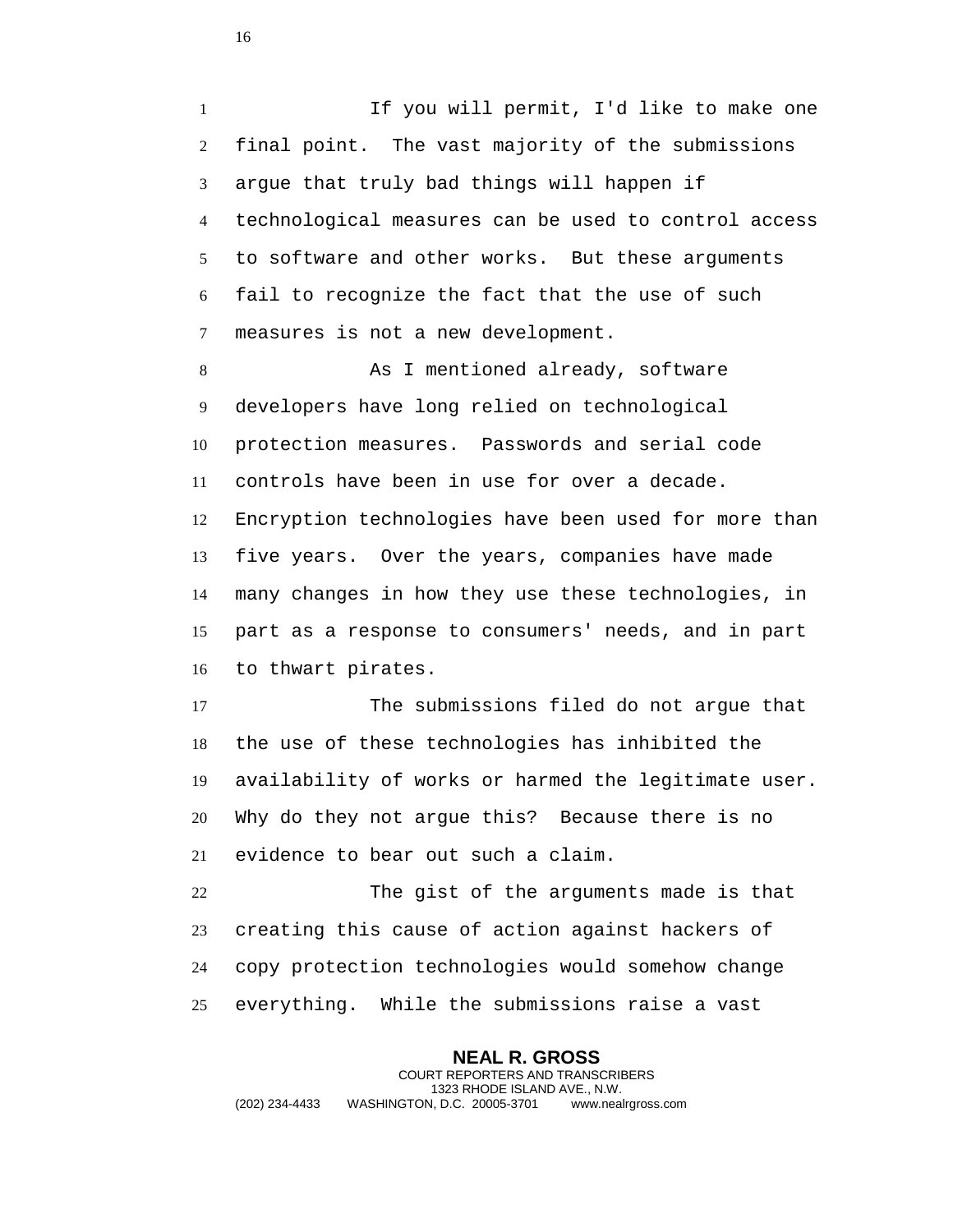If you will permit, I'd like to make one final point. The vast majority of the submissions argue that truly bad things will happen if technological measures can be used to control access to software and other works. But these arguments fail to recognize the fact that the use of such measures is not a new development.

As I mentioned already, software developers have long relied on technological protection measures. Passwords and serial code controls have been in use for over a decade. Encryption technologies have been used for more than five years. Over the years, companies have made many changes in how they use these technologies, in part as a response to consumers' needs, and in part to thwart pirates.

The submissions filed do not argue that the use of these technologies has inhibited the availability of works or harmed the legitimate user. Why do they not argue this? Because there is no evidence to bear out such a claim.

The gist of the arguments made is that creating this cause of action against hackers of copy protection technologies would somehow change everything. While the submissions raise a vast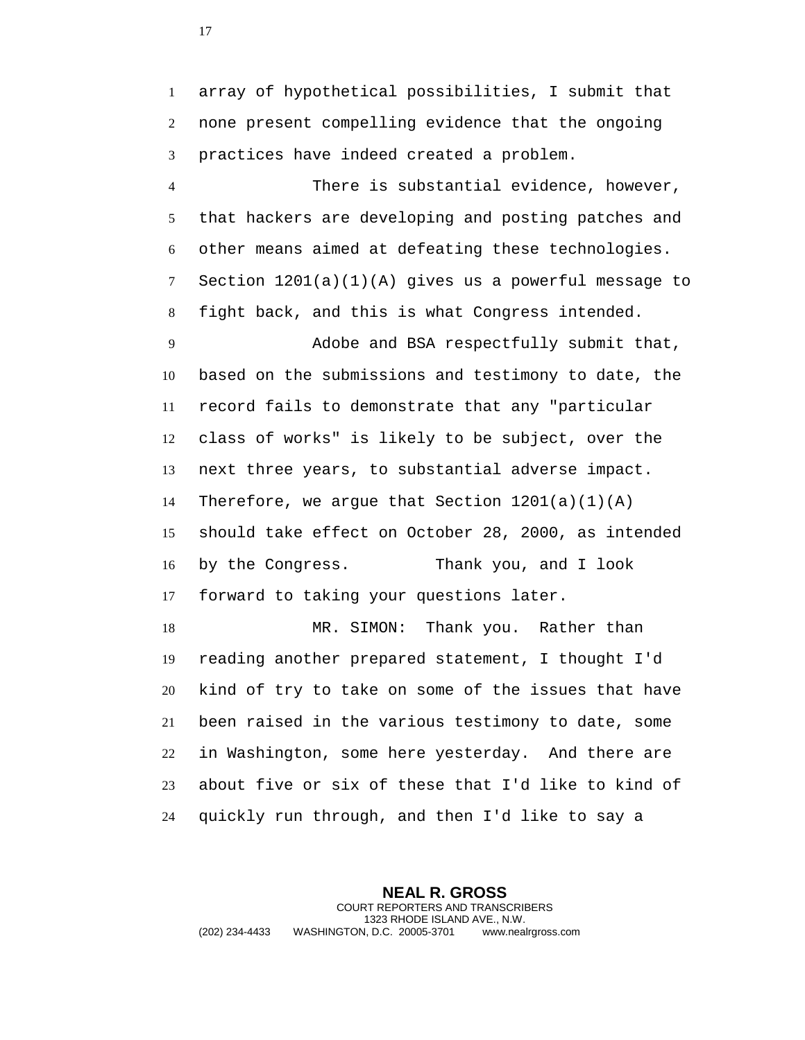array of hypothetical possibilities, I submit that none present compelling evidence that the ongoing practices have indeed created a problem.

There is substantial evidence, however, that hackers are developing and posting patches and other means aimed at defeating these technologies. Section 1201(a)(1)(A) gives us a powerful message to fight back, and this is what Congress intended.

Adobe and BSA respectfully submit that, based on the submissions and testimony to date, the record fails to demonstrate that any "particular class of works" is likely to be subject, over the next three years, to substantial adverse impact. Therefore, we argue that Section 1201(a)(1)(A) should take effect on October 28, 2000, as intended by the Congress. Thank you, and I look forward to taking your questions later.

MR. SIMON: Thank you. Rather than reading another prepared statement, I thought I'd kind of try to take on some of the issues that have been raised in the various testimony to date, some in Washington, some here yesterday. And there are about five or six of these that I'd like to kind of quickly run through, and then I'd like to say a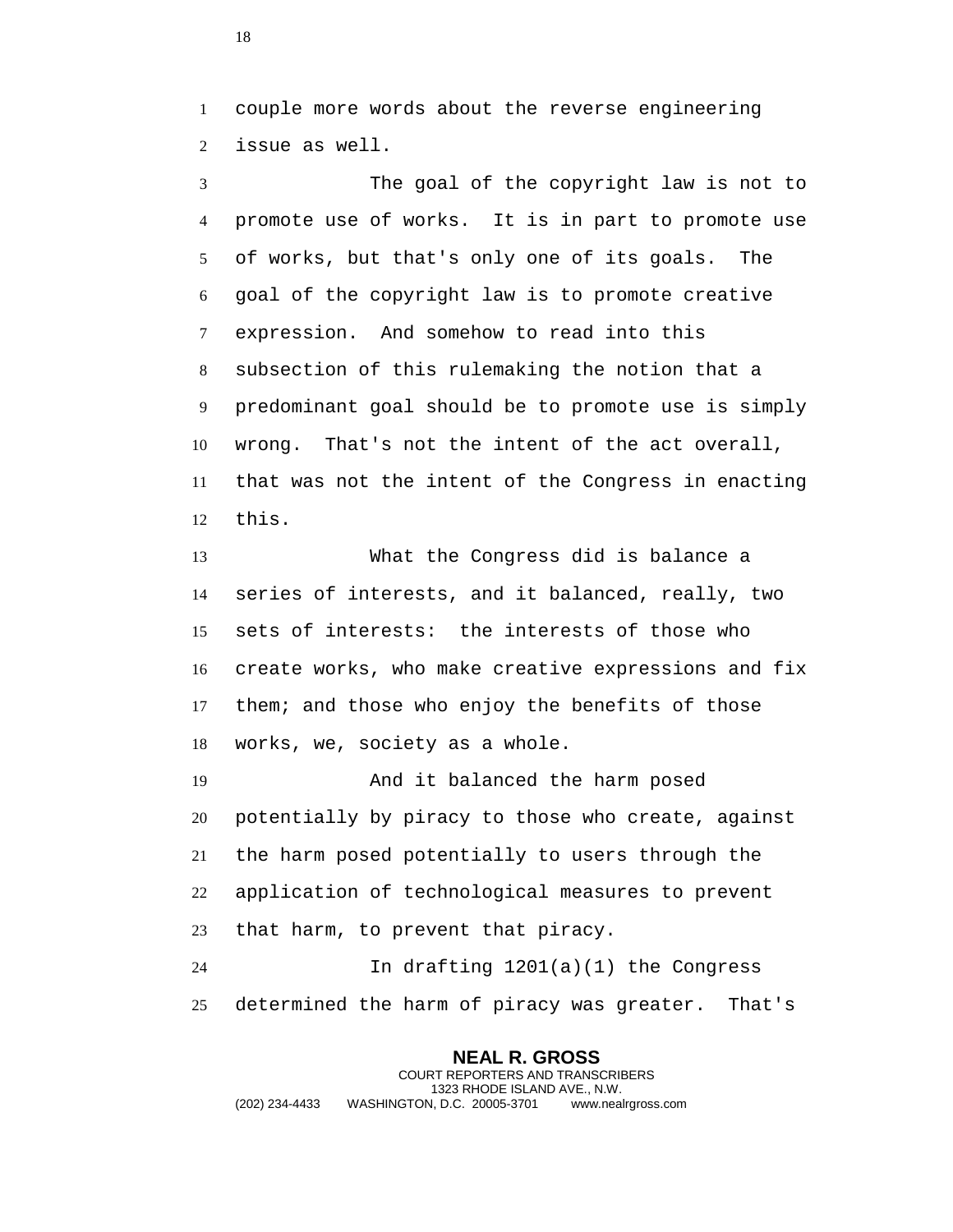couple more words about the reverse engineering issue as well.

The goal of the copyright law is not to promote use of works. It is in part to promote use of works, but that's only one of its goals. The goal of the copyright law is to promote creative expression. And somehow to read into this subsection of this rulemaking the notion that a predominant goal should be to promote use is simply wrong. That's not the intent of the act overall, that was not the intent of the Congress in enacting this.

What the Congress did is balance a series of interests, and it balanced, really, two sets of interests: the interests of those who create works, who make creative expressions and fix them; and those who enjoy the benefits of those works, we, society as a whole.

And it balanced the harm posed potentially by piracy to those who create, against the harm posed potentially to users through the application of technological measures to prevent that harm, to prevent that piracy.

In drafting 1201(a)(1) the Congress determined the harm of piracy was greater. That's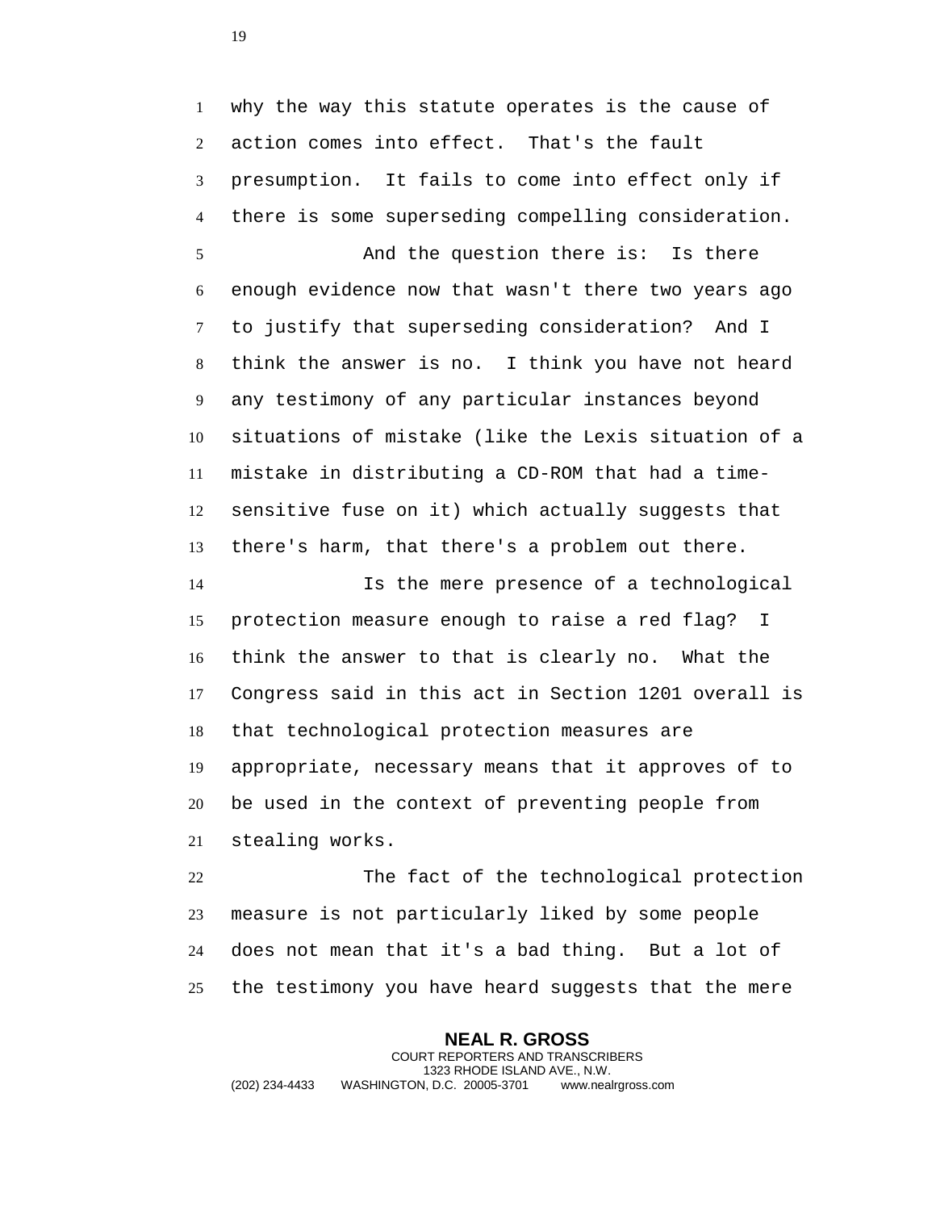why the way this statute operates is the cause of action comes into effect. That's the fault presumption. It fails to come into effect only if there is some superseding compelling consideration.

And the question there is: Is there enough evidence now that wasn't there two years ago to justify that superseding consideration? And I think the answer is no. I think you have not heard any testimony of any particular instances beyond situations of mistake (like the Lexis situation of a mistake in distributing a CD-ROM that had a time-sensitive fuse on it) which actually suggests that there's harm, that there's a problem out there.

Is the mere presence of a technological protection measure enough to raise a red flag? I think the answer to that is clearly no. What the Congress said in this act in Section 1201 overall is that technological protection measures are appropriate, necessary means that it approves of to be used in the context of preventing people from stealing works.

The fact of the technological protection measure is not particularly liked by some people does not mean that it's a bad thing. But a lot of the testimony you have heard suggests that the mere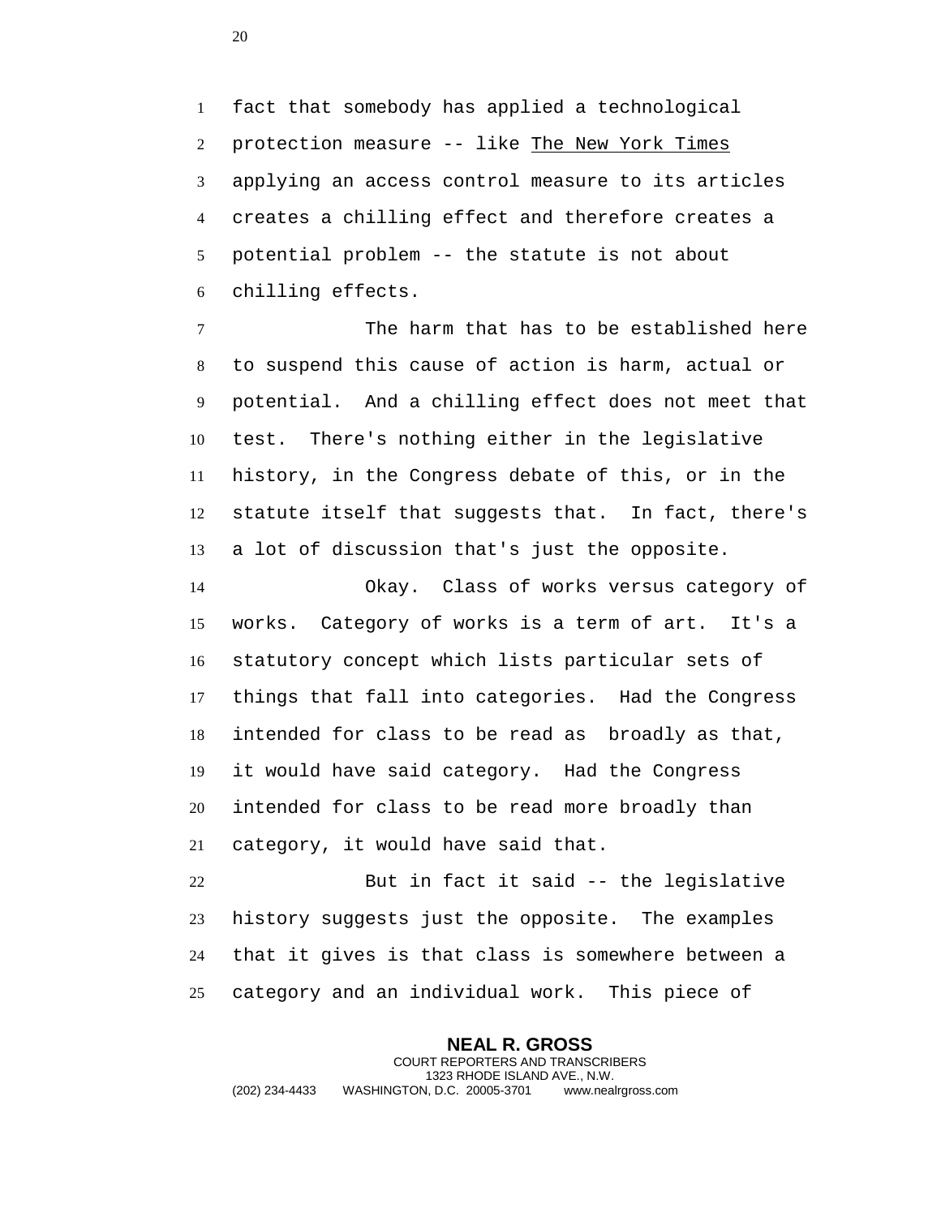fact that somebody has applied a technological protection measure -- like The New York Times applying an access control measure to its articles creates a chilling effect and therefore creates a potential problem -- the statute is not about chilling effects.

The harm that has to be established here to suspend this cause of action is harm, actual or potential. And a chilling effect does not meet that test. There's nothing either in the legislative history, in the Congress debate of this, or in the statute itself that suggests that. In fact, there's a lot of discussion that's just the opposite.

Okay. Class of works versus category of works. Category of works is a term of art. It's a statutory concept which lists particular sets of things that fall into categories. Had the Congress intended for class to be read as broadly as that, it would have said category. Had the Congress intended for class to be read more broadly than category, it would have said that.

But in fact it said -- the legislative history suggests just the opposite. The examples that it gives is that class is somewhere between a category and an individual work. This piece of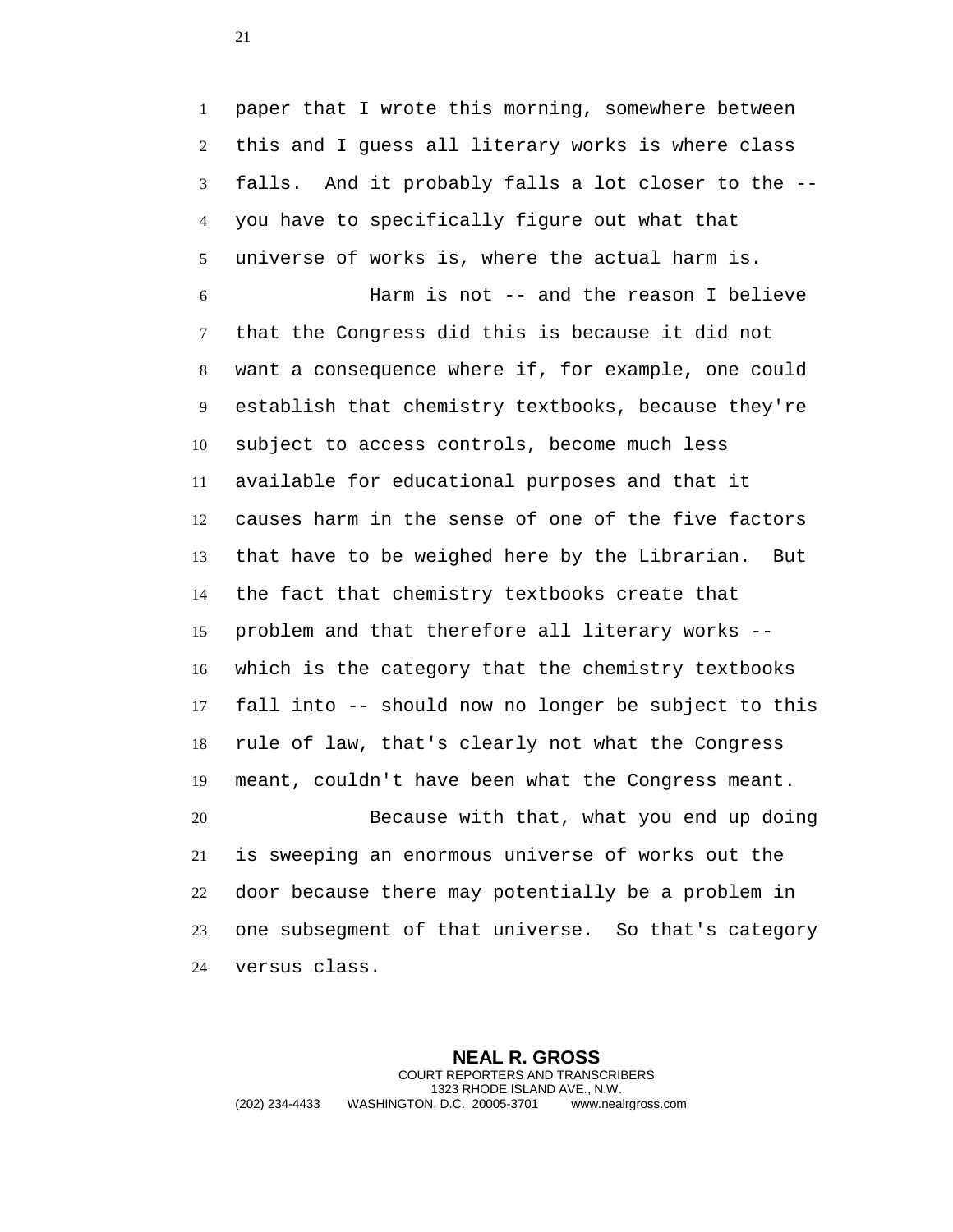paper that I wrote this morning, somewhere between this and I guess all literary works is where class falls. And it probably falls a lot closer to the -- you have to specifically figure out what that universe of works is, where the actual harm is.

Harm is not -- and the reason I believe that the Congress did this is because it did not want a consequence where if, for example, one could establish that chemistry textbooks, because they're subject to access controls, become much less available for educational purposes and that it causes harm in the sense of one of the five factors that have to be weighed here by the Librarian. But the fact that chemistry textbooks create that problem and that therefore all literary works -- which is the category that the chemistry textbooks fall into -- should now no longer be subject to this rule of law, that's clearly not what the Congress meant, couldn't have been what the Congress meant.

Because with that, what you end up doing is sweeping an enormous universe of works out the door because there may potentially be a problem in one subsegment of that universe. So that's category versus class.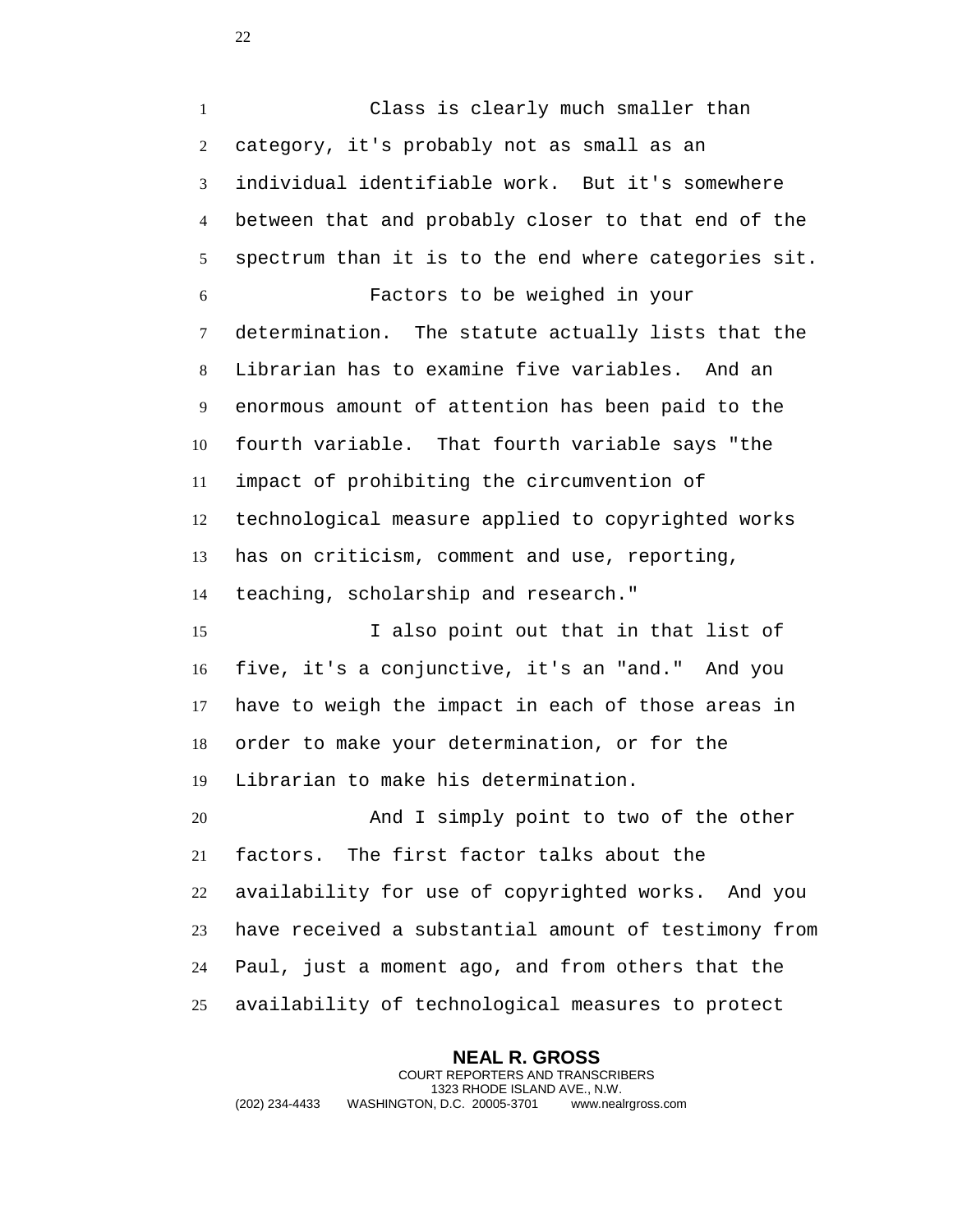Class is clearly much smaller than category, it's probably not as small as an individual identifiable work. But it's somewhere between that and probably closer to that end of the spectrum than it is to the end where categories sit.

Factors to be weighed in your determination. The statute actually lists that the Librarian has to examine five variables. And an enormous amount of attention has been paid to the fourth variable. That fourth variable says "the impact of prohibiting the circumvention of technological measure applied to copyrighted works has on criticism, comment and use, reporting, teaching, scholarship and research."

I also point out that in that list of five, it's a conjunctive, it's an "and." And you have to weigh the impact in each of those areas in order to make your determination, or for the Librarian to make his determination.

And I simply point to two of the other factors. The first factor talks about the availability for use of copyrighted works. And you have received a substantial amount of testimony from Paul, just a moment ago, and from others that the availability of technological measures to protect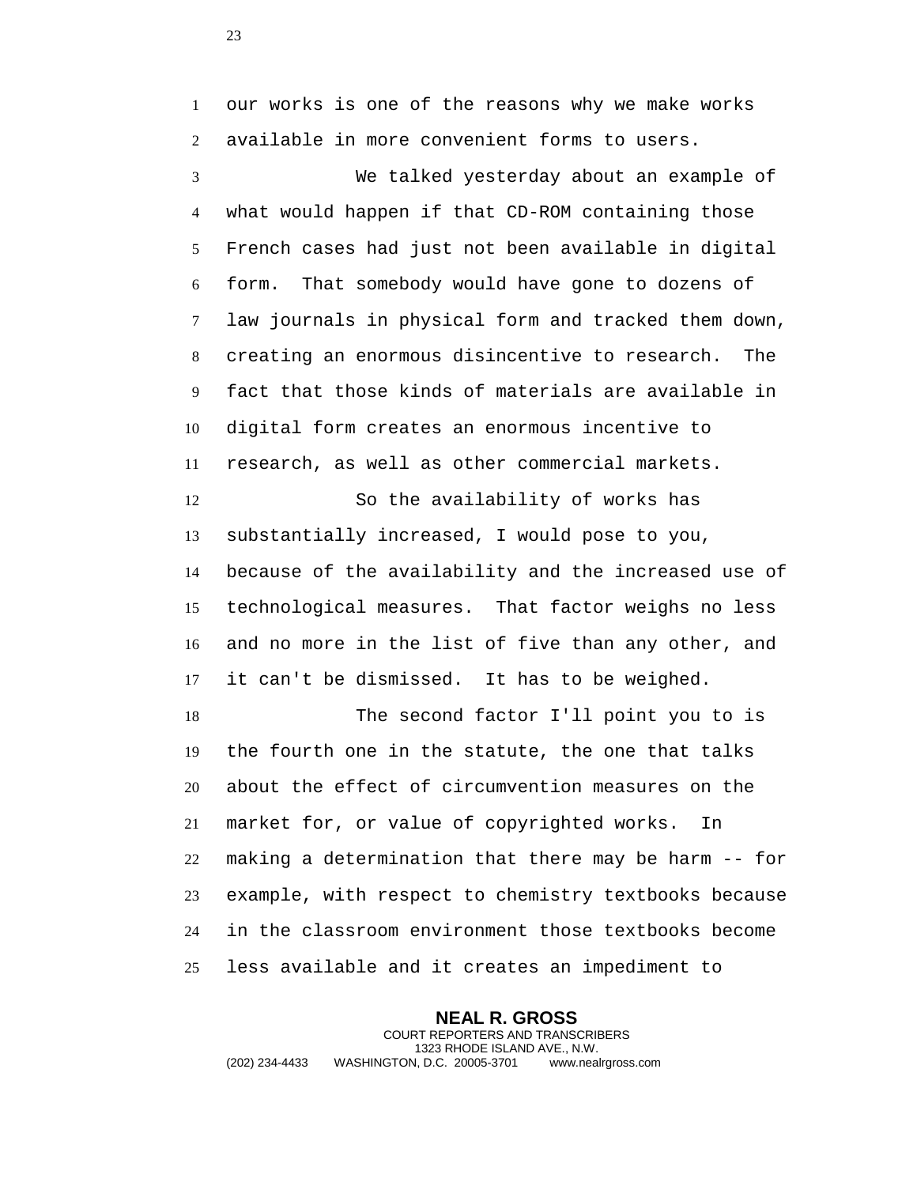our works is one of the reasons why we make works available in more convenient forms to users.

We talked yesterday about an example of what would happen if that CD-ROM containing those French cases had just not been available in digital form. That somebody would have gone to dozens of law journals in physical form and tracked them down, creating an enormous disincentive to research. The fact that those kinds of materials are available in digital form creates an enormous incentive to research, as well as other commercial markets.

So the availability of works has substantially increased, I would pose to you, because of the availability and the increased use of technological measures. That factor weighs no less and no more in the list of five than any other, and it can't be dismissed. It has to be weighed.

The second factor I'll point you to is the fourth one in the statute, the one that talks about the effect of circumvention measures on the market for, or value of copyrighted works. In making a determination that there may be harm -- for example, with respect to chemistry textbooks because in the classroom environment those textbooks become less available and it creates an impediment to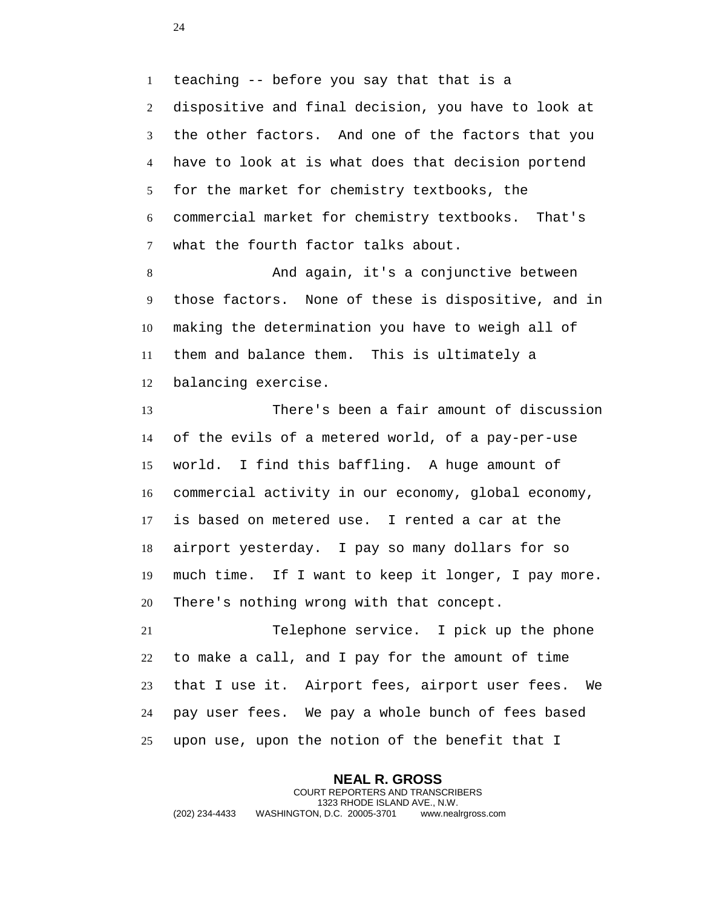teaching -- before you say that that is a dispositive and final decision, you have to look at the other factors. And one of the factors that you have to look at is what does that decision portend for the market for chemistry textbooks, the commercial market for chemistry textbooks. That's what the fourth factor talks about.

And again, it's a conjunctive between those factors. None of these is dispositive, and in making the determination you have to weigh all of them and balance them. This is ultimately a balancing exercise.

There's been a fair amount of discussion of the evils of a metered world, of a pay-per-use world. I find this baffling. A huge amount of commercial activity in our economy, global economy, is based on metered use. I rented a car at the airport yesterday. I pay so many dollars for so much time. If I want to keep it longer, I pay more. There's nothing wrong with that concept.

Telephone service. I pick up the phone to make a call, and I pay for the amount of time that I use it. Airport fees, airport user fees. We pay user fees. We pay a whole bunch of fees based upon use, upon the notion of the benefit that I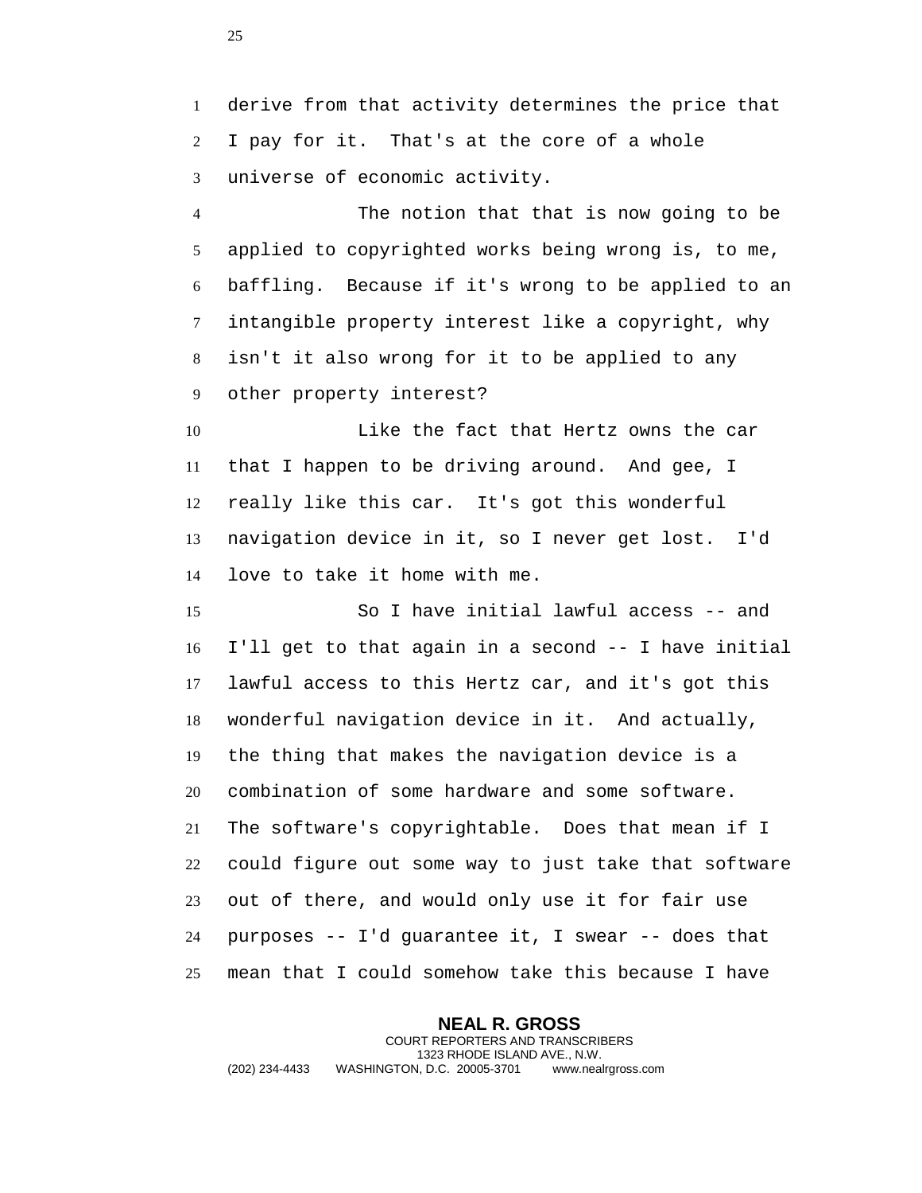derive from that activity determines the price that I pay for it. That's at the core of a whole universe of economic activity.

The notion that that is now going to be applied to copyrighted works being wrong is, to me, baffling. Because if it's wrong to be applied to an intangible property interest like a copyright, why isn't it also wrong for it to be applied to any other property interest?

Like the fact that Hertz owns the car that I happen to be driving around. And gee, I really like this car. It's got this wonderful navigation device in it, so I never get lost. I'd love to take it home with me.

So I have initial lawful access -- and I'll get to that again in a second -- I have initial lawful access to this Hertz car, and it's got this wonderful navigation device in it. And actually, the thing that makes the navigation device is a combination of some hardware and some software. The software's copyrightable. Does that mean if I could figure out some way to just take that software out of there, and would only use it for fair use purposes -- I'd guarantee it, I swear -- does that mean that I could somehow take this because I have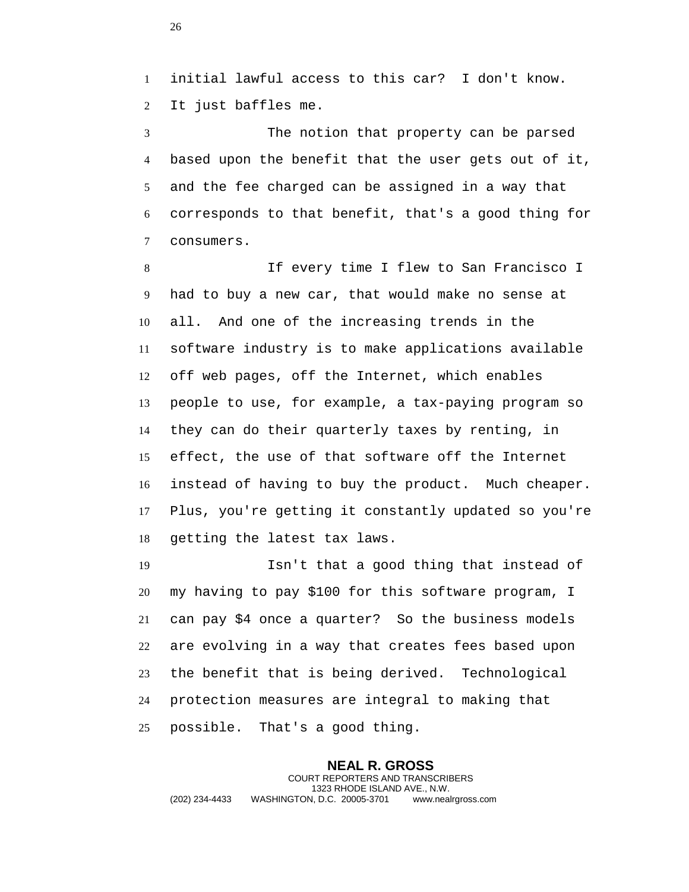initial lawful access to this car? I don't know. It just baffles me.

The notion that property can be parsed based upon the benefit that the user gets out of it, and the fee charged can be assigned in a way that corresponds to that benefit, that's a good thing for consumers.

If every time I flew to San Francisco I had to buy a new car, that would make no sense at all. And one of the increasing trends in the software industry is to make applications available off web pages, off the Internet, which enables people to use, for example, a tax-paying program so they can do their quarterly taxes by renting, in effect, the use of that software off the Internet instead of having to buy the product. Much cheaper. Plus, you're getting it constantly updated so you're getting the latest tax laws.

Isn't that a good thing that instead of my having to pay $100 for this software program, I can pay $4 once a quarter? So the business models are evolving in a way that creates fees based upon the benefit that is being derived. Technological protection measures are integral to making that possible. That's a good thing.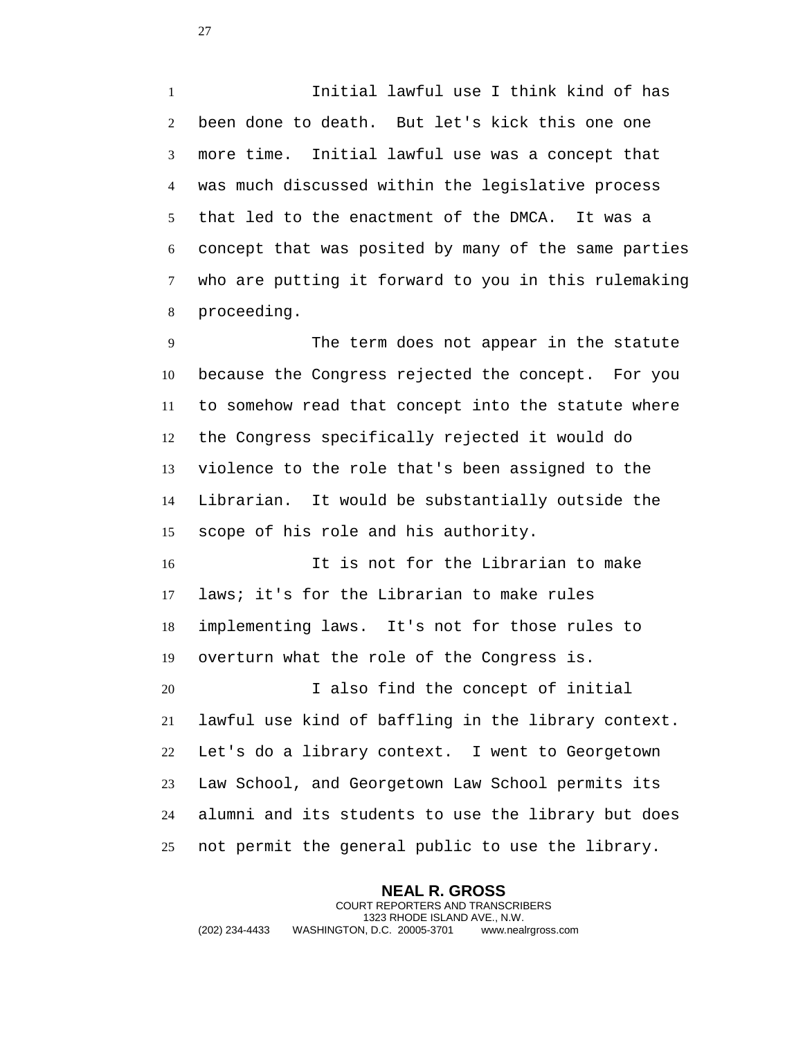Initial lawful use I think kind of has been done to death. But let's kick this one one more time. Initial lawful use was a concept that was much discussed within the legislative process that led to the enactment of the DMCA. It was a concept that was posited by many of the same parties who are putting it forward to you in this rulemaking proceeding.

The term does not appear in the statute because the Congress rejected the concept. For you to somehow read that concept into the statute where the Congress specifically rejected it would do violence to the role that's been assigned to the Librarian. It would be substantially outside the scope of his role and his authority.

It is not for the Librarian to make laws; it's for the Librarian to make rules implementing laws. It's not for those rules to overturn what the role of the Congress is.

I also find the concept of initial lawful use kind of baffling in the library context. Let's do a library context. I went to Georgetown Law School, and Georgetown Law School permits its alumni and its students to use the library but does not permit the general public to use the library.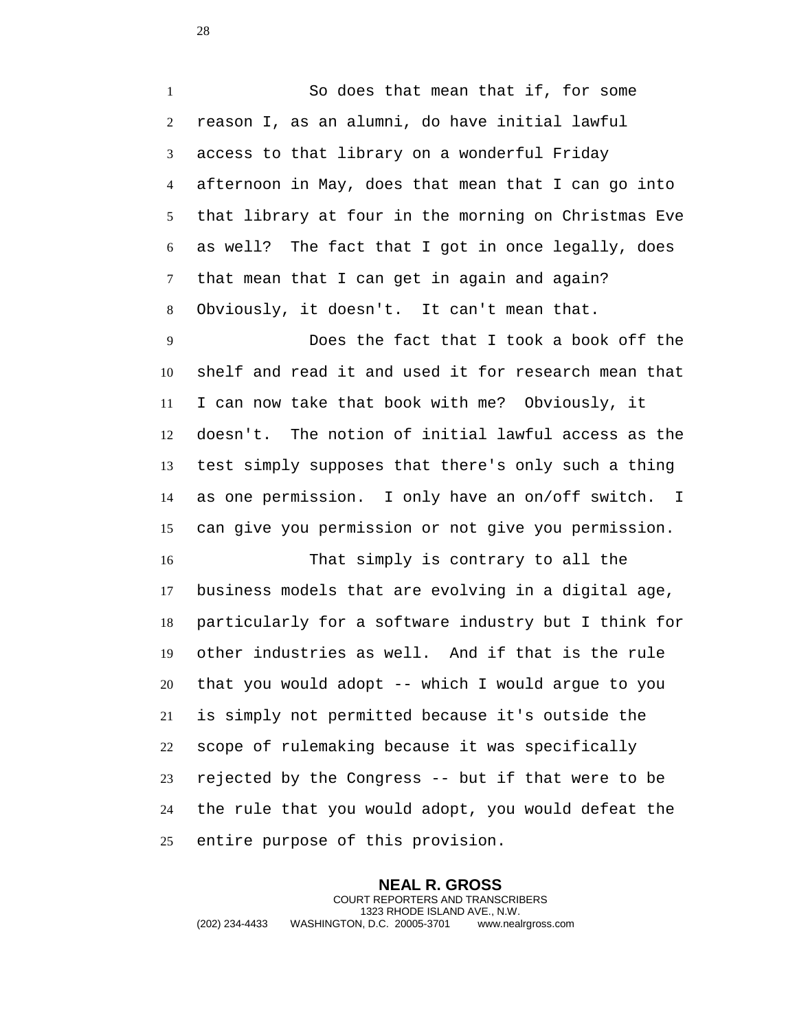So does that mean that if, for some reason I, as an alumni, do have initial lawful access to that library on a wonderful Friday afternoon in May, does that mean that I can go into that library at four in the morning on Christmas Eve as well? The fact that I got in once legally, does that mean that I can get in again and again? Obviously, it doesn't. It can't mean that.

Does the fact that I took a book off the shelf and read it and used it for research mean that I can now take that book with me? Obviously, it doesn't. The notion of initial lawful access as the test simply supposes that there's only such a thing as one permission. I only have an on/off switch. I can give you permission or not give you permission.

That simply is contrary to all the business models that are evolving in a digital age, particularly for a software industry but I think for other industries as well. And if that is the rule that you would adopt -- which I would argue to you is simply not permitted because it's outside the scope of rulemaking because it was specifically rejected by the Congress -- but if that were to be the rule that you would adopt, you would defeat the entire purpose of this provision.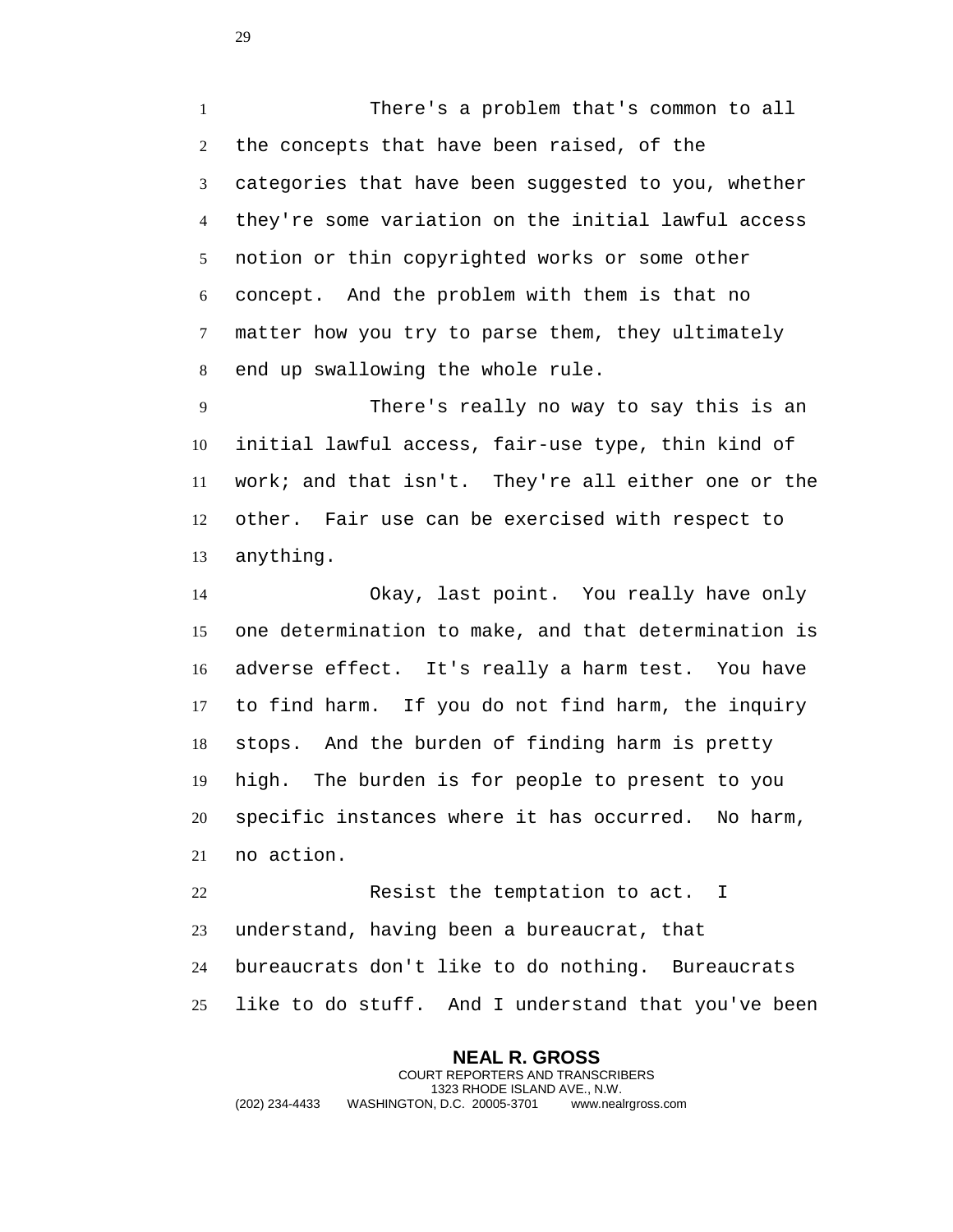There's a problem that's common to all the concepts that have been raised, of the categories that have been suggested to you, whether they're some variation on the initial lawful access notion or thin copyrighted works or some other concept. And the problem with them is that no matter how you try to parse them, they ultimately end up swallowing the whole rule.

There's really no way to say this is an initial lawful access, fair-use type, thin kind of work; and that isn't. They're all either one or the other. Fair use can be exercised with respect to anything.

Okay, last point. You really have only one determination to make, and that determination is adverse effect. It's really a harm test. You have to find harm. If you do not find harm, the inquiry stops. And the burden of finding harm is pretty high. The burden is for people to present to you specific instances where it has occurred. No harm, no action.

Resist the temptation to act. I understand, having been a bureaucrat, that bureaucrats don't like to do nothing. Bureaucrats like to do stuff. And I understand that you've been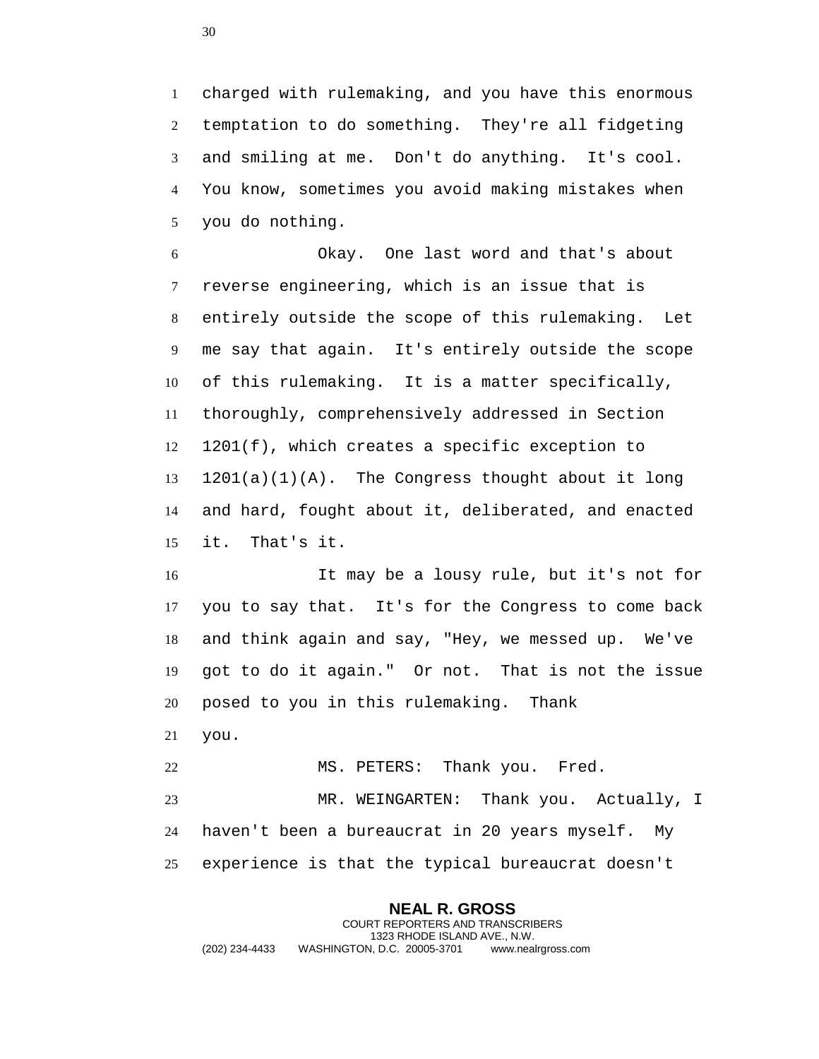charged with rulemaking, and you have this enormous temptation to do something. They're all fidgeting and smiling at me. Don't do anything. It's cool. You know, sometimes you avoid making mistakes when you do nothing.

Okay. One last word and that's about reverse engineering, which is an issue that is entirely outside the scope of this rulemaking. Let me say that again. It's entirely outside the scope of this rulemaking. It is a matter specifically, thoroughly, comprehensively addressed in Section 1201(f), which creates a specific exception to 1201(a)(1)(A). The Congress thought about it long and hard, fought about it, deliberated, and enacted it. That's it.

It may be a lousy rule, but it's not for you to say that. It's for the Congress to come back and think again and say, "Hey, we messed up. We've got to do it again." Or not. That is not the issue posed to you in this rulemaking. Thank you.

MS. PETERS: Thank you. Fred.

MR. WEINGARTEN: Thank you. Actually, I haven't been a bureaucrat in 20 years myself. My experience is that the typical bureaucrat doesn't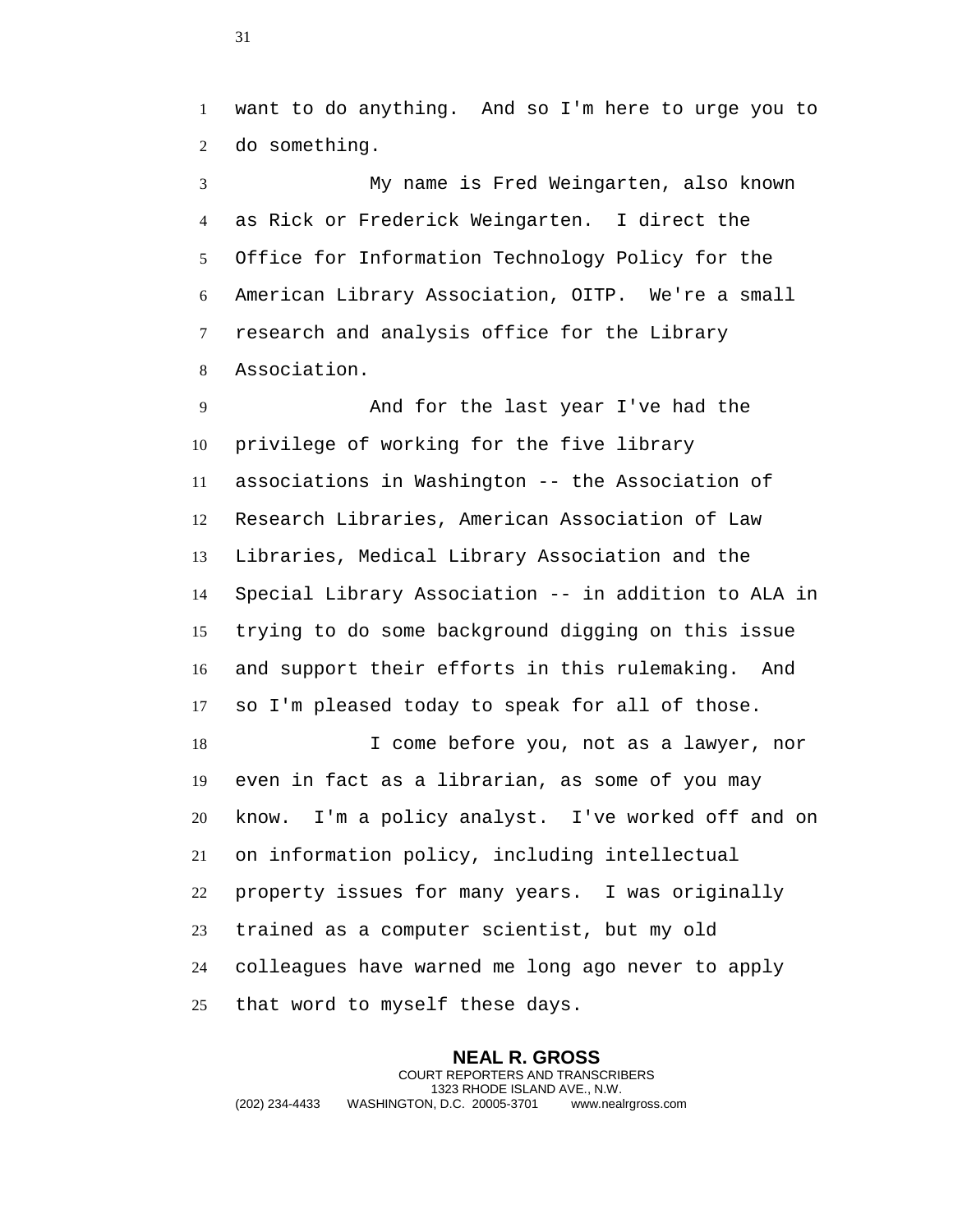want to do anything. And so I'm here to urge you to do something.

My name is Fred Weingarten, also known as Rick or Frederick Weingarten. I direct the Office for Information Technology Policy for the American Library Association, OITP. We're a small research and analysis office for the Library Association.

And for the last year I've had the privilege of working for the five library associations in Washington -- the Association of Research Libraries, American Association of Law Libraries, Medical Library Association and the Special Library Association -- in addition to ALA in trying to do some background digging on this issue and support their efforts in this rulemaking. And so I'm pleased today to speak for all of those.

I come before you, not as a lawyer, nor even in fact as a librarian, as some of you may know. I'm a policy analyst. I've worked off and on on information policy, including intellectual property issues for many years. I was originally trained as a computer scientist, but my old colleagues have warned me long ago never to apply that word to myself these days.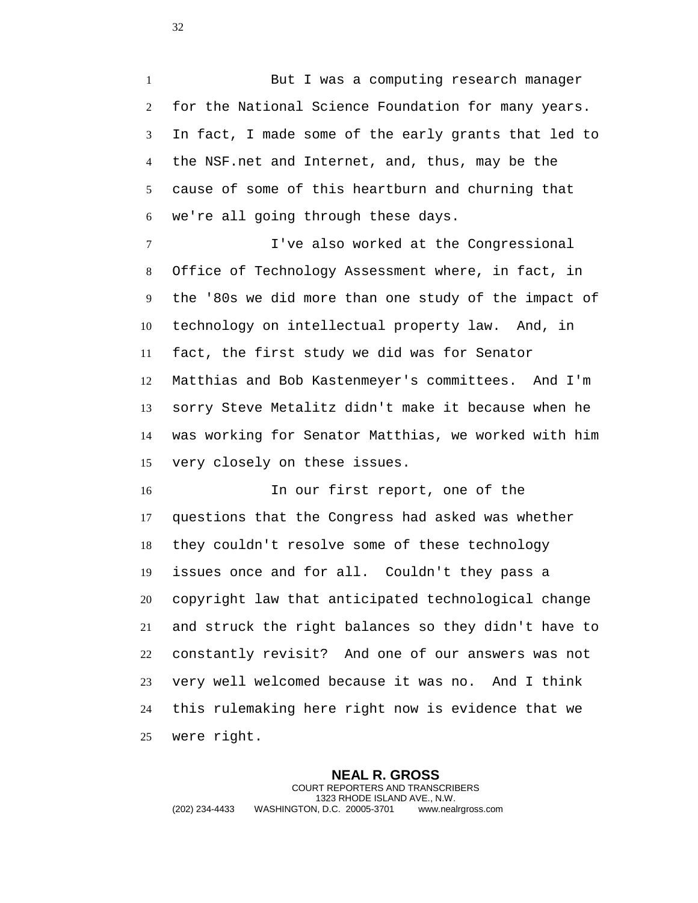But I was a computing research manager for the National Science Foundation for many years. In fact, I made some of the early grants that led to the NSF.net and Internet, and, thus, may be the cause of some of this heartburn and churning that we're all going through these days.

I've also worked at the Congressional Office of Technology Assessment where, in fact, in the '80s we did more than one study of the impact of technology on intellectual property law. And, in fact, the first study we did was for Senator Matthias and Bob Kastenmeyer's committees. And I'm sorry Steve Metalitz didn't make it because when he was working for Senator Matthias, we worked with him very closely on these issues.

In our first report, one of the questions that the Congress had asked was whether they couldn't resolve some of these technology issues once and for all. Couldn't they pass a copyright law that anticipated technological change and struck the right balances so they didn't have to constantly revisit? And one of our answers was not very well welcomed because it was no. And I think this rulemaking here right now is evidence that we were right.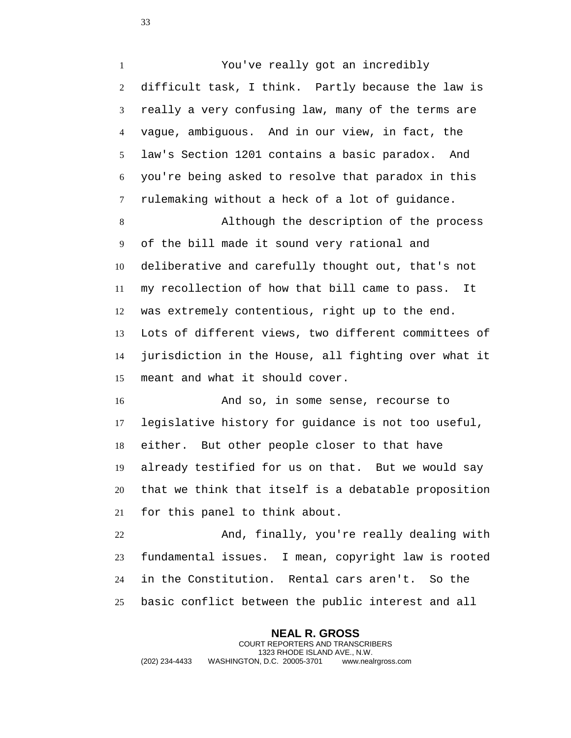You've really got an incredibly difficult task, I think. Partly because the law is really a very confusing law, many of the terms are vague, ambiguous. And in our view, in fact, the law's Section 1201 contains a basic paradox. And you're being asked to resolve that paradox in this rulemaking without a heck of a lot of guidance.

Although the description of the process of the bill made it sound very rational and deliberative and carefully thought out, that's not my recollection of how that bill came to pass. It was extremely contentious, right up to the end. Lots of different views, two different committees of jurisdiction in the House, all fighting over what it meant and what it should cover.

And so, in some sense, recourse to legislative history for guidance is not too useful, either. But other people closer to that have already testified for us on that. But we would say that we think that itself is a debatable proposition for this panel to think about.

And, finally, you're really dealing with fundamental issues. I mean, copyright law is rooted in the Constitution. Rental cars aren't. So the basic conflict between the public interest and all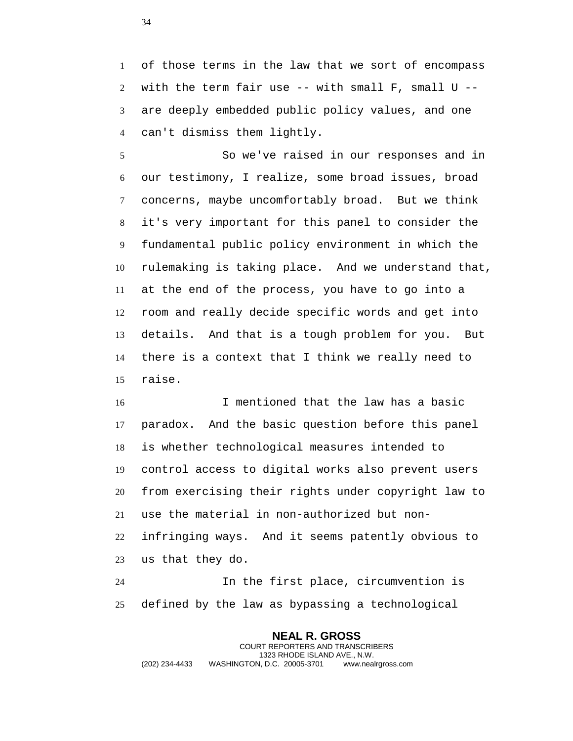of those terms in the law that we sort of encompass with the term fair use -- with small F, small U -- are deeply embedded public policy values, and one can't dismiss them lightly.

So we've raised in our responses and in our testimony, I realize, some broad issues, broad concerns, maybe uncomfortably broad. But we think it's very important for this panel to consider the fundamental public policy environment in which the rulemaking is taking place. And we understand that, at the end of the process, you have to go into a room and really decide specific words and get into details. And that is a tough problem for you. But there is a context that I think we really need to raise.

I mentioned that the law has a basic paradox. And the basic question before this panel is whether technological measures intended to control access to digital works also prevent users from exercising their rights under copyright law to use the material in non-authorized but non-infringing ways. And it seems patently obvious to us that they do.

In the first place, circumvention is defined by the law as bypassing a technological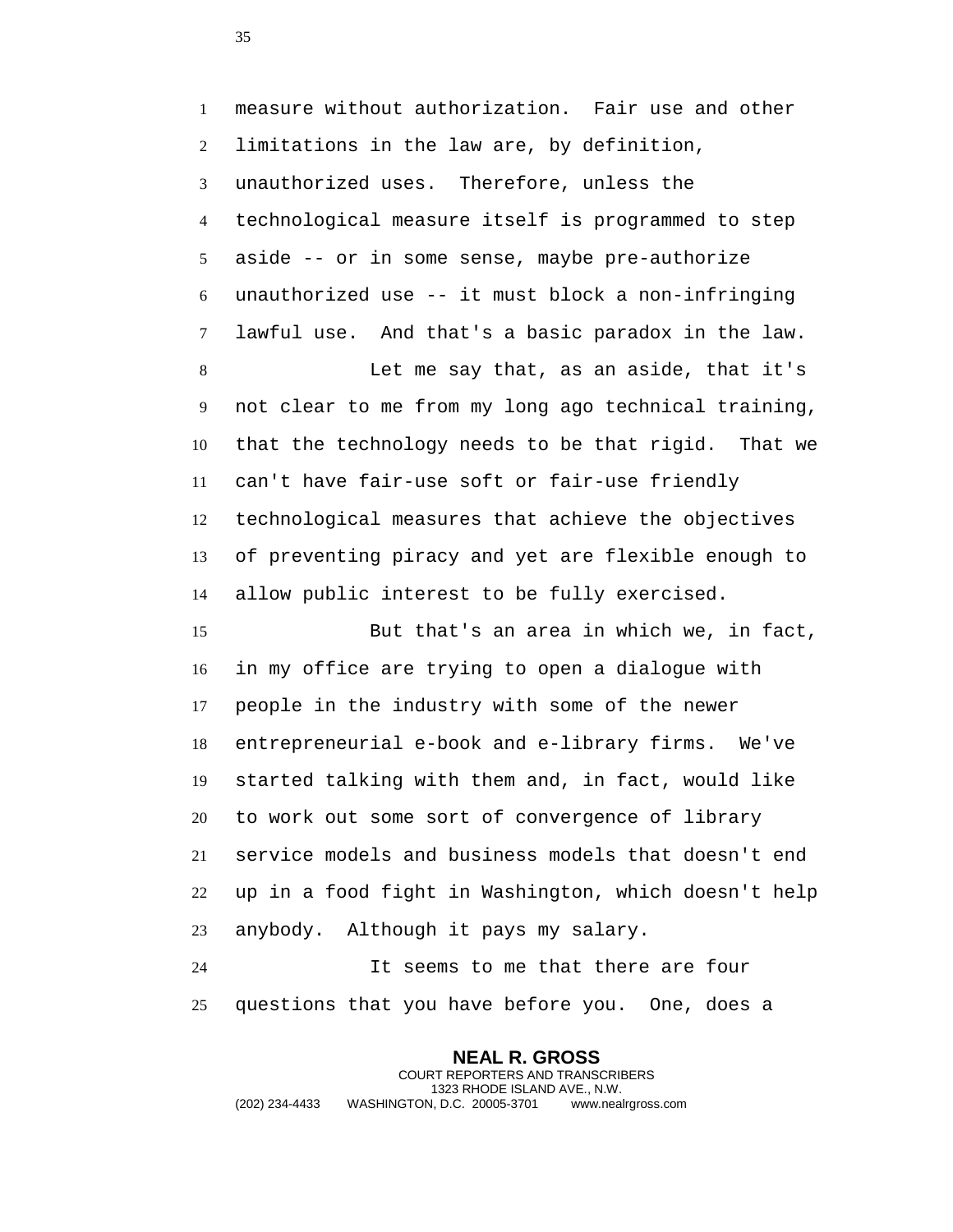measure without authorization. Fair use and other limitations in the law are, by definition, unauthorized uses. Therefore, unless the technological measure itself is programmed to step aside -- or in some sense, maybe pre-authorize unauthorized use -- it must block a non-infringing lawful use. And that's a basic paradox in the law.

Let me say that, as an aside, that it's not clear to me from my long ago technical training, that the technology needs to be that rigid. That we can't have fair-use soft or fair-use friendly technological measures that achieve the objectives of preventing piracy and yet are flexible enough to allow public interest to be fully exercised.

But that's an area in which we, in fact, in my office are trying to open a dialogue with people in the industry with some of the newer entrepreneurial e-book and e-library firms. We've started talking with them and, in fact, would like to work out some sort of convergence of library service models and business models that doesn't end up in a food fight in Washington, which doesn't help anybody. Although it pays my salary.

It seems to me that there are four questions that you have before you. One, does a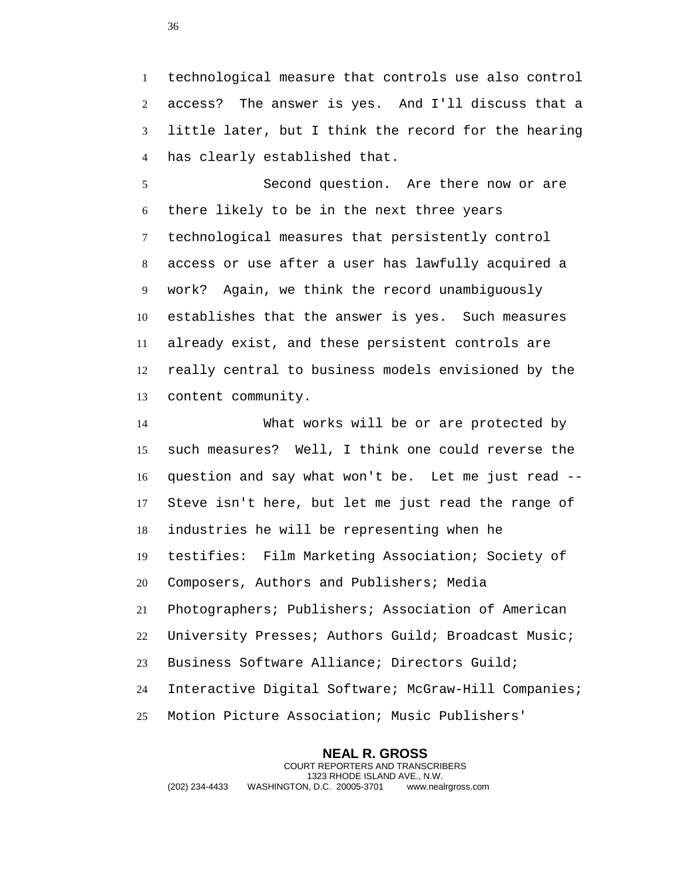technological measure that controls use also control access? The answer is yes. And I'll discuss that a little later, but I think the record for the hearing has clearly established that.

Second question. Are there now or are there likely to be in the next three years technological measures that persistently control access or use after a user has lawfully acquired a work? Again, we think the record unambiguously establishes that the answer is yes. Such measures already exist, and these persistent controls are really central to business models envisioned by the content community.

What works will be or are protected by such measures? Well, I think one could reverse the question and say what won't be. Let me just read -- Steve isn't here, but let me just read the range of industries he will be representing when he testifies: Film Marketing Association; Society of Composers, Authors and Publishers; Media Photographers; Publishers; Association of American University Presses; Authors Guild; Broadcast Music; Business Software Alliance; Directors Guild; Interactive Digital Software; McGraw-Hill Companies; Motion Picture Association; Music Publishers'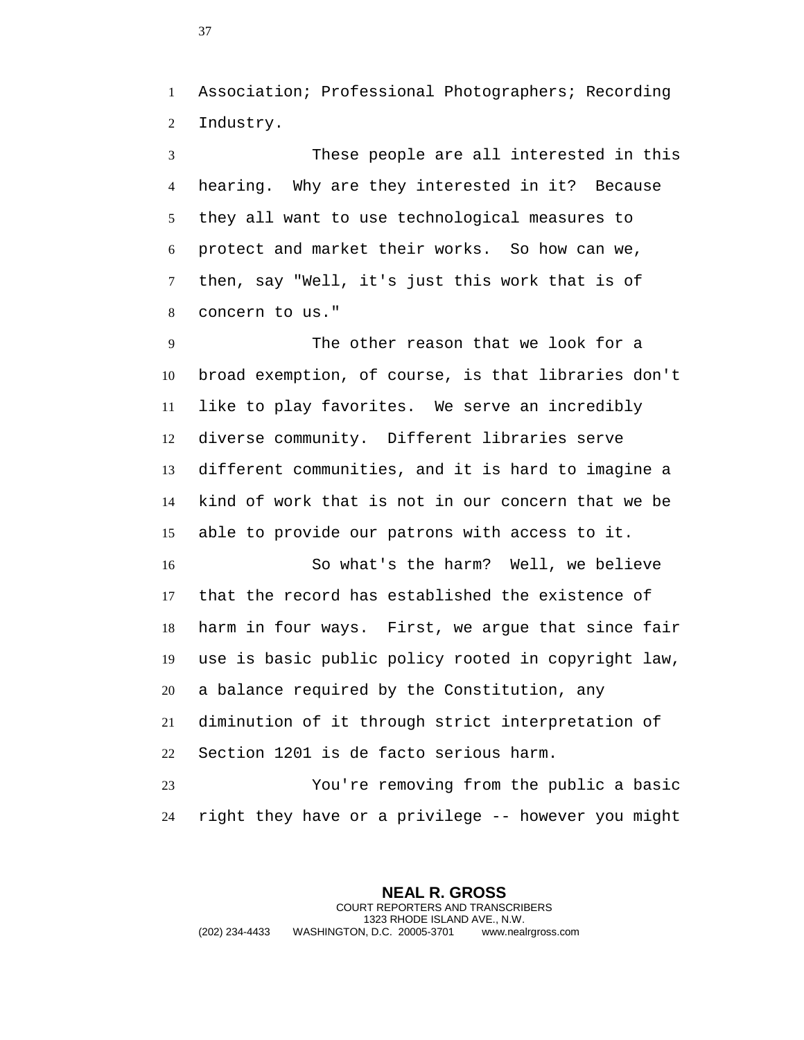Association; Professional Photographers; Recording Industry.

These people are all interested in this hearing. Why are they interested in it? Because they all want to use technological measures to protect and market their works. So how can we, then, say "Well, it's just this work that is of concern to us."

The other reason that we look for a broad exemption, of course, is that libraries don't like to play favorites. We serve an incredibly diverse community. Different libraries serve different communities, and it is hard to imagine a kind of work that is not in our concern that we be able to provide our patrons with access to it.

So what's the harm? Well, we believe that the record has established the existence of harm in four ways. First, we argue that since fair use is basic public policy rooted in copyright law, a balance required by the Constitution, any diminution of it through strict interpretation of Section 1201 is de facto serious harm.

You're removing from the public a basic right they have or a privilege -- however you might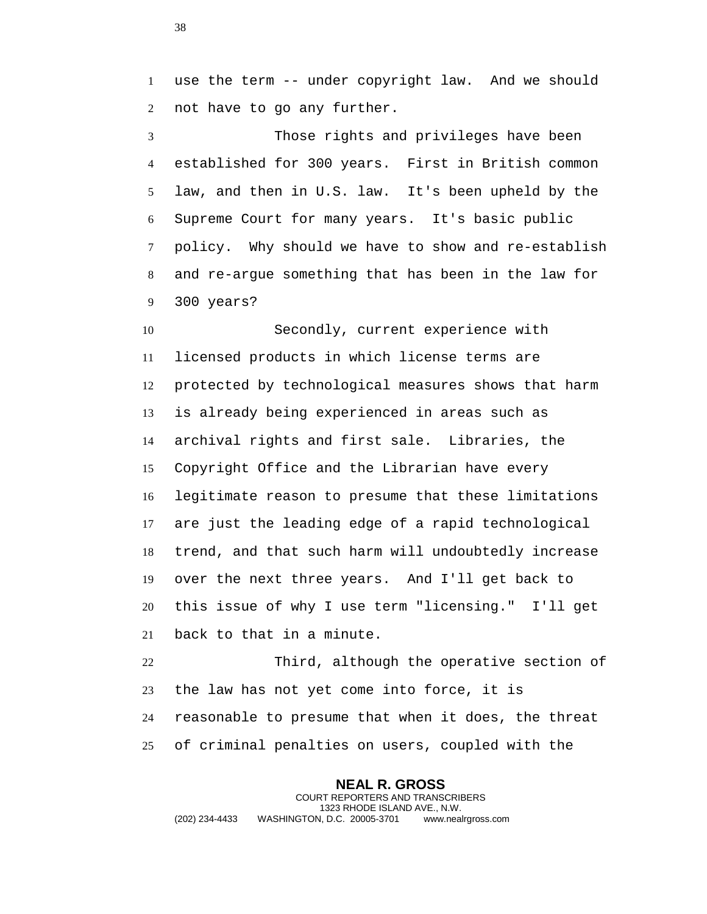use the term -- under copyright law. And we should not have to go any further.

Those rights and privileges have been established for 300 years. First in British common law, and then in U.S. law. It's been upheld by the Supreme Court for many years. It's basic public policy. Why should we have to show and re-establish and re-argue something that has been in the law for 300 years?

Secondly, current experience with licensed products in which license terms are protected by technological measures shows that harm is already being experienced in areas such as archival rights and first sale. Libraries, the Copyright Office and the Librarian have every legitimate reason to presume that these limitations are just the leading edge of a rapid technological trend, and that such harm will undoubtedly increase over the next three years. And I'll get back to this issue of why I use term "licensing." I'll get back to that in a minute.

Third, although the operative section of the law has not yet come into force, it is reasonable to presume that when it does, the threat of criminal penalties on users, coupled with the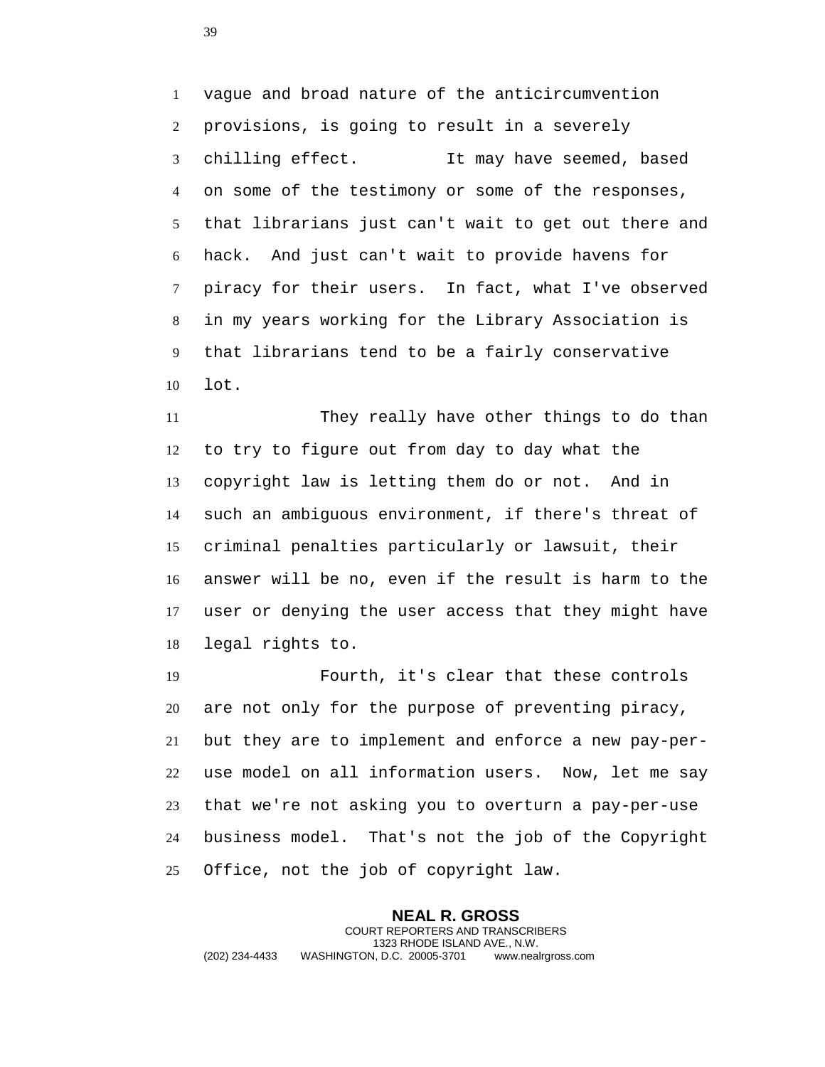vague and broad nature of the anticircumvention provisions, is going to result in a severely chilling effect. It may have seemed, based on some of the testimony or some of the responses, that librarians just can't wait to get out there and hack. And just can't wait to provide havens for piracy for their users. In fact, what I've observed in my years working for the Library Association is that librarians tend to be a fairly conservative lot.

They really have other things to do than to try to figure out from day to day what the copyright law is letting them do or not. And in such an ambiguous environment, if there's threat of criminal penalties particularly or lawsuit, their answer will be no, even if the result is harm to the user or denying the user access that they might have legal rights to.

Fourth, it's clear that these controls are not only for the purpose of preventing piracy, but they are to implement and enforce a new pay-per-use model on all information users. Now, let me say that we're not asking you to overturn a pay-per-use business model. That's not the job of the Copyright Office, not the job of copyright law.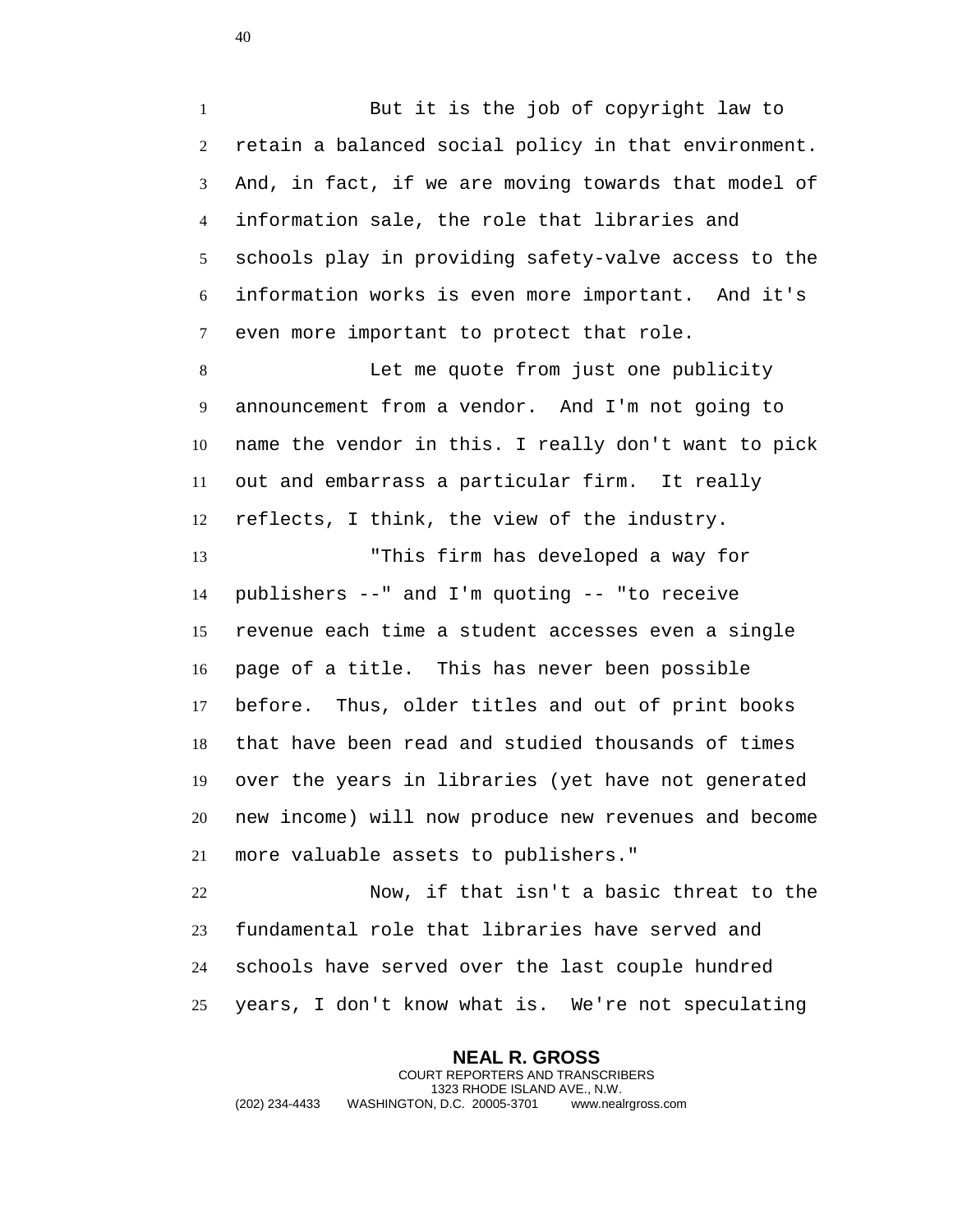But it is the job of copyright law to retain a balanced social policy in that environment. And, in fact, if we are moving towards that model of information sale, the role that libraries and schools play in providing safety-valve access to the information works is even more important. And it's even more important to protect that role.

Let me quote from just one publicity announcement from a vendor. And I'm not going to name the vendor in this. I really don't want to pick out and embarrass a particular firm. It really reflects, I think, the view of the industry.

"This firm has developed a way for publishers --" and I'm quoting -- "to receive revenue each time a student accesses even a single page of a title. This has never been possible before. Thus, older titles and out of print books that have been read and studied thousands of times over the years in libraries (yet have not generated new income) will now produce new revenues and become more valuable assets to publishers."

Now, if that isn't a basic threat to the fundamental role that libraries have served and schools have served over the last couple hundred years, I don't know what is. We're not speculating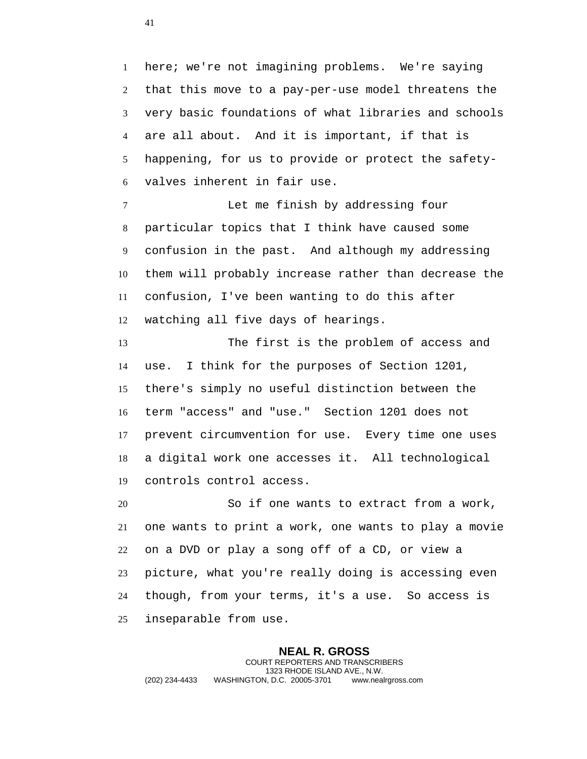here; we're not imagining problems. We're saying that this move to a pay-per-use model threatens the very basic foundations of what libraries and schools are all about. And it is important, if that is happening, for us to provide or protect the safety-valves inherent in fair use.

Let me finish by addressing four particular topics that I think have caused some confusion in the past. And although my addressing them will probably increase rather than decrease the confusion, I've been wanting to do this after watching all five days of hearings.

The first is the problem of access and use. I think for the purposes of Section 1201, there's simply no useful distinction between the term "access" and "use." Section 1201 does not prevent circumvention for use. Every time one uses a digital work one accesses it. All technological controls control access.

So if one wants to extract from a work, one wants to print a work, one wants to play a movie on a DVD or play a song off of a CD, or view a picture, what you're really doing is accessing even though, from your terms, it's a use. So access is inseparable from use.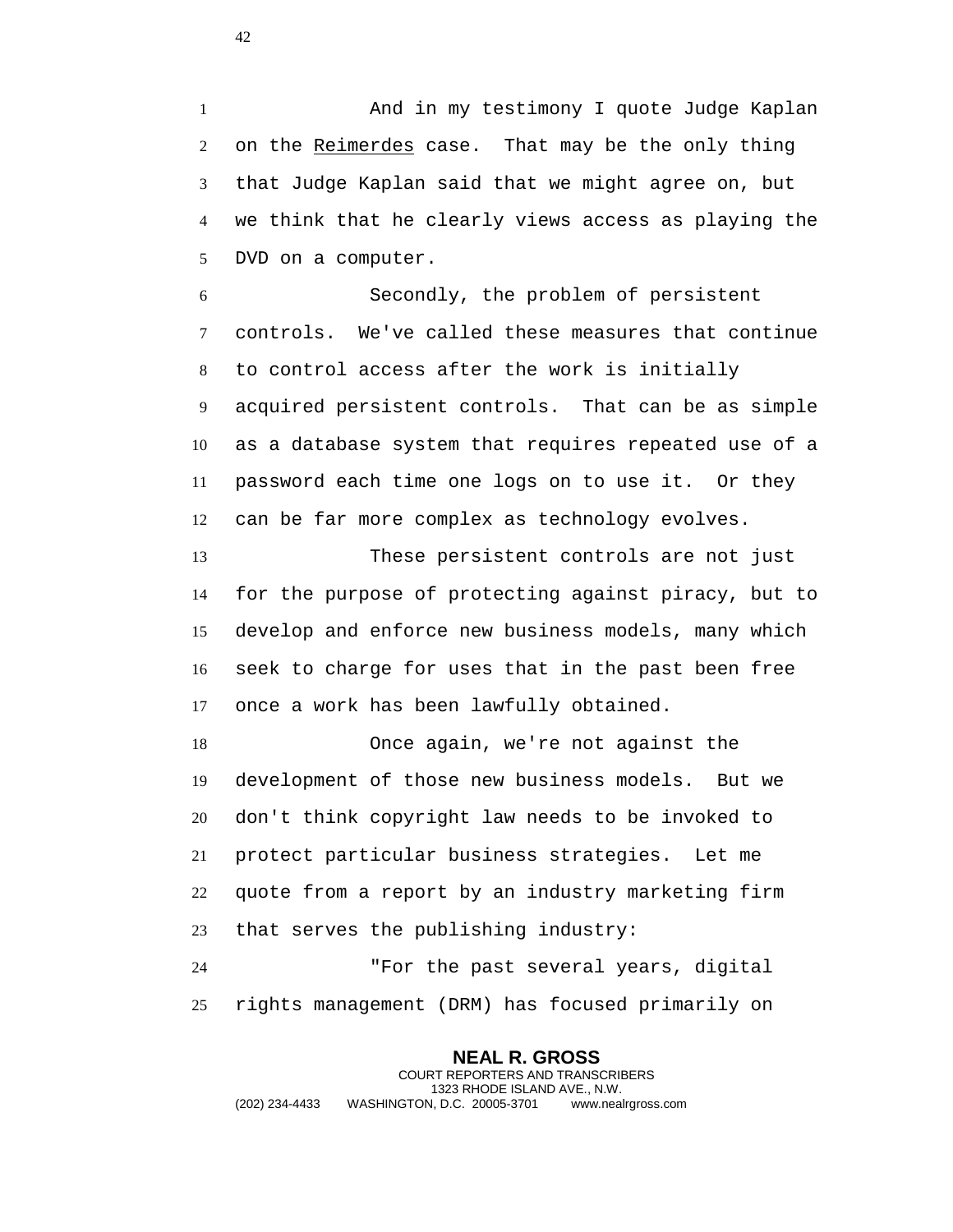And in my testimony I quote Judge Kaplan on the _Reimerdes_ case. That may be the only thing that Judge Kaplan said that we might agree on, but we think that he clearly views access as playing the DVD on a computer.

Secondly, the problem of persistent controls. We've called these measures that continue to control access after the work is initially acquired persistent controls. That can be as simple as a database system that requires repeated use of a password each time one logs on to use it. Or they can be far more complex as technology evolves.

These persistent controls are not just for the purpose of protecting against piracy, but to develop and enforce new business models, many which seek to charge for uses that in the past been free once a work has been lawfully obtained.

Once again, we're not against the development of those new business models. But we don't think copyright law needs to be invoked to protect particular business strategies. Let me quote from a report by an industry marketing firm that serves the publishing industry:

"For the past several years, digital rights management (DRM) has focused primarily on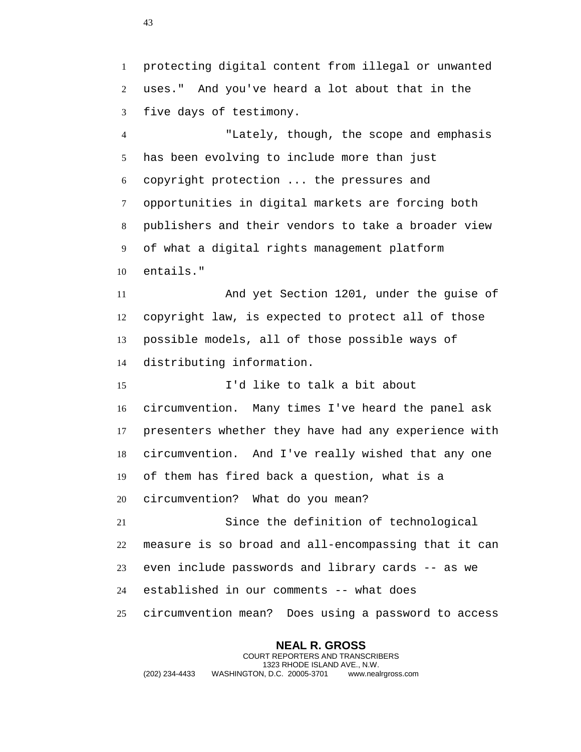protecting digital content from illegal or unwanted uses." And you've heard a lot about that in the five days of testimony.

"Lately, though, the scope and emphasis has been evolving to include more than just copyright protection ... the pressures and opportunities in digital markets are forcing both publishers and their vendors to take a broader view of what a digital rights management platform entails."

And yet Section 1201, under the guise of copyright law, is expected to protect all of those possible models, all of those possible ways of distributing information.

I'd like to talk a bit about circumvention. Many times I've heard the panel ask presenters whether they have had any experience with circumvention. And I've really wished that any one of them has fired back a question, what is a circumvention? What do you mean?

Since the definition of technological measure is so broad and all-encompassing that it can even include passwords and library cards -- as we established in our comments -- what does circumvention mean? Does using a password to access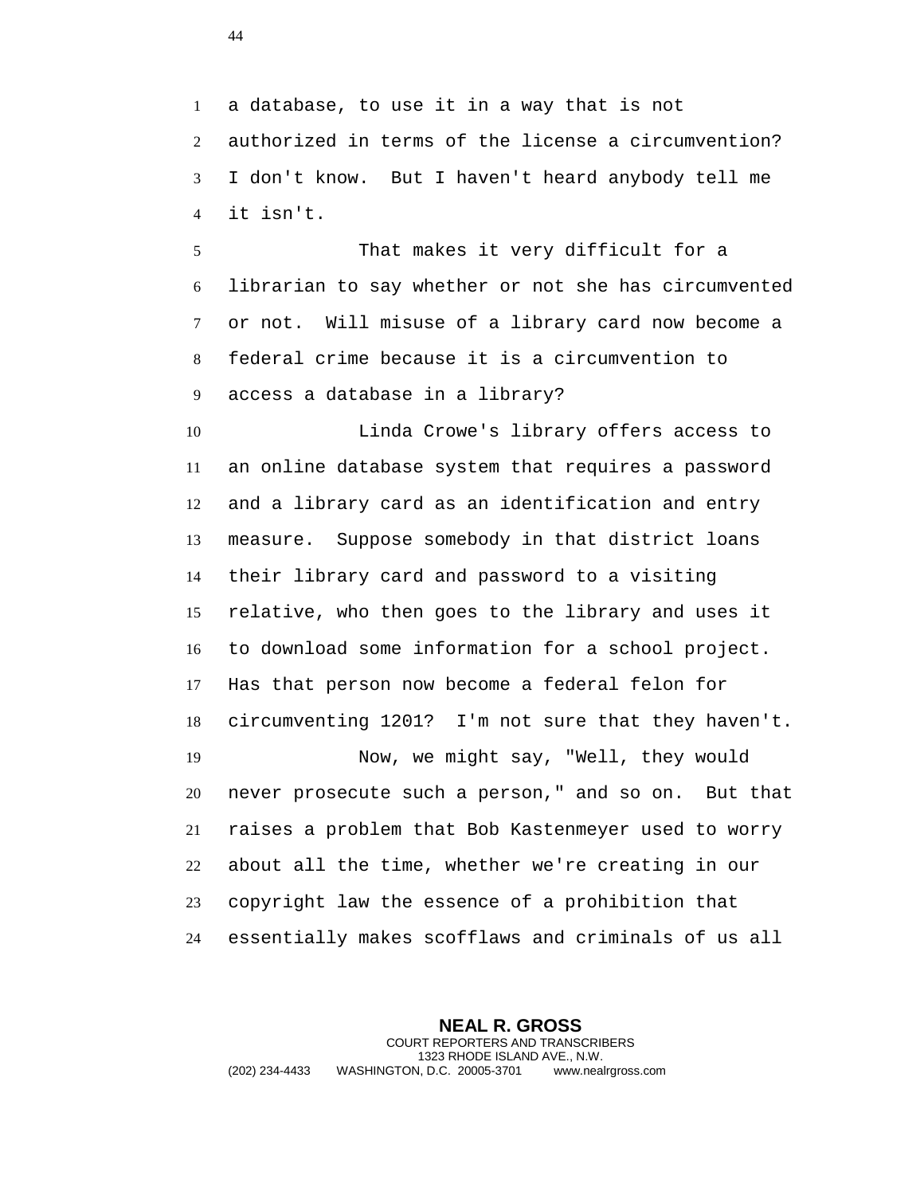a database, to use it in a way that is not authorized in terms of the license a circumvention? I don't know. But I haven't heard anybody tell me it isn't.

That makes it very difficult for a librarian to say whether or not she has circumvented or not. Will misuse of a library card now become a federal crime because it is a circumvention to access a database in a library?

Linda Crowe's library offers access to an online database system that requires a password and a library card as an identification and entry measure. Suppose somebody in that district loans their library card and password to a visiting relative, who then goes to the library and uses it to download some information for a school project. Has that person now become a federal felon for circumventing 1201? I'm not sure that they haven't.

Now, we might say, "Well, they would never prosecute such a person," and so on. But that raises a problem that Bob Kastenmeyer used to worry about all the time, whether we're creating in our copyright law the essence of a prohibition that essentially makes scofflaws and criminals of us all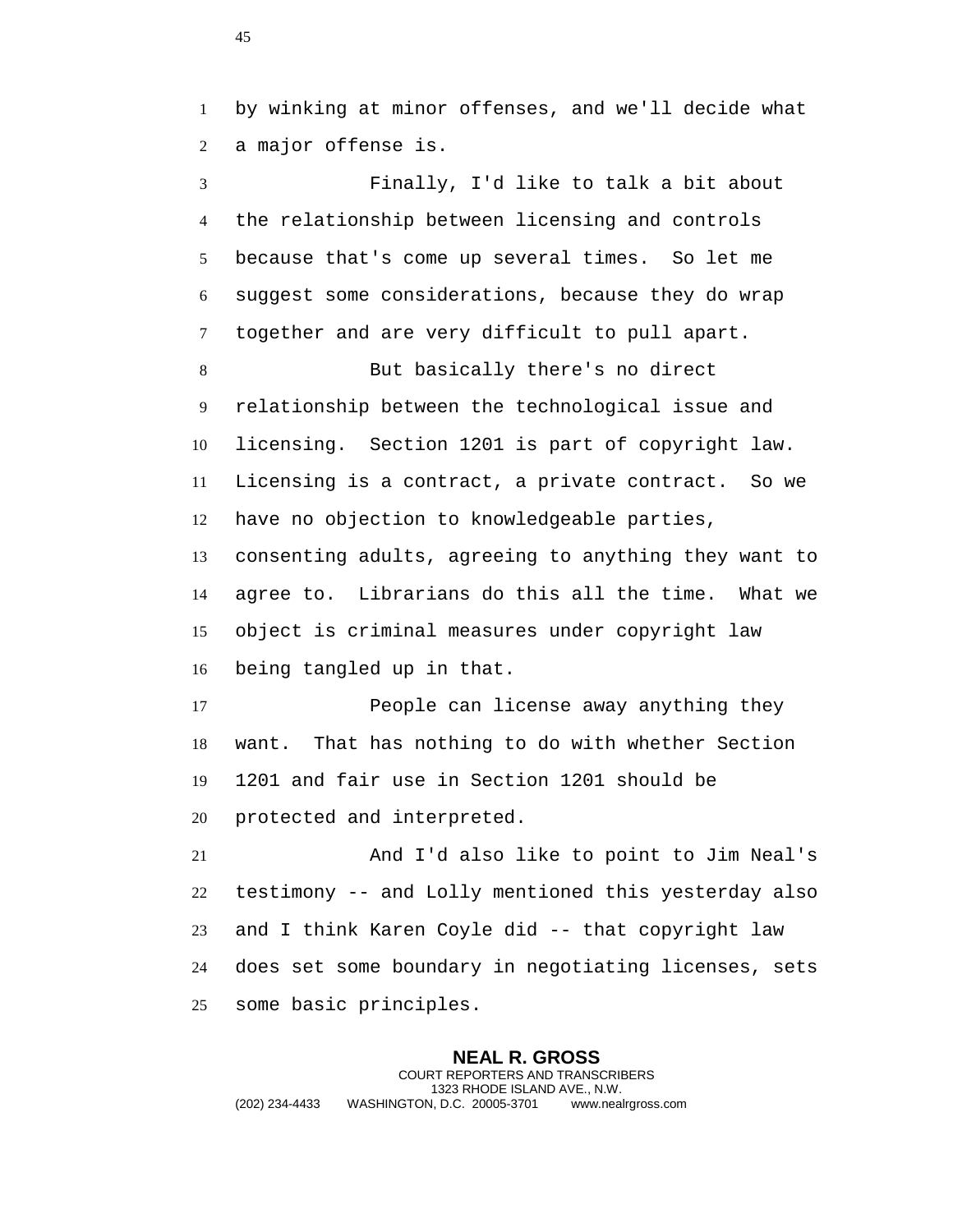by winking at minor offenses, and we'll decide what a major offense is.

Finally, I'd like to talk a bit about the relationship between licensing and controls because that's come up several times. So let me suggest some considerations, because they do wrap together and are very difficult to pull apart.

But basically there's no direct relationship between the technological issue and licensing. Section 1201 is part of copyright law. Licensing is a contract, a private contract. So we have no objection to knowledgeable parties, consenting adults, agreeing to anything they want to agree to. Librarians do this all the time. What we object is criminal measures under copyright law being tangled up in that.

People can license away anything they want. That has nothing to do with whether Section 1201 and fair use in Section 1201 should be protected and interpreted.

And I'd also like to point to Jim Neal's testimony -- and Lolly mentioned this yesterday also and I think Karen Coyle did -- that copyright law does set some boundary in negotiating licenses, sets some basic principles.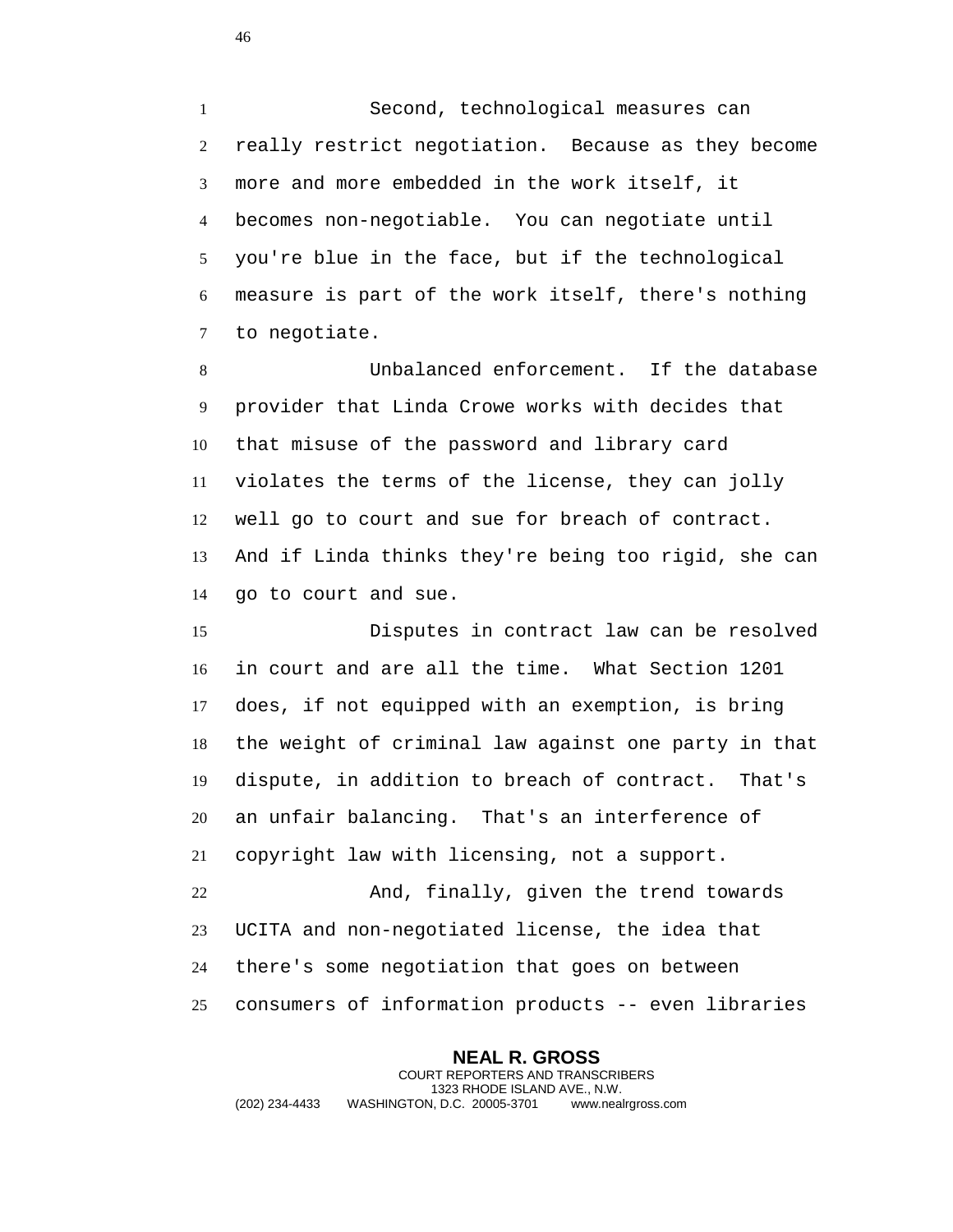Second, technological measures can really restrict negotiation. Because as they become more and more embedded in the work itself, it becomes non-negotiable. You can negotiate until you're blue in the face, but if the technological measure is part of the work itself, there's nothing to negotiate.

Unbalanced enforcement. If the database provider that Linda Crowe works with decides that that misuse of the password and library card violates the terms of the license, they can jolly well go to court and sue for breach of contract. And if Linda thinks they're being too rigid, she can go to court and sue.

Disputes in contract law can be resolved in court and are all the time. What Section 1201 does, if not equipped with an exemption, is bring the weight of criminal law against one party in that dispute, in addition to breach of contract. That's an unfair balancing. That's an interference of copyright law with licensing, not a support.

And, finally, given the trend towards UCITA and non-negotiated license, the idea that there's some negotiation that goes on between consumers of information products -- even libraries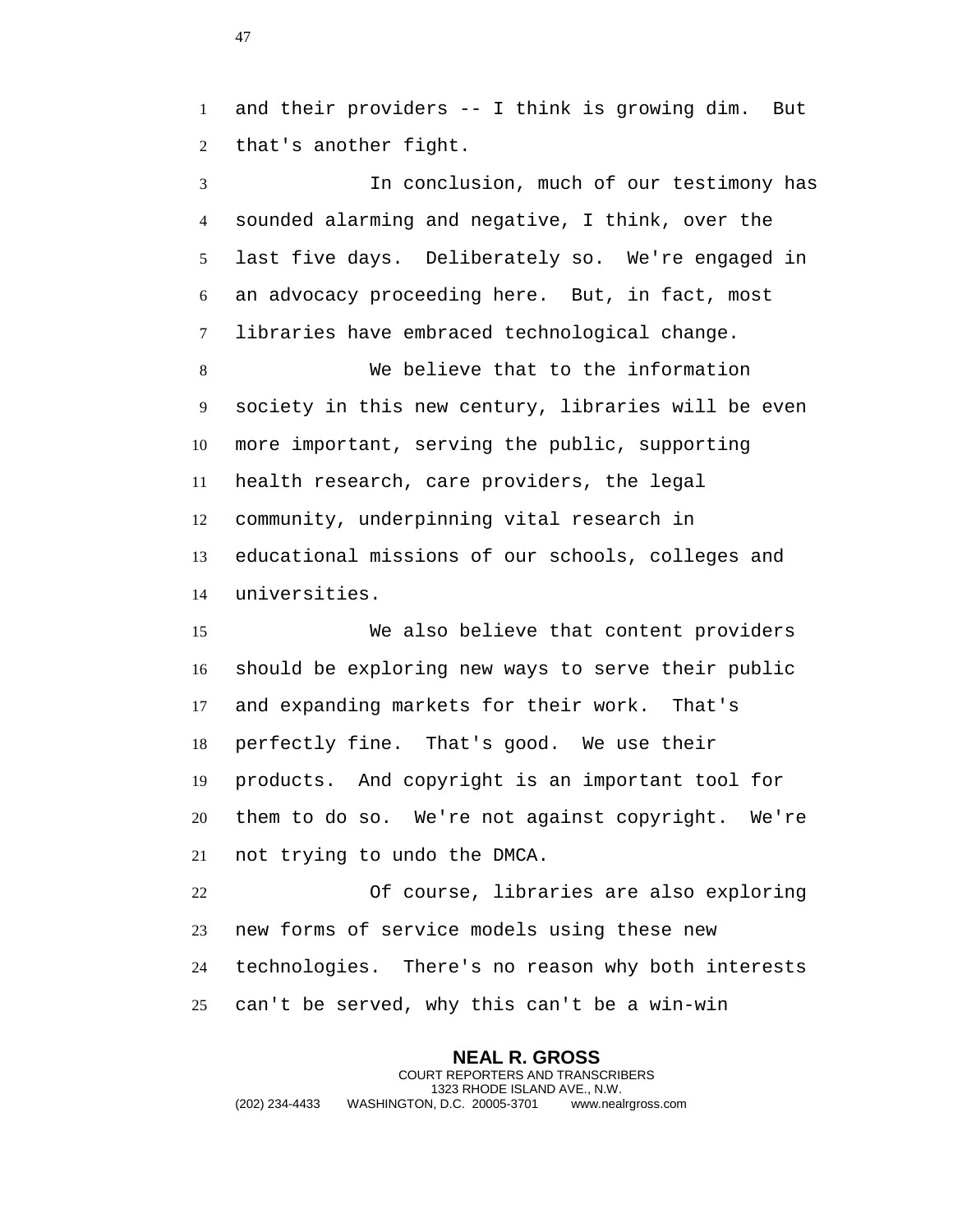and their providers -- I think is growing dim. But that's another fight.

In conclusion, much of our testimony has sounded alarming and negative, I think, over the last five days. Deliberately so. We're engaged in an advocacy proceeding here. But, in fact, most libraries have embraced technological change.

We believe that to the information society in this new century, libraries will be even more important, serving the public, supporting health research, care providers, the legal community, underpinning vital research in educational missions of our schools, colleges and universities.

We also believe that content providers should be exploring new ways to serve their public and expanding markets for their work. That's perfectly fine. That's good. We use their products. And copyright is an important tool for them to do so. We're not against copyright. We're not trying to undo the DMCA.

Of course, libraries are also exploring new forms of service models using these new technologies. There's no reason why both interests can't be served, why this can't be a win-win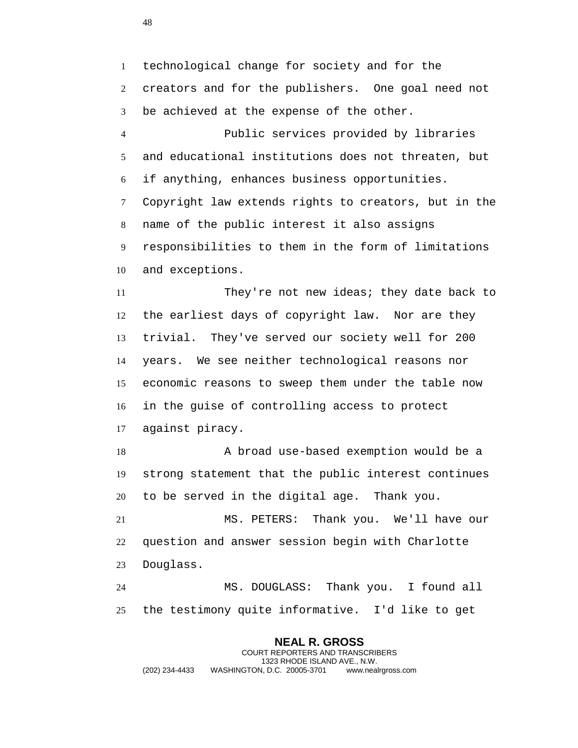technological change for society and for the creators and for the publishers. One goal need not be achieved at the expense of the other.

Public services provided by libraries and educational institutions does not threaten, but if anything, enhances business opportunities. Copyright law extends rights to creators, but in the name of the public interest it also assigns responsibilities to them in the form of limitations and exceptions.

They're not new ideas; they date back to the earliest days of copyright law. Nor are they trivial. They've served our society well for 200 years. We see neither technological reasons nor economic reasons to sweep them under the table now in the guise of controlling access to protect against piracy.

A broad use-based exemption would be a strong statement that the public interest continues to be served in the digital age. Thank you.

MS. PETERS: Thank you. We'll have our question and answer session begin with Charlotte Douglass.

MS. DOUGLASS: Thank you. I found all the testimony quite informative. I'd like to get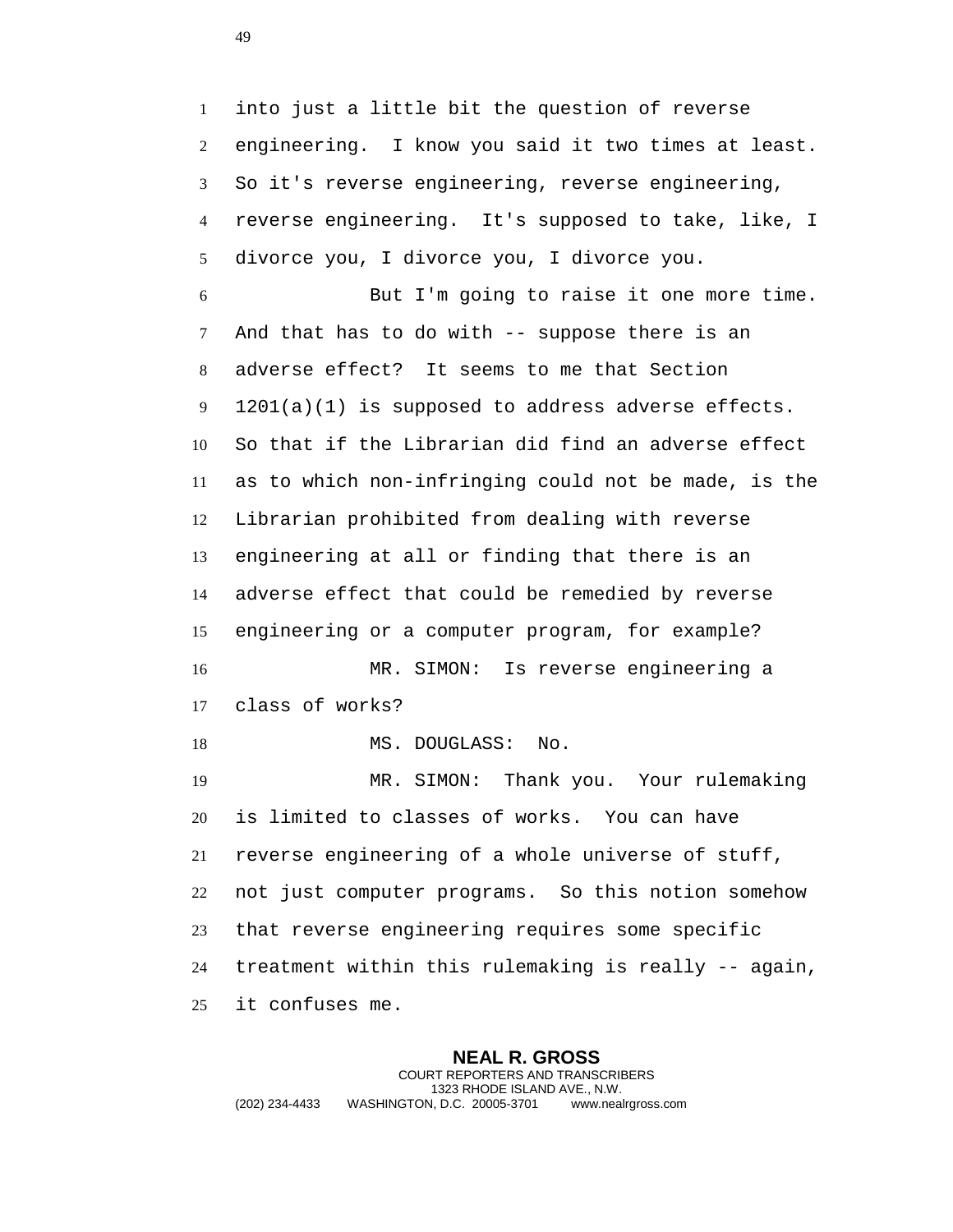into just a little bit the question of reverse engineering. I know you said it two times at least. So it's reverse engineering, reverse engineering, reverse engineering. It's supposed to take, like, I divorce you, I divorce you, I divorce you.

But I'm going to raise it one more time. And that has to do with -- suppose there is an adverse effect? It seems to me that Section 1201(a)(1) is supposed to address adverse effects. So that if the Librarian did find an adverse effect as to which non-infringing could not be made, is the Librarian prohibited from dealing with reverse engineering at all or finding that there is an adverse effect that could be remedied by reverse engineering or a computer program, for example?

MR. SIMON: Is reverse engineering a class of works?

MS. DOUGLASS: No.

MR. SIMON: Thank you. Your rulemaking is limited to classes of works. You can have reverse engineering of a whole universe of stuff, not just computer programs. So this notion somehow that reverse engineering requires some specific treatment within this rulemaking is really -- again, it confuses me.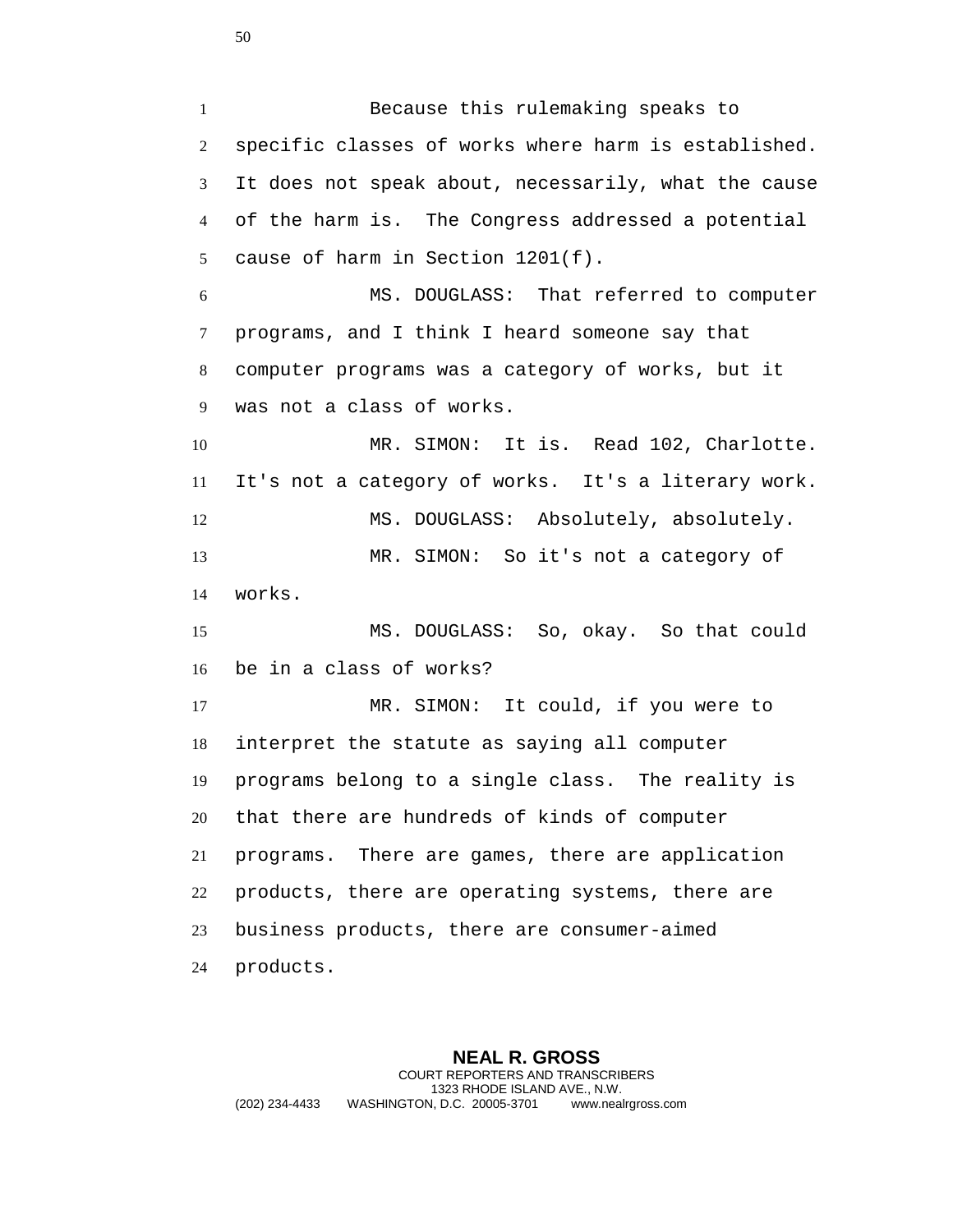Because this rulemaking speaks to specific classes of works where harm is established. It does not speak about, necessarily, what the cause of the harm is. The Congress addressed a potential cause of harm in Section 1201(f).

MS. DOUGLASS: That referred to computer programs, and I think I heard someone say that computer programs was a category of works, but it was not a class of works.

MR. SIMON: It is. Read 102, Charlotte. It's not a category of works. It's a literary work.

MS. DOUGLASS: Absolutely, absolutely.

MR. SIMON: So it's not a category of works.

MS. DOUGLASS: So, okay. So that could be in a class of works?

MR. SIMON: It could, if you were to interpret the statute as saying all computer programs belong to a single class. The reality is that there are hundreds of kinds of computer programs. There are games, there are application products, there are operating systems, there are business products, there are consumer-aimed products.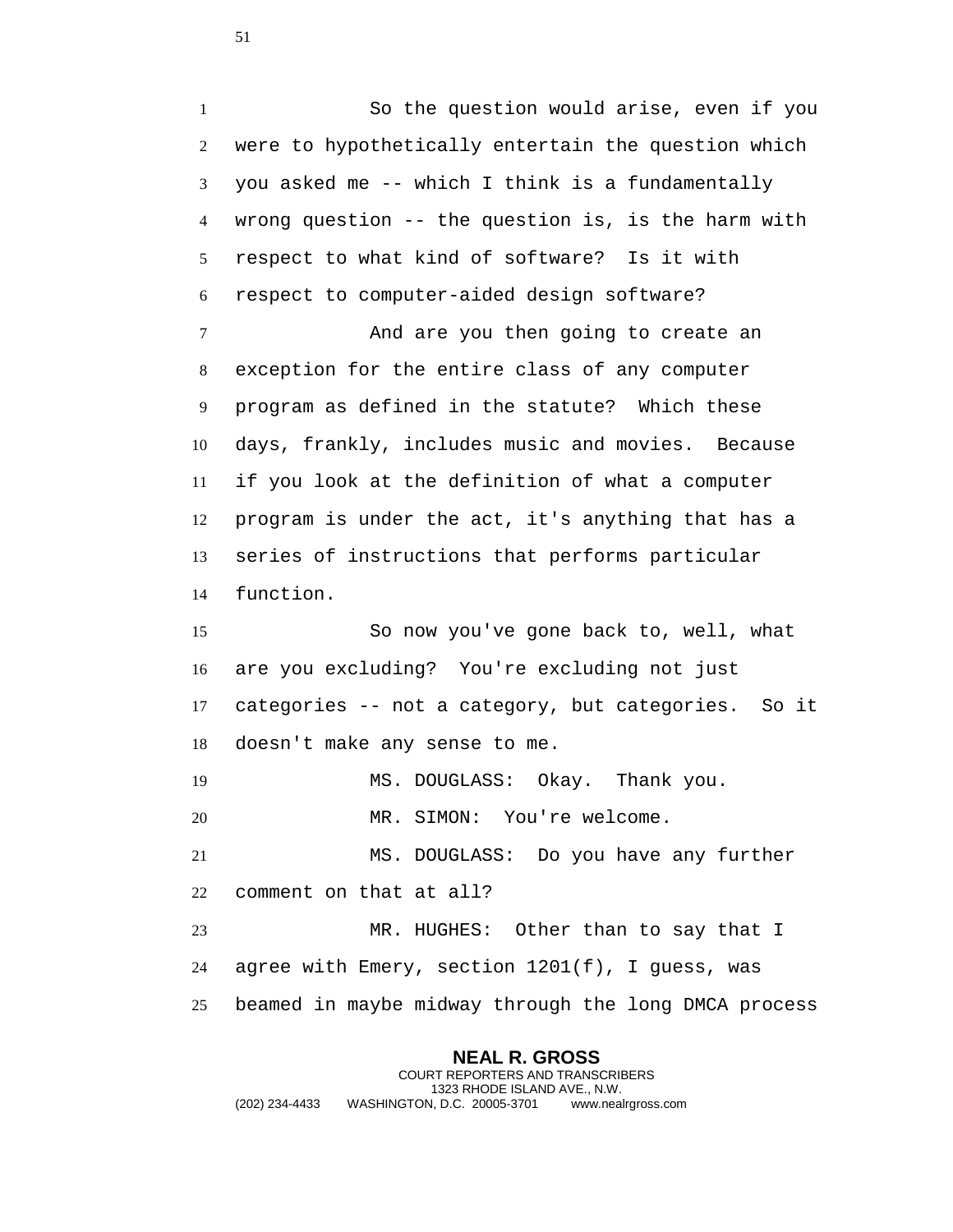So the question would arise, even if you were to hypothetically entertain the question which you asked me -- which I think is a fundamentally wrong question -- the question is, is the harm with respect to what kind of software? Is it with respect to computer-aided design software?

And are you then going to create an exception for the entire class of any computer program as defined in the statute? Which these days, frankly, includes music and movies. Because if you look at the definition of what a computer program is under the act, it's anything that has a series of instructions that performs particular function.

So now you've gone back to, well, what are you excluding? You're excluding not just categories -- not a category, but categories. So it doesn't make any sense to me.

MS. DOUGLASS: Okay. Thank you.

MR. SIMON: You're welcome.

MS. DOUGLASS: Do you have any further comment on that at all?

MR. HUGHES: Other than to say that I agree with Emery, section 1201(f), I guess, was beamed in maybe midway through the long DMCA process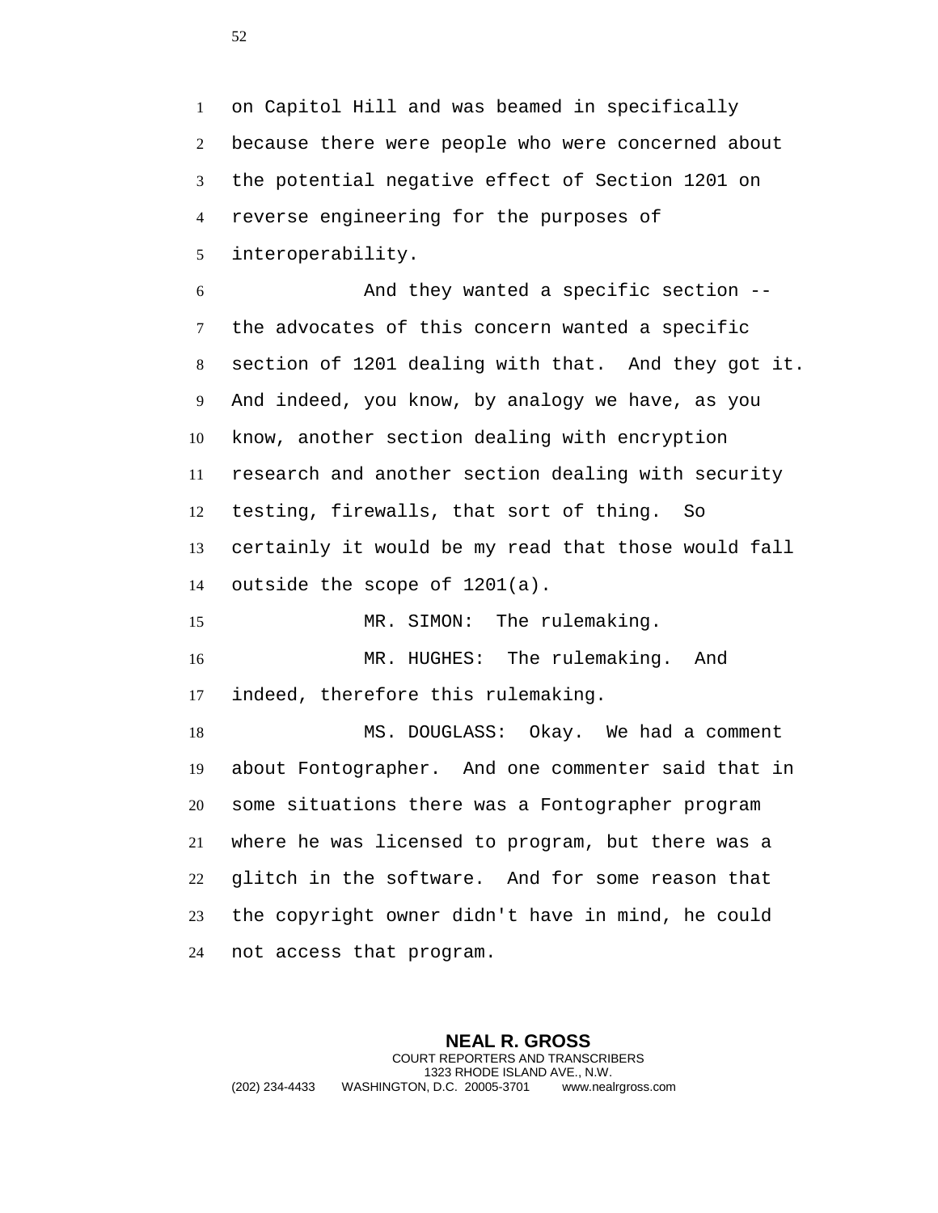on Capitol Hill and was beamed in specifically because there were people who were concerned about the potential negative effect of Section 1201 on reverse engineering for the purposes of interoperability.

And they wanted a specific section -- the advocates of this concern wanted a specific section of 1201 dealing with that. And they got it. And indeed, you know, by analogy we have, as you know, another section dealing with encryption research and another section dealing with security testing, firewalls, that sort of thing. So certainly it would be my read that those would fall outside the scope of 1201(a).

MR. SIMON: The rulemaking.

MR. HUGHES: The rulemaking. And indeed, therefore this rulemaking.

MS. DOUGLASS: Okay. We had a comment about Fontographer. And one commenter said that in some situations there was a Fontographer program where he was licensed to program, but there was a glitch in the software. And for some reason that the copyright owner didn't have in mind, he could not access that program.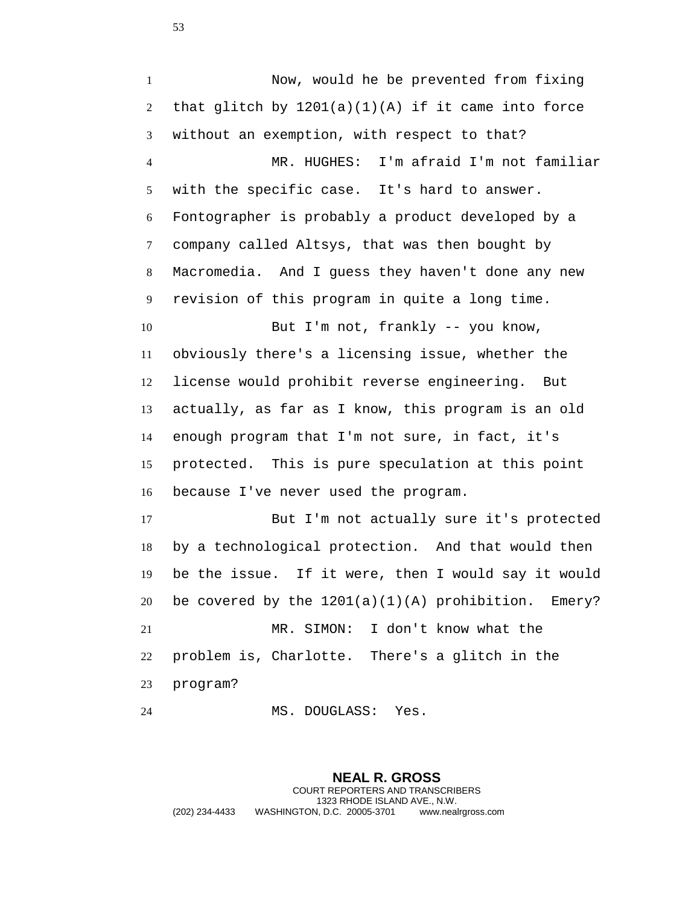Now, would he be prevented from fixing that glitch by 1201(a)(1)(A) if it came into force without an exemption, with respect to that?

MR. HUGHES: I'm afraid I'm not familiar with the specific case. It's hard to answer. Fontographer is probably a product developed by a company called Altsys, that was then bought by Macromedia. And I guess they haven't done any new revision of this program in quite a long time.

But I'm not, frankly -- you know, obviously there's a licensing issue, whether the license would prohibit reverse engineering. But actually, as far as I know, this program is an old enough program that I'm not sure, in fact, it's protected. This is pure speculation at this point because I've never used the program.

But I'm not actually sure it's protected by a technological protection. And that would then be the issue. If it were, then I would say it would be covered by the 1201(a)(1)(A) prohibition. Emery?

MR. SIMON: I don't know what the problem is, Charlotte. There's a glitch in the program?

MS. DOUGLASS: Yes.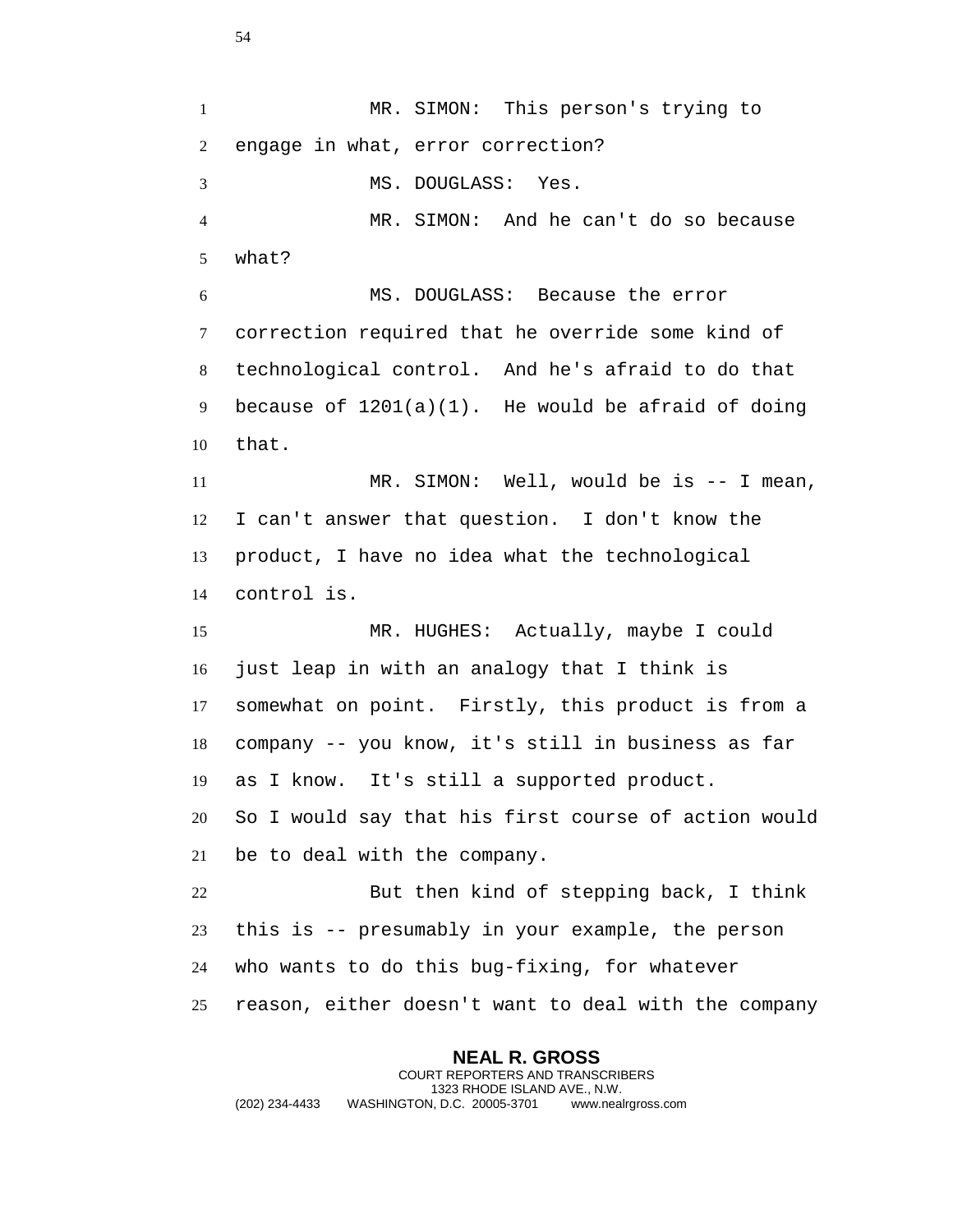MR. SIMON: This person's trying to engage in what, error correction?

MS. DOUGLASS: Yes.

MR. SIMON: And he can't do so because what?

MS. DOUGLASS: Because the error correction required that he override some kind of technological control. And he's afraid to do that because of 1201(a)(1). He would be afraid of doing that.

MR. SIMON: Well, would be is -- I mean, I can't answer that question. I don't know the product, I have no idea what the technological control is.

MR. HUGHES: Actually, maybe I could just leap in with an analogy that I think is somewhat on point. Firstly, this product is from a company -- you know, it's still in business as far as I know. It's still a supported product. So I would say that his first course of action would be to deal with the company.

But then kind of stepping back, I think this is -- presumably in your example, the person who wants to do this bug-fixing, for whatever reason, either doesn't want to deal with the company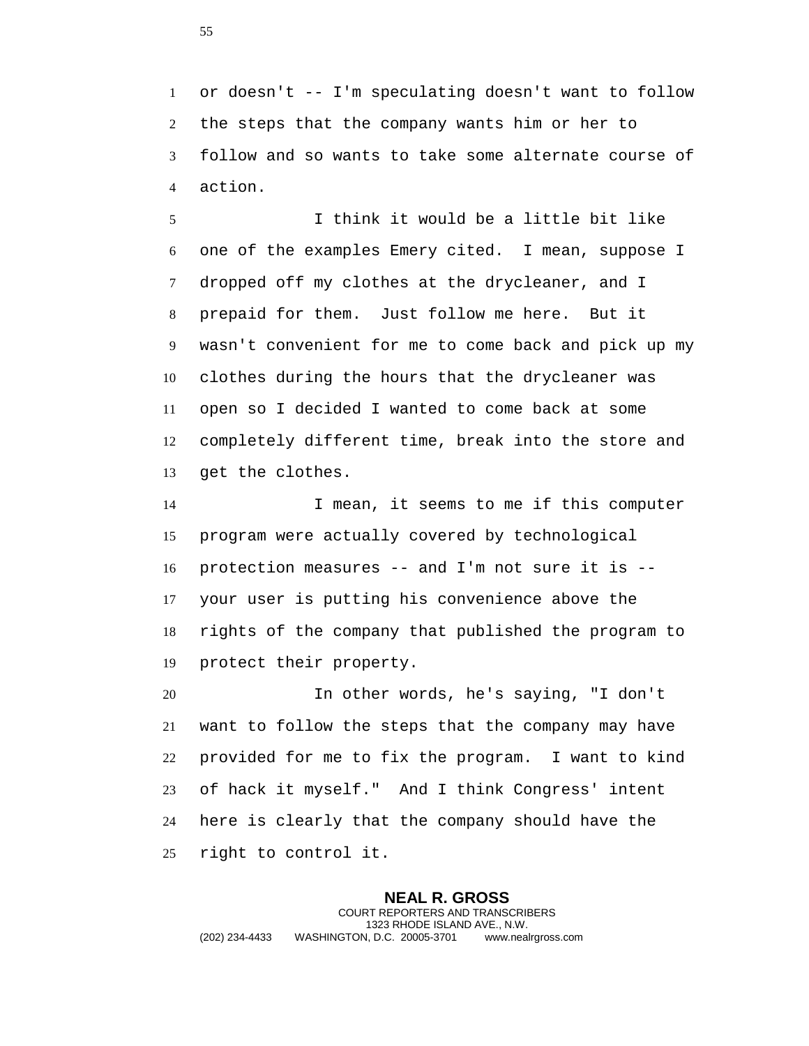or doesn't -- I'm speculating doesn't want to follow the steps that the company wants him or her to follow and so wants to take some alternate course of action.

I think it would be a little bit like one of the examples Emery cited. I mean, suppose I dropped off my clothes at the drycleaner, and I prepaid for them. Just follow me here. But it wasn't convenient for me to come back and pick up my clothes during the hours that the drycleaner was open so I decided I wanted to come back at some completely different time, break into the store and get the clothes.

I mean, it seems to me if this computer program were actually covered by technological protection measures -- and I'm not sure it is -- your user is putting his convenience above the rights of the company that published the program to protect their property.

In other words, he's saying, "I don't want to follow the steps that the company may have provided for me to fix the program. I want to kind of hack it myself." And I think Congress' intent here is clearly that the company should have the right to control it.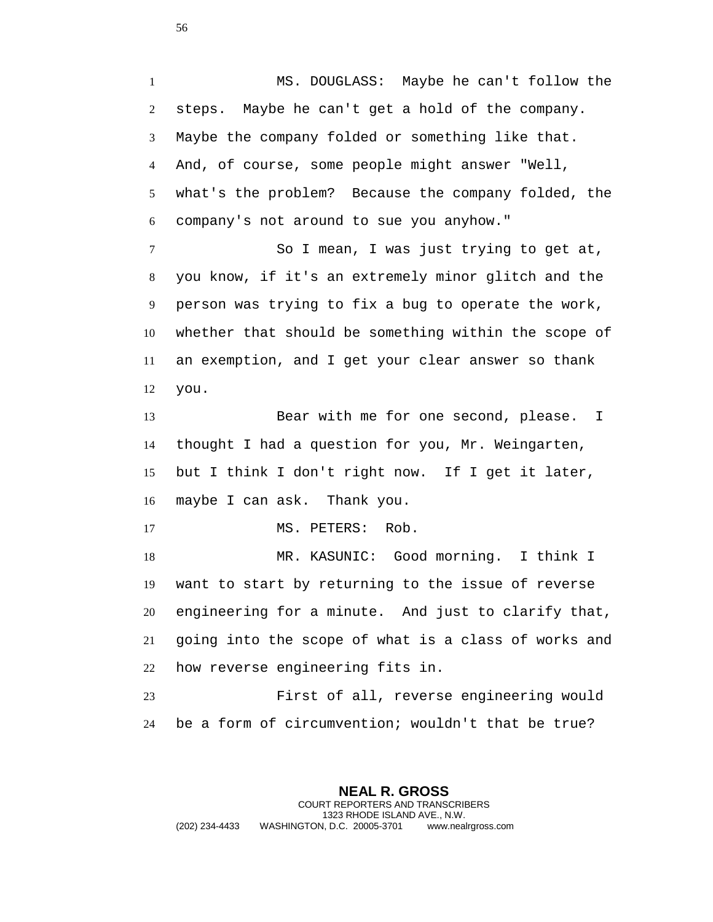MS. DOUGLASS: Maybe he can't follow the steps. Maybe he can't get a hold of the company. Maybe the company folded or something like that. And, of course, some people might answer "Well, what's the problem? Because the company folded, the company's not around to sue you anyhow."

So I mean, I was just trying to get at, you know, if it's an extremely minor glitch and the person was trying to fix a bug to operate the work, whether that should be something within the scope of an exemption, and I get your clear answer so thank you.

Bear with me for one second, please. I thought I had a question for you, Mr. Weingarten, but I think I don't right now. If I get it later, maybe I can ask. Thank you.

MS. PETERS: Rob.

MR. KASUNIC: Good morning. I think I want to start by returning to the issue of reverse engineering for a minute. And just to clarify that, going into the scope of what is a class of works and how reverse engineering fits in.

First of all, reverse engineering would be a form of circumvention; wouldn't that be true?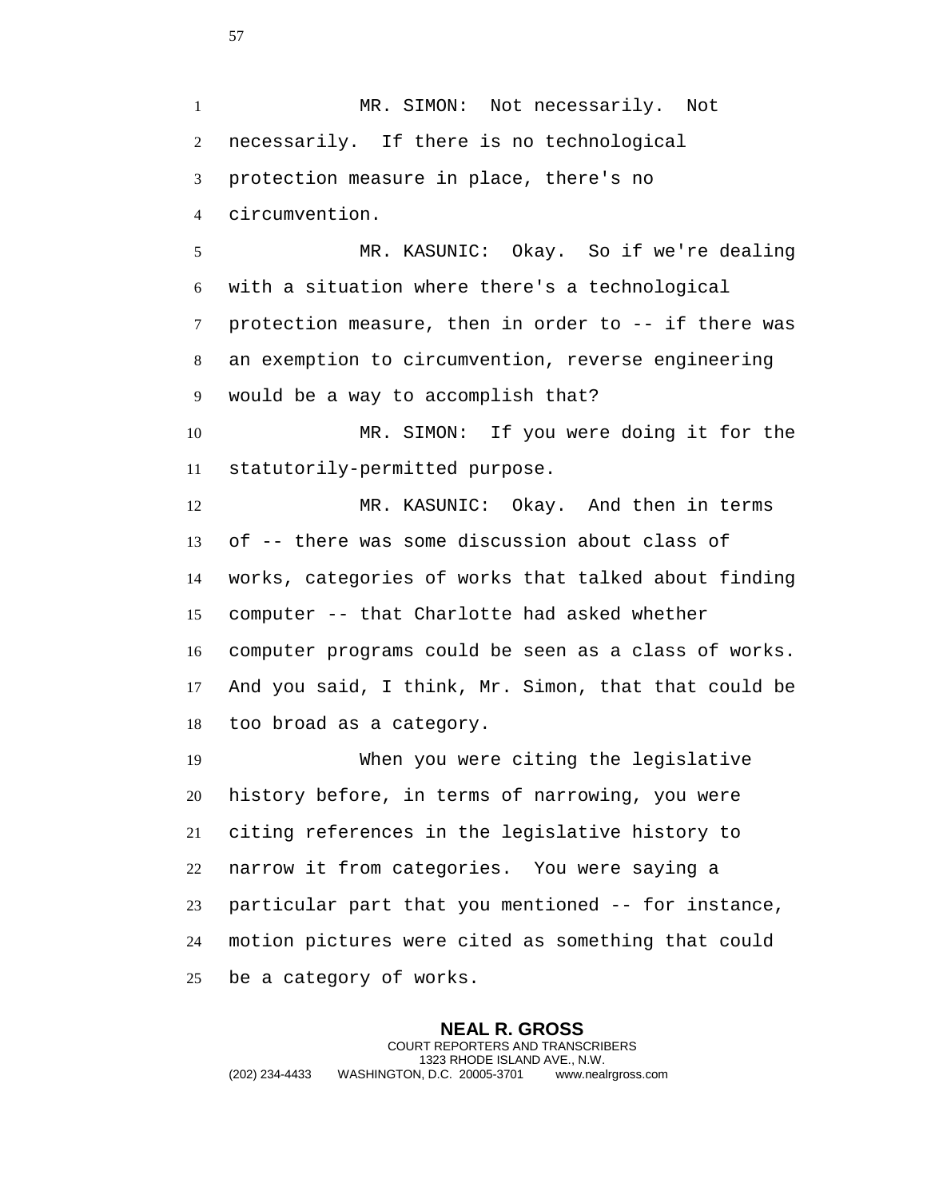MR. SIMON: Not necessarily. Not necessarily. If there is no technological protection measure in place, there's no circumvention.

MR. KASUNIC: Okay. So if we're dealing with a situation where there's a technological protection measure, then in order to -- if there was an exemption to circumvention, reverse engineering would be a way to accomplish that?

MR. SIMON: If you were doing it for the statutorily-permitted purpose.

MR. KASUNIC: Okay. And then in terms of -- there was some discussion about class of works, categories of works that talked about finding computer -- that Charlotte had asked whether computer programs could be seen as a class of works. And you said, I think, Mr. Simon, that that could be too broad as a category.

When you were citing the legislative history before, in terms of narrowing, you were citing references in the legislative history to narrow it from categories. You were saying a particular part that you mentioned -- for instance, motion pictures were cited as something that could be a category of works.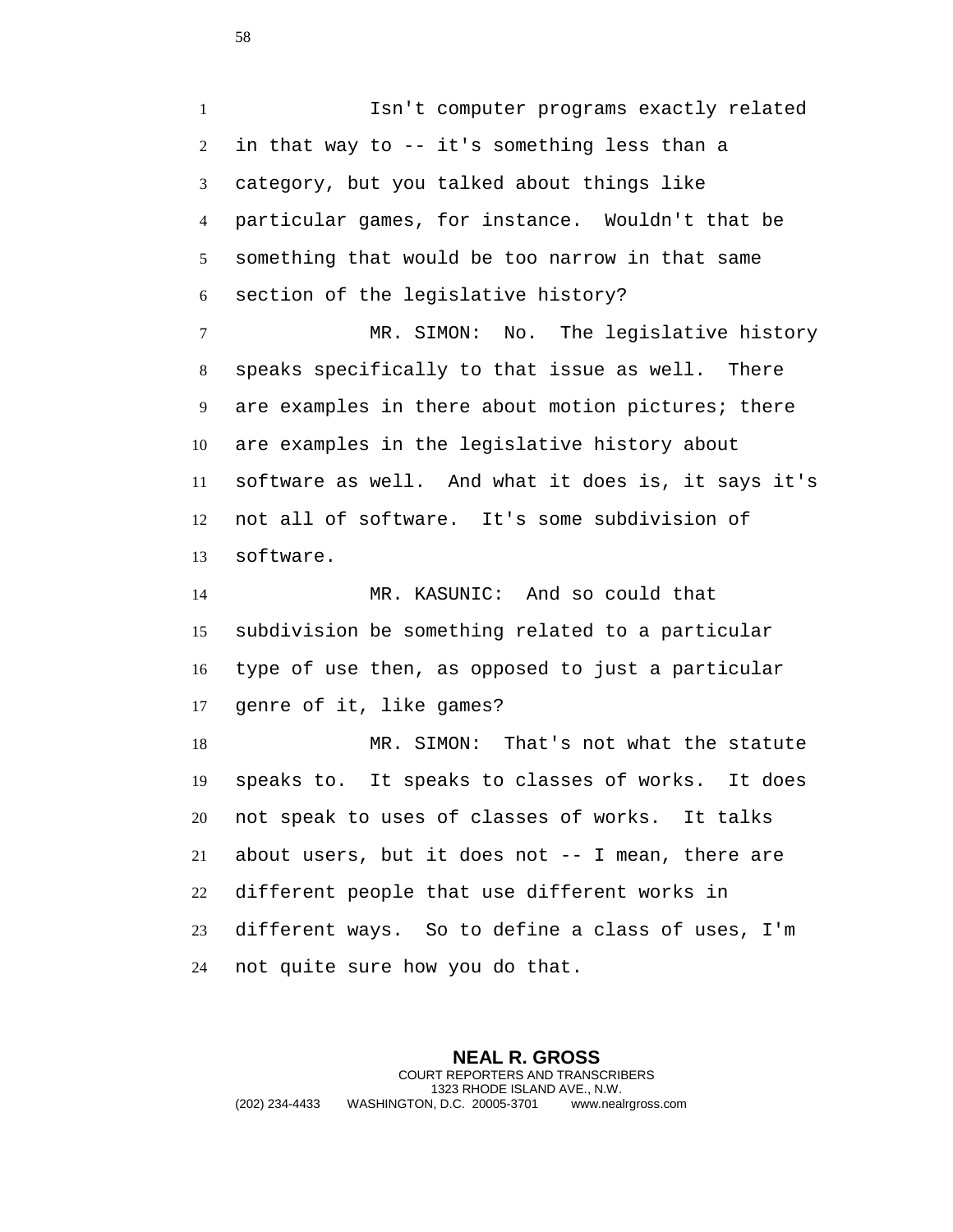Isn't computer programs exactly related in that way to -- it's something less than a category, but you talked about things like particular games, for instance. Wouldn't that be something that would be too narrow in that same section of the legislative history?

MR. SIMON: No. The legislative history speaks specifically to that issue as well. There are examples in there about motion pictures; there are examples in the legislative history about software as well. And what it does is, it says it's not all of software. It's some subdivision of software.

MR. KASUNIC: And so could that subdivision be something related to a particular type of use then, as opposed to just a particular genre of it, like games?

MR. SIMON: That's not what the statute speaks to. It speaks to classes of works. It does not speak to uses of classes of works. It talks about users, but it does not -- I mean, there are different people that use different works in different ways. So to define a class of uses, I'm not quite sure how you do that.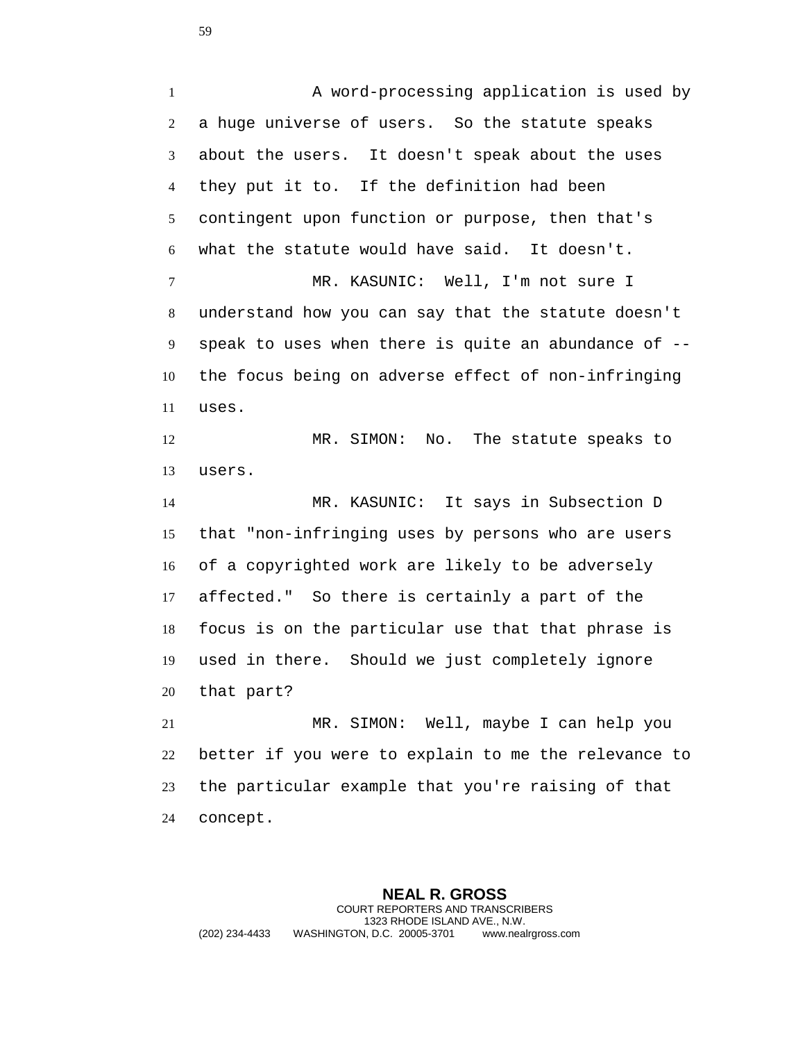A word-processing application is used by a huge universe of users. So the statute speaks about the users. It doesn't speak about the uses they put it to. If the definition had been contingent upon function or purpose, then that's what the statute would have said. It doesn't.

MR. KASUNIC: Well, I'm not sure I understand how you can say that the statute doesn't speak to uses when there is quite an abundance of -- the focus being on adverse effect of non-infringing uses.

MR. SIMON: No. The statute speaks to users.

MR. KASUNIC: It says in Subsection D that "non-infringing uses by persons who are users of a copyrighted work are likely to be adversely affected." So there is certainly a part of the focus is on the particular use that that phrase is used in there. Should we just completely ignore that part?

MR. SIMON: Well, maybe I can help you better if you were to explain to me the relevance to the particular example that you're raising of that concept.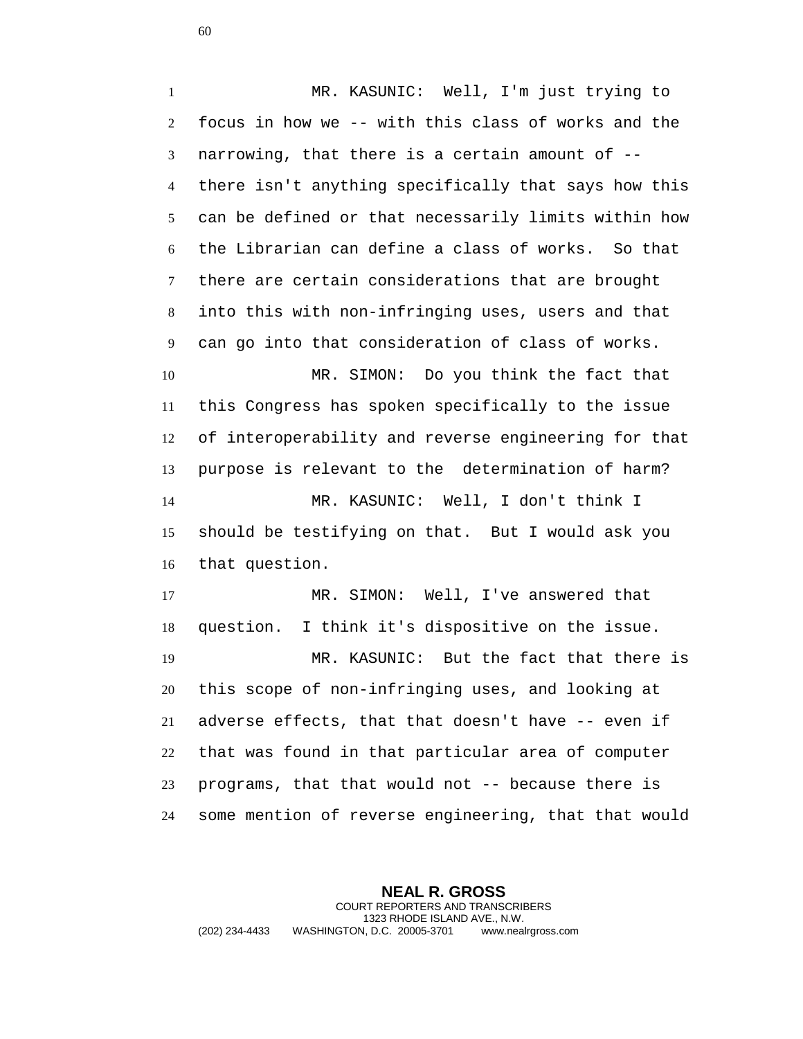MR. KASUNIC: Well, I'm just trying to focus in how we -- with this class of works and the narrowing, that there is a certain amount of -- there isn't anything specifically that says how this can be defined or that necessarily limits within how the Librarian can define a class of works. So that there are certain considerations that are brought into this with non-infringing uses, users and that can go into that consideration of class of works.

MR. SIMON: Do you think the fact that this Congress has spoken specifically to the issue of interoperability and reverse engineering for that purpose is relevant to the determination of harm?

MR. KASUNIC: Well, I don't think I should be testifying on that. But I would ask you that question.

MR. SIMON: Well, I've answered that question. I think it's dispositive on the issue.

MR. KASUNIC: But the fact that there is this scope of non-infringing uses, and looking at adverse effects, that that doesn't have -- even if that was found in that particular area of computer programs, that that would not -- because there is some mention of reverse engineering, that that would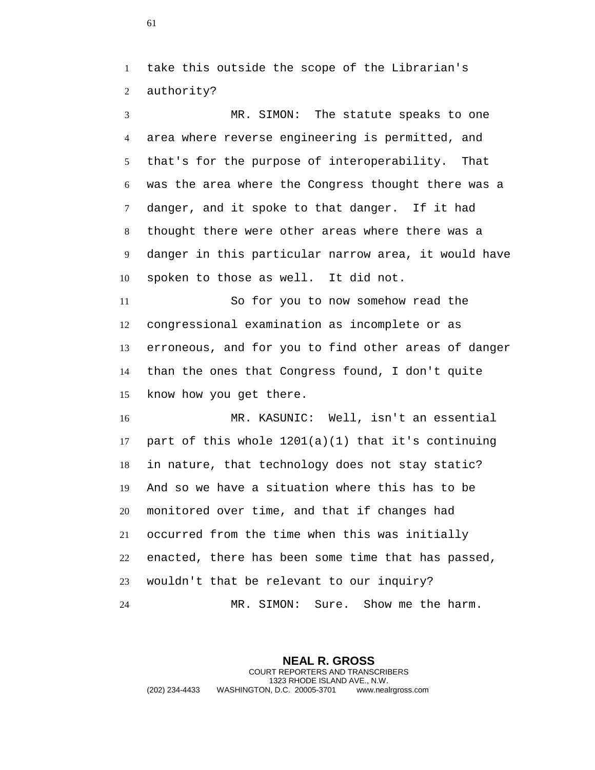take this outside the scope of the Librarian's authority?

MR. SIMON: The statute speaks to one area where reverse engineering is permitted, and that's for the purpose of interoperability. That was the area where the Congress thought there was a danger, and it spoke to that danger. If it had thought there were other areas where there was a danger in this particular narrow area, it would have spoken to those as well. It did not.

So for you to now somehow read the congressional examination as incomplete or as erroneous, and for you to find other areas of danger than the ones that Congress found, I don't quite know how you get there.

MR. KASUNIC: Well, isn't an essential part of this whole 1201(a)(1) that it's continuing in nature, that technology does not stay static? And so we have a situation where this has to be monitored over time, and that if changes had occurred from the time when this was initially enacted, there has been some time that has passed, wouldn't that be relevant to our inquiry?

MR. SIMON: Sure. Show me the harm.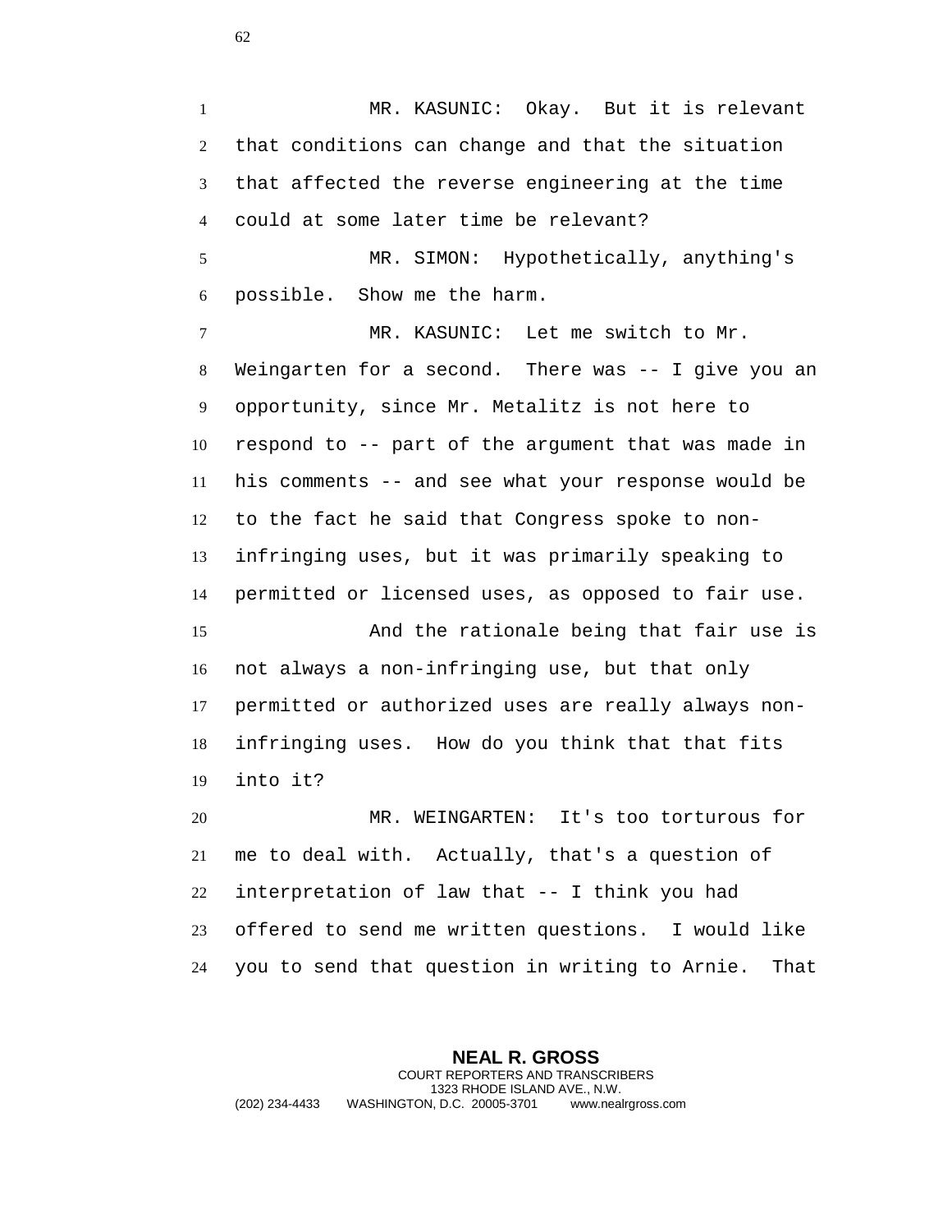MR. KASUNIC: Okay. But it is relevant that conditions can change and that the situation that affected the reverse engineering at the time could at some later time be relevant?

MR. SIMON: Hypothetically, anything's possible. Show me the harm.

MR. KASUNIC: Let me switch to Mr. Weingarten for a second. There was -- I give you an opportunity, since Mr. Metalitz is not here to respond to -- part of the argument that was made in his comments -- and see what your response would be to the fact he said that Congress spoke to non-infringing uses, but it was primarily speaking to permitted or licensed uses, as opposed to fair use.

And the rationale being that fair use is not always a non-infringing use, but that only permitted or authorized uses are really always non-infringing uses. How do you think that that fits into it?

MR. WEINGARTEN: It's too torturous for me to deal with. Actually, that's a question of interpretation of law that -- I think you had offered to send me written questions. I would like you to send that question in writing to Arnie. That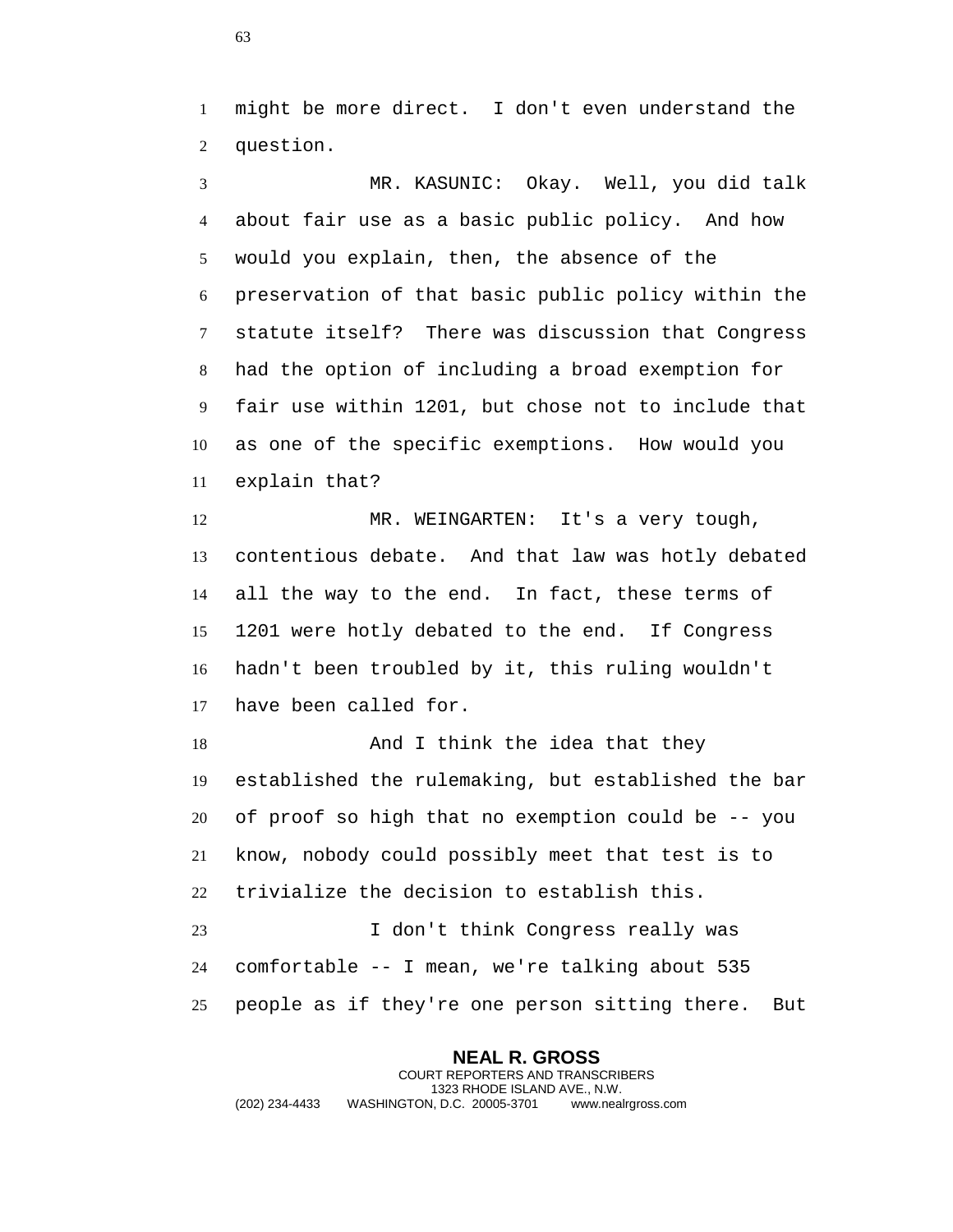might be more direct. I don't even understand the question.

MR. KASUNIC: Okay. Well, you did talk about fair use as a basic public policy. And how would you explain, then, the absence of the preservation of that basic public policy within the statute itself? There was discussion that Congress had the option of including a broad exemption for fair use within 1201, but chose not to include that as one of the specific exemptions. How would you explain that?

MR. WEINGARTEN: It's a very tough, contentious debate. And that law was hotly debated all the way to the end. In fact, these terms of 1201 were hotly debated to the end. If Congress hadn't been troubled by it, this ruling wouldn't have been called for.

And I think the idea that they established the rulemaking, but established the bar of proof so high that no exemption could be -- you know, nobody could possibly meet that test is to trivialize the decision to establish this.

I don't think Congress really was comfortable -- I mean, we're talking about 535 people as if they're one person sitting there. But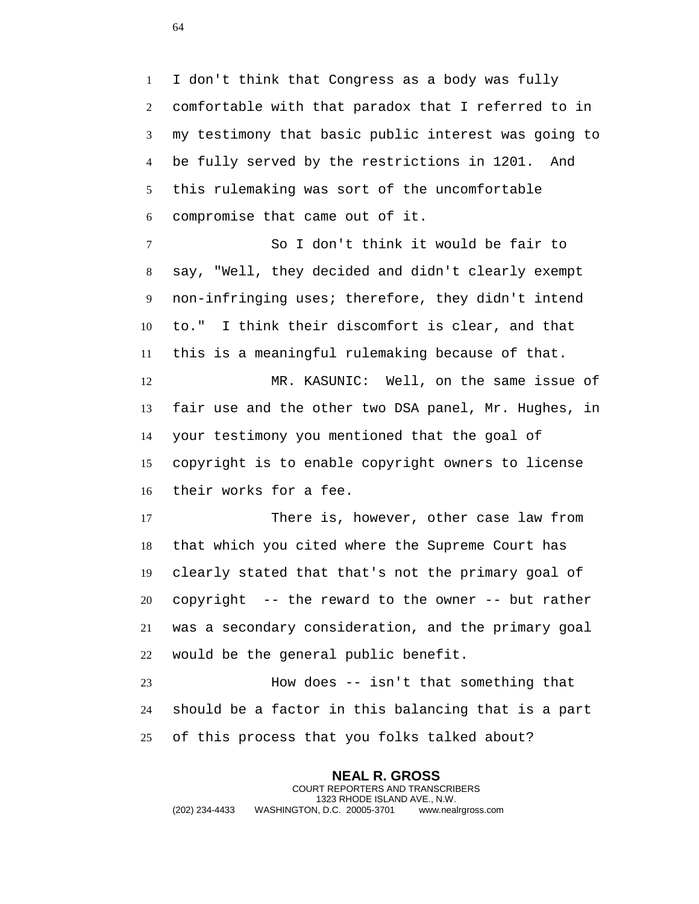I don't think that Congress as a body was fully comfortable with that paradox that I referred to in my testimony that basic public interest was going to be fully served by the restrictions in 1201. And this rulemaking was sort of the uncomfortable compromise that came out of it.

So I don't think it would be fair to say, "Well, they decided and didn't clearly exempt non-infringing uses; therefore, they didn't intend to." I think their discomfort is clear, and that this is a meaningful rulemaking because of that.

MR. KASUNIC: Well, on the same issue of fair use and the other two DSA panel, Mr. Hughes, in your testimony you mentioned that the goal of copyright is to enable copyright owners to license their works for a fee.

There is, however, other case law from that which you cited where the Supreme Court has clearly stated that that's not the primary goal of copyright -- the reward to the owner -- but rather was a secondary consideration, and the primary goal would be the general public benefit.

How does -- isn't that something that should be a factor in this balancing that is a part of this process that you folks talked about?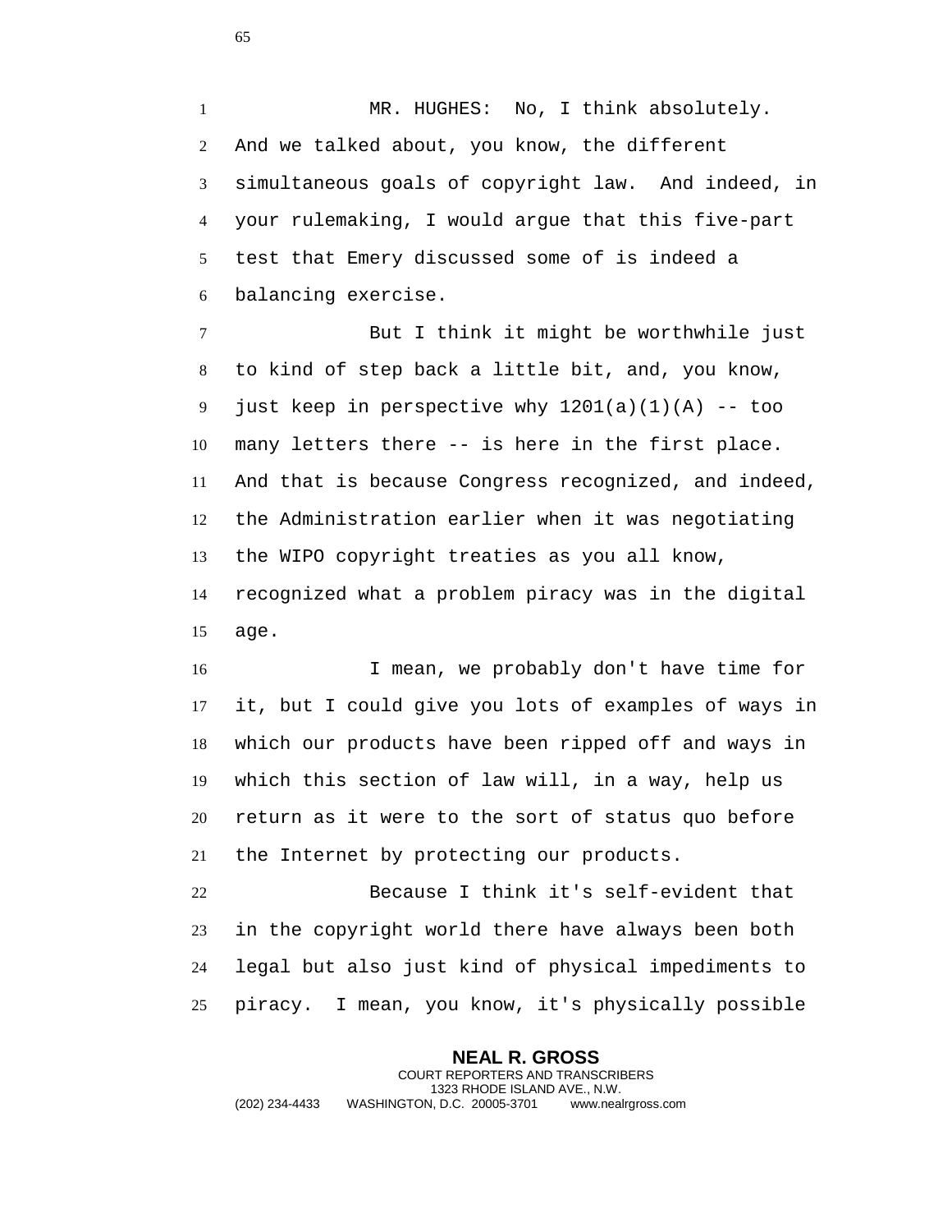MR. HUGHES: No, I think absolutely. And we talked about, you know, the different simultaneous goals of copyright law. And indeed, in your rulemaking, I would argue that this five-part test that Emery discussed some of is indeed a balancing exercise.

But I think it might be worthwhile just to kind of step back a little bit, and, you know, just keep in perspective why 1201(a)(1)(A) -- too many letters there -- is here in the first place. And that is because Congress recognized, and indeed, the Administration earlier when it was negotiating the WIPO copyright treaties as you all know, recognized what a problem piracy was in the digital age.

I mean, we probably don't have time for it, but I could give you lots of examples of ways in which our products have been ripped off and ways in which this section of law will, in a way, help us return as it were to the sort of status quo before the Internet by protecting our products.

Because I think it's self-evident that in the copyright world there have always been both legal but also just kind of physical impediments to piracy. I mean, you know, it's physically possible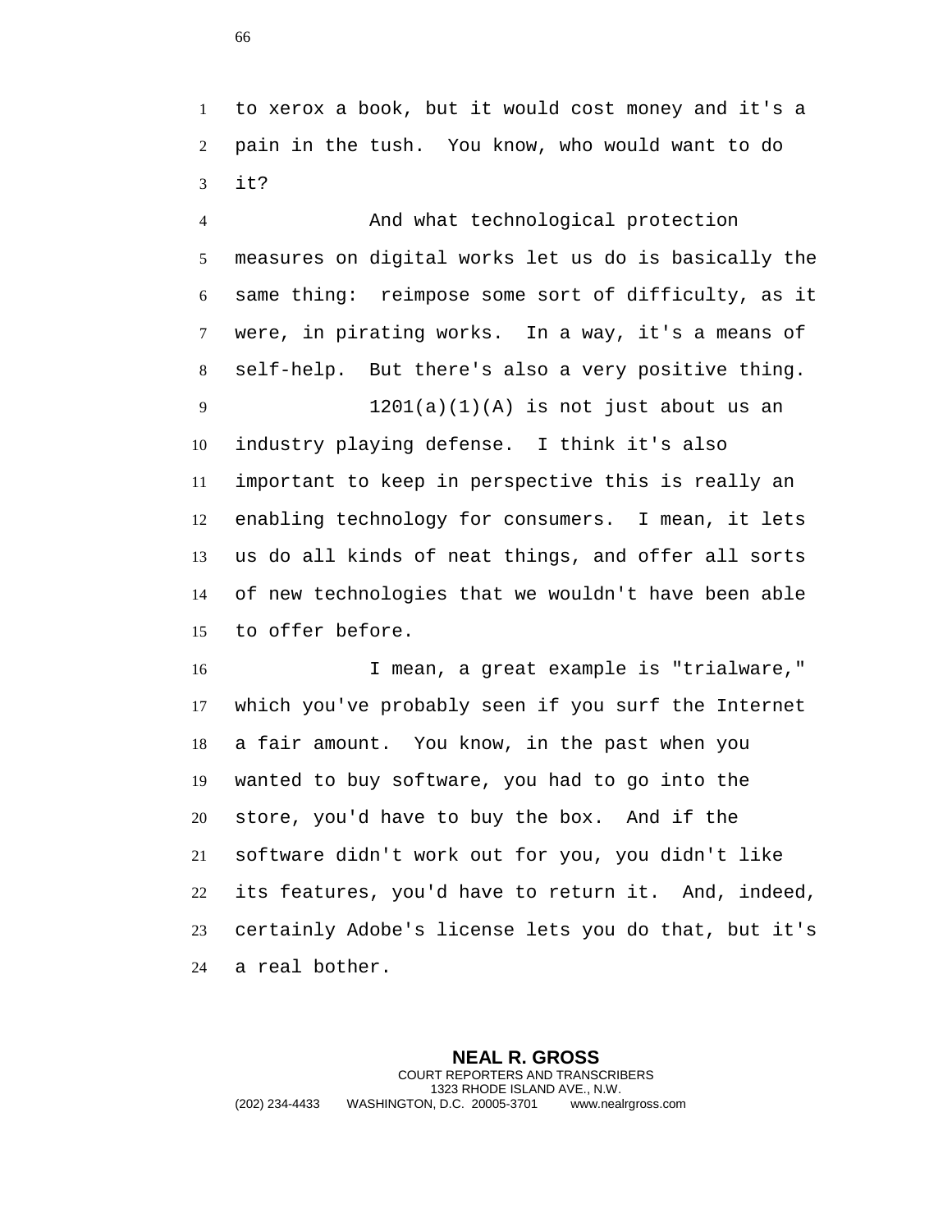to xerox a book, but it would cost money and it's a pain in the tush. You know, who would want to do it?

And what technological protection measures on digital works let us do is basically the same thing: reimpose some sort of difficulty, as it were, in pirating works. In a way, it's a means of self-help. But there's also a very positive thing.

1201(a)(1)(A) is not just about us an industry playing defense. I think it's also important to keep in perspective this is really an enabling technology for consumers. I mean, it lets us do all kinds of neat things, and offer all sorts of new technologies that we wouldn't have been able to offer before.

I mean, a great example is "trialware," which you've probably seen if you surf the Internet a fair amount. You know, in the past when you wanted to buy software, you had to go into the store, you'd have to buy the box. And if the software didn't work out for you, you didn't like its features, you'd have to return it. And, indeed, certainly Adobe's license lets you do that, but it's a real bother.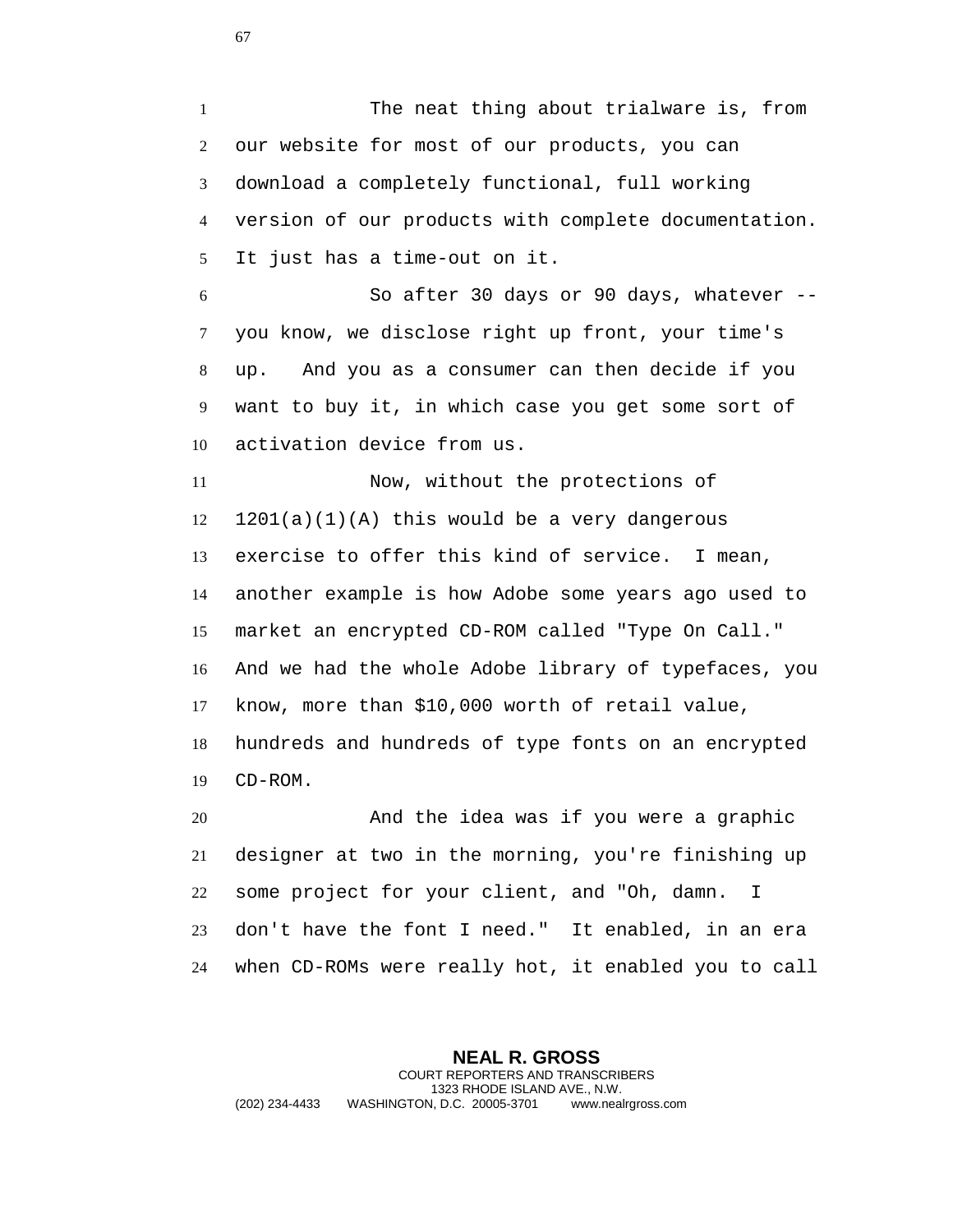The neat thing about trialware is, from our website for most of our products, you can download a completely functional, full working version of our products with complete documentation. It just has a time-out on it.

So after 30 days or 90 days, whatever -- you know, we disclose right up front, your time's up. And you as a consumer can then decide if you want to buy it, in which case you get some sort of activation device from us.

Now, without the protections of 1201(a)(1)(A) this would be a very dangerous exercise to offer this kind of service. I mean, another example is how Adobe some years ago used to market an encrypted CD-ROM called "Type On Call." And we had the whole Adobe library of typefaces, you know, more than $10,000 worth of retail value, hundreds and hundreds of type fonts on an encrypted CD-ROM.

And the idea was if you were a graphic designer at two in the morning, you're finishing up some project for your client, and "Oh, damn. I don't have the font I need." It enabled, in an era when CD-ROMs were really hot, it enabled you to call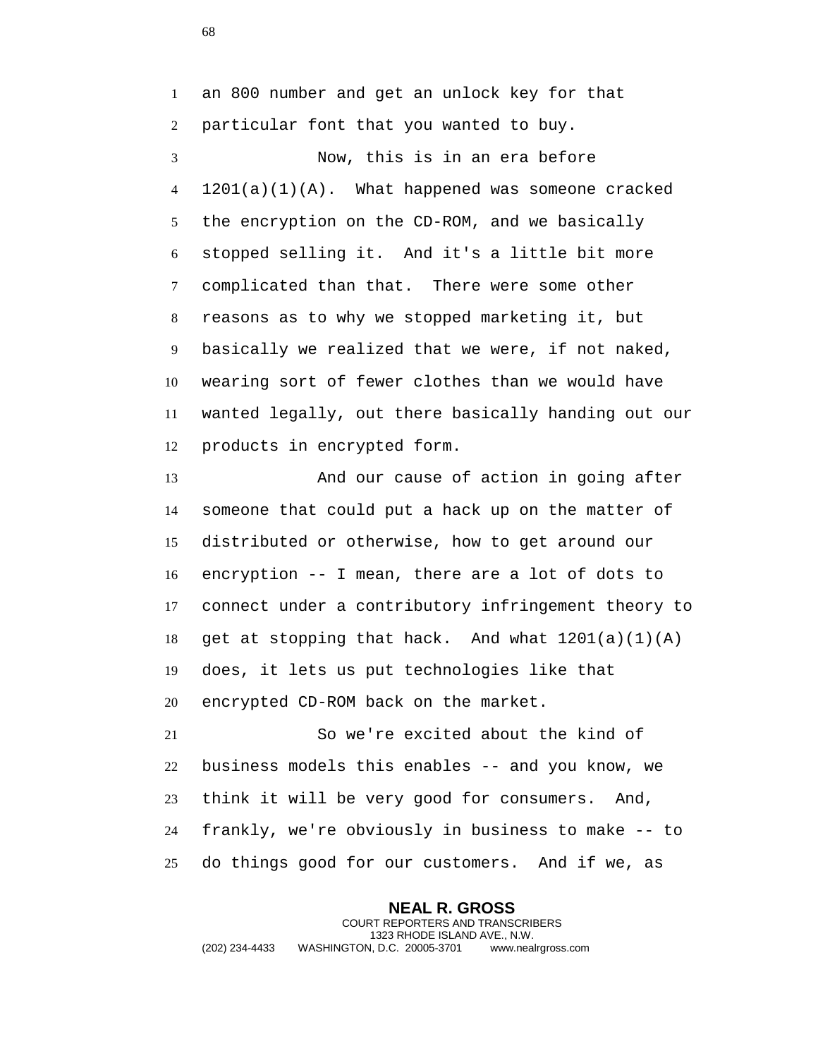an 800 number and get an unlock key for that particular font that you wanted to buy.

Now, this is in an era before 1201(a)(1)(A). What happened was someone cracked the encryption on the CD-ROM, and we basically stopped selling it. And it's a little bit more complicated than that. There were some other reasons as to why we stopped marketing it, but basically we realized that we were, if not naked, wearing sort of fewer clothes than we would have wanted legally, out there basically handing out our products in encrypted form.

And our cause of action in going after someone that could put a hack up on the matter of distributed or otherwise, how to get around our encryption -- I mean, there are a lot of dots to connect under a contributory infringement theory to get at stopping that hack. And what 1201(a)(1)(A) does, it lets us put technologies like that encrypted CD-ROM back on the market.

So we're excited about the kind of business models this enables -- and you know, we think it will be very good for consumers. And, frankly, we're obviously in business to make -- to do things good for our customers. And if we, as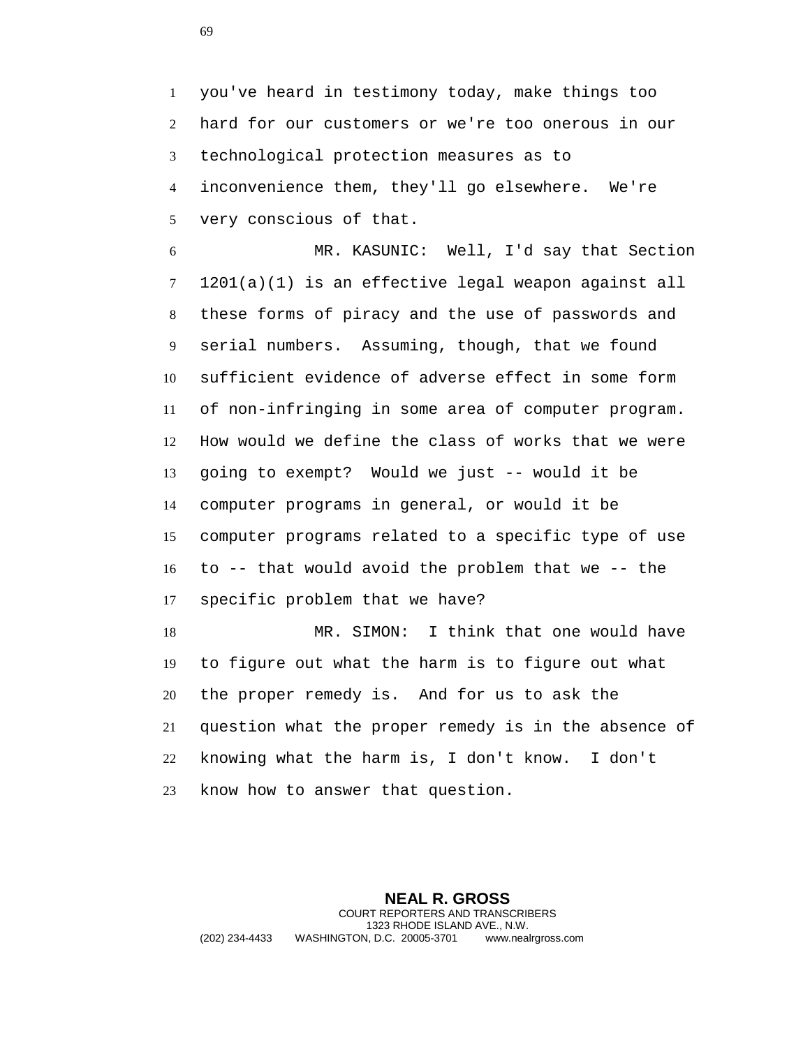you've heard in testimony today, make things too hard for our customers or we're too onerous in our technological protection measures as to inconvenience them, they'll go elsewhere. We're very conscious of that.

MR. KASUNIC: Well, I'd say that Section 1201(a)(1) is an effective legal weapon against all these forms of piracy and the use of passwords and serial numbers. Assuming, though, that we found sufficient evidence of adverse effect in some form of non-infringing in some area of computer program. How would we define the class of works that we were going to exempt? Would we just -- would it be computer programs in general, or would it be computer programs related to a specific type of use to -- that would avoid the problem that we -- the specific problem that we have?

MR. SIMON: I think that one would have to figure out what the harm is to figure out what the proper remedy is. And for us to ask the question what the proper remedy is in the absence of knowing what the harm is, I don't know. I don't know how to answer that question.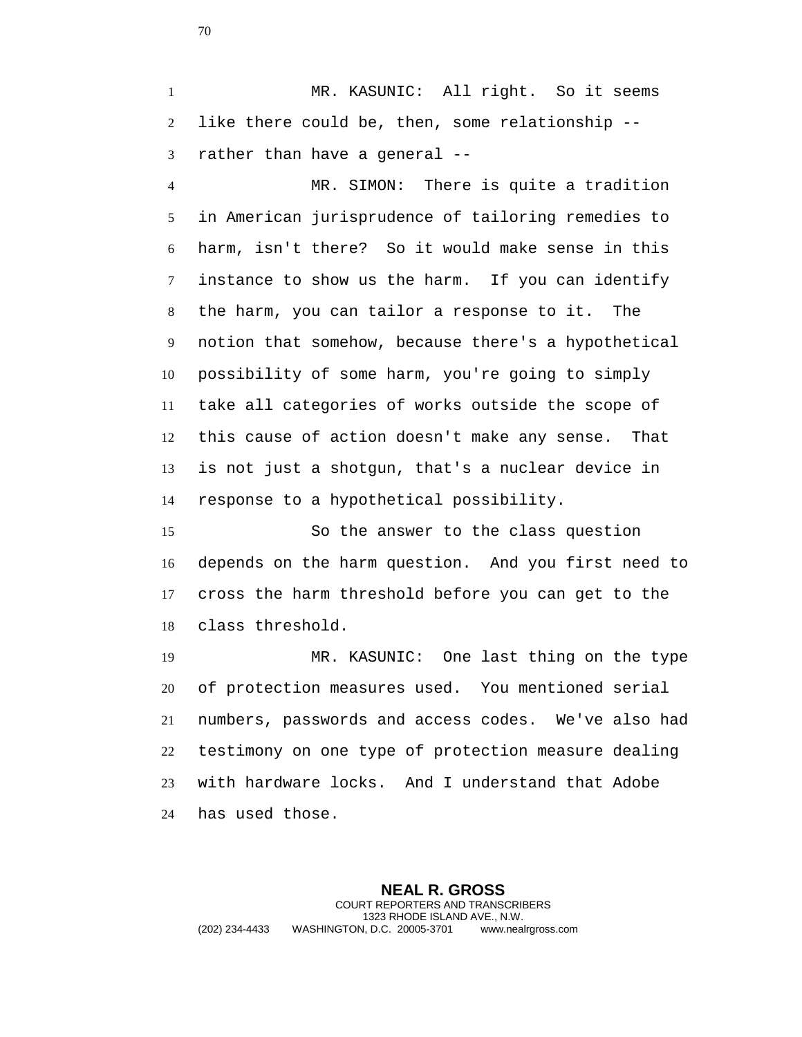MR. KASUNIC: All right. So it seems like there could be, then, some relationship -- rather than have a general --

MR. SIMON: There is quite a tradition in American jurisprudence of tailoring remedies to harm, isn't there? So it would make sense in this instance to show us the harm. If you can identify the harm, you can tailor a response to it. The notion that somehow, because there's a hypothetical possibility of some harm, you're going to simply take all categories of works outside the scope of this cause of action doesn't make any sense. That is not just a shotgun, that's a nuclear device in response to a hypothetical possibility.

So the answer to the class question depends on the harm question. And you first need to cross the harm threshold before you can get to the class threshold.

MR. KASUNIC: One last thing on the type of protection measures used. You mentioned serial numbers, passwords and access codes. We've also had testimony on one type of protection measure dealing with hardware locks. And I understand that Adobe has used those.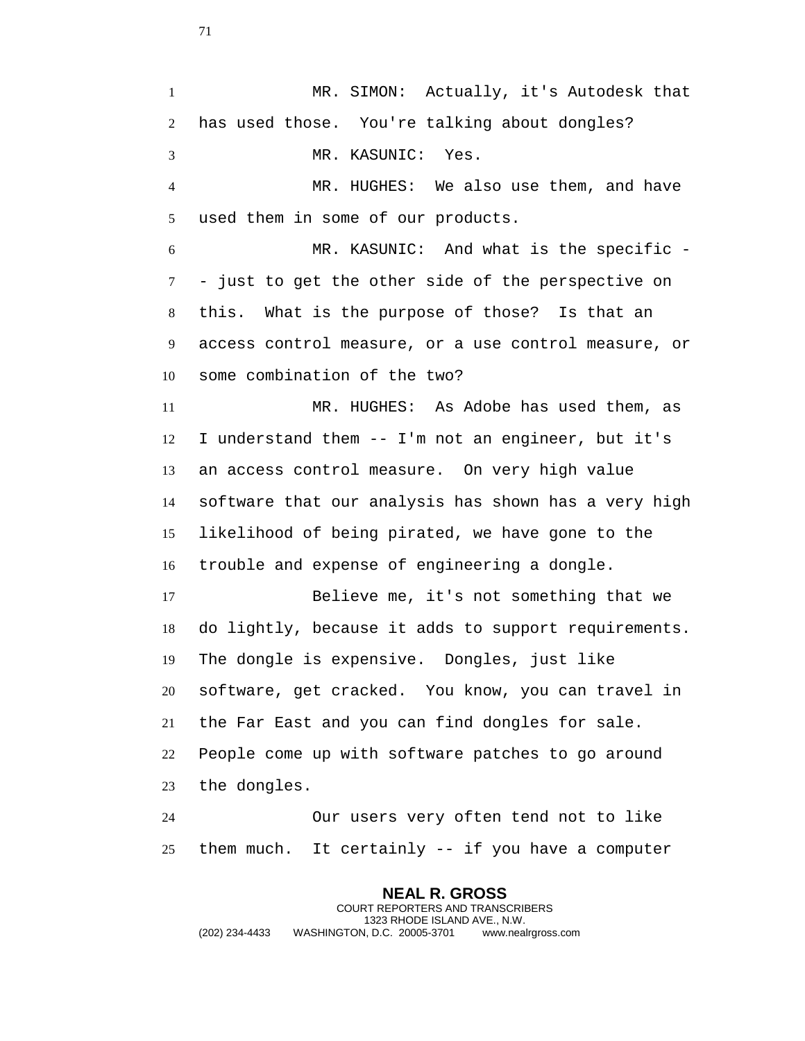MR. SIMON: Actually, it's Autodesk that has used those. You're talking about dongles?

MR. KASUNIC: Yes.

MR. HUGHES: We also use them, and have used them in some of our products.

MR. KASUNIC: And what is the specific -- just to get the other side of the perspective on this. What is the purpose of those? Is that an access control measure, or a use control measure, or some combination of the two?

MR. HUGHES: As Adobe has used them, as I understand them -- I'm not an engineer, but it's an access control measure. On very high value software that our analysis has shown has a very high likelihood of being pirated, we have gone to the trouble and expense of engineering a dongle.

Believe me, it's not something that we do lightly, because it adds to support requirements. The dongle is expensive. Dongles, just like software, get cracked. You know, you can travel in the Far East and you can find dongles for sale. People come up with software patches to go around the dongles.

Our users very often tend not to like them much. It certainly -- if you have a computer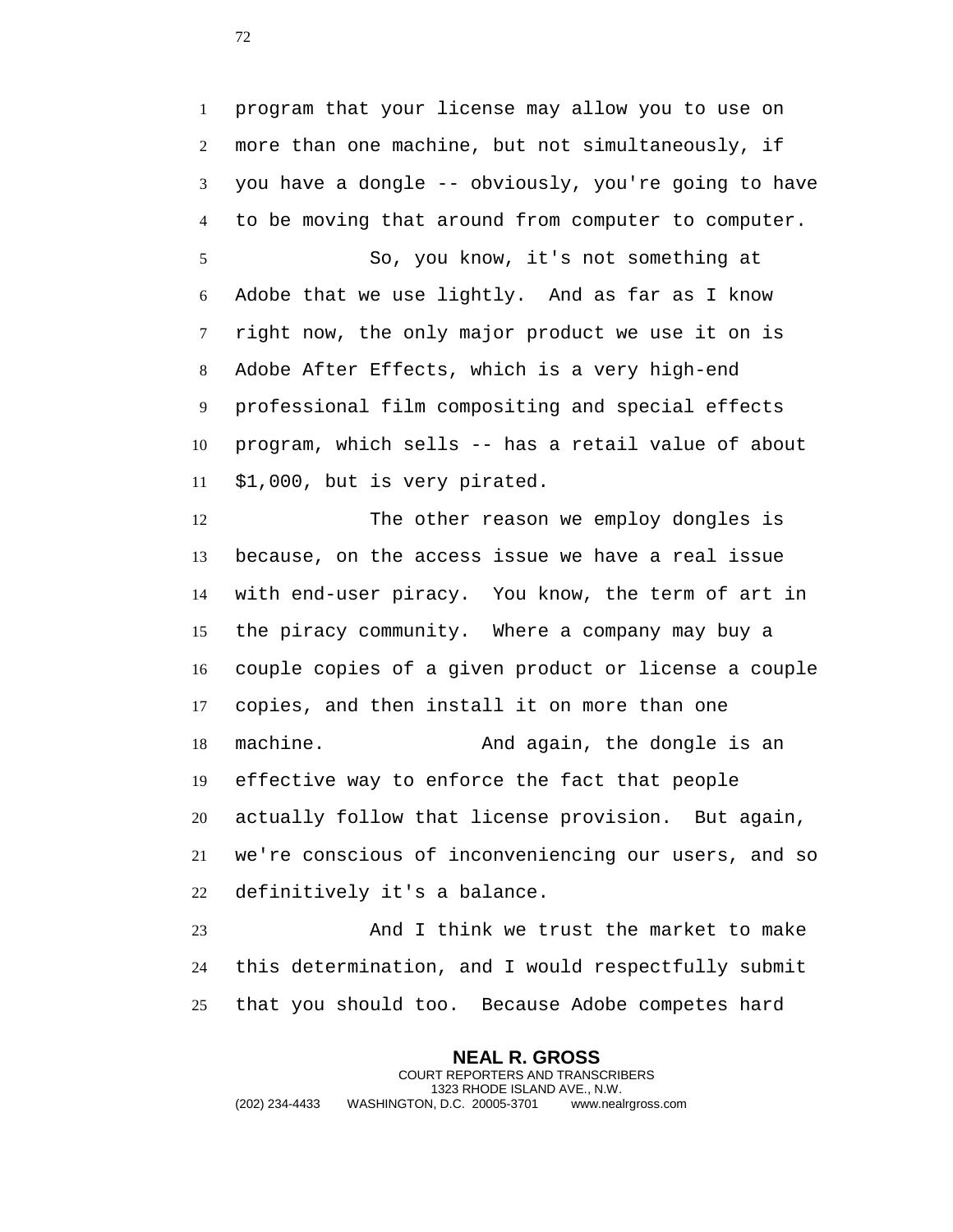program that your license may allow you to use on more than one machine, but not simultaneously, if you have a dongle -- obviously, you're going to have to be moving that around from computer to computer.

So, you know, it's not something at Adobe that we use lightly. And as far as I know right now, the only major product we use it on is Adobe After Effects, which is a very high-end professional film compositing and special effects program, which sells -- has a retail value of about $1,000, but is very pirated.

The other reason we employ dongles is because, on the access issue we have a real issue with end-user piracy. You know, the term of art in the piracy community. Where a company may buy a couple copies of a given product or license a couple copies, and then install it on more than one machine. And again, the dongle is an effective way to enforce the fact that people actually follow that license provision. But again, we're conscious of inconveniencing our users, and so definitively it's a balance.

And I think we trust the market to make this determination, and I would respectfully submit that you should too. Because Adobe competes hard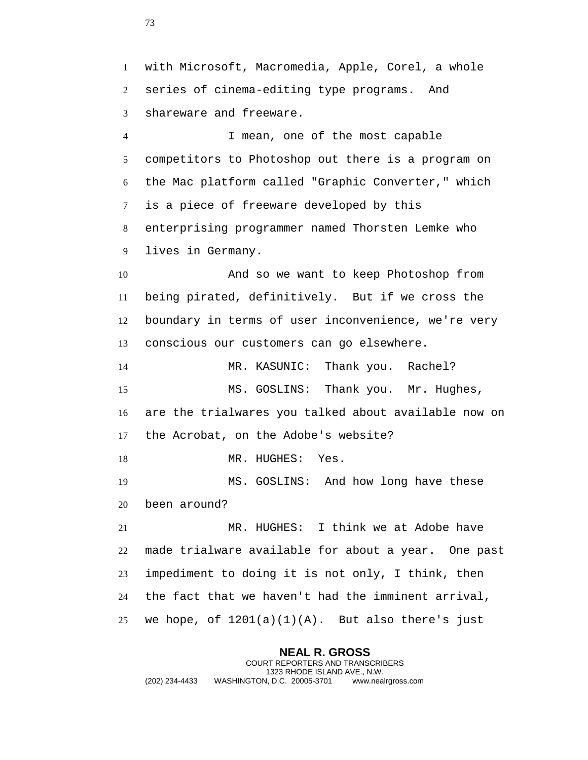with Microsoft, Macromedia, Apple, Corel, a whole series of cinema-editing type programs. And shareware and freeware.

I mean, one of the most capable competitors to Photoshop out there is a program on the Mac platform called "Graphic Converter," which is a piece of freeware developed by this enterprising programmer named Thorsten Lemke who lives in Germany.

And so we want to keep Photoshop from being pirated, definitively. But if we cross the boundary in terms of user inconvenience, we're very conscious our customers can go elsewhere.

MR. KASUNIC: Thank you. Rachel?

MS. GOSLINS: Thank you. Mr. Hughes, are the trialwares you talked about available now on the Acrobat, on the Adobe's website?

MR. HUGHES: Yes.

MS. GOSLINS: And how long have these been around?

MR. HUGHES: I think we at Adobe have made trialware available for about a year. One past impediment to doing it is not only, I think, then the fact that we haven't had the imminent arrival, we hope, of 1201(a)(1)(A). But also there's just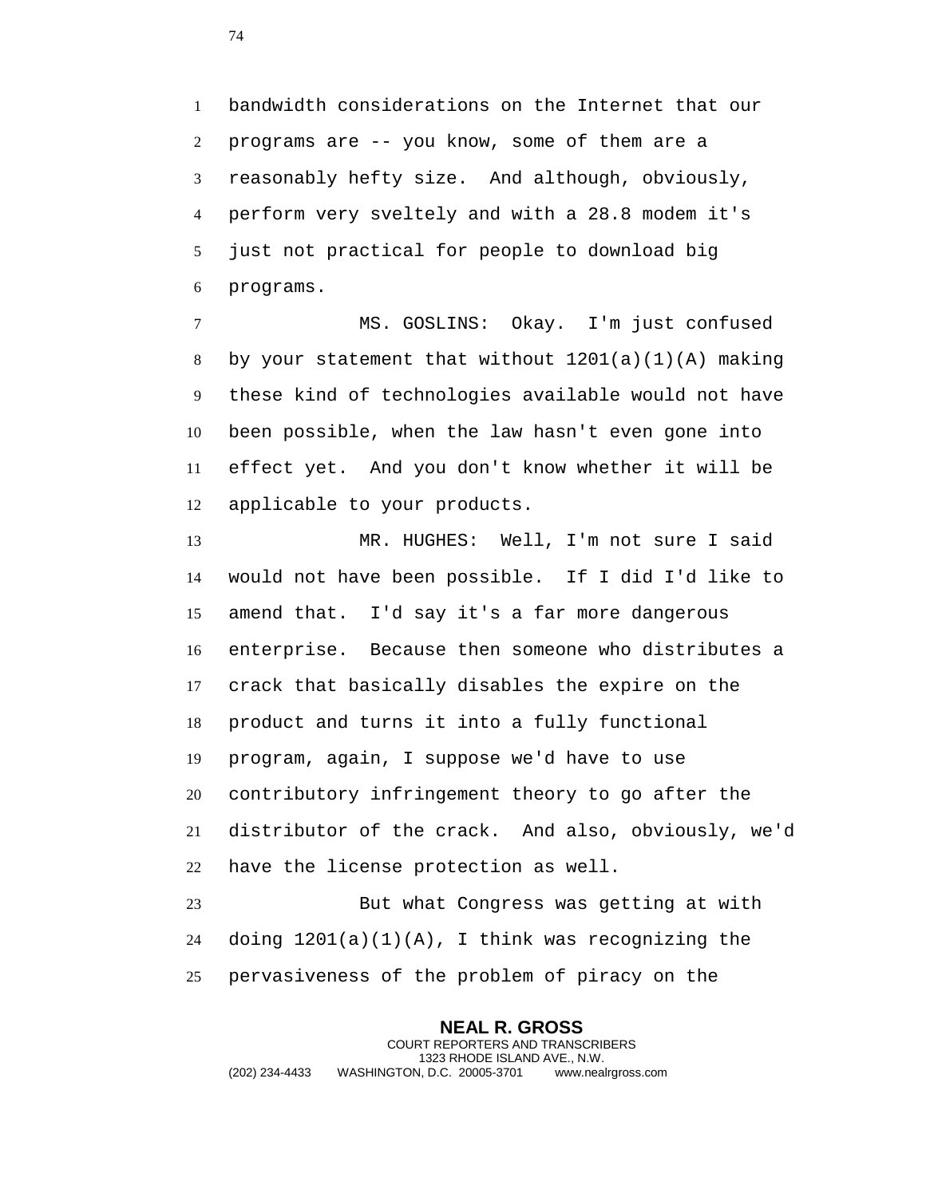bandwidth considerations on the Internet that our programs are -- you know, some of them are a reasonably hefty size. And although, obviously, perform very sveltely and with a 28.8 modem it's just not practical for people to download big programs.

MS. GOSLINS: Okay. I'm just confused by your statement that without 1201(a)(1)(A) making these kind of technologies available would not have been possible, when the law hasn't even gone into effect yet. And you don't know whether it will be applicable to your products.

MR. HUGHES: Well, I'm not sure I said would not have been possible. If I did I'd like to amend that. I'd say it's a far more dangerous enterprise. Because then someone who distributes a crack that basically disables the expire on the product and turns it into a fully functional program, again, I suppose we'd have to use contributory infringement theory to go after the distributor of the crack. And also, obviously, we'd have the license protection as well.

But what Congress was getting at with doing 1201(a)(1)(A), I think was recognizing the pervasiveness of the problem of piracy on the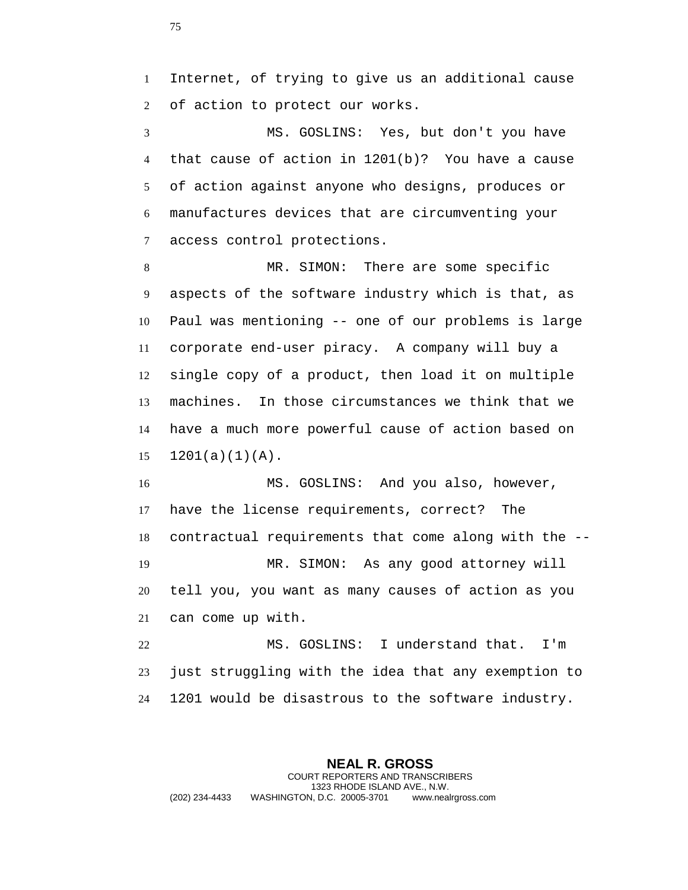Internet, of trying to give us an additional cause of action to protect our works.

MS. GOSLINS: Yes, but don't you have that cause of action in 1201(b)? You have a cause of action against anyone who designs, produces or manufactures devices that are circumventing your access control protections.

MR. SIMON: There are some specific aspects of the software industry which is that, as Paul was mentioning -- one of our problems is large corporate end-user piracy. A company will buy a single copy of a product, then load it on multiple machines. In those circumstances we think that we have a much more powerful cause of action based on 1201(a)(1)(A).

MS. GOSLINS: And you also, however, have the license requirements, correct? The contractual requirements that come along with the --

MR. SIMON: As any good attorney will tell you, you want as many causes of action as you can come up with.

MS. GOSLINS: I understand that. I'm just struggling with the idea that any exemption to 1201 would be disastrous to the software industry.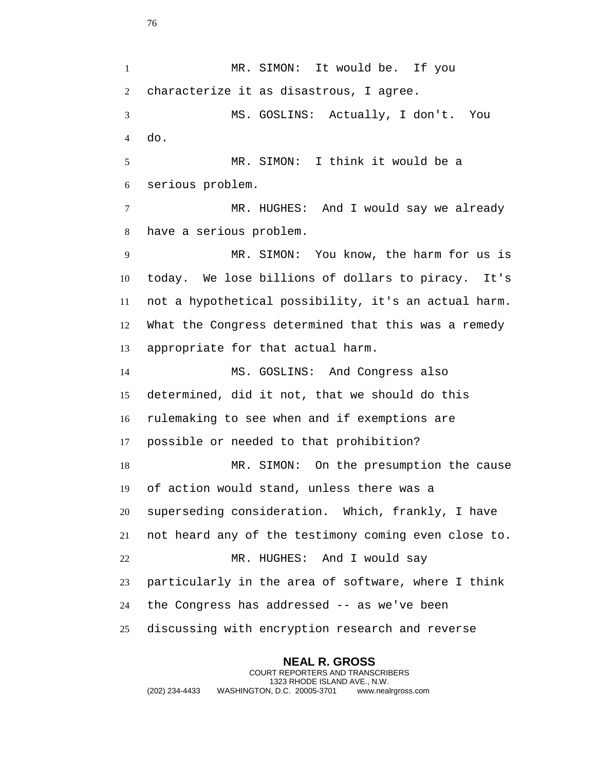MR. SIMON: It would be. If you characterize it as disastrous, I agree.

MS. GOSLINS: Actually, I don't. You do.

MR. SIMON: I think it would be a serious problem.

MR. HUGHES: And I would say we already have a serious problem.

MR. SIMON: You know, the harm for us is today. We lose billions of dollars to piracy. It's not a hypothetical possibility, it's an actual harm. What the Congress determined that this was a remedy appropriate for that actual harm.

MS. GOSLINS: And Congress also determined, did it not, that we should do this rulemaking to see when and if exemptions are possible or needed to that prohibition?

MR. SIMON: On the presumption the cause of action would stand, unless there was a superseding consideration. Which, frankly, I have not heard any of the testimony coming even close to.

MR. HUGHES: And I would say particularly in the area of software, where I think the Congress has addressed -- as we've been discussing with encryption research and reverse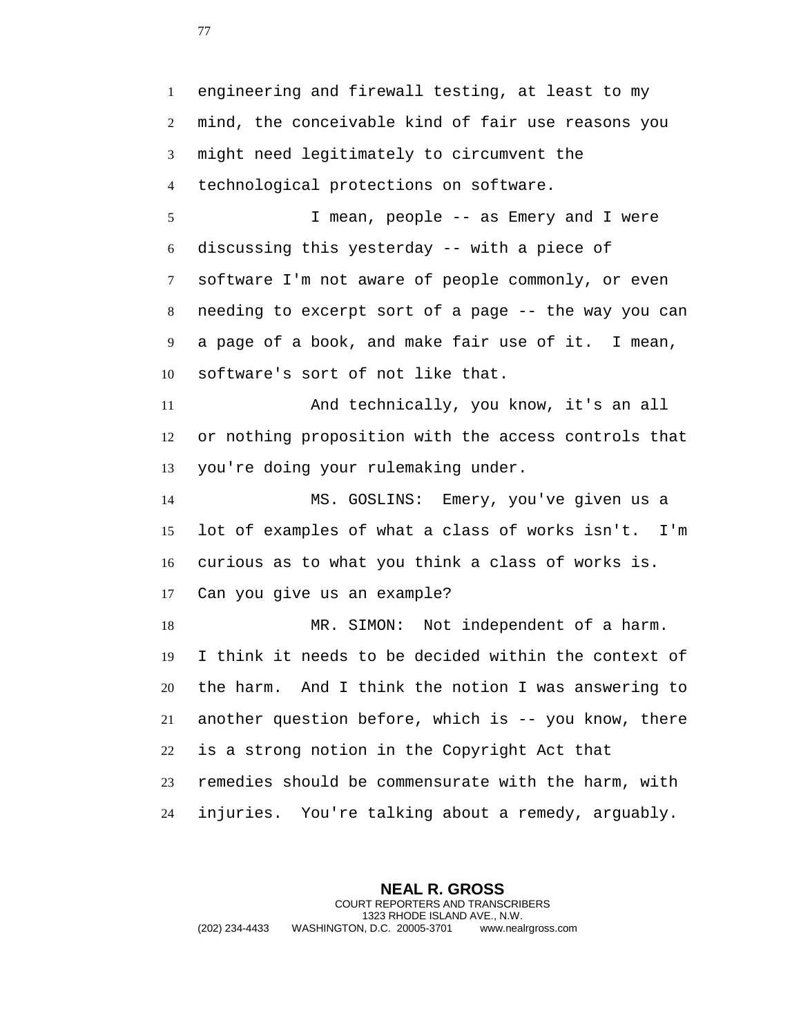engineering and firewall testing, at least to my mind, the conceivable kind of fair use reasons you might need legitimately to circumvent the technological protections on software.

I mean, people -- as Emery and I were discussing this yesterday -- with a piece of software I'm not aware of people commonly, or even needing to excerpt sort of a page -- the way you can a page of a book, and make fair use of it. I mean, software's sort of not like that.

And technically, you know, it's an all or nothing proposition with the access controls that you're doing your rulemaking under.

MS. GOSLINS: Emery, you've given us a lot of examples of what a class of works isn't. I'm curious as to what you think a class of works is. Can you give us an example?

MR. SIMON: Not independent of a harm. I think it needs to be decided within the context of the harm. And I think the notion I was answering to another question before, which is -- you know, there is a strong notion in the Copyright Act that remedies should be commensurate with the harm, with injuries. You're talking about a remedy, arguably.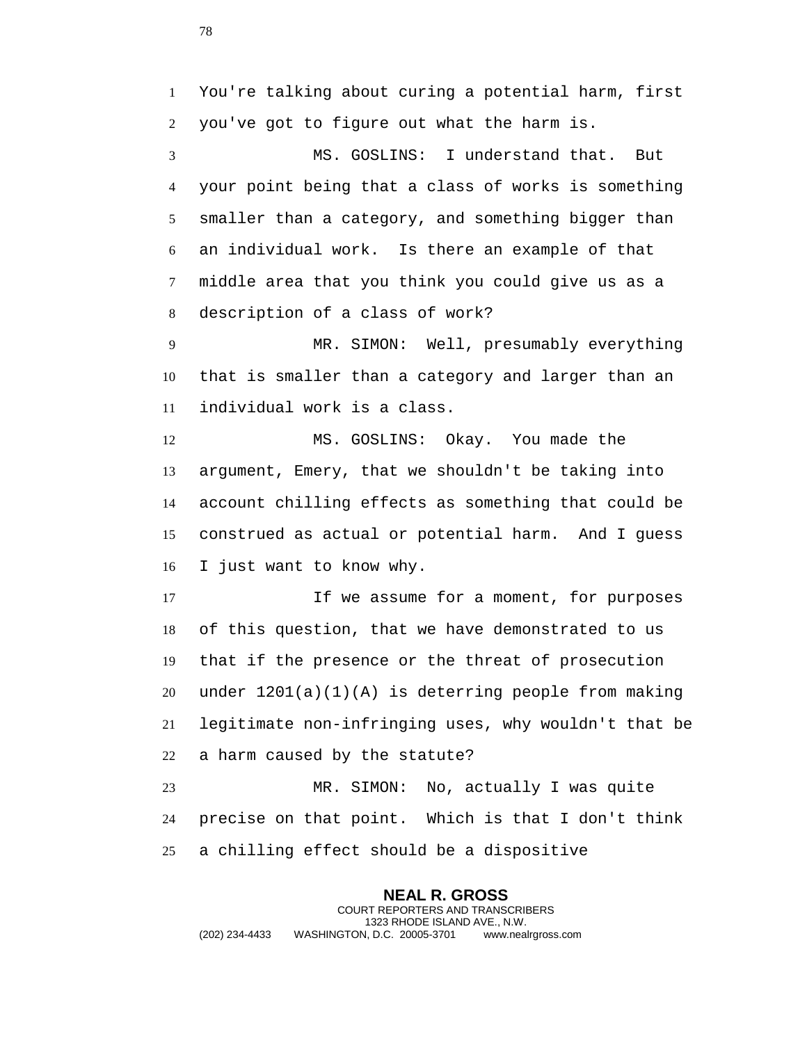You're talking about curing a potential harm, first you've got to figure out what the harm is.

MS. GOSLINS: I understand that. But your point being that a class of works is something smaller than a category, and something bigger than an individual work. Is there an example of that middle area that you think you could give us as a description of a class of work?

MR. SIMON: Well, presumably everything that is smaller than a category and larger than an individual work is a class.

MS. GOSLINS: Okay. You made the argument, Emery, that we shouldn't be taking into account chilling effects as something that could be construed as actual or potential harm. And I guess I just want to know why.

If we assume for a moment, for purposes of this question, that we have demonstrated to us that if the presence or the threat of prosecution under 1201(a)(1)(A) is deterring people from making legitimate non-infringing uses, why wouldn't that be a harm caused by the statute?

MR. SIMON: No, actually I was quite precise on that point. Which is that I don't think a chilling effect should be a dispositive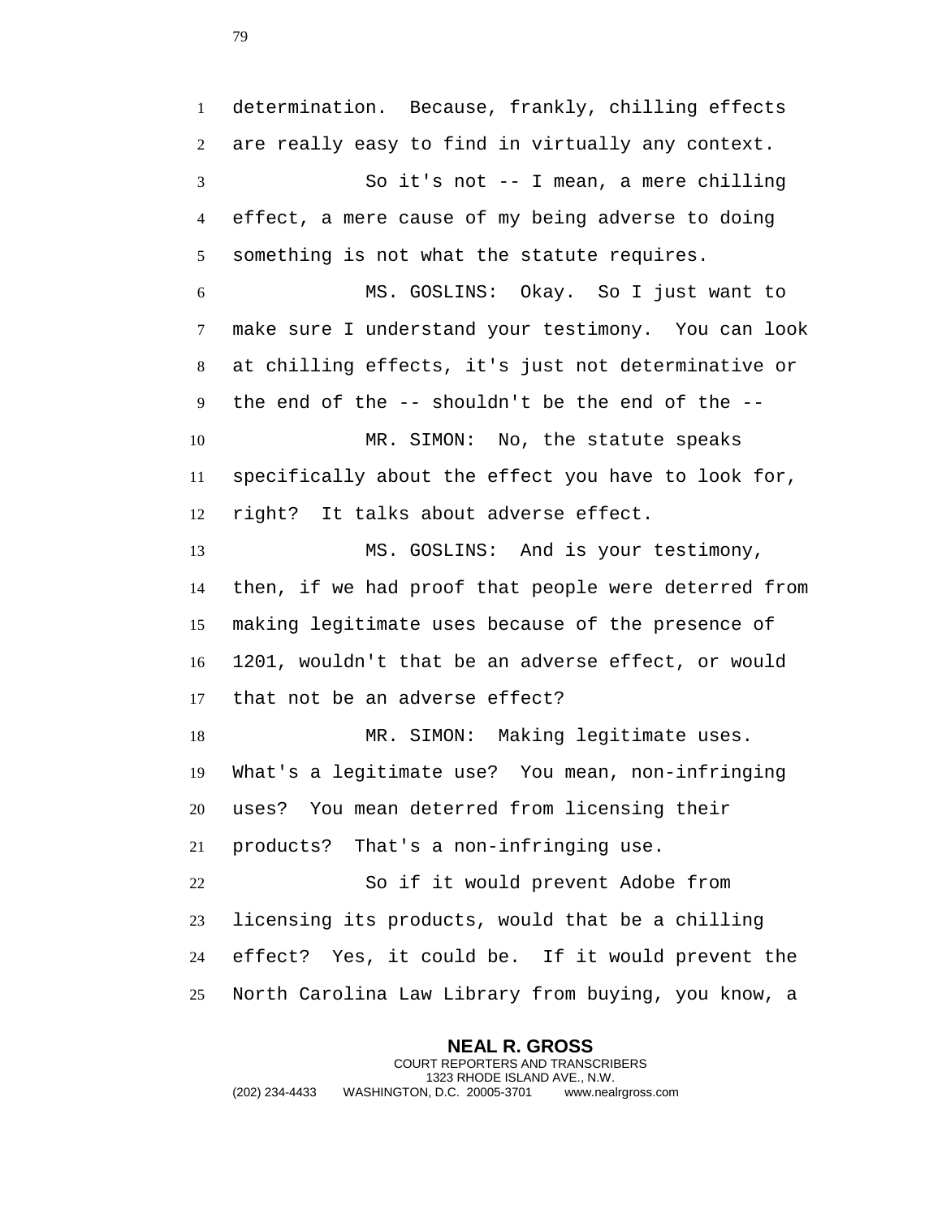determination. Because, frankly, chilling effects are really easy to find in virtually any context.

So it's not -- I mean, a mere chilling effect, a mere cause of my being adverse to doing something is not what the statute requires.

MS. GOSLINS: Okay. So I just want to make sure I understand your testimony. You can look at chilling effects, it's just not determinative or the end of the -- shouldn't be the end of the --

MR. SIMON: No, the statute speaks specifically about the effect you have to look for, right? It talks about adverse effect.

MS. GOSLINS: And is your testimony, then, if we had proof that people were deterred from making legitimate uses because of the presence of 1201, wouldn't that be an adverse effect, or would that not be an adverse effect?

MR. SIMON: Making legitimate uses. What's a legitimate use? You mean, non-infringing uses? You mean deterred from licensing their products? That's a non-infringing use.

So if it would prevent Adobe from licensing its products, would that be a chilling effect? Yes, it could be. If it would prevent the North Carolina Law Library from buying, you know, a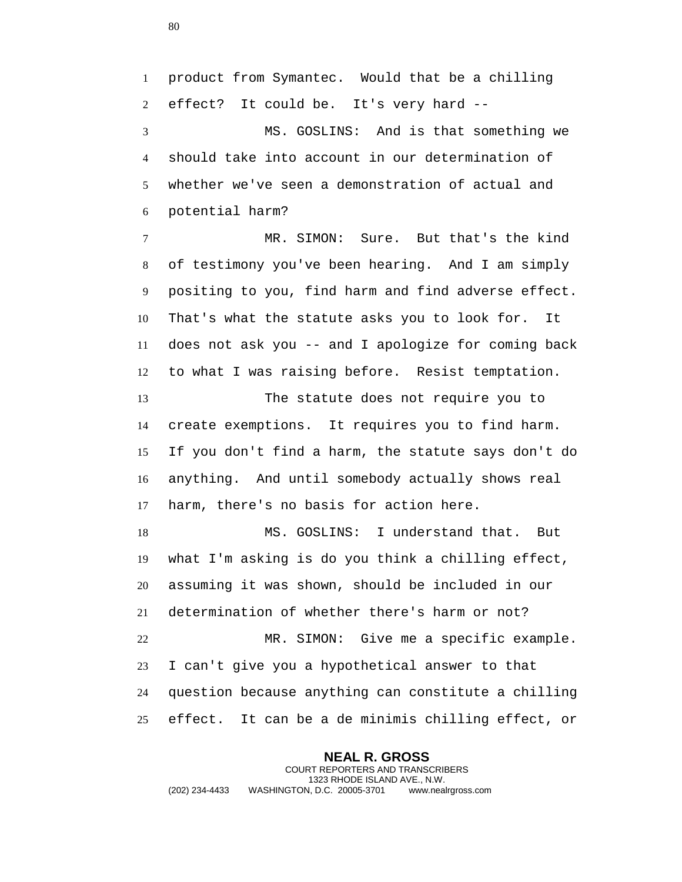product from Symantec. Would that be a chilling effect? It could be. It's very hard --

MS. GOSLINS: And is that something we should take into account in our determination of whether we've seen a demonstration of actual and potential harm?

MR. SIMON: Sure. But that's the kind of testimony you've been hearing. And I am simply positing to you, find harm and find adverse effect. That's what the statute asks you to look for. It does not ask you -- and I apologize for coming back to what I was raising before. Resist temptation.

The statute does not require you to create exemptions. It requires you to find harm. If you don't find a harm, the statute says don't do anything. And until somebody actually shows real harm, there's no basis for action here.

MS. GOSLINS: I understand that. But what I'm asking is do you think a chilling effect, assuming it was shown, should be included in our determination of whether there's harm or not?

MR. SIMON: Give me a specific example. I can't give you a hypothetical answer to that question because anything can constitute a chilling effect. It can be a de minimis chilling effect, or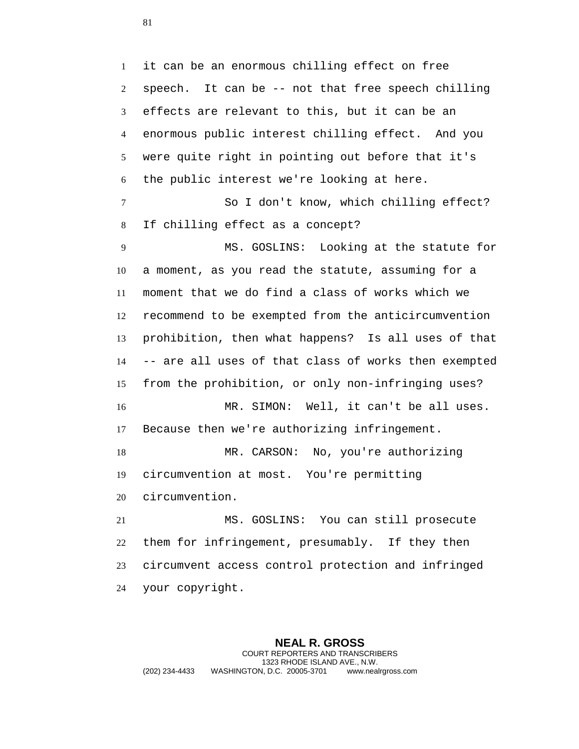it can be an enormous chilling effect on free speech. It can be -- not that free speech chilling effects are relevant to this, but it can be an enormous public interest chilling effect. And you were quite right in pointing out before that it's the public interest we're looking at here.

So I don't know, which chilling effect? If chilling effect as a concept?

MS. GOSLINS: Looking at the statute for a moment, as you read the statute, assuming for a moment that we do find a class of works which we recommend to be exempted from the anticircumvention prohibition, then what happens? Is all uses of that -- are all uses of that class of works then exempted from the prohibition, or only non-infringing uses?

MR. SIMON: Well, it can't be all uses. Because then we're authorizing infringement.

MR. CARSON: No, you're authorizing circumvention at most. You're permitting circumvention.

MS. GOSLINS: You can still prosecute them for infringement, presumably. If they then circumvent access control protection and infringed your copyright.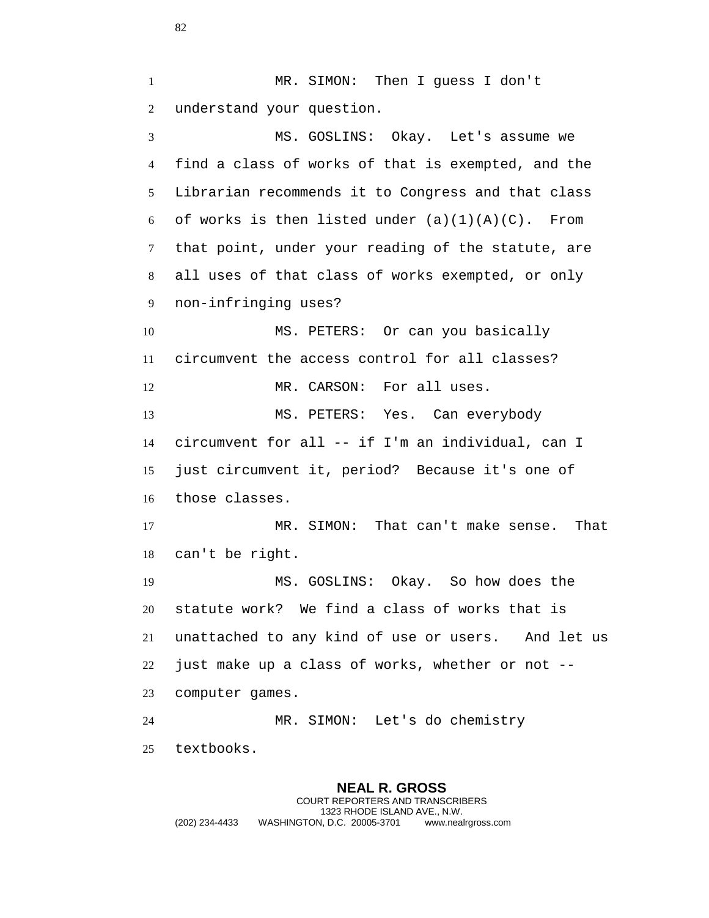MR. SIMON: Then I guess I don't understand your question.

MS. GOSLINS: Okay. Let's assume we find a class of works of that is exempted, and the Librarian recommends it to Congress and that class of works is then listed under (a)(1)(A)(C). From that point, under your reading of the statute, are all uses of that class of works exempted, or only non-infringing uses?

MS. PETERS: Or can you basically circumvent the access control for all classes?

MR. CARSON: For all uses.

MS. PETERS: Yes. Can everybody circumvent for all -- if I'm an individual, can I just circumvent it, period? Because it's one of those classes.

MR. SIMON: That can't make sense. That can't be right.

MS. GOSLINS: Okay. So how does the statute work? We find a class of works that is unattached to any kind of use or users. And let us just make up a class of works, whether or not -- computer games.

MR. SIMON: Let's do chemistry textbooks.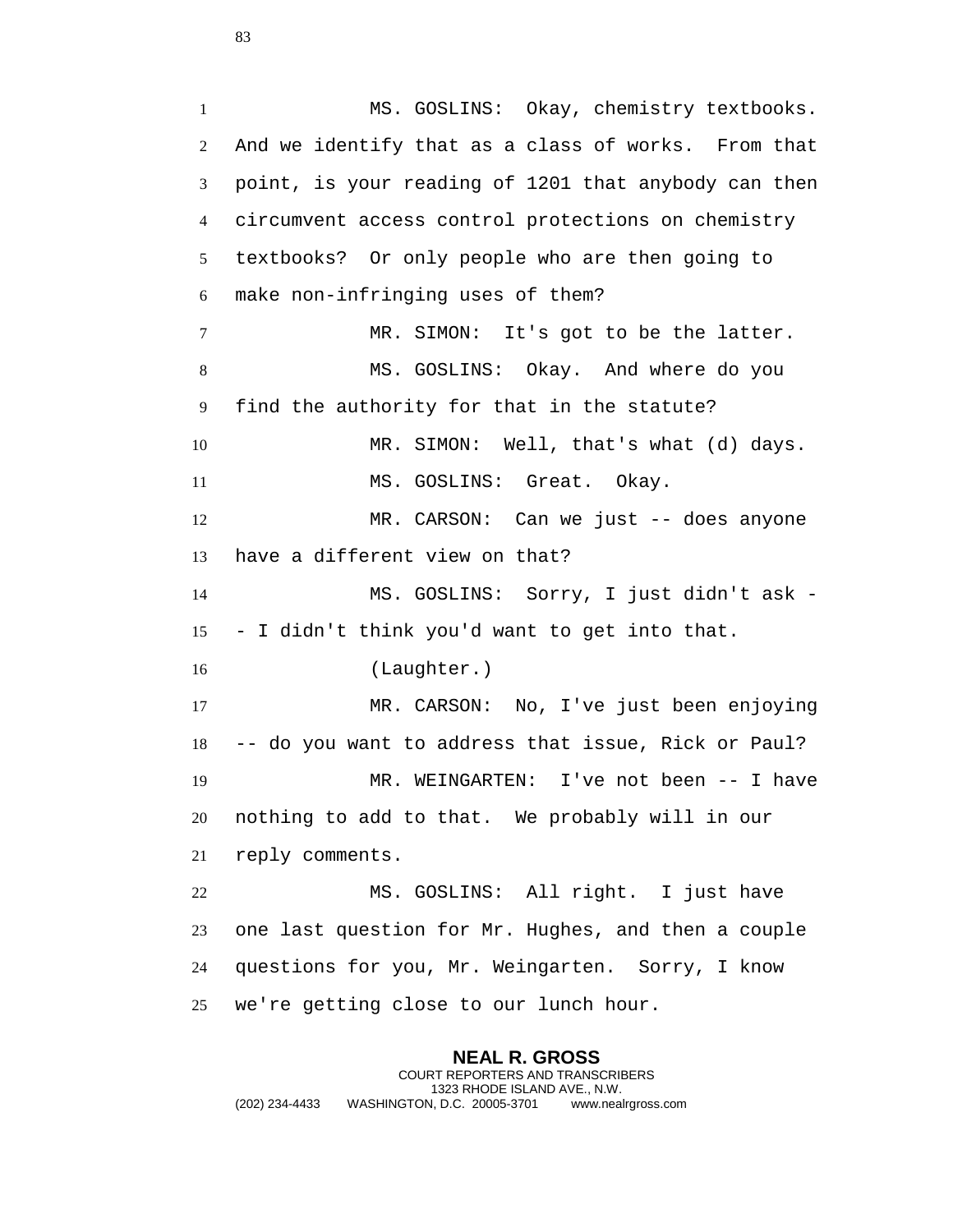MS. GOSLINS: Okay, chemistry textbooks. And we identify that as a class of works. From that point, is your reading of 1201 that anybody can then circumvent access control protections on chemistry textbooks? Or only people who are then going to make non-infringing uses of them?

MR. SIMON: It's got to be the latter.

MS. GOSLINS: Okay. And where do you find the authority for that in the statute?

MR. SIMON: Well, that's what (d) days.

MS. GOSLINS: Great. Okay.

MR. CARSON: Can we just -- does anyone have a different view on that?

MS. GOSLINS: Sorry, I just didn't ask -- I didn't think you'd want to get into that.

(Laughter.)

MR. CARSON: No, I've just been enjoying -- do you want to address that issue, Rick or Paul?

MR. WEINGARTEN: I've not been -- I have nothing to add to that. We probably will in our reply comments.

MS. GOSLINS: All right. I just have one last question for Mr. Hughes, and then a couple questions for you, Mr. Weingarten. Sorry, I know we're getting close to our lunch hour.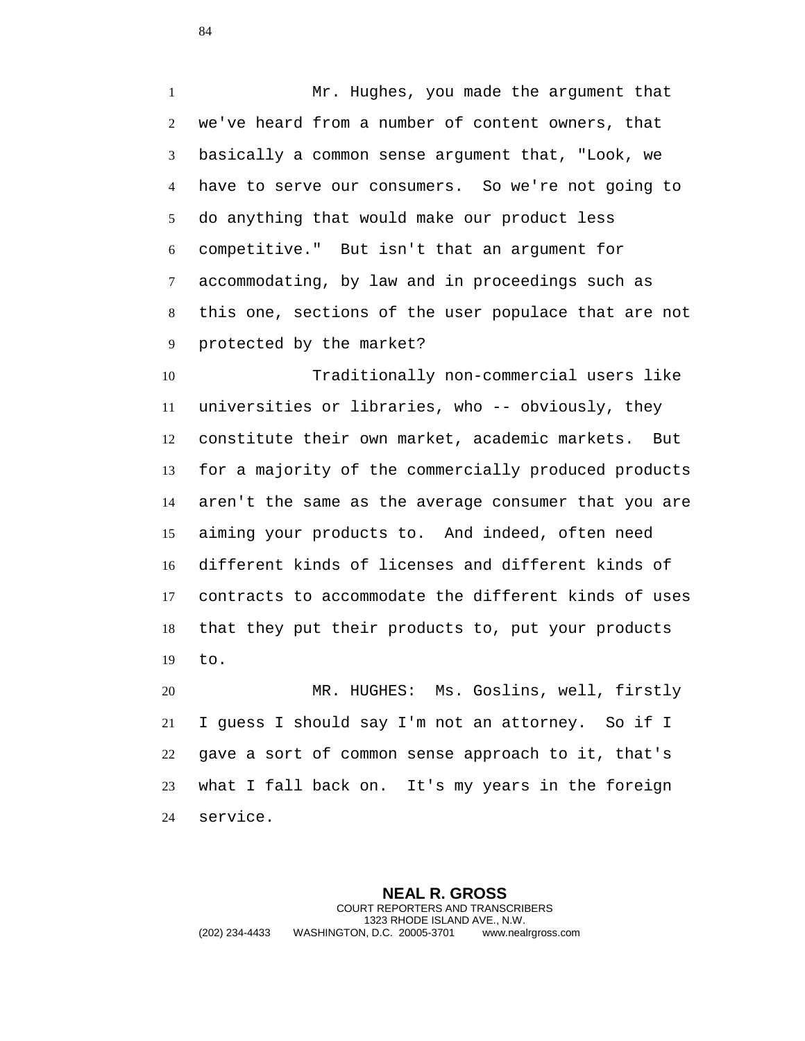Mr. Hughes, you made the argument that we've heard from a number of content owners, that basically a common sense argument that, "Look, we have to serve our consumers. So we're not going to do anything that would make our product less competitive." But isn't that an argument for accommodating, by law and in proceedings such as this one, sections of the user populace that are not protected by the market?

Traditionally non-commercial users like universities or libraries, who -- obviously, they constitute their own market, academic markets. But for a majority of the commercially produced products aren't the same as the average consumer that you are aiming your products to. And indeed, often need different kinds of licenses and different kinds of contracts to accommodate the different kinds of uses that they put their products to, put your products to.

MR. HUGHES: Ms. Goslins, well, firstly I guess I should say I'm not an attorney. So if I gave a sort of common sense approach to it, that's what I fall back on. It's my years in the foreign service.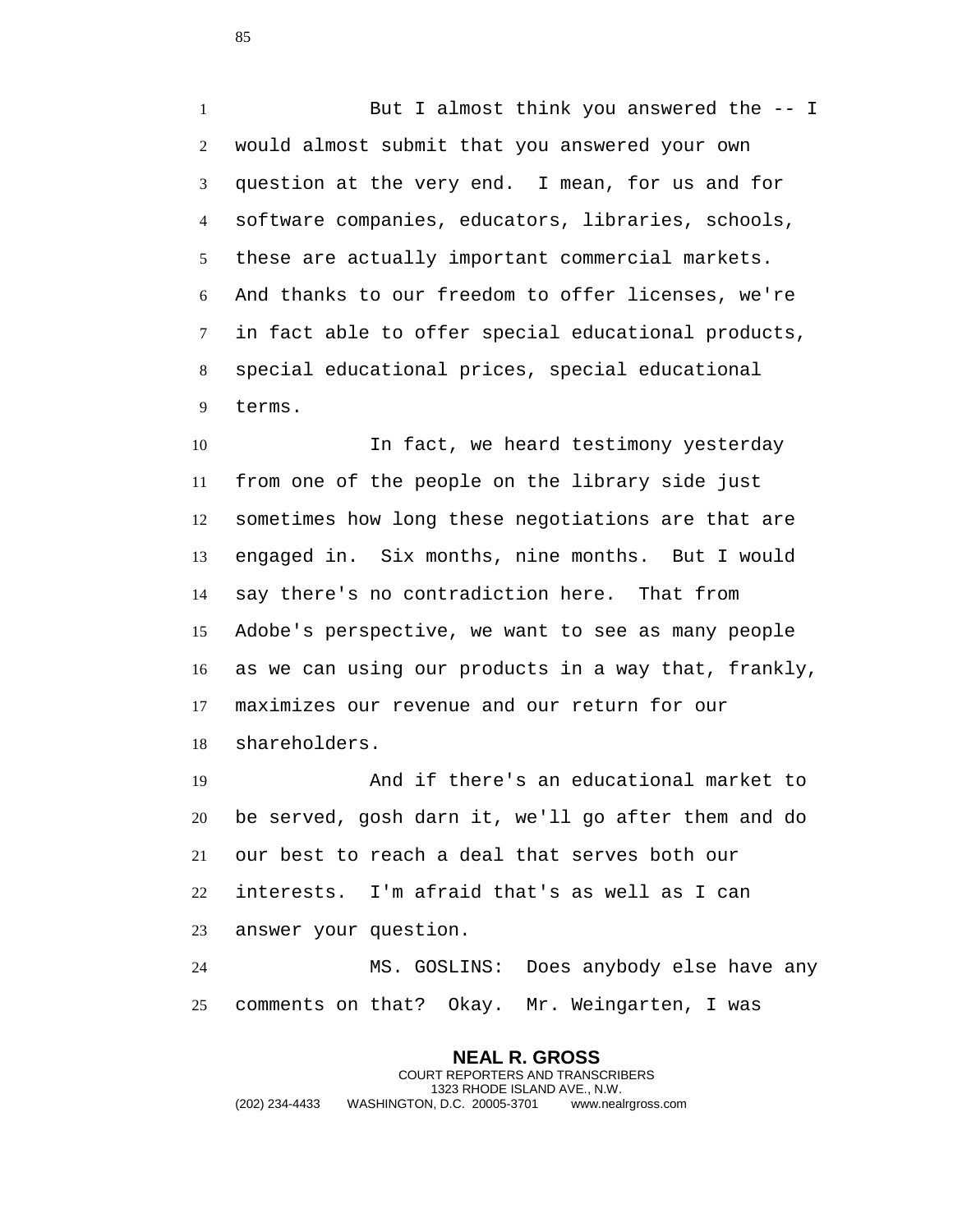But I almost think you answered the -- I would almost submit that you answered your own question at the very end. I mean, for us and for software companies, educators, libraries, schools, these are actually important commercial markets. And thanks to our freedom to offer licenses, we're in fact able to offer special educational products, special educational prices, special educational terms.

In fact, we heard testimony yesterday from one of the people on the library side just sometimes how long these negotiations are that are engaged in. Six months, nine months. But I would say there's no contradiction here. That from Adobe's perspective, we want to see as many people as we can using our products in a way that, frankly, maximizes our revenue and our return for our shareholders.

And if there's an educational market to be served, gosh darn it, we'll go after them and do our best to reach a deal that serves both our interests. I'm afraid that's as well as I can answer your question.

MS. GOSLINS: Does anybody else have any comments on that? Okay. Mr. Weingarten, I was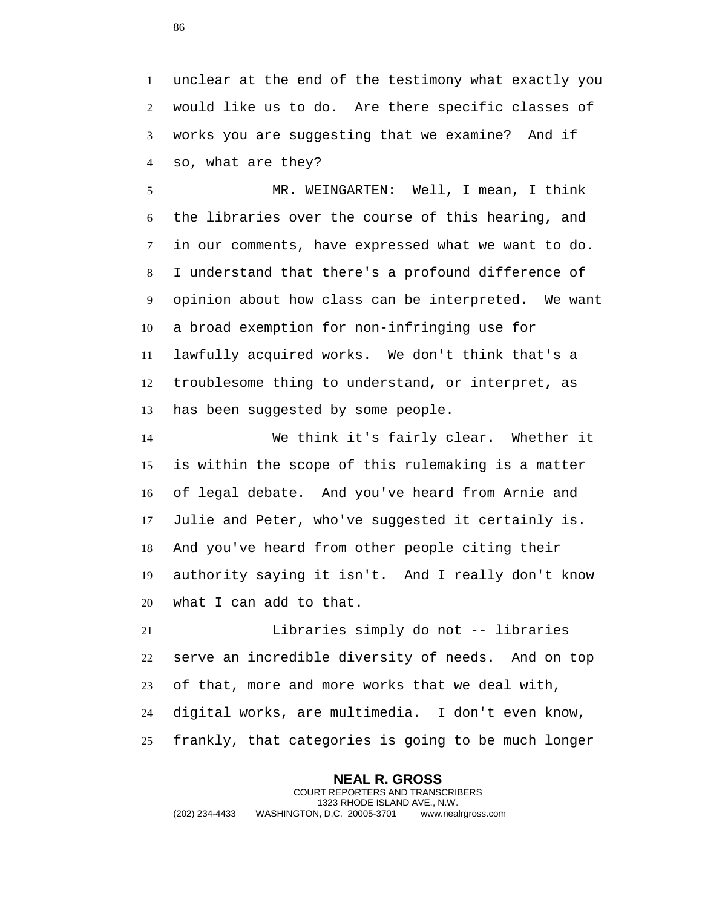unclear at the end of the testimony what exactly you would like us to do. Are there specific classes of works you are suggesting that we examine? And if so, what are they?

MR. WEINGARTEN: Well, I mean, I think the libraries over the course of this hearing, and in our comments, have expressed what we want to do. I understand that there's a profound difference of opinion about how class can be interpreted. We want a broad exemption for non-infringing use for lawfully acquired works. We don't think that's a troublesome thing to understand, or interpret, as has been suggested by some people.

We think it's fairly clear. Whether it is within the scope of this rulemaking is a matter of legal debate. And you've heard from Arnie and Julie and Peter, who've suggested it certainly is. And you've heard from other people citing their authority saying it isn't. And I really don't know what I can add to that.

Libraries simply do not -- libraries serve an incredible diversity of needs. And on top of that, more and more works that we deal with, digital works, are multimedia. I don't even know, frankly, that categories is going to be much longer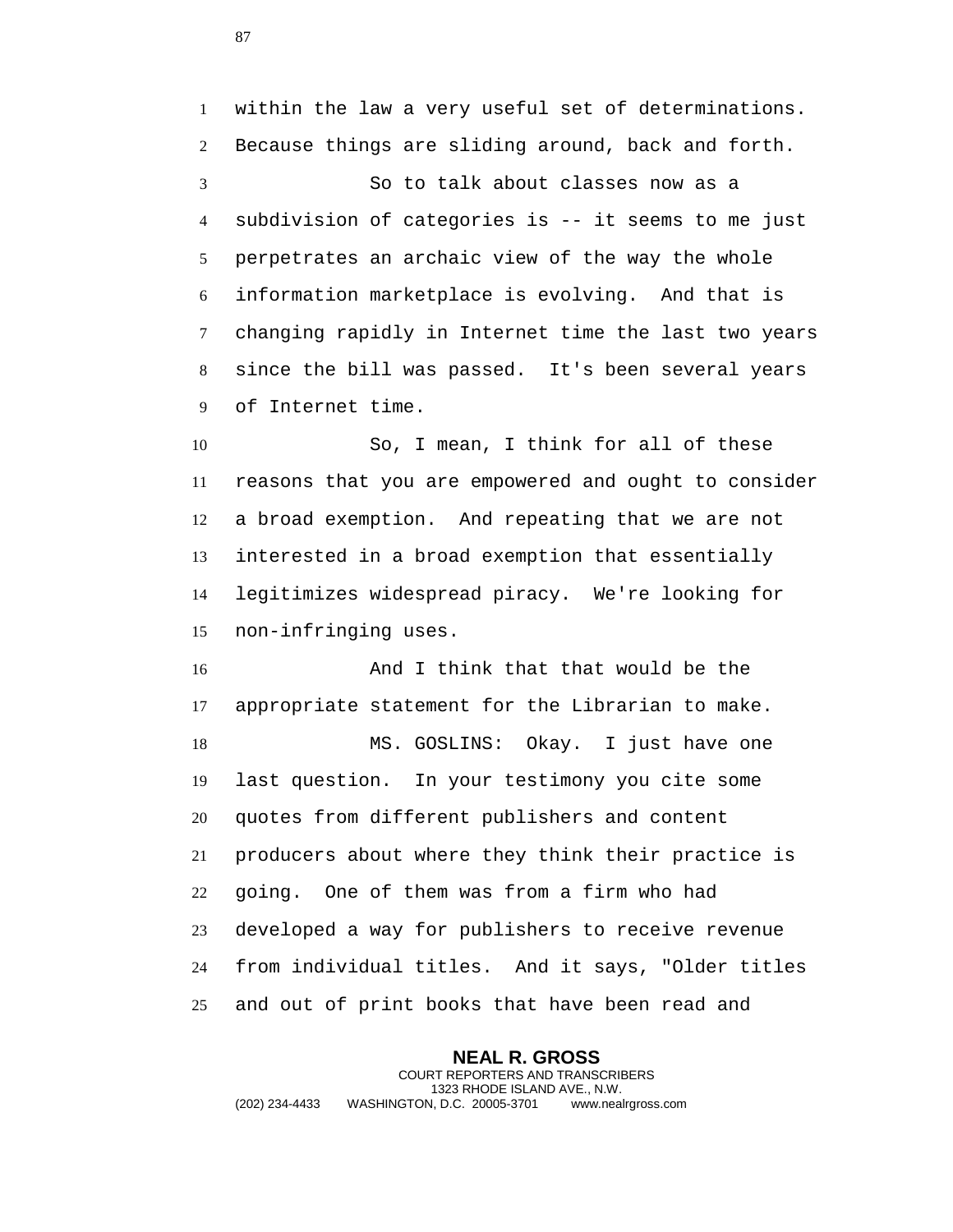within the law a very useful set of determinations. Because things are sliding around, back and forth.

So to talk about classes now as a subdivision of categories is -- it seems to me just perpetrates an archaic view of the way the whole information marketplace is evolving. And that is changing rapidly in Internet time the last two years since the bill was passed. It's been several years of Internet time.

So, I mean, I think for all of these reasons that you are empowered and ought to consider a broad exemption. And repeating that we are not interested in a broad exemption that essentially legitimizes widespread piracy. We're looking for non-infringing uses.

And I think that that would be the appropriate statement for the Librarian to make.

MS. GOSLINS: Okay. I just have one last question. In your testimony you cite some quotes from different publishers and content producers about where they think their practice is going. One of them was from a firm who had developed a way for publishers to receive revenue from individual titles. And it says, "Older titles and out of print books that have been read and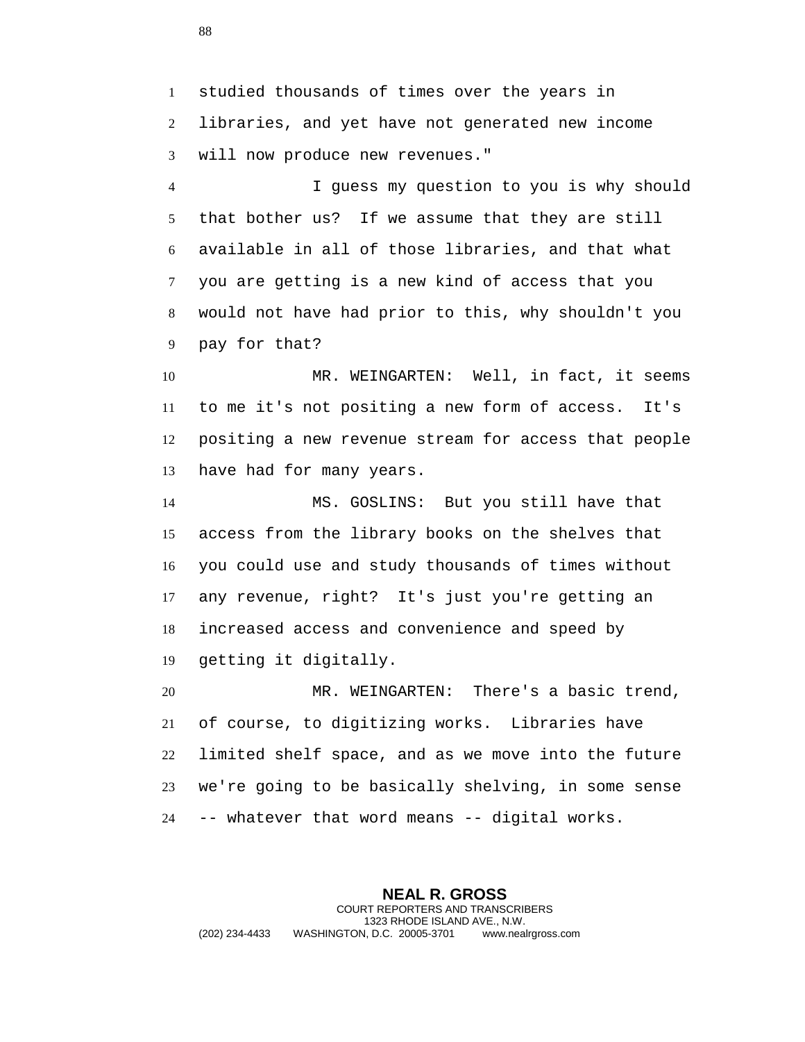studied thousands of times over the years in libraries, and yet have not generated new income will now produce new revenues."

I guess my question to you is why should that bother us? If we assume that they are still available in all of those libraries, and that what you are getting is a new kind of access that you would not have had prior to this, why shouldn't you pay for that?

MR. WEINGARTEN: Well, in fact, it seems to me it's not positing a new form of access. It's positing a new revenue stream for access that people have had for many years.

MS. GOSLINS: But you still have that access from the library books on the shelves that you could use and study thousands of times without any revenue, right? It's just you're getting an increased access and convenience and speed by getting it digitally.

MR. WEINGARTEN: There's a basic trend, of course, to digitizing works. Libraries have limited shelf space, and as we move into the future we're going to be basically shelving, in some sense -- whatever that word means -- digital works.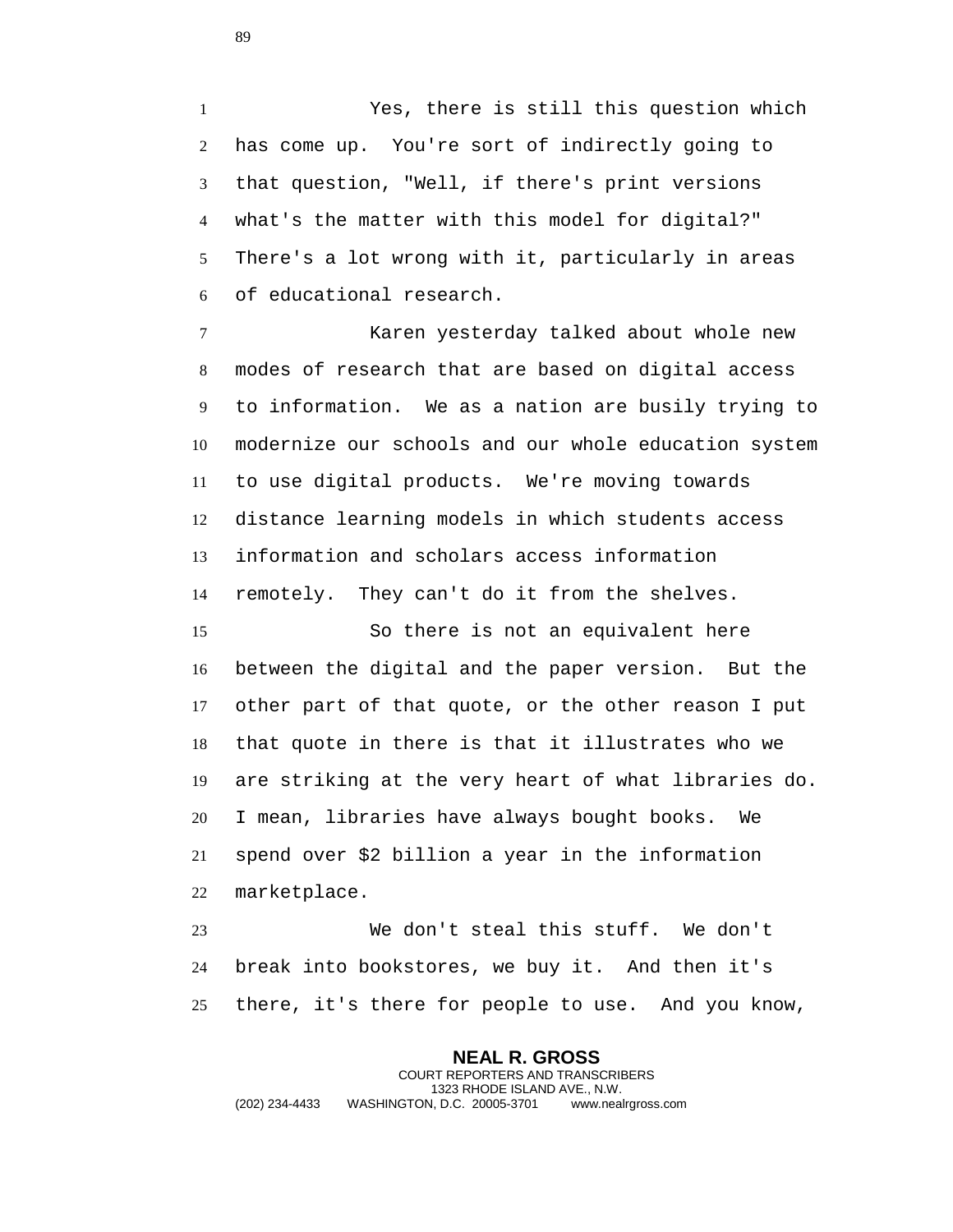Yes, there is still this question which has come up. You're sort of indirectly going to that question, "Well, if there's print versions what's the matter with this model for digital?" There's a lot wrong with it, particularly in areas of educational research.

Karen yesterday talked about whole new modes of research that are based on digital access to information. We as a nation are busily trying to modernize our schools and our whole education system to use digital products. We're moving towards distance learning models in which students access information and scholars access information remotely. They can't do it from the shelves.

So there is not an equivalent here between the digital and the paper version. But the other part of that quote, or the other reason I put that quote in there is that it illustrates who we are striking at the very heart of what libraries do. I mean, libraries have always bought books. We spend over $2 billion a year in the information marketplace.

We don't steal this stuff. We don't break into bookstores, we buy it. And then it's there, it's there for people to use. And you know,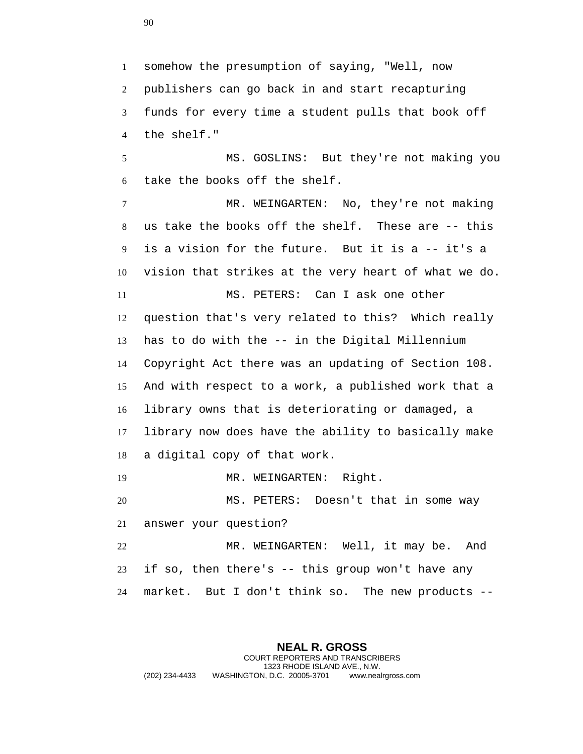somehow the presumption of saying, "Well, now publishers can go back in and start recapturing funds for every time a student pulls that book off the shelf."

MS. GOSLINS: But they're not making you take the books off the shelf.

MR. WEINGARTEN: No, they're not making us take the books off the shelf. These are -- this is a vision for the future. But it is a -- it's a vision that strikes at the very heart of what we do.

MS. PETERS: Can I ask one other question that's very related to this? Which really has to do with the -- in the Digital Millennium Copyright Act there was an updating of Section 108. And with respect to a work, a published work that a library owns that is deteriorating or damaged, a library now does have the ability to basically make a digital copy of that work.

MR. WEINGARTEN: Right.

MS. PETERS: Doesn't that in some way answer your question?

MR. WEINGARTEN: Well, it may be. And if so, then there's -- this group won't have any market. But I don't think so. The new products --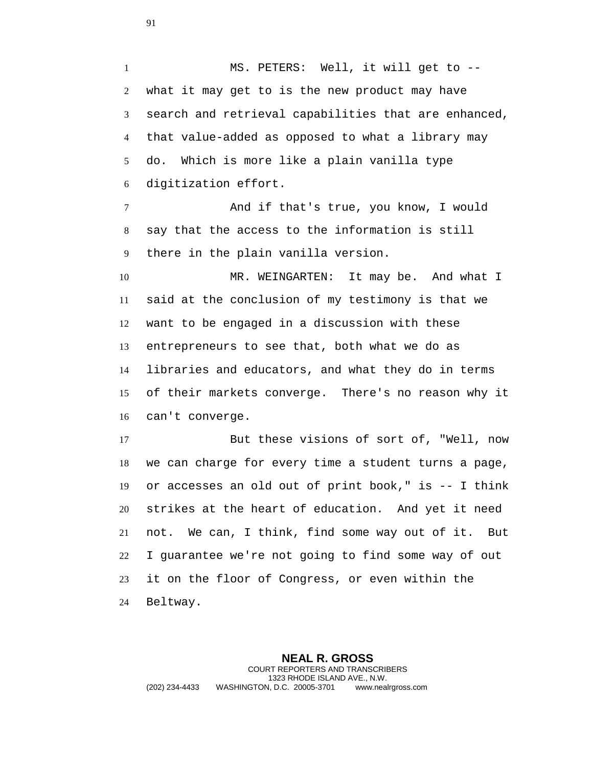MS. PETERS: Well, it will get to -- what it may get to is the new product may have search and retrieval capabilities that are enhanced, that value-added as opposed to what a library may do. Which is more like a plain vanilla type digitization effort.

And if that's true, you know, I would say that the access to the information is still there in the plain vanilla version.

MR. WEINGARTEN: It may be. And what I said at the conclusion of my testimony is that we want to be engaged in a discussion with these entrepreneurs to see that, both what we do as libraries and educators, and what they do in terms of their markets converge. There's no reason why it can't converge.

But these visions of sort of, "Well, now we can charge for every time a student turns a page, or accesses an old out of print book," is -- I think strikes at the heart of education. And yet it need not. We can, I think, find some way out of it. But I guarantee we're not going to find some way of out it on the floor of Congress, or even within the Beltway.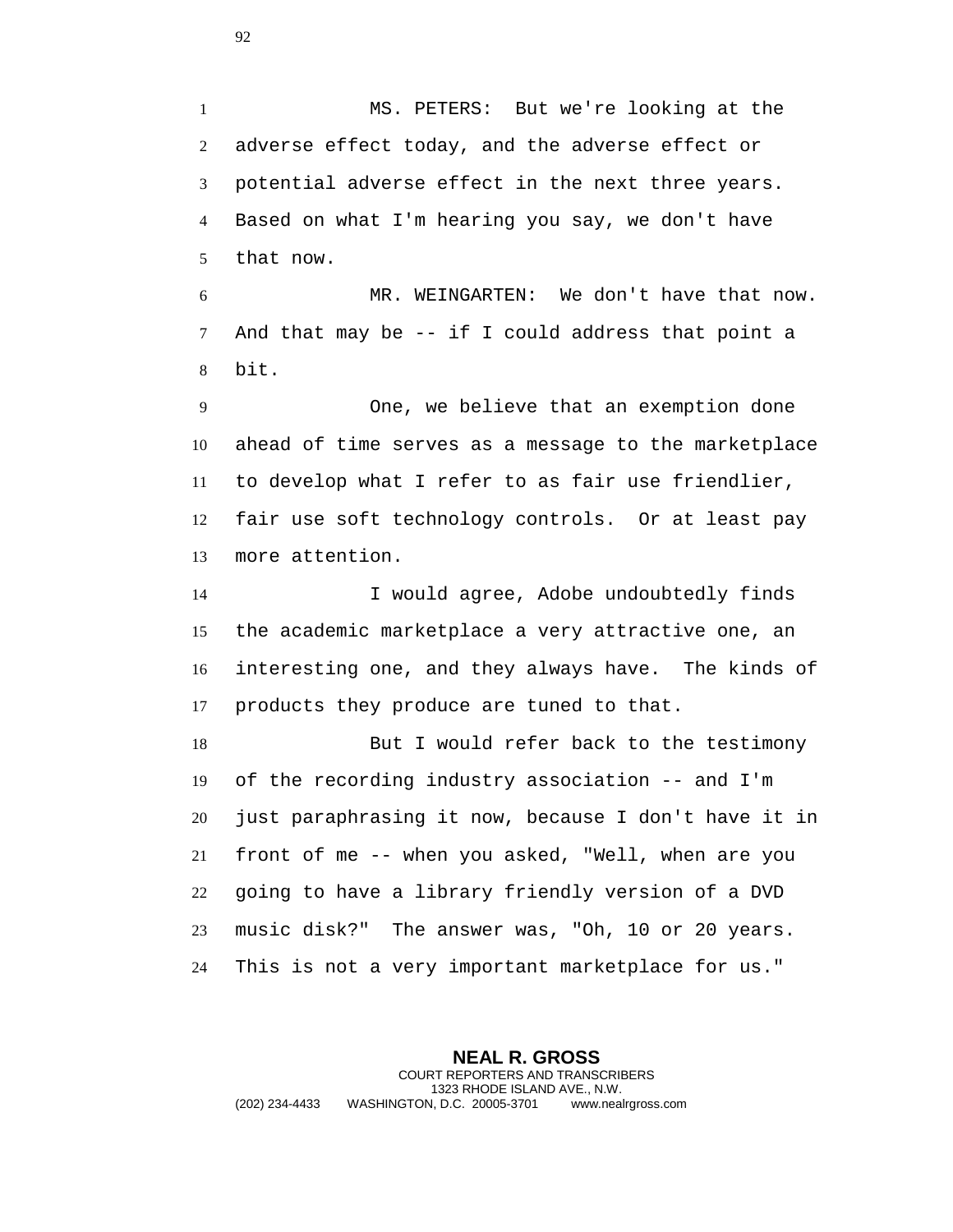MS. PETERS: But we're looking at the adverse effect today, and the adverse effect or potential adverse effect in the next three years. Based on what I'm hearing you say, we don't have that now.

MR. WEINGARTEN: We don't have that now. And that may be -- if I could address that point a bit.

One, we believe that an exemption done ahead of time serves as a message to the marketplace to develop what I refer to as fair use friendlier, fair use soft technology controls. Or at least pay more attention.

I would agree, Adobe undoubtedly finds the academic marketplace a very attractive one, an interesting one, and they always have. The kinds of products they produce are tuned to that.

But I would refer back to the testimony of the recording industry association -- and I'm just paraphrasing it now, because I don't have it in front of me -- when you asked, "Well, when are you going to have a library friendly version of a DVD music disk?" The answer was, "Oh, 10 or 20 years. This is not a very important marketplace for us."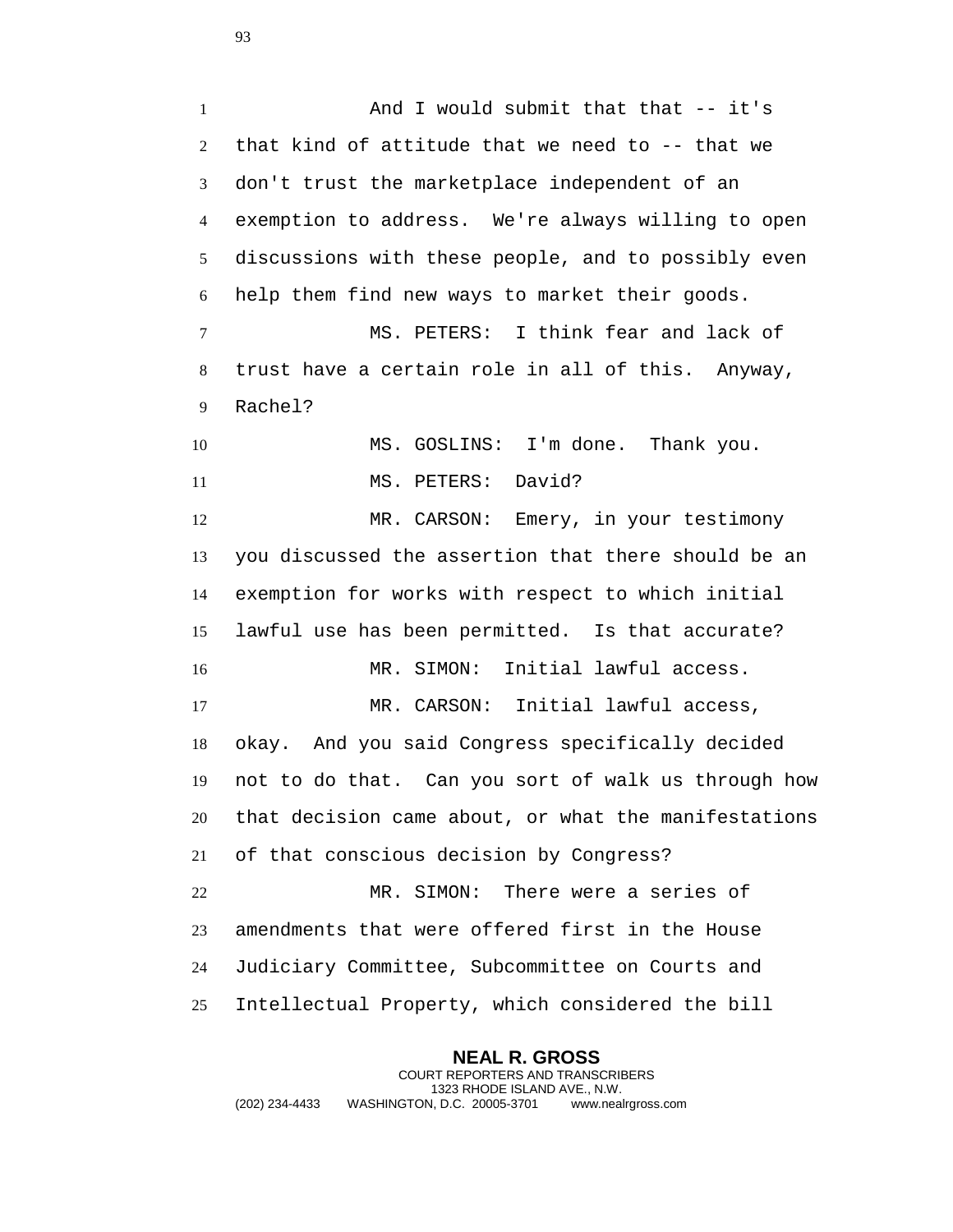And I would submit that that -- it's that kind of attitude that we need to -- that we don't trust the marketplace independent of an exemption to address. We're always willing to open discussions with these people, and to possibly even help them find new ways to market their goods.

MS. PETERS: I think fear and lack of trust have a certain role in all of this. Anyway, Rachel?

MS. GOSLINS: I'm done. Thank you.

MS. PETERS: David?

MR. CARSON: Emery, in your testimony you discussed the assertion that there should be an exemption for works with respect to which initial lawful use has been permitted. Is that accurate?

MR. SIMON: Initial lawful access.

MR. CARSON: Initial lawful access, okay. And you said Congress specifically decided not to do that. Can you sort of walk us through how that decision came about, or what the manifestations of that conscious decision by Congress?

MR. SIMON: There were a series of amendments that were offered first in the House Judiciary Committee, Subcommittee on Courts and Intellectual Property, which considered the bill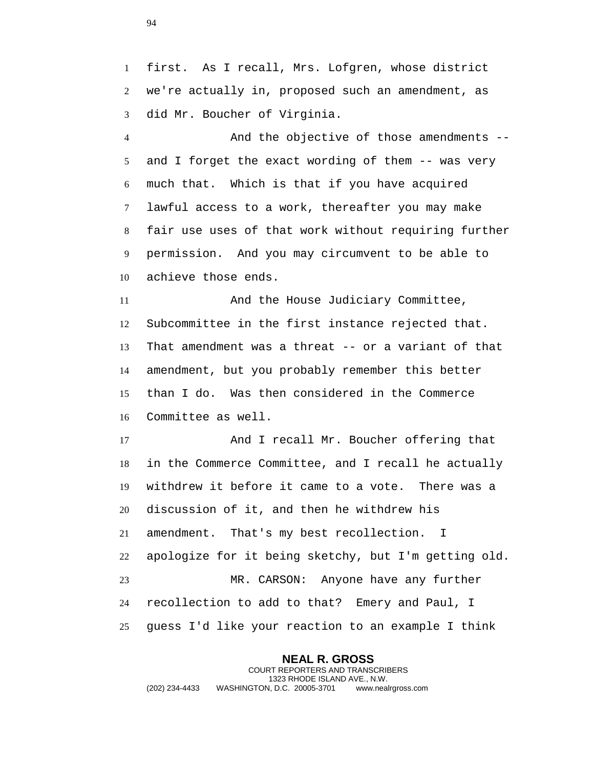first. As I recall, Mrs. Lofgren, whose district we're actually in, proposed such an amendment, as did Mr. Boucher of Virginia.

And the objective of those amendments -- and I forget the exact wording of them -- was very much that. Which is that if you have acquired lawful access to a work, thereafter you may make fair use uses of that work without requiring further permission. And you may circumvent to be able to achieve those ends.

And the House Judiciary Committee, Subcommittee in the first instance rejected that. That amendment was a threat -- or a variant of that amendment, but you probably remember this better than I do. Was then considered in the Commerce Committee as well.

And I recall Mr. Boucher offering that in the Commerce Committee, and I recall he actually withdrew it before it came to a vote. There was a discussion of it, and then he withdrew his amendment. That's my best recollection. I apologize for it being sketchy, but I'm getting old.

MR. CARSON: Anyone have any further recollection to add to that? Emery and Paul, I guess I'd like your reaction to an example I think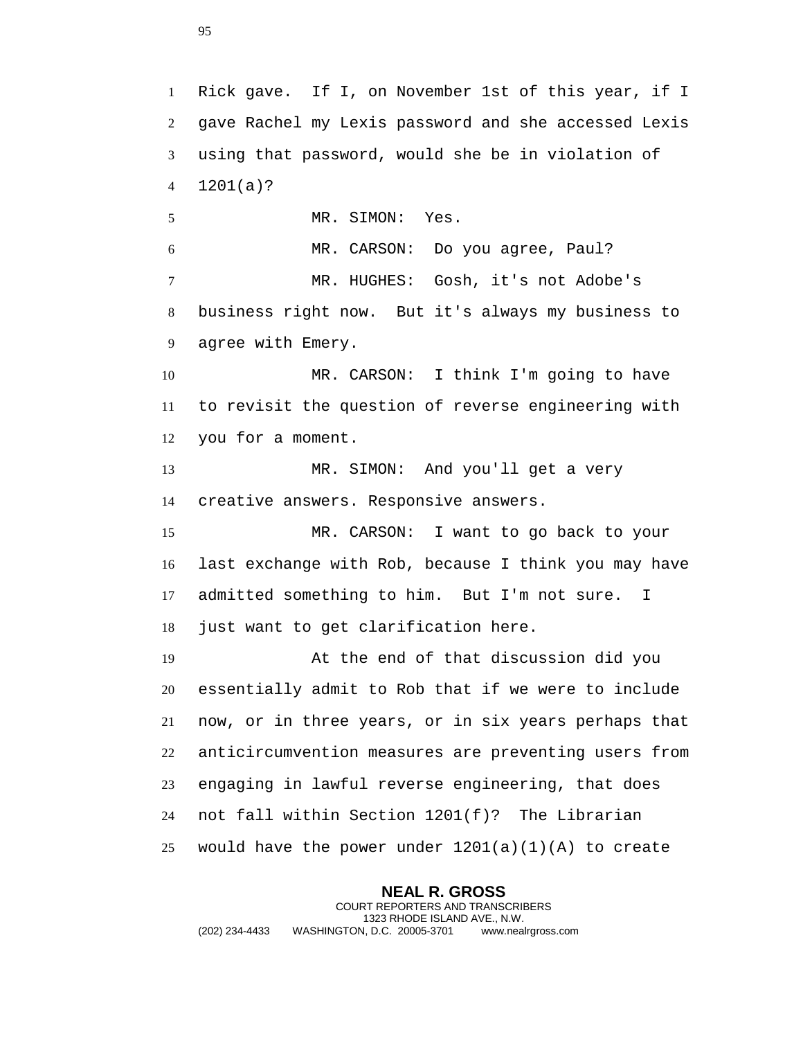Rick gave. If I, on November 1st of this year, if I gave Rachel my Lexis password and she accessed Lexis using that password, would she be in violation of 1201(a)?

MR. SIMON: Yes.

MR. CARSON: Do you agree, Paul?

MR. HUGHES: Gosh, it's not Adobe's business right now. But it's always my business to agree with Emery.

MR. CARSON: I think I'm going to have to revisit the question of reverse engineering with you for a moment.

MR. SIMON: And you'll get a very creative answers. Responsive answers.

MR. CARSON: I want to go back to your last exchange with Rob, because I think you may have admitted something to him. But I'm not sure. I just want to get clarification here.

At the end of that discussion did you essentially admit to Rob that if we were to include now, or in three years, or in six years perhaps that anticircumvention measures are preventing users from engaging in lawful reverse engineering, that does not fall within Section 1201(f)? The Librarian would have the power under 1201(a)(1)(A) to create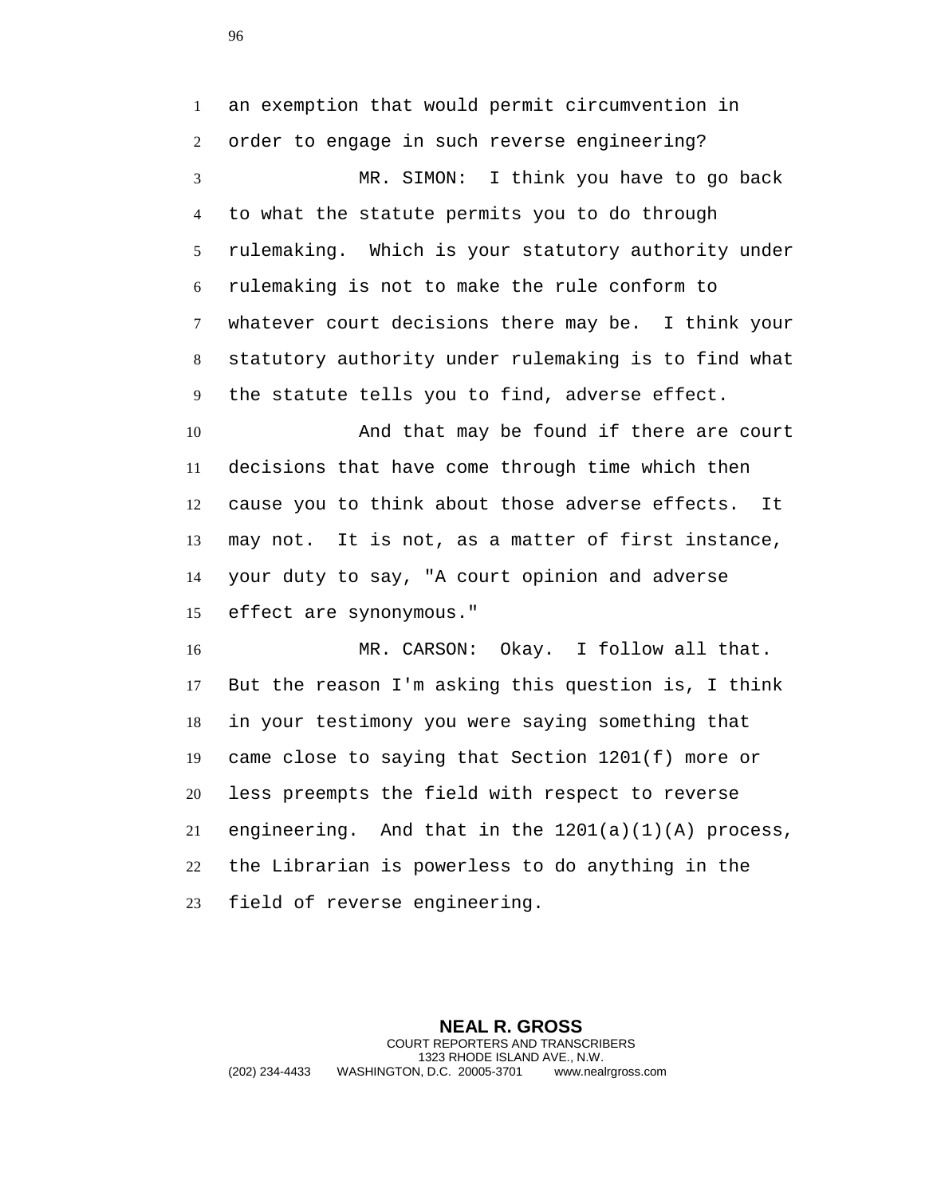an exemption that would permit circumvention in order to engage in such reverse engineering?

MR. SIMON: I think you have to go back to what the statute permits you to do through rulemaking. Which is your statutory authority under rulemaking is not to make the rule conform to whatever court decisions there may be. I think your statutory authority under rulemaking is to find what the statute tells you to find, adverse effect.

And that may be found if there are court decisions that have come through time which then cause you to think about those adverse effects. It may not. It is not, as a matter of first instance, your duty to say, "A court opinion and adverse effect are synonymous."

MR. CARSON: Okay. I follow all that. But the reason I'm asking this question is, I think in your testimony you were saying something that came close to saying that Section 1201(f) more or less preempts the field with respect to reverse engineering. And that in the 1201(a)(1)(A) process, the Librarian is powerless to do anything in the field of reverse engineering.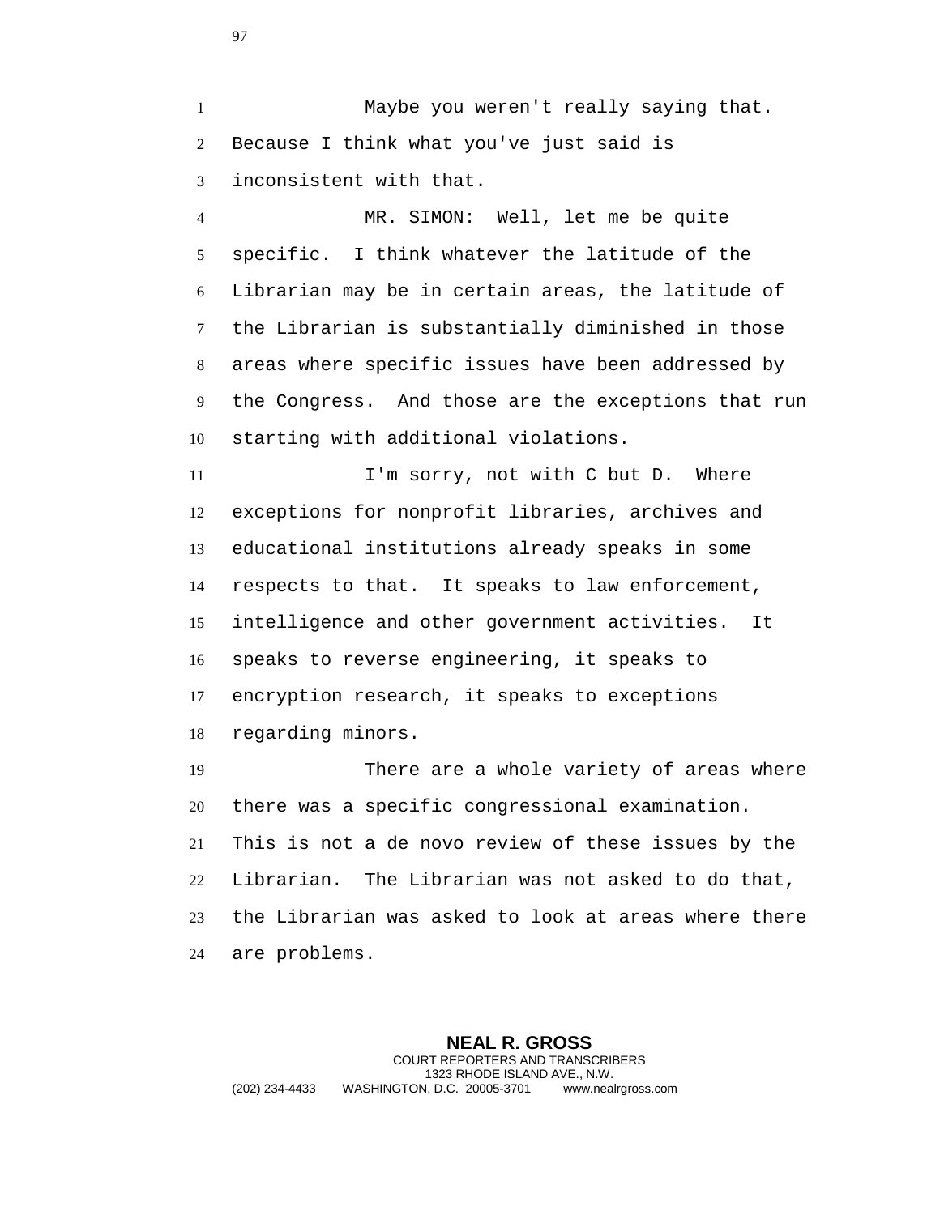Maybe you weren't really saying that. Because I think what you've just said is inconsistent with that.

MR. SIMON: Well, let me be quite specific. I think whatever the latitude of the Librarian may be in certain areas, the latitude of the Librarian is substantially diminished in those areas where specific issues have been addressed by the Congress. And those are the exceptions that run starting with additional violations.

I'm sorry, not with C but D. Where exceptions for nonprofit libraries, archives and educational institutions already speaks in some respects to that. It speaks to law enforcement, intelligence and other government activities. It speaks to reverse engineering, it speaks to encryption research, it speaks to exceptions regarding minors.

There are a whole variety of areas where there was a specific congressional examination. This is not a de novo review of these issues by the Librarian. The Librarian was not asked to do that, the Librarian was asked to look at areas where there are problems.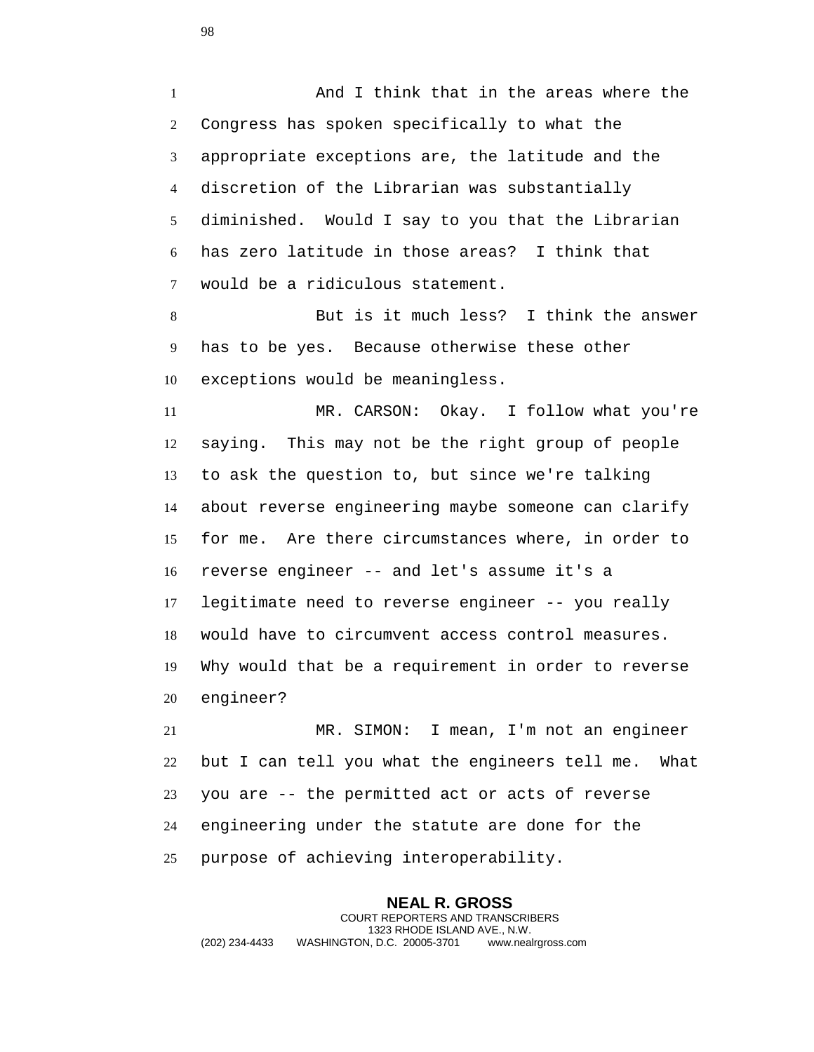And I think that in the areas where the Congress has spoken specifically to what the appropriate exceptions are, the latitude and the discretion of the Librarian was substantially diminished. Would I say to you that the Librarian has zero latitude in those areas? I think that would be a ridiculous statement.

But is it much less? I think the answer has to be yes. Because otherwise these other exceptions would be meaningless.

MR. CARSON: Okay. I follow what you're saying. This may not be the right group of people to ask the question to, but since we're talking about reverse engineering maybe someone can clarify for me. Are there circumstances where, in order to reverse engineer -- and let's assume it's a legitimate need to reverse engineer -- you really would have to circumvent access control measures. Why would that be a requirement in order to reverse engineer?

MR. SIMON: I mean, I'm not an engineer but I can tell you what the engineers tell me. What you are -- the permitted act or acts of reverse engineering under the statute are done for the purpose of achieving interoperability.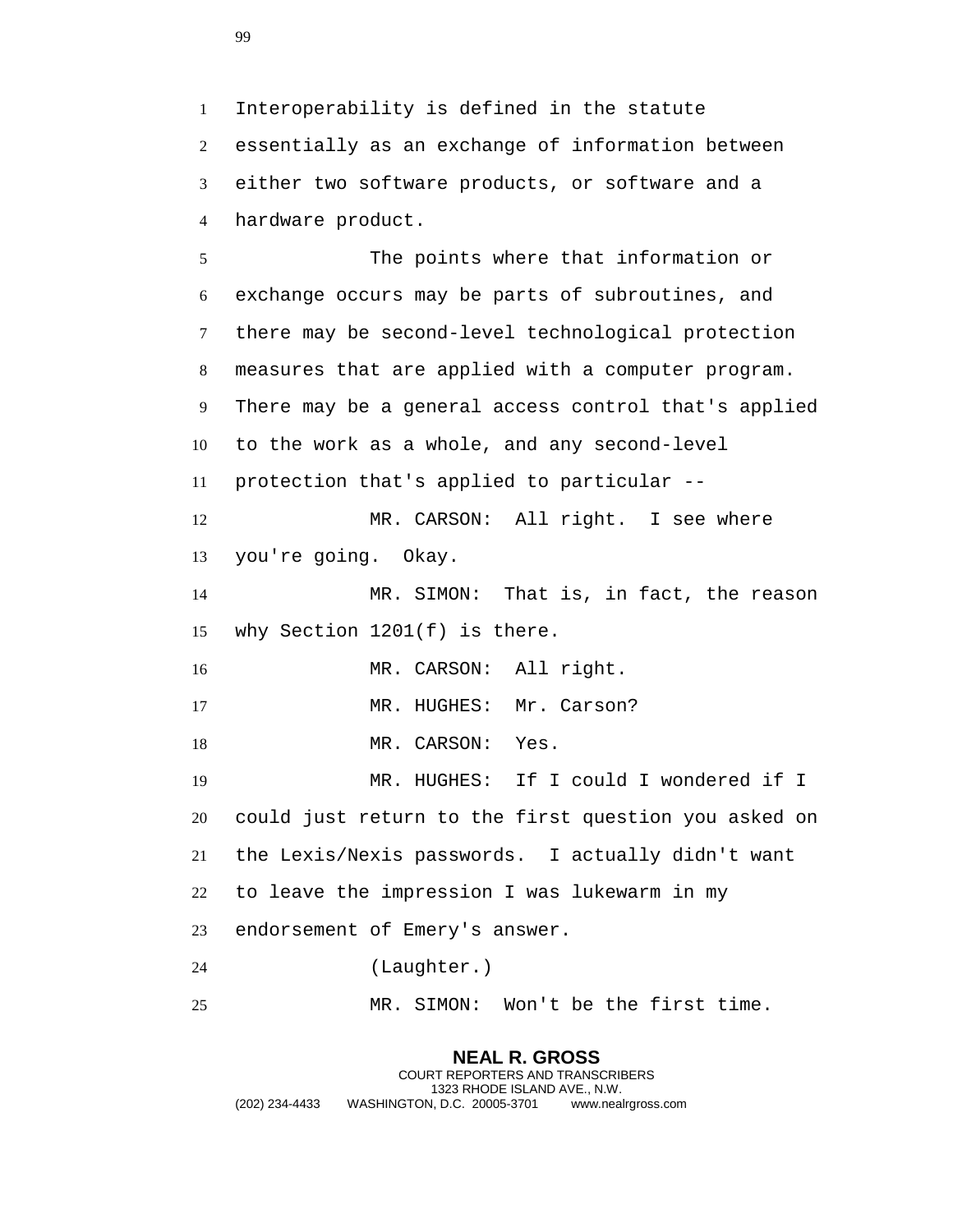Interoperability is defined in the statute essentially as an exchange of information between either two software products, or software and a hardware product.

The points where that information or exchange occurs may be parts of subroutines, and there may be second-level technological protection measures that are applied with a computer program. There may be a general access control that's applied to the work as a whole, and any second-level protection that's applied to particular --

MR. CARSON: All right. I see where you're going. Okay.

MR. SIMON: That is, in fact, the reason why Section 1201(f) is there.

MR. CARSON: All right.

MR. HUGHES: Mr. Carson?

MR. CARSON: Yes.

MR. HUGHES: If I could I wondered if I could just return to the first question you asked on the Lexis/Nexis passwords. I actually didn't want to leave the impression I was lukewarm in my endorsement of Emery's answer.

(Laughter.)

MR. SIMON: Won't be the first time.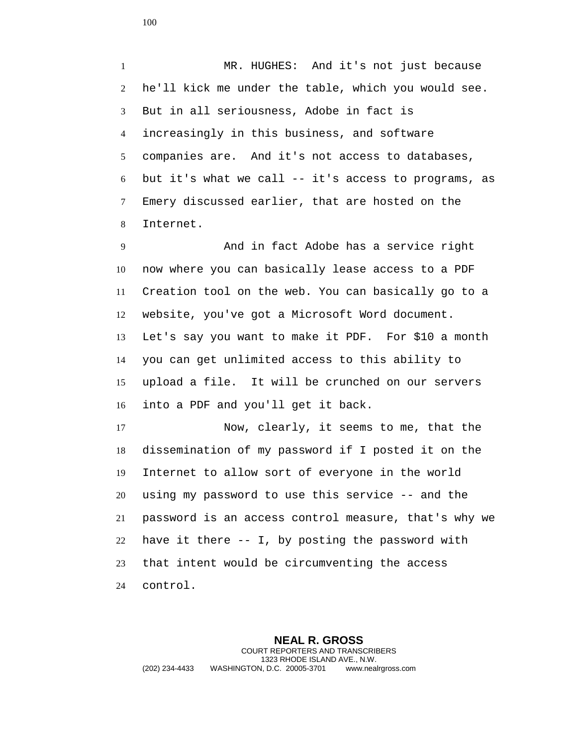MR. HUGHES: And it's not just because he'll kick me under the table, which you would see. But in all seriousness, Adobe in fact is increasingly in this business, and software companies are. And it's not access to databases, but it's what we call -- it's access to programs, as Emery discussed earlier, that are hosted on the Internet.

And in fact Adobe has a service right now where you can basically lease access to a PDF Creation tool on the web. You can basically go to a website, you've got a Microsoft Word document. Let's say you want to make it PDF. For $10 a month you can get unlimited access to this ability to upload a file. It will be crunched on our servers into a PDF and you'll get it back.

Now, clearly, it seems to me, that the dissemination of my password if I posted it on the Internet to allow sort of everyone in the world using my password to use this service -- and the password is an access control measure, that's why we have it there -- I, by posting the password with that intent would be circumventing the access control.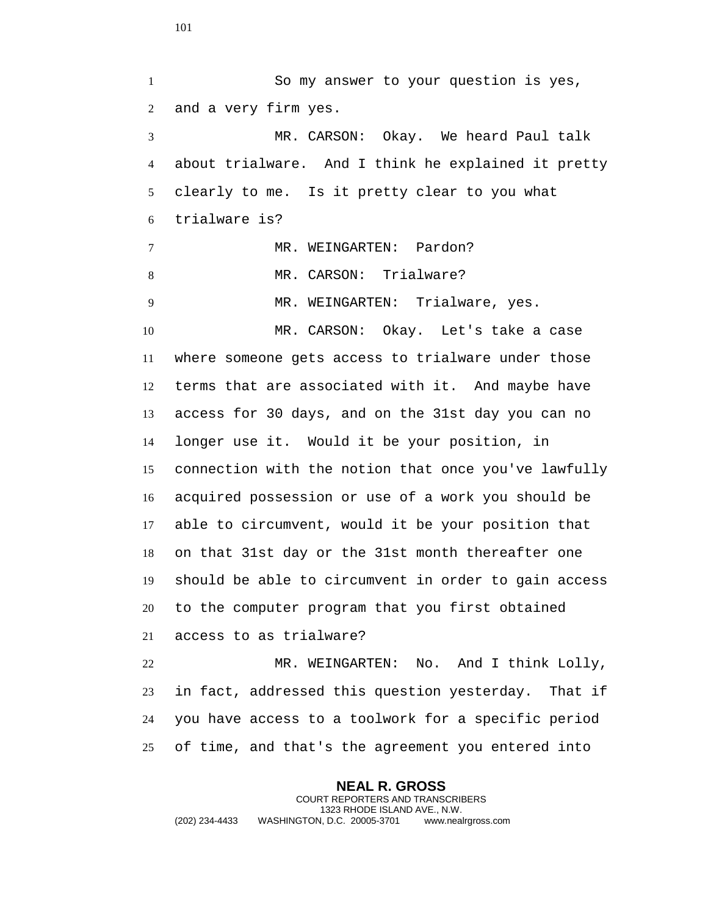So my answer to your question is yes, and a very firm yes.

MR. CARSON: Okay. We heard Paul talk about trialware. And I think he explained it pretty clearly to me. Is it pretty clear to you what trialware is?

MR. WEINGARTEN: Pardon?

MR. CARSON: Trialware?

MR. WEINGARTEN: Trialware, yes.

MR. CARSON: Okay. Let's take a case where someone gets access to trialware under those terms that are associated with it. And maybe have access for 30 days, and on the 31st day you can no longer use it. Would it be your position, in connection with the notion that once you've lawfully acquired possession or use of a work you should be able to circumvent, would it be your position that on that 31st day or the 31st month thereafter one should be able to circumvent in order to gain access to the computer program that you first obtained access to as trialware?

MR. WEINGARTEN: No. And I think Lolly, in fact, addressed this question yesterday. That if you have access to a toolwork for a specific period of time, and that's the agreement you entered into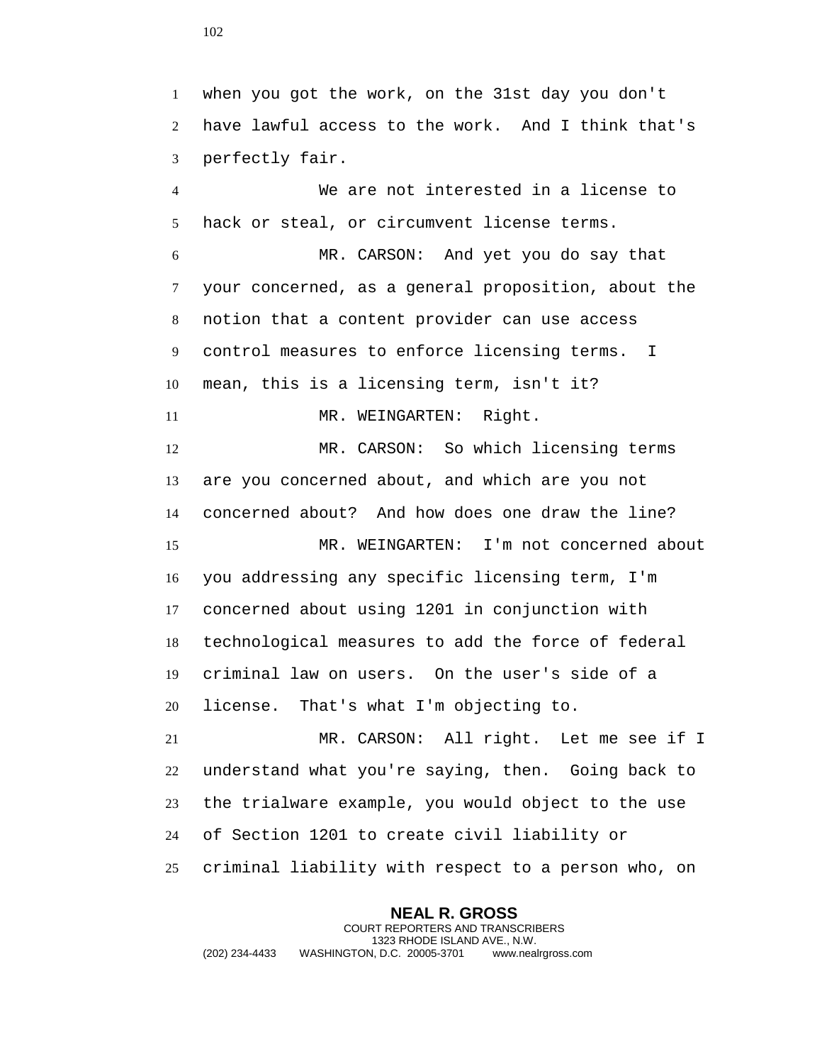when you got the work, on the 31st day you don't have lawful access to the work. And I think that's perfectly fair.

We are not interested in a license to hack or steal, or circumvent license terms.

MR. CARSON: And yet you do say that your concerned, as a general proposition, about the notion that a content provider can use access control measures to enforce licensing terms. I mean, this is a licensing term, isn't it?

MR. WEINGARTEN: Right.

MR. CARSON: So which licensing terms are you concerned about, and which are you not concerned about? And how does one draw the line?

MR. WEINGARTEN: I'm not concerned about you addressing any specific licensing term, I'm concerned about using 1201 in conjunction with technological measures to add the force of federal criminal law on users. On the user's side of a license. That's what I'm objecting to.

MR. CARSON: All right. Let me see if I understand what you're saying, then. Going back to the trialware example, you would object to the use of Section 1201 to create civil liability or criminal liability with respect to a person who, on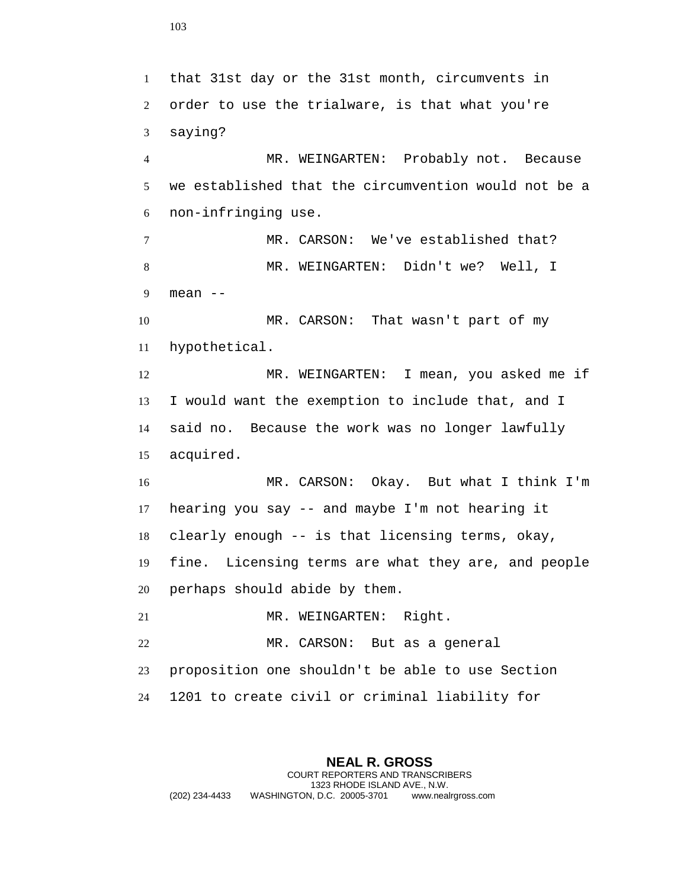that 31st day or the 31st month, circumvents in order to use the trialware, is that what you're saying?

MR. WEINGARTEN: Probably not. Because we established that the circumvention would not be a non-infringing use.

MR. CARSON: We've established that?

MR. WEINGARTEN: Didn't we? Well, I mean --

MR. CARSON: That wasn't part of my hypothetical.

MR. WEINGARTEN: I mean, you asked me if I would want the exemption to include that, and I said no. Because the work was no longer lawfully acquired.

MR. CARSON: Okay. But what I think I'm hearing you say -- and maybe I'm not hearing it clearly enough -- is that licensing terms, okay, fine. Licensing terms are what they are, and people perhaps should abide by them.

MR. WEINGARTEN: Right.

MR. CARSON: But as a general proposition one shouldn't be able to use Section 1201 to create civil or criminal liability for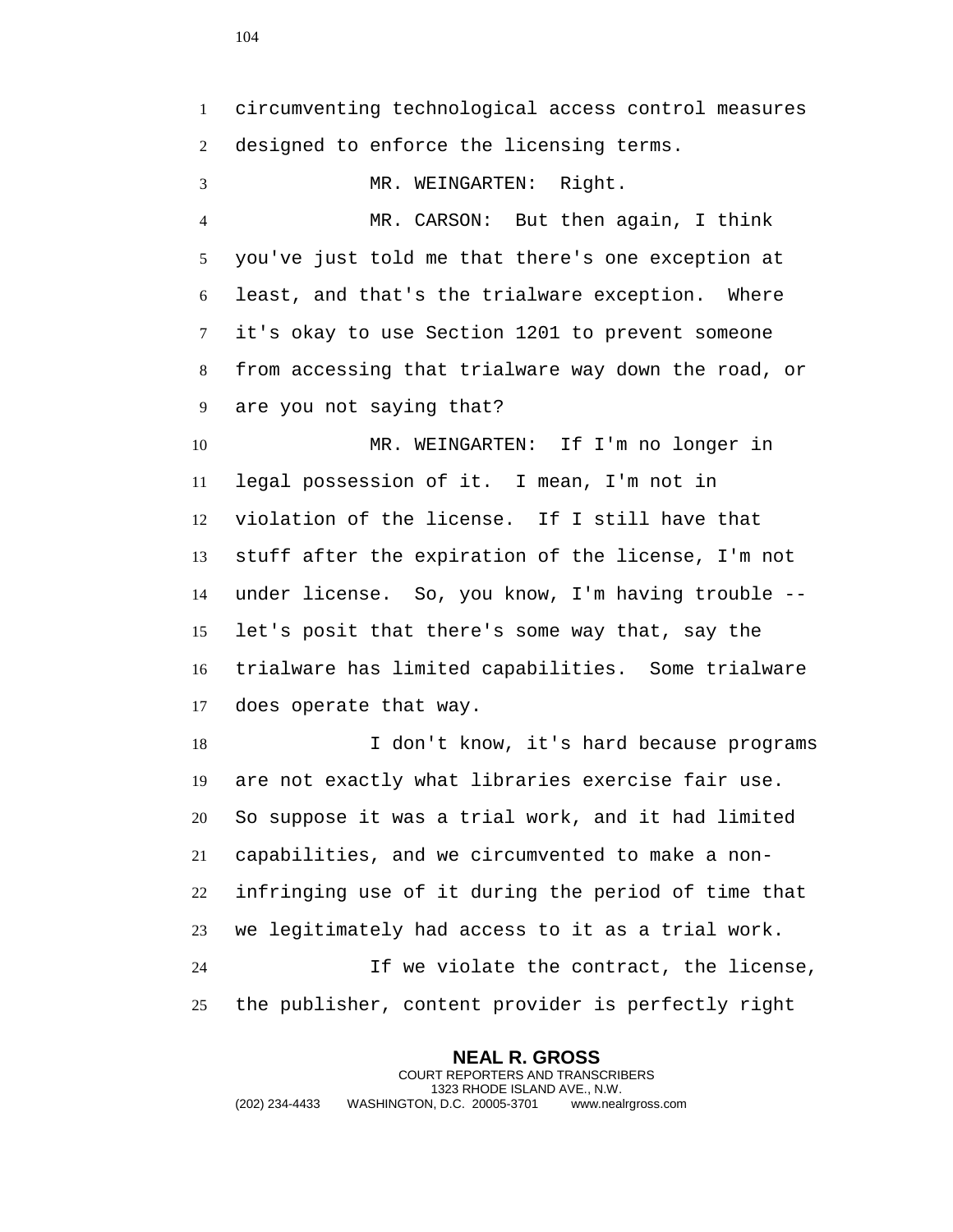circumventing technological access control measures designed to enforce the licensing terms.

MR. WEINGARTEN: Right.

MR. CARSON: But then again, I think you've just told me that there's one exception at least, and that's the trialware exception. Where it's okay to use Section 1201 to prevent someone from accessing that trialware way down the road, or are you not saying that?

MR. WEINGARTEN: If I'm no longer in legal possession of it. I mean, I'm not in violation of the license. If I still have that stuff after the expiration of the license, I'm not under license. So, you know, I'm having trouble -- let's posit that there's some way that, say the trialware has limited capabilities. Some trialware does operate that way.

I don't know, it's hard because programs are not exactly what libraries exercise fair use. So suppose it was a trial work, and it had limited capabilities, and we circumvented to make a non-infringing use of it during the period of time that we legitimately had access to it as a trial work.

If we violate the contract, the license, the publisher, content provider is perfectly right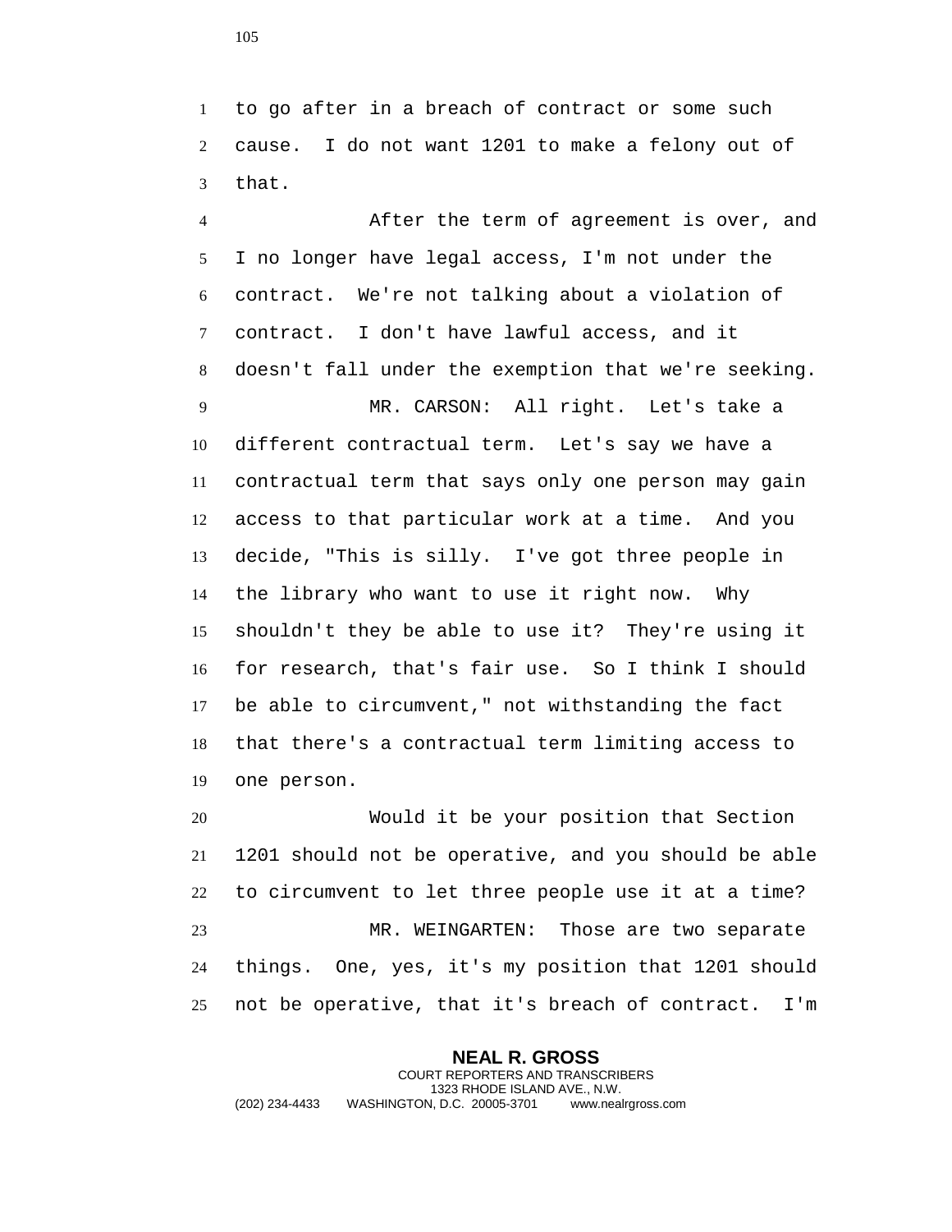to go after in a breach of contract or some such cause. I do not want 1201 to make a felony out of that.

After the term of agreement is over, and I no longer have legal access, I'm not under the contract. We're not talking about a violation of contract. I don't have lawful access, and it doesn't fall under the exemption that we're seeking.

MR. CARSON: All right. Let's take a different contractual term. Let's say we have a contractual term that says only one person may gain access to that particular work at a time. And you decide, "This is silly. I've got three people in the library who want to use it right now. Why shouldn't they be able to use it? They're using it for research, that's fair use. So I think I should be able to circumvent," not withstanding the fact that there's a contractual term limiting access to one person.

Would it be your position that Section 1201 should not be operative, and you should be able to circumvent to let three people use it at a time?

MR. WEINGARTEN: Those are two separate things. One, yes, it's my position that 1201 should not be operative, that it's breach of contract. I'm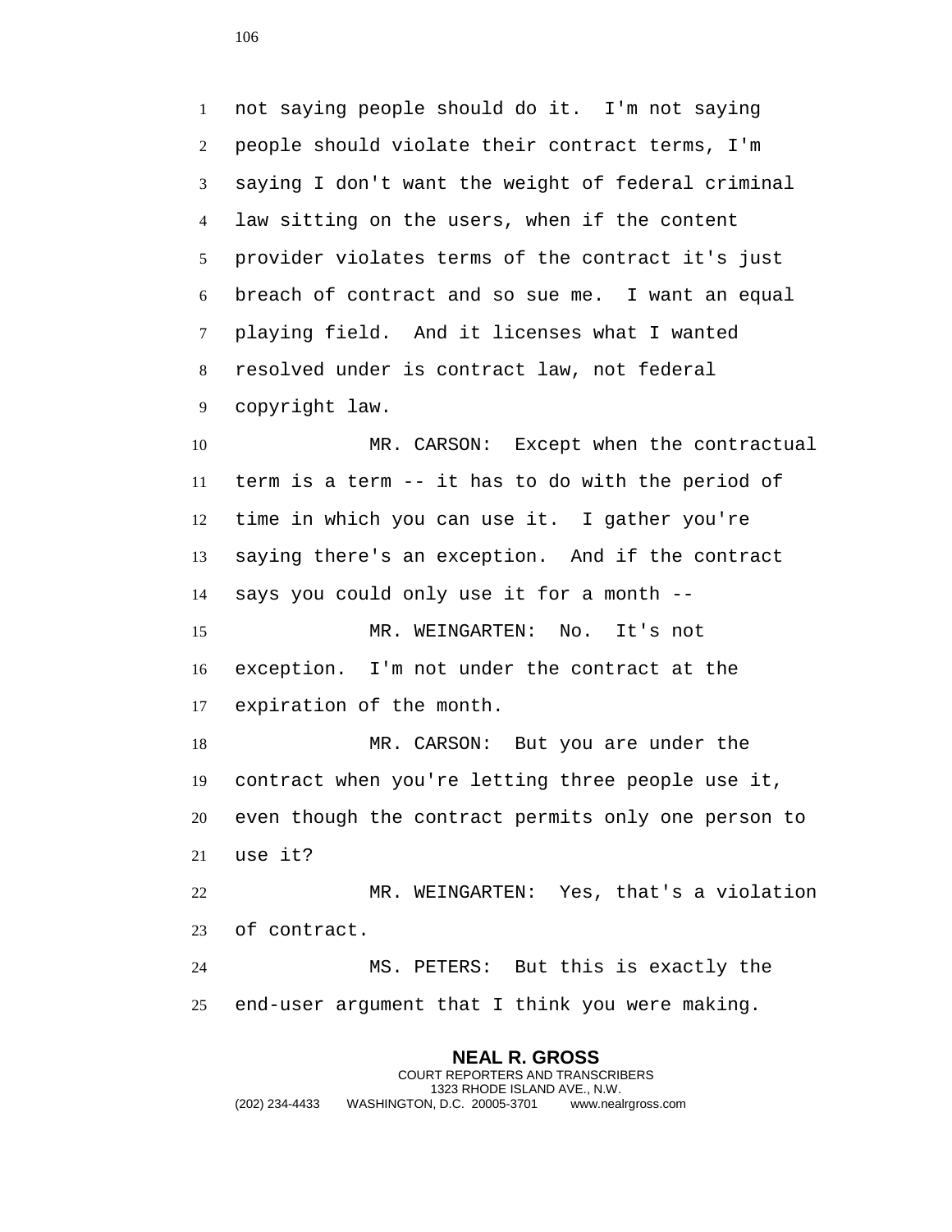not saying people should do it. I'm not saying people should violate their contract terms, I'm saying I don't want the weight of federal criminal law sitting on the users, when if the content provider violates terms of the contract it's just breach of contract and so sue me. I want an equal playing field. And it licenses what I wanted resolved under is contract law, not federal copyright law.

MR. CARSON: Except when the contractual term is a term -- it has to do with the period of time in which you can use it. I gather you're saying there's an exception. And if the contract says you could only use it for a month --

MR. WEINGARTEN: No. It's not exception. I'm not under the contract at the expiration of the month.

MR. CARSON: But you are under the contract when you're letting three people use it, even though the contract permits only one person to use it?

MR. WEINGARTEN: Yes, that's a violation of contract.

MS. PETERS: But this is exactly the end-user argument that I think you were making.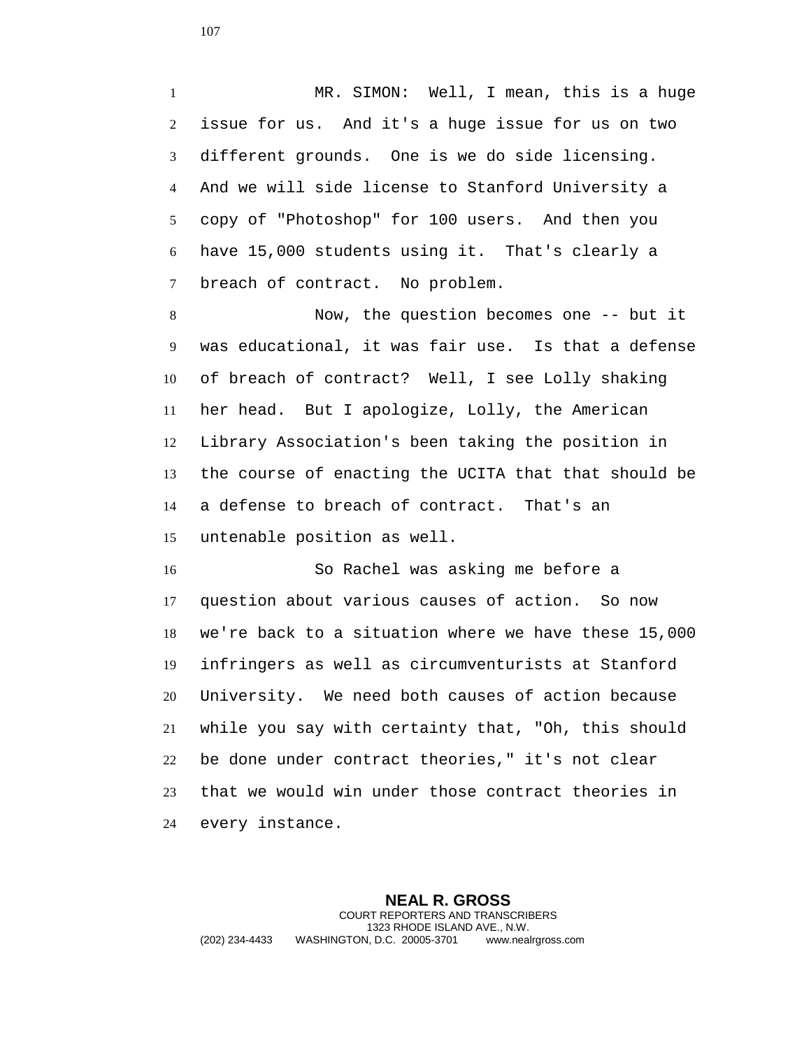MR. SIMON: Well, I mean, this is a huge issue for us. And it's a huge issue for us on two different grounds. One is we do side licensing. And we will side license to Stanford University a copy of "Photoshop" for 100 users. And then you have 15,000 students using it. That's clearly a breach of contract. No problem.

Now, the question becomes one -- but it was educational, it was fair use. Is that a defense of breach of contract? Well, I see Lolly shaking her head. But I apologize, Lolly, the American Library Association's been taking the position in the course of enacting the UCITA that that should be a defense to breach of contract. That's an untenable position as well.

So Rachel was asking me before a question about various causes of action. So now we're back to a situation where we have these 15,000 infringers as well as circumventurists at Stanford University. We need both causes of action because while you say with certainty that, "Oh, this should be done under contract theories," it's not clear that we would win under those contract theories in every instance.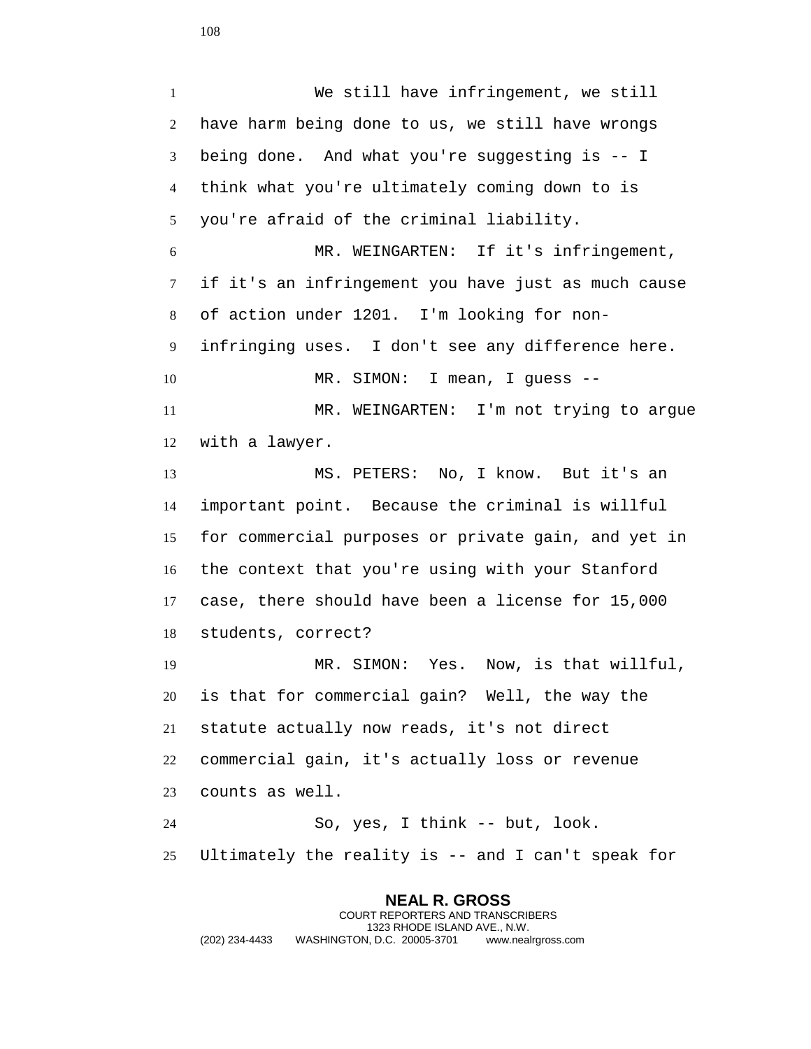We still have infringement, we still have harm being done to us, we still have wrongs being done. And what you're suggesting is -- I think what you're ultimately coming down to is you're afraid of the criminal liability.

MR. WEINGARTEN: If it's infringement, if it's an infringement you have just as much cause of action under 1201. I'm looking for non-infringing uses. I don't see any difference here.

MR. SIMON: I mean, I guess --

MR. WEINGARTEN: I'm not trying to argue with a lawyer.

MS. PETERS: No, I know. But it's an important point. Because the criminal is willful for commercial purposes or private gain, and yet in the context that you're using with your Stanford case, there should have been a license for 15,000 students, correct?

MR. SIMON: Yes. Now, is that willful, is that for commercial gain? Well, the way the statute actually now reads, it's not direct commercial gain, it's actually loss or revenue counts as well.

So, yes, I think -- but, look. Ultimately the reality is -- and I can't speak for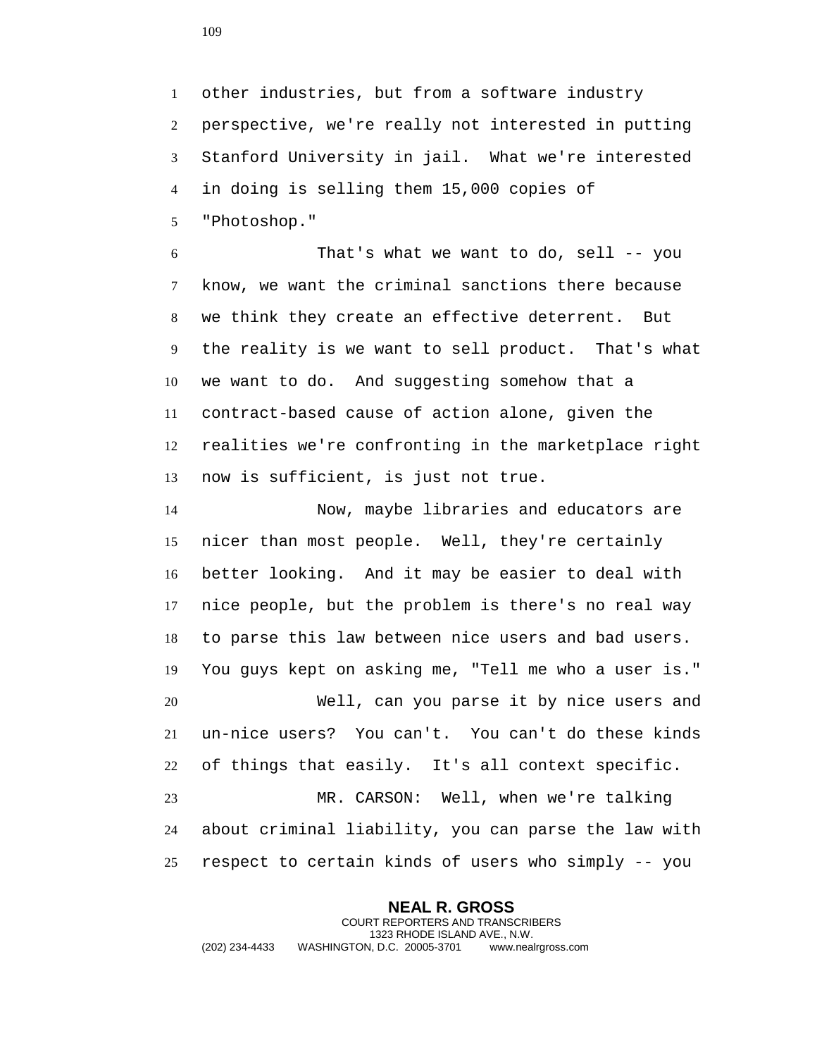other industries, but from a software industry perspective, we're really not interested in putting Stanford University in jail. What we're interested in doing is selling them 15,000 copies of "Photoshop."

That's what we want to do, sell -- you know, we want the criminal sanctions there because we think they create an effective deterrent. But the reality is we want to sell product. That's what we want to do. And suggesting somehow that a contract-based cause of action alone, given the realities we're confronting in the marketplace right now is sufficient, is just not true.

Now, maybe libraries and educators are nicer than most people. Well, they're certainly better looking. And it may be easier to deal with nice people, but the problem is there's no real way to parse this law between nice users and bad users. You guys kept on asking me, "Tell me who a user is."

Well, can you parse it by nice users and un-nice users? You can't. You can't do these kinds of things that easily. It's all context specific.

MR. CARSON: Well, when we're talking about criminal liability, you can parse the law with respect to certain kinds of users who simply -- you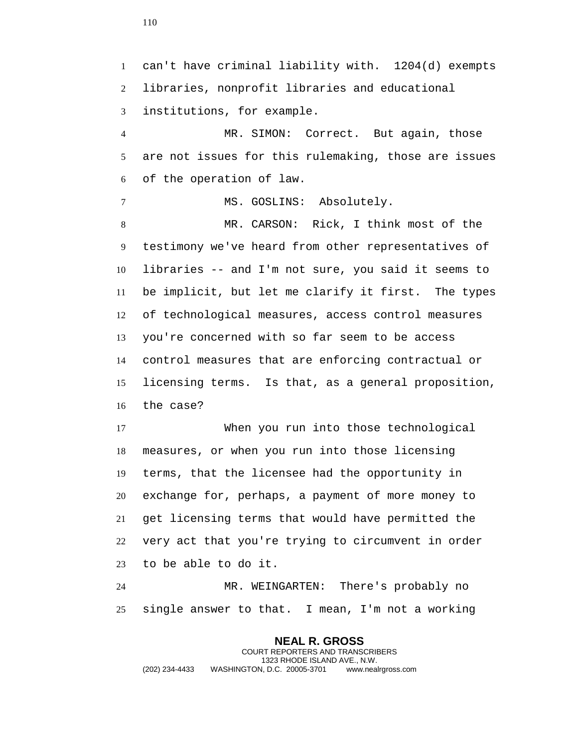can't have criminal liability with. 1204(d) exempts libraries, nonprofit libraries and educational institutions, for example.

MR. SIMON: Correct. But again, those are not issues for this rulemaking, those are issues of the operation of law.

MS. GOSLINS: Absolutely.

MR. CARSON: Rick, I think most of the testimony we've heard from other representatives of libraries -- and I'm not sure, you said it seems to be implicit, but let me clarify it first. The types of technological measures, access control measures you're concerned with so far seem to be access control measures that are enforcing contractual or licensing terms. Is that, as a general proposition, the case?

When you run into those technological measures, or when you run into those licensing terms, that the licensee had the opportunity in exchange for, perhaps, a payment of more money to get licensing terms that would have permitted the very act that you're trying to circumvent in order to be able to do it.

MR. WEINGARTEN: There's probably no single answer to that. I mean, I'm not a working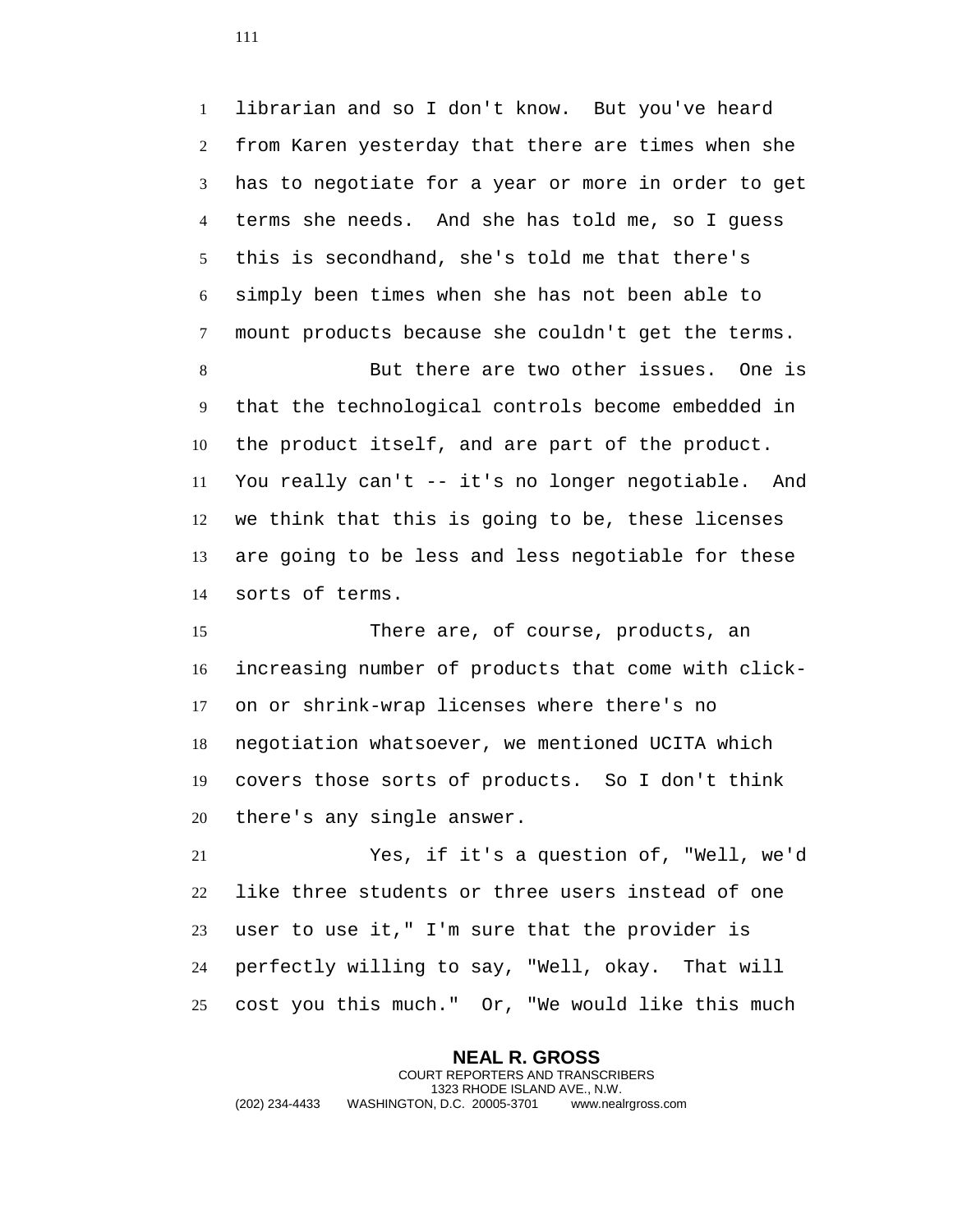librarian and so I don't know. But you've heard from Karen yesterday that there are times when she has to negotiate for a year or more in order to get terms she needs. And she has told me, so I guess this is secondhand, she's told me that there's simply been times when she has not been able to mount products because she couldn't get the terms.

But there are two other issues. One is that the technological controls become embedded in the product itself, and are part of the product. You really can't -- it's no longer negotiable. And we think that this is going to be, these licenses are going to be less and less negotiable for these sorts of terms.

There are, of course, products, an increasing number of products that come with click-on or shrink-wrap licenses where there's no negotiation whatsoever, we mentioned UCITA which covers those sorts of products. So I don't think there's any single answer.

Yes, if it's a question of, "Well, we'd like three students or three users instead of one user to use it," I'm sure that the provider is perfectly willing to say, "Well, okay. That will cost you this much." Or, "We would like this much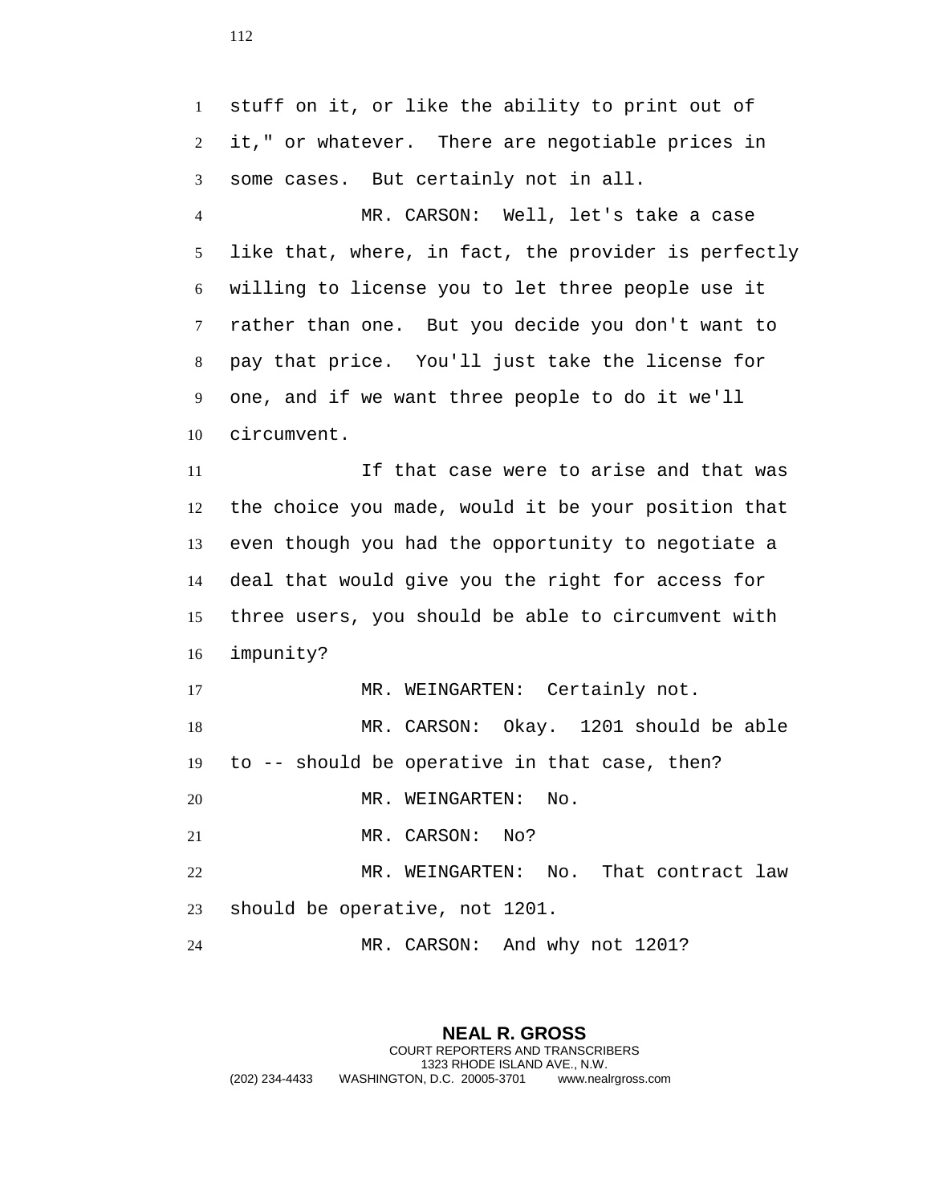stuff on it, or like the ability to print out of it," or whatever. There are negotiable prices in some cases. But certainly not in all.

MR. CARSON: Well, let's take a case like that, where, in fact, the provider is perfectly willing to license you to let three people use it rather than one. But you decide you don't want to pay that price. You'll just take the license for one, and if we want three people to do it we'll circumvent.

If that case were to arise and that was the choice you made, would it be your position that even though you had the opportunity to negotiate a deal that would give you the right for access for three users, you should be able to circumvent with impunity?

MR. WEINGARTEN: Certainly not.

MR. CARSON: Okay. 1201 should be able to -- should be operative in that case, then?

MR. WEINGARTEN: No.

MR. CARSON: No?

MR. WEINGARTEN: No. That contract law should be operative, not 1201.

MR. CARSON: And why not 1201?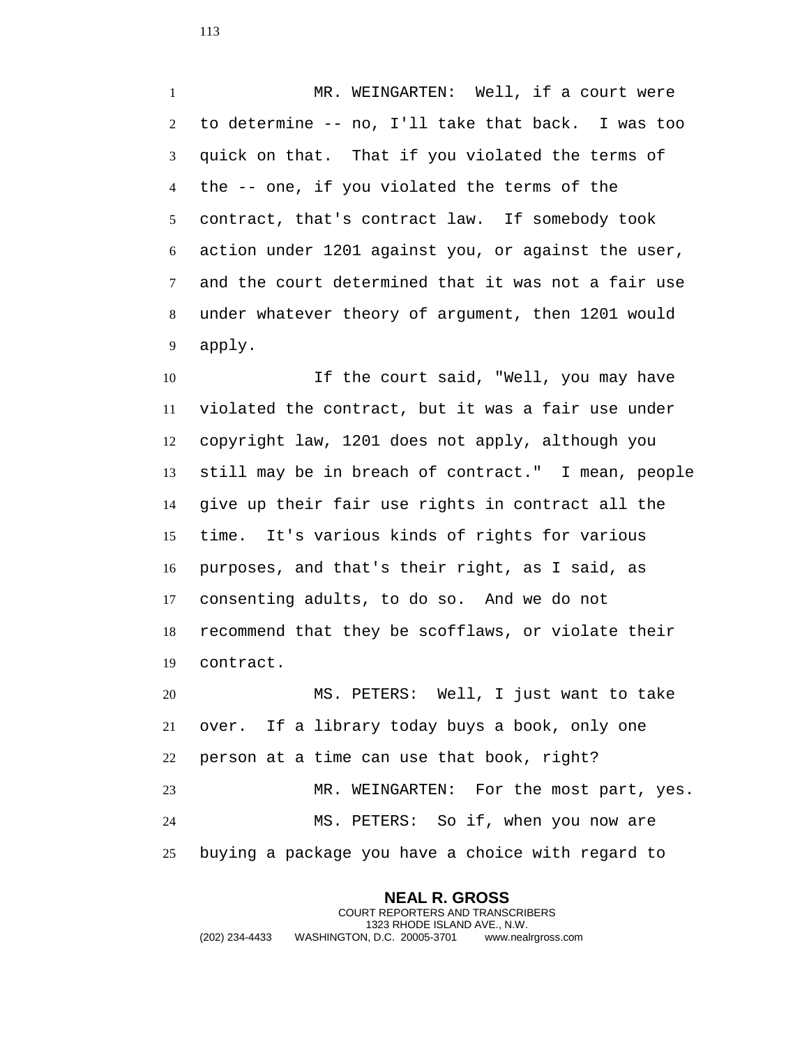MR. WEINGARTEN: Well, if a court were to determine -- no, I'll take that back. I was too quick on that. That if you violated the terms of the -- one, if you violated the terms of the contract, that's contract law. If somebody took action under 1201 against you, or against the user, and the court determined that it was not a fair use under whatever theory of argument, then 1201 would apply.

If the court said, "Well, you may have violated the contract, but it was a fair use under copyright law, 1201 does not apply, although you still may be in breach of contract." I mean, people give up their fair use rights in contract all the time. It's various kinds of rights for various purposes, and that's their right, as I said, as consenting adults, to do so. And we do not recommend that they be scofflaws, or violate their contract.

MS. PETERS: Well, I just want to take over. If a library today buys a book, only one person at a time can use that book, right?

MR. WEINGARTEN: For the most part, yes.

MS. PETERS: So if, when you now are buying a package you have a choice with regard to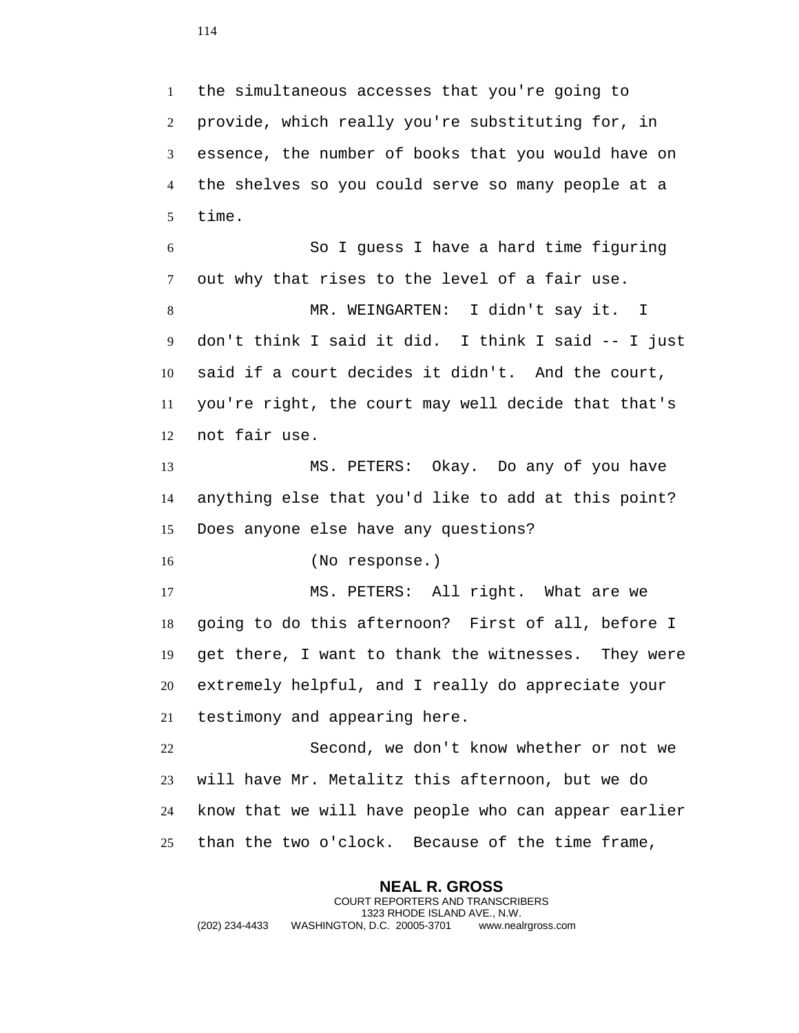the simultaneous accesses that you're going to provide, which really you're substituting for, in essence, the number of books that you would have on the shelves so you could serve so many people at a time.

So I guess I have a hard time figuring out why that rises to the level of a fair use.

MR. WEINGARTEN: I didn't say it. I don't think I said it did. I think I said -- I just said if a court decides it didn't. And the court, you're right, the court may well decide that that's not fair use.

MS. PETERS: Okay. Do any of you have anything else that you'd like to add at this point? Does anyone else have any questions?

(No response.)

MS. PETERS: All right. What are we going to do this afternoon? First of all, before I get there, I want to thank the witnesses. They were extremely helpful, and I really do appreciate your testimony and appearing here.

Second, we don't know whether or not we will have Mr. Metalitz this afternoon, but we do know that we will have people who can appear earlier than the two o'clock. Because of the time frame,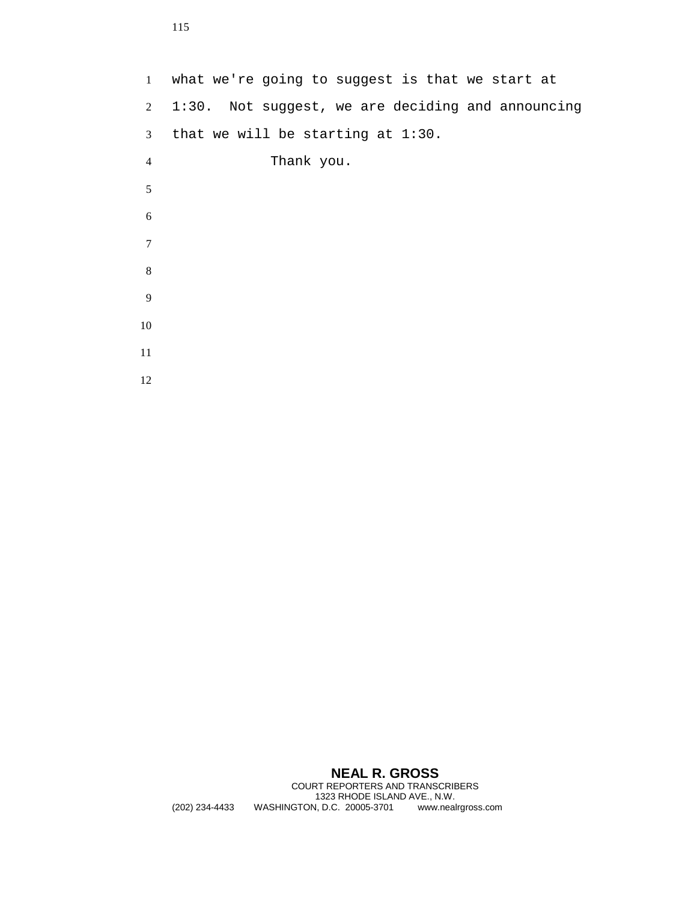what we're going to suggest is that we start at 1:30. Not suggest, we are deciding and announcing that we will be starting at 1:30.

Thank you.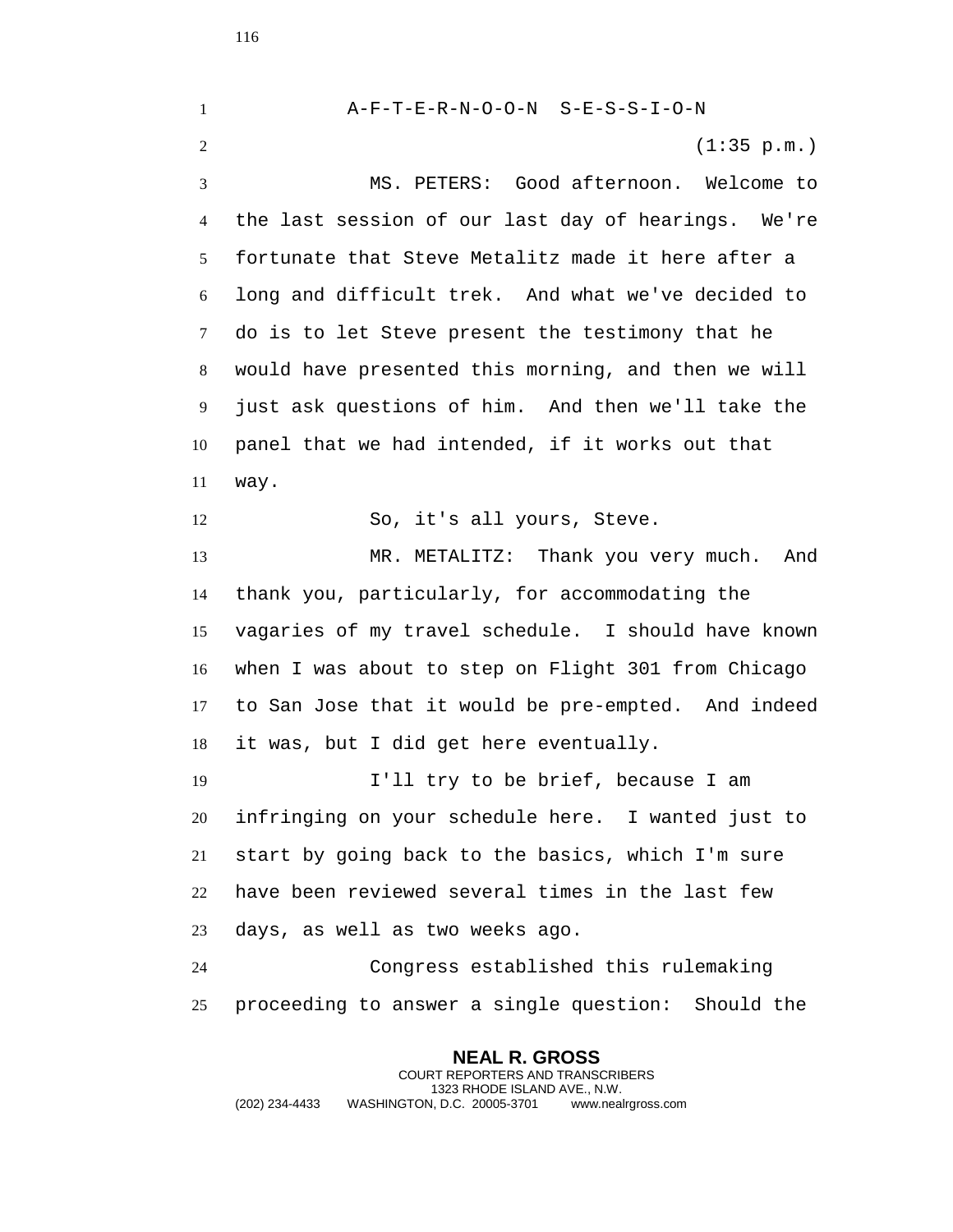A-F-T-E-R-N-O-O-N S-E-S-S-I-O-N

(1:35 p.m.)

MS. PETERS: Good afternoon. Welcome to the last session of our last day of hearings. We're fortunate that Steve Metalitz made it here after a long and difficult trek. And what we've decided to do is to let Steve present the testimony that he would have presented this morning, and then we will just ask questions of him. And then we'll take the panel that we had intended, if it works out that way.

So, it's all yours, Steve.

MR. METALITZ: Thank you very much. And thank you, particularly, for accommodating the vagaries of my travel schedule. I should have known when I was about to step on Flight 301 from Chicago to San Jose that it would be pre-empted. And indeed it was, but I did get here eventually.

I'll try to be brief, because I am infringing on your schedule here. I wanted just to start by going back to the basics, which I'm sure have been reviewed several times in the last few days, as well as two weeks ago.

Congress established this rulemaking proceeding to answer a single question: Should the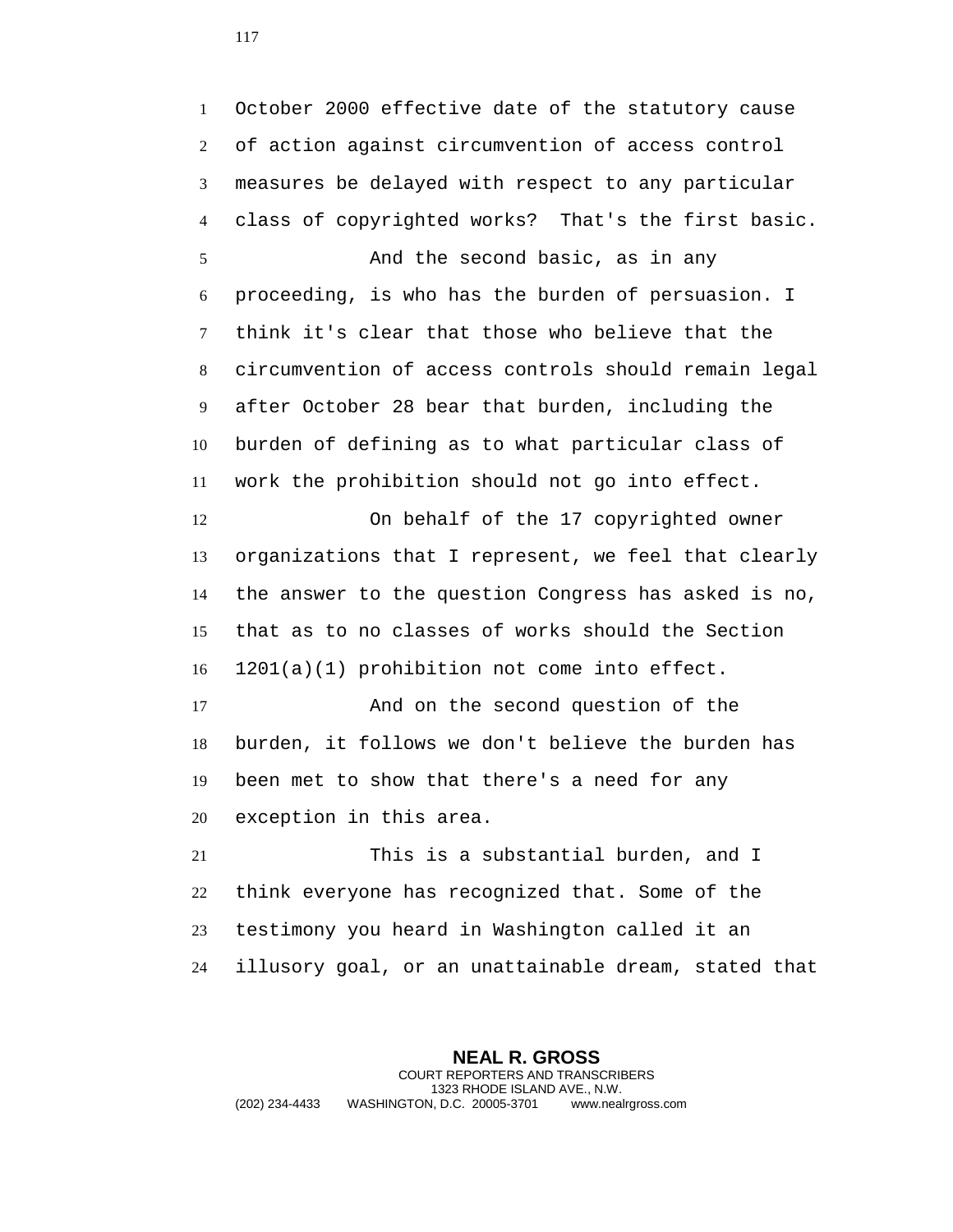October 2000 effective date of the statutory cause of action against circumvention of access control measures be delayed with respect to any particular class of copyrighted works? That's the first basic.

And the second basic, as in any proceeding, is who has the burden of persuasion. I think it's clear that those who believe that the circumvention of access controls should remain legal after October 28 bear that burden, including the burden of defining as to what particular class of work the prohibition should not go into effect.

On behalf of the 17 copyrighted owner organizations that I represent, we feel that clearly the answer to the question Congress has asked is no, that as to no classes of works should the Section 1201(a)(1) prohibition not come into effect.

And on the second question of the burden, it follows we don't believe the burden has been met to show that there's a need for any exception in this area.

This is a substantial burden, and I think everyone has recognized that. Some of the testimony you heard in Washington called it an illusory goal, or an unattainable dream, stated that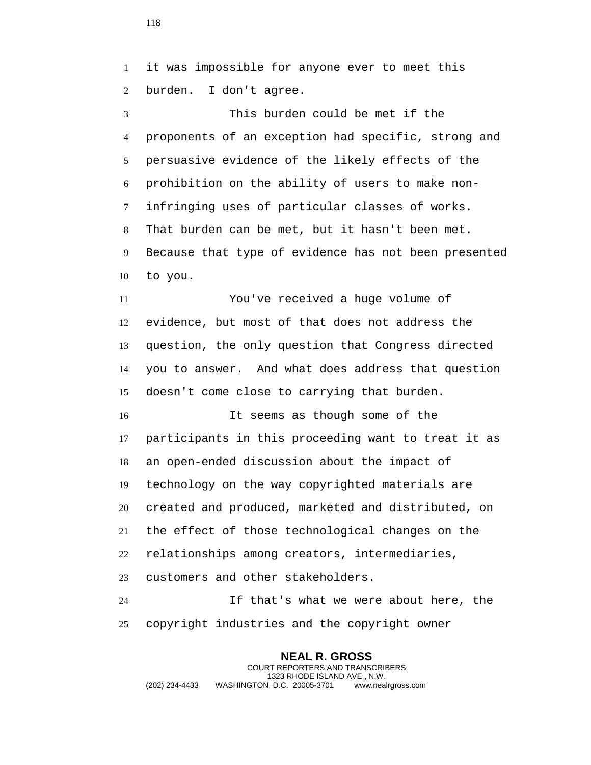it was impossible for anyone ever to meet this burden. I don't agree.

This burden could be met if the proponents of an exception had specific, strong and persuasive evidence of the likely effects of the prohibition on the ability of users to make non-infringing uses of particular classes of works. That burden can be met, but it hasn't been met. Because that type of evidence has not been presented to you.

You've received a huge volume of evidence, but most of that does not address the question, the only question that Congress directed you to answer. And what does address that question doesn't come close to carrying that burden.

It seems as though some of the participants in this proceeding want to treat it as an open-ended discussion about the impact of technology on the way copyrighted materials are created and produced, marketed and distributed, on the effect of those technological changes on the relationships among creators, intermediaries, customers and other stakeholders.

If that's what we were about here, the copyright industries and the copyright owner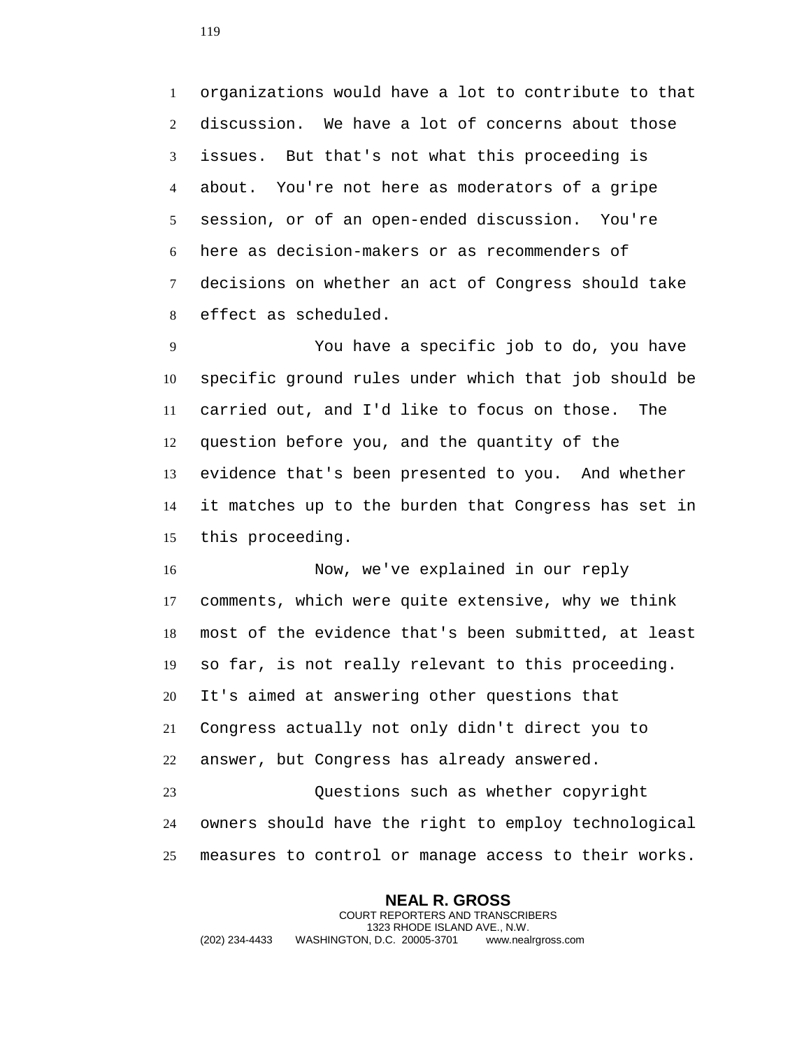organizations would have a lot to contribute to that discussion. We have a lot of concerns about those issues. But that's not what this proceeding is about. You're not here as moderators of a gripe session, or of an open-ended discussion. You're here as decision-makers or as recommenders of decisions on whether an act of Congress should take effect as scheduled.

You have a specific job to do, you have specific ground rules under which that job should be carried out, and I'd like to focus on those. The question before you, and the quantity of the evidence that's been presented to you. And whether it matches up to the burden that Congress has set in this proceeding.

Now, we've explained in our reply comments, which were quite extensive, why we think most of the evidence that's been submitted, at least so far, is not really relevant to this proceeding. It's aimed at answering other questions that Congress actually not only didn't direct you to answer, but Congress has already answered.

Questions such as whether copyright owners should have the right to employ technological measures to control or manage access to their works.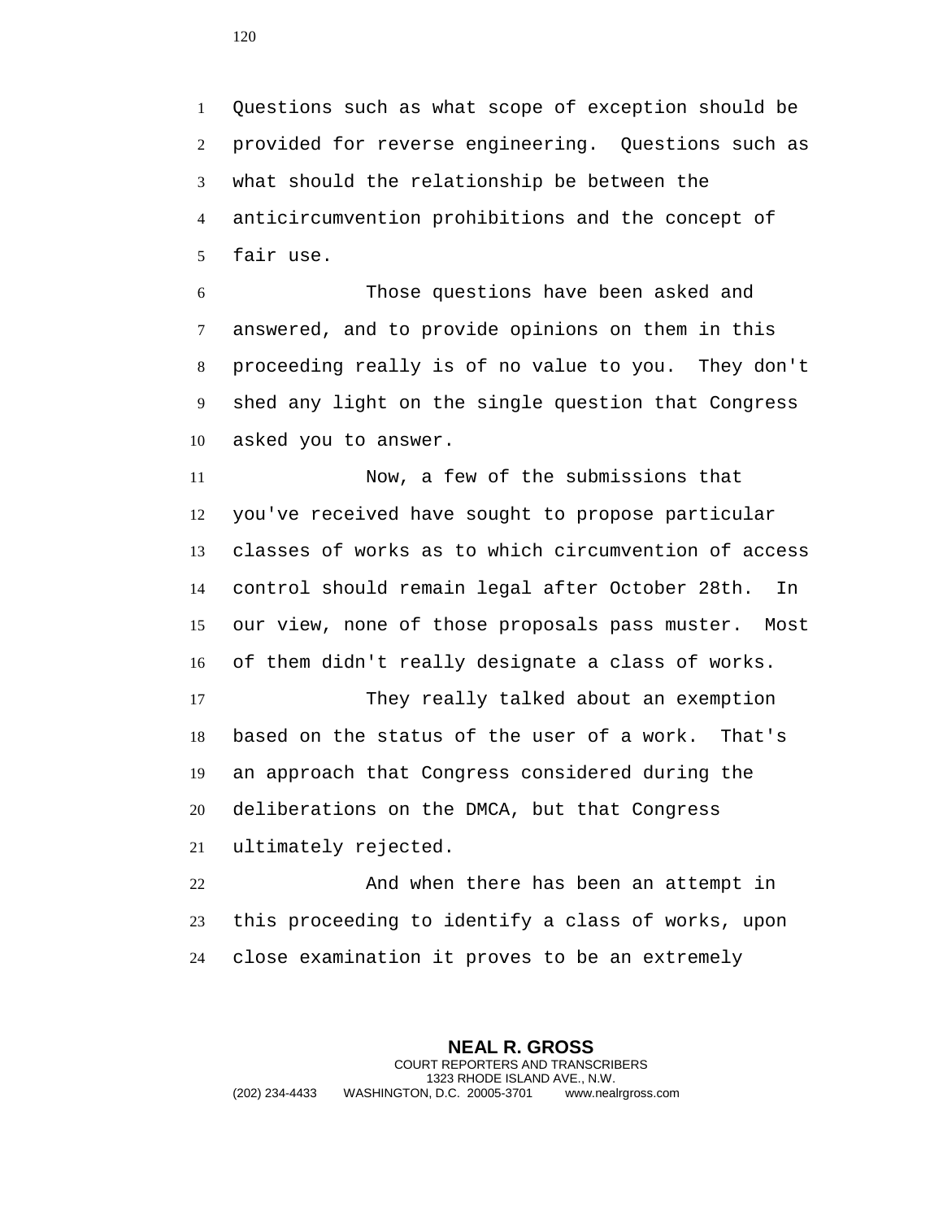Questions such as what scope of exception should be provided for reverse engineering. Questions such as what should the relationship be between the anticircumvention prohibitions and the concept of fair use.

Those questions have been asked and answered, and to provide opinions on them in this proceeding really is of no value to you. They don't shed any light on the single question that Congress asked you to answer.

Now, a few of the submissions that you've received have sought to propose particular classes of works as to which circumvention of access control should remain legal after October 28th. In our view, none of those proposals pass muster. Most of them didn't really designate a class of works.

They really talked about an exemption based on the status of the user of a work. That's an approach that Congress considered during the deliberations on the DMCA, but that Congress ultimately rejected.

And when there has been an attempt in this proceeding to identify a class of works, upon close examination it proves to be an extremely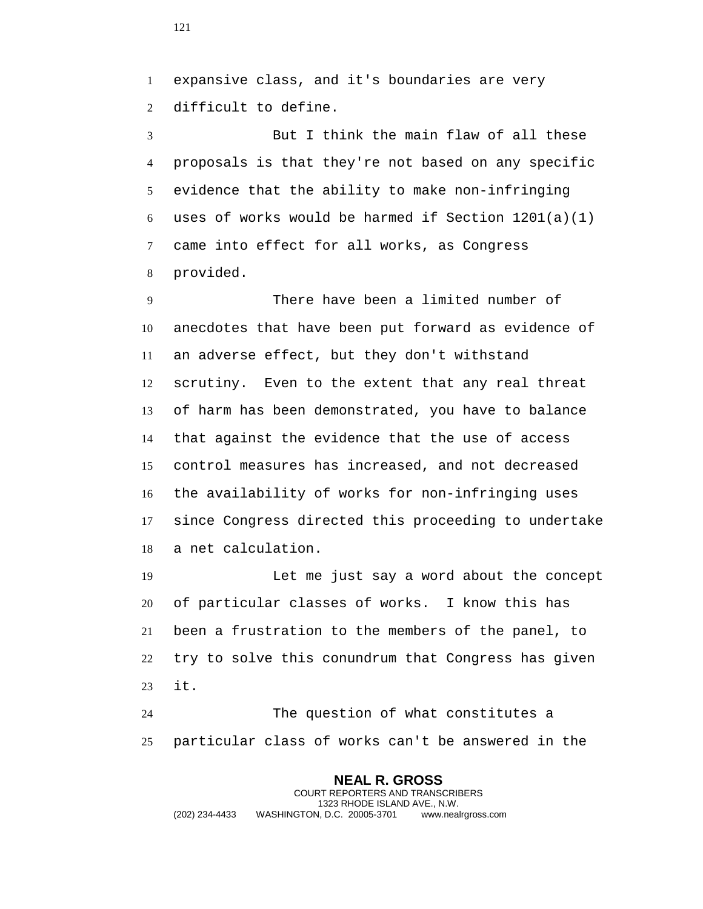expansive class, and it's boundaries are very difficult to define.

But I think the main flaw of all these proposals is that they're not based on any specific evidence that the ability to make non-infringing uses of works would be harmed if Section 1201(a)(1) came into effect for all works, as Congress provided.

There have been a limited number of anecdotes that have been put forward as evidence of an adverse effect, but they don't withstand scrutiny. Even to the extent that any real threat of harm has been demonstrated, you have to balance that against the evidence that the use of access control measures has increased, and not decreased the availability of works for non-infringing uses since Congress directed this proceeding to undertake a net calculation.

Let me just say a word about the concept of particular classes of works. I know this has been a frustration to the members of the panel, to try to solve this conundrum that Congress has given it.

The question of what constitutes a particular class of works can't be answered in the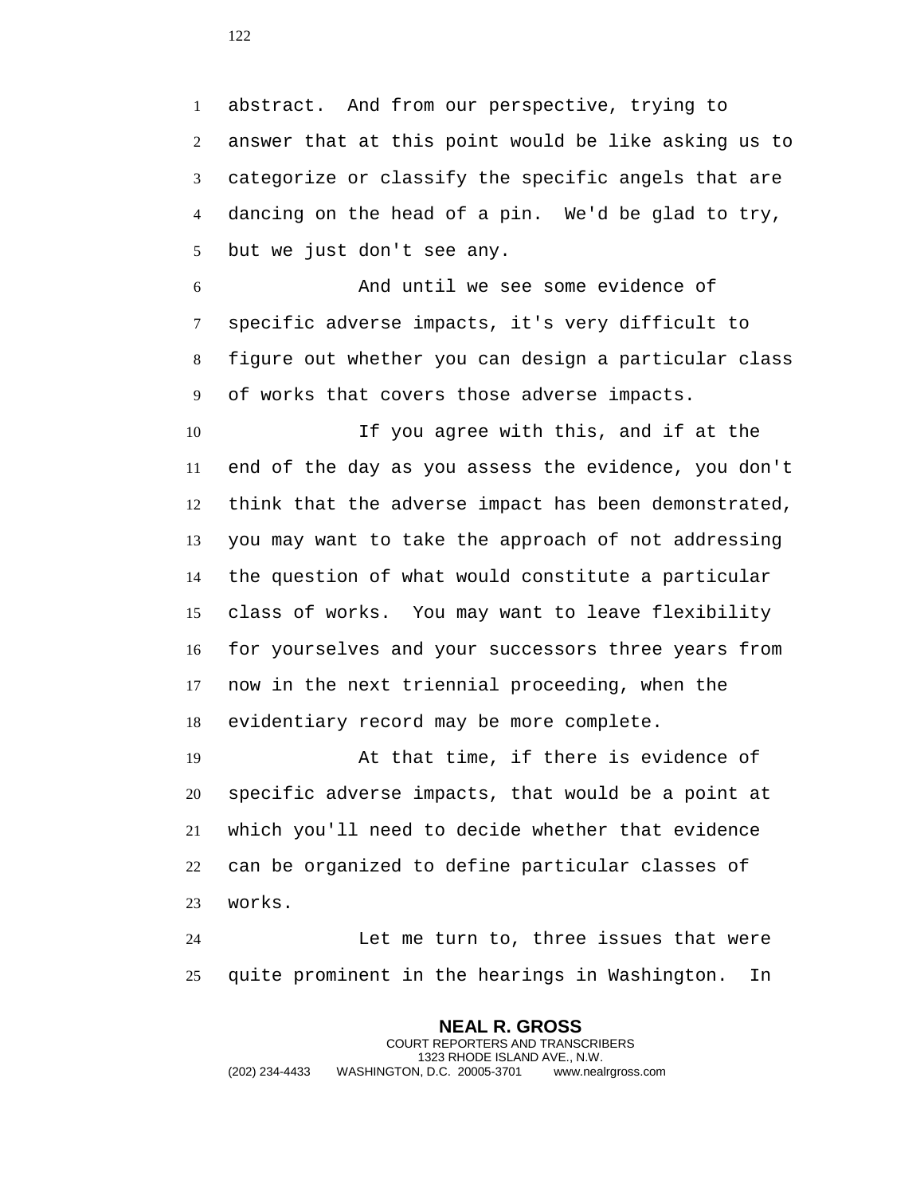abstract. And from our perspective, trying to answer that at this point would be like asking us to categorize or classify the specific angels that are dancing on the head of a pin. We'd be glad to try, but we just don't see any.

And until we see some evidence of specific adverse impacts, it's very difficult to figure out whether you can design a particular class of works that covers those adverse impacts.

If you agree with this, and if at the end of the day as you assess the evidence, you don't think that the adverse impact has been demonstrated, you may want to take the approach of not addressing the question of what would constitute a particular class of works. You may want to leave flexibility for yourselves and your successors three years from now in the next triennial proceeding, when the evidentiary record may be more complete.

At that time, if there is evidence of specific adverse impacts, that would be a point at which you'll need to decide whether that evidence can be organized to define particular classes of works.

Let me turn to, three issues that were quite prominent in the hearings in Washington. In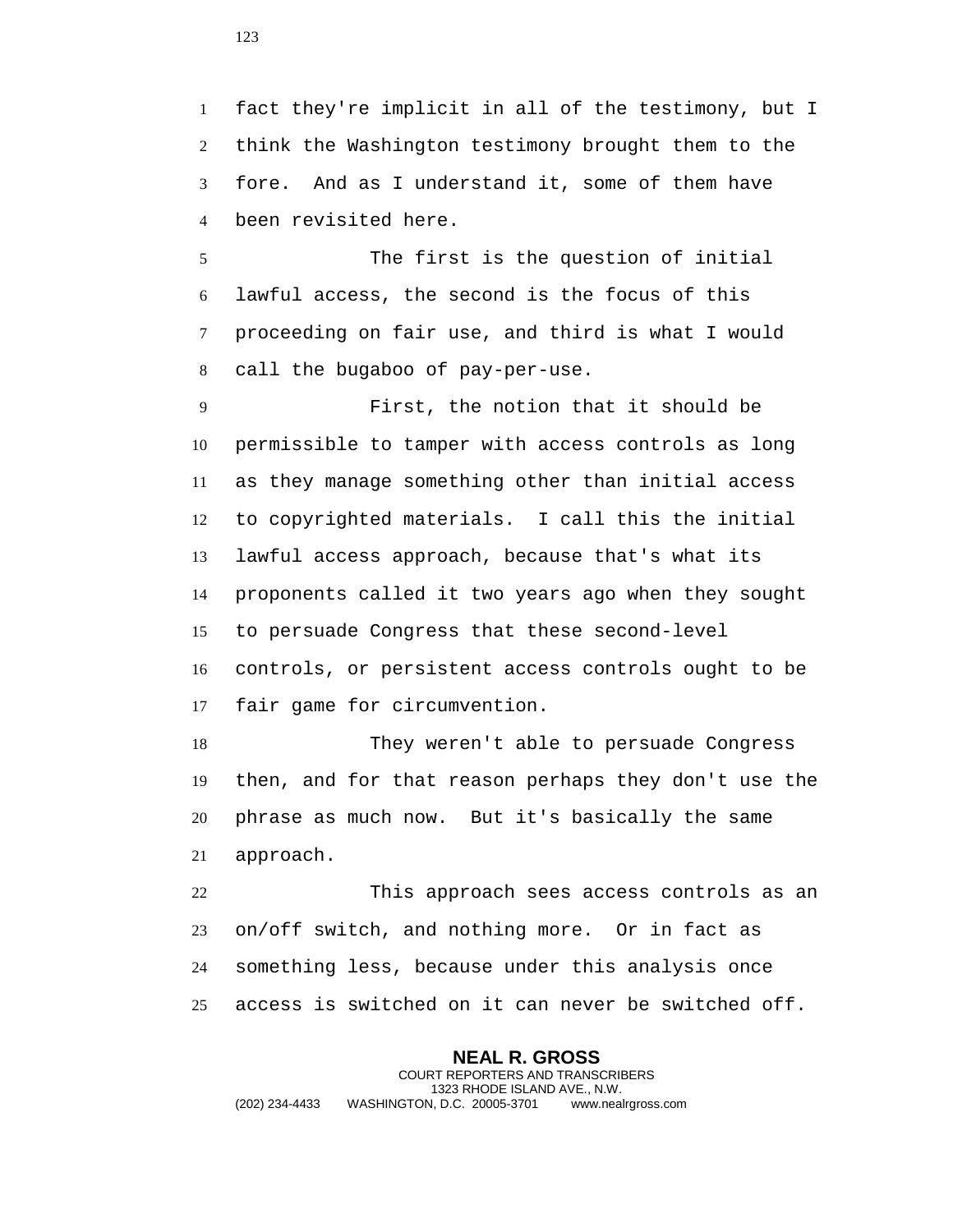fact they're implicit in all of the testimony, but I think the Washington testimony brought them to the fore. And as I understand it, some of them have been revisited here.

The first is the question of initial lawful access, the second is the focus of this proceeding on fair use, and third is what I would call the bugaboo of pay-per-use.

First, the notion that it should be permissible to tamper with access controls as long as they manage something other than initial access to copyrighted materials. I call this the initial lawful access approach, because that's what its proponents called it two years ago when they sought to persuade Congress that these second-level controls, or persistent access controls ought to be fair game for circumvention.

They weren't able to persuade Congress then, and for that reason perhaps they don't use the phrase as much now. But it's basically the same approach.

This approach sees access controls as an on/off switch, and nothing more. Or in fact as something less, because under this analysis once access is switched on it can never be switched off.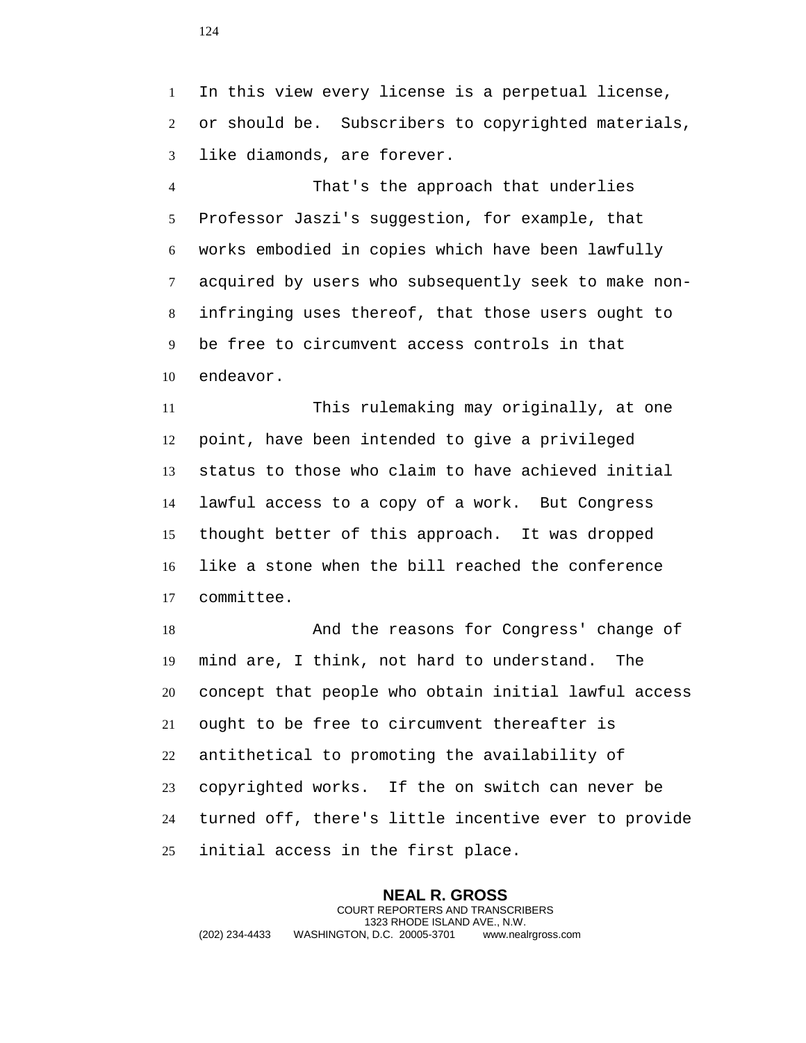In this view every license is a perpetual license, or should be. Subscribers to copyrighted materials, like diamonds, are forever.

That's the approach that underlies Professor Jaszi's suggestion, for example, that works embodied in copies which have been lawfully acquired by users who subsequently seek to make non-infringing uses thereof, that those users ought to be free to circumvent access controls in that endeavor.

This rulemaking may originally, at one point, have been intended to give a privileged status to those who claim to have achieved initial lawful access to a copy of a work. But Congress thought better of this approach. It was dropped like a stone when the bill reached the conference committee.

And the reasons for Congress' change of mind are, I think, not hard to understand. The concept that people who obtain initial lawful access ought to be free to circumvent thereafter is antithetical to promoting the availability of copyrighted works. If the on switch can never be turned off, there's little incentive ever to provide initial access in the first place.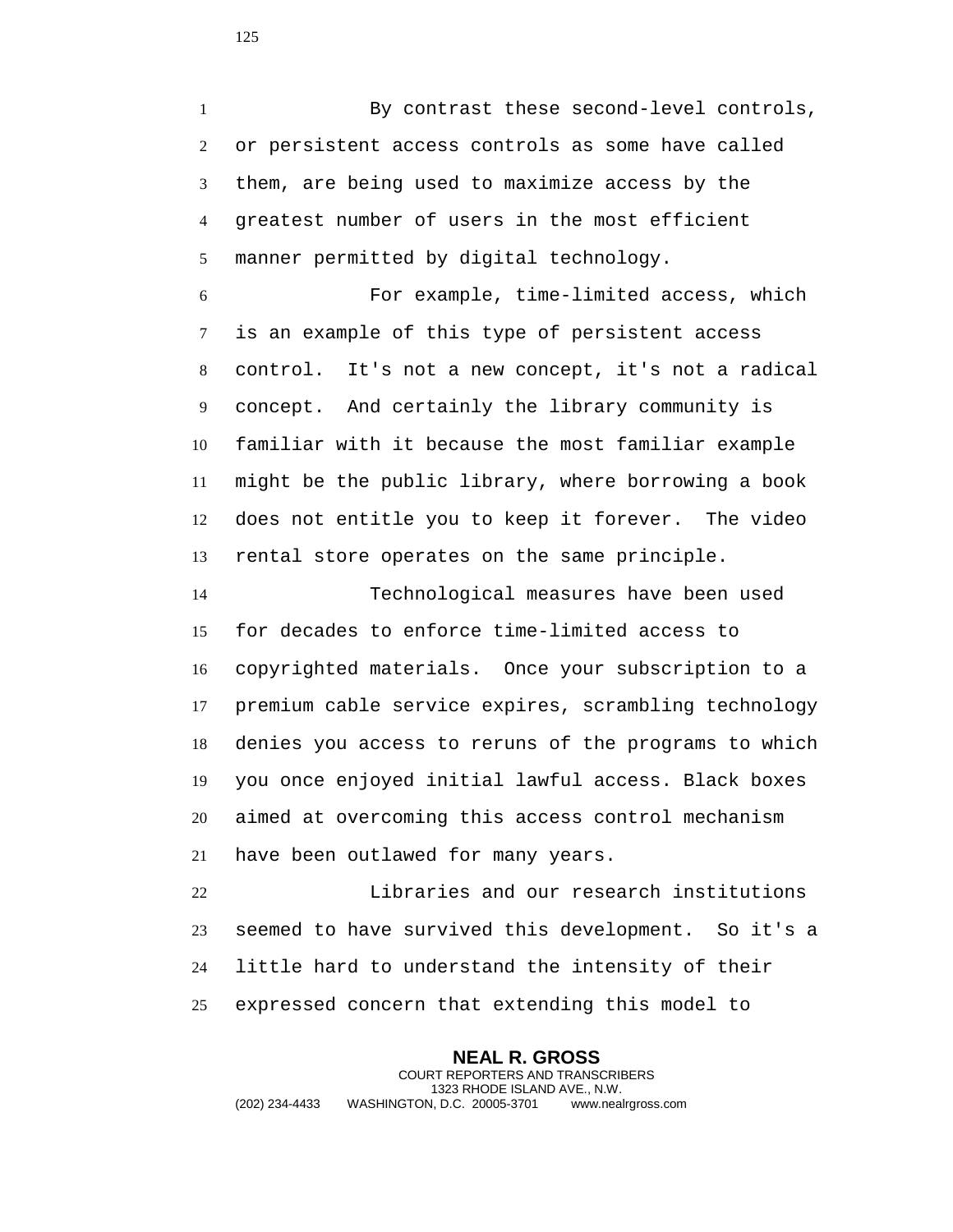By contrast these second-level controls, or persistent access controls as some have called them, are being used to maximize access by the greatest number of users in the most efficient manner permitted by digital technology.

For example, time-limited access, which is an example of this type of persistent access control. It's not a new concept, it's not a radical concept. And certainly the library community is familiar with it because the most familiar example might be the public library, where borrowing a book does not entitle you to keep it forever. The video rental store operates on the same principle.

Technological measures have been used for decades to enforce time-limited access to copyrighted materials. Once your subscription to a premium cable service expires, scrambling technology denies you access to reruns of the programs to which you once enjoyed initial lawful access. Black boxes aimed at overcoming this access control mechanism have been outlawed for many years.

Libraries and our research institutions seemed to have survived this development. So it's a little hard to understand the intensity of their expressed concern that extending this model to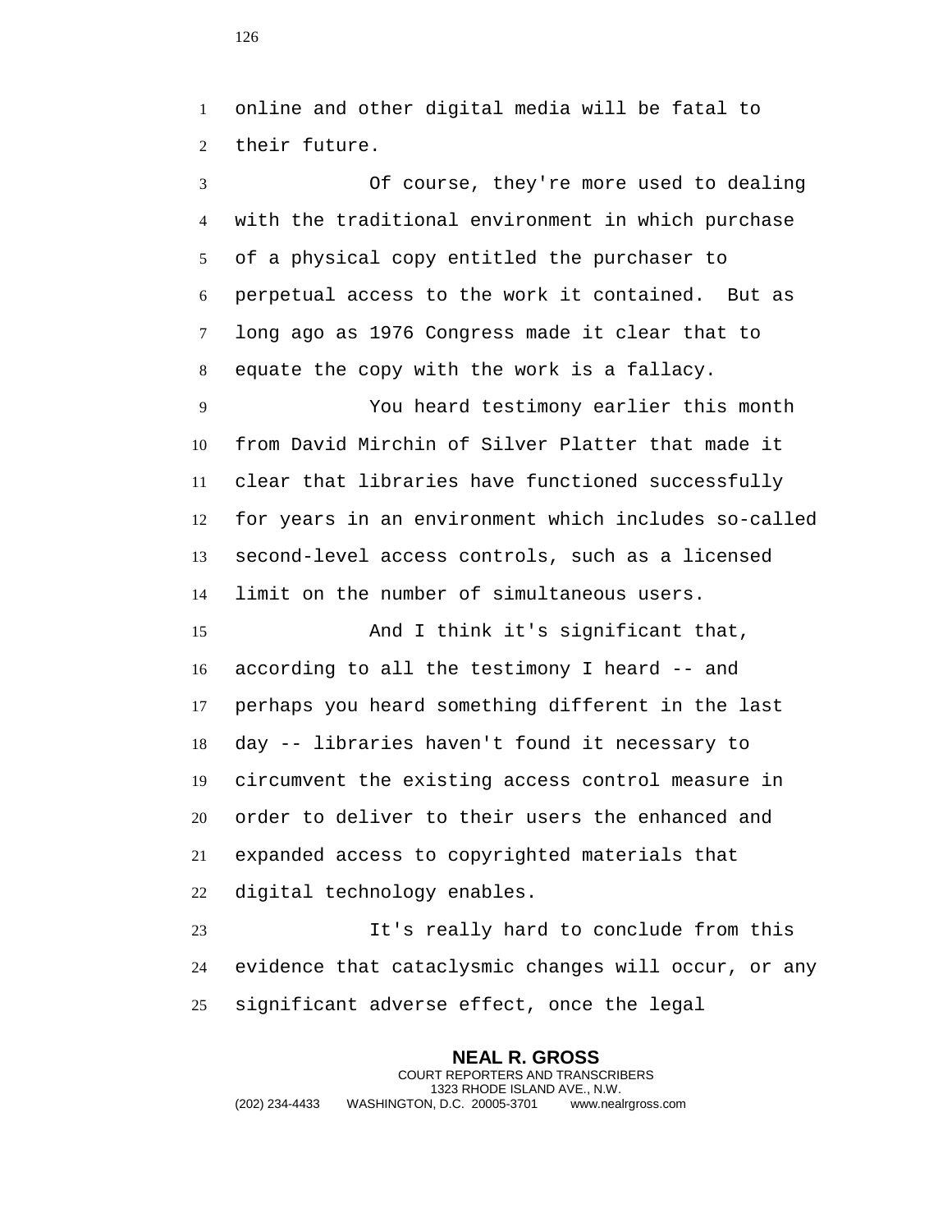online and other digital media will be fatal to their future.

Of course, they're more used to dealing with the traditional environment in which purchase of a physical copy entitled the purchaser to perpetual access to the work it contained. But as long ago as 1976 Congress made it clear that to equate the copy with the work is a fallacy.

You heard testimony earlier this month from David Mirchin of Silver Platter that made it clear that libraries have functioned successfully for years in an environment which includes so-called second-level access controls, such as a licensed limit on the number of simultaneous users.

And I think it's significant that, according to all the testimony I heard -- and perhaps you heard something different in the last day -- libraries haven't found it necessary to circumvent the existing access control measure in order to deliver to their users the enhanced and expanded access to copyrighted materials that digital technology enables.

It's really hard to conclude from this evidence that cataclysmic changes will occur, or any significant adverse effect, once the legal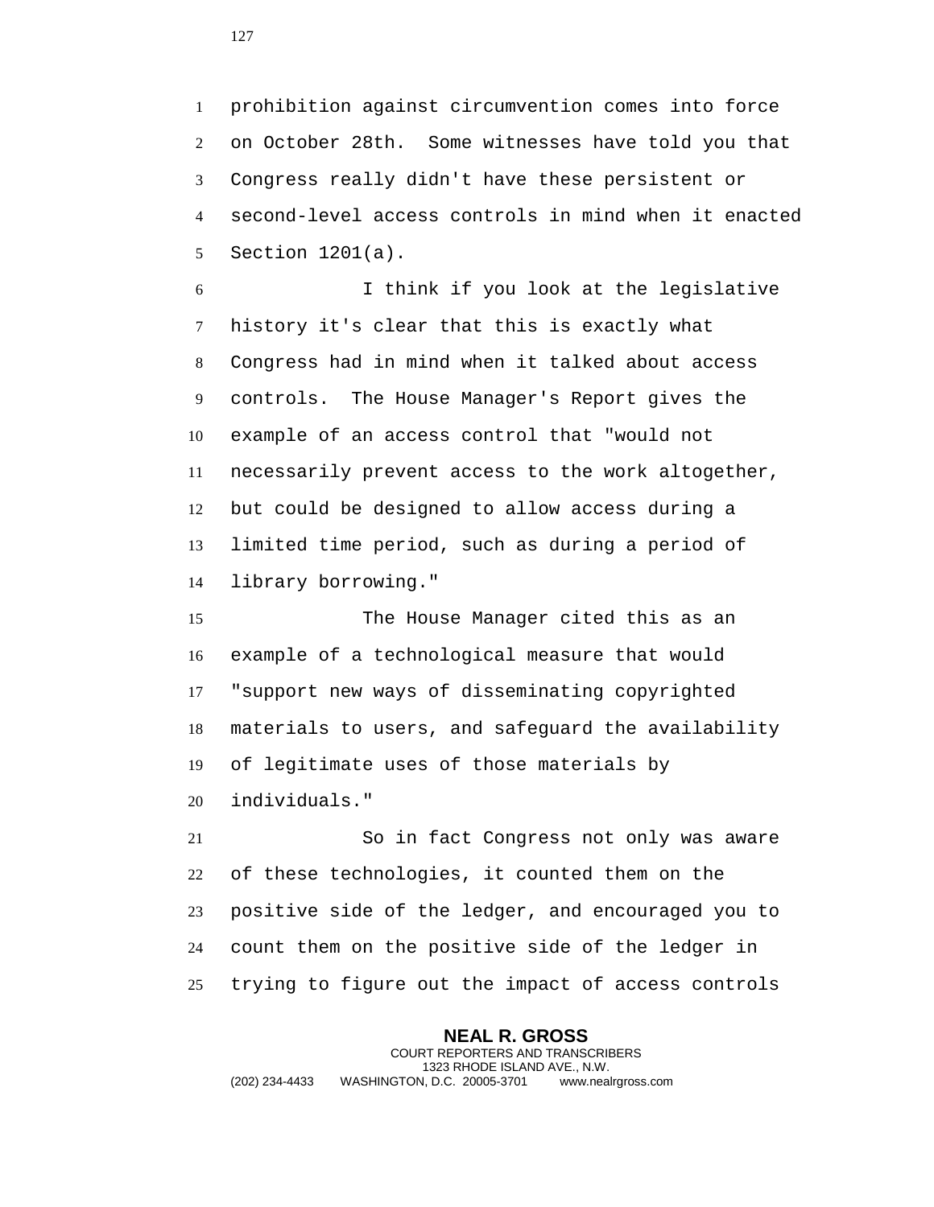prohibition against circumvention comes into force on October 28th. Some witnesses have told you that Congress really didn't have these persistent or second-level access controls in mind when it enacted Section 1201(a).

I think if you look at the legislative history it's clear that this is exactly what Congress had in mind when it talked about access controls. The House Manager's Report gives the example of an access control that "would not necessarily prevent access to the work altogether, but could be designed to allow access during a limited time period, such as during a period of library borrowing."

The House Manager cited this as an example of a technological measure that would "support new ways of disseminating copyrighted materials to users, and safeguard the availability of legitimate uses of those materials by individuals."

So in fact Congress not only was aware of these technologies, it counted them on the positive side of the ledger, and encouraged you to count them on the positive side of the ledger in trying to figure out the impact of access controls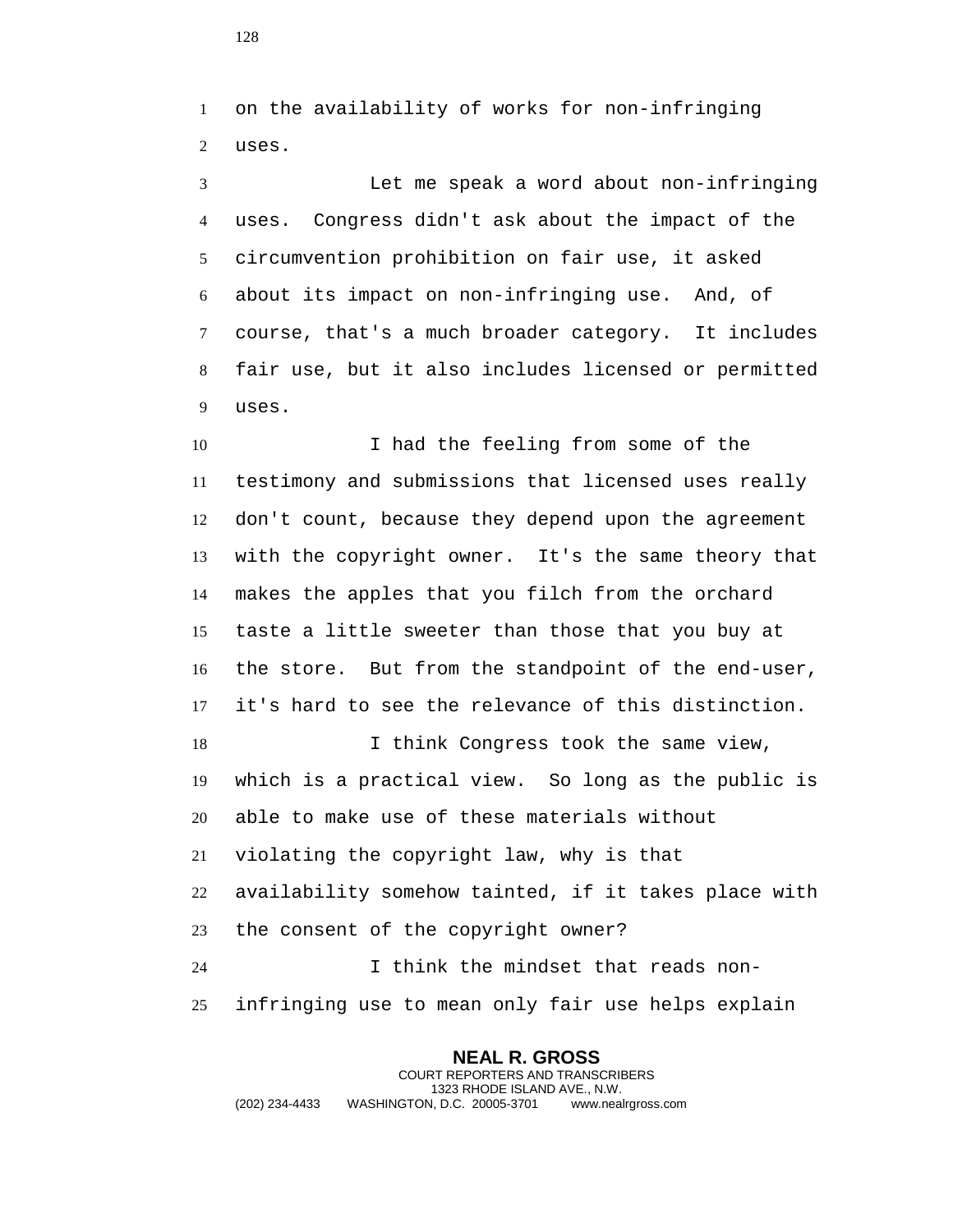on the availability of works for non-infringing uses.

Let me speak a word about non-infringing uses. Congress didn't ask about the impact of the circumvention prohibition on fair use, it asked about its impact on non-infringing use. And, of course, that's a much broader category. It includes fair use, but it also includes licensed or permitted uses.

I had the feeling from some of the testimony and submissions that licensed uses really don't count, because they depend upon the agreement with the copyright owner. It's the same theory that makes the apples that you filch from the orchard taste a little sweeter than those that you buy at the store. But from the standpoint of the end-user, it's hard to see the relevance of this distinction.

I think Congress took the same view, which is a practical view. So long as the public is able to make use of these materials without violating the copyright law, why is that availability somehow tainted, if it takes place with the consent of the copyright owner?

I think the mindset that reads non-infringing use to mean only fair use helps explain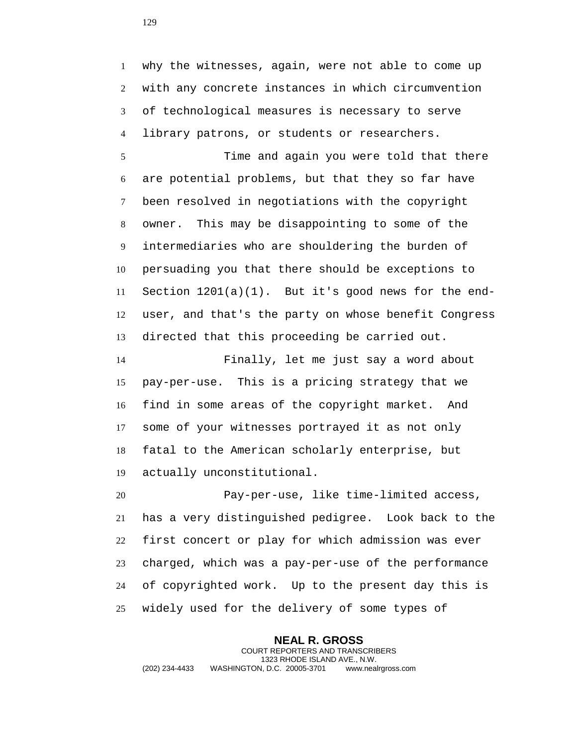why the witnesses, again, were not able to come up with any concrete instances in which circumvention of technological measures is necessary to serve library patrons, or students or researchers.

Time and again you were told that there are potential problems, but that they so far have been resolved in negotiations with the copyright owner. This may be disappointing to some of the intermediaries who are shouldering the burden of persuading you that there should be exceptions to Section 1201(a)(1). But it's good news for the end-user, and that's the party on whose benefit Congress directed that this proceeding be carried out.

Finally, let me just say a word about pay-per-use. This is a pricing strategy that we find in some areas of the copyright market. And some of your witnesses portrayed it as not only fatal to the American scholarly enterprise, but actually unconstitutional.

Pay-per-use, like time-limited access, has a very distinguished pedigree. Look back to the first concert or play for which admission was ever charged, which was a pay-per-use of the performance of copyrighted work. Up to the present day this is widely used for the delivery of some types of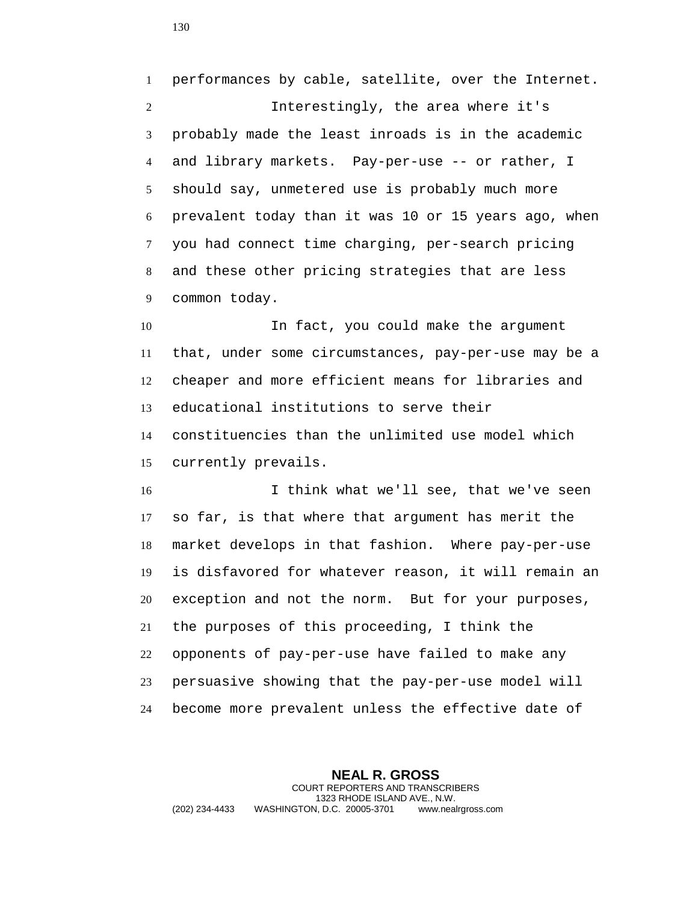performances by cable, satellite, over the Internet.

Interestingly, the area where it's probably made the least inroads is in the academic and library markets. Pay-per-use -- or rather, I should say, unmetered use is probably much more prevalent today than it was 10 or 15 years ago, when you had connect time charging, per-search pricing and these other pricing strategies that are less common today.

In fact, you could make the argument that, under some circumstances, pay-per-use may be a cheaper and more efficient means for libraries and educational institutions to serve their constituencies than the unlimited use model which currently prevails.

I think what we'll see, that we've seen so far, is that where that argument has merit the market develops in that fashion. Where pay-per-use is disfavored for whatever reason, it will remain an exception and not the norm. But for your purposes, the purposes of this proceeding, I think the opponents of pay-per-use have failed to make any persuasive showing that the pay-per-use model will become more prevalent unless the effective date of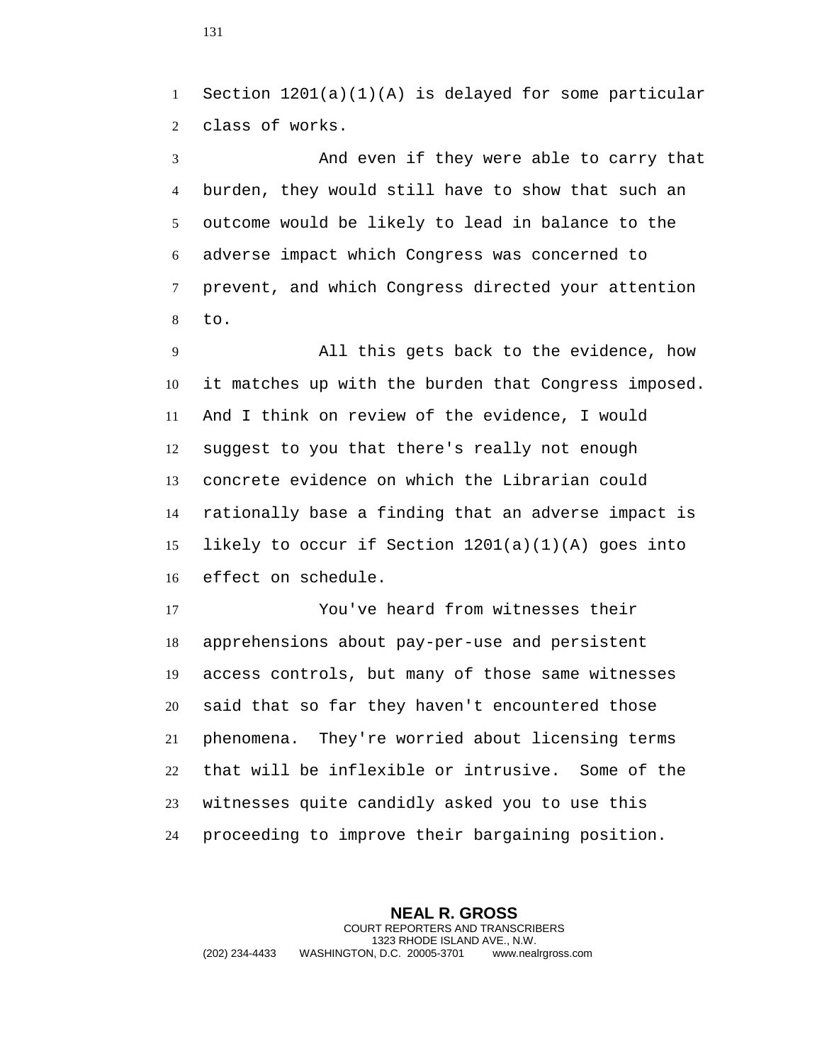Section 1201(a)(1)(A) is delayed for some particular class of works.

And even if they were able to carry that burden, they would still have to show that such an outcome would be likely to lead in balance to the adverse impact which Congress was concerned to prevent, and which Congress directed your attention to.

All this gets back to the evidence, how it matches up with the burden that Congress imposed. And I think on review of the evidence, I would suggest to you that there's really not enough concrete evidence on which the Librarian could rationally base a finding that an adverse impact is likely to occur if Section 1201(a)(1)(A) goes into effect on schedule.

You've heard from witnesses their apprehensions about pay-per-use and persistent access controls, but many of those same witnesses said that so far they haven't encountered those phenomena. They're worried about licensing terms that will be inflexible or intrusive. Some of the witnesses quite candidly asked you to use this proceeding to improve their bargaining position.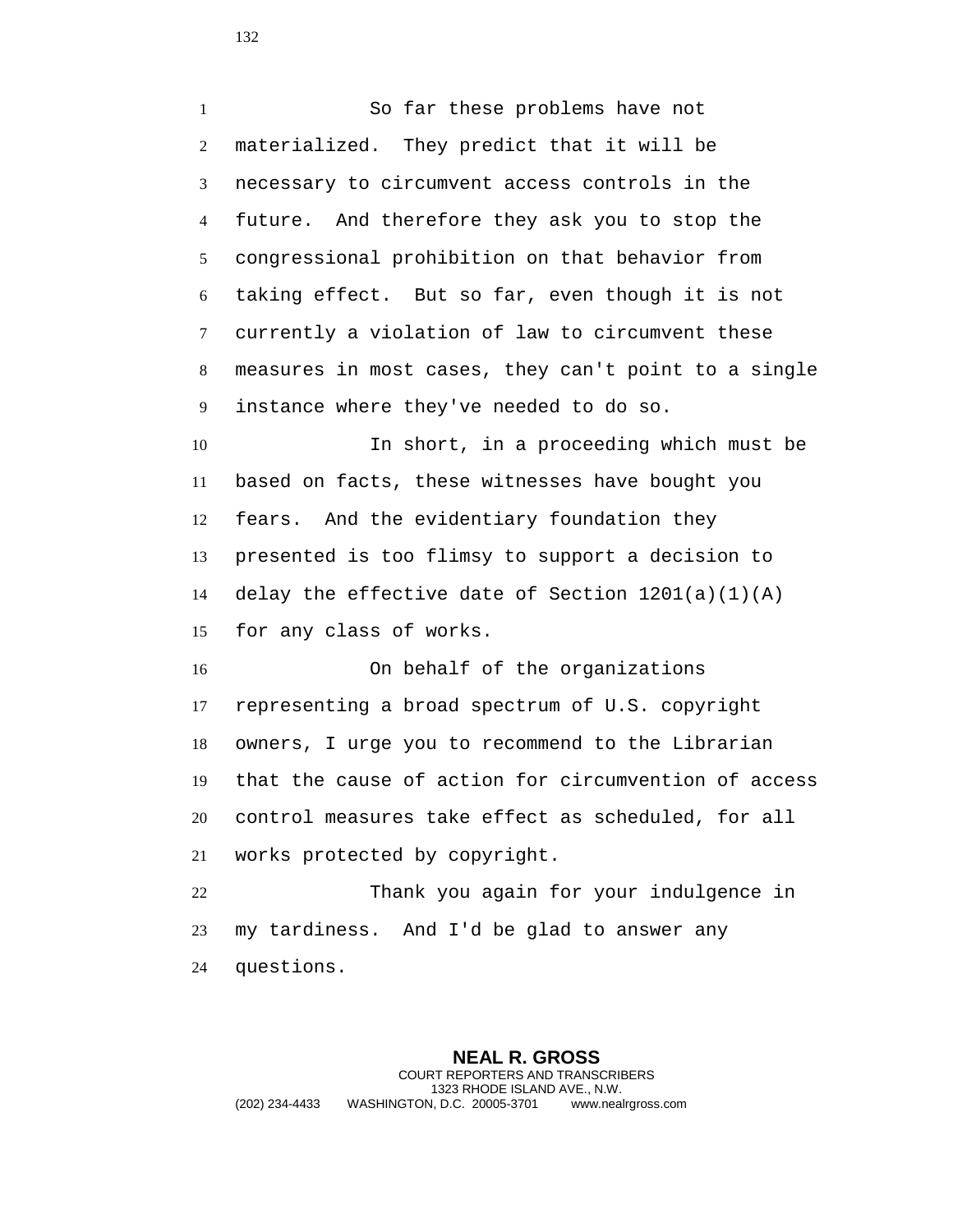So far these problems have not materialized. They predict that it will be necessary to circumvent access controls in the future. And therefore they ask you to stop the congressional prohibition on that behavior from taking effect. But so far, even though it is not currently a violation of law to circumvent these measures in most cases, they can't point to a single instance where they've needed to do so.

In short, in a proceeding which must be based on facts, these witnesses have bought you fears. And the evidentiary foundation they presented is too flimsy to support a decision to delay the effective date of Section 1201(a)(1)(A) for any class of works.

On behalf of the organizations representing a broad spectrum of U.S. copyright owners, I urge you to recommend to the Librarian that the cause of action for circumvention of access control measures take effect as scheduled, for all works protected by copyright.

Thank you again for your indulgence in my tardiness. And I'd be glad to answer any questions.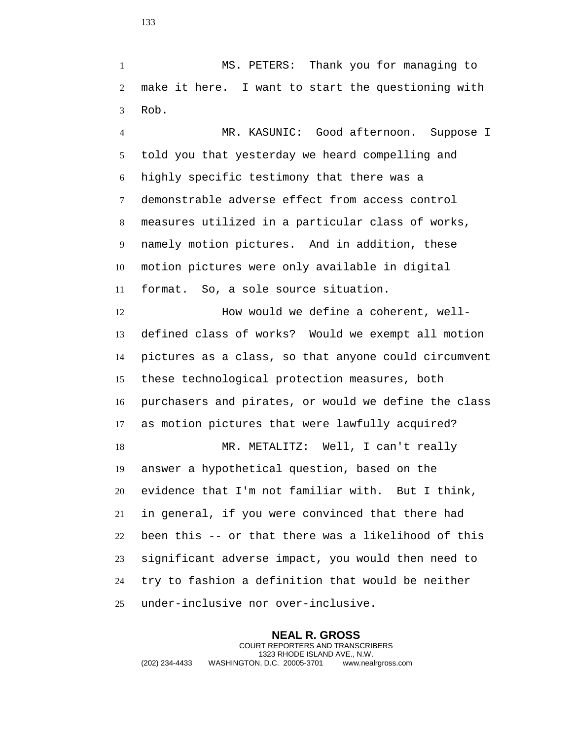MS. PETERS: Thank you for managing to make it here. I want to start the questioning with Rob.

MR. KASUNIC: Good afternoon. Suppose I told you that yesterday we heard compelling and highly specific testimony that there was a demonstrable adverse effect from access control measures utilized in a particular class of works, namely motion pictures. And in addition, these motion pictures were only available in digital format. So, a sole source situation.

How would we define a coherent, well-defined class of works? Would we exempt all motion pictures as a class, so that anyone could circumvent these technological protection measures, both purchasers and pirates, or would we define the class as motion pictures that were lawfully acquired?

MR. METALITZ: Well, I can't really answer a hypothetical question, based on the evidence that I'm not familiar with. But I think, in general, if you were convinced that there had been this -- or that there was a likelihood of this significant adverse impact, you would then need to try to fashion a definition that would be neither under-inclusive nor over-inclusive.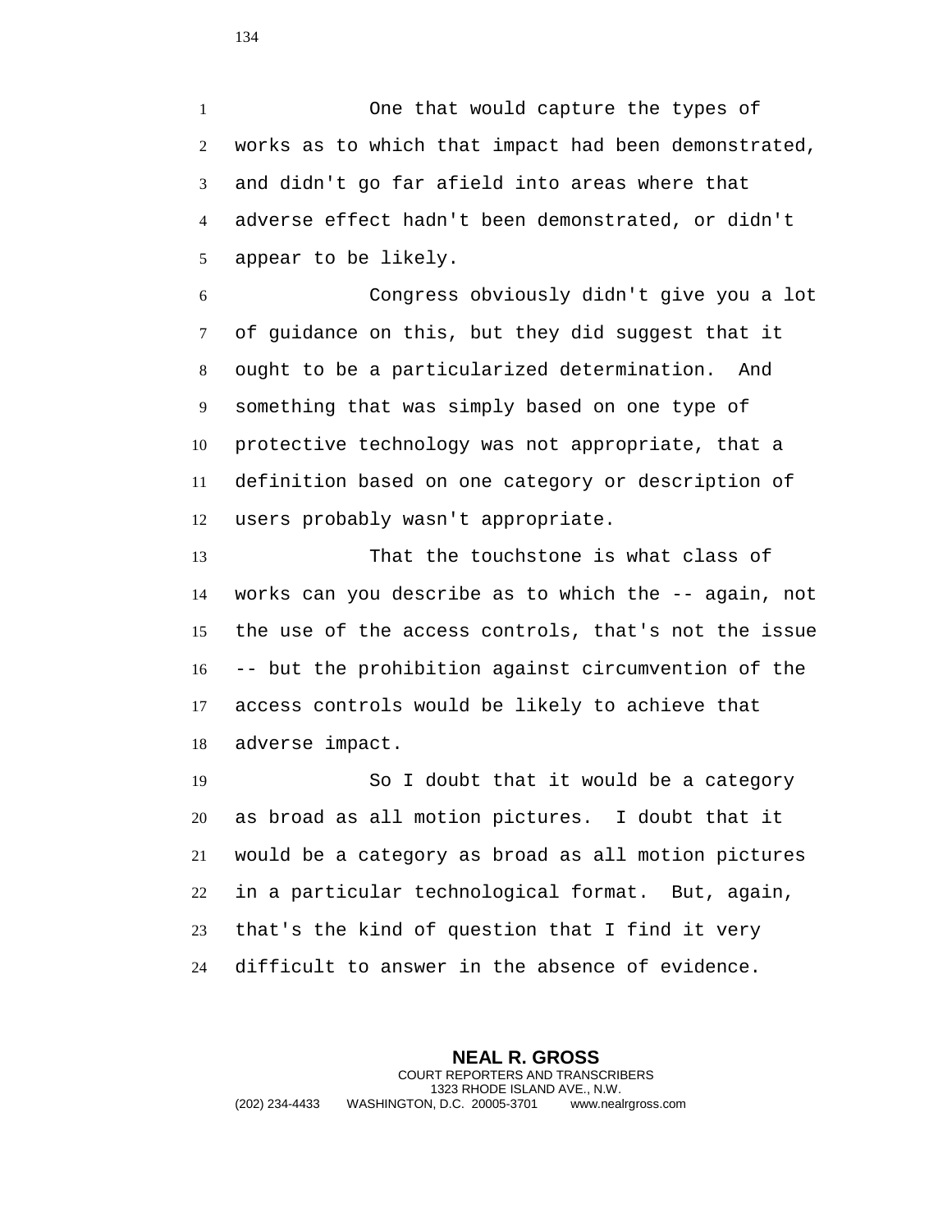One that would capture the types of works as to which that impact had been demonstrated, and didn't go far afield into areas where that adverse effect hadn't been demonstrated, or didn't appear to be likely.

Congress obviously didn't give you a lot of guidance on this, but they did suggest that it ought to be a particularized determination. And something that was simply based on one type of protective technology was not appropriate, that a definition based on one category or description of users probably wasn't appropriate.

That the touchstone is what class of works can you describe as to which the -- again, not the use of the access controls, that's not the issue -- but the prohibition against circumvention of the access controls would be likely to achieve that adverse impact.

So I doubt that it would be a category as broad as all motion pictures. I doubt that it would be a category as broad as all motion pictures in a particular technological format. But, again, that's the kind of question that I find it very difficult to answer in the absence of evidence.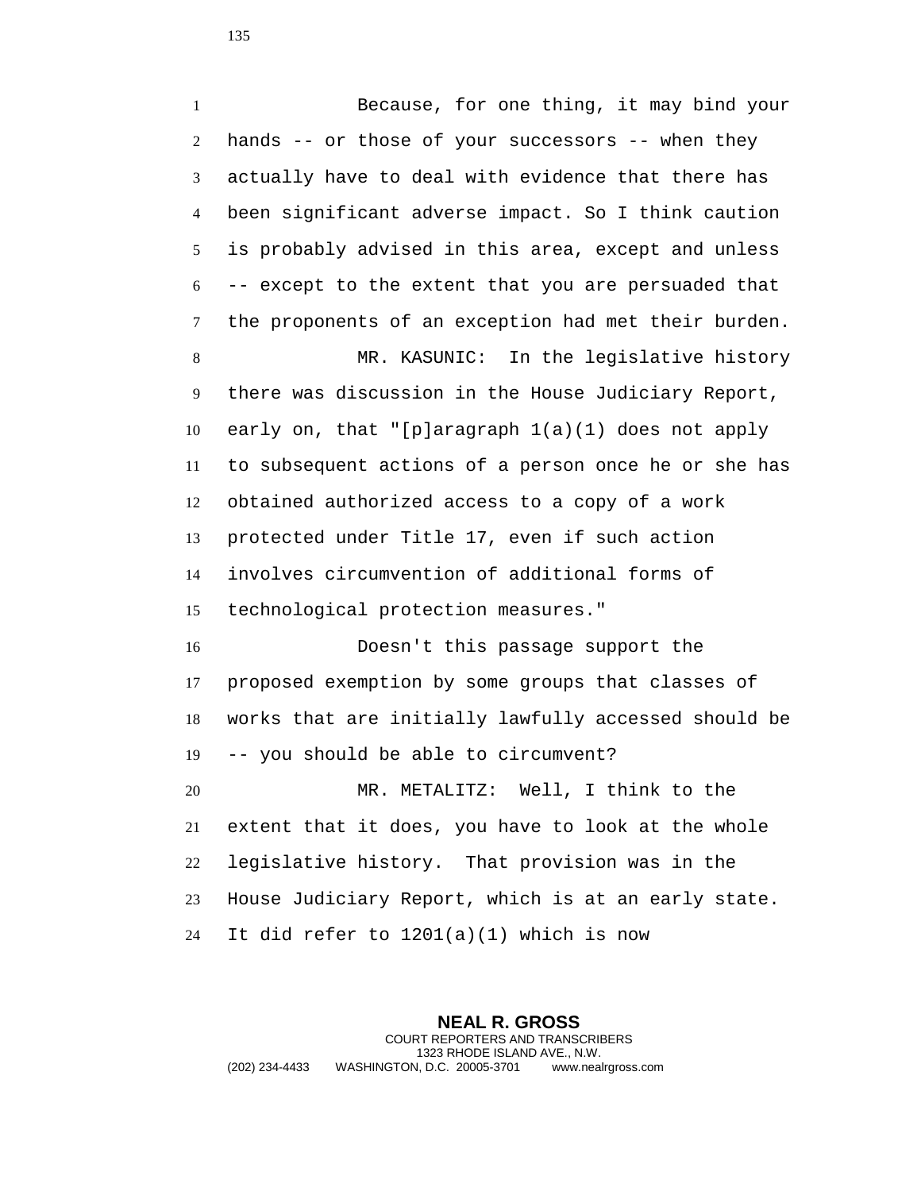Because, for one thing, it may bind your hands -- or those of your successors -- when they actually have to deal with evidence that there has been significant adverse impact. So I think caution is probably advised in this area, except and unless -- except to the extent that you are persuaded that the proponents of an exception had met their burden.

MR. KASUNIC: In the legislative history there was discussion in the House Judiciary Report, early on, that "[p]aragraph 1(a)(1) does not apply to subsequent actions of a person once he or she has obtained authorized access to a copy of a work protected under Title 17, even if such action involves circumvention of additional forms of technological protection measures."

Doesn't this passage support the proposed exemption by some groups that classes of works that are initially lawfully accessed should be -- you should be able to circumvent?

MR. METALITZ: Well, I think to the extent that it does, you have to look at the whole legislative history. That provision was in the House Judiciary Report, which is at an early state. It did refer to 1201(a)(1) which is now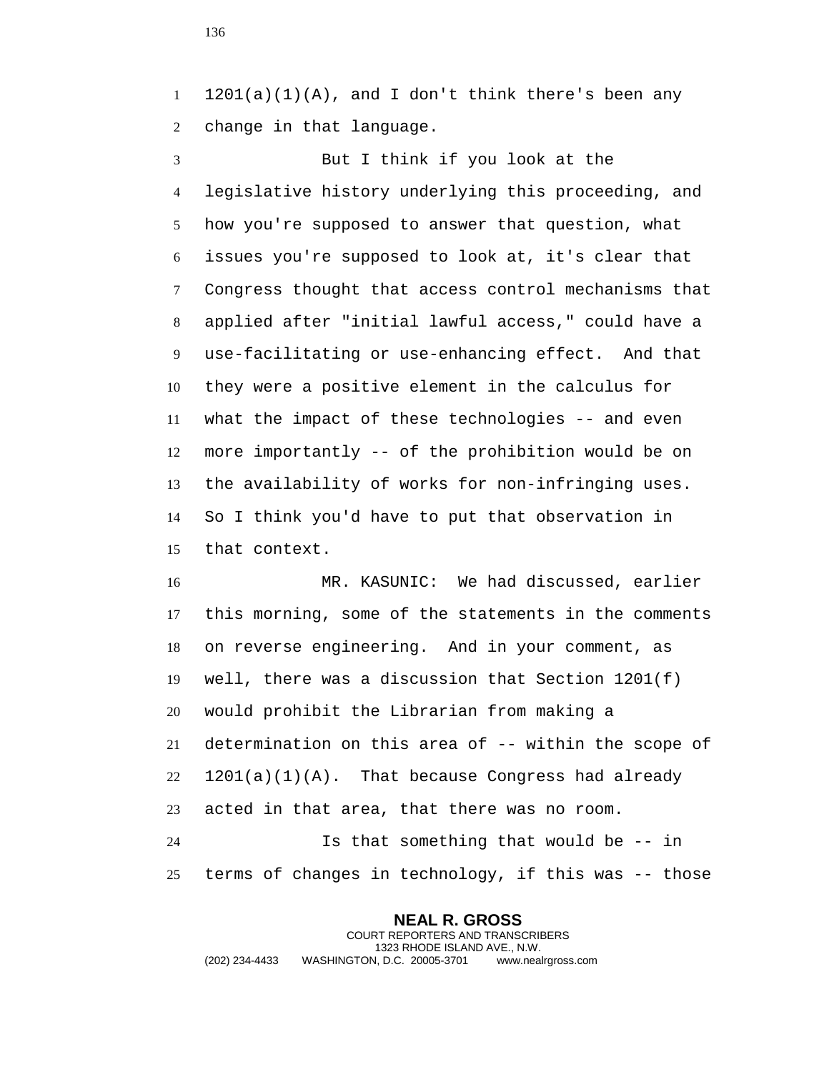1201(a)(1)(A), and I don't think there's been any change in that language.

But I think if you look at the legislative history underlying this proceeding, and how you're supposed to answer that question, what issues you're supposed to look at, it's clear that Congress thought that access control mechanisms that applied after "initial lawful access," could have a use-facilitating or use-enhancing effect. And that they were a positive element in the calculus for what the impact of these technologies -- and even more importantly -- of the prohibition would be on the availability of works for non-infringing uses. So I think you'd have to put that observation in that context.

MR. KASUNIC: We had discussed, earlier this morning, some of the statements in the comments on reverse engineering. And in your comment, as well, there was a discussion that Section 1201(f) would prohibit the Librarian from making a determination on this area of -- within the scope of 1201(a)(1)(A). That because Congress had already acted in that area, that there was no room.

Is that something that would be -- in terms of changes in technology, if this was -- those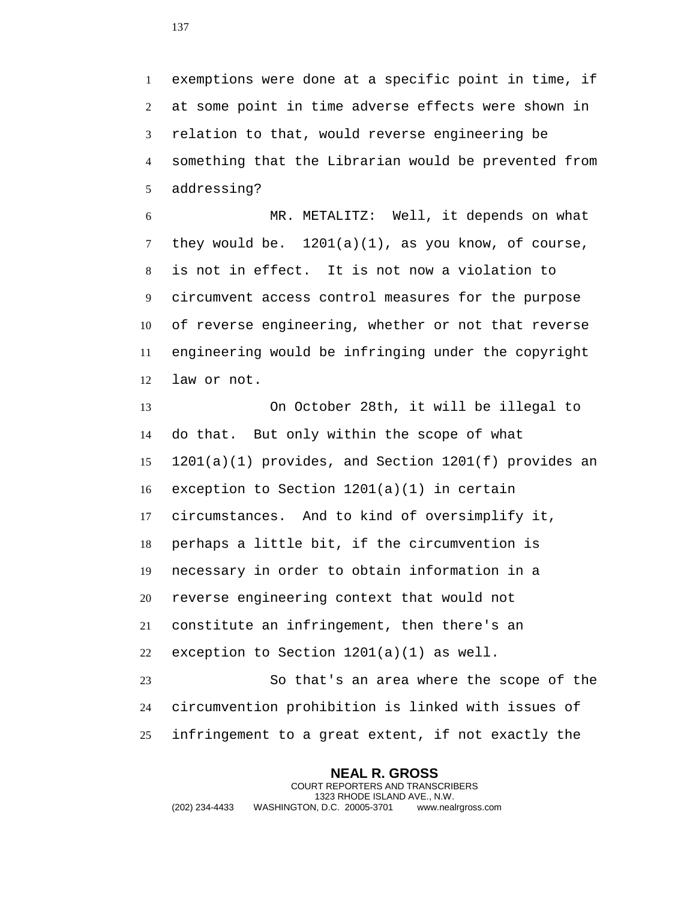exemptions were done at a specific point in time, if at some point in time adverse effects were shown in relation to that, would reverse engineering be something that the Librarian would be prevented from addressing?

MR. METALITZ: Well, it depends on what they would be. 1201(a)(1), as you know, of course, is not in effect. It is not now a violation to circumvent access control measures for the purpose of reverse engineering, whether or not that reverse engineering would be infringing under the copyright law or not.

On October 28th, it will be illegal to do that. But only within the scope of what 1201(a)(1) provides, and Section 1201(f) provides an exception to Section 1201(a)(1) in certain circumstances. And to kind of oversimplify it, perhaps a little bit, if the circumvention is necessary in order to obtain information in a reverse engineering context that would not constitute an infringement, then there's an exception to Section 1201(a)(1) as well.

So that's an area where the scope of the circumvention prohibition is linked with issues of infringement to a great extent, if not exactly the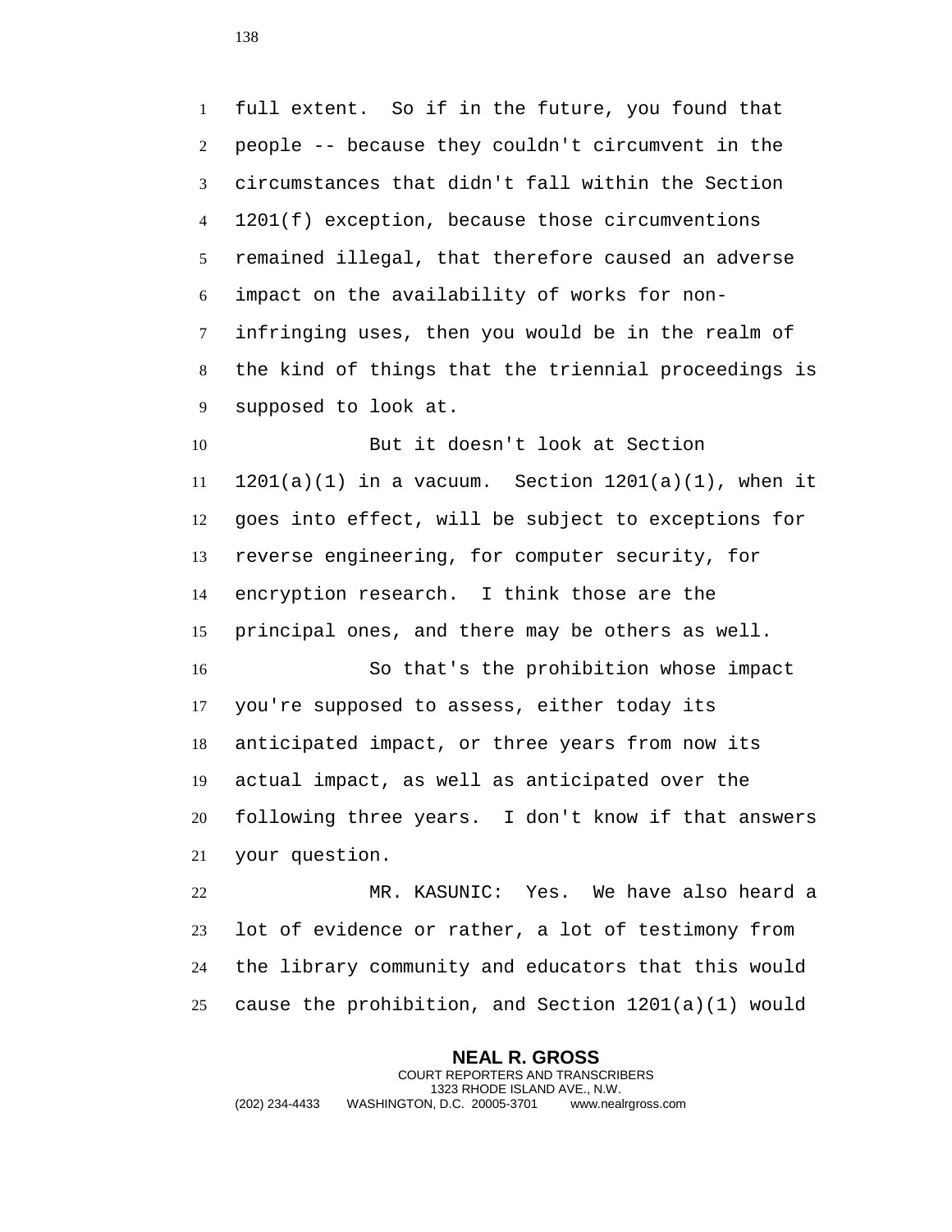full extent. So if in the future, you found that people -- because they couldn't circumvent in the circumstances that didn't fall within the Section 1201(f) exception, because those circumventions remained illegal, that therefore caused an adverse impact on the availability of works for non-infringing uses, then you would be in the realm of the kind of things that the triennial proceedings is supposed to look at.

But it doesn't look at Section 1201(a)(1) in a vacuum. Section 1201(a)(1), when it goes into effect, will be subject to exceptions for reverse engineering, for computer security, for encryption research. I think those are the principal ones, and there may be others as well.

So that's the prohibition whose impact you're supposed to assess, either today its anticipated impact, or three years from now its actual impact, as well as anticipated over the following three years. I don't know if that answers your question.

MR. KASUNIC: Yes. We have also heard a lot of evidence or rather, a lot of testimony from the library community and educators that this would cause the prohibition, and Section 1201(a)(1) would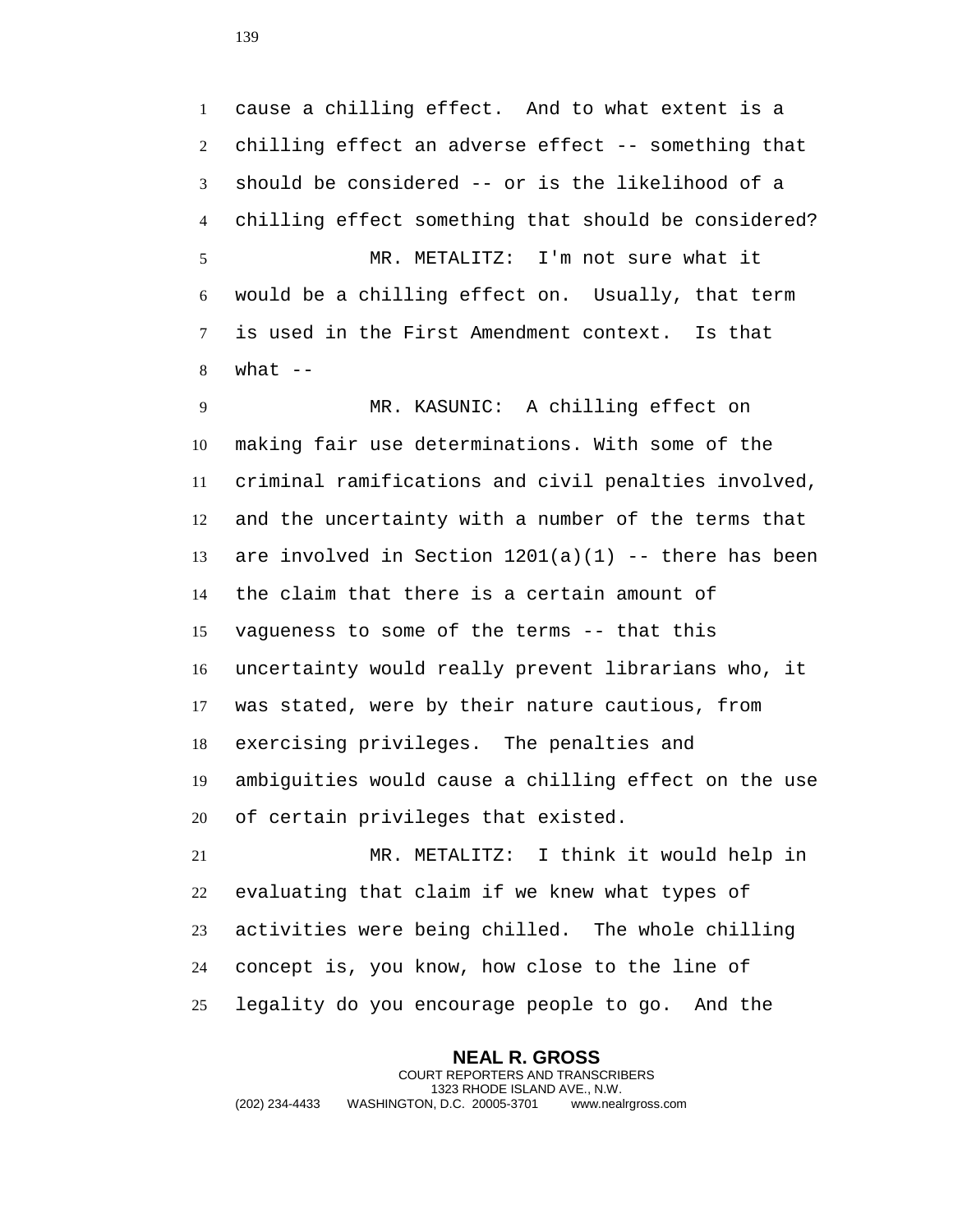cause a chilling effect. And to what extent is a chilling effect an adverse effect -- something that should be considered -- or is the likelihood of a chilling effect something that should be considered?

MR. METALITZ: I'm not sure what it would be a chilling effect on. Usually, that term is used in the First Amendment context. Is that what --

MR. KASUNIC: A chilling effect on making fair use determinations. With some of the criminal ramifications and civil penalties involved, and the uncertainty with a number of the terms that are involved in Section 1201(a)(1) -- there has been the claim that there is a certain amount of vagueness to some of the terms -- that this uncertainty would really prevent librarians who, it was stated, were by their nature cautious, from exercising privileges. The penalties and ambiguities would cause a chilling effect on the use of certain privileges that existed.

MR. METALITZ: I think it would help in evaluating that claim if we knew what types of activities were being chilled. The whole chilling concept is, you know, how close to the line of legality do you encourage people to go. And the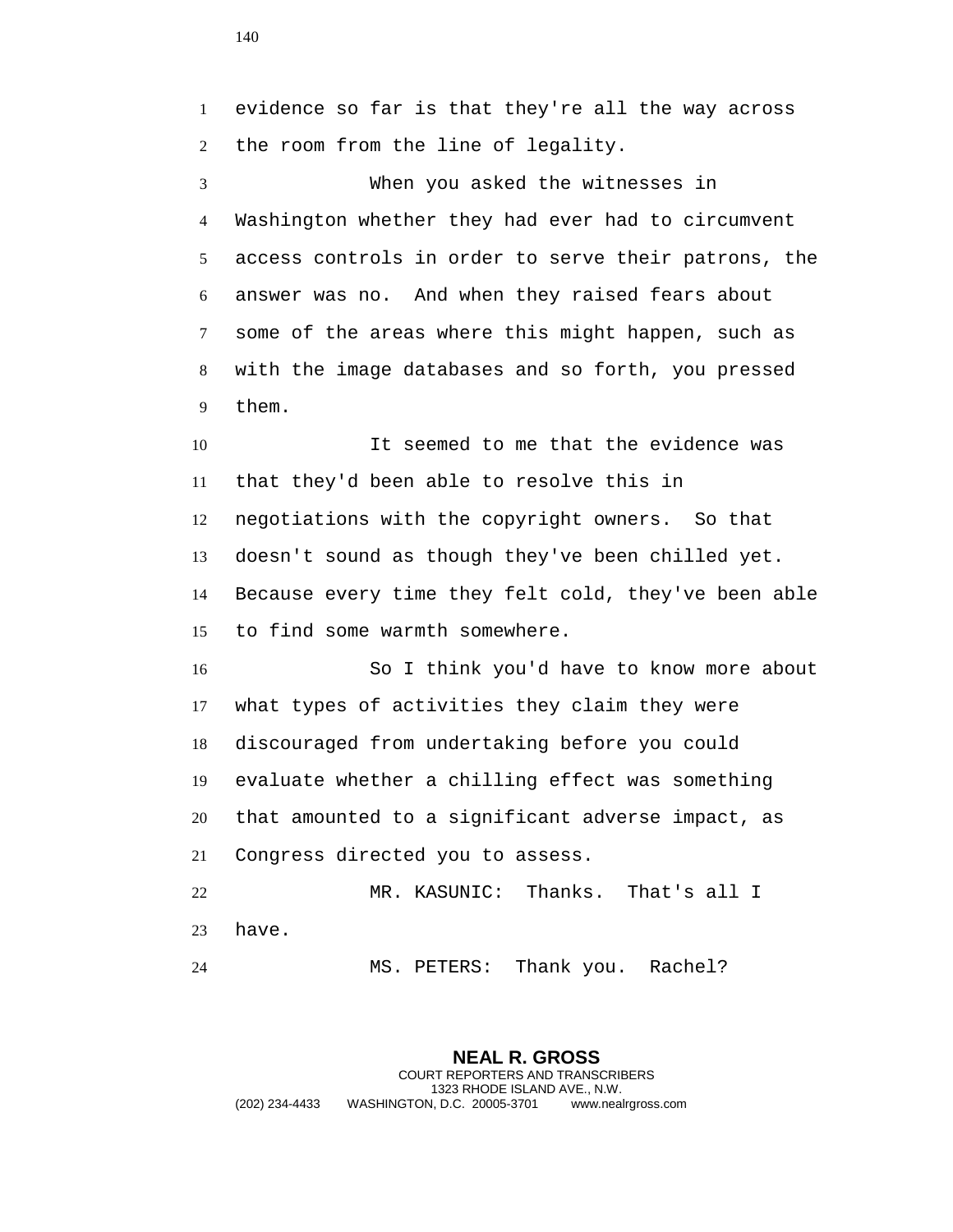evidence so far is that they're all the way across the room from the line of legality.

When you asked the witnesses in Washington whether they had ever had to circumvent access controls in order to serve their patrons, the answer was no. And when they raised fears about some of the areas where this might happen, such as with the image databases and so forth, you pressed them.

It seemed to me that the evidence was that they'd been able to resolve this in negotiations with the copyright owners. So that doesn't sound as though they've been chilled yet. Because every time they felt cold, they've been able to find some warmth somewhere.

So I think you'd have to know more about what types of activities they claim they were discouraged from undertaking before you could evaluate whether a chilling effect was something that amounted to a significant adverse impact, as Congress directed you to assess.

MR. KASUNIC: Thanks. That's all I have.

MS. PETERS: Thank you. Rachel?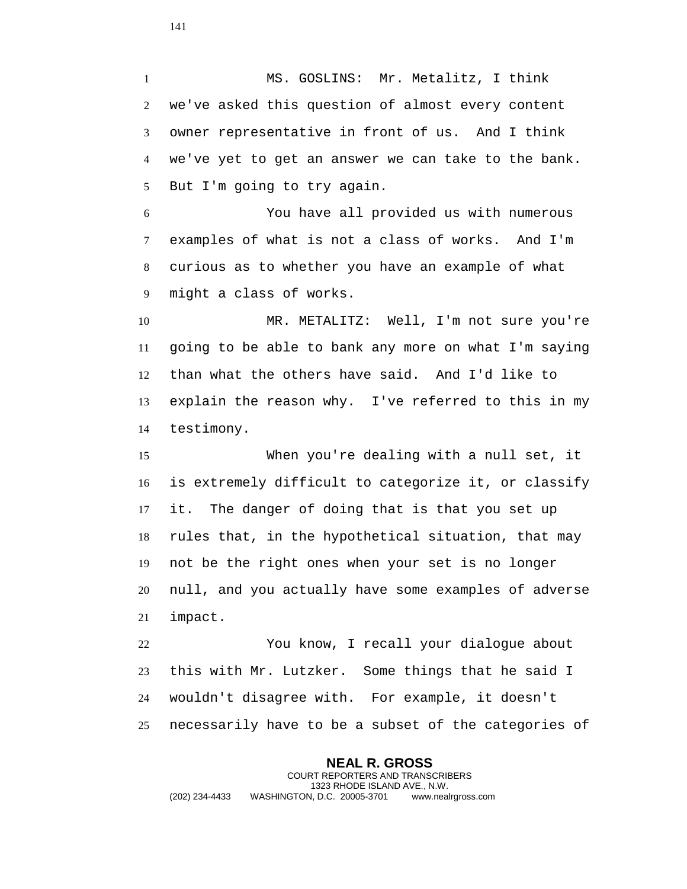MS. GOSLINS: Mr. Metalitz, I think we've asked this question of almost every content owner representative in front of us. And I think we've yet to get an answer we can take to the bank. But I'm going to try again.

You have all provided us with numerous examples of what is not a class of works. And I'm curious as to whether you have an example of what might a class of works.

MR. METALITZ: Well, I'm not sure you're going to be able to bank any more on what I'm saying than what the others have said. And I'd like to explain the reason why. I've referred to this in my testimony.

When you're dealing with a null set, it is extremely difficult to categorize it, or classify it. The danger of doing that is that you set up rules that, in the hypothetical situation, that may not be the right ones when your set is no longer null, and you actually have some examples of adverse impact.

You know, I recall your dialogue about this with Mr. Lutzker. Some things that he said I wouldn't disagree with. For example, it doesn't necessarily have to be a subset of the categories of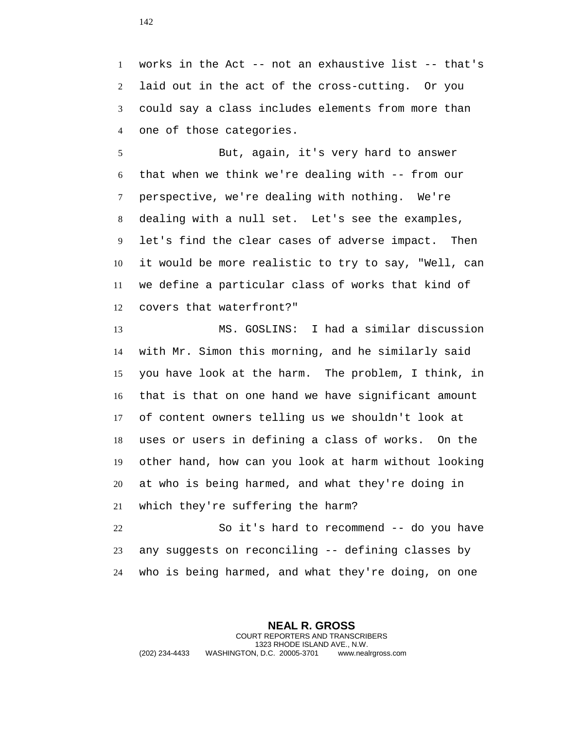works in the Act -- not an exhaustive list -- that's laid out in the act of the cross-cutting. Or you could say a class includes elements from more than one of those categories.

But, again, it's very hard to answer that when we think we're dealing with -- from our perspective, we're dealing with nothing. We're dealing with a null set. Let's see the examples, let's find the clear cases of adverse impact. Then it would be more realistic to try to say, "Well, can we define a particular class of works that kind of covers that waterfront?"

MS. GOSLINS: I had a similar discussion with Mr. Simon this morning, and he similarly said you have look at the harm. The problem, I think, in that is that on one hand we have significant amount of content owners telling us we shouldn't look at uses or users in defining a class of works. On the other hand, how can you look at harm without looking at who is being harmed, and what they're doing in which they're suffering the harm?

So it's hard to recommend -- do you have any suggests on reconciling -- defining classes by who is being harmed, and what they're doing, on one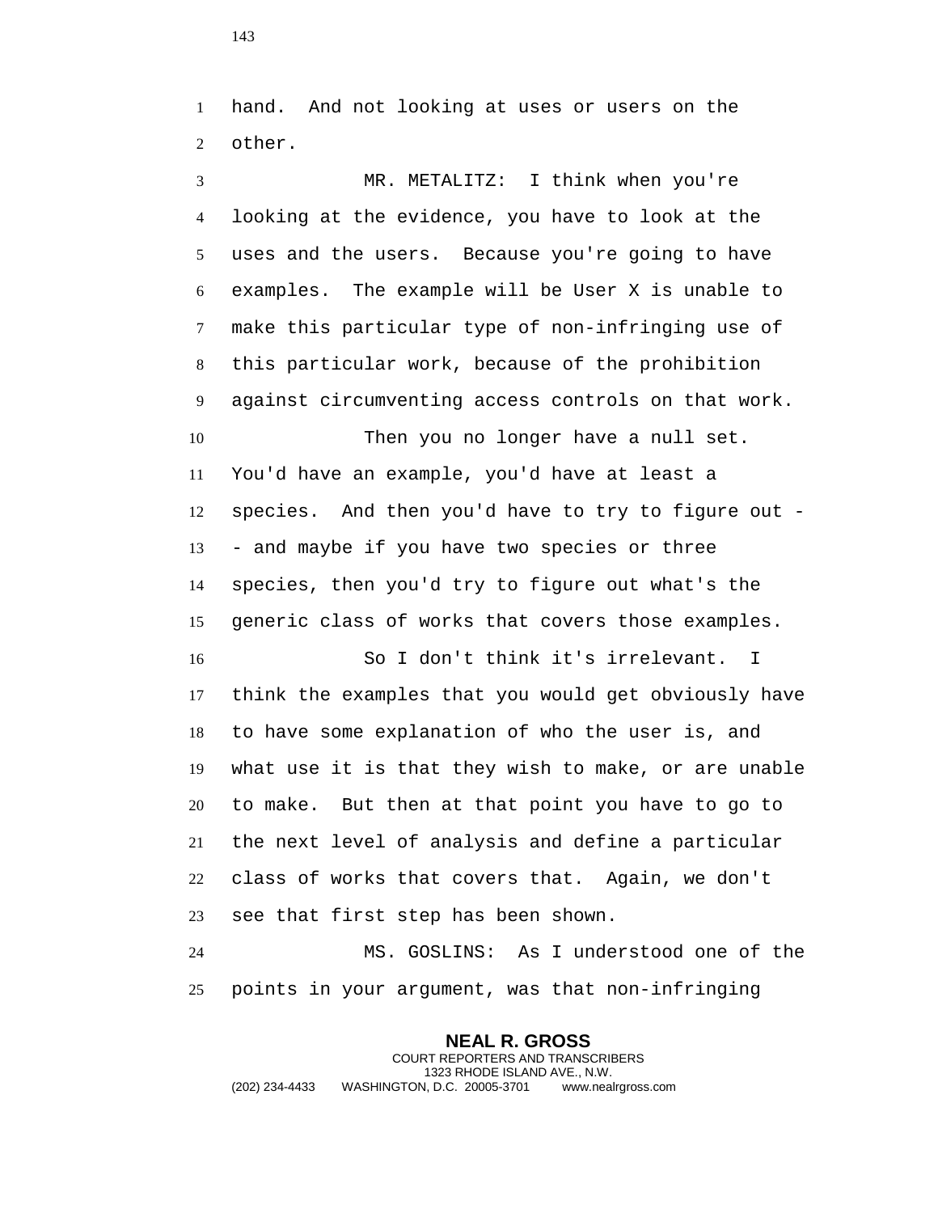hand. And not looking at uses or users on the other.

MR. METALITZ: I think when you're looking at the evidence, you have to look at the uses and the users. Because you're going to have examples. The example will be User X is unable to make this particular type of non-infringing use of this particular work, because of the prohibition against circumventing access controls on that work.

Then you no longer have a null set. You'd have an example, you'd have at least a species. And then you'd have to try to figure out -- and maybe if you have two species or three species, then you'd try to figure out what's the generic class of works that covers those examples.

So I don't think it's irrelevant. I think the examples that you would get obviously have to have some explanation of who the user is, and what use it is that they wish to make, or are unable to make. But then at that point you have to go to the next level of analysis and define a particular class of works that covers that. Again, we don't see that first step has been shown.

MS. GOSLINS: As I understood one of the points in your argument, was that non-infringing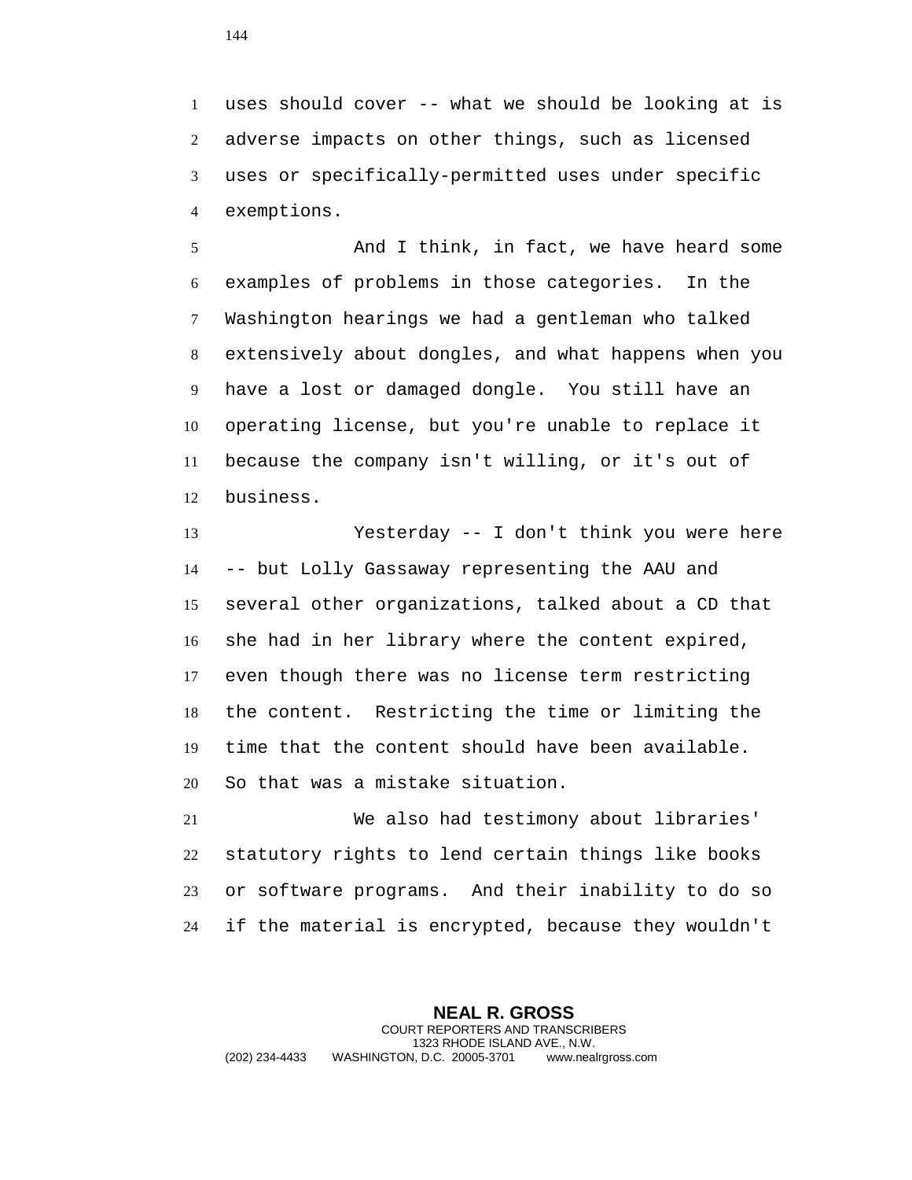uses should cover -- what we should be looking at is adverse impacts on other things, such as licensed uses or specifically-permitted uses under specific exemptions.

And I think, in fact, we have heard some examples of problems in those categories. In the Washington hearings we had a gentleman who talked extensively about dongles, and what happens when you have a lost or damaged dongle. You still have an operating license, but you're unable to replace it because the company isn't willing, or it's out of business.

Yesterday -- I don't think you were here -- but Lolly Gassaway representing the AAU and several other organizations, talked about a CD that she had in her library where the content expired, even though there was no license term restricting the content. Restricting the time or limiting the time that the content should have been available. So that was a mistake situation.

We also had testimony about libraries' statutory rights to lend certain things like books or software programs. And their inability to do so if the material is encrypted, because they wouldn't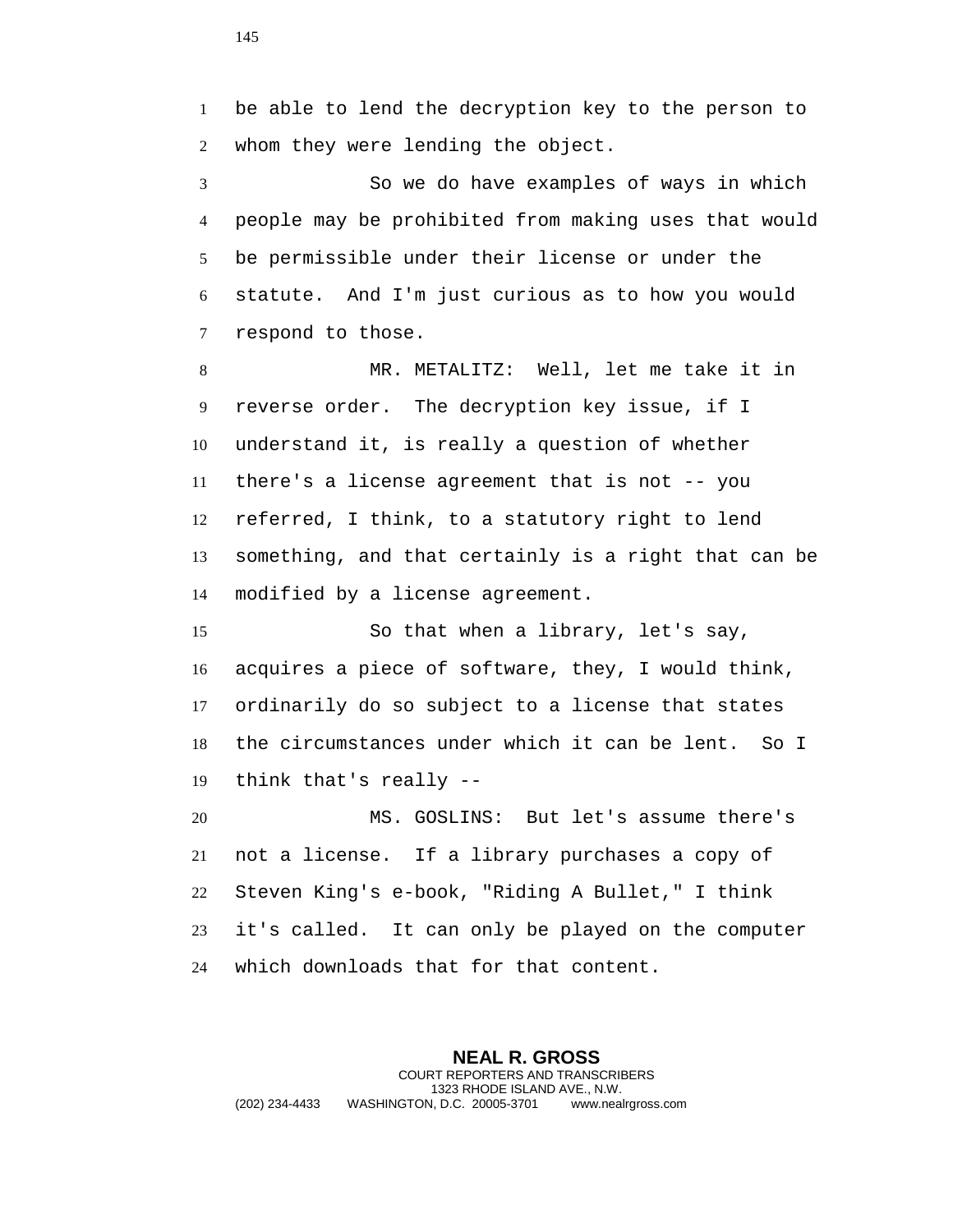be able to lend the decryption key to the person to whom they were lending the object.

So we do have examples of ways in which people may be prohibited from making uses that would be permissible under their license or under the statute. And I'm just curious as to how you would respond to those.

MR. METALITZ: Well, let me take it in reverse order. The decryption key issue, if I understand it, is really a question of whether there's a license agreement that is not -- you referred, I think, to a statutory right to lend something, and that certainly is a right that can be modified by a license agreement.

So that when a library, let's say, acquires a piece of software, they, I would think, ordinarily do so subject to a license that states the circumstances under which it can be lent. So I think that's really --

MS. GOSLINS: But let's assume there's not a license. If a library purchases a copy of Steven King's e-book, "Riding A Bullet," I think it's called. It can only be played on the computer which downloads that for that content.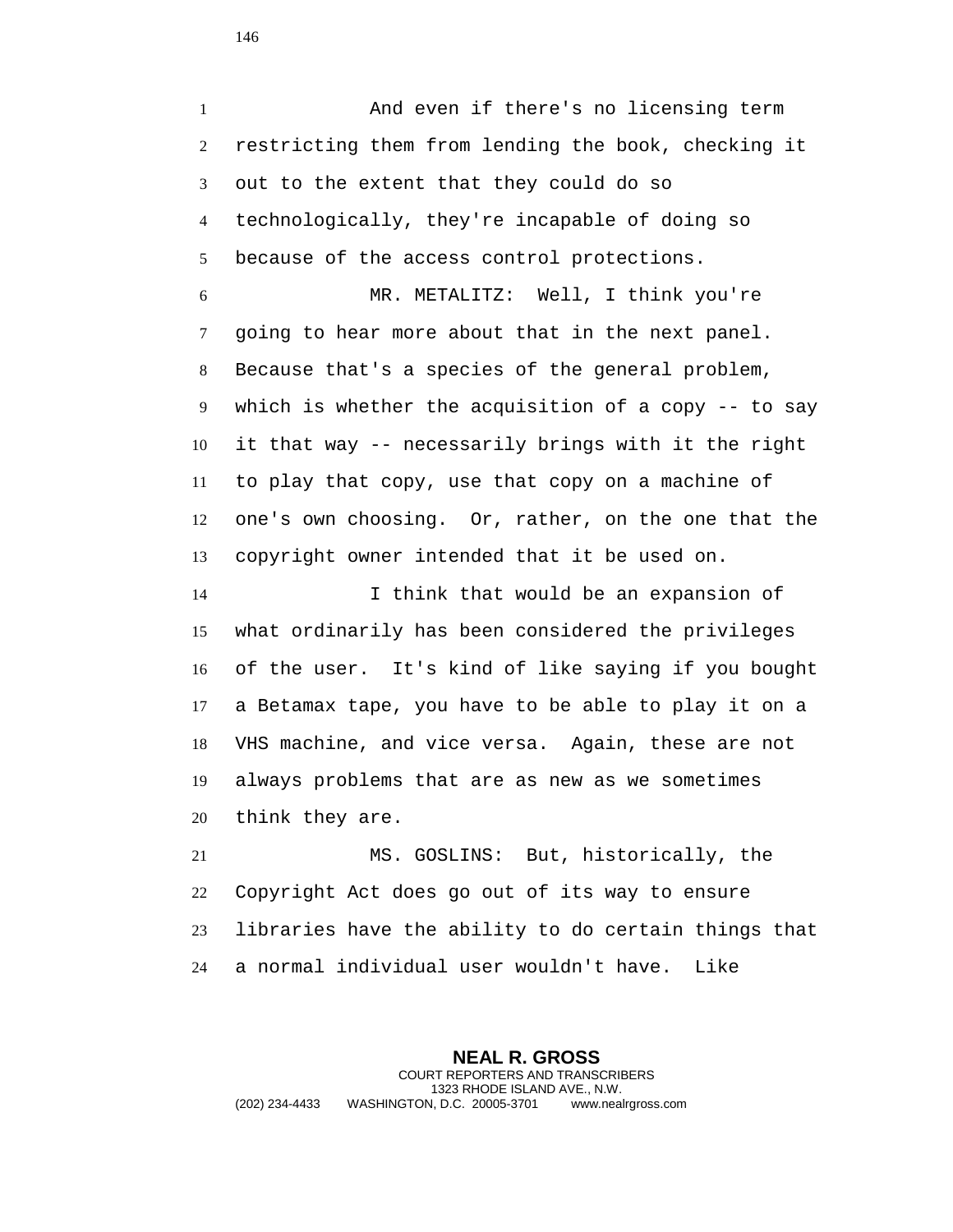And even if there's no licensing term restricting them from lending the book, checking it out to the extent that they could do so technologically, they're incapable of doing so because of the access control protections.

MR. METALITZ: Well, I think you're going to hear more about that in the next panel. Because that's a species of the general problem, which is whether the acquisition of a copy -- to say it that way -- necessarily brings with it the right to play that copy, use that copy on a machine of one's own choosing. Or, rather, on the one that the copyright owner intended that it be used on.

I think that would be an expansion of what ordinarily has been considered the privileges of the user. It's kind of like saying if you bought a Betamax tape, you have to be able to play it on a VHS machine, and vice versa. Again, these are not always problems that are as new as we sometimes think they are.

MS. GOSLINS: But, historically, the Copyright Act does go out of its way to ensure libraries have the ability to do certain things that a normal individual user wouldn't have. Like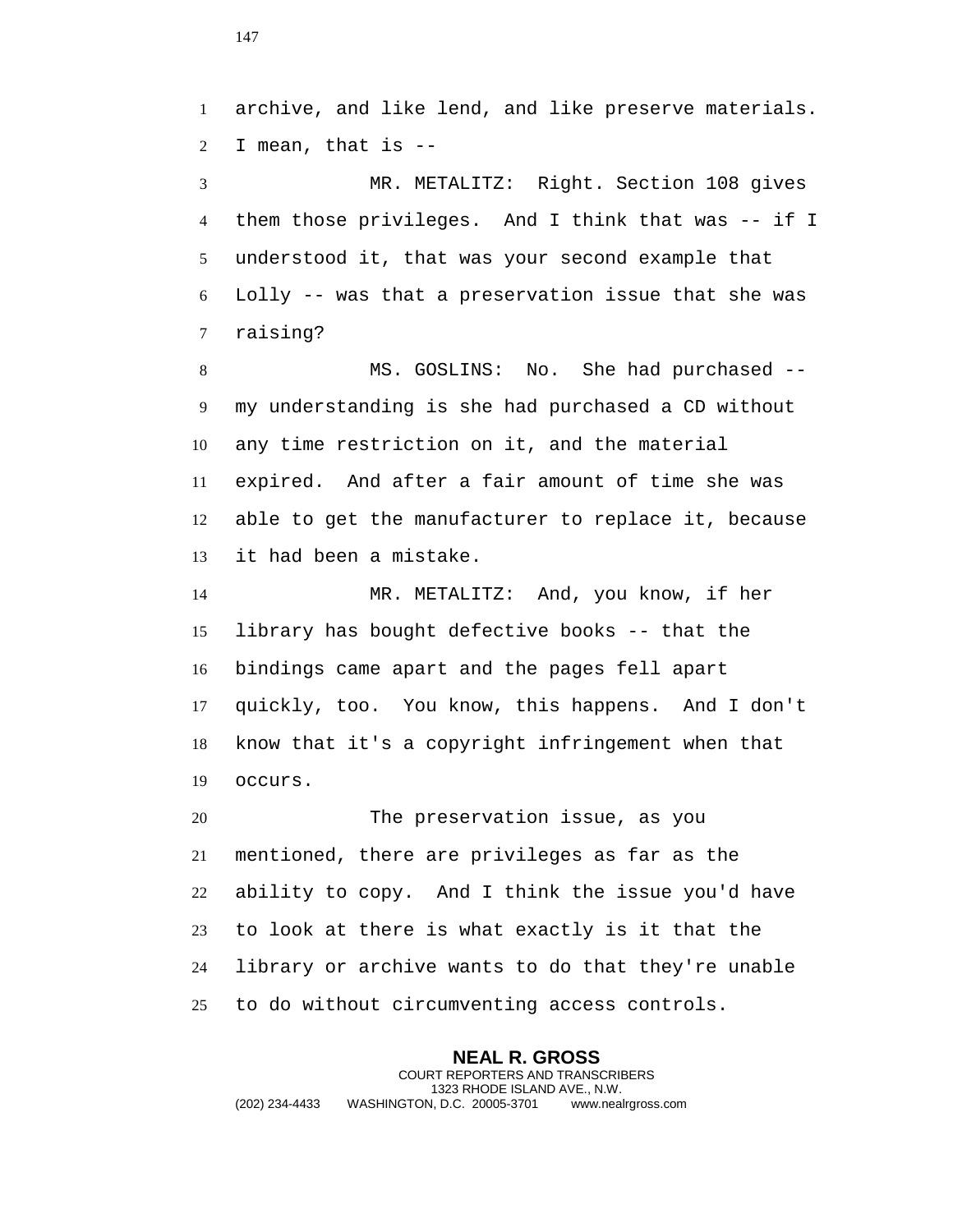archive, and like lend, and like preserve materials. I mean, that is --

MR. METALITZ: Right. Section 108 gives them those privileges. And I think that was -- if I understood it, that was your second example that Lolly -- was that a preservation issue that she was raising?

MS. GOSLINS: No. She had purchased -- my understanding is she had purchased a CD without any time restriction on it, and the material expired. And after a fair amount of time she was able to get the manufacturer to replace it, because it had been a mistake.

MR. METALITZ: And, you know, if her library has bought defective books -- that the bindings came apart and the pages fell apart quickly, too. You know, this happens. And I don't know that it's a copyright infringement when that occurs.

The preservation issue, as you mentioned, there are privileges as far as the ability to copy. And I think the issue you'd have to look at there is what exactly is it that the library or archive wants to do that they're unable to do without circumventing access controls.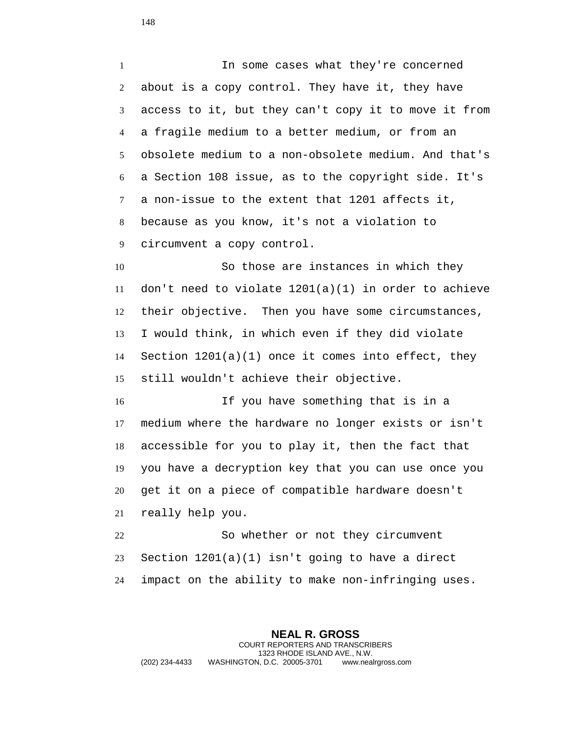In some cases what they're concerned about is a copy control. They have it, they have access to it, but they can't copy it to move it from a fragile medium to a better medium, or from an obsolete medium to a non-obsolete medium. And that's a Section 108 issue, as to the copyright side. It's a non-issue to the extent that 1201 affects it, because as you know, it's not a violation to circumvent a copy control.

So those are instances in which they don't need to violate 1201(a)(1) in order to achieve their objective. Then you have some circumstances, I would think, in which even if they did violate Section 1201(a)(1) once it comes into effect, they still wouldn't achieve their objective.

If you have something that is in a medium where the hardware no longer exists or isn't accessible for you to play it, then the fact that you have a decryption key that you can use once you get it on a piece of compatible hardware doesn't really help you.

So whether or not they circumvent Section 1201(a)(1) isn't going to have a direct impact on the ability to make non-infringing uses.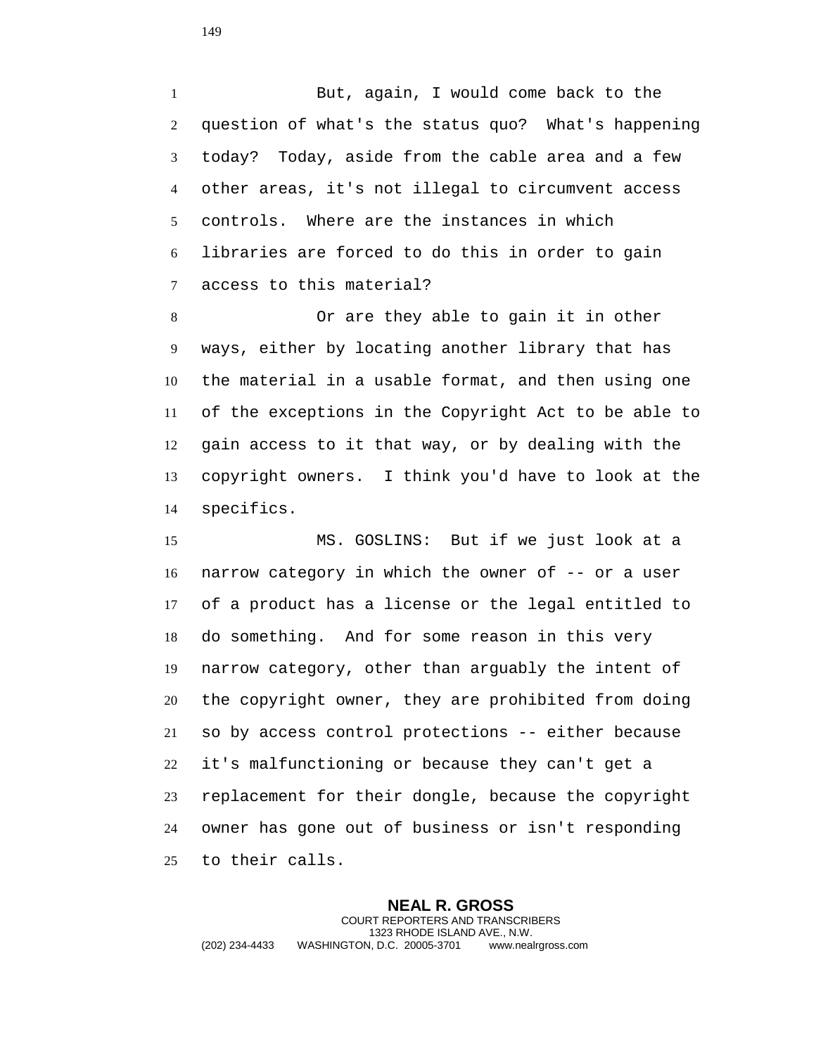But, again, I would come back to the question of what's the status quo? What's happening today? Today, aside from the cable area and a few other areas, it's not illegal to circumvent access controls. Where are the instances in which libraries are forced to do this in order to gain access to this material?

Or are they able to gain it in other ways, either by locating another library that has the material in a usable format, and then using one of the exceptions in the Copyright Act to be able to gain access to it that way, or by dealing with the copyright owners. I think you'd have to look at the specifics.

MS. GOSLINS: But if we just look at a narrow category in which the owner of -- or a user of a product has a license or the legal entitled to do something. And for some reason in this very narrow category, other than arguably the intent of the copyright owner, they are prohibited from doing so by access control protections -- either because it's malfunctioning or because they can't get a replacement for their dongle, because the copyright owner has gone out of business or isn't responding to their calls.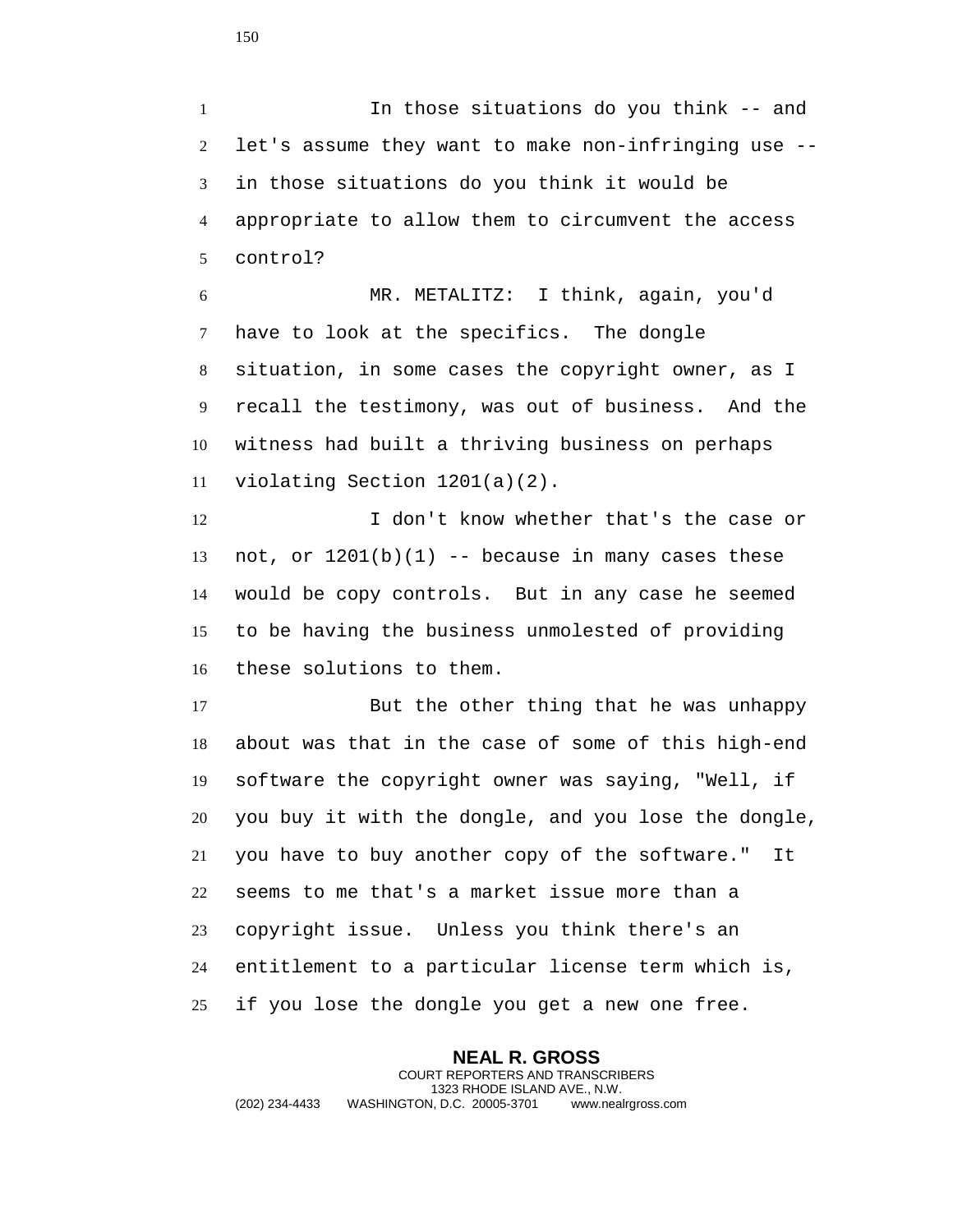In those situations do you think -- and let's assume they want to make non-infringing use -- in those situations do you think it would be appropriate to allow them to circumvent the access control?

MR. METALITZ: I think, again, you'd have to look at the specifics. The dongle situation, in some cases the copyright owner, as I recall the testimony, was out of business. And the witness had built a thriving business on perhaps violating Section 1201(a)(2).

I don't know whether that's the case or not, or 1201(b)(1) -- because in many cases these would be copy controls. But in any case he seemed to be having the business unmolested of providing these solutions to them.

But the other thing that he was unhappy about was that in the case of some of this high-end software the copyright owner was saying, "Well, if you buy it with the dongle, and you lose the dongle, you have to buy another copy of the software." It seems to me that's a market issue more than a copyright issue. Unless you think there's an entitlement to a particular license term which is, if you lose the dongle you get a new one free.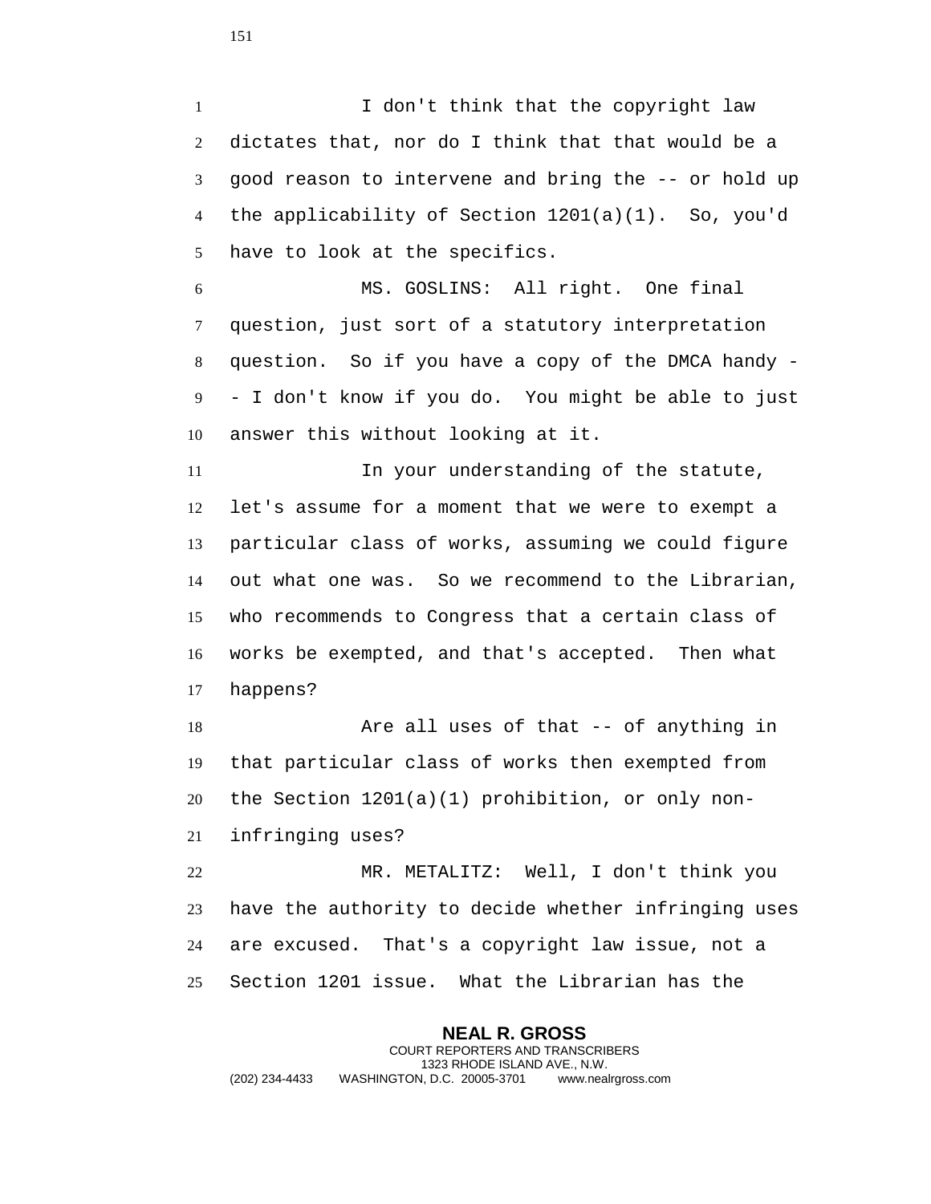I don't think that the copyright law dictates that, nor do I think that that would be a good reason to intervene and bring the -- or hold up the applicability of Section 1201(a)(1). So, you'd have to look at the specifics.

MS. GOSLINS: All right. One final question, just sort of a statutory interpretation question. So if you have a copy of the DMCA handy -- I don't know if you do. You might be able to just answer this without looking at it.

In your understanding of the statute, let's assume for a moment that we were to exempt a particular class of works, assuming we could figure out what one was. So we recommend to the Librarian, who recommends to Congress that a certain class of works be exempted, and that's accepted. Then what happens?

Are all uses of that -- of anything in that particular class of works then exempted from the Section 1201(a)(1) prohibition, or only non-infringing uses?

MR. METALITZ: Well, I don't think you have the authority to decide whether infringing uses are excused. That's a copyright law issue, not a Section 1201 issue. What the Librarian has the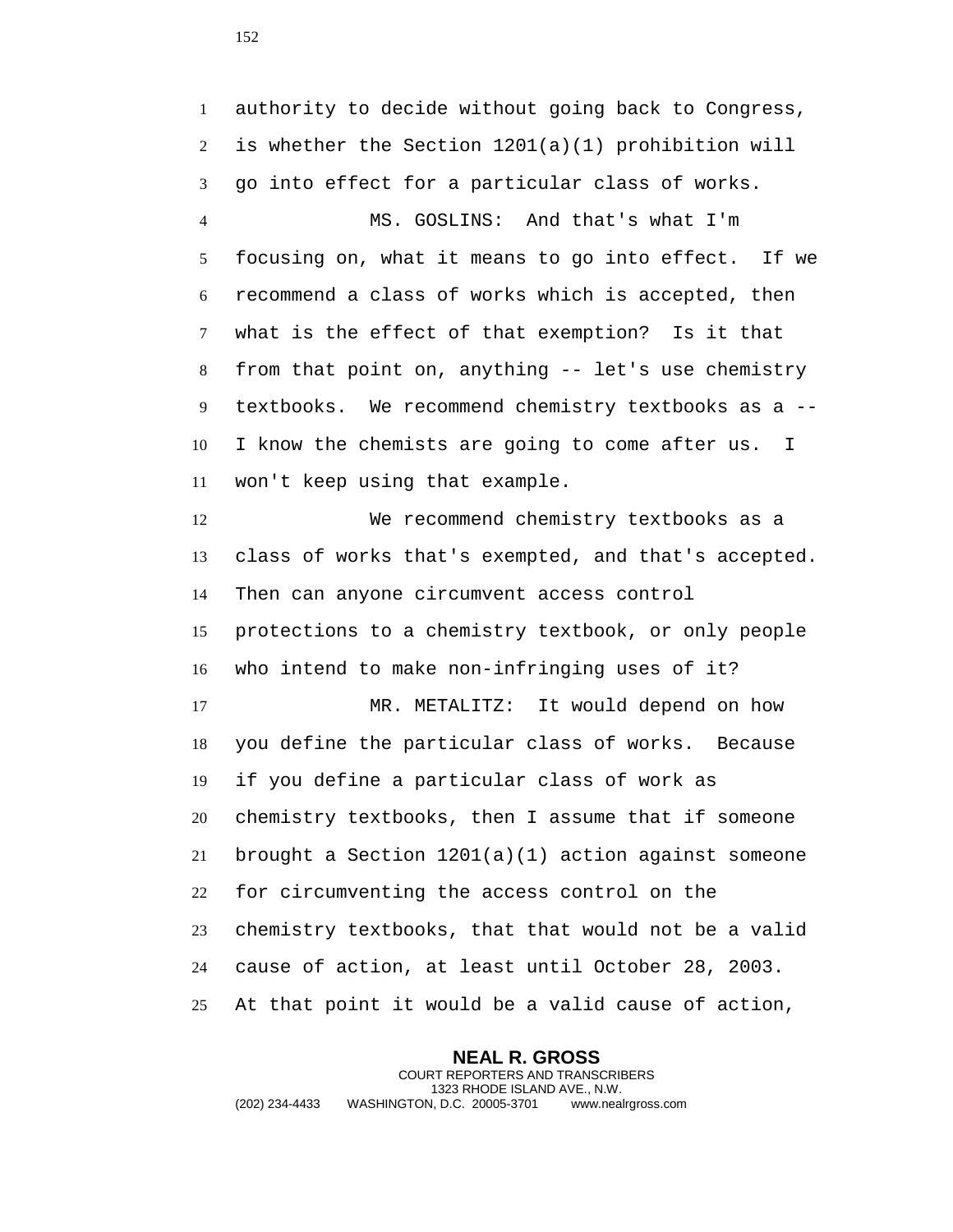authority to decide without going back to Congress, is whether the Section 1201(a)(1) prohibition will go into effect for a particular class of works.

MS. GOSLINS: And that's what I'm focusing on, what it means to go into effect. If we recommend a class of works which is accepted, then what is the effect of that exemption? Is it that from that point on, anything -- let's use chemistry textbooks. We recommend chemistry textbooks as a -- I know the chemists are going to come after us. I won't keep using that example.

We recommend chemistry textbooks as a class of works that's exempted, and that's accepted. Then can anyone circumvent access control protections to a chemistry textbook, or only people who intend to make non-infringing uses of it?

MR. METALITZ: It would depend on how you define the particular class of works. Because if you define a particular class of work as chemistry textbooks, then I assume that if someone brought a Section 1201(a)(1) action against someone for circumventing the access control on the chemistry textbooks, that that would not be a valid cause of action, at least until October 28, 2003. At that point it would be a valid cause of action,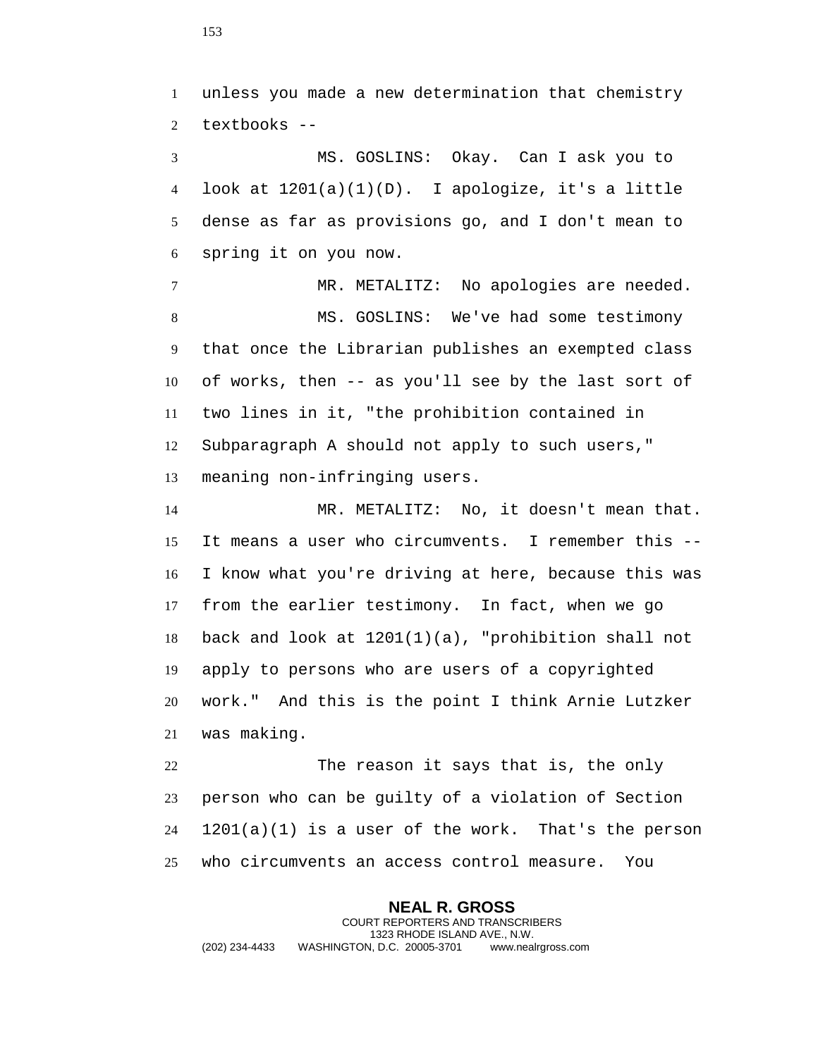unless you made a new determination that chemistry textbooks --

MS. GOSLINS: Okay. Can I ask you to look at 1201(a)(1)(D). I apologize, it's a little dense as far as provisions go, and I don't mean to spring it on you now.

MR. METALITZ: No apologies are needed.

MS. GOSLINS: We've had some testimony that once the Librarian publishes an exempted class of works, then -- as you'll see by the last sort of two lines in it, "the prohibition contained in Subparagraph A should not apply to such users," meaning non-infringing users.

MR. METALITZ: No, it doesn't mean that. It means a user who circumvents. I remember this -- I know what you're driving at here, because this was from the earlier testimony. In fact, when we go back and look at 1201(1)(a), "prohibition shall not apply to persons who are users of a copyrighted work." And this is the point I think Arnie Lutzker was making.

The reason it says that is, the only person who can be guilty of a violation of Section 1201(a)(1) is a user of the work. That's the person who circumvents an access control measure. You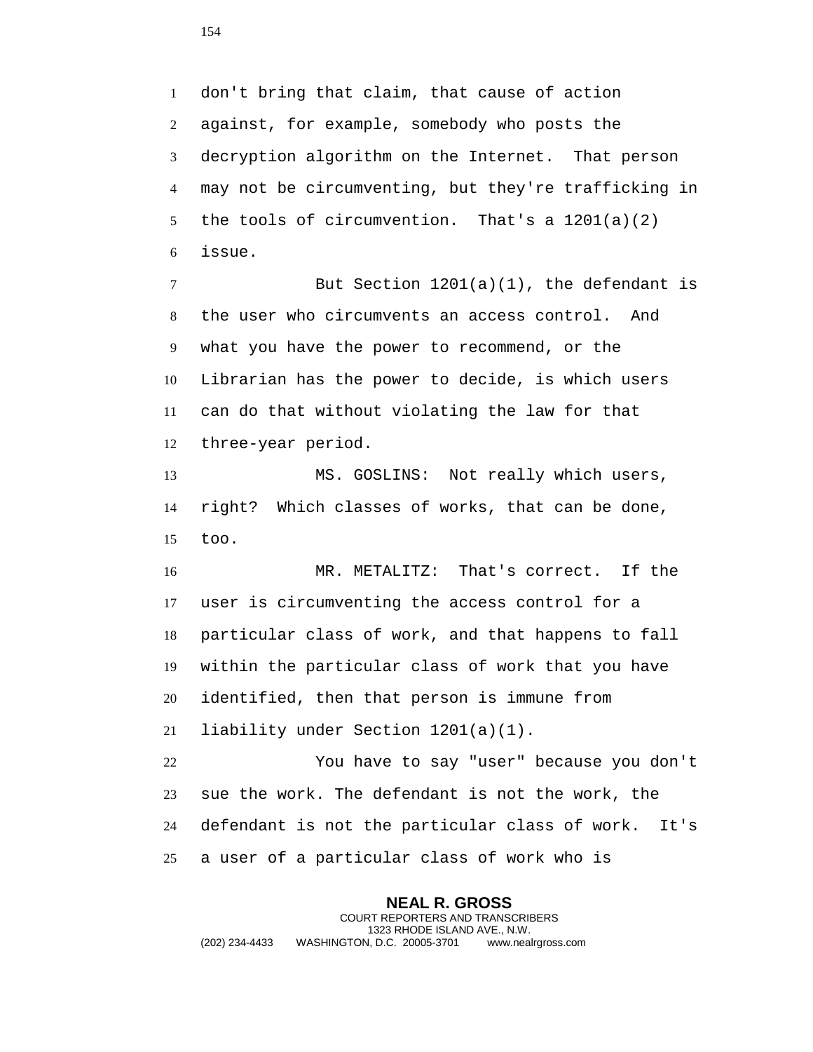don't bring that claim, that cause of action against, for example, somebody who posts the decryption algorithm on the Internet. That person may not be circumventing, but they're trafficking in the tools of circumvention. That's a 1201(a)(2) issue.

But Section 1201(a)(1), the defendant is the user who circumvents an access control. And what you have the power to recommend, or the Librarian has the power to decide, is which users can do that without violating the law for that three-year period.

MS. GOSLINS: Not really which users, right? Which classes of works, that can be done, too.

MR. METALITZ: That's correct. If the user is circumventing the access control for a particular class of work, and that happens to fall within the particular class of work that you have identified, then that person is immune from liability under Section 1201(a)(1).

You have to say "user" because you don't sue the work. The defendant is not the work, the defendant is not the particular class of work. It's a user of a particular class of work who is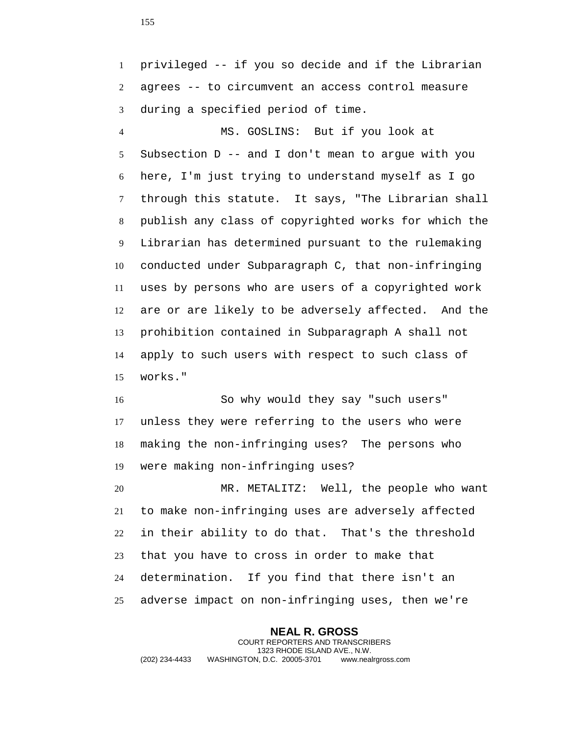privileged -- if you so decide and if the Librarian agrees -- to circumvent an access control measure during a specified period of time.

MS. GOSLINS: But if you look at Subsection D -- and I don't mean to argue with you here, I'm just trying to understand myself as I go through this statute. It says, "The Librarian shall publish any class of copyrighted works for which the Librarian has determined pursuant to the rulemaking conducted under Subparagraph C, that non-infringing uses by persons who are users of a copyrighted work are or are likely to be adversely affected. And the prohibition contained in Subparagraph A shall not apply to such users with respect to such class of works."

So why would they say "such users" unless they were referring to the users who were making the non-infringing uses? The persons who were making non-infringing uses?

MR. METALITZ: Well, the people who want to make non-infringing uses are adversely affected in their ability to do that. That's the threshold that you have to cross in order to make that determination. If you find that there isn't an adverse impact on non-infringing uses, then we're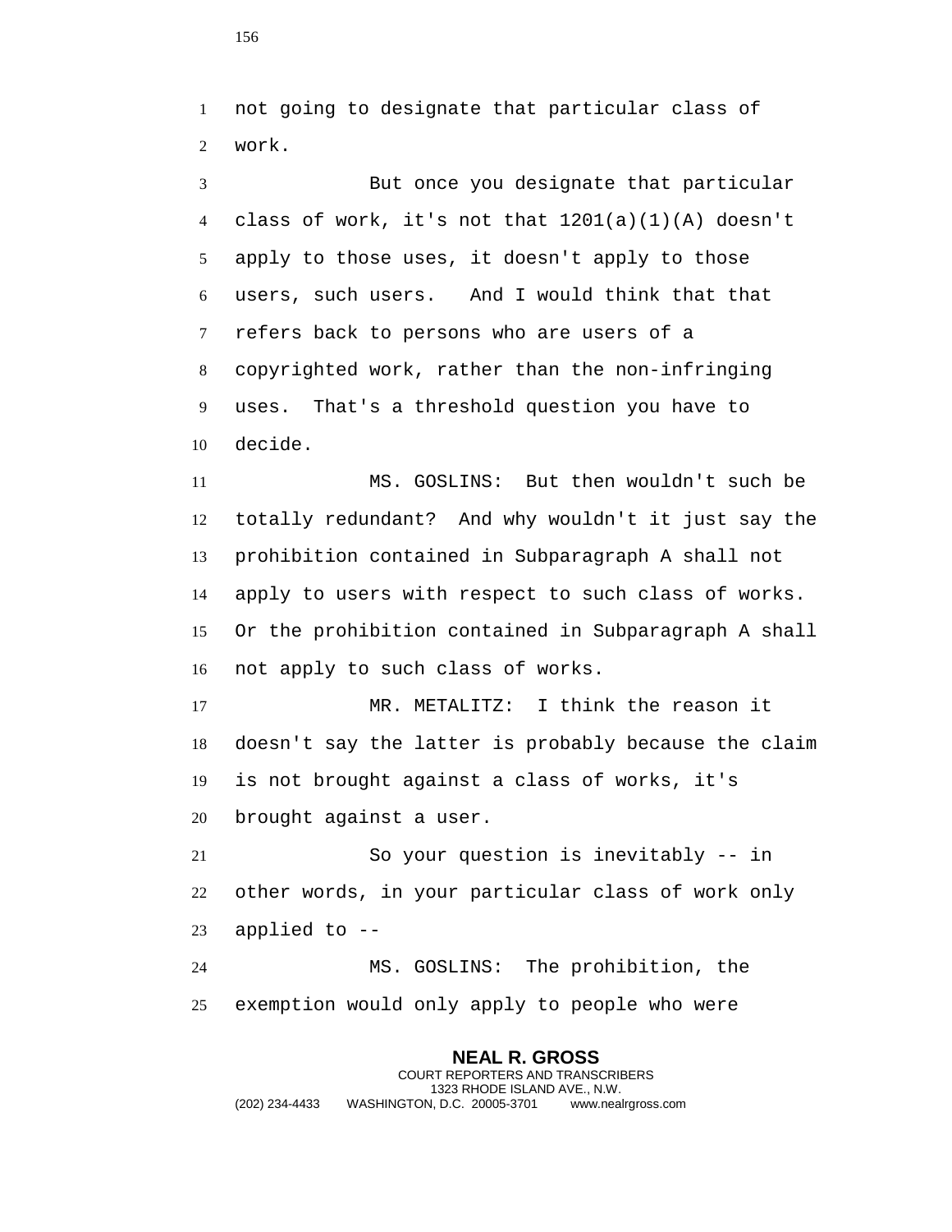not going to designate that particular class of work.

But once you designate that particular class of work, it's not that 1201(a)(1)(A) doesn't apply to those uses, it doesn't apply to those users, such users. And I would think that that refers back to persons who are users of a copyrighted work, rather than the non-infringing uses. That's a threshold question you have to decide.

MS. GOSLINS: But then wouldn't such be totally redundant? And why wouldn't it just say the prohibition contained in Subparagraph A shall not apply to users with respect to such class of works. Or the prohibition contained in Subparagraph A shall not apply to such class of works.

MR. METALITZ: I think the reason it doesn't say the latter is probably because the claim is not brought against a class of works, it's brought against a user.

So your question is inevitably -- in other words, in your particular class of work only applied to --

MS. GOSLINS: The prohibition, the exemption would only apply to people who were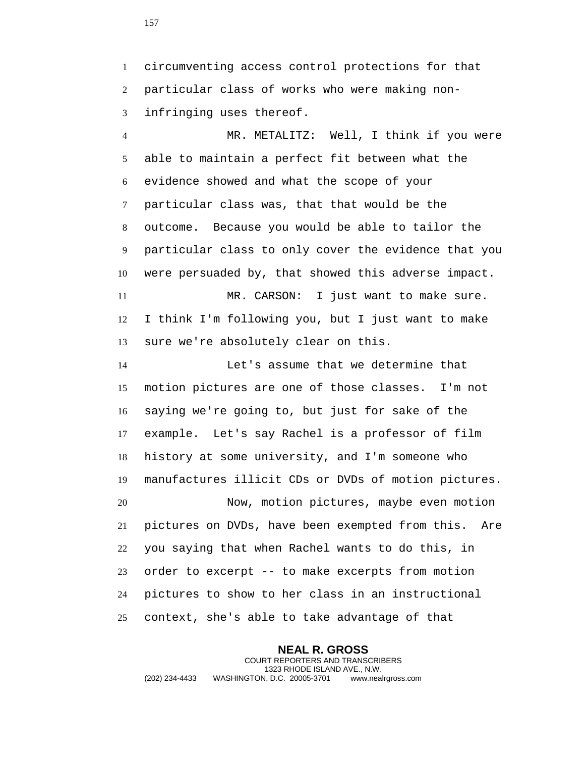circumventing access control protections for that particular class of works who were making non-infringing uses thereof.

MR. METALITZ: Well, I think if you were able to maintain a perfect fit between what the evidence showed and what the scope of your particular class was, that that would be the outcome. Because you would be able to tailor the particular class to only cover the evidence that you were persuaded by, that showed this adverse impact.

MR. CARSON: I just want to make sure. I think I'm following you, but I just want to make sure we're absolutely clear on this.

Let's assume that we determine that motion pictures are one of those classes. I'm not saying we're going to, but just for sake of the example. Let's say Rachel is a professor of film history at some university, and I'm someone who manufactures illicit CDs or DVDs of motion pictures.

Now, motion pictures, maybe even motion pictures on DVDs, have been exempted from this. Are you saying that when Rachel wants to do this, in order to excerpt -- to make excerpts from motion pictures to show to her class in an instructional context, she's able to take advantage of that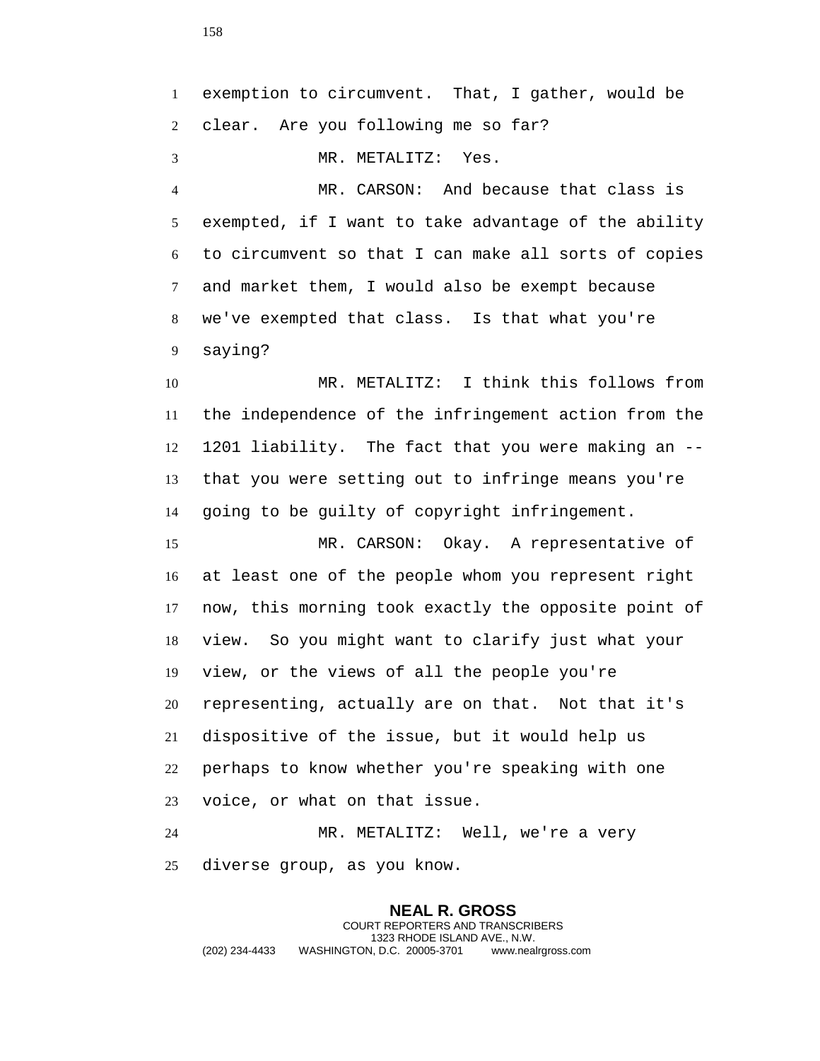exemption to circumvent. That, I gather, would be clear. Are you following me so far?

MR. METALITZ: Yes.

MR. CARSON: And because that class is exempted, if I want to take advantage of the ability to circumvent so that I can make all sorts of copies and market them, I would also be exempt because we've exempted that class. Is that what you're saying?

MR. METALITZ: I think this follows from the independence of the infringement action from the 1201 liability. The fact that you were making an -- that you were setting out to infringe means you're going to be guilty of copyright infringement.

MR. CARSON: Okay. A representative of at least one of the people whom you represent right now, this morning took exactly the opposite point of view. So you might want to clarify just what your view, or the views of all the people you're representing, actually are on that. Not that it's dispositive of the issue, but it would help us perhaps to know whether you're speaking with one voice, or what on that issue.

MR. METALITZ: Well, we're a very diverse group, as you know.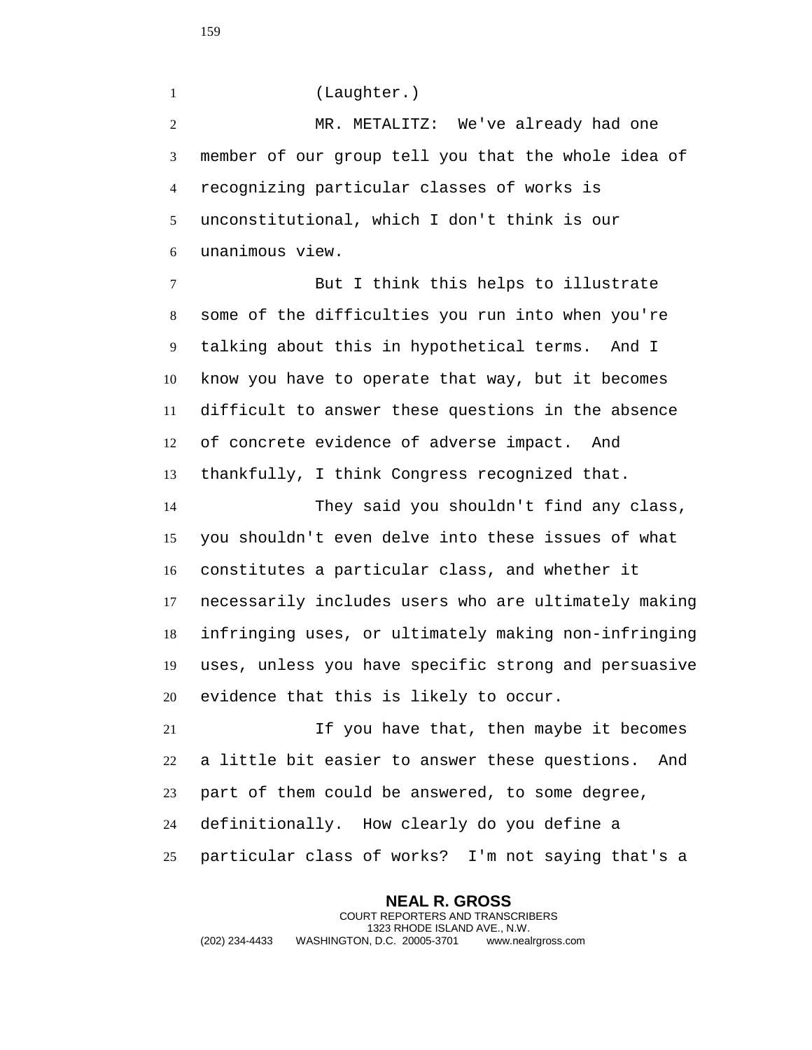(Laughter.)

MR. METALITZ: We've already had one member of our group tell you that the whole idea of recognizing particular classes of works is unconstitutional, which I don't think is our unanimous view.

But I think this helps to illustrate some of the difficulties you run into when you're talking about this in hypothetical terms. And I know you have to operate that way, but it becomes difficult to answer these questions in the absence of concrete evidence of adverse impact. And thankfully, I think Congress recognized that.

They said you shouldn't find any class, you shouldn't even delve into these issues of what constitutes a particular class, and whether it necessarily includes users who are ultimately making infringing uses, or ultimately making non-infringing uses, unless you have specific strong and persuasive evidence that this is likely to occur.

If you have that, then maybe it becomes a little bit easier to answer these questions. And part of them could be answered, to some degree, definitionally. How clearly do you define a particular class of works? I'm not saying that's a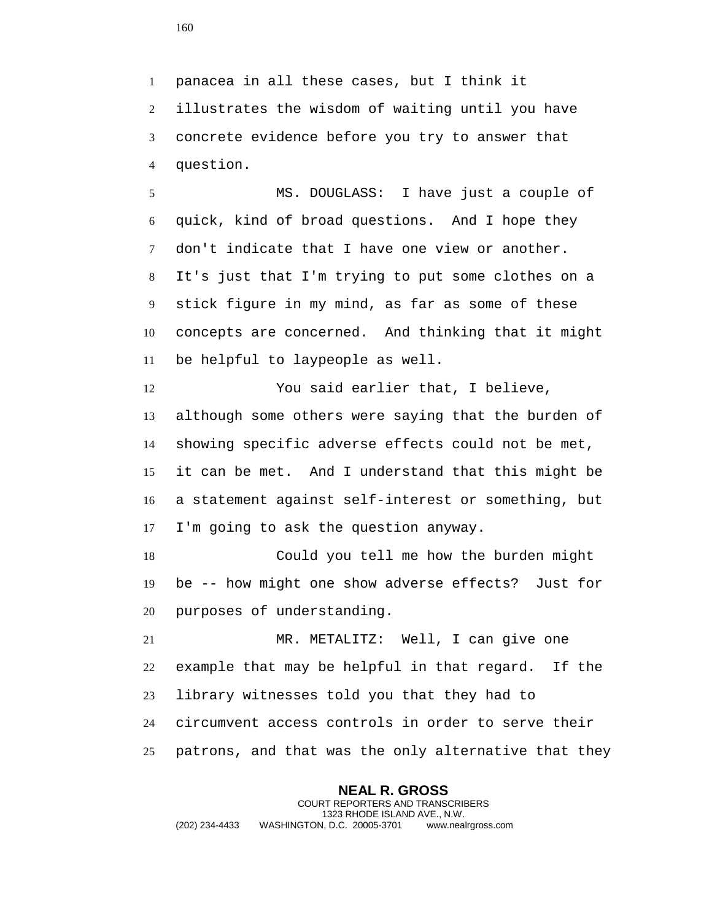panacea in all these cases, but I think it illustrates the wisdom of waiting until you have concrete evidence before you try to answer that question.

MS. DOUGLASS: I have just a couple of quick, kind of broad questions. And I hope they don't indicate that I have one view or another. It's just that I'm trying to put some clothes on a stick figure in my mind, as far as some of these concepts are concerned. And thinking that it might be helpful to laypeople as well.

You said earlier that, I believe, although some others were saying that the burden of showing specific adverse effects could not be met, it can be met. And I understand that this might be a statement against self-interest or something, but I'm going to ask the question anyway.

Could you tell me how the burden might be -- how might one show adverse effects? Just for purposes of understanding.

MR. METALITZ: Well, I can give one example that may be helpful in that regard. If the library witnesses told you that they had to circumvent access controls in order to serve their patrons, and that was the only alternative that they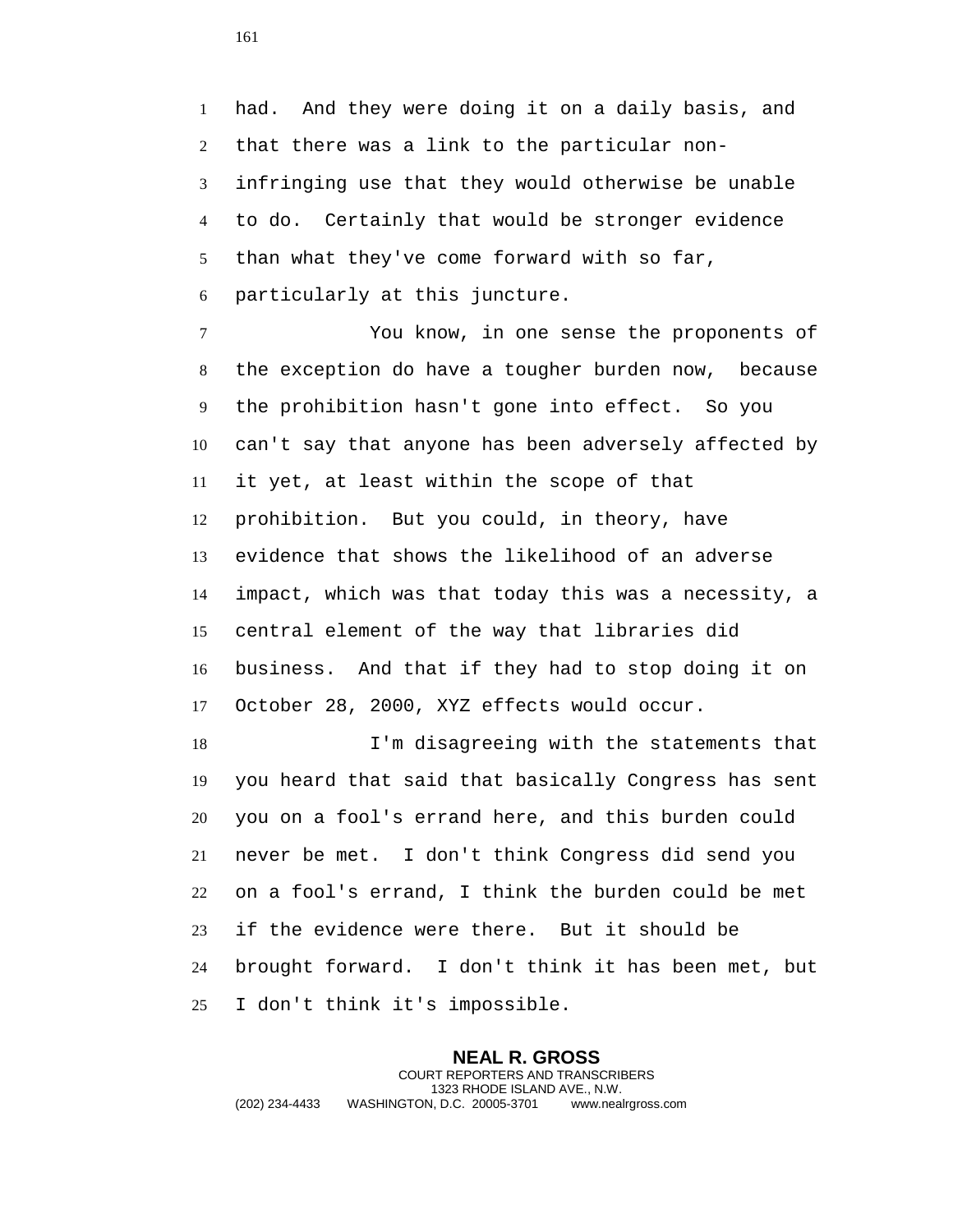had. And they were doing it on a daily basis, and that there was a link to the particular non-infringing use that they would otherwise be unable to do. Certainly that would be stronger evidence than what they've come forward with so far, particularly at this juncture.

You know, in one sense the proponents of the exception do have a tougher burden now, because the prohibition hasn't gone into effect. So you can't say that anyone has been adversely affected by it yet, at least within the scope of that prohibition. But you could, in theory, have evidence that shows the likelihood of an adverse impact, which was that today this was a necessity, a central element of the way that libraries did business. And that if they had to stop doing it on October 28, 2000, XYZ effects would occur.

I'm disagreeing with the statements that you heard that said that basically Congress has sent you on a fool's errand here, and this burden could never be met. I don't think Congress did send you on a fool's errand, I think the burden could be met if the evidence were there. But it should be brought forward. I don't think it has been met, but I don't think it's impossible.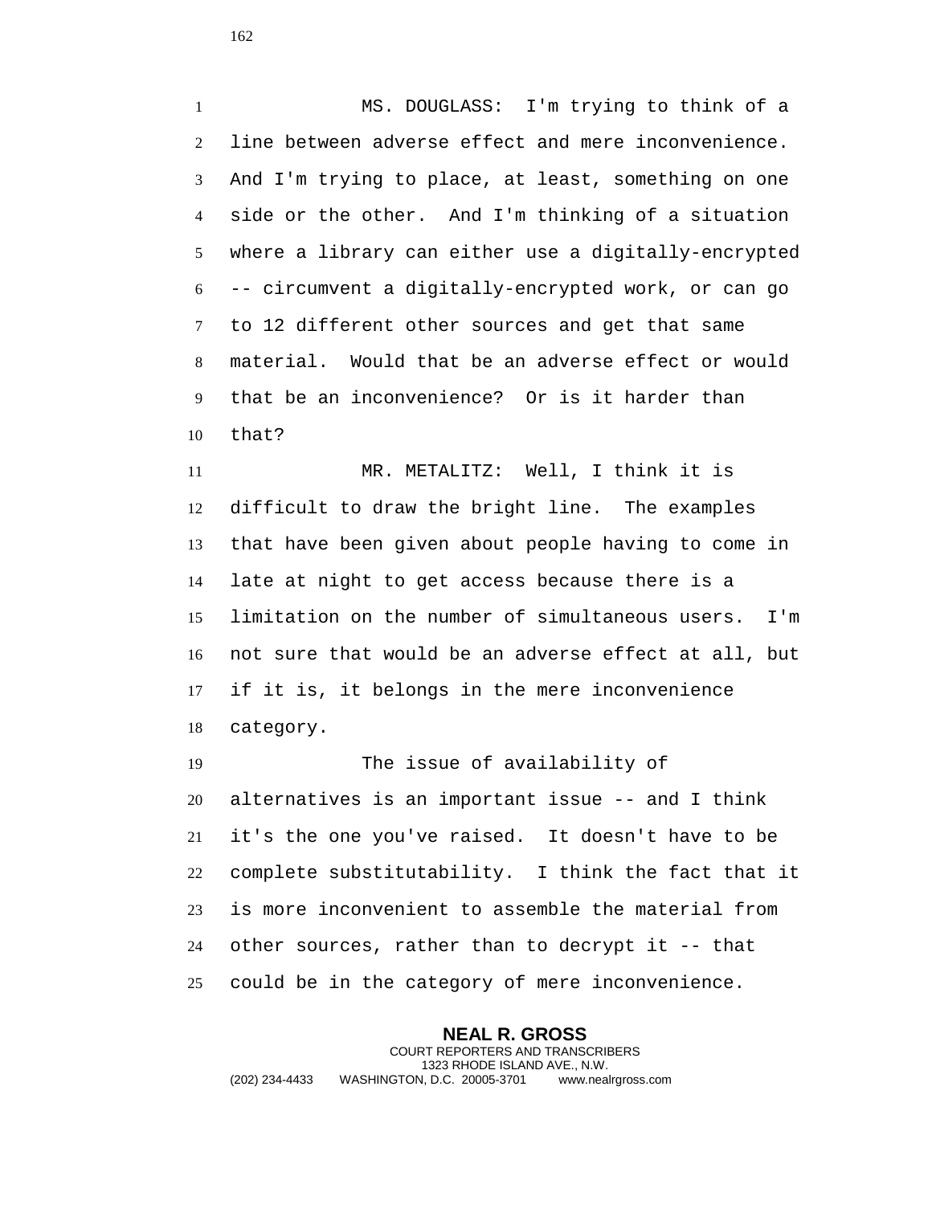MS. DOUGLASS: I'm trying to think of a line between adverse effect and mere inconvenience. And I'm trying to place, at least, something on one side or the other. And I'm thinking of a situation where a library can either use a digitally-encrypted -- circumvent a digitally-encrypted work, or can go to 12 different other sources and get that same material. Would that be an adverse effect or would that be an inconvenience? Or is it harder than that?

MR. METALITZ: Well, I think it is difficult to draw the bright line. The examples that have been given about people having to come in late at night to get access because there is a limitation on the number of simultaneous users. I'm not sure that would be an adverse effect at all, but if it is, it belongs in the mere inconvenience category.

The issue of availability of alternatives is an important issue -- and I think it's the one you've raised. It doesn't have to be complete substitutability. I think the fact that it is more inconvenient to assemble the material from other sources, rather than to decrypt it -- that could be in the category of mere inconvenience.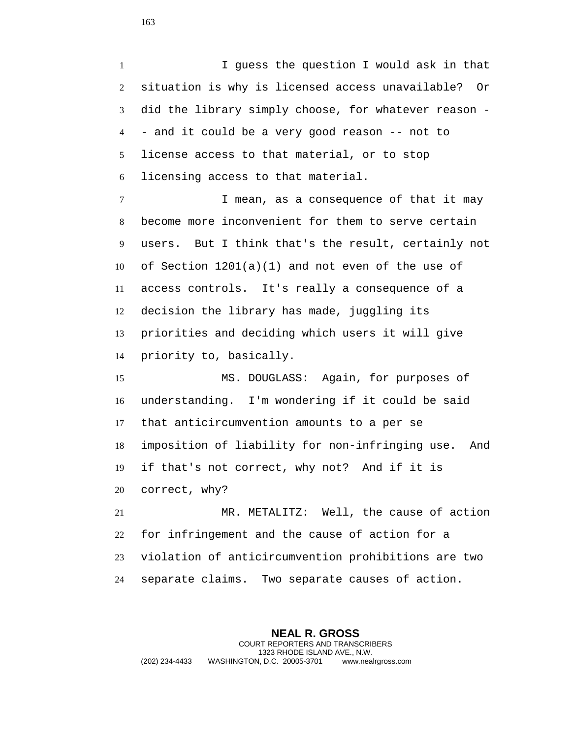I guess the question I would ask in that situation is why is licensed access unavailable? Or did the library simply choose, for whatever reason -- and it could be a very good reason -- not to license access to that material, or to stop licensing access to that material.

I mean, as a consequence of that it may become more inconvenient for them to serve certain users. But I think that's the result, certainly not of Section 1201(a)(1) and not even of the use of access controls. It's really a consequence of a decision the library has made, juggling its priorities and deciding which users it will give priority to, basically.

MS. DOUGLASS: Again, for purposes of understanding. I'm wondering if it could be said that anticircumvention amounts to a per se imposition of liability for non-infringing use. And if that's not correct, why not? And if it is correct, why?

MR. METALITZ: Well, the cause of action for infringement and the cause of action for a violation of anticircumvention prohibitions are two separate claims. Two separate causes of action.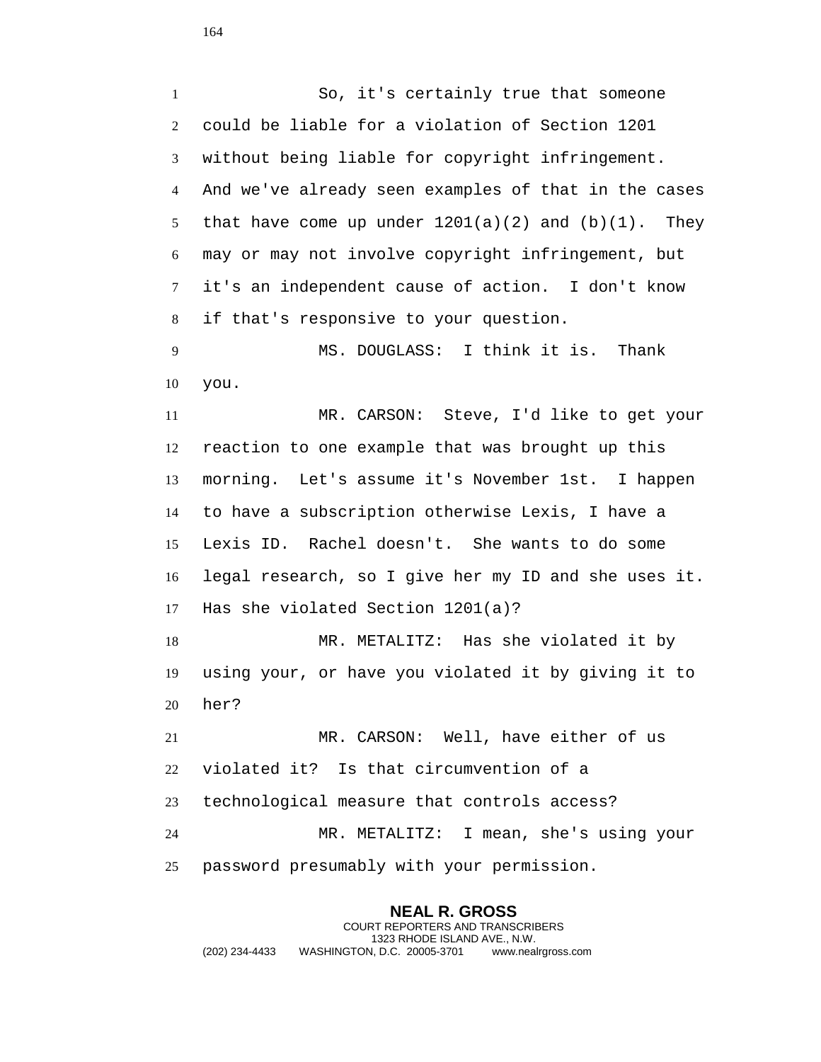So, it's certainly true that someone could be liable for a violation of Section 1201 without being liable for copyright infringement. And we've already seen examples of that in the cases that have come up under 1201(a)(2) and (b)(1). They may or may not involve copyright infringement, but it's an independent cause of action. I don't know if that's responsive to your question.

MS. DOUGLASS: I think it is. Thank you.

MR. CARSON: Steve, I'd like to get your reaction to one example that was brought up this morning. Let's assume it's November 1st. I happen to have a subscription otherwise Lexis, I have a Lexis ID. Rachel doesn't. She wants to do some legal research, so I give her my ID and she uses it. Has she violated Section 1201(a)?

MR. METALITZ: Has she violated it by using your, or have you violated it by giving it to her?

MR. CARSON: Well, have either of us violated it? Is that circumvention of a technological measure that controls access?

MR. METALITZ: I mean, she's using your password presumably with your permission.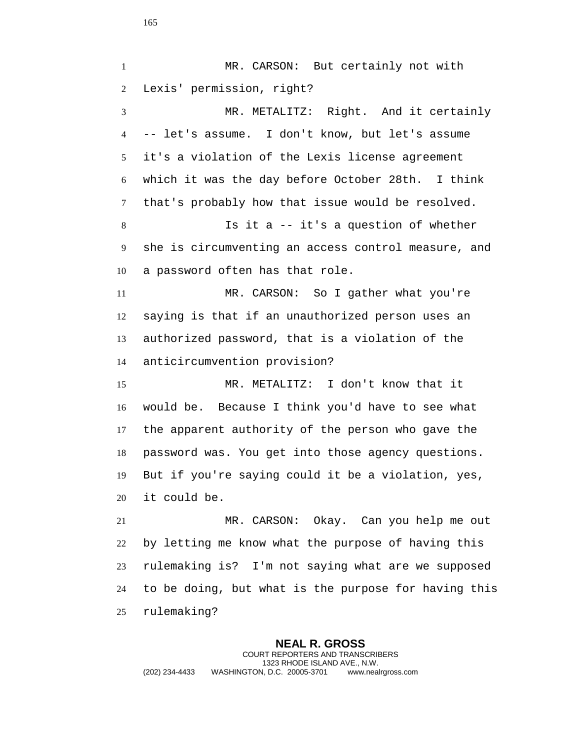MR. CARSON: But certainly not with Lexis' permission, right?

MR. METALITZ: Right. And it certainly -- let's assume. I don't know, but let's assume it's a violation of the Lexis license agreement which it was the day before October 28th. I think that's probably how that issue would be resolved.

Is it a -- it's a question of whether she is circumventing an access control measure, and a password often has that role.

MR. CARSON: So I gather what you're saying is that if an unauthorized person uses an authorized password, that is a violation of the anticircumvention provision?

MR. METALITZ: I don't know that it would be. Because I think you'd have to see what the apparent authority of the person who gave the password was. You get into those agency questions. But if you're saying could it be a violation, yes, it could be.

MR. CARSON: Okay. Can you help me out by letting me know what the purpose of having this rulemaking is? I'm not saying what are we supposed to be doing, but what is the purpose for having this rulemaking?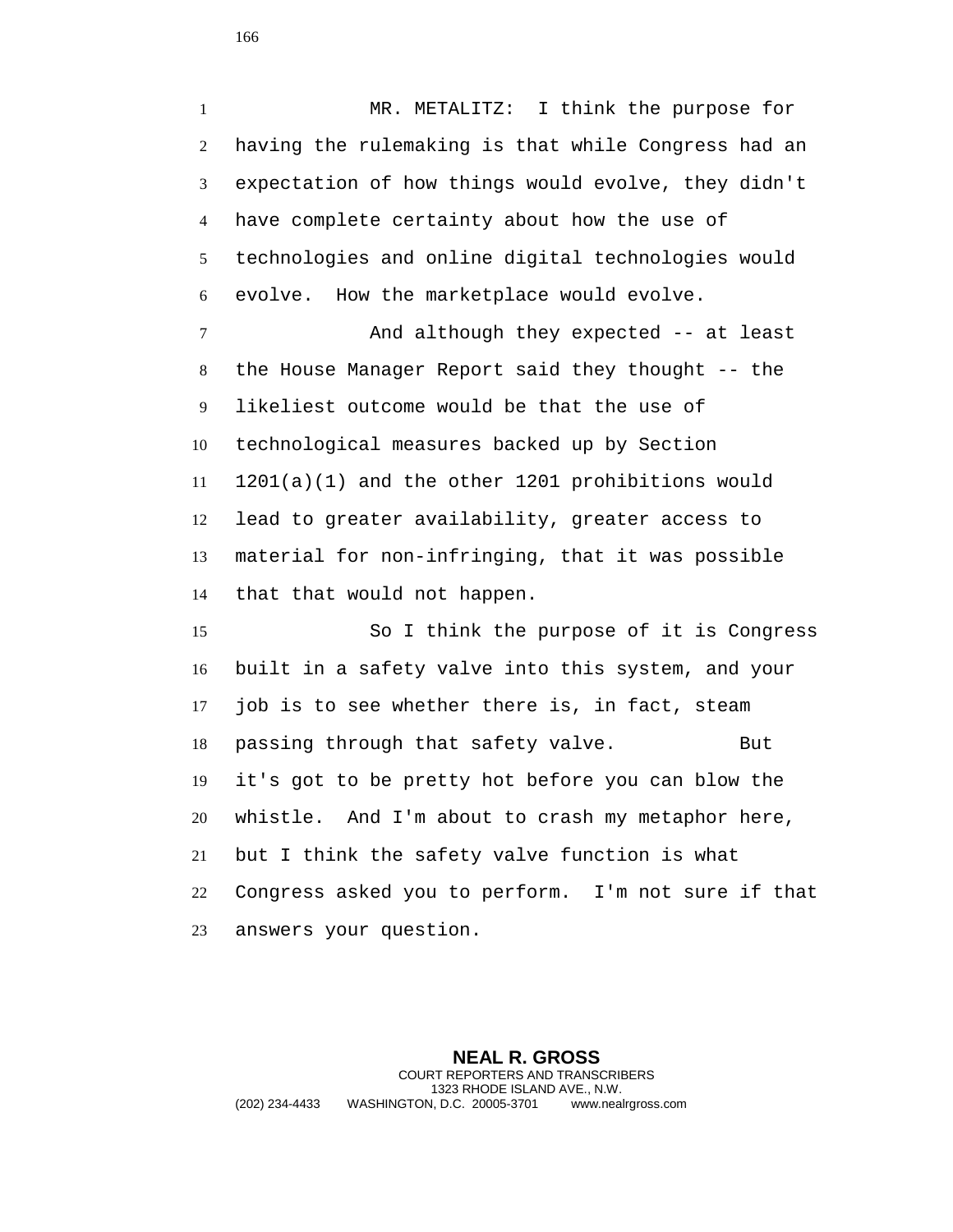MR. METALITZ: I think the purpose for having the rulemaking is that while Congress had an expectation of how things would evolve, they didn't have complete certainty about how the use of technologies and online digital technologies would evolve. How the marketplace would evolve.

And although they expected -- at least the House Manager Report said they thought -- the likeliest outcome would be that the use of technological measures backed up by Section 1201(a)(1) and the other 1201 prohibitions would lead to greater availability, greater access to material for non-infringing, that it was possible that that would not happen.

So I think the purpose of it is Congress built in a safety valve into this system, and your job is to see whether there is, in fact, steam passing through that safety valve. But it's got to be pretty hot before you can blow the whistle. And I'm about to crash my metaphor here, but I think the safety valve function is what Congress asked you to perform. I'm not sure if that answers your question.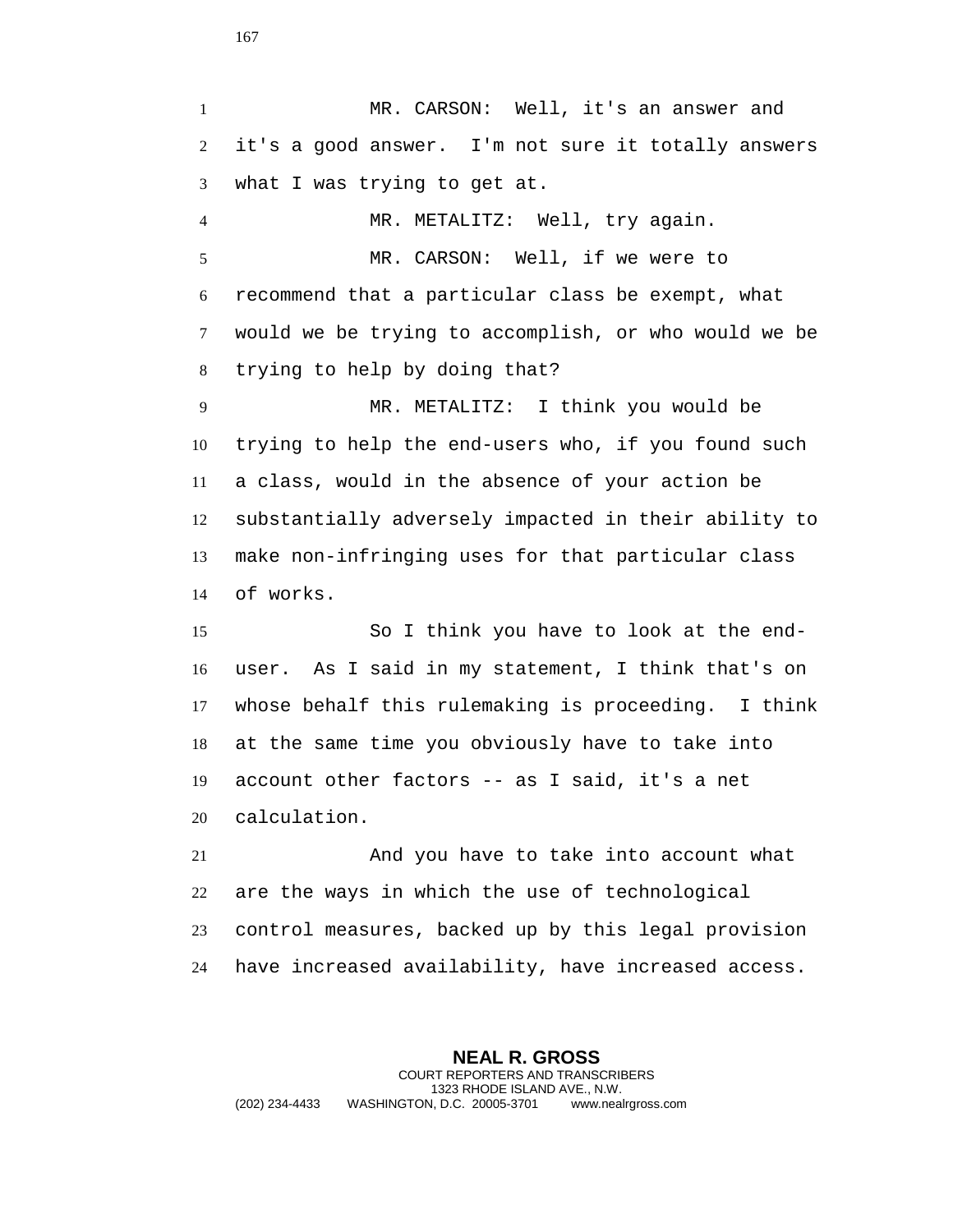MR. CARSON: Well, it's an answer and it's a good answer. I'm not sure it totally answers what I was trying to get at.

MR. METALITZ: Well, try again.

MR. CARSON: Well, if we were to recommend that a particular class be exempt, what would we be trying to accomplish, or who would we be trying to help by doing that?

MR. METALITZ: I think you would be trying to help the end-users who, if you found such a class, would in the absence of your action be substantially adversely impacted in their ability to make non-infringing uses for that particular class of works.

So I think you have to look at the end-user. As I said in my statement, I think that's on whose behalf this rulemaking is proceeding. I think at the same time you obviously have to take into account other factors -- as I said, it's a net calculation.

And you have to take into account what are the ways in which the use of technological control measures, backed up by this legal provision have increased availability, have increased access.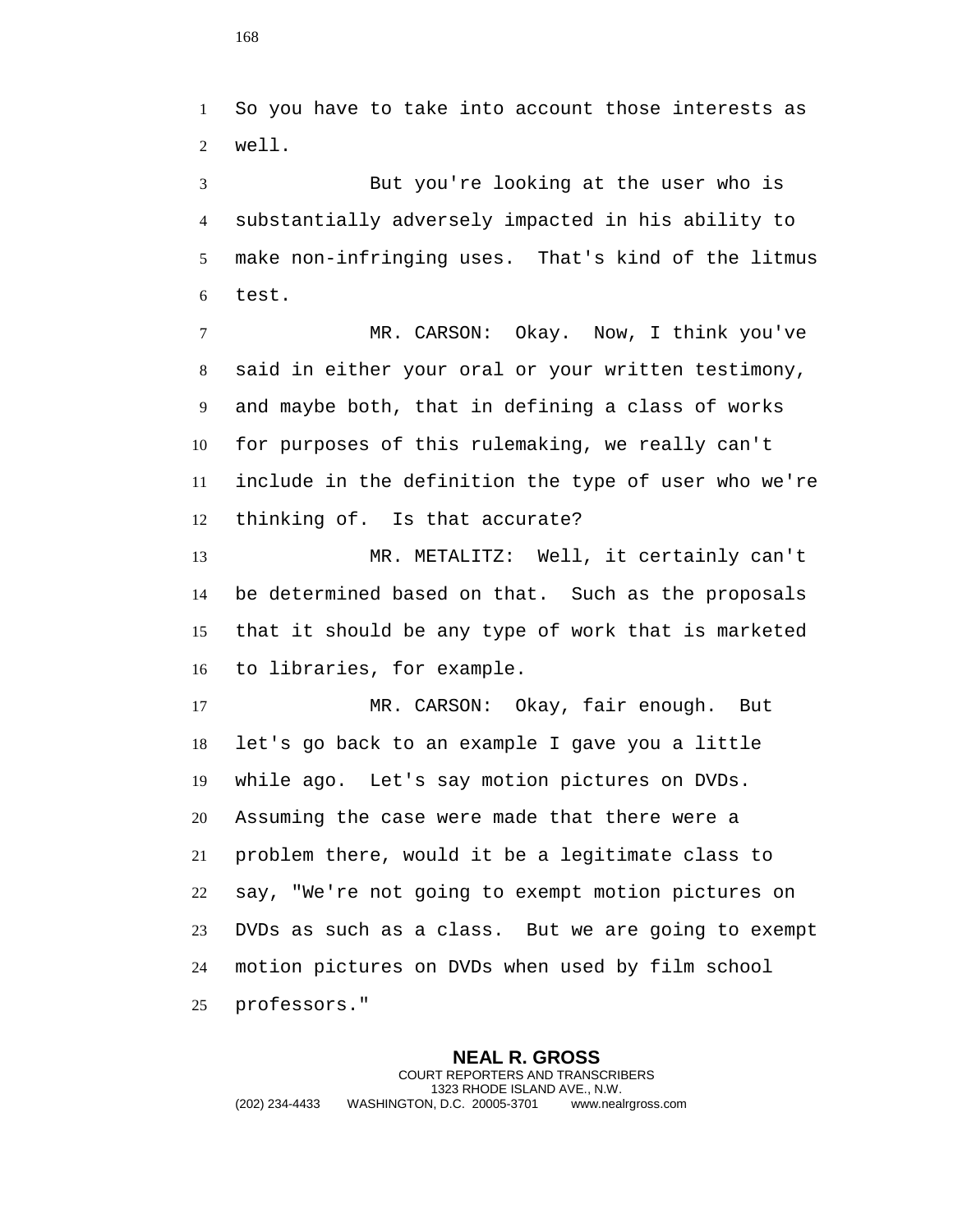So you have to take into account those interests as well.

But you're looking at the user who is substantially adversely impacted in his ability to make non-infringing uses. That's kind of the litmus test.

MR. CARSON: Okay. Now, I think you've said in either your oral or your written testimony, and maybe both, that in defining a class of works for purposes of this rulemaking, we really can't include in the definition the type of user who we're thinking of. Is that accurate?

MR. METALITZ: Well, it certainly can't be determined based on that. Such as the proposals that it should be any type of work that is marketed to libraries, for example.

MR. CARSON: Okay, fair enough. But let's go back to an example I gave you a little while ago. Let's say motion pictures on DVDs. Assuming the case were made that there were a problem there, would it be a legitimate class to say, "We're not going to exempt motion pictures on DVDs as such as a class. But we are going to exempt motion pictures on DVDs when used by film school professors."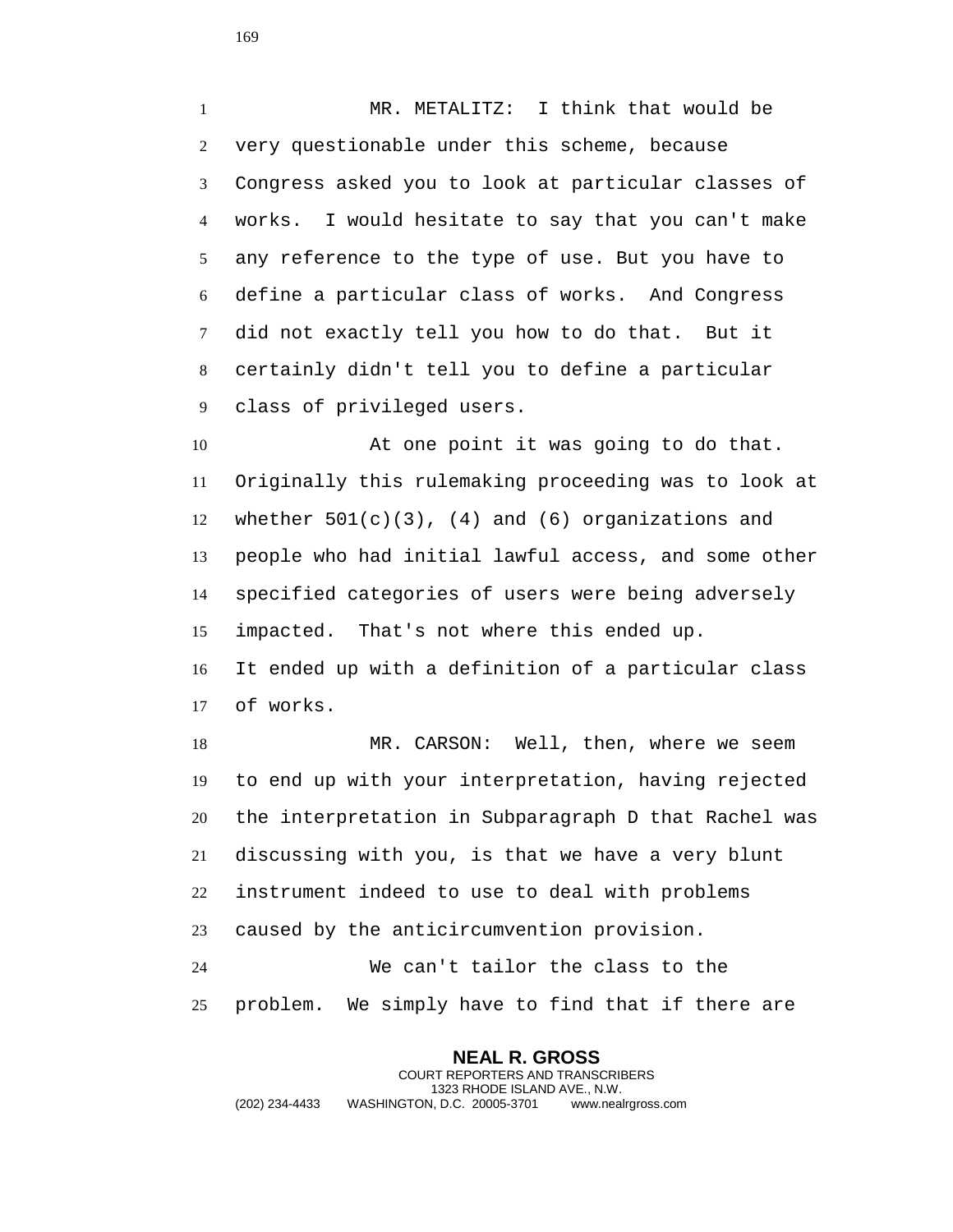MR. METALITZ: I think that would be very questionable under this scheme, because Congress asked you to look at particular classes of works. I would hesitate to say that you can't make any reference to the type of use. But you have to define a particular class of works. And Congress did not exactly tell you how to do that. But it certainly didn't tell you to define a particular class of privileged users.

At one point it was going to do that. Originally this rulemaking proceeding was to look at whether 501(c)(3), (4) and (6) organizations and people who had initial lawful access, and some other specified categories of users were being adversely impacted. That's not where this ended up. It ended up with a definition of a particular class of works.

MR. CARSON: Well, then, where we seem to end up with your interpretation, having rejected the interpretation in Subparagraph D that Rachel was discussing with you, is that we have a very blunt instrument indeed to use to deal with problems caused by the anticircumvention provision.

We can't tailor the class to the problem. We simply have to find that if there are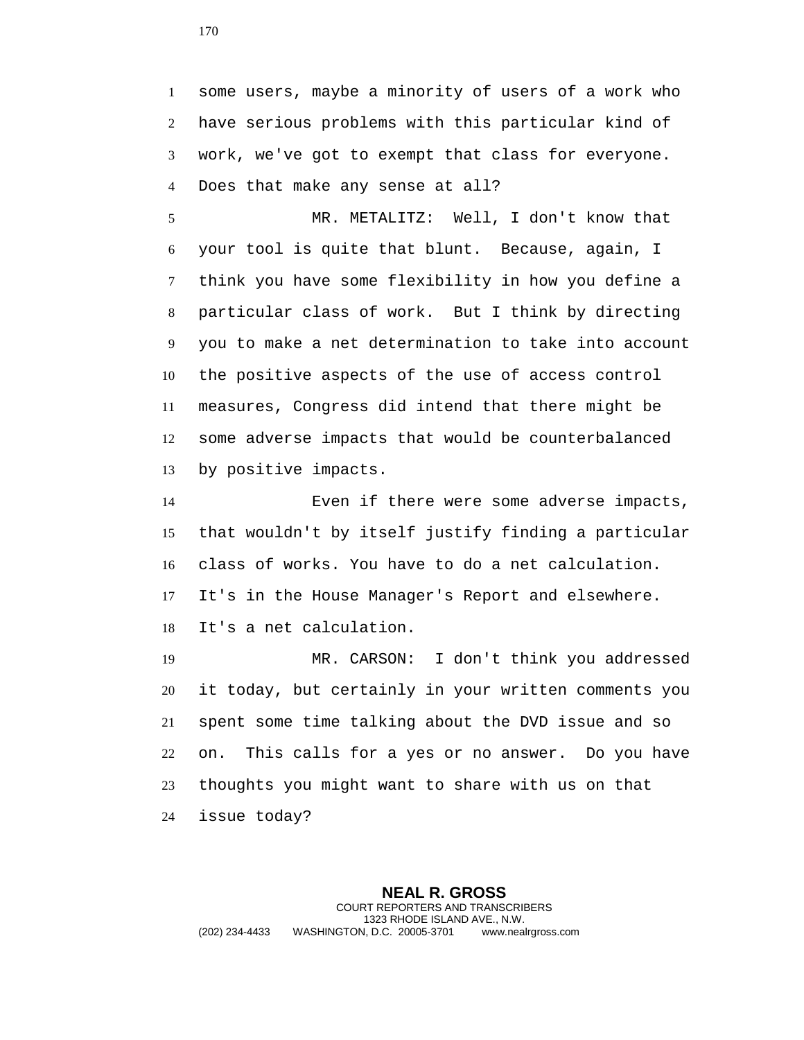some users, maybe a minority of users of a work who have serious problems with this particular kind of work, we've got to exempt that class for everyone. Does that make any sense at all?

MR. METALITZ: Well, I don't know that your tool is quite that blunt. Because, again, I think you have some flexibility in how you define a particular class of work. But I think by directing you to make a net determination to take into account the positive aspects of the use of access control measures, Congress did intend that there might be some adverse impacts that would be counterbalanced by positive impacts.

Even if there were some adverse impacts, that wouldn't by itself justify finding a particular class of works. You have to do a net calculation. It's in the House Manager's Report and elsewhere. It's a net calculation.

MR. CARSON: I don't think you addressed it today, but certainly in your written comments you spent some time talking about the DVD issue and so on. This calls for a yes or no answer. Do you have thoughts you might want to share with us on that issue today?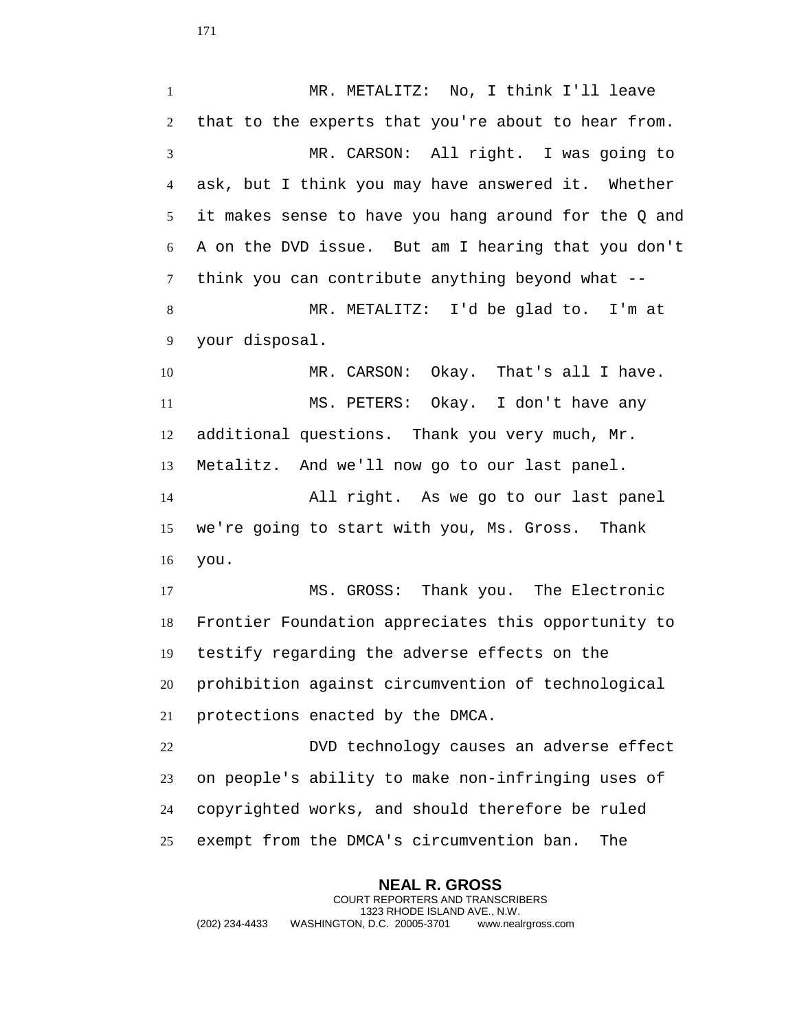MR. METALITZ: No, I think I'll leave that to the experts that you're about to hear from.

MR. CARSON: All right. I was going to ask, but I think you may have answered it. Whether it makes sense to have you hang around for the Q and A on the DVD issue. But am I hearing that you don't think you can contribute anything beyond what --

MR. METALITZ: I'd be glad to. I'm at your disposal.

MR. CARSON: Okay. That's all I have.

MS. PETERS: Okay. I don't have any additional questions. Thank you very much, Mr. Metalitz. And we'll now go to our last panel.

All right. As we go to our last panel we're going to start with you, Ms. Gross. Thank you.

MS. GROSS: Thank you. The Electronic Frontier Foundation appreciates this opportunity to testify regarding the adverse effects on the prohibition against circumvention of technological protections enacted by the DMCA.

DVD technology causes an adverse effect on people's ability to make non-infringing uses of copyrighted works, and should therefore be ruled exempt from the DMCA's circumvention ban. The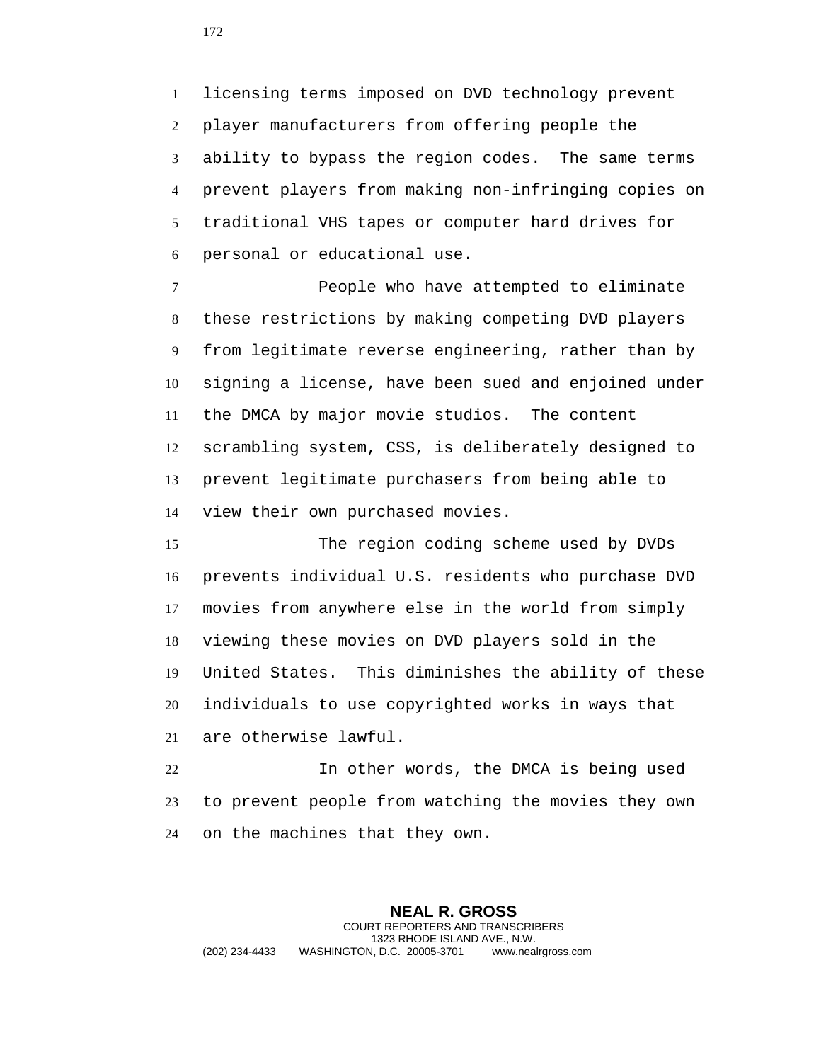licensing terms imposed on DVD technology prevent player manufacturers from offering people the ability to bypass the region codes. The same terms prevent players from making non-infringing copies on traditional VHS tapes or computer hard drives for personal or educational use.

People who have attempted to eliminate these restrictions by making competing DVD players from legitimate reverse engineering, rather than by signing a license, have been sued and enjoined under the DMCA by major movie studios. The content scrambling system, CSS, is deliberately designed to prevent legitimate purchasers from being able to view their own purchased movies.

The region coding scheme used by DVDs prevents individual U.S. residents who purchase DVD movies from anywhere else in the world from simply viewing these movies on DVD players sold in the United States. This diminishes the ability of these individuals to use copyrighted works in ways that are otherwise lawful.

In other words, the DMCA is being used to prevent people from watching the movies they own on the machines that they own.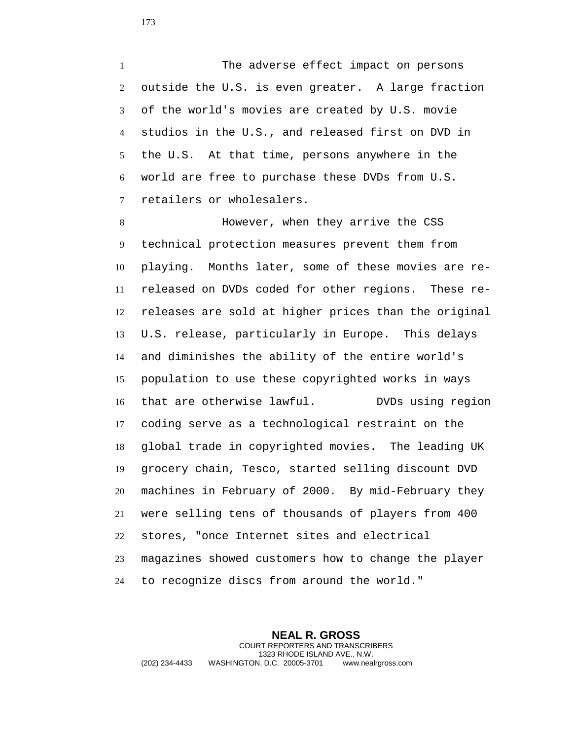The adverse effect impact on persons outside the U.S. is even greater. A large fraction of the world's movies are created by U.S. movie studios in the U.S., and released first on DVD in the U.S. At that time, persons anywhere in the world are free to purchase these DVDs from U.S. retailers or wholesalers.

However, when they arrive the CSS technical protection measures prevent them from playing. Months later, some of these movies are re-released on DVDs coded for other regions. These re-releases are sold at higher prices than the original U.S. release, particularly in Europe. This delays and diminishes the ability of the entire world's population to use these copyrighted works in ways that are otherwise lawful. DVDs using region coding serve as a technological restraint on the global trade in copyrighted movies. The leading UK grocery chain, Tesco, started selling discount DVD machines in February of 2000. By mid-February they were selling tens of thousands of players from 400 stores, "once Internet sites and electrical magazines showed customers how to change the player to recognize discs from around the world."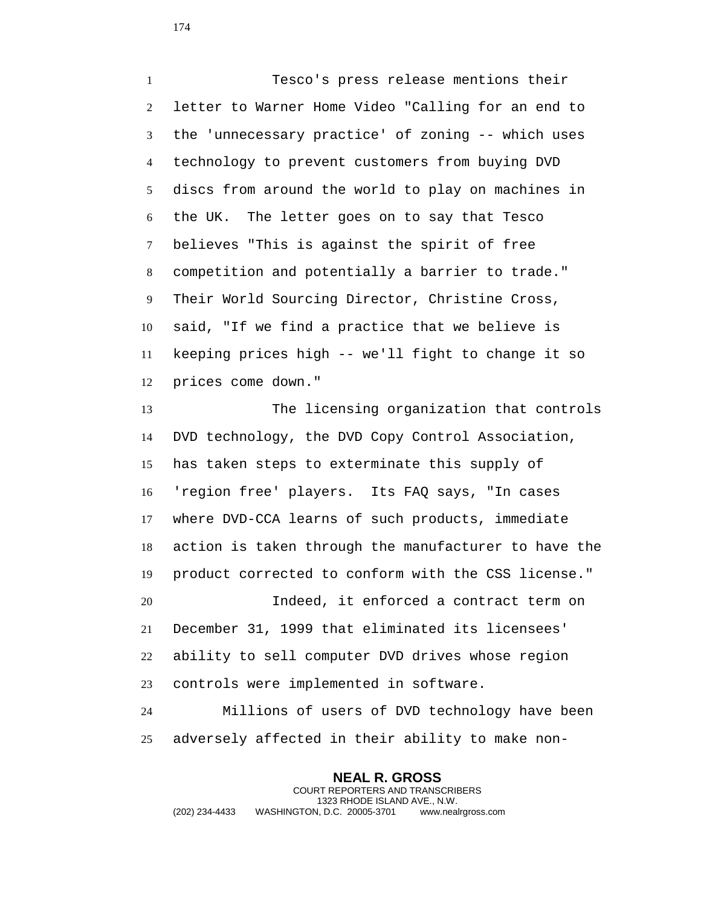Tesco's press release mentions their letter to Warner Home Video "Calling for an end to the 'unnecessary practice' of zoning -- which uses technology to prevent customers from buying DVD discs from around the world to play on machines in the UK. The letter goes on to say that Tesco believes "This is against the spirit of free competition and potentially a barrier to trade." Their World Sourcing Director, Christine Cross, said, "If we find a practice that we believe is keeping prices high -- we'll fight to change it so prices come down."

The licensing organization that controls DVD technology, the DVD Copy Control Association, has taken steps to exterminate this supply of 'region free' players. Its FAQ says, "In cases where DVD-CCA learns of such products, immediate action is taken through the manufacturer to have the product corrected to conform with the CSS license."

Indeed, it enforced a contract term on December 31, 1999 that eliminated its licensees' ability to sell computer DVD drives whose region controls were implemented in software.

Millions of users of DVD technology have been adversely affected in their ability to make non-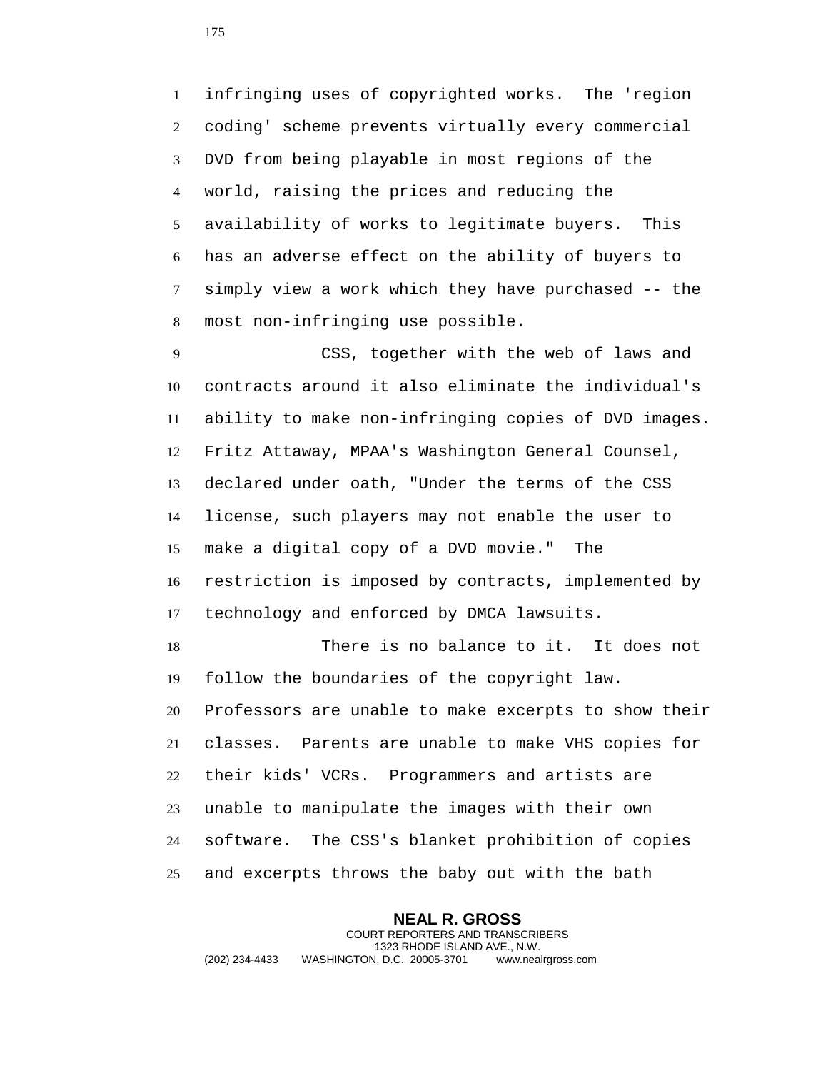infringing uses of copyrighted works. The 'region coding' scheme prevents virtually every commercial DVD from being playable in most regions of the world, raising the prices and reducing the availability of works to legitimate buyers. This has an adverse effect on the ability of buyers to simply view a work which they have purchased -- the most non-infringing use possible.

CSS, together with the web of laws and contracts around it also eliminate the individual's ability to make non-infringing copies of DVD images. Fritz Attaway, MPAA's Washington General Counsel, declared under oath, "Under the terms of the CSS license, such players may not enable the user to make a digital copy of a DVD movie." The restriction is imposed by contracts, implemented by technology and enforced by DMCA lawsuits.

There is no balance to it. It does not follow the boundaries of the copyright law. Professors are unable to make excerpts to show their classes. Parents are unable to make VHS copies for their kids' VCRs. Programmers and artists are unable to manipulate the images with their own software. The CSS's blanket prohibition of copies and excerpts throws the baby out with the bath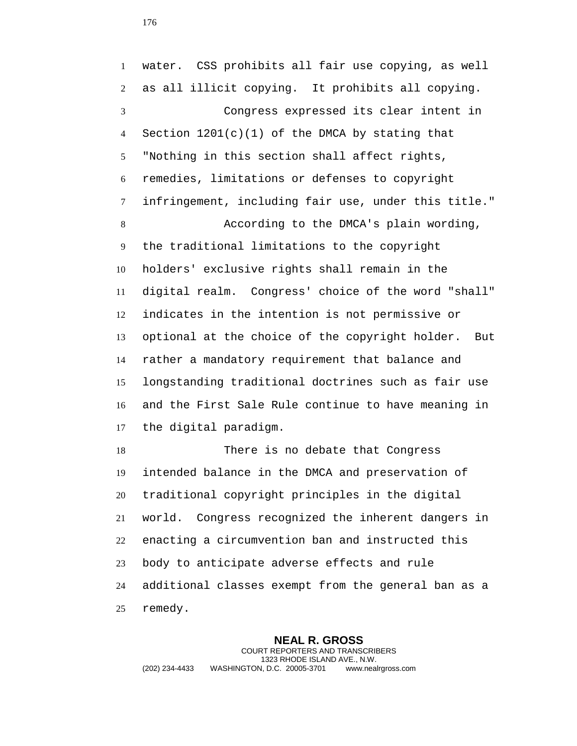water. CSS prohibits all fair use copying, as well as all illicit copying. It prohibits all copying.

Congress expressed its clear intent in Section 1201(c)(1) of the DMCA by stating that "Nothing in this section shall affect rights, remedies, limitations or defenses to copyright infringement, including fair use, under this title."

According to the DMCA's plain wording, the traditional limitations to the copyright holders' exclusive rights shall remain in the digital realm. Congress' choice of the word "shall" indicates in the intention is not permissive or optional at the choice of the copyright holder. But rather a mandatory requirement that balance and longstanding traditional doctrines such as fair use and the First Sale Rule continue to have meaning in the digital paradigm.

There is no debate that Congress intended balance in the DMCA and preservation of traditional copyright principles in the digital world. Congress recognized the inherent dangers in enacting a circumvention ban and instructed this body to anticipate adverse effects and rule additional classes exempt from the general ban as a remedy.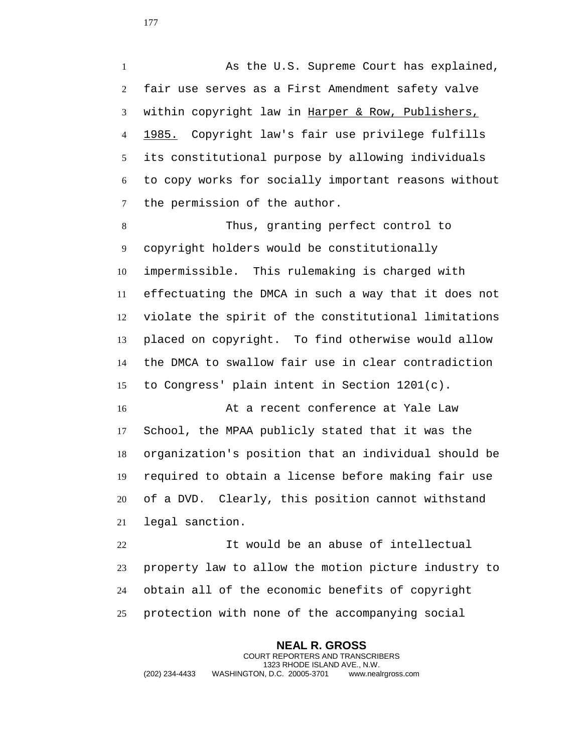As the U.S. Supreme Court has explained, fair use serves as a First Amendment safety valve within copyright law in Harper & Row, Publishers, 1985. Copyright law's fair use privilege fulfills its constitutional purpose by allowing individuals to copy works for socially important reasons without the permission of the author.

Thus, granting perfect control to copyright holders would be constitutionally impermissible. This rulemaking is charged with effectuating the DMCA in such a way that it does not violate the spirit of the constitutional limitations placed on copyright. To find otherwise would allow the DMCA to swallow fair use in clear contradiction to Congress' plain intent in Section 1201(c).

At a recent conference at Yale Law School, the MPAA publicly stated that it was the organization's position that an individual should be required to obtain a license before making fair use of a DVD. Clearly, this position cannot withstand legal sanction.

It would be an abuse of intellectual property law to allow the motion picture industry to obtain all of the economic benefits of copyright protection with none of the accompanying social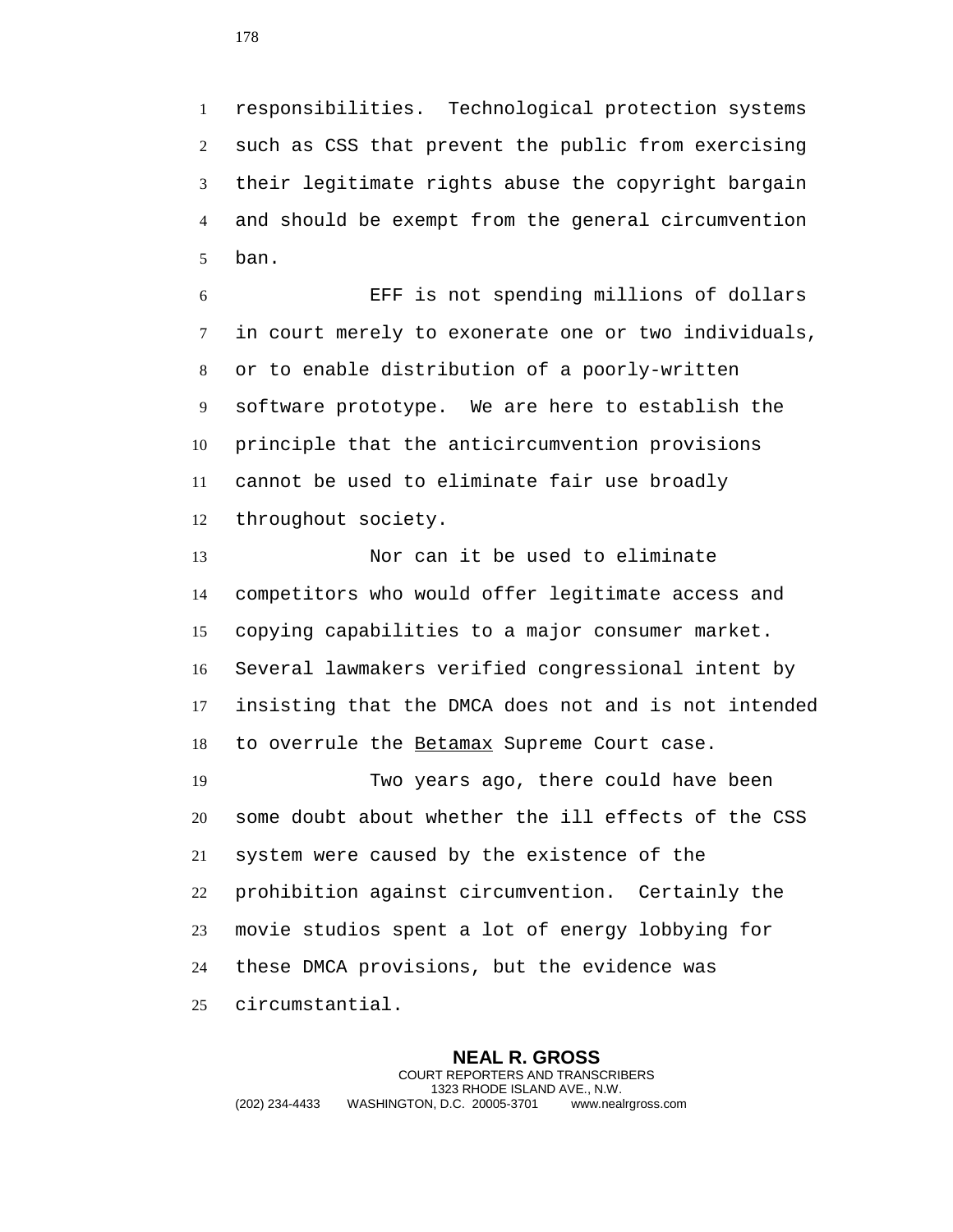responsibilities. Technological protection systems such as CSS that prevent the public from exercising their legitimate rights abuse the copyright bargain and should be exempt from the general circumvention ban.

EFF is not spending millions of dollars in court merely to exonerate one or two individuals, or to enable distribution of a poorly-written software prototype. We are here to establish the principle that the anticircumvention provisions cannot be used to eliminate fair use broadly throughout society.

Nor can it be used to eliminate competitors who would offer legitimate access and copying capabilities to a major consumer market. Several lawmakers verified congressional intent by insisting that the DMCA does not and is not intended to overrule the Betamax Supreme Court case.

Two years ago, there could have been some doubt about whether the ill effects of the CSS system were caused by the existence of the prohibition against circumvention. Certainly the movie studios spent a lot of energy lobbying for these DMCA provisions, but the evidence was circumstantial.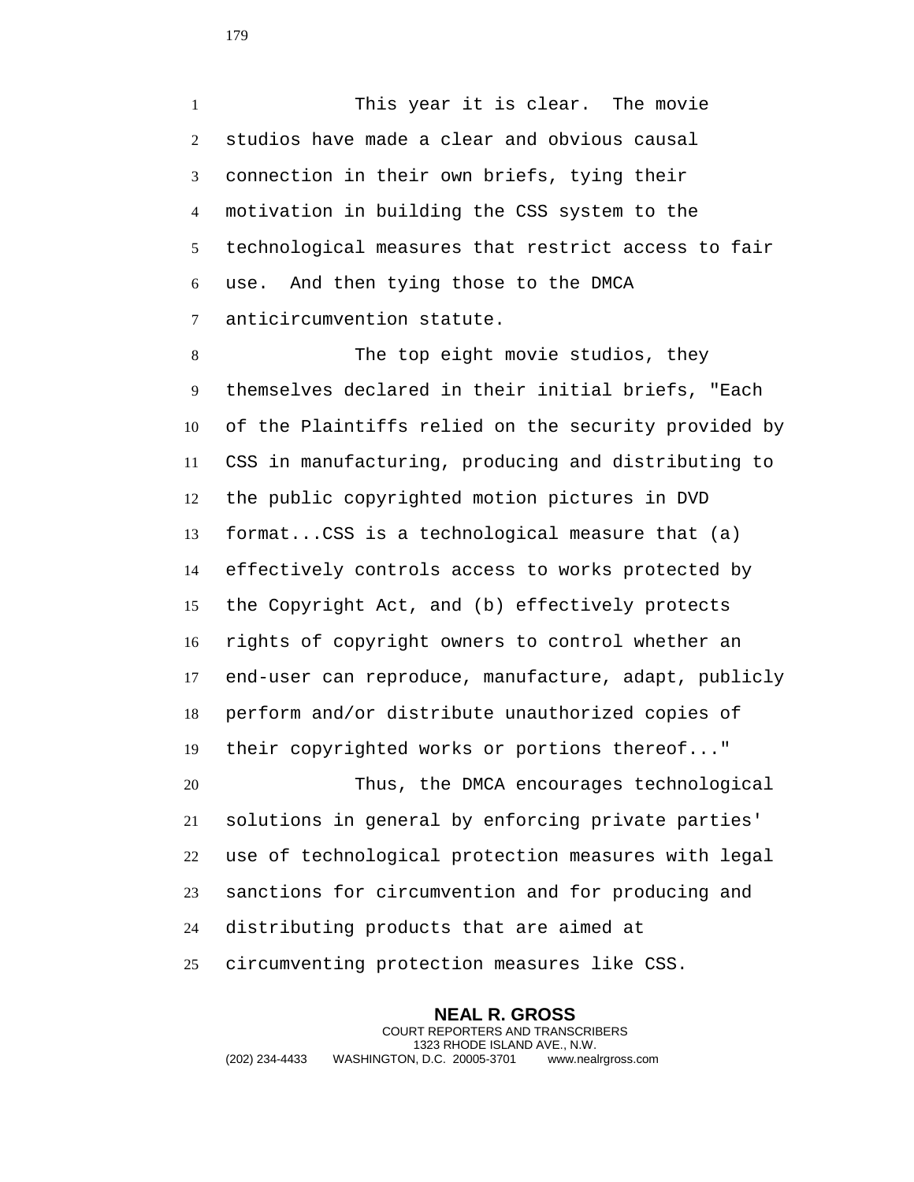This year it is clear. The movie studios have made a clear and obvious causal connection in their own briefs, tying their motivation in building the CSS system to the technological measures that restrict access to fair use. And then tying those to the DMCA anticircumvention statute.

The top eight movie studios, they themselves declared in their initial briefs, "Each of the Plaintiffs relied on the security provided by CSS in manufacturing, producing and distributing to the public copyrighted motion pictures in DVD format...CSS is a technological measure that (a) effectively controls access to works protected by the Copyright Act, and (b) effectively protects rights of copyright owners to control whether an end-user can reproduce, manufacture, adapt, publicly perform and/or distribute unauthorized copies of their copyrighted works or portions thereof..."

Thus, the DMCA encourages technological solutions in general by enforcing private parties' use of technological protection measures with legal sanctions for circumvention and for producing and distributing products that are aimed at circumventing protection measures like CSS.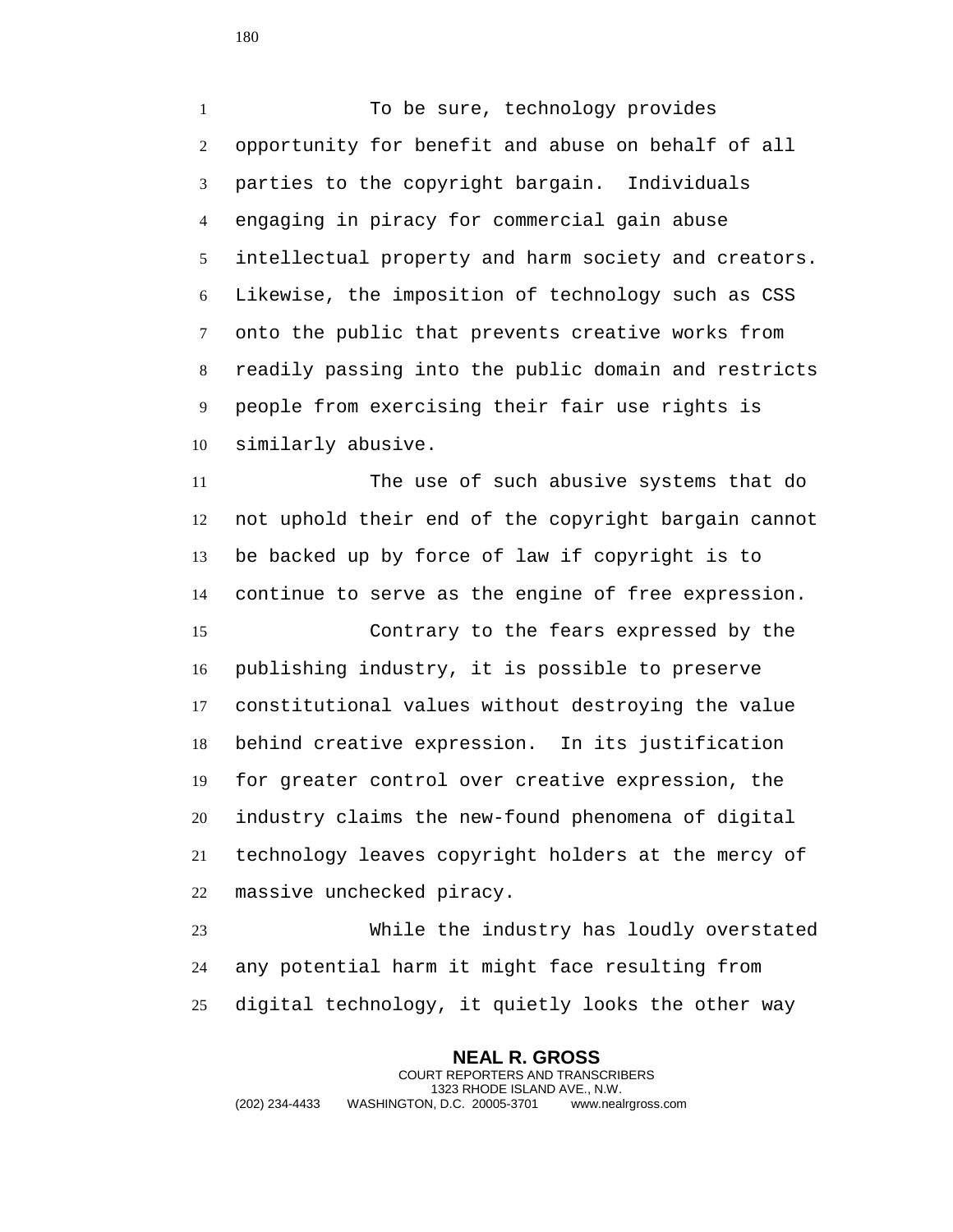To be sure, technology provides opportunity for benefit and abuse on behalf of all parties to the copyright bargain. Individuals engaging in piracy for commercial gain abuse intellectual property and harm society and creators. Likewise, the imposition of technology such as CSS onto the public that prevents creative works from readily passing into the public domain and restricts people from exercising their fair use rights is similarly abusive.

The use of such abusive systems that do not uphold their end of the copyright bargain cannot be backed up by force of law if copyright is to continue to serve as the engine of free expression.

Contrary to the fears expressed by the publishing industry, it is possible to preserve constitutional values without destroying the value behind creative expression. In its justification for greater control over creative expression, the industry claims the new-found phenomena of digital technology leaves copyright holders at the mercy of massive unchecked piracy.

While the industry has loudly overstated any potential harm it might face resulting from digital technology, it quietly looks the other way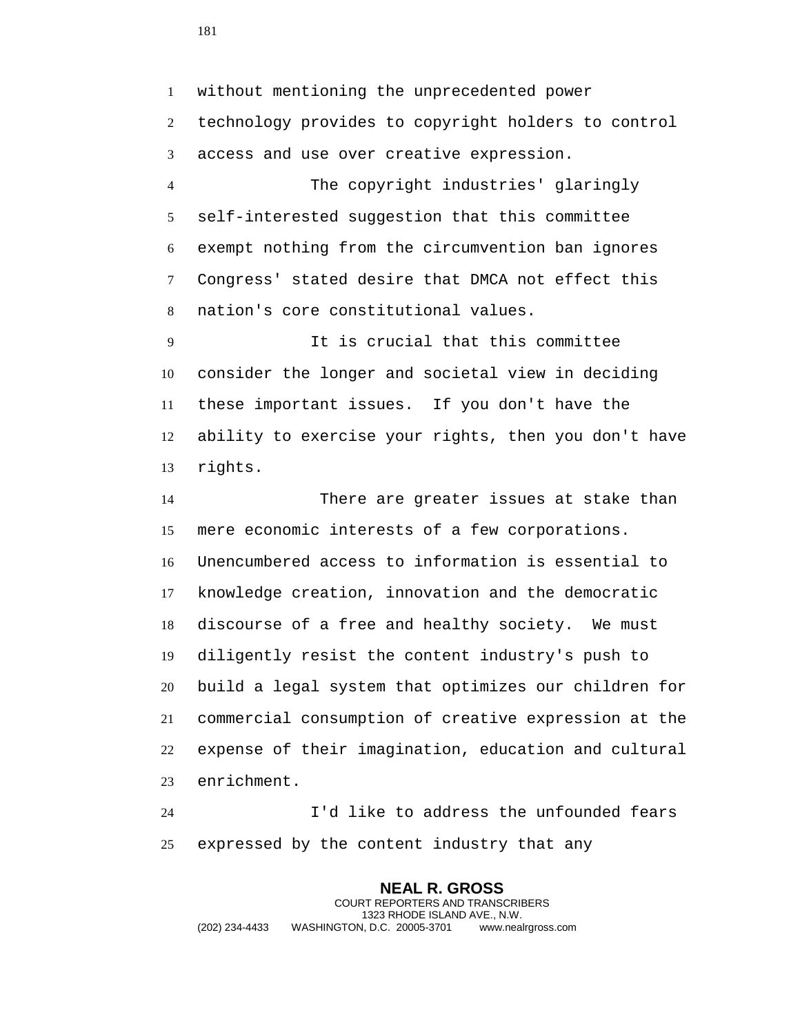without mentioning the unprecedented power technology provides to copyright holders to control access and use over creative expression.

The copyright industries' glaringly self-interested suggestion that this committee exempt nothing from the circumvention ban ignores Congress' stated desire that DMCA not effect this nation's core constitutional values.

It is crucial that this committee consider the longer and societal view in deciding these important issues. If you don't have the ability to exercise your rights, then you don't have rights.

There are greater issues at stake than mere economic interests of a few corporations. Unencumbered access to information is essential to knowledge creation, innovation and the democratic discourse of a free and healthy society. We must diligently resist the content industry's push to build a legal system that optimizes our children for commercial consumption of creative expression at the expense of their imagination, education and cultural enrichment.

I'd like to address the unfounded fears expressed by the content industry that any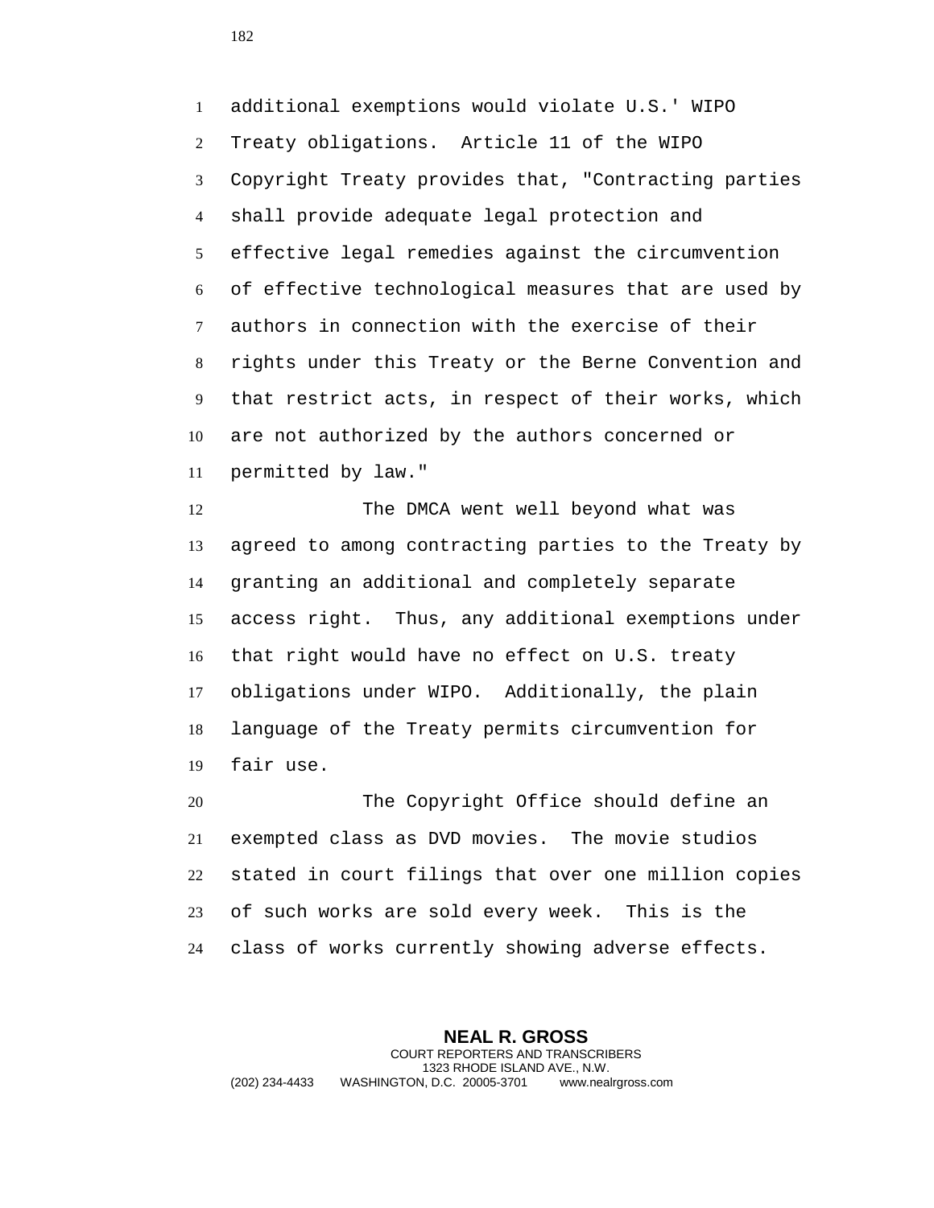additional exemptions would violate U.S.' WIPO Treaty obligations. Article 11 of the WIPO Copyright Treaty provides that, "Contracting parties shall provide adequate legal protection and effective legal remedies against the circumvention of effective technological measures that are used by authors in connection with the exercise of their rights under this Treaty or the Berne Convention and that restrict acts, in respect of their works, which are not authorized by the authors concerned or permitted by law."

The DMCA went well beyond what was agreed to among contracting parties to the Treaty by granting an additional and completely separate access right. Thus, any additional exemptions under that right would have no effect on U.S. treaty obligations under WIPO. Additionally, the plain language of the Treaty permits circumvention for fair use.

The Copyright Office should define an exempted class as DVD movies. The movie studios stated in court filings that over one million copies of such works are sold every week. This is the class of works currently showing adverse effects.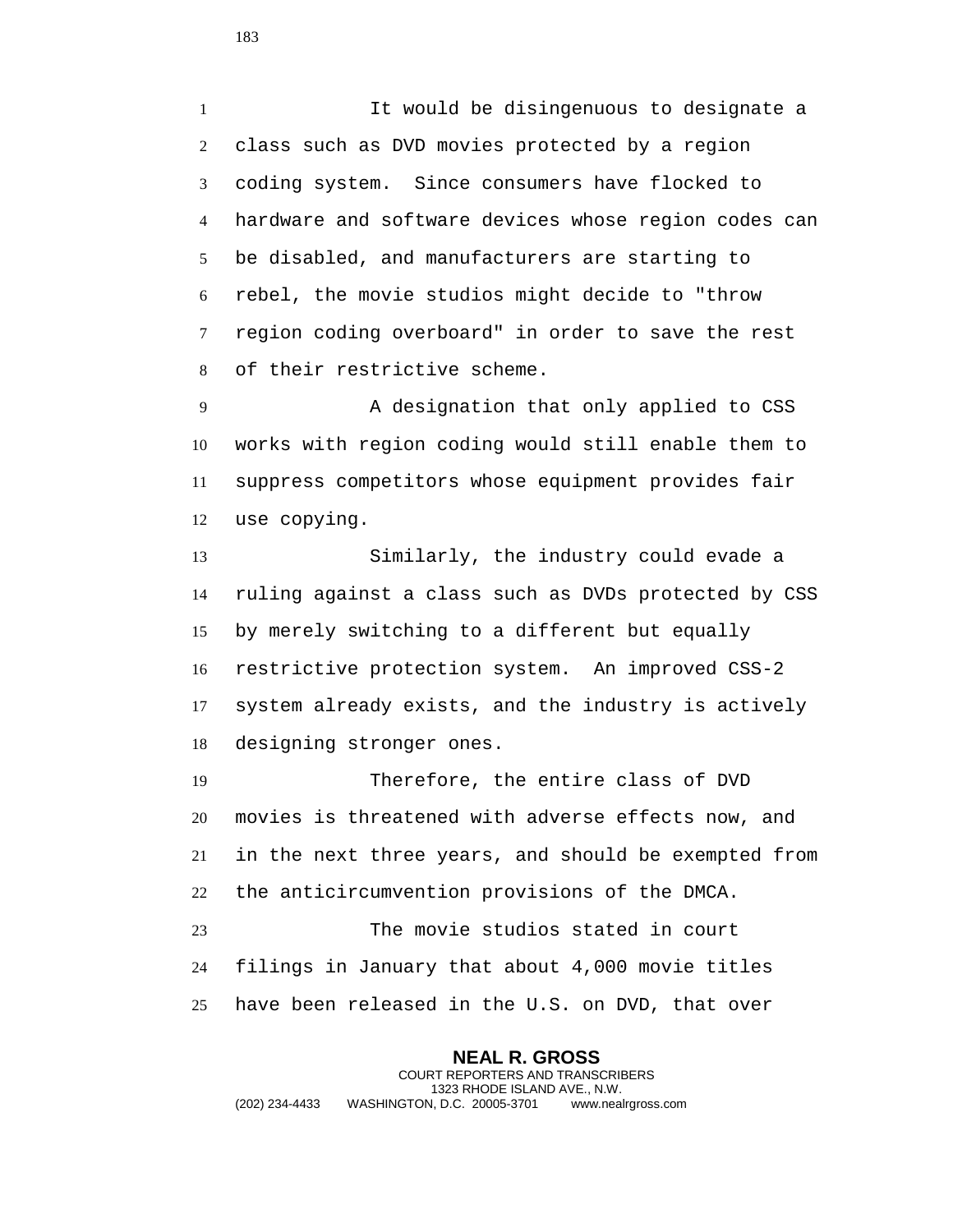It would be disingenuous to designate a class such as DVD movies protected by a region coding system. Since consumers have flocked to hardware and software devices whose region codes can be disabled, and manufacturers are starting to rebel, the movie studios might decide to "throw region coding overboard" in order to save the rest of their restrictive scheme.

A designation that only applied to CSS works with region coding would still enable them to suppress competitors whose equipment provides fair use copying.

Similarly, the industry could evade a ruling against a class such as DVDs protected by CSS by merely switching to a different but equally restrictive protection system. An improved CSS-2 system already exists, and the industry is actively designing stronger ones.

Therefore, the entire class of DVD movies is threatened with adverse effects now, and in the next three years, and should be exempted from the anticircumvention provisions of the DMCA.

The movie studios stated in court filings in January that about 4,000 movie titles have been released in the U.S. on DVD, that over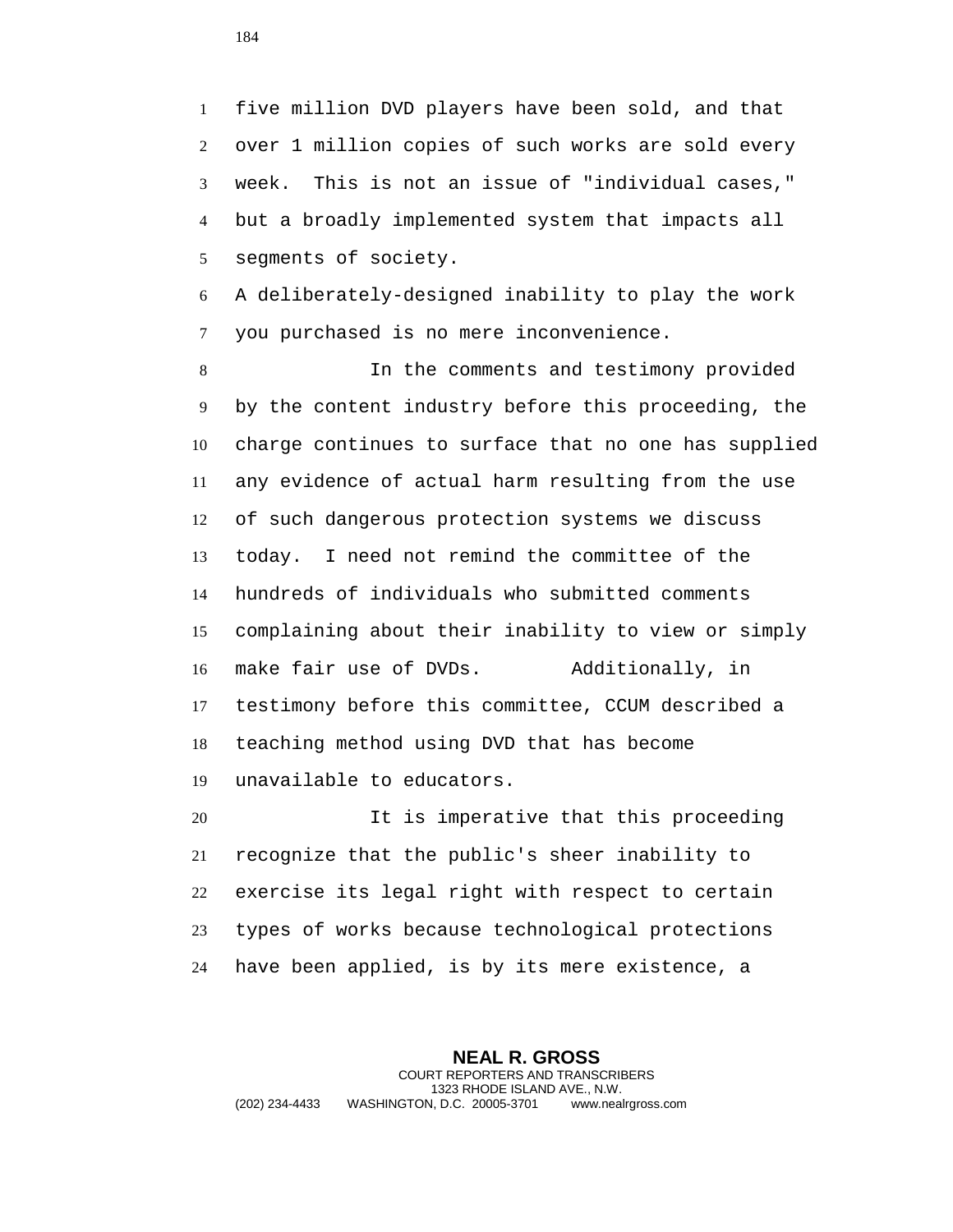five million DVD players have been sold, and that over 1 million copies of such works are sold every week. This is not an issue of "individual cases," but a broadly implemented system that impacts all segments of society.

A deliberately-designed inability to play the work you purchased is no mere inconvenience.

In the comments and testimony provided by the content industry before this proceeding, the charge continues to surface that no one has supplied any evidence of actual harm resulting from the use of such dangerous protection systems we discuss today. I need not remind the committee of the hundreds of individuals who submitted comments complaining about their inability to view or simply make fair use of DVDs. Additionally, in testimony before this committee, CCUM described a teaching method using DVD that has become unavailable to educators.

It is imperative that this proceeding recognize that the public's sheer inability to exercise its legal right with respect to certain types of works because technological protections have been applied, is by its mere existence, a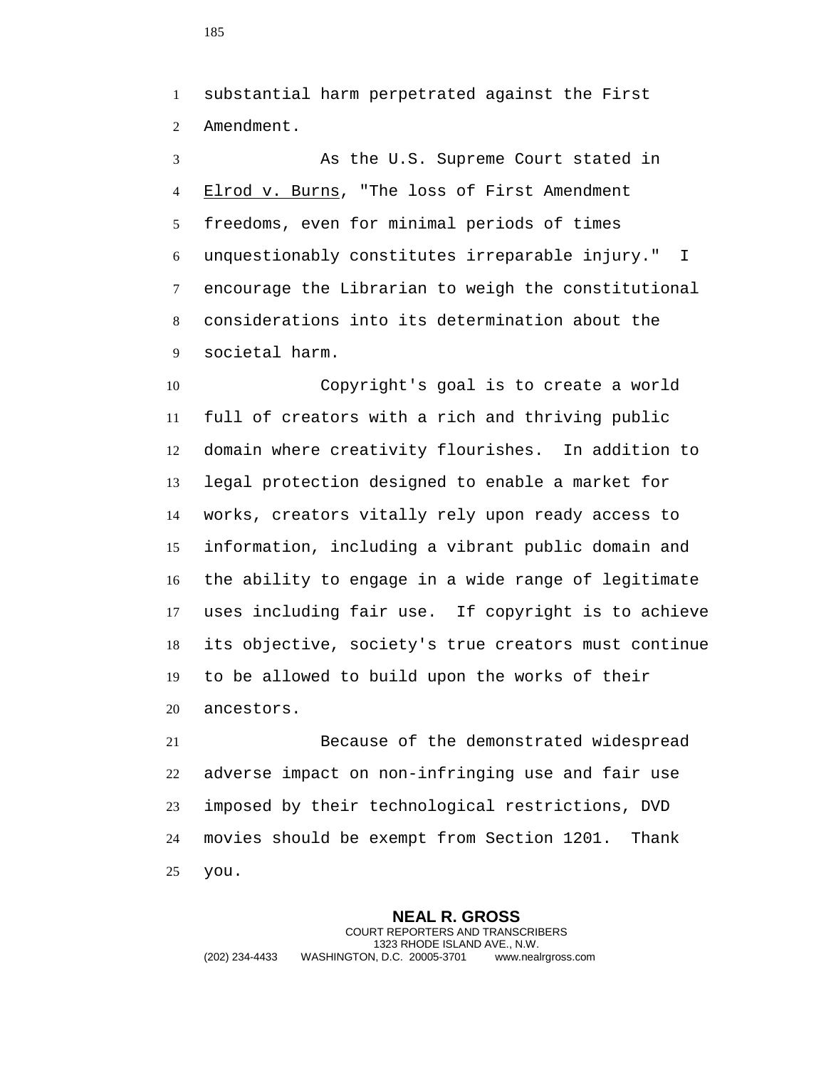substantial harm perpetrated against the First Amendment.

As the U.S. Supreme Court stated in Elrod v. Burns, "The loss of First Amendment freedoms, even for minimal periods of times unquestionably constitutes irreparable injury." I encourage the Librarian to weigh the constitutional considerations into its determination about the societal harm.

Copyright's goal is to create a world full of creators with a rich and thriving public domain where creativity flourishes. In addition to legal protection designed to enable a market for works, creators vitally rely upon ready access to information, including a vibrant public domain and the ability to engage in a wide range of legitimate uses including fair use. If copyright is to achieve its objective, society's true creators must continue to be allowed to build upon the works of their ancestors.

Because of the demonstrated widespread adverse impact on non-infringing use and fair use imposed by their technological restrictions, DVD movies should be exempt from Section 1201. Thank you.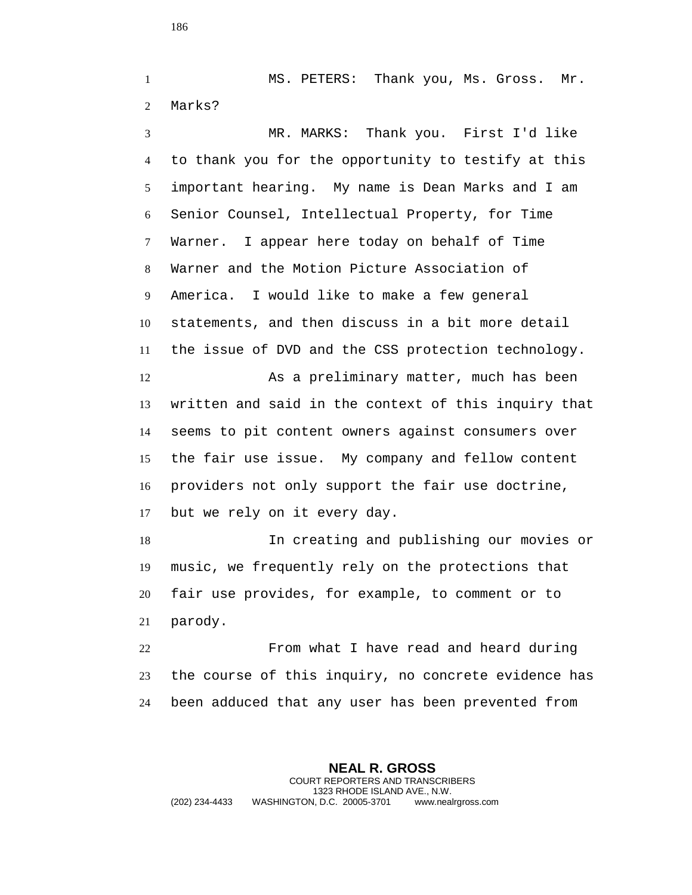MS. PETERS: Thank you, Ms. Gross. Mr. Marks?

MR. MARKS: Thank you. First I'd like to thank you for the opportunity to testify at this important hearing. My name is Dean Marks and I am Senior Counsel, Intellectual Property, for Time Warner. I appear here today on behalf of Time Warner and the Motion Picture Association of America. I would like to make a few general statements, and then discuss in a bit more detail the issue of DVD and the CSS protection technology.

As a preliminary matter, much has been written and said in the context of this inquiry that seems to pit content owners against consumers over the fair use issue. My company and fellow content providers not only support the fair use doctrine, but we rely on it every day.

In creating and publishing our movies or music, we frequently rely on the protections that fair use provides, for example, to comment or to parody.

From what I have read and heard during the course of this inquiry, no concrete evidence has been adduced that any user has been prevented from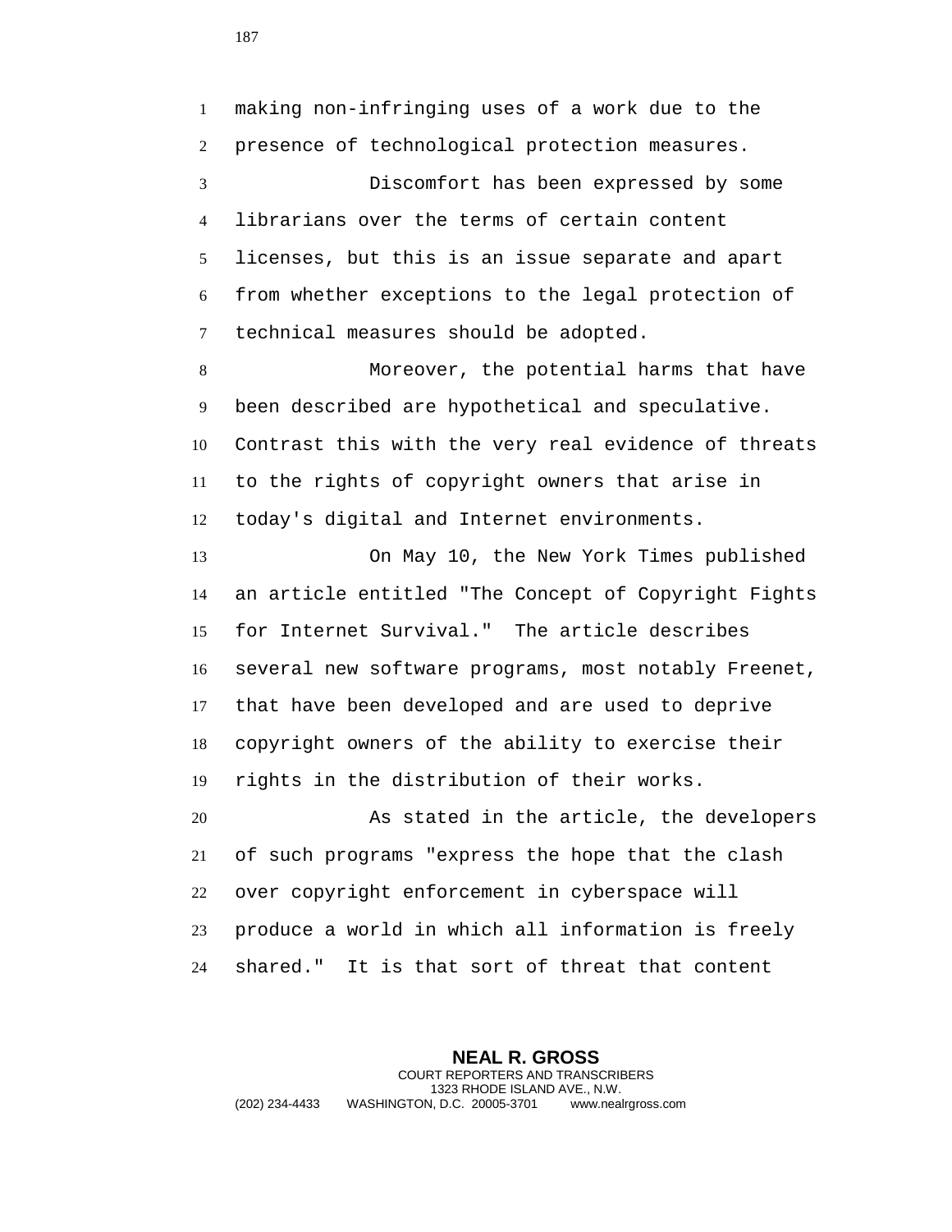making non-infringing uses of a work due to the presence of technological protection measures.

Discomfort has been expressed by some librarians over the terms of certain content licenses, but this is an issue separate and apart from whether exceptions to the legal protection of technical measures should be adopted.

Moreover, the potential harms that have been described are hypothetical and speculative. Contrast this with the very real evidence of threats to the rights of copyright owners that arise in today's digital and Internet environments.

On May 10, the New York Times published an article entitled "The Concept of Copyright Fights for Internet Survival." The article describes several new software programs, most notably Freenet, that have been developed and are used to deprive copyright owners of the ability to exercise their rights in the distribution of their works.

As stated in the article, the developers of such programs "express the hope that the clash over copyright enforcement in cyberspace will produce a world in which all information is freely shared." It is that sort of threat that content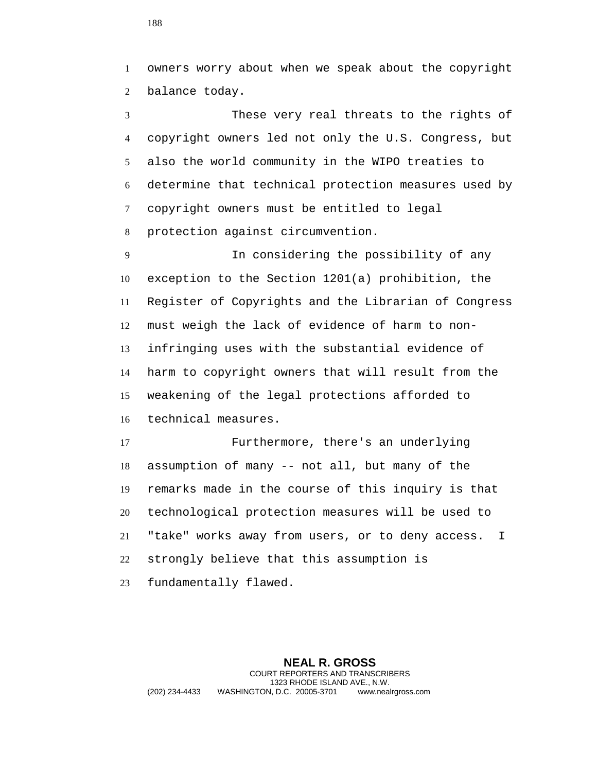owners worry about when we speak about the copyright balance today.

These very real threats to the rights of copyright owners led not only the U.S. Congress, but also the world community in the WIPO treaties to determine that technical protection measures used by copyright owners must be entitled to legal protection against circumvention.

In considering the possibility of any exception to the Section 1201(a) prohibition, the Register of Copyrights and the Librarian of Congress must weigh the lack of evidence of harm to non-infringing uses with the substantial evidence of harm to copyright owners that will result from the weakening of the legal protections afforded to technical measures.

Furthermore, there's an underlying assumption of many -- not all, but many of the remarks made in the course of this inquiry is that technological protection measures will be used to "take" works away from users, or to deny access. I strongly believe that this assumption is fundamentally flawed.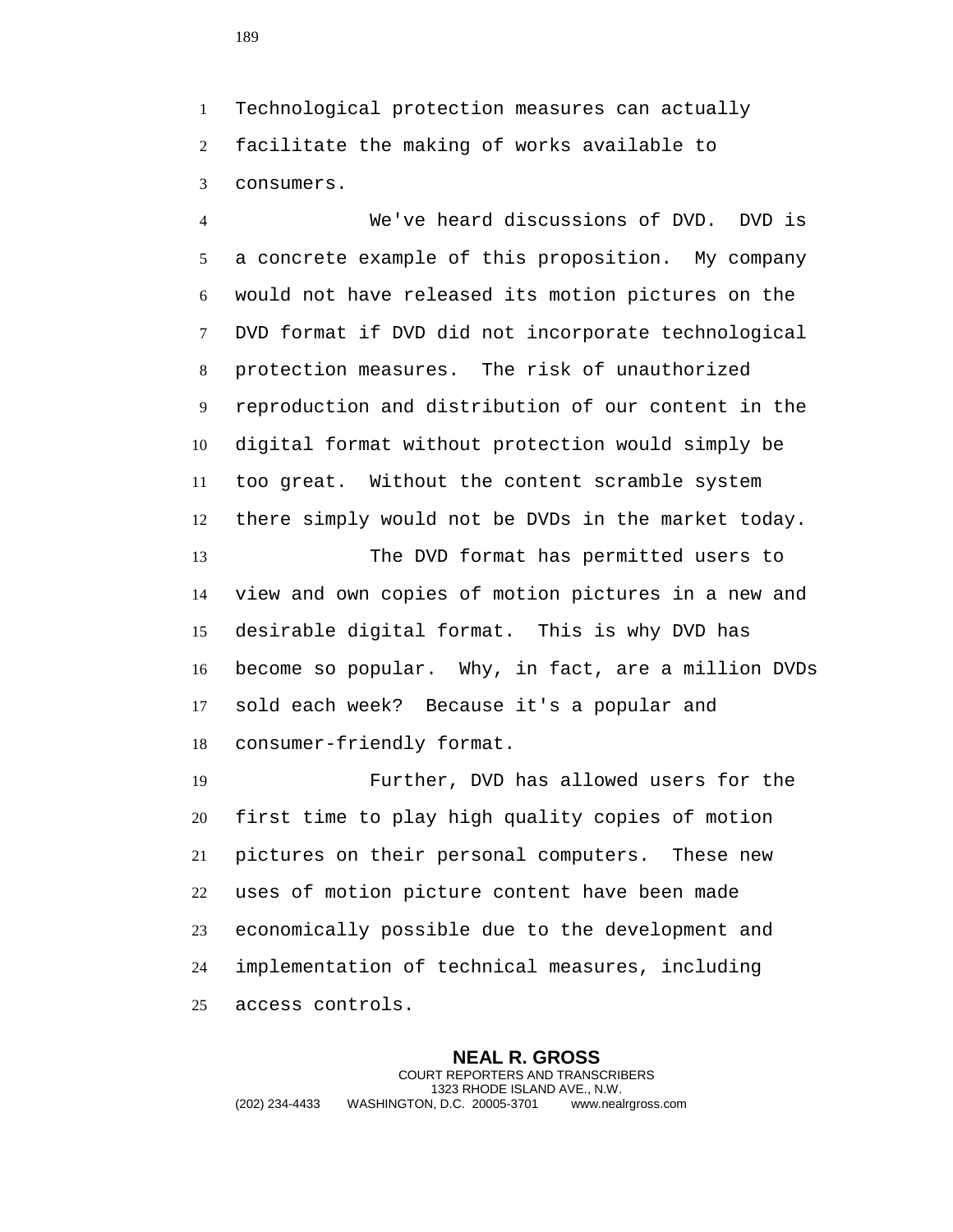Technological protection measures can actually facilitate the making of works available to consumers.

We've heard discussions of DVD. DVD is a concrete example of this proposition. My company would not have released its motion pictures on the DVD format if DVD did not incorporate technological protection measures. The risk of unauthorized reproduction and distribution of our content in the digital format without protection would simply be too great. Without the content scramble system there simply would not be DVDs in the market today.

The DVD format has permitted users to view and own copies of motion pictures in a new and desirable digital format. This is why DVD has become so popular. Why, in fact, are a million DVDs sold each week? Because it's a popular and consumer-friendly format.

Further, DVD has allowed users for the first time to play high quality copies of motion pictures on their personal computers. These new uses of motion picture content have been made economically possible due to the development and implementation of technical measures, including access controls.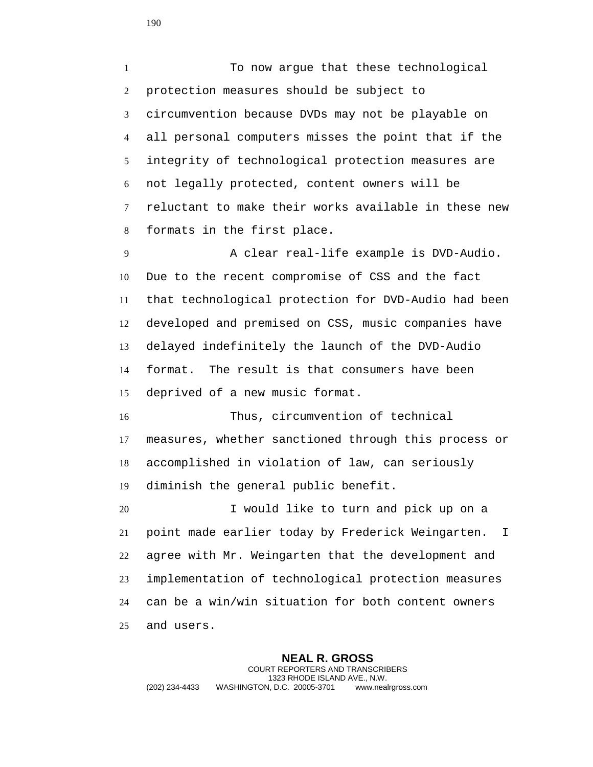To now argue that these technological protection measures should be subject to circumvention because DVDs may not be playable on all personal computers misses the point that if the integrity of technological protection measures are not legally protected, content owners will be reluctant to make their works available in these new formats in the first place.

A clear real-life example is DVD-Audio. Due to the recent compromise of CSS and the fact that technological protection for DVD-Audio had been developed and premised on CSS, music companies have delayed indefinitely the launch of the DVD-Audio format. The result is that consumers have been deprived of a new music format.

Thus, circumvention of technical measures, whether sanctioned through this process or accomplished in violation of law, can seriously diminish the general public benefit.

I would like to turn and pick up on a point made earlier today by Frederick Weingarten. I agree with Mr. Weingarten that the development and implementation of technological protection measures can be a win/win situation for both content owners and users.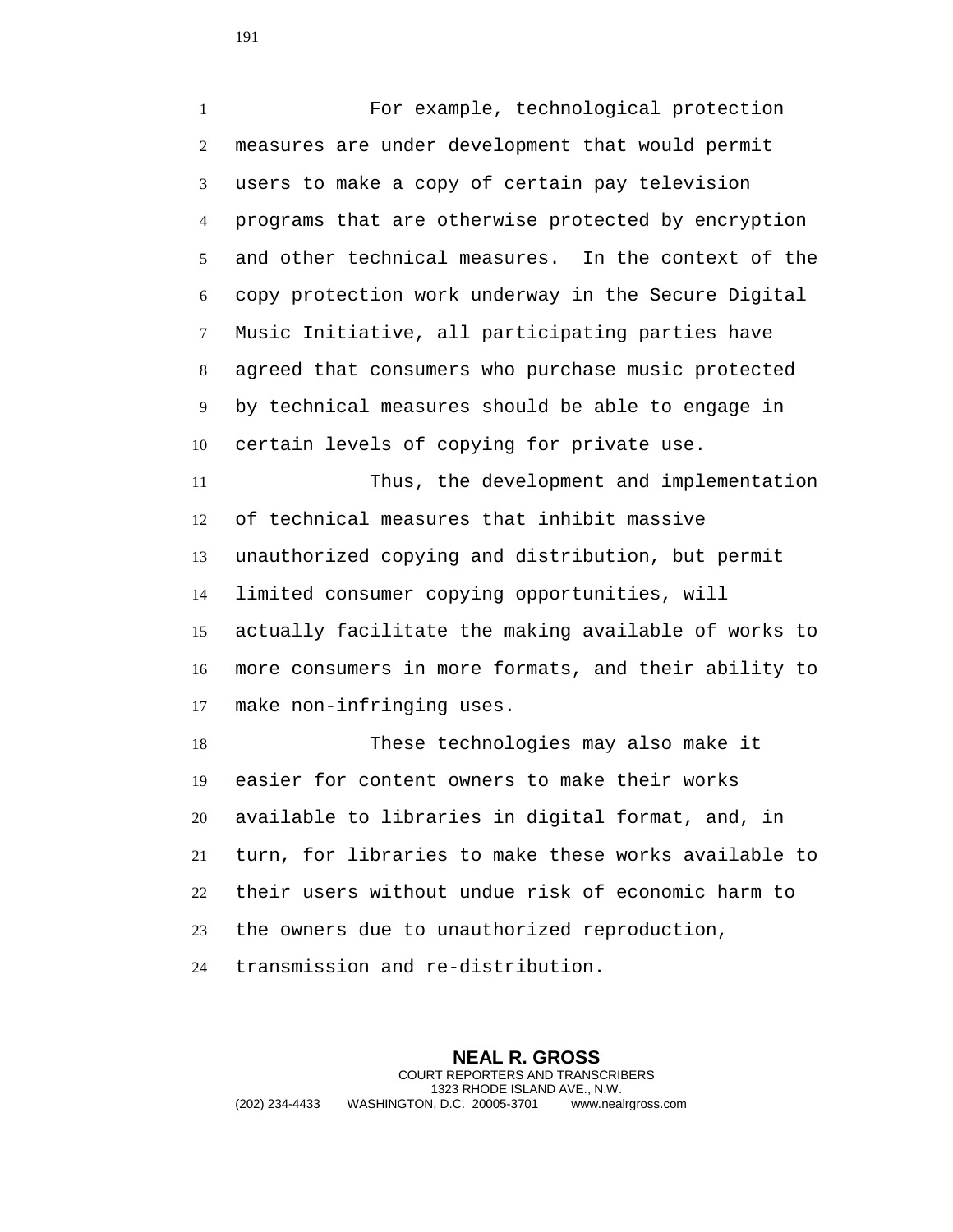For example, technological protection measures are under development that would permit users to make a copy of certain pay television programs that are otherwise protected by encryption and other technical measures. In the context of the copy protection work underway in the Secure Digital Music Initiative, all participating parties have agreed that consumers who purchase music protected by technical measures should be able to engage in certain levels of copying for private use.

Thus, the development and implementation of technical measures that inhibit massive unauthorized copying and distribution, but permit limited consumer copying opportunities, will actually facilitate the making available of works to more consumers in more formats, and their ability to make non-infringing uses.

These technologies may also make it easier for content owners to make their works available to libraries in digital format, and, in turn, for libraries to make these works available to their users without undue risk of economic harm to the owners due to unauthorized reproduction, transmission and re-distribution.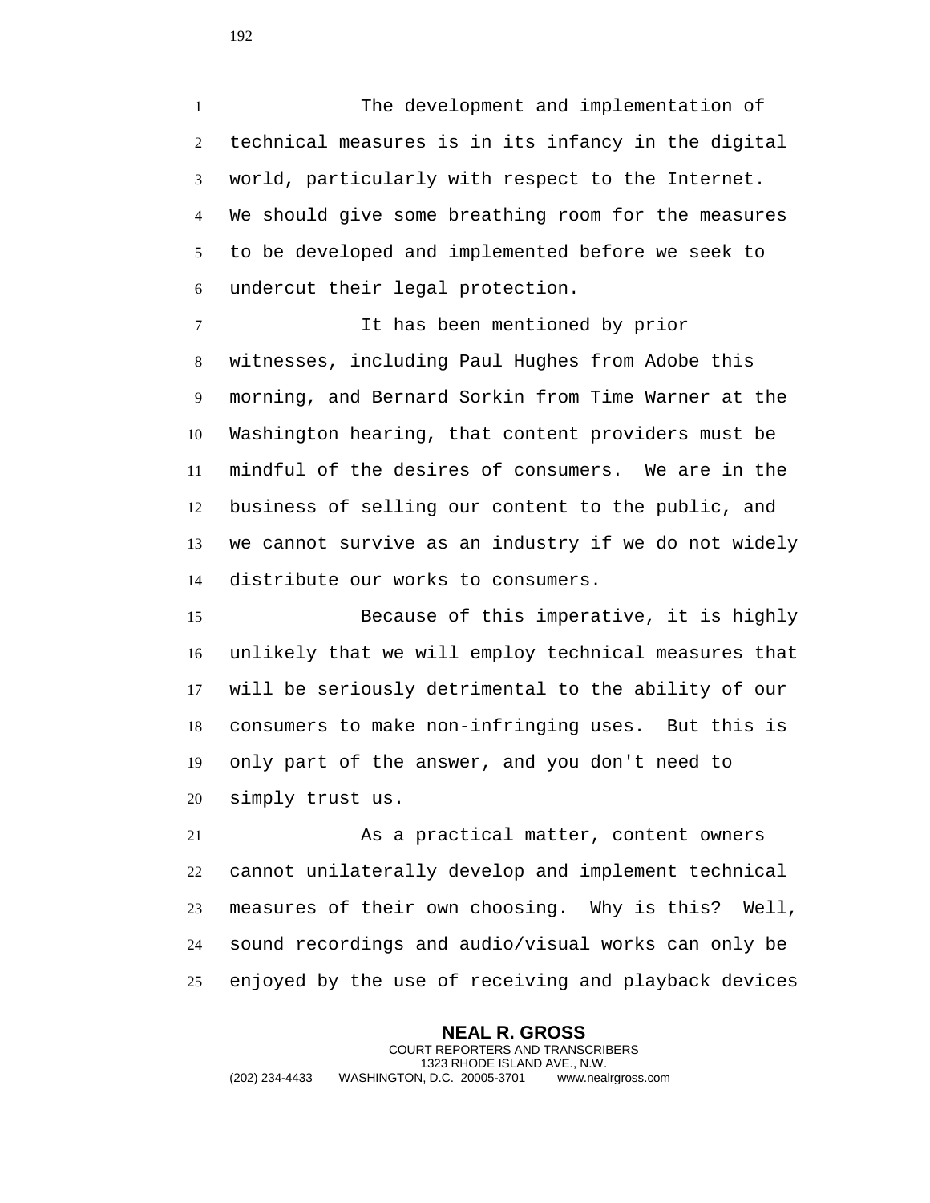The development and implementation of technical measures is in its infancy in the digital world, particularly with respect to the Internet. We should give some breathing room for the measures to be developed and implemented before we seek to undercut their legal protection.

It has been mentioned by prior witnesses, including Paul Hughes from Adobe this morning, and Bernard Sorkin from Time Warner at the Washington hearing, that content providers must be mindful of the desires of consumers. We are in the business of selling our content to the public, and we cannot survive as an industry if we do not widely distribute our works to consumers.

Because of this imperative, it is highly unlikely that we will employ technical measures that will be seriously detrimental to the ability of our consumers to make non-infringing uses. But this is only part of the answer, and you don't need to simply trust us.

As a practical matter, content owners cannot unilaterally develop and implement technical measures of their own choosing. Why is this? Well, sound recordings and audio/visual works can only be enjoyed by the use of receiving and playback devices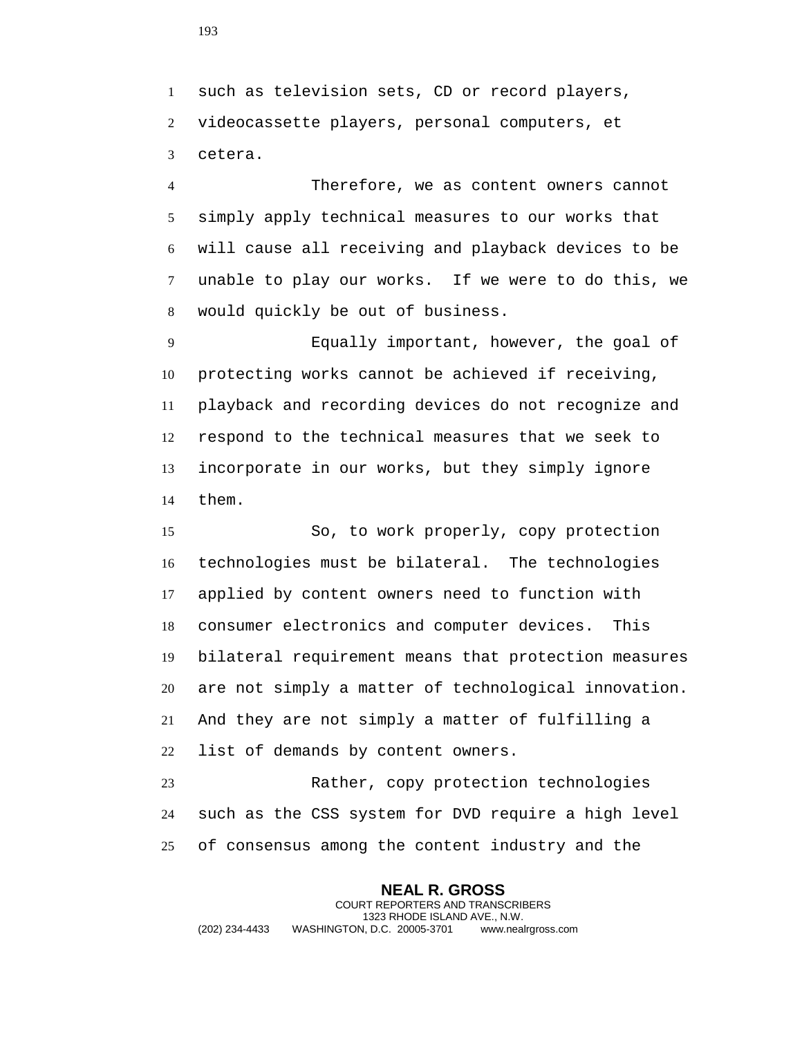such as television sets, CD or record players, videocassette players, personal computers, et cetera.

Therefore, we as content owners cannot simply apply technical measures to our works that will cause all receiving and playback devices to be unable to play our works. If we were to do this, we would quickly be out of business.

Equally important, however, the goal of protecting works cannot be achieved if receiving, playback and recording devices do not recognize and respond to the technical measures that we seek to incorporate in our works, but they simply ignore them.

So, to work properly, copy protection technologies must be bilateral. The technologies applied by content owners need to function with consumer electronics and computer devices. This bilateral requirement means that protection measures are not simply a matter of technological innovation. And they are not simply a matter of fulfilling a list of demands by content owners.

Rather, copy protection technologies such as the CSS system for DVD require a high level of consensus among the content industry and the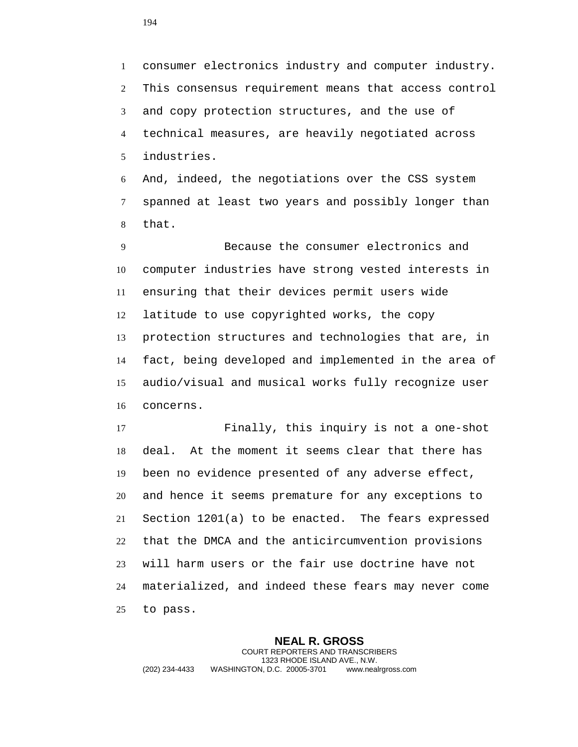consumer electronics industry and computer industry. This consensus requirement means that access control and copy protection structures, and the use of technical measures, are heavily negotiated across industries.

And, indeed, the negotiations over the CSS system spanned at least two years and possibly longer than that.

Because the consumer electronics and computer industries have strong vested interests in ensuring that their devices permit users wide latitude to use copyrighted works, the copy protection structures and technologies that are, in fact, being developed and implemented in the area of audio/visual and musical works fully recognize user concerns.

Finally, this inquiry is not a one-shot deal. At the moment it seems clear that there has been no evidence presented of any adverse effect, and hence it seems premature for any exceptions to Section 1201(a) to be enacted. The fears expressed that the DMCA and the anticircumvention provisions will harm users or the fair use doctrine have not materialized, and indeed these fears may never come to pass.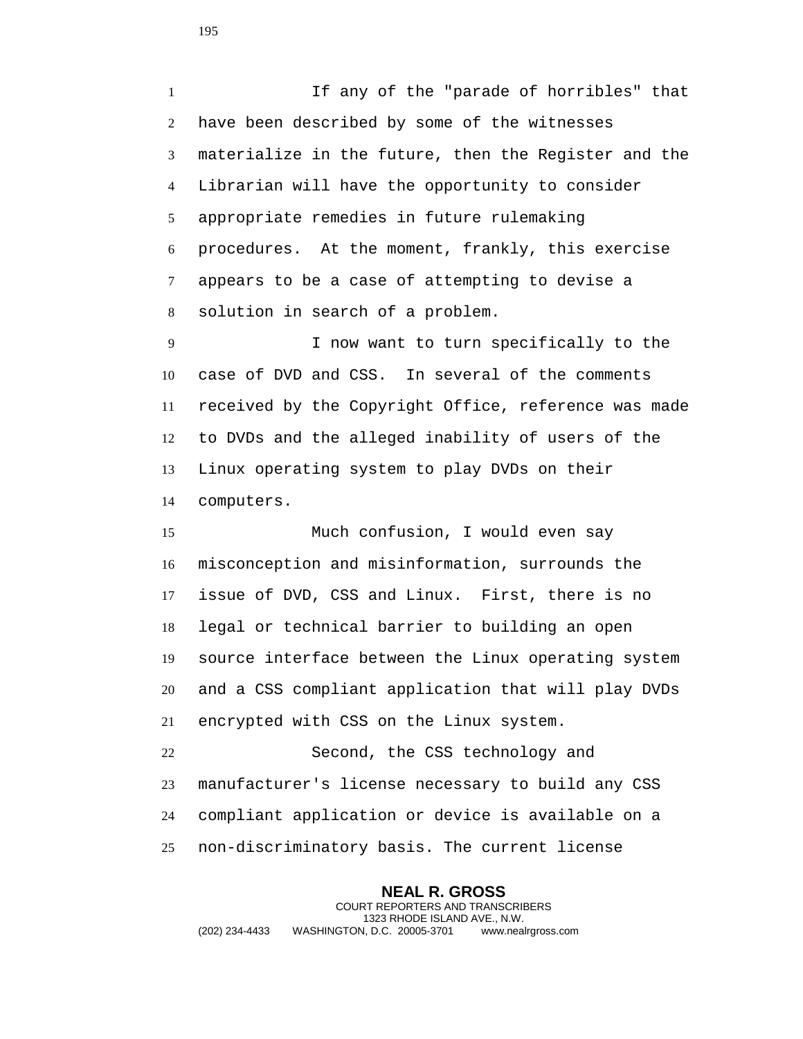If any of the "parade of horribles" that have been described by some of the witnesses materialize in the future, then the Register and the Librarian will have the opportunity to consider appropriate remedies in future rulemaking procedures. At the moment, frankly, this exercise appears to be a case of attempting to devise a solution in search of a problem.

I now want to turn specifically to the case of DVD and CSS. In several of the comments received by the Copyright Office, reference was made to DVDs and the alleged inability of users of the Linux operating system to play DVDs on their computers.

Much confusion, I would even say misconception and misinformation, surrounds the issue of DVD, CSS and Linux. First, there is no legal or technical barrier to building an open source interface between the Linux operating system and a CSS compliant application that will play DVDs encrypted with CSS on the Linux system.

Second, the CSS technology and manufacturer's license necessary to build any CSS compliant application or device is available on a non-discriminatory basis. The current license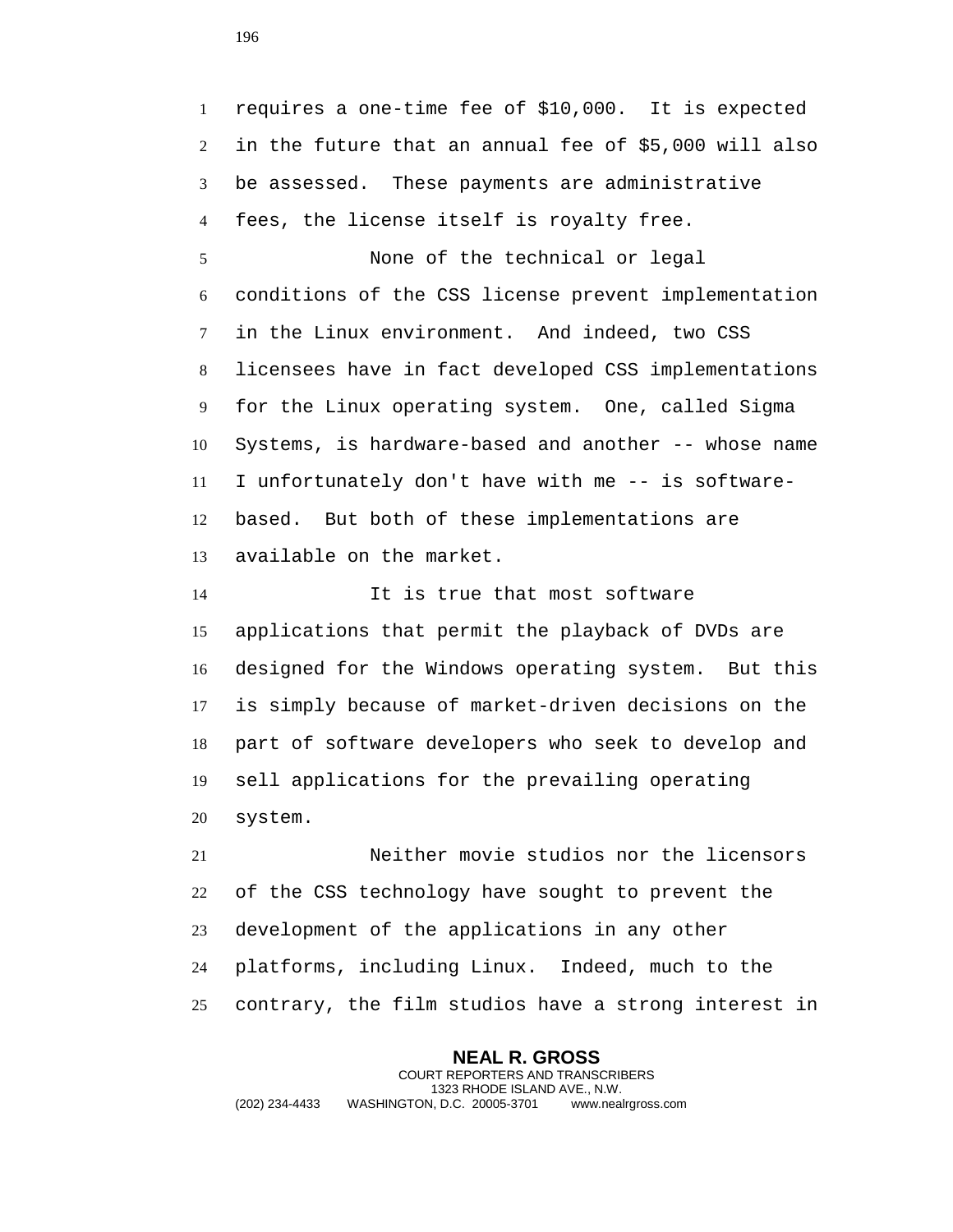requires a one-time fee of $10,000. It is expected in the future that an annual fee of $5,000 will also be assessed. These payments are administrative fees, the license itself is royalty free.

None of the technical or legal conditions of the CSS license prevent implementation in the Linux environment. And indeed, two CSS licensees have in fact developed CSS implementations for the Linux operating system. One, called Sigma Systems, is hardware-based and another -- whose name I unfortunately don't have with me -- is software-based. But both of these implementations are available on the market.

It is true that most software applications that permit the playback of DVDs are designed for the Windows operating system. But this is simply because of market-driven decisions on the part of software developers who seek to develop and sell applications for the prevailing operating system.

Neither movie studios nor the licensors of the CSS technology have sought to prevent the development of the applications in any other platforms, including Linux. Indeed, much to the contrary, the film studios have a strong interest in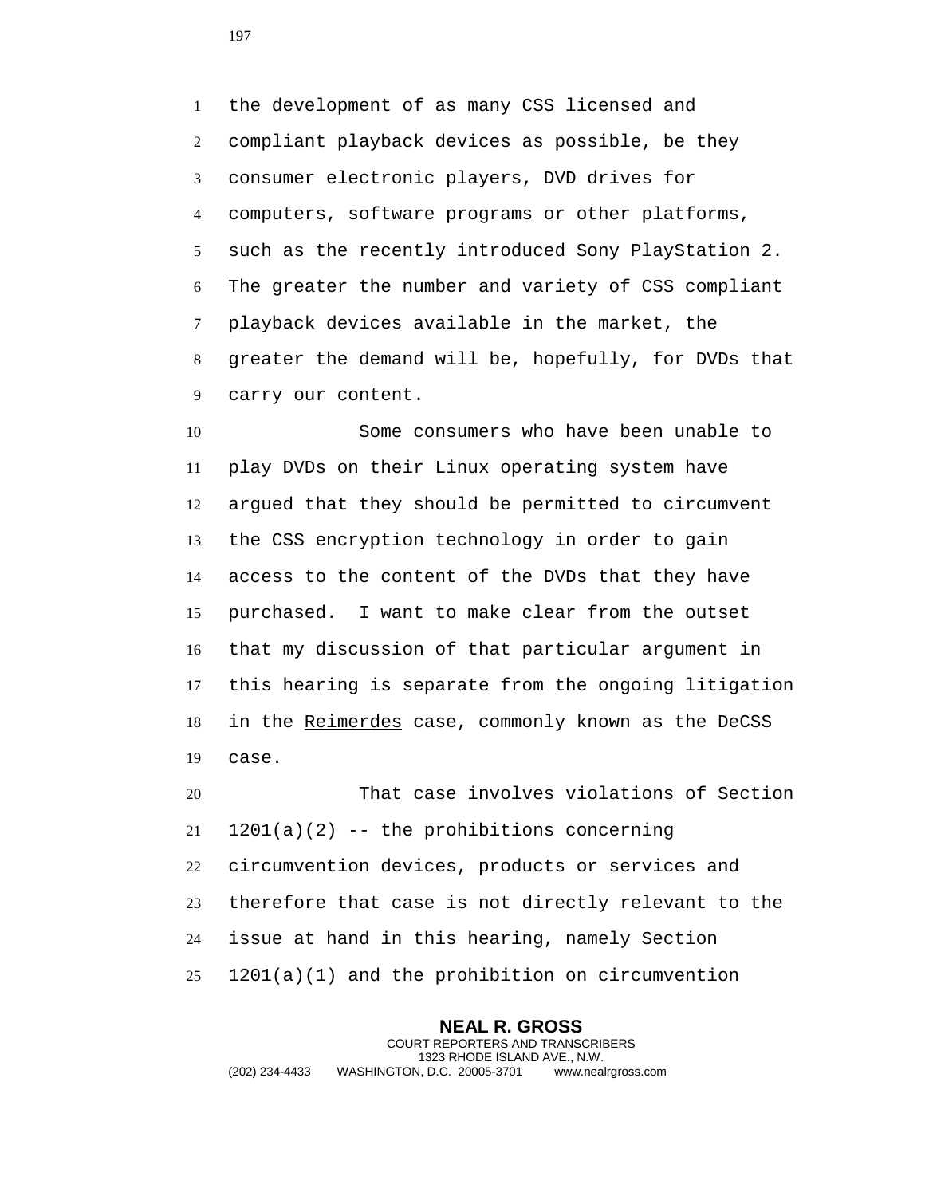the development of as many CSS licensed and compliant playback devices as possible, be they consumer electronic players, DVD drives for computers, software programs or other platforms, such as the recently introduced Sony PlayStation 2. The greater the number and variety of CSS compliant playback devices available in the market, the greater the demand will be, hopefully, for DVDs that carry our content.

Some consumers who have been unable to play DVDs on their Linux operating system have argued that they should be permitted to circumvent the CSS encryption technology in order to gain access to the content of the DVDs that they have purchased. I want to make clear from the outset that my discussion of that particular argument in this hearing is separate from the ongoing litigation in the Reimerdes case, commonly known as the DeCSS case.

That case involves violations of Section 1201(a)(2) -- the prohibitions concerning circumvention devices, products or services and therefore that case is not directly relevant to the issue at hand in this hearing, namely Section 1201(a)(1) and the prohibition on circumvention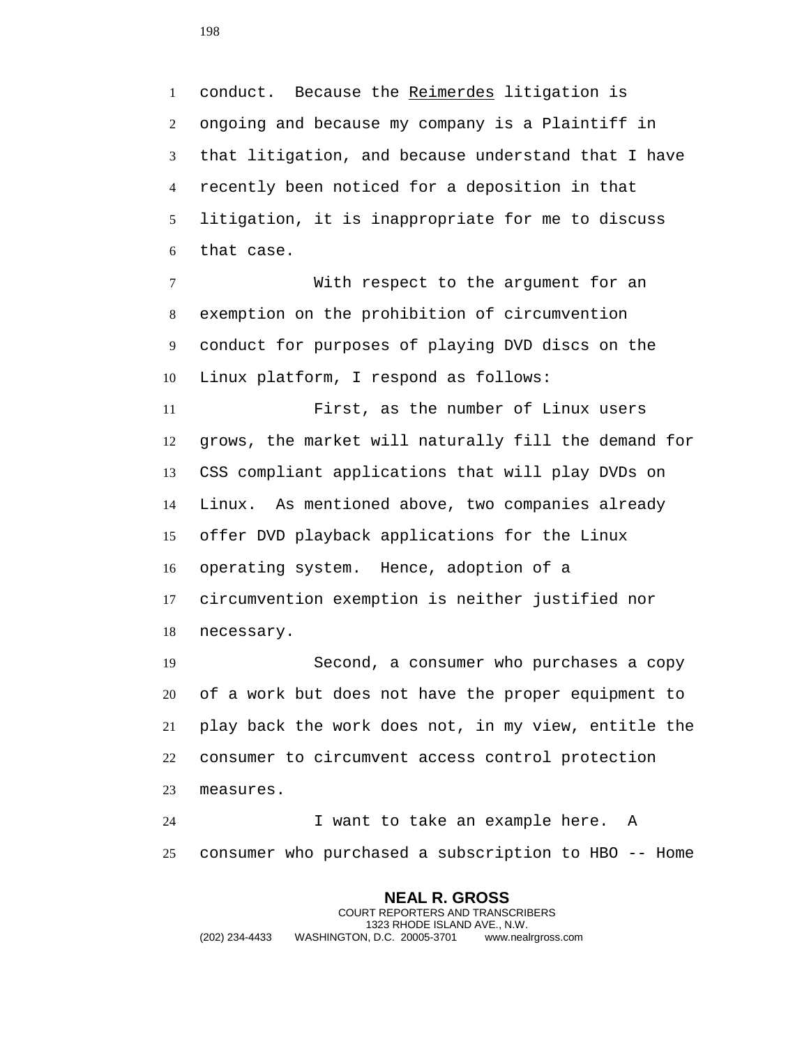conduct. Because the Reimerdes litigation is ongoing and because my company is a Plaintiff in that litigation, and because understand that I have recently been noticed for a deposition in that litigation, it is inappropriate for me to discuss that case.

With respect to the argument for an exemption on the prohibition of circumvention conduct for purposes of playing DVD discs on the Linux platform, I respond as follows:

First, as the number of Linux users grows, the market will naturally fill the demand for CSS compliant applications that will play DVDs on Linux. As mentioned above, two companies already offer DVD playback applications for the Linux operating system. Hence, adoption of a circumvention exemption is neither justified nor necessary.

Second, a consumer who purchases a copy of a work but does not have the proper equipment to play back the work does not, in my view, entitle the consumer to circumvent access control protection measures.

I want to take an example here. A consumer who purchased a subscription to HBO -- Home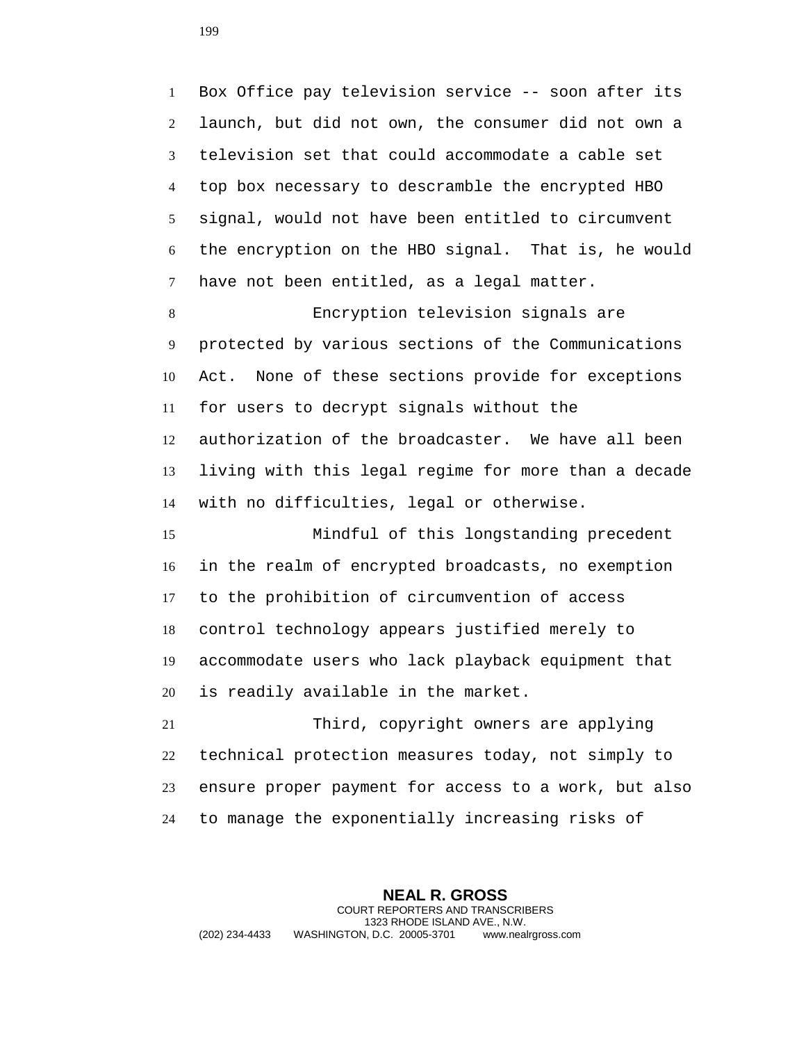Box Office pay television service -- soon after its launch, but did not own, the consumer did not own a television set that could accommodate a cable set top box necessary to descramble the encrypted HBO signal, would not have been entitled to circumvent the encryption on the HBO signal. That is, he would have not been entitled, as a legal matter.

Encryption television signals are protected by various sections of the Communications Act. None of these sections provide for exceptions for users to decrypt signals without the authorization of the broadcaster. We have all been living with this legal regime for more than a decade with no difficulties, legal or otherwise.

Mindful of this longstanding precedent in the realm of encrypted broadcasts, no exemption to the prohibition of circumvention of access control technology appears justified merely to accommodate users who lack playback equipment that is readily available in the market.

Third, copyright owners are applying technical protection measures today, not simply to ensure proper payment for access to a work, but also to manage the exponentially increasing risks of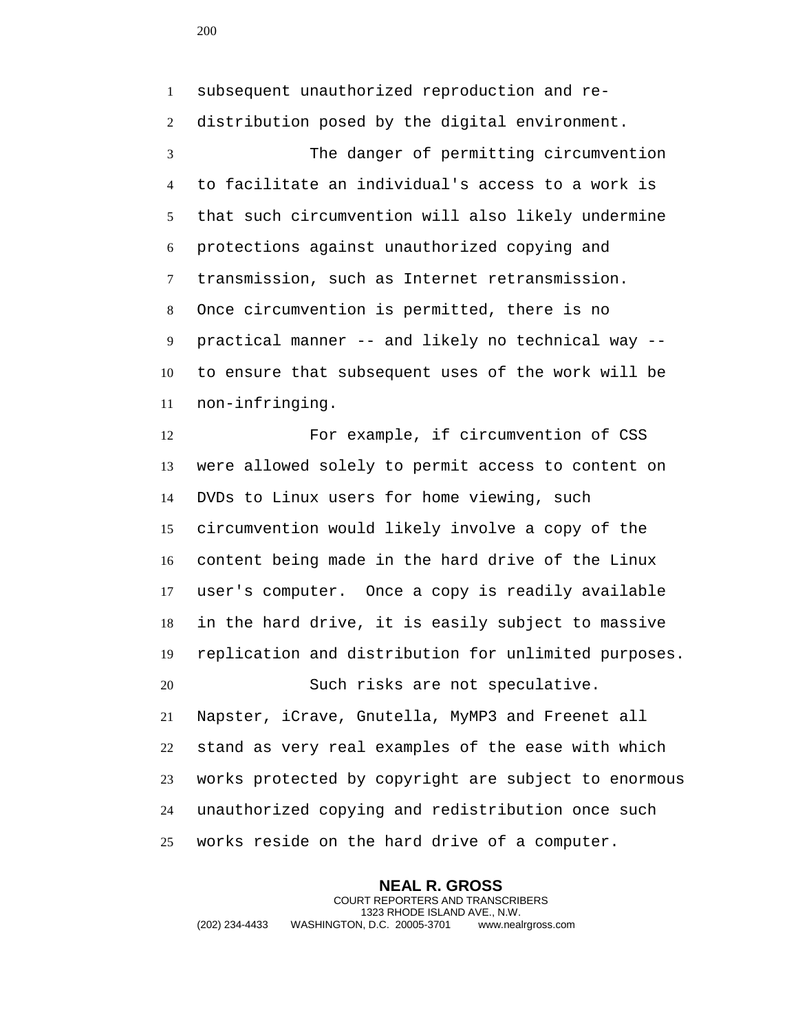subsequent unauthorized reproduction and re-distribution posed by the digital environment.

The danger of permitting circumvention to facilitate an individual's access to a work is that such circumvention will also likely undermine protections against unauthorized copying and transmission, such as Internet retransmission. Once circumvention is permitted, there is no practical manner -- and likely no technical way -- to ensure that subsequent uses of the work will be non-infringing.

For example, if circumvention of CSS were allowed solely to permit access to content on DVDs to Linux users for home viewing, such circumvention would likely involve a copy of the content being made in the hard drive of the Linux user's computer. Once a copy is readily available in the hard drive, it is easily subject to massive replication and distribution for unlimited purposes.

Such risks are not speculative. Napster, iCrave, Gnutella, MyMP3 and Freenet all stand as very real examples of the ease with which works protected by copyright are subject to enormous unauthorized copying and redistribution once such works reside on the hard drive of a computer.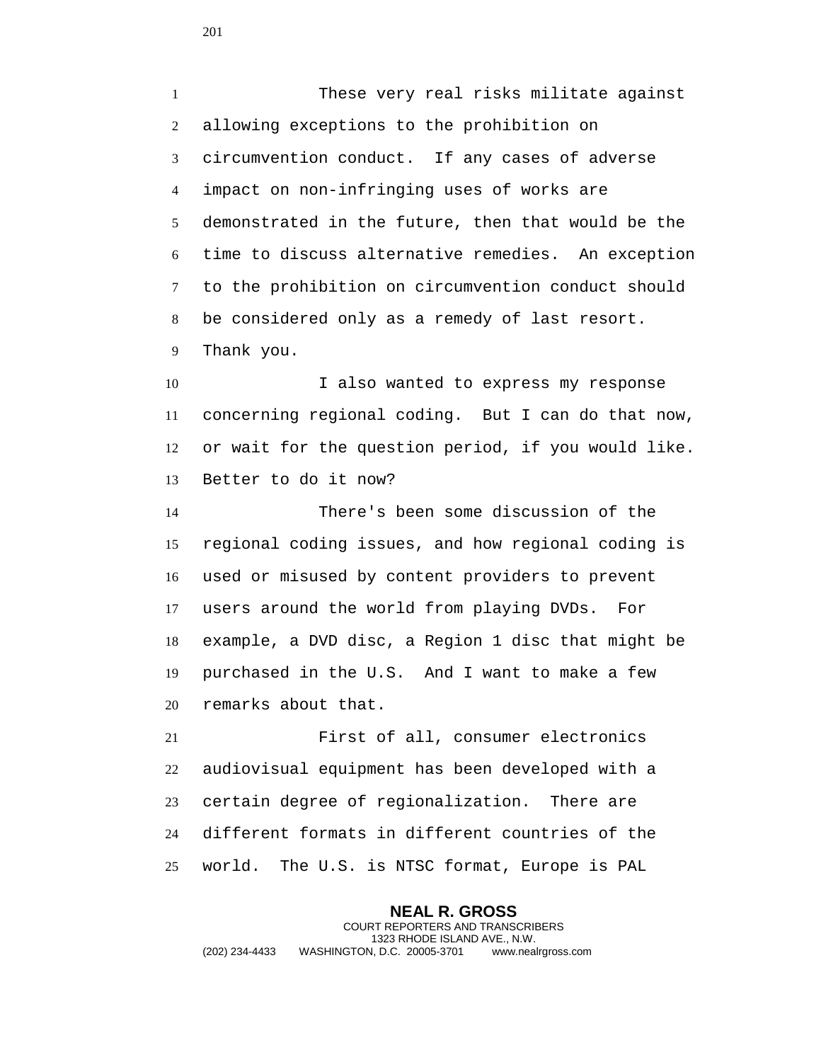These very real risks militate against allowing exceptions to the prohibition on circumvention conduct. If any cases of adverse impact on non-infringing uses of works are demonstrated in the future, then that would be the time to discuss alternative remedies. An exception to the prohibition on circumvention conduct should be considered only as a remedy of last resort. Thank you.

I also wanted to express my response concerning regional coding. But I can do that now, or wait for the question period, if you would like. Better to do it now?

There's been some discussion of the regional coding issues, and how regional coding is used or misused by content providers to prevent users around the world from playing DVDs. For example, a DVD disc, a Region 1 disc that might be purchased in the U.S. And I want to make a few remarks about that.

First of all, consumer electronics audiovisual equipment has been developed with a certain degree of regionalization. There are different formats in different countries of the world. The U.S. is NTSC format, Europe is PAL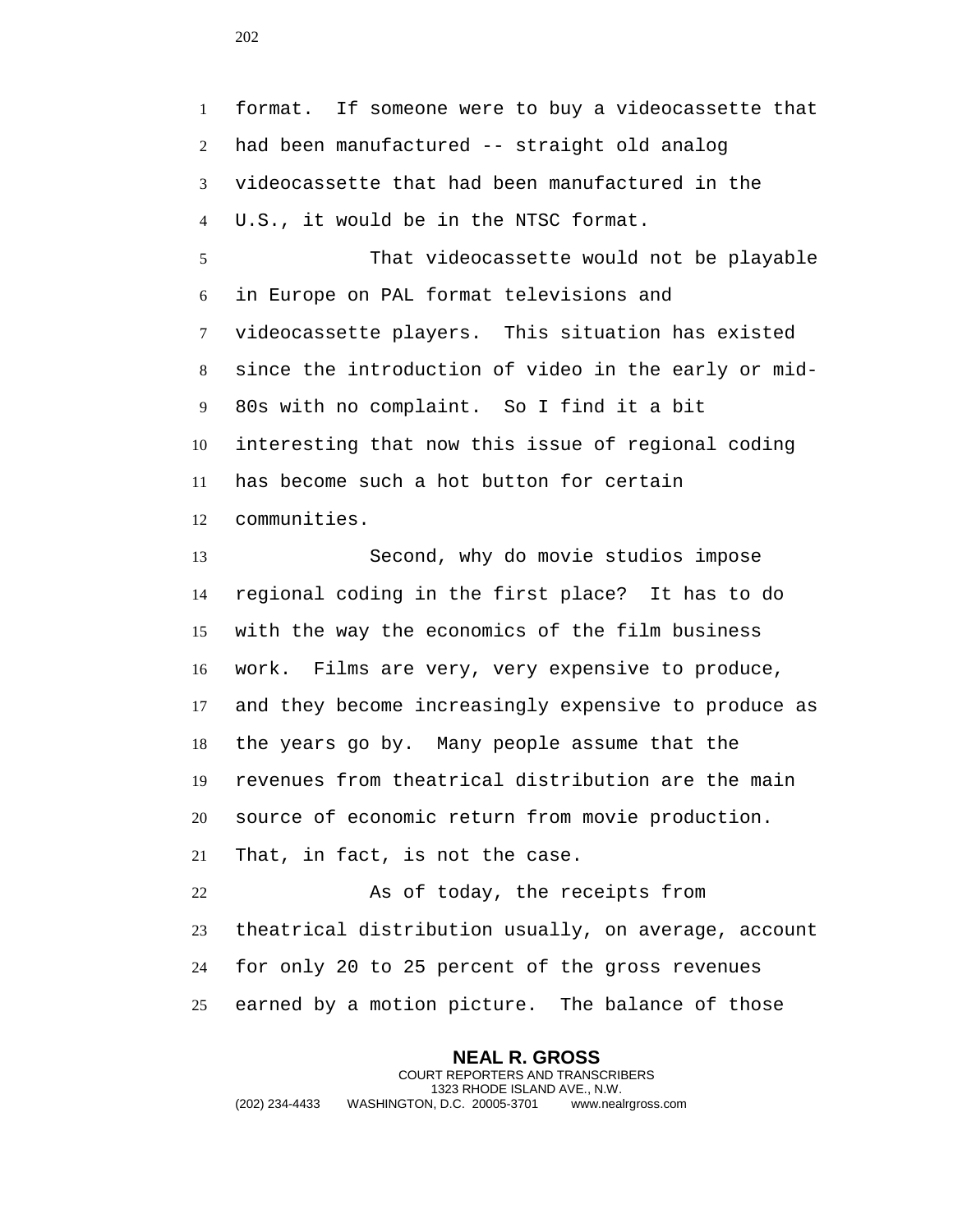format. If someone were to buy a videocassette that had been manufactured -- straight old analog videocassette that had been manufactured in the U.S., it would be in the NTSC format.

That videocassette would not be playable in Europe on PAL format televisions and videocassette players. This situation has existed since the introduction of video in the early or mid-80s with no complaint. So I find it a bit interesting that now this issue of regional coding has become such a hot button for certain communities.

Second, why do movie studios impose regional coding in the first place? It has to do with the way the economics of the film business work. Films are very, very expensive to produce, and they become increasingly expensive to produce as the years go by. Many people assume that the revenues from theatrical distribution are the main source of economic return from movie production. That, in fact, is not the case.

As of today, the receipts from theatrical distribution usually, on average, account for only 20 to 25 percent of the gross revenues earned by a motion picture. The balance of those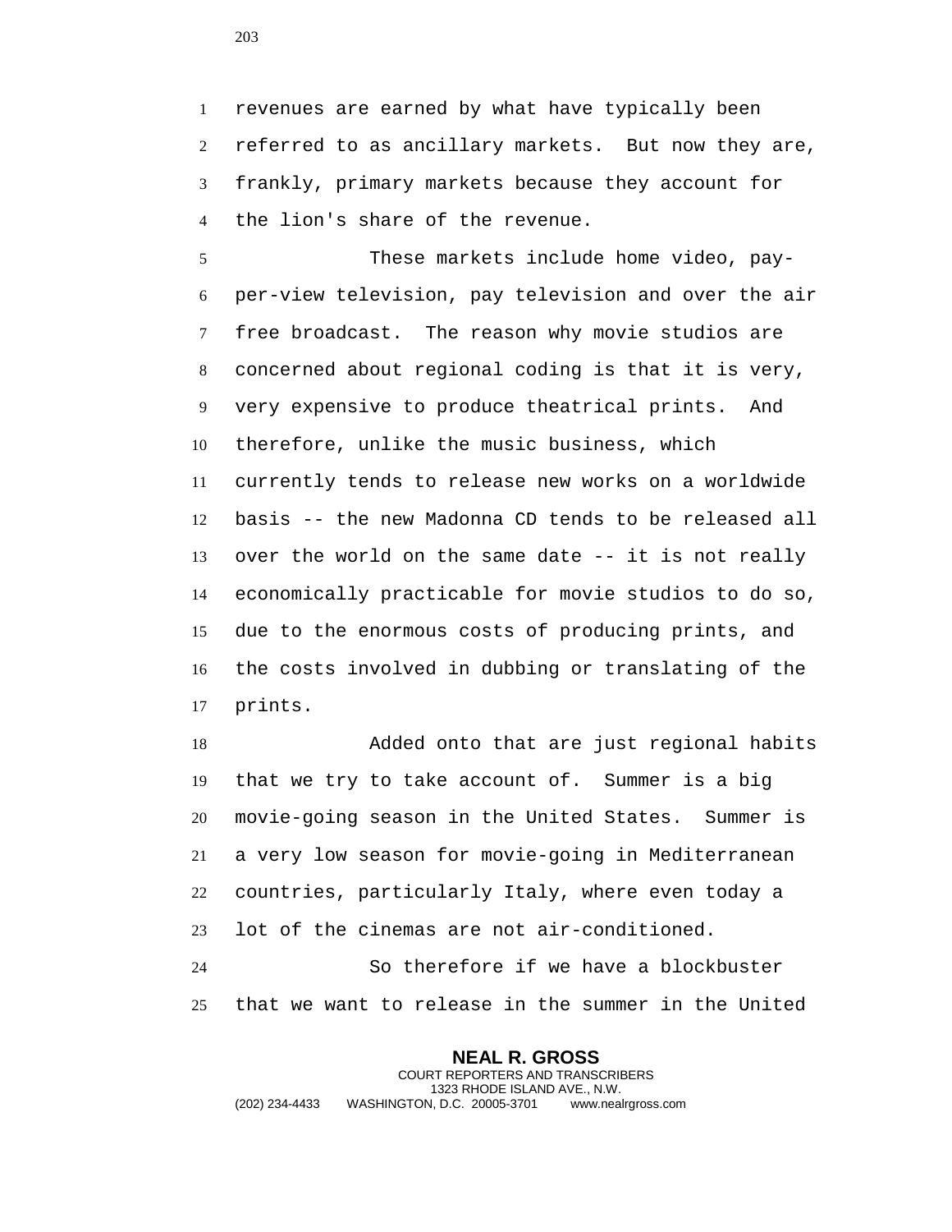revenues are earned by what have typically been referred to as ancillary markets. But now they are, frankly, primary markets because they account for the lion's share of the revenue.

These markets include home video, pay-per-view television, pay television and over the air free broadcast. The reason why movie studios are concerned about regional coding is that it is very, very expensive to produce theatrical prints. And therefore, unlike the music business, which currently tends to release new works on a worldwide basis -- the new Madonna CD tends to be released all over the world on the same date -- it is not really economically practicable for movie studios to do so, due to the enormous costs of producing prints, and the costs involved in dubbing or translating of the prints.

Added onto that are just regional habits that we try to take account of. Summer is a big movie-going season in the United States. Summer is a very low season for movie-going in Mediterranean countries, particularly Italy, where even today a lot of the cinemas are not air-conditioned.

So therefore if we have a blockbuster that we want to release in the summer in the United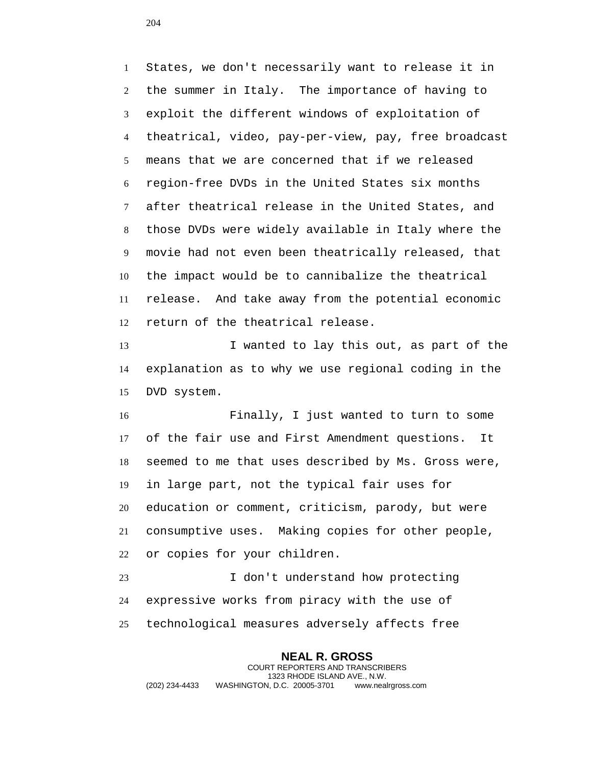States, we don't necessarily want to release it in the summer in Italy. The importance of having to exploit the different windows of exploitation of theatrical, video, pay-per-view, pay, free broadcast means that we are concerned that if we released region-free DVDs in the United States six months after theatrical release in the United States, and those DVDs were widely available in Italy where the movie had not even been theatrically released, that the impact would be to cannibalize the theatrical release. And take away from the potential economic return of the theatrical release.

I wanted to lay this out, as part of the explanation as to why we use regional coding in the DVD system.

Finally, I just wanted to turn to some of the fair use and First Amendment questions. It seemed to me that uses described by Ms. Gross were, in large part, not the typical fair uses for education or comment, criticism, parody, but were consumptive uses. Making copies for other people, or copies for your children.

I don't understand how protecting expressive works from piracy with the use of technological measures adversely affects free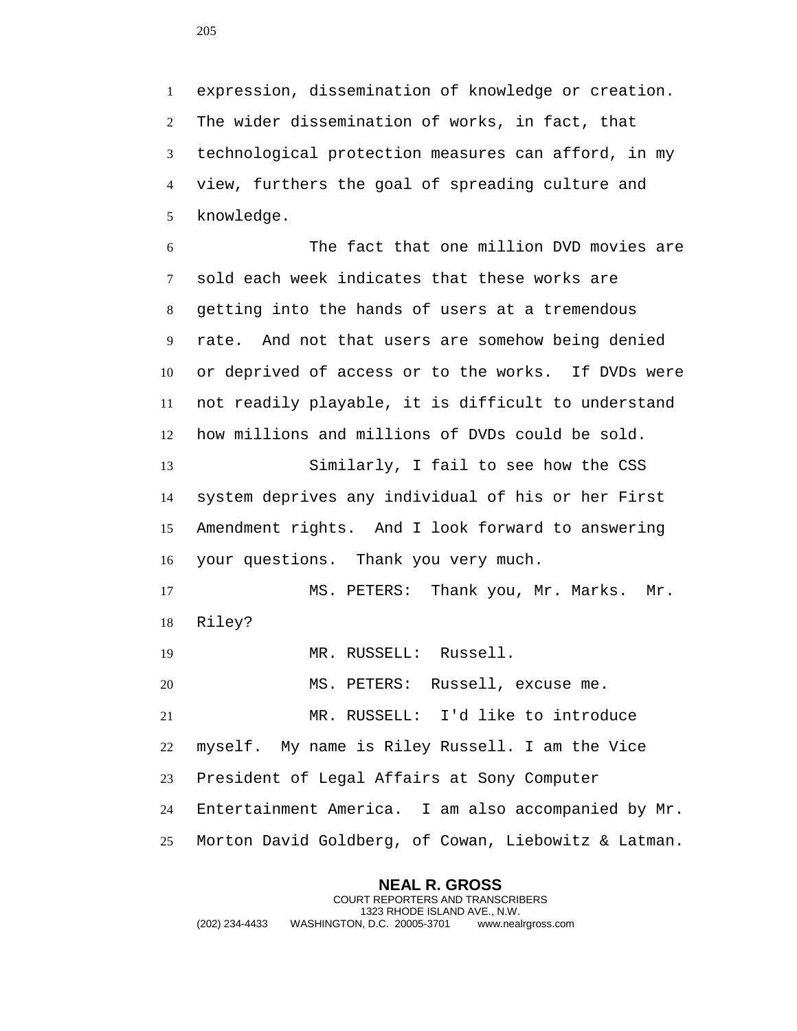expression, dissemination of knowledge or creation. The wider dissemination of works, in fact, that technological protection measures can afford, in my view, furthers the goal of spreading culture and knowledge.

The fact that one million DVD movies are sold each week indicates that these works are getting into the hands of users at a tremendous rate. And not that users are somehow being denied or deprived of access or to the works. If DVDs were not readily playable, it is difficult to understand how millions and millions of DVDs could be sold.

Similarly, I fail to see how the CSS system deprives any individual of his or her First Amendment rights. And I look forward to answering your questions. Thank you very much.

MS. PETERS: Thank you, Mr. Marks. Mr. Riley?

MR. RUSSELL: Russell.

MS. PETERS: Russell, excuse me.

MR. RUSSELL: I'd like to introduce myself. My name is Riley Russell. I am the Vice President of Legal Affairs at Sony Computer Entertainment America. I am also accompanied by Mr. Morton David Goldberg, of Cowan, Liebowitz & Latman.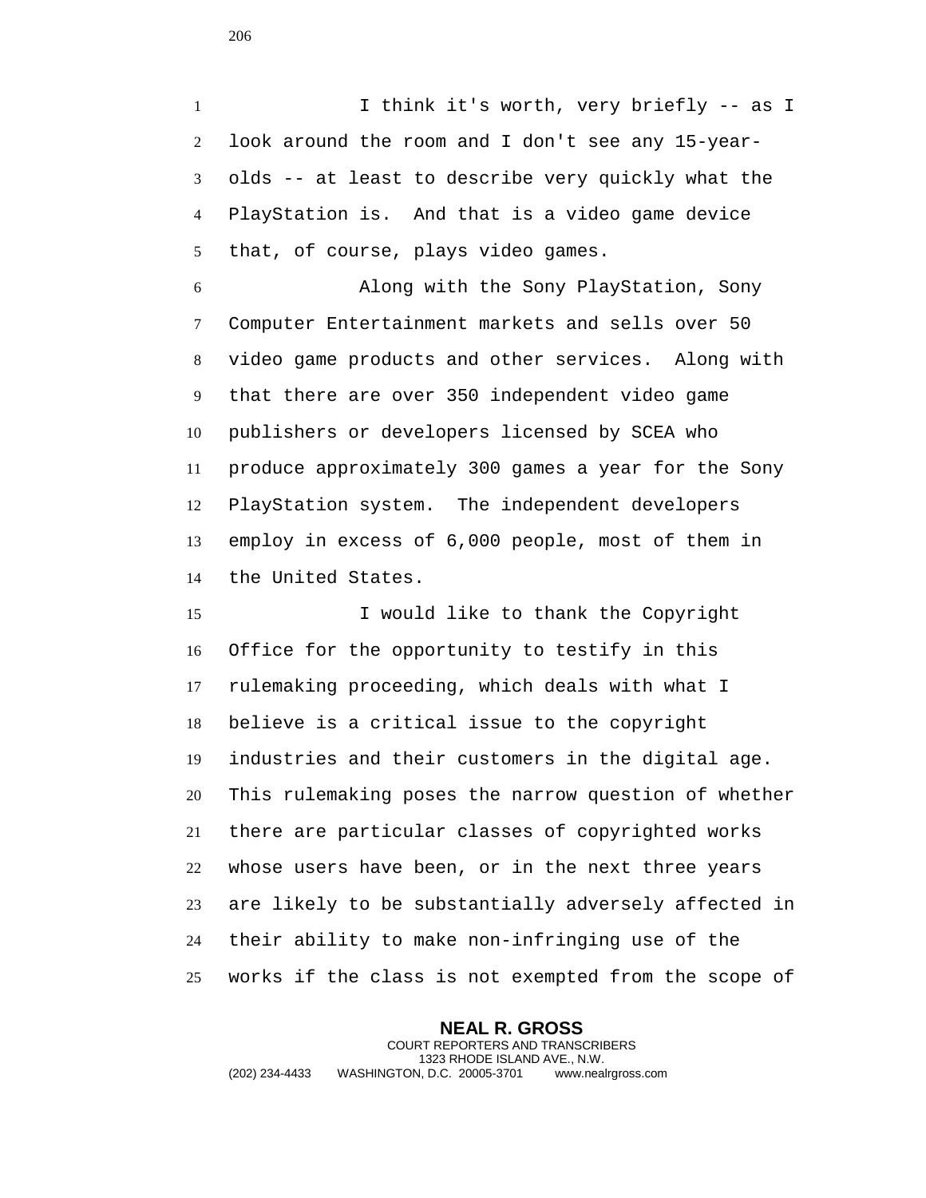I think it's worth, very briefly -- as I look around the room and I don't see any 15-year-olds -- at least to describe very quickly what the PlayStation is. And that is a video game device that, of course, plays video games.

Along with the Sony PlayStation, Sony Computer Entertainment markets and sells over 50 video game products and other services. Along with that there are over 350 independent video game publishers or developers licensed by SCEA who produce approximately 300 games a year for the Sony PlayStation system. The independent developers employ in excess of 6,000 people, most of them in the United States.

I would like to thank the Copyright Office for the opportunity to testify in this rulemaking proceeding, which deals with what I believe is a critical issue to the copyright industries and their customers in the digital age. This rulemaking poses the narrow question of whether there are particular classes of copyrighted works whose users have been, or in the next three years are likely to be substantially adversely affected in their ability to make non-infringing use of the works if the class is not exempted from the scope of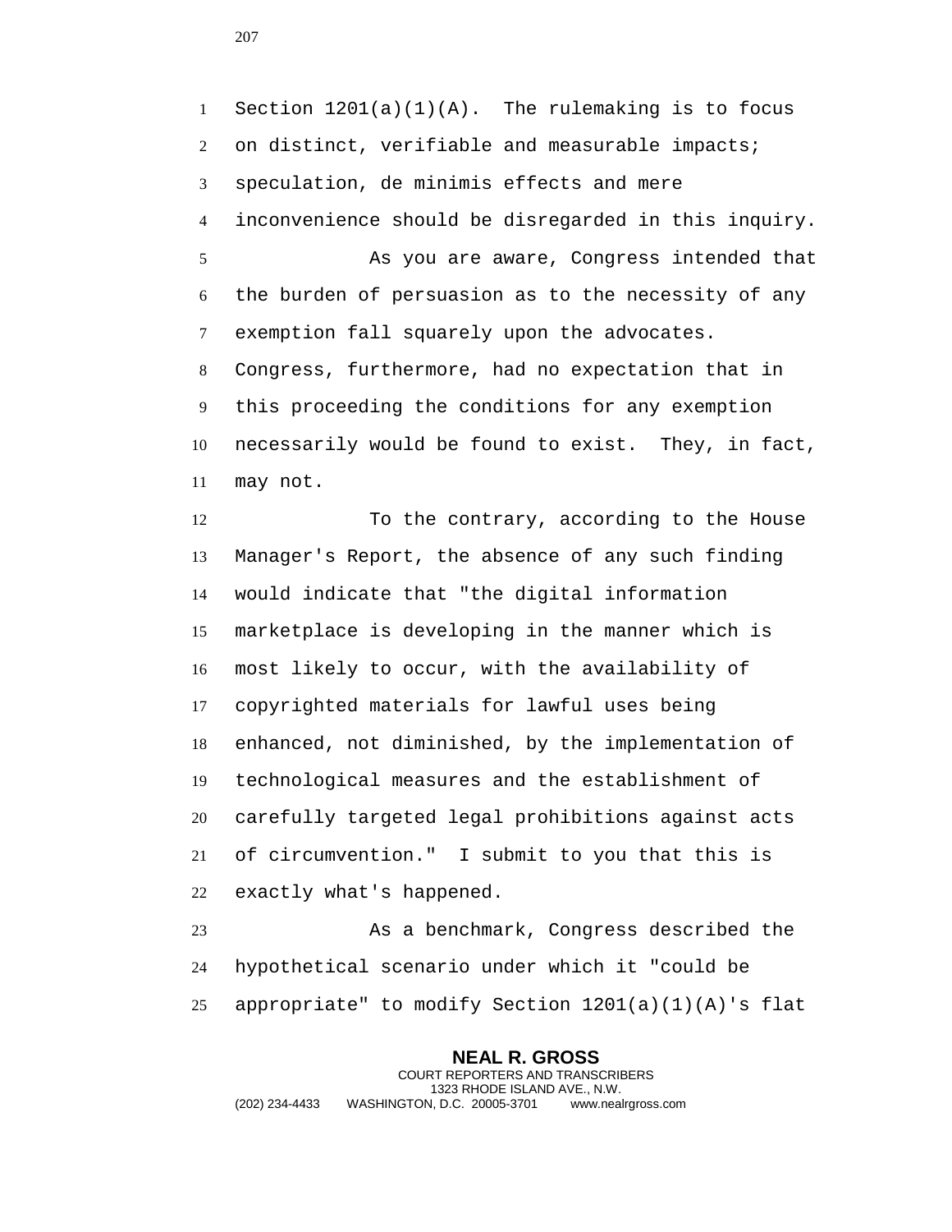Section 1201(a)(1)(A). The rulemaking is to focus on distinct, verifiable and measurable impacts; speculation, de minimis effects and mere inconvenience should be disregarded in this inquiry.

As you are aware, Congress intended that the burden of persuasion as to the necessity of any exemption fall squarely upon the advocates. Congress, furthermore, had no expectation that in this proceeding the conditions for any exemption necessarily would be found to exist. They, in fact, may not.

To the contrary, according to the House Manager's Report, the absence of any such finding would indicate that "the digital information marketplace is developing in the manner which is most likely to occur, with the availability of copyrighted materials for lawful uses being enhanced, not diminished, by the implementation of technological measures and the establishment of carefully targeted legal prohibitions against acts of circumvention." I submit to you that this is exactly what's happened.

As a benchmark, Congress described the hypothetical scenario under which it "could be appropriate" to modify Section 1201(a)(1)(A)'s flat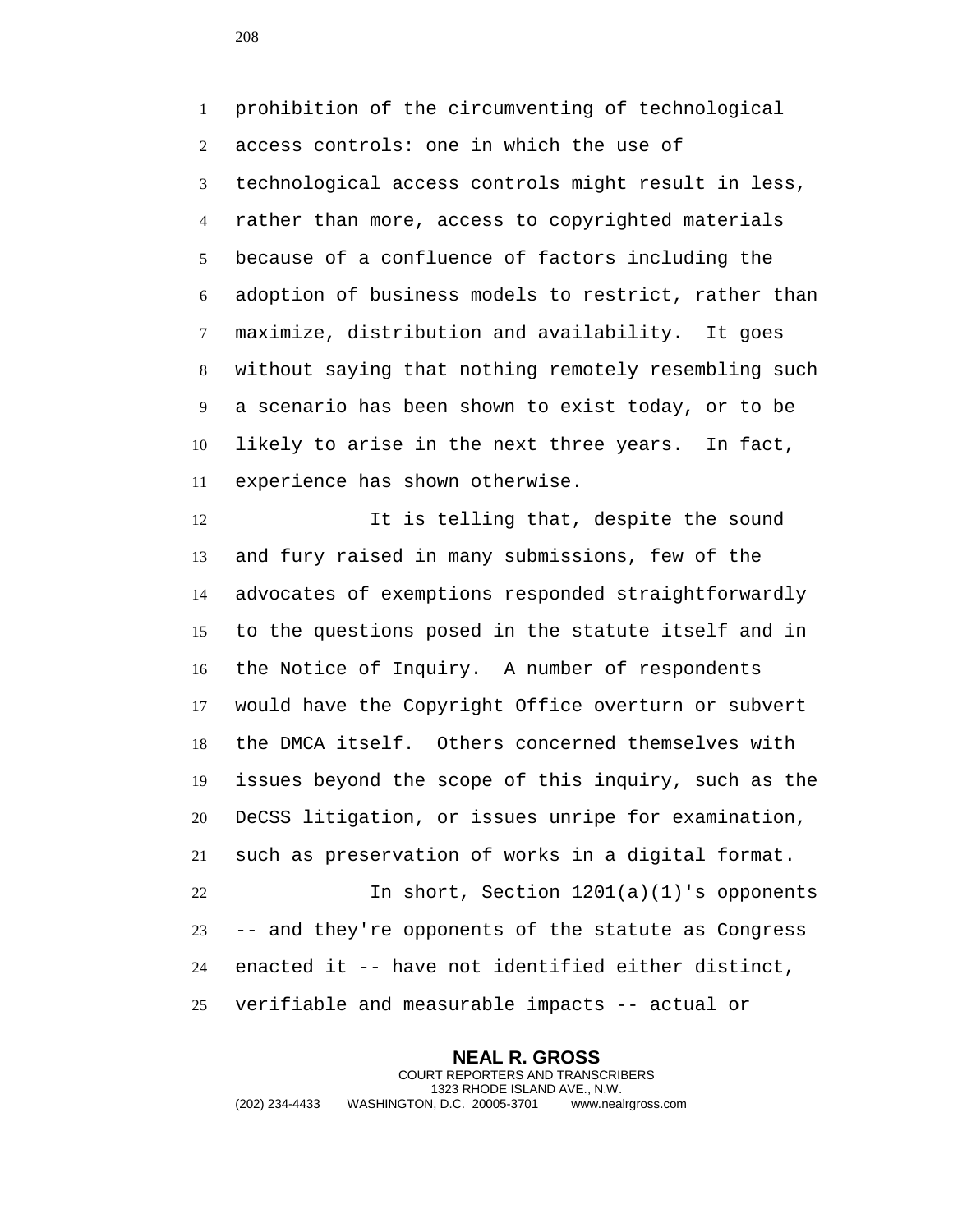prohibition of the circumventing of technological access controls: one in which the use of technological access controls might result in less, rather than more, access to copyrighted materials because of a confluence of factors including the adoption of business models to restrict, rather than maximize, distribution and availability. It goes without saying that nothing remotely resembling such a scenario has been shown to exist today, or to be likely to arise in the next three years. In fact, experience has shown otherwise.

It is telling that, despite the sound and fury raised in many submissions, few of the advocates of exemptions responded straightforwardly to the questions posed in the statute itself and in the Notice of Inquiry. A number of respondents would have the Copyright Office overturn or subvert the DMCA itself. Others concerned themselves with issues beyond the scope of this inquiry, such as the DeCSS litigation, or issues unripe for examination, such as preservation of works in a digital format.

In short, Section 1201(a)(1)'s opponents -- and they're opponents of the statute as Congress enacted it -- have not identified either distinct, verifiable and measurable impacts -- actual or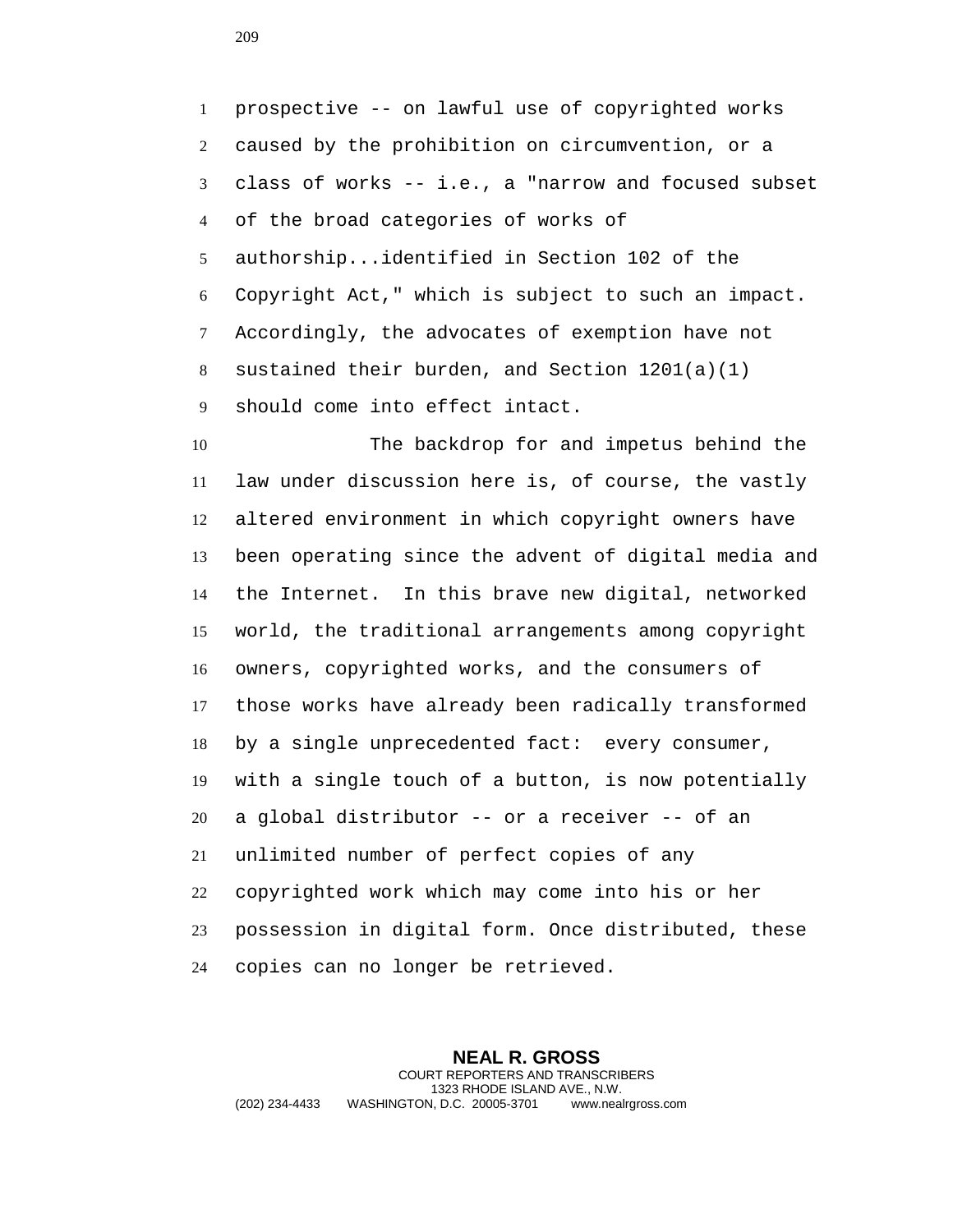prospective -- on lawful use of copyrighted works caused by the prohibition on circumvention, or a class of works -- i.e., a "narrow and focused subset of the broad categories of works of authorship...identified in Section 102 of the Copyright Act," which is subject to such an impact. Accordingly, the advocates of exemption have not sustained their burden, and Section 1201(a)(1) should come into effect intact.

The backdrop for and impetus behind the law under discussion here is, of course, the vastly altered environment in which copyright owners have been operating since the advent of digital media and the Internet. In this brave new digital, networked world, the traditional arrangements among copyright owners, copyrighted works, and the consumers of those works have already been radically transformed by a single unprecedented fact: every consumer, with a single touch of a button, is now potentially a global distributor -- or a receiver -- of an unlimited number of perfect copies of any copyrighted work which may come into his or her possession in digital form. Once distributed, these copies can no longer be retrieved.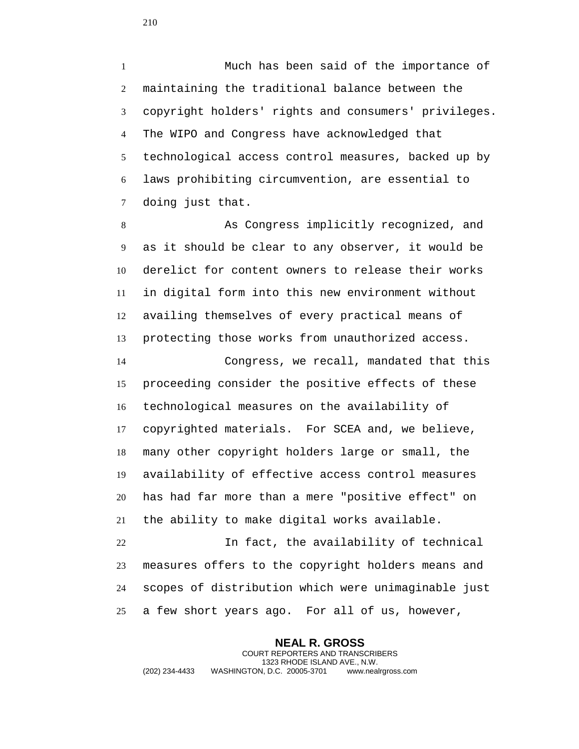Much has been said of the importance of maintaining the traditional balance between the copyright holders' rights and consumers' privileges. The WIPO and Congress have acknowledged that technological access control measures, backed up by laws prohibiting circumvention, are essential to doing just that.

As Congress implicitly recognized, and as it should be clear to any observer, it would be derelict for content owners to release their works in digital form into this new environment without availing themselves of every practical means of protecting those works from unauthorized access.

Congress, we recall, mandated that this proceeding consider the positive effects of these technological measures on the availability of copyrighted materials. For SCEA and, we believe, many other copyright holders large or small, the availability of effective access control measures has had far more than a mere "positive effect" on the ability to make digital works available.

In fact, the availability of technical measures offers to the copyright holders means and scopes of distribution which were unimaginable just a few short years ago. For all of us, however,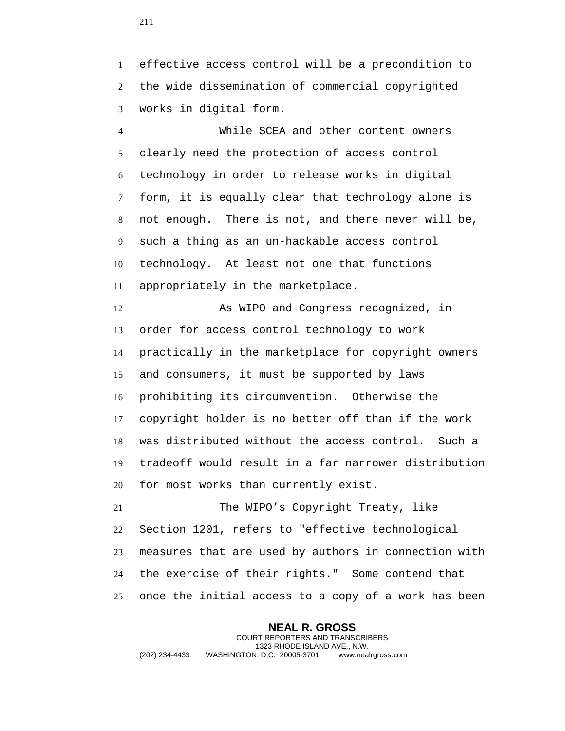effective access control will be a precondition to the wide dissemination of commercial copyrighted works in digital form.

While SCEA and other content owners clearly need the protection of access control technology in order to release works in digital form, it is equally clear that technology alone is not enough. There is not, and there never will be, such a thing as an un-hackable access control technology. At least not one that functions appropriately in the marketplace.

As WIPO and Congress recognized, in order for access control technology to work practically in the marketplace for copyright owners and consumers, it must be supported by laws prohibiting its circumvention. Otherwise the copyright holder is no better off than if the work was distributed without the access control. Such a tradeoff would result in a far narrower distribution for most works than currently exist.

The WIPO's Copyright Treaty, like Section 1201, refers to "effective technological measures that are used by authors in connection with the exercise of their rights." Some contend that once the initial access to a copy of a work has been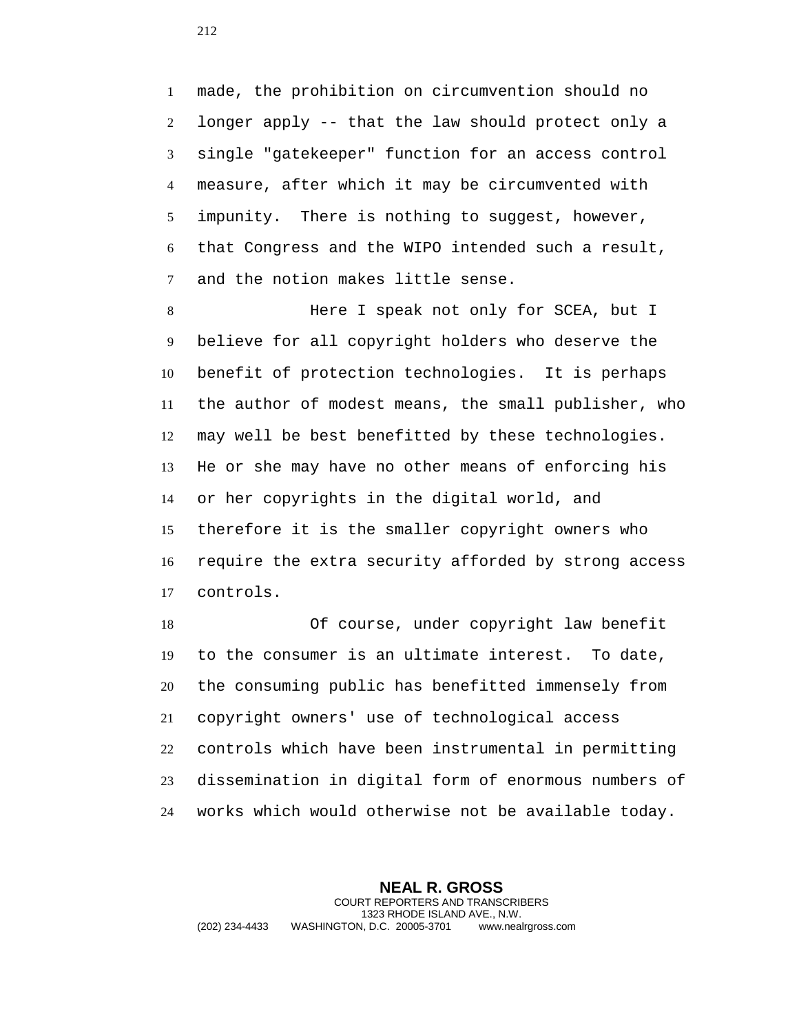made, the prohibition on circumvention should no longer apply -- that the law should protect only a single "gatekeeper" function for an access control measure, after which it may be circumvented with impunity. There is nothing to suggest, however, that Congress and the WIPO intended such a result, and the notion makes little sense.

Here I speak not only for SCEA, but I believe for all copyright holders who deserve the benefit of protection technologies. It is perhaps the author of modest means, the small publisher, who may well be best benefitted by these technologies. He or she may have no other means of enforcing his or her copyrights in the digital world, and therefore it is the smaller copyright owners who require the extra security afforded by strong access controls.

Of course, under copyright law benefit to the consumer is an ultimate interest. To date, the consuming public has benefitted immensely from copyright owners' use of technological access controls which have been instrumental in permitting dissemination in digital form of enormous numbers of works which would otherwise not be available today.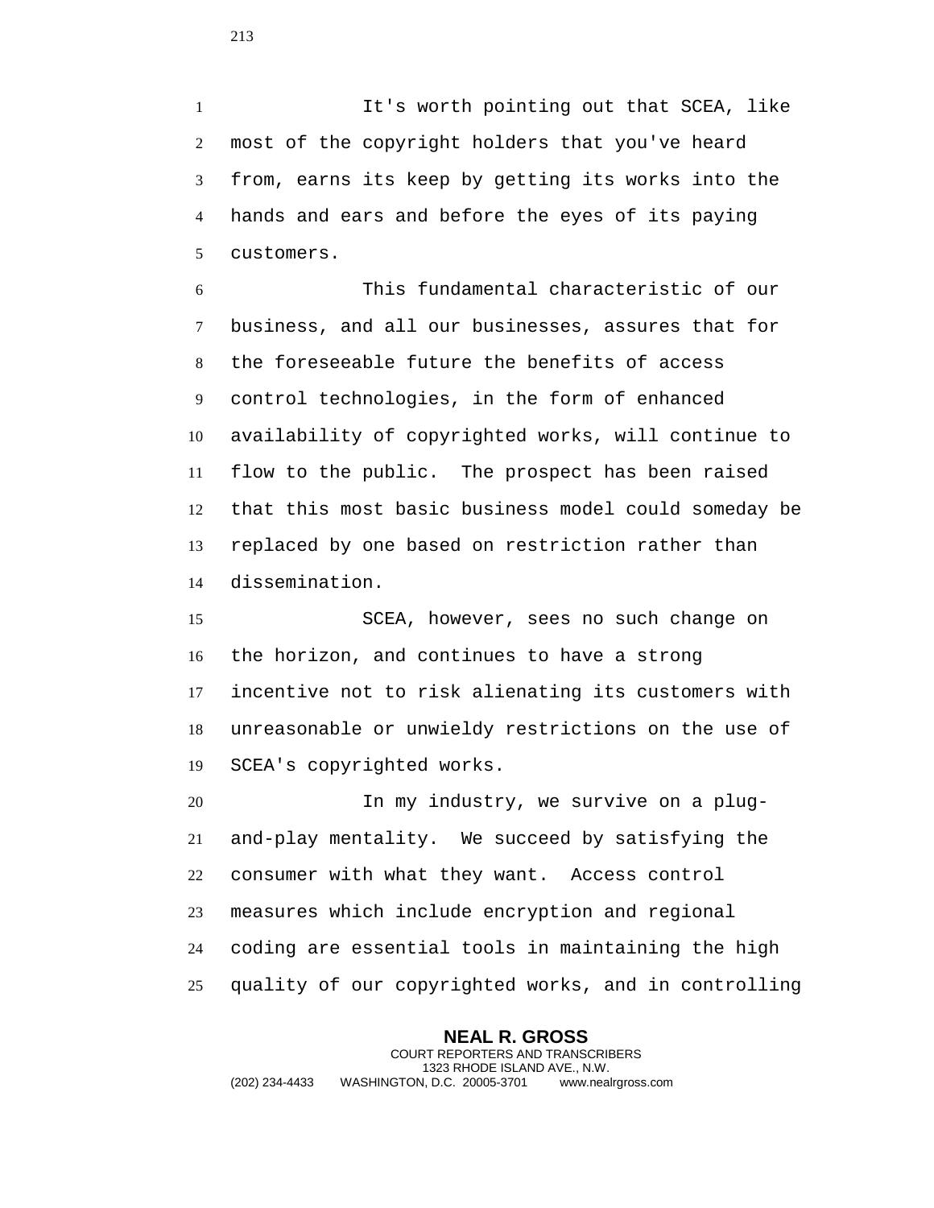It's worth pointing out that SCEA, like most of the copyright holders that you've heard from, earns its keep by getting its works into the hands and ears and before the eyes of its paying customers.

This fundamental characteristic of our business, and all our businesses, assures that for the foreseeable future the benefits of access control technologies, in the form of enhanced availability of copyrighted works, will continue to flow to the public. The prospect has been raised that this most basic business model could someday be replaced by one based on restriction rather than dissemination.

SCEA, however, sees no such change on the horizon, and continues to have a strong incentive not to risk alienating its customers with unreasonable or unwieldy restrictions on the use of SCEA's copyrighted works.

In my industry, we survive on a plug-and-play mentality. We succeed by satisfying the consumer with what they want. Access control measures which include encryption and regional coding are essential tools in maintaining the high quality of our copyrighted works, and in controlling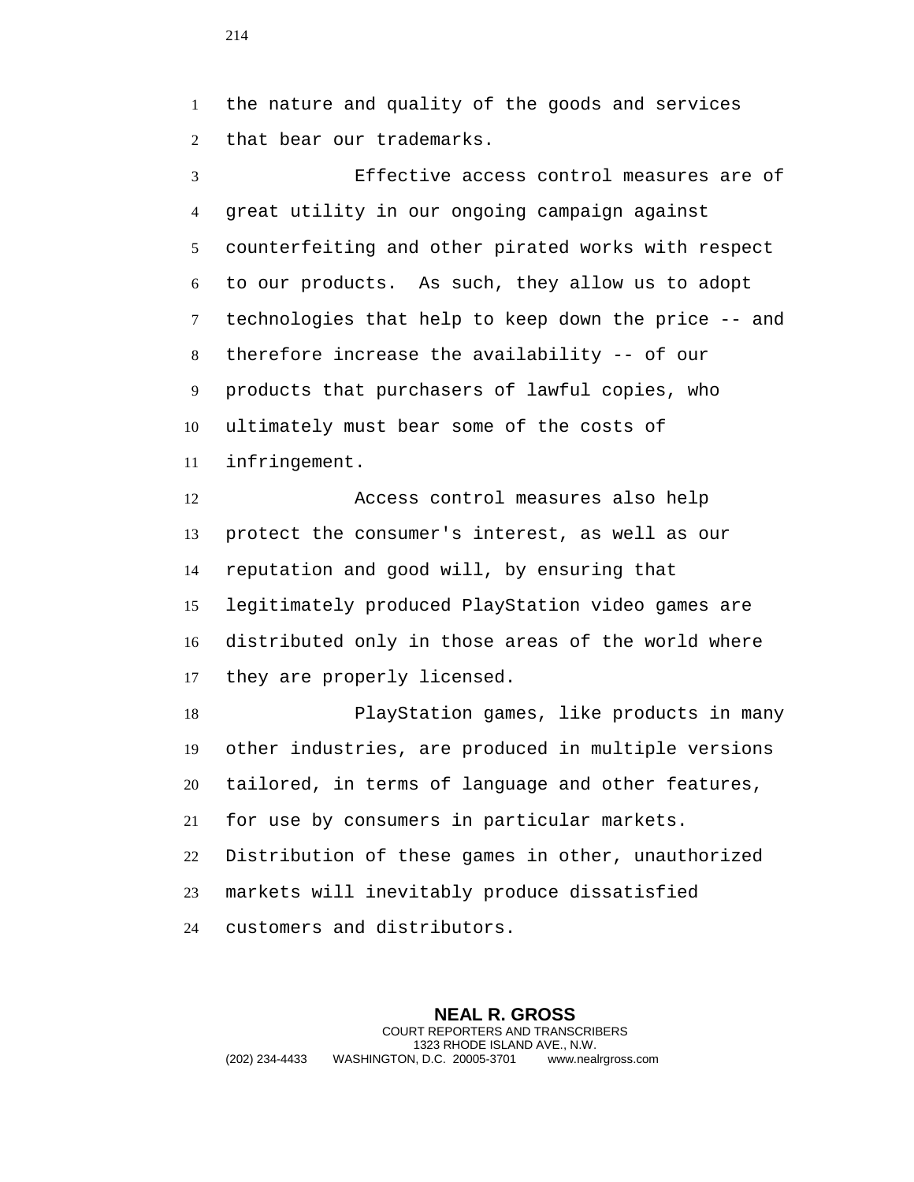the nature and quality of the goods and services that bear our trademarks.

Effective access control measures are of great utility in our ongoing campaign against counterfeiting and other pirated works with respect to our products. As such, they allow us to adopt technologies that help to keep down the price -- and therefore increase the availability -- of our products that purchasers of lawful copies, who ultimately must bear some of the costs of infringement.

Access control measures also help protect the consumer's interest, as well as our reputation and good will, by ensuring that legitimately produced PlayStation video games are distributed only in those areas of the world where they are properly licensed.

PlayStation games, like products in many other industries, are produced in multiple versions tailored, in terms of language and other features, for use by consumers in particular markets. Distribution of these games in other, unauthorized markets will inevitably produce dissatisfied customers and distributors.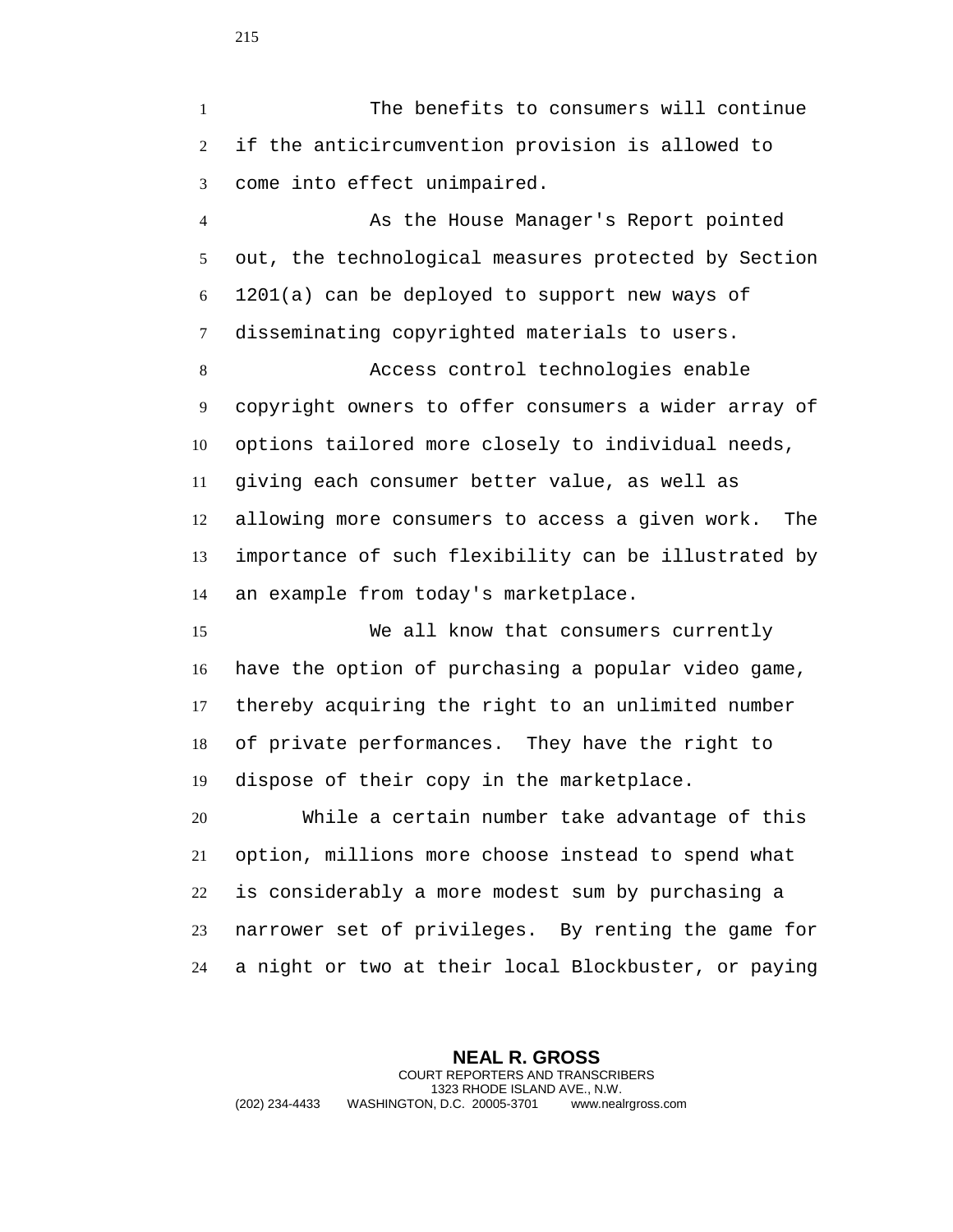The benefits to consumers will continue if the anticircumvention provision is allowed to come into effect unimpaired.

As the House Manager's Report pointed out, the technological measures protected by Section 1201(a) can be deployed to support new ways of disseminating copyrighted materials to users.

Access control technologies enable copyright owners to offer consumers a wider array of options tailored more closely to individual needs, giving each consumer better value, as well as allowing more consumers to access a given work. The importance of such flexibility can be illustrated by an example from today's marketplace.

We all know that consumers currently have the option of purchasing a popular video game, thereby acquiring the right to an unlimited number of private performances. They have the right to dispose of their copy in the marketplace.

While a certain number take advantage of this option, millions more choose instead to spend what is considerably a more modest sum by purchasing a narrower set of privileges. By renting the game for a night or two at their local Blockbuster, or paying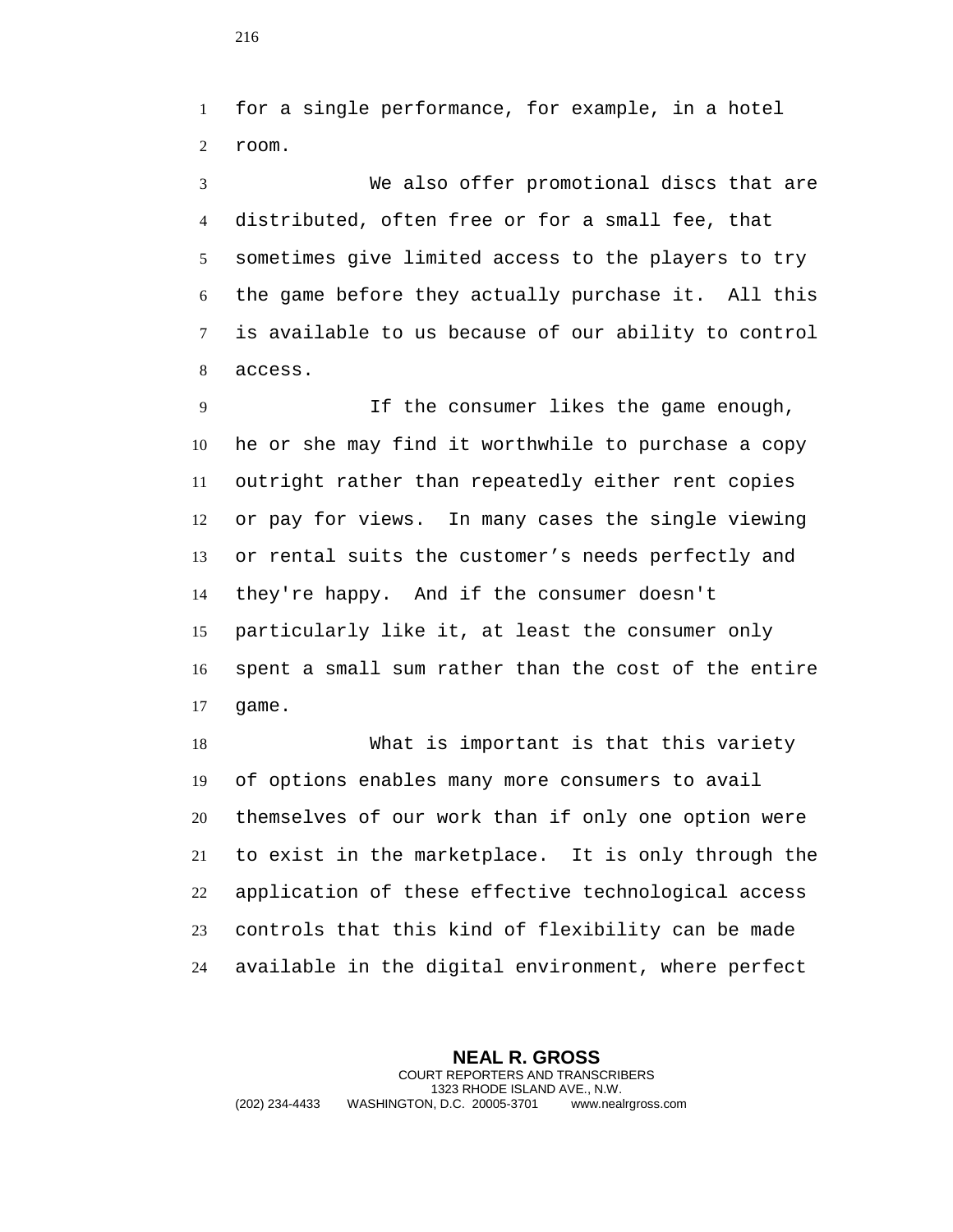for a single performance, for example, in a hotel room.

We also offer promotional discs that are distributed, often free or for a small fee, that sometimes give limited access to the players to try the game before they actually purchase it. All this is available to us because of our ability to control access.

If the consumer likes the game enough, he or she may find it worthwhile to purchase a copy outright rather than repeatedly either rent copies or pay for views. In many cases the single viewing or rental suits the customer's needs perfectly and they're happy. And if the consumer doesn't particularly like it, at least the consumer only spent a small sum rather than the cost of the entire game.

What is important is that this variety of options enables many more consumers to avail themselves of our work than if only one option were to exist in the marketplace. It is only through the application of these effective technological access controls that this kind of flexibility can be made available in the digital environment, where perfect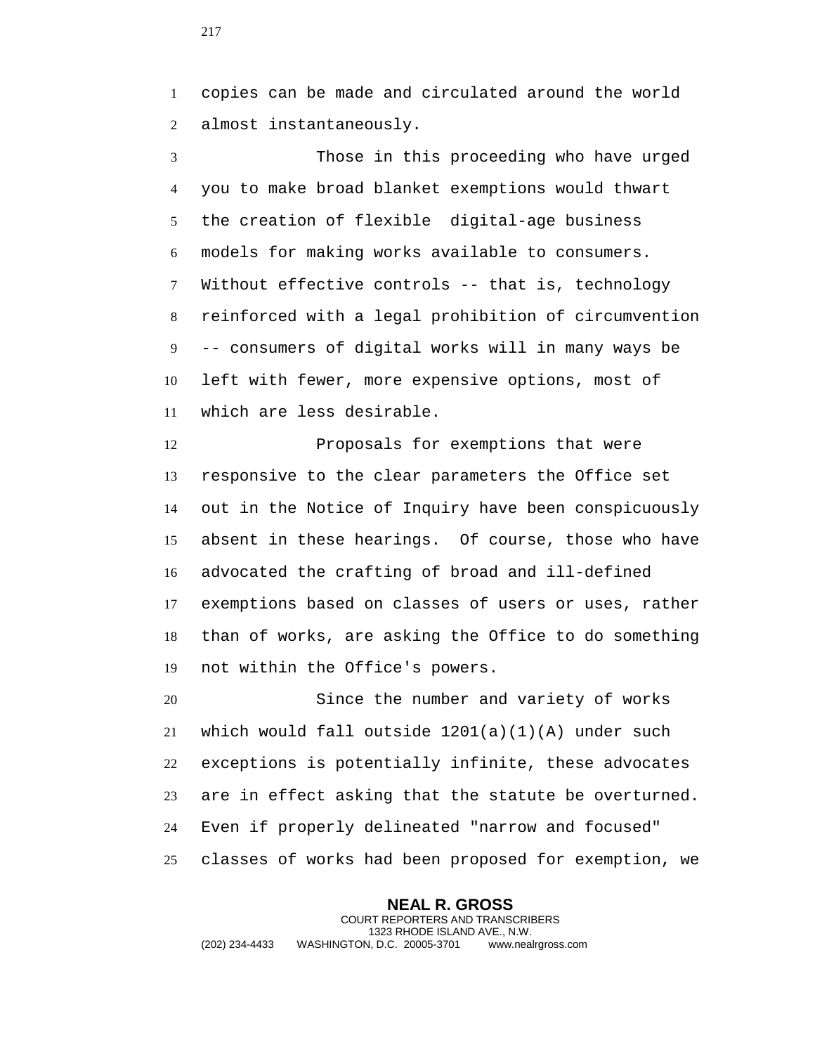copies can be made and circulated around the world almost instantaneously.

Those in this proceeding who have urged you to make broad blanket exemptions would thwart the creation of flexible digital-age business models for making works available to consumers. Without effective controls -- that is, technology reinforced with a legal prohibition of circumvention -- consumers of digital works will in many ways be left with fewer, more expensive options, most of which are less desirable.

Proposals for exemptions that were responsive to the clear parameters the Office set out in the Notice of Inquiry have been conspicuously absent in these hearings. Of course, those who have advocated the crafting of broad and ill-defined exemptions based on classes of users or uses, rather than of works, are asking the Office to do something not within the Office's powers.

Since the number and variety of works which would fall outside 1201(a)(1)(A) under such exceptions is potentially infinite, these advocates are in effect asking that the statute be overturned. Even if properly delineated "narrow and focused" classes of works had been proposed for exemption, we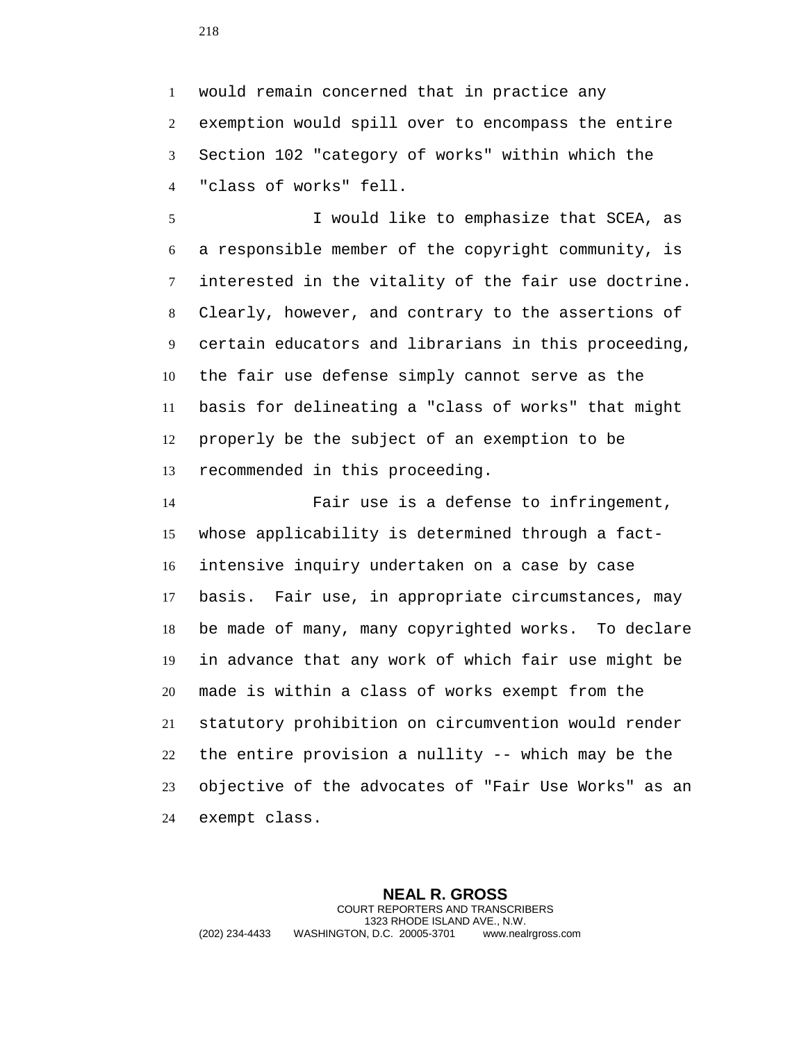would remain concerned that in practice any exemption would spill over to encompass the entire Section 102 "category of works" within which the "class of works" fell.

I would like to emphasize that SCEA, as a responsible member of the copyright community, is interested in the vitality of the fair use doctrine. Clearly, however, and contrary to the assertions of certain educators and librarians in this proceeding, the fair use defense simply cannot serve as the basis for delineating a "class of works" that might properly be the subject of an exemption to be recommended in this proceeding.

Fair use is a defense to infringement, whose applicability is determined through a fact-intensive inquiry undertaken on a case by case basis. Fair use, in appropriate circumstances, may be made of many, many copyrighted works. To declare in advance that any work of which fair use might be made is within a class of works exempt from the statutory prohibition on circumvention would render the entire provision a nullity -- which may be the objective of the advocates of "Fair Use Works" as an exempt class.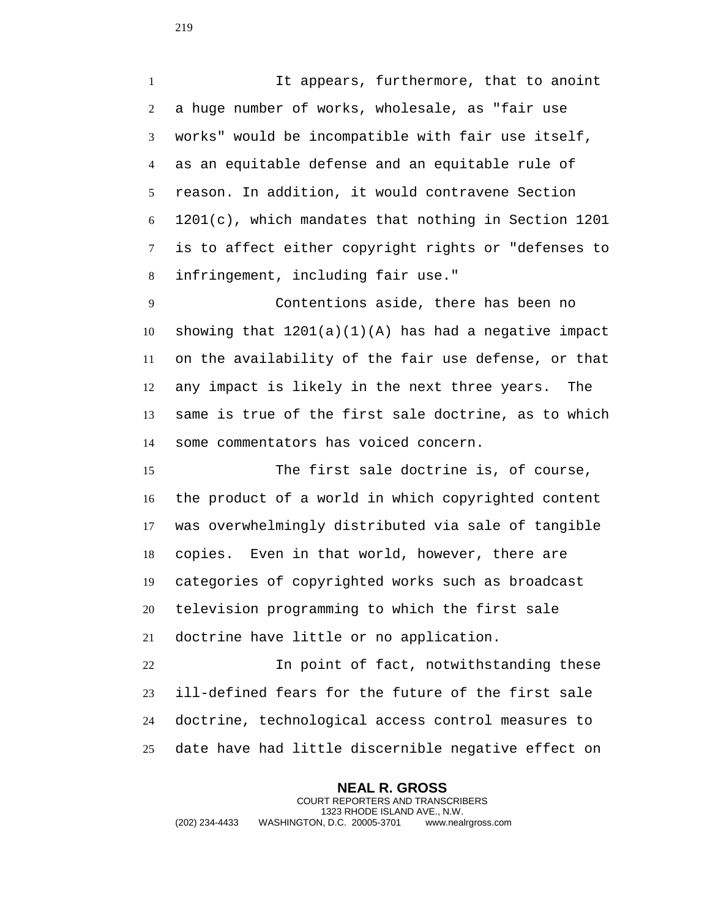It appears, furthermore, that to anoint a huge number of works, wholesale, as "fair use works" would be incompatible with fair use itself, as an equitable defense and an equitable rule of reason. In addition, it would contravene Section 1201(c), which mandates that nothing in Section 1201 is to affect either copyright rights or "defenses to infringement, including fair use."

Contentions aside, there has been no showing that 1201(a)(1)(A) has had a negative impact on the availability of the fair use defense, or that any impact is likely in the next three years. The same is true of the first sale doctrine, as to which some commentators has voiced concern.

The first sale doctrine is, of course, the product of a world in which copyrighted content was overwhelmingly distributed via sale of tangible copies. Even in that world, however, there are categories of copyrighted works such as broadcast television programming to which the first sale doctrine have little or no application.

In point of fact, notwithstanding these ill-defined fears for the future of the first sale doctrine, technological access control measures to date have had little discernible negative effect on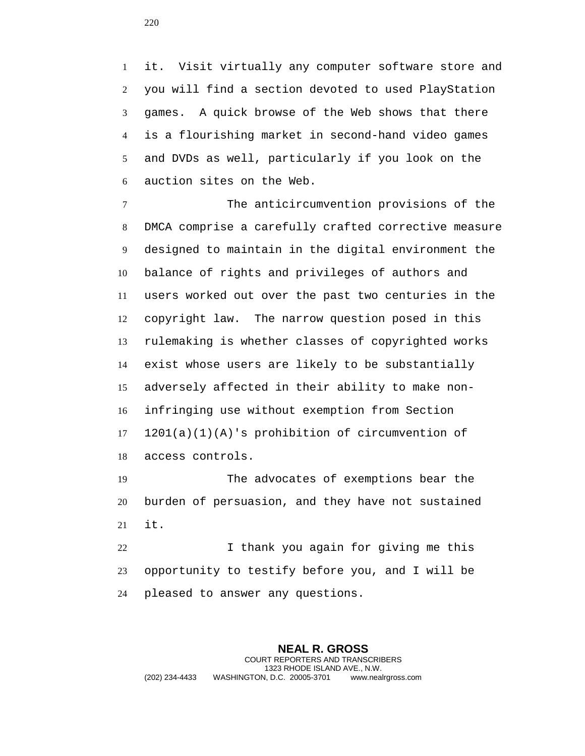it. Visit virtually any computer software store and you will find a section devoted to used PlayStation games. A quick browse of the Web shows that there is a flourishing market in second-hand video games and DVDs as well, particularly if you look on the auction sites on the Web.

The anticircumvention provisions of the DMCA comprise a carefully crafted corrective measure designed to maintain in the digital environment the balance of rights and privileges of authors and users worked out over the past two centuries in the copyright law. The narrow question posed in this rulemaking is whether classes of copyrighted works exist whose users are likely to be substantially adversely affected in their ability to make non-infringing use without exemption from Section 1201(a)(1)(A)'s prohibition of circumvention of access controls.

The advocates of exemptions bear the burden of persuasion, and they have not sustained it.

I thank you again for giving me this opportunity to testify before you, and I will be pleased to answer any questions.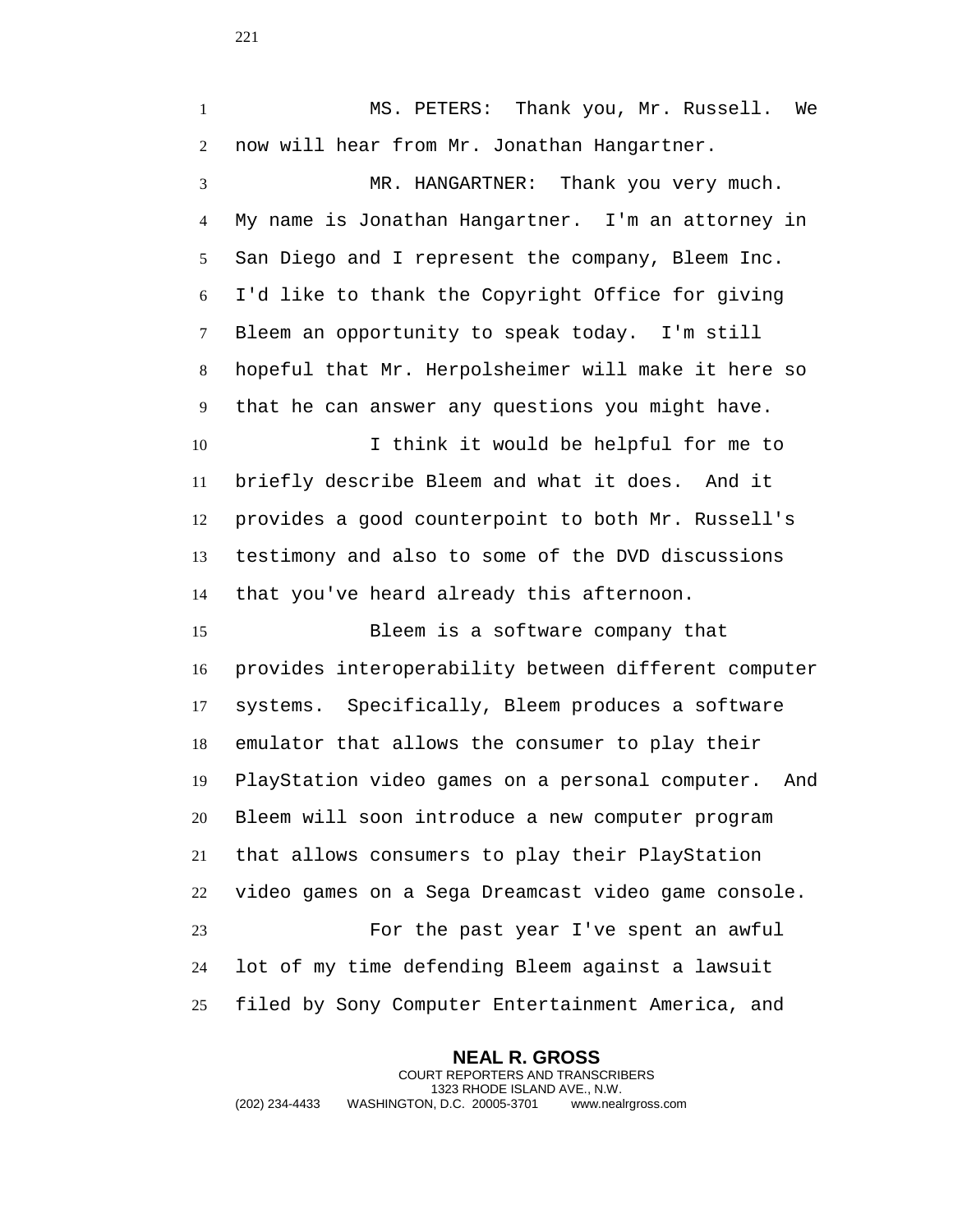MS. PETERS: Thank you, Mr. Russell. We now will hear from Mr. Jonathan Hangartner.

MR. HANGARTNER: Thank you very much. My name is Jonathan Hangartner. I'm an attorney in San Diego and I represent the company, Bleem Inc. I'd like to thank the Copyright Office for giving Bleem an opportunity to speak today. I'm still hopeful that Mr. Herpolsheimer will make it here so that he can answer any questions you might have.

I think it would be helpful for me to briefly describe Bleem and what it does. And it provides a good counterpoint to both Mr. Russell's testimony and also to some of the DVD discussions that you've heard already this afternoon.

Bleem is a software company that provides interoperability between different computer systems. Specifically, Bleem produces a software emulator that allows the consumer to play their PlayStation video games on a personal computer. And Bleem will soon introduce a new computer program that allows consumers to play their PlayStation video games on a Sega Dreamcast video game console.

For the past year I've spent an awful lot of my time defending Bleem against a lawsuit filed by Sony Computer Entertainment America, and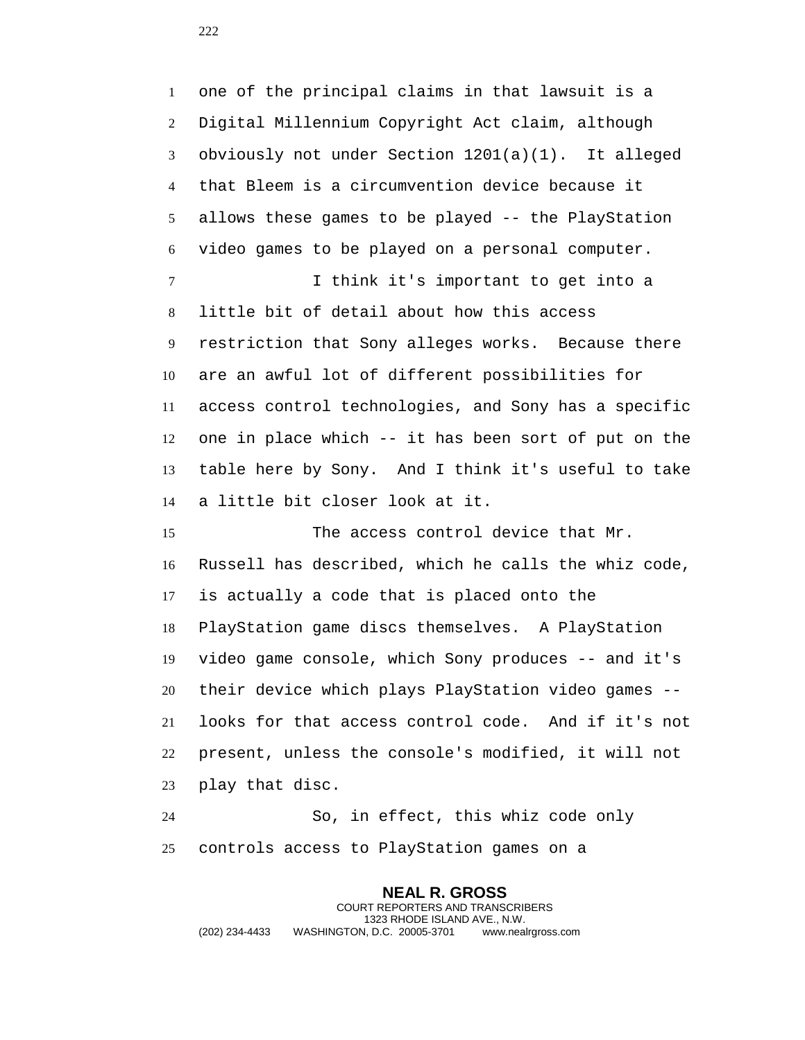one of the principal claims in that lawsuit is a Digital Millennium Copyright Act claim, although obviously not under Section 1201(a)(1). It alleged that Bleem is a circumvention device because it allows these games to be played -- the PlayStation video games to be played on a personal computer.

I think it's important to get into a little bit of detail about how this access restriction that Sony alleges works. Because there are an awful lot of different possibilities for access control technologies, and Sony has a specific one in place which -- it has been sort of put on the table here by Sony. And I think it's useful to take a little bit closer look at it.

The access control device that Mr. Russell has described, which he calls the whiz code, is actually a code that is placed onto the PlayStation game discs themselves. A PlayStation video game console, which Sony produces -- and it's their device which plays PlayStation video games -- looks for that access control code. And if it's not present, unless the console's modified, it will not play that disc.

So, in effect, this whiz code only controls access to PlayStation games on a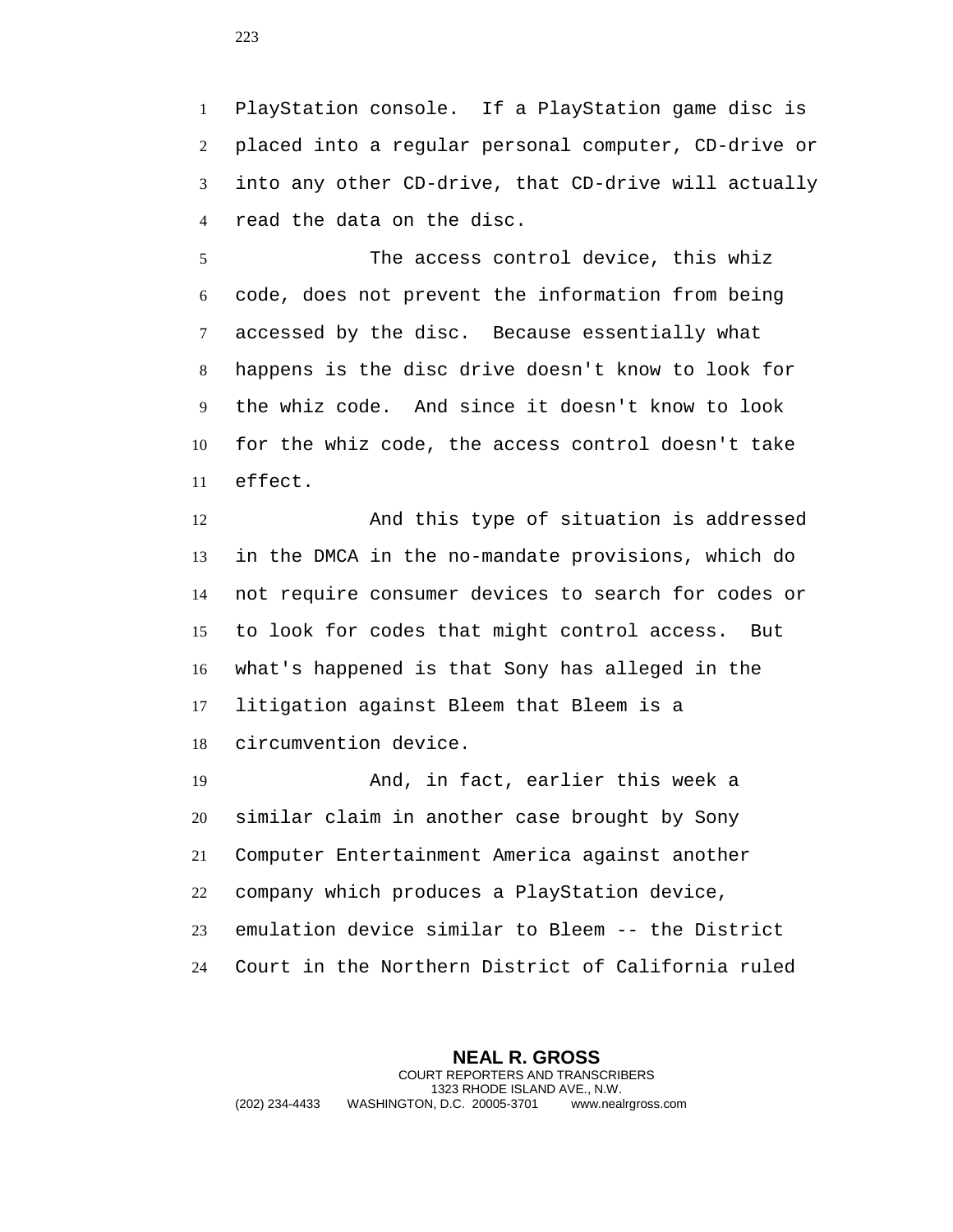PlayStation console. If a PlayStation game disc is placed into a regular personal computer, CD-drive or into any other CD-drive, that CD-drive will actually read the data on the disc.

The access control device, this whiz code, does not prevent the information from being accessed by the disc. Because essentially what happens is the disc drive doesn't know to look for the whiz code. And since it doesn't know to look for the whiz code, the access control doesn't take effect.

And this type of situation is addressed in the DMCA in the no-mandate provisions, which do not require consumer devices to search for codes or to look for codes that might control access. But what's happened is that Sony has alleged in the litigation against Bleem that Bleem is a circumvention device.

And, in fact, earlier this week a similar claim in another case brought by Sony Computer Entertainment America against another company which produces a PlayStation device, emulation device similar to Bleem -- the District Court in the Northern District of California ruled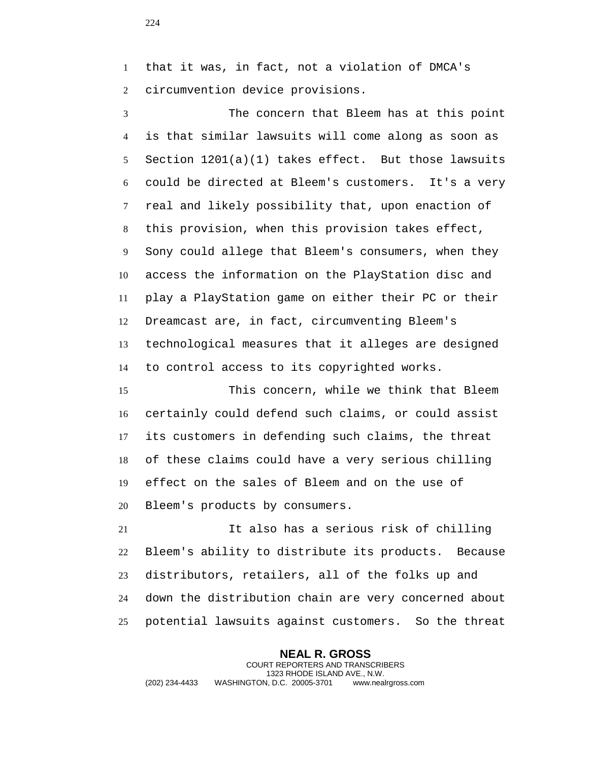that it was, in fact, not a violation of DMCA's circumvention device provisions.

The concern that Bleem has at this point is that similar lawsuits will come along as soon as Section 1201(a)(1) takes effect. But those lawsuits could be directed at Bleem's customers. It's a very real and likely possibility that, upon enaction of this provision, when this provision takes effect, Sony could allege that Bleem's consumers, when they access the information on the PlayStation disc and play a PlayStation game on either their PC or their Dreamcast are, in fact, circumventing Bleem's technological measures that it alleges are designed to control access to its copyrighted works.

This concern, while we think that Bleem certainly could defend such claims, or could assist its customers in defending such claims, the threat of these claims could have a very serious chilling effect on the sales of Bleem and on the use of Bleem's products by consumers.

It also has a serious risk of chilling Bleem's ability to distribute its products. Because distributors, retailers, all of the folks up and down the distribution chain are very concerned about potential lawsuits against customers. So the threat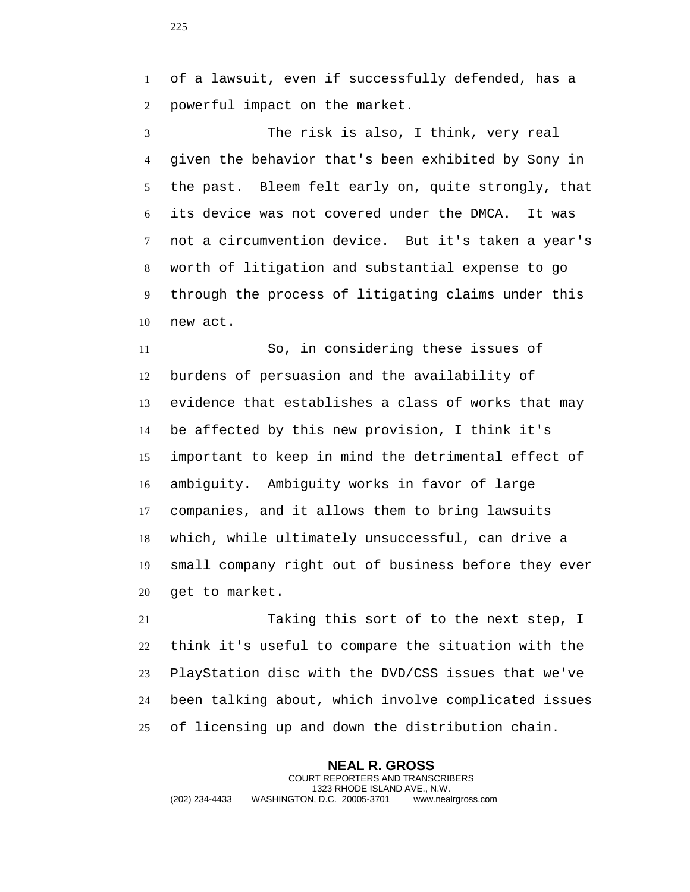of a lawsuit, even if successfully defended, has a powerful impact on the market.

The risk is also, I think, very real given the behavior that's been exhibited by Sony in the past. Bleem felt early on, quite strongly, that its device was not covered under the DMCA. It was not a circumvention device. But it's taken a year's worth of litigation and substantial expense to go through the process of litigating claims under this new act.

So, in considering these issues of burdens of persuasion and the availability of evidence that establishes a class of works that may be affected by this new provision, I think it's important to keep in mind the detrimental effect of ambiguity. Ambiguity works in favor of large companies, and it allows them to bring lawsuits which, while ultimately unsuccessful, can drive a small company right out of business before they ever get to market.

Taking this sort of to the next step, I think it's useful to compare the situation with the PlayStation disc with the DVD/CSS issues that we've been talking about, which involve complicated issues of licensing up and down the distribution chain.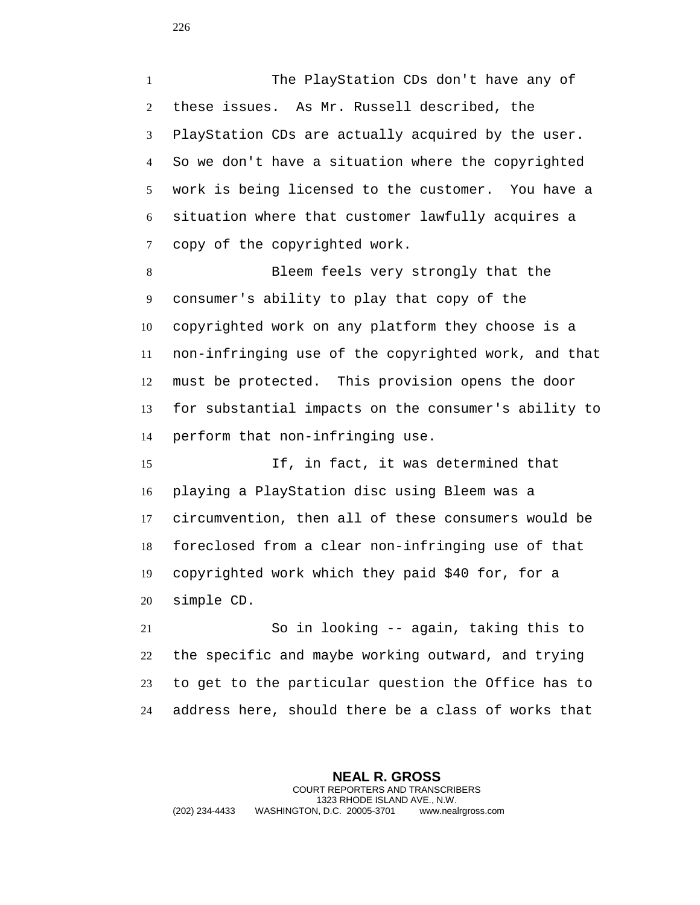The PlayStation CDs don't have any of these issues. As Mr. Russell described, the PlayStation CDs are actually acquired by the user. So we don't have a situation where the copyrighted work is being licensed to the customer. You have a situation where that customer lawfully acquires a copy of the copyrighted work.

Bleem feels very strongly that the consumer's ability to play that copy of the copyrighted work on any platform they choose is a non-infringing use of the copyrighted work, and that must be protected. This provision opens the door for substantial impacts on the consumer's ability to perform that non-infringing use.

If, in fact, it was determined that playing a PlayStation disc using Bleem was a circumvention, then all of these consumers would be foreclosed from a clear non-infringing use of that copyrighted work which they paid $40 for, for a simple CD.

So in looking -- again, taking this to the specific and maybe working outward, and trying to get to the particular question the Office has to address here, should there be a class of works that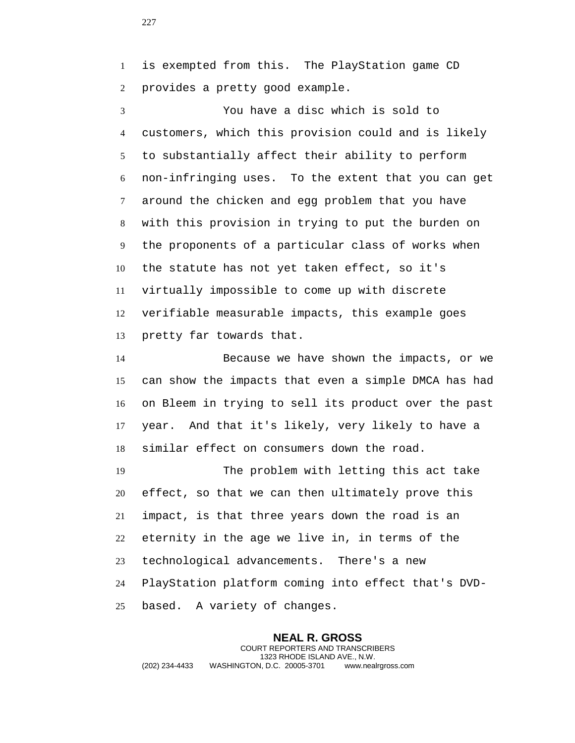is exempted from this. The PlayStation game CD provides a pretty good example.

You have a disc which is sold to customers, which this provision could and is likely to substantially affect their ability to perform non-infringing uses. To the extent that you can get around the chicken and egg problem that you have with this provision in trying to put the burden on the proponents of a particular class of works when the statute has not yet taken effect, so it's virtually impossible to come up with discrete verifiable measurable impacts, this example goes pretty far towards that.

Because we have shown the impacts, or we can show the impacts that even a simple DMCA has had on Bleem in trying to sell its product over the past year. And that it's likely, very likely to have a similar effect on consumers down the road.

The problem with letting this act take effect, so that we can then ultimately prove this impact, is that three years down the road is an eternity in the age we live in, in terms of the technological advancements. There's a new PlayStation platform coming into effect that's DVD-based. A variety of changes.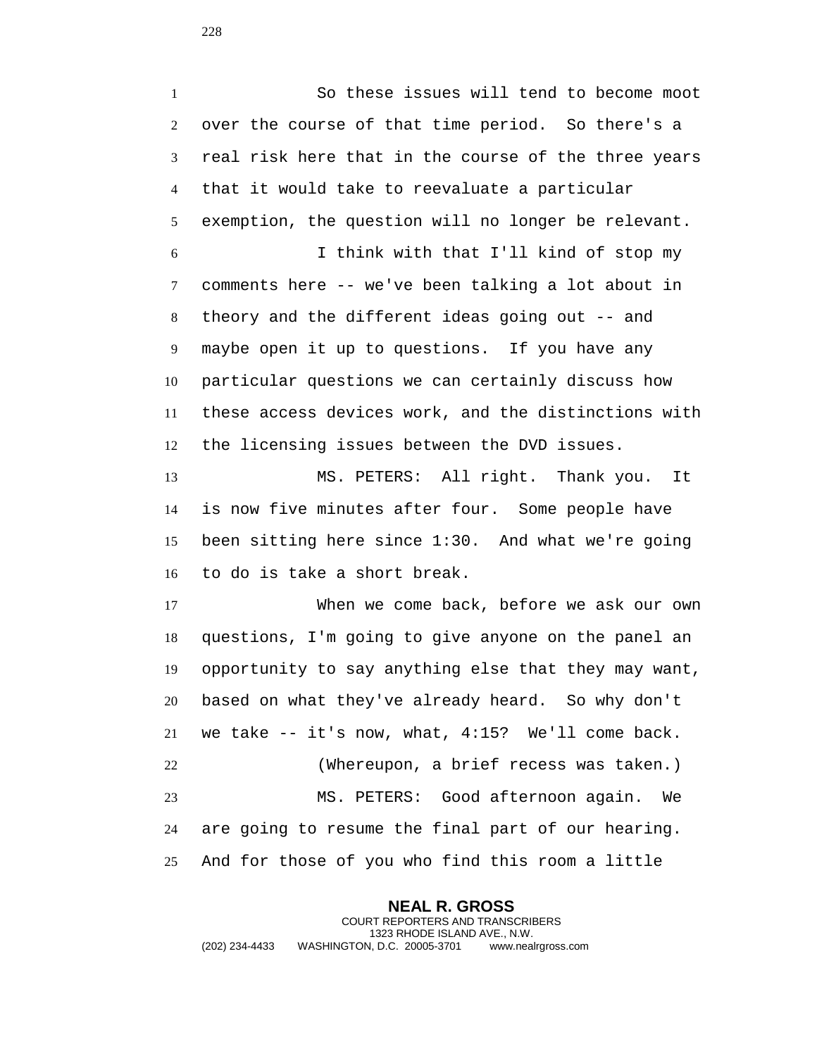So these issues will tend to become moot over the course of that time period. So there's a real risk here that in the course of the three years that it would take to reevaluate a particular exemption, the question will no longer be relevant.

I think with that I'll kind of stop my comments here -- we've been talking a lot about in theory and the different ideas going out -- and maybe open it up to questions. If you have any particular questions we can certainly discuss how these access devices work, and the distinctions with the licensing issues between the DVD issues.

MS. PETERS: All right. Thank you. It is now five minutes after four. Some people have been sitting here since 1:30. And what we're going to do is take a short break.

When we come back, before we ask our own questions, I'm going to give anyone on the panel an opportunity to say anything else that they may want, based on what they've already heard. So why don't we take -- it's now, what, 4:15? We'll come back.

(Whereupon, a brief recess was taken.)

MS. PETERS: Good afternoon again. We are going to resume the final part of our hearing. And for those of you who find this room a little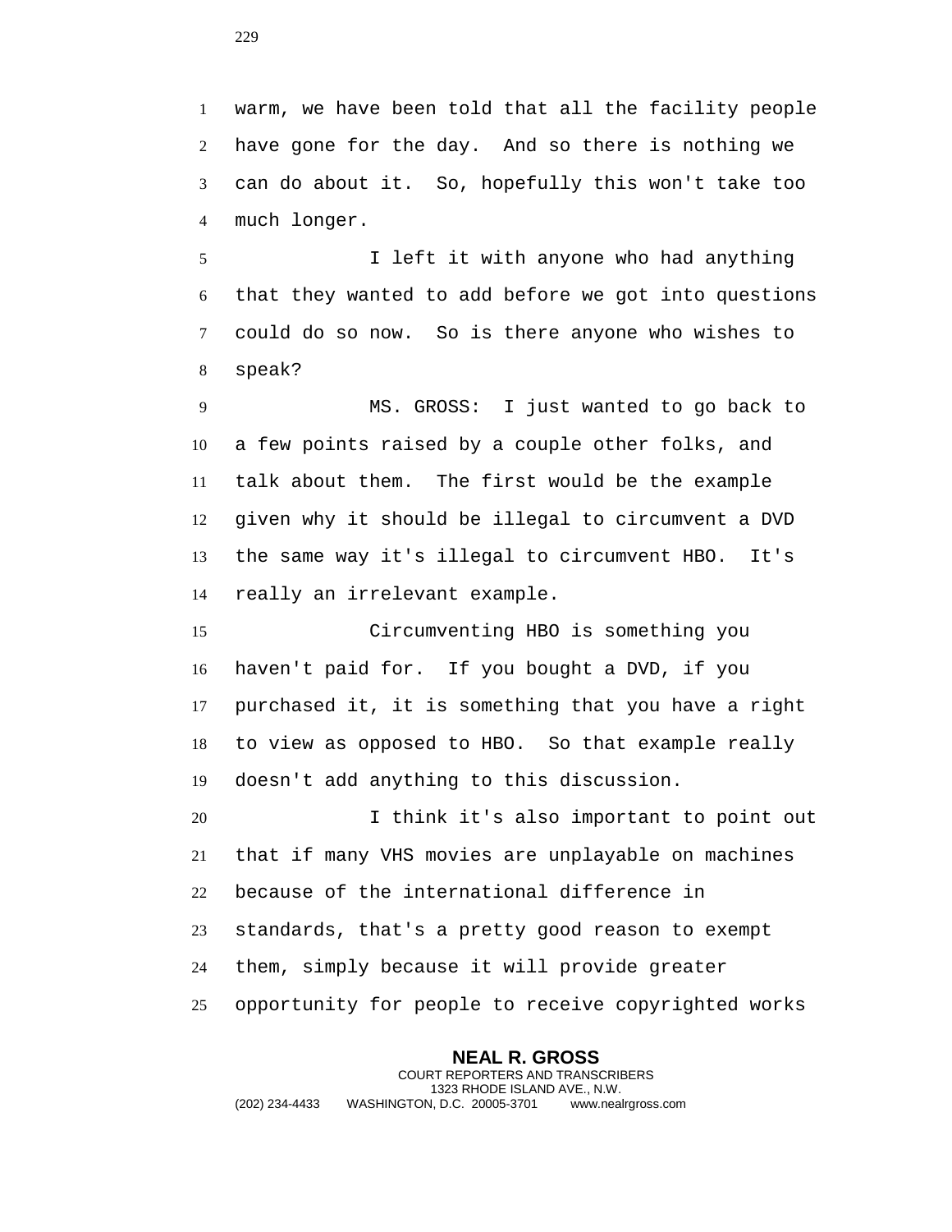warm, we have been told that all the facility people have gone for the day. And so there is nothing we can do about it. So, hopefully this won't take too much longer.

I left it with anyone who had anything that they wanted to add before we got into questions could do so now. So is there anyone who wishes to speak?

MS. GROSS: I just wanted to go back to a few points raised by a couple other folks, and talk about them. The first would be the example given why it should be illegal to circumvent a DVD the same way it's illegal to circumvent HBO. It's really an irrelevant example.

Circumventing HBO is something you haven't paid for. If you bought a DVD, if you purchased it, it is something that you have a right to view as opposed to HBO. So that example really doesn't add anything to this discussion.

I think it's also important to point out that if many VHS movies are unplayable on machines because of the international difference in standards, that's a pretty good reason to exempt them, simply because it will provide greater opportunity for people to receive copyrighted works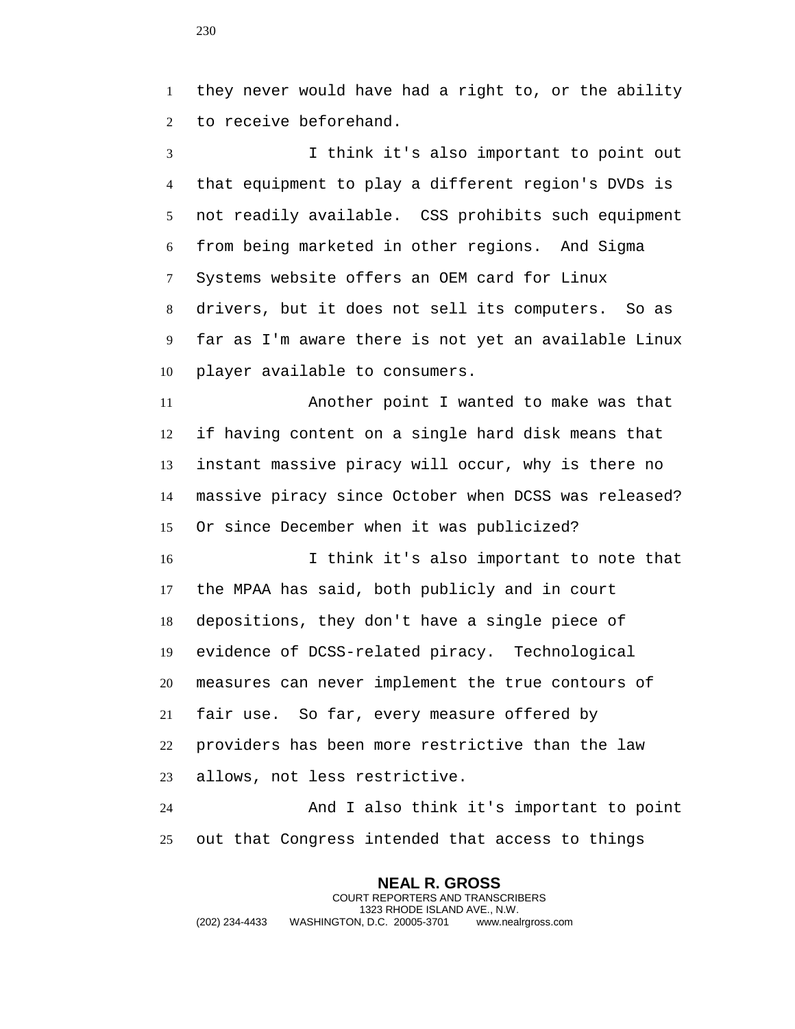they never would have had a right to, or the ability to receive beforehand.

I think it's also important to point out that equipment to play a different region's DVDs is not readily available. CSS prohibits such equipment from being marketed in other regions. And Sigma Systems website offers an OEM card for Linux drivers, but it does not sell its computers. So as far as I'm aware there is not yet an available Linux player available to consumers.

Another point I wanted to make was that if having content on a single hard disk means that instant massive piracy will occur, why is there no massive piracy since October when DCSS was released? Or since December when it was publicized?

I think it's also important to note that the MPAA has said, both publicly and in court depositions, they don't have a single piece of evidence of DCSS-related piracy. Technological measures can never implement the true contours of fair use. So far, every measure offered by providers has been more restrictive than the law allows, not less restrictive.

And I also think it's important to point out that Congress intended that access to things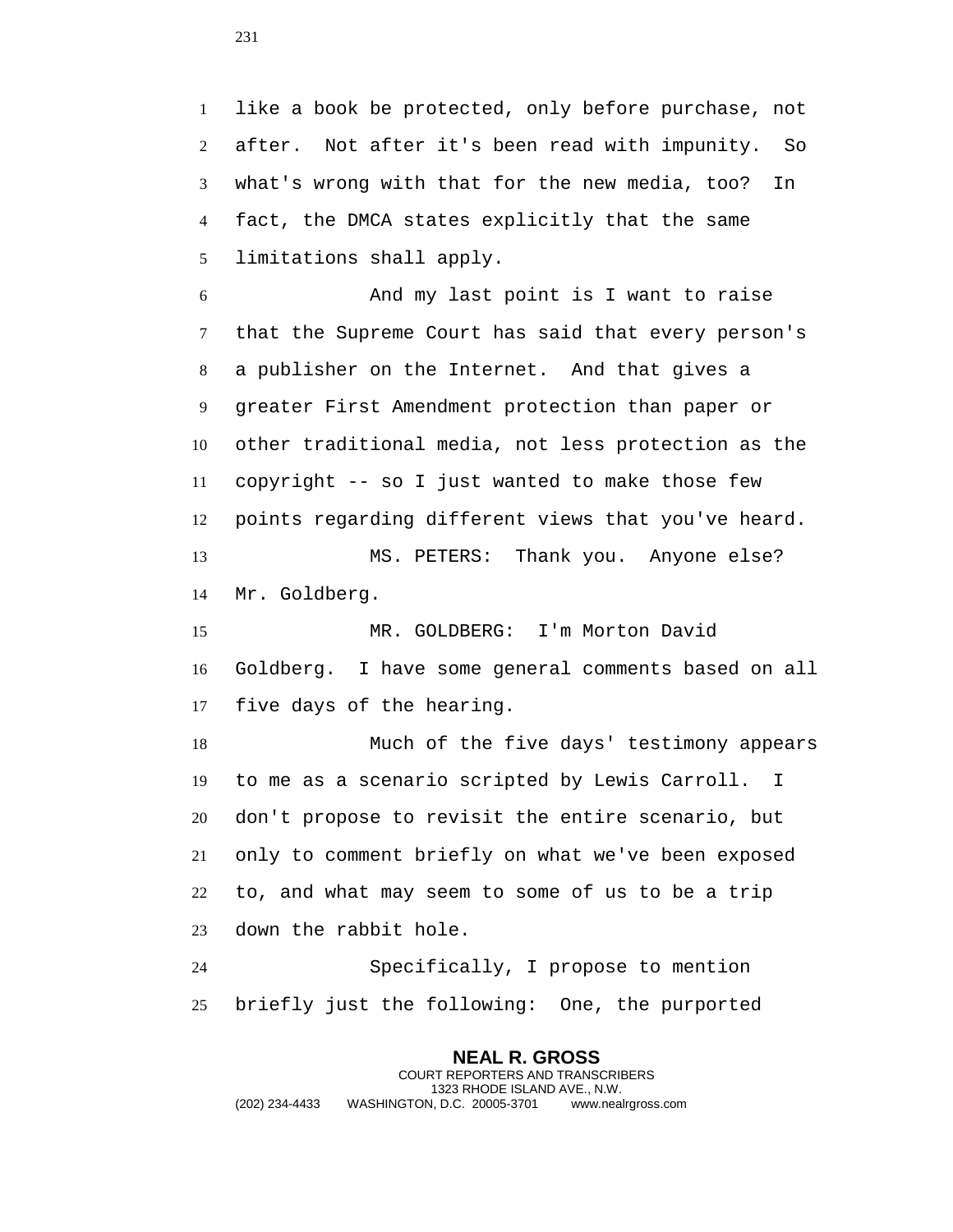like a book be protected, only before purchase, not after. Not after it's been read with impunity. So what's wrong with that for the new media, too? In fact, the DMCA states explicitly that the same limitations shall apply.

And my last point is I want to raise that the Supreme Court has said that every person's a publisher on the Internet. And that gives a greater First Amendment protection than paper or other traditional media, not less protection as the copyright -- so I just wanted to make those few points regarding different views that you've heard.

MS. PETERS: Thank you. Anyone else? Mr. Goldberg.

MR. GOLDBERG: I'm Morton David Goldberg. I have some general comments based on all five days of the hearing.

Much of the five days' testimony appears to me as a scenario scripted by Lewis Carroll. I don't propose to revisit the entire scenario, but only to comment briefly on what we've been exposed to, and what may seem to some of us to be a trip down the rabbit hole.

Specifically, I propose to mention briefly just the following: One, the purported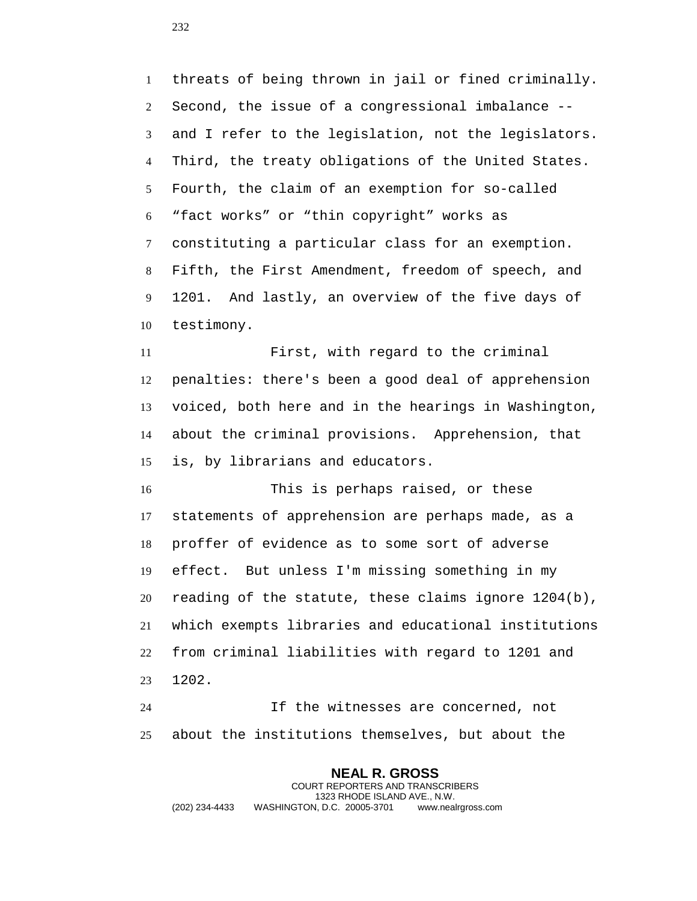threats of being thrown in jail or fined criminally. Second, the issue of a congressional imbalance -- and I refer to the legislation, not the legislators. Third, the treaty obligations of the United States. Fourth, the claim of an exemption for so-called “fact works” or “thin copyright” works as constituting a particular class for an exemption. Fifth, the First Amendment, freedom of speech, and 1201. And lastly, an overview of the five days of testimony.

First, with regard to the criminal penalties: there's been a good deal of apprehension voiced, both here and in the hearings in Washington, about the criminal provisions. Apprehension, that is, by librarians and educators.

This is perhaps raised, or these statements of apprehension are perhaps made, as a proffer of evidence as to some sort of adverse effect. But unless I'm missing something in my reading of the statute, these claims ignore 1204(b), which exempts libraries and educational institutions from criminal liabilities with regard to 1201 and 1202.

If the witnesses are concerned, not about the institutions themselves, but about the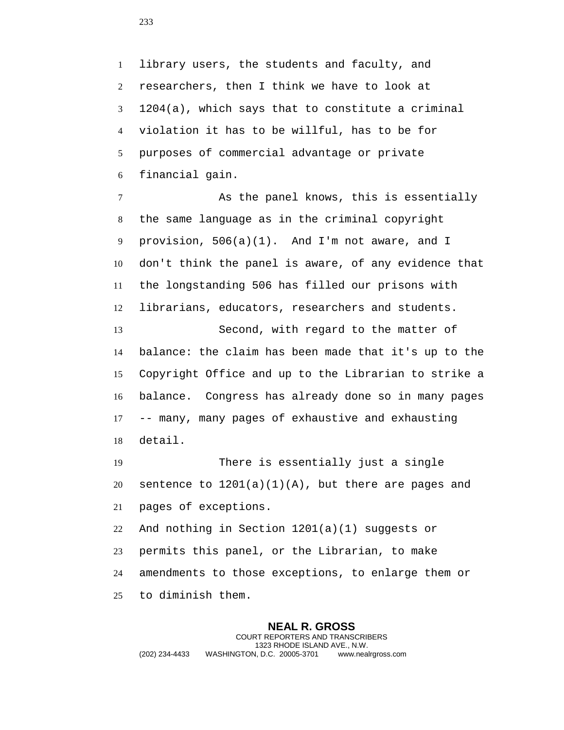library users, the students and faculty, and researchers, then I think we have to look at 1204(a), which says that to constitute a criminal violation it has to be willful, has to be for purposes of commercial advantage or private financial gain.

As the panel knows, this is essentially the same language as in the criminal copyright provision, 506(a)(1). And I'm not aware, and I don't think the panel is aware, of any evidence that the longstanding 506 has filled our prisons with librarians, educators, researchers and students.

Second, with regard to the matter of balance: the claim has been made that it's up to the Copyright Office and up to the Librarian to strike a balance. Congress has already done so in many pages -- many, many pages of exhaustive and exhausting detail.

There is essentially just a single sentence to 1201(a)(1)(A), but there are pages and pages of exceptions.

And nothing in Section 1201(a)(1) suggests or permits this panel, or the Librarian, to make amendments to those exceptions, to enlarge them or to diminish them.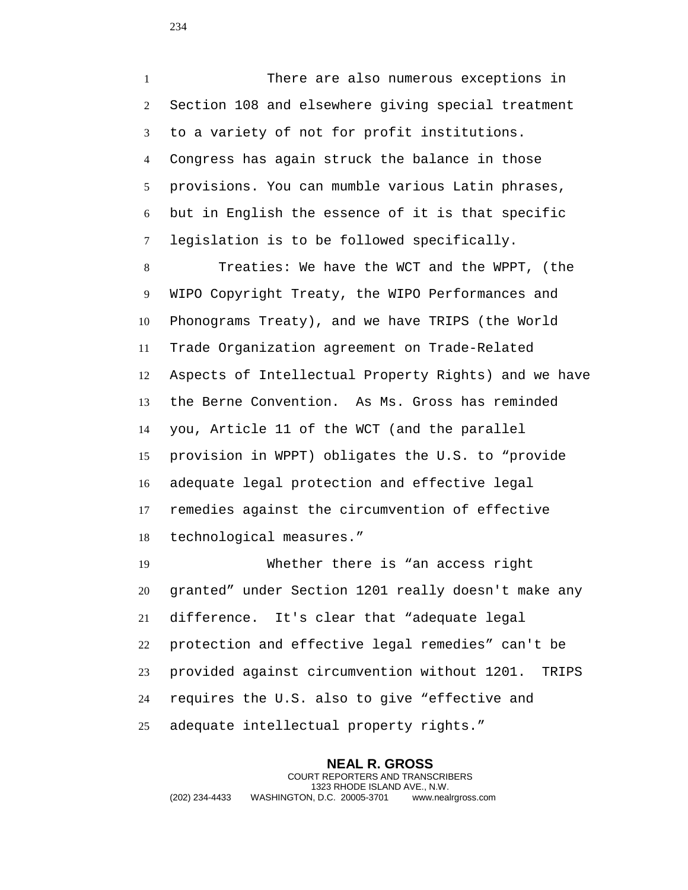There are also numerous exceptions in Section 108 and elsewhere giving special treatment to a variety of not for profit institutions. Congress has again struck the balance in those provisions. You can mumble various Latin phrases, but in English the essence of it is that specific legislation is to be followed specifically.

Treaties: We have the WCT and the WPPT, (the WIPO Copyright Treaty, the WIPO Performances and Phonograms Treaty), and we have TRIPS (the World Trade Organization agreement on Trade-Related Aspects of Intellectual Property Rights) and we have the Berne Convention. As Ms. Gross has reminded you, Article 11 of the WCT (and the parallel provision in WPPT) obligates the U.S. to "provide adequate legal protection and effective legal remedies against the circumvention of effective technological measures."

Whether there is "an access right granted" under Section 1201 really doesn't make any difference. It's clear that "adequate legal protection and effective legal remedies" can't be provided against circumvention without 1201. TRIPS requires the U.S. also to give "effective and adequate intellectual property rights."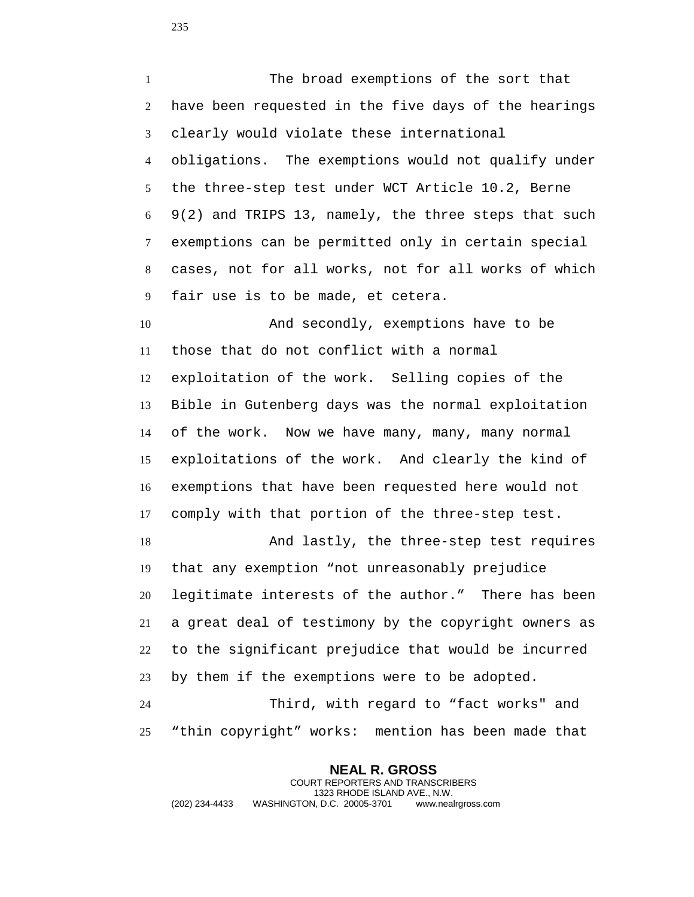The broad exemptions of the sort that have been requested in the five days of the hearings clearly would violate these international obligations. The exemptions would not qualify under the three-step test under WCT Article 10.2, Berne 9(2) and TRIPS 13, namely, the three steps that such exemptions can be permitted only in certain special cases, not for all works, not for all works of which fair use is to be made, et cetera.

And secondly, exemptions have to be those that do not conflict with a normal exploitation of the work. Selling copies of the Bible in Gutenberg days was the normal exploitation of the work. Now we have many, many, many normal exploitations of the work. And clearly the kind of exemptions that have been requested here would not comply with that portion of the three-step test.

And lastly, the three-step test requires that any exemption "not unreasonably prejudice legitimate interests of the author." There has been a great deal of testimony by the copyright owners as to the significant prejudice that would be incurred by them if the exemptions were to be adopted.

Third, with regard to "fact works" and "thin copyright" works: mention has been made that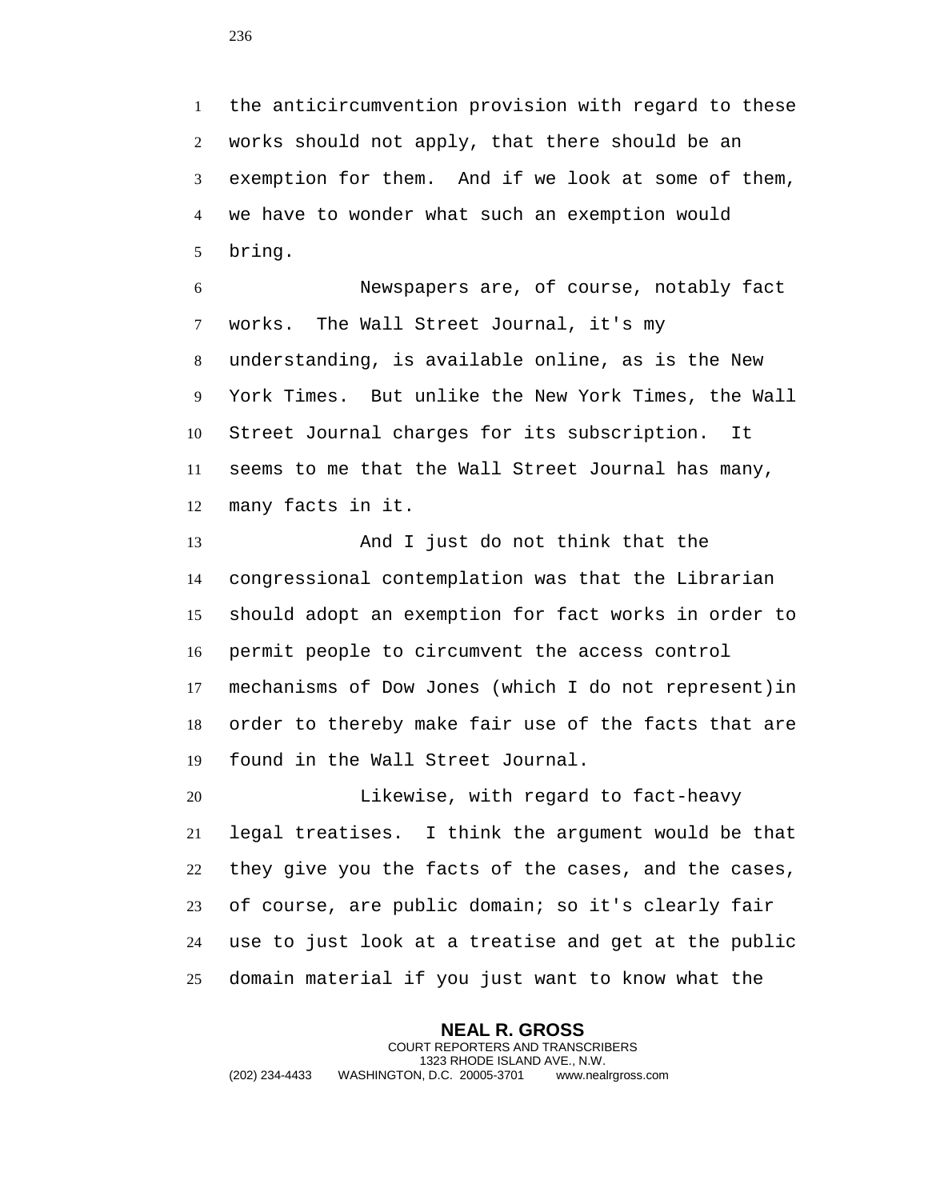the anticircumvention provision with regard to these works should not apply, that there should be an exemption for them. And if we look at some of them, we have to wonder what such an exemption would bring.

Newspapers are, of course, notably fact works. The Wall Street Journal, it's my understanding, is available online, as is the New York Times. But unlike the New York Times, the Wall Street Journal charges for its subscription. It seems to me that the Wall Street Journal has many, many facts in it.

And I just do not think that the congressional contemplation was that the Librarian should adopt an exemption for fact works in order to permit people to circumvent the access control mechanisms of Dow Jones (which I do not represent)in order to thereby make fair use of the facts that are found in the Wall Street Journal.

Likewise, with regard to fact-heavy legal treatises. I think the argument would be that they give you the facts of the cases, and the cases, of course, are public domain; so it's clearly fair use to just look at a treatise and get at the public domain material if you just want to know what the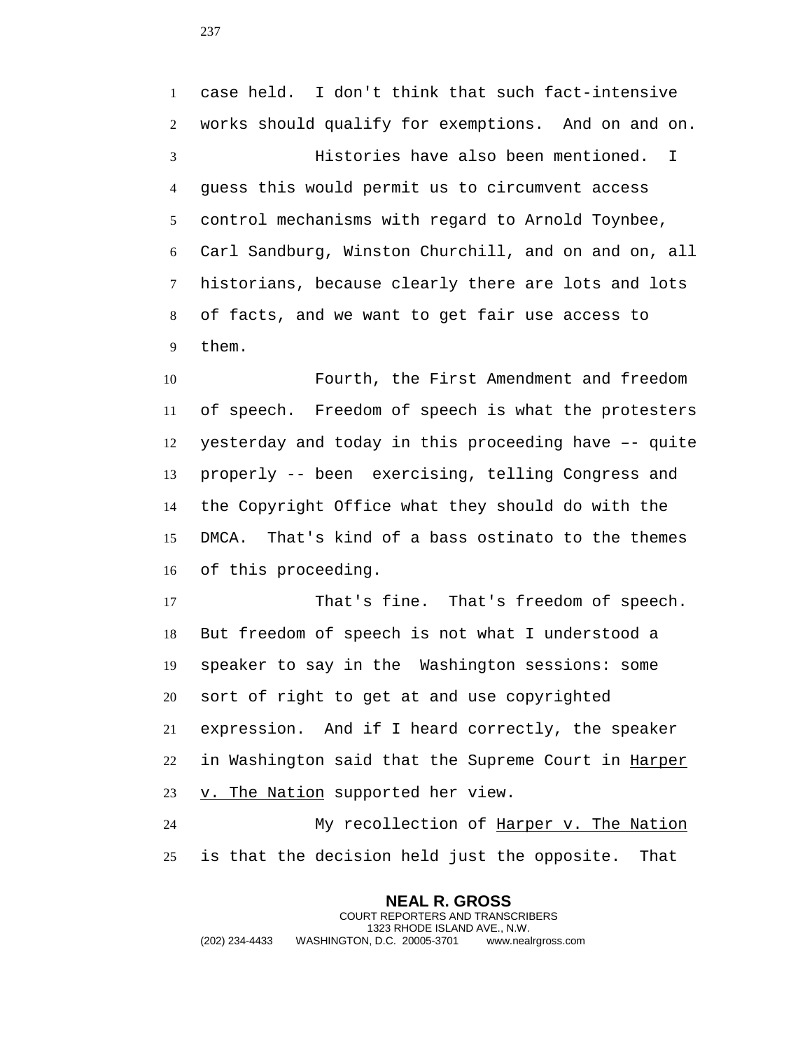case held. I don't think that such fact-intensive works should qualify for exemptions. And on and on.

Histories have also been mentioned. I guess this would permit us to circumvent access control mechanisms with regard to Arnold Toynbee, Carl Sandburg, Winston Churchill, and on and on, all historians, because clearly there are lots and lots of facts, and we want to get fair use access to them.

Fourth, the First Amendment and freedom of speech. Freedom of speech is what the protesters yesterday and today in this proceeding have –- quite properly -- been exercising, telling Congress and the Copyright Office what they should do with the DMCA. That's kind of a bass ostinato to the themes of this proceeding.

That's fine. That's freedom of speech. But freedom of speech is not what I understood a speaker to say in the Washington sessions: some sort of right to get at and use copyrighted expression. And if I heard correctly, the speaker in Washington said that the Supreme Court in _Harper v. The Nation_ supported her view.

My recollection of _Harper v. The Nation_ is that the decision held just the opposite. That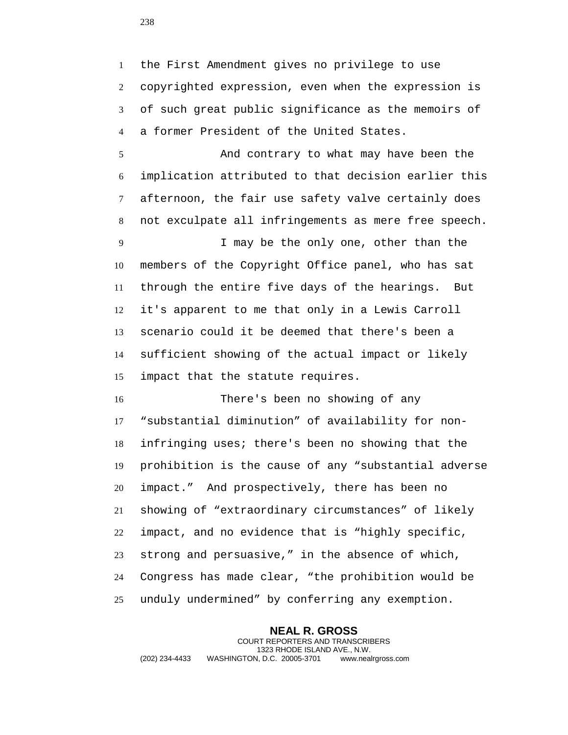the First Amendment gives no privilege to use copyrighted expression, even when the expression is of such great public significance as the memoirs of a former President of the United States.

And contrary to what may have been the implication attributed to that decision earlier this afternoon, the fair use safety valve certainly does not exculpate all infringements as mere free speech.

I may be the only one, other than the members of the Copyright Office panel, who has sat through the entire five days of the hearings. But it's apparent to me that only in a Lewis Carroll scenario could it be deemed that there's been a sufficient showing of the actual impact or likely impact that the statute requires.

There's been no showing of any "substantial diminution" of availability for non-infringing uses; there's been no showing that the prohibition is the cause of any "substantial adverse impact." And prospectively, there has been no showing of "extraordinary circumstances" of likely impact, and no evidence that is "highly specific, strong and persuasive," in the absence of which, Congress has made clear, "the prohibition would be unduly undermined" by conferring any exemption.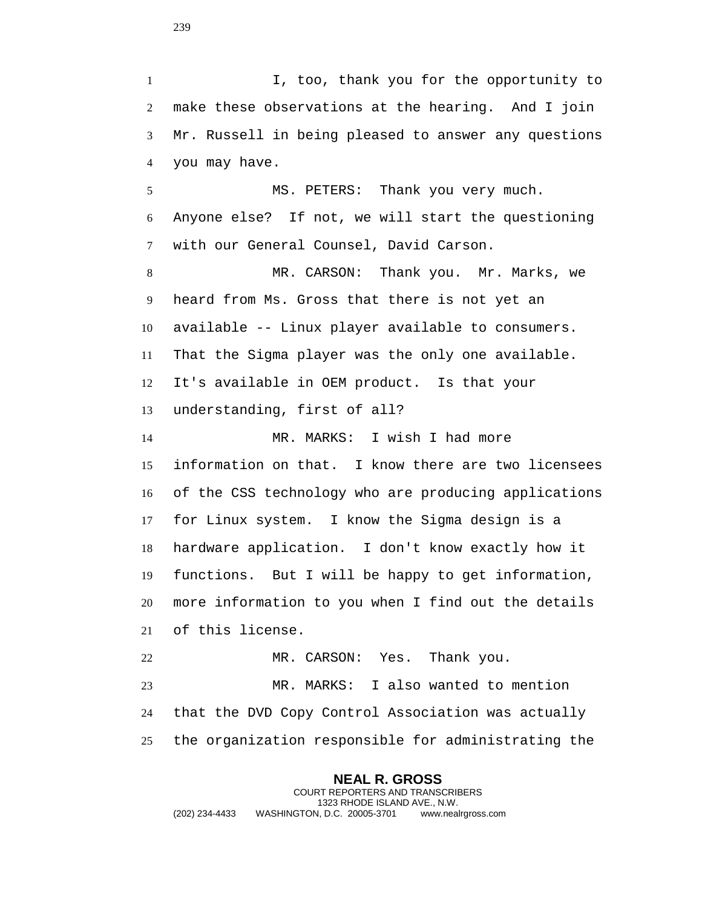I, too, thank you for the opportunity to make these observations at the hearing. And I join Mr. Russell in being pleased to answer any questions you may have.

MS. PETERS: Thank you very much. Anyone else? If not, we will start the questioning with our General Counsel, David Carson.

MR. CARSON: Thank you. Mr. Marks, we heard from Ms. Gross that there is not yet an available -- Linux player available to consumers. That the Sigma player was the only one available. It's available in OEM product. Is that your understanding, first of all?

MR. MARKS: I wish I had more information on that. I know there are two licensees of the CSS technology who are producing applications for Linux system. I know the Sigma design is a hardware application. I don't know exactly how it functions. But I will be happy to get information, more information to you when I find out the details of this license.

MR. CARSON: Yes. Thank you.

MR. MARKS: I also wanted to mention that the DVD Copy Control Association was actually the organization responsible for administrating the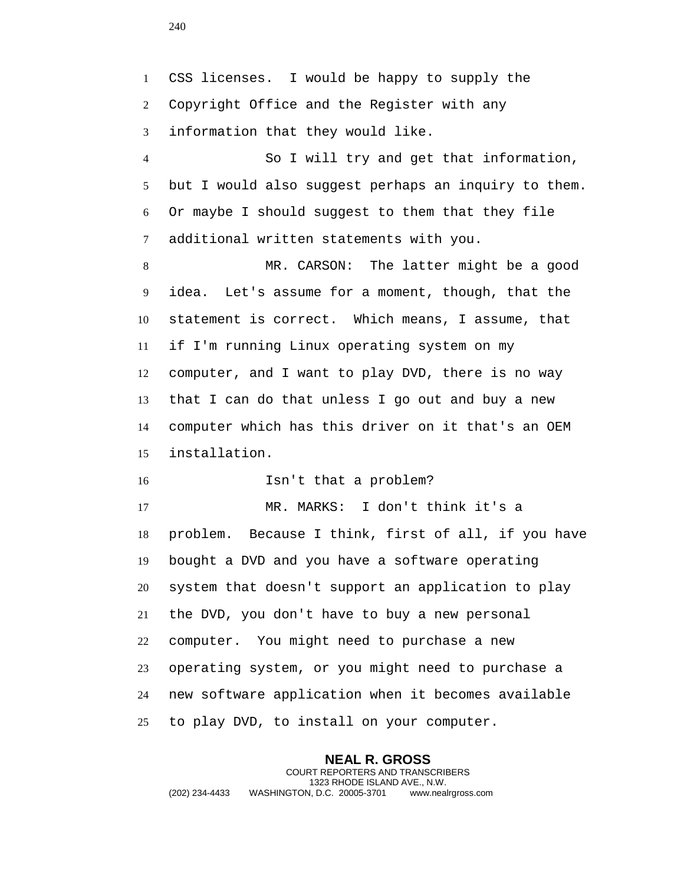CSS licenses. I would be happy to supply the Copyright Office and the Register with any information that they would like.

So I will try and get that information, but I would also suggest perhaps an inquiry to them. Or maybe I should suggest to them that they file additional written statements with you.

MR. CARSON: The latter might be a good idea. Let's assume for a moment, though, that the statement is correct. Which means, I assume, that if I'm running Linux operating system on my computer, and I want to play DVD, there is no way that I can do that unless I go out and buy a new computer which has this driver on it that's an OEM installation.

Isn't that a problem?

MR. MARKS: I don't think it's a problem. Because I think, first of all, if you have bought a DVD and you have a software operating system that doesn't support an application to play the DVD, you don't have to buy a new personal computer. You might need to purchase a new operating system, or you might need to purchase a new software application when it becomes available to play DVD, to install on your computer.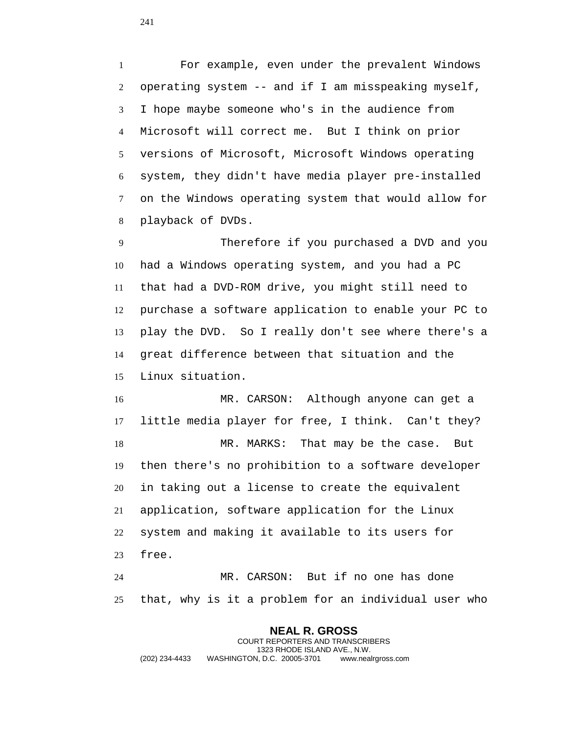For example, even under the prevalent Windows operating system -- and if I am misspeaking myself, I hope maybe someone who's in the audience from Microsoft will correct me. But I think on prior versions of Microsoft, Microsoft Windows operating system, they didn't have media player pre-installed on the Windows operating system that would allow for playback of DVDs.

Therefore if you purchased a DVD and you had a Windows operating system, and you had a PC that had a DVD-ROM drive, you might still need to purchase a software application to enable your PC to play the DVD. So I really don't see where there's a great difference between that situation and the Linux situation.

MR. CARSON: Although anyone can get a little media player for free, I think. Can't they?

MR. MARKS: That may be the case. But then there's no prohibition to a software developer in taking out a license to create the equivalent application, software application for the Linux system and making it available to its users for free.

MR. CARSON: But if no one has done that, why is it a problem for an individual user who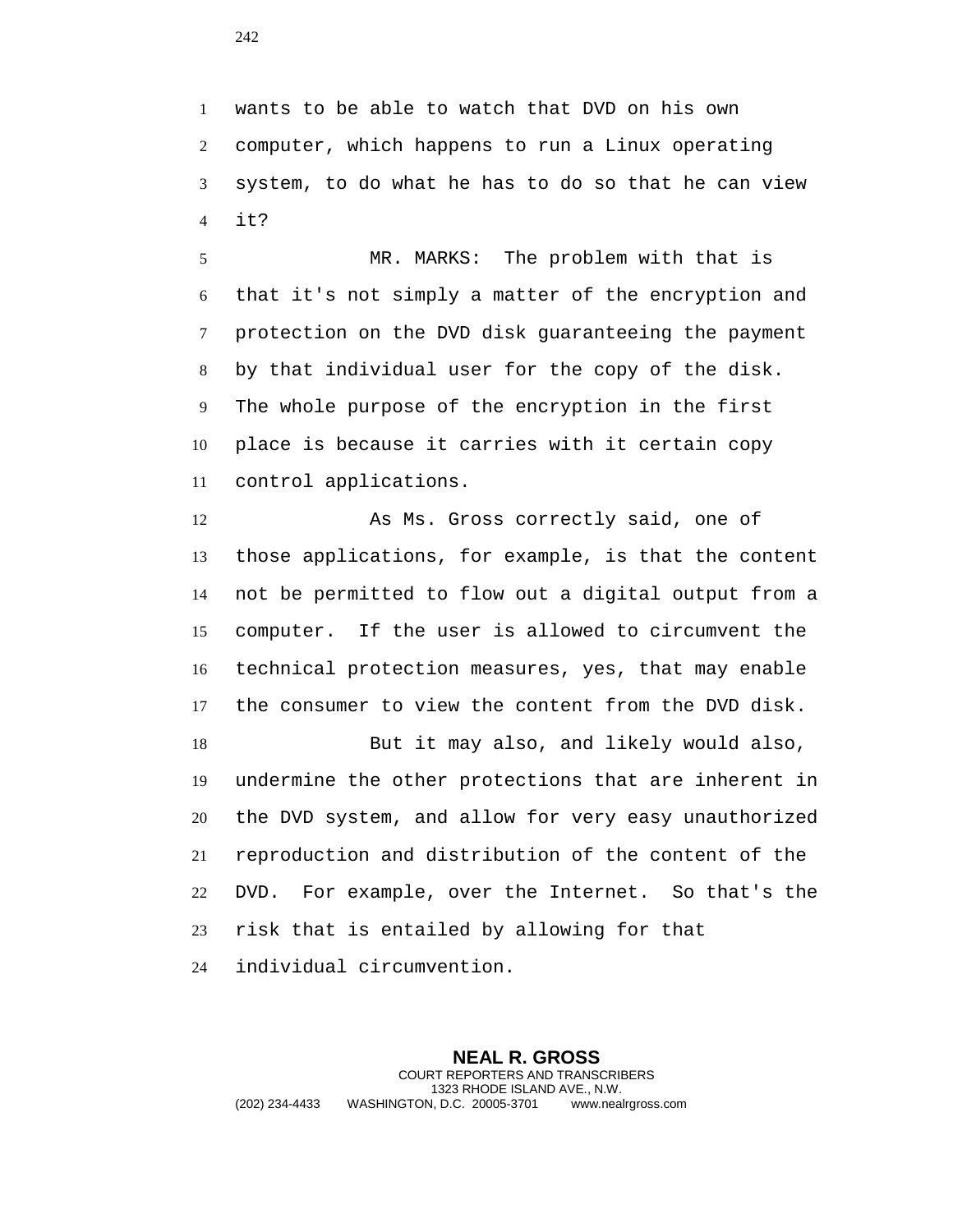wants to be able to watch that DVD on his own computer, which happens to run a Linux operating system, to do what he has to do so that he can view it?

MR. MARKS: The problem with that is that it's not simply a matter of the encryption and protection on the DVD disk guaranteeing the payment by that individual user for the copy of the disk. The whole purpose of the encryption in the first place is because it carries with it certain copy control applications.

As Ms. Gross correctly said, one of those applications, for example, is that the content not be permitted to flow out a digital output from a computer. If the user is allowed to circumvent the technical protection measures, yes, that may enable the consumer to view the content from the DVD disk.

But it may also, and likely would also, undermine the other protections that are inherent in the DVD system, and allow for very easy unauthorized reproduction and distribution of the content of the DVD. For example, over the Internet. So that's the risk that is entailed by allowing for that individual circumvention.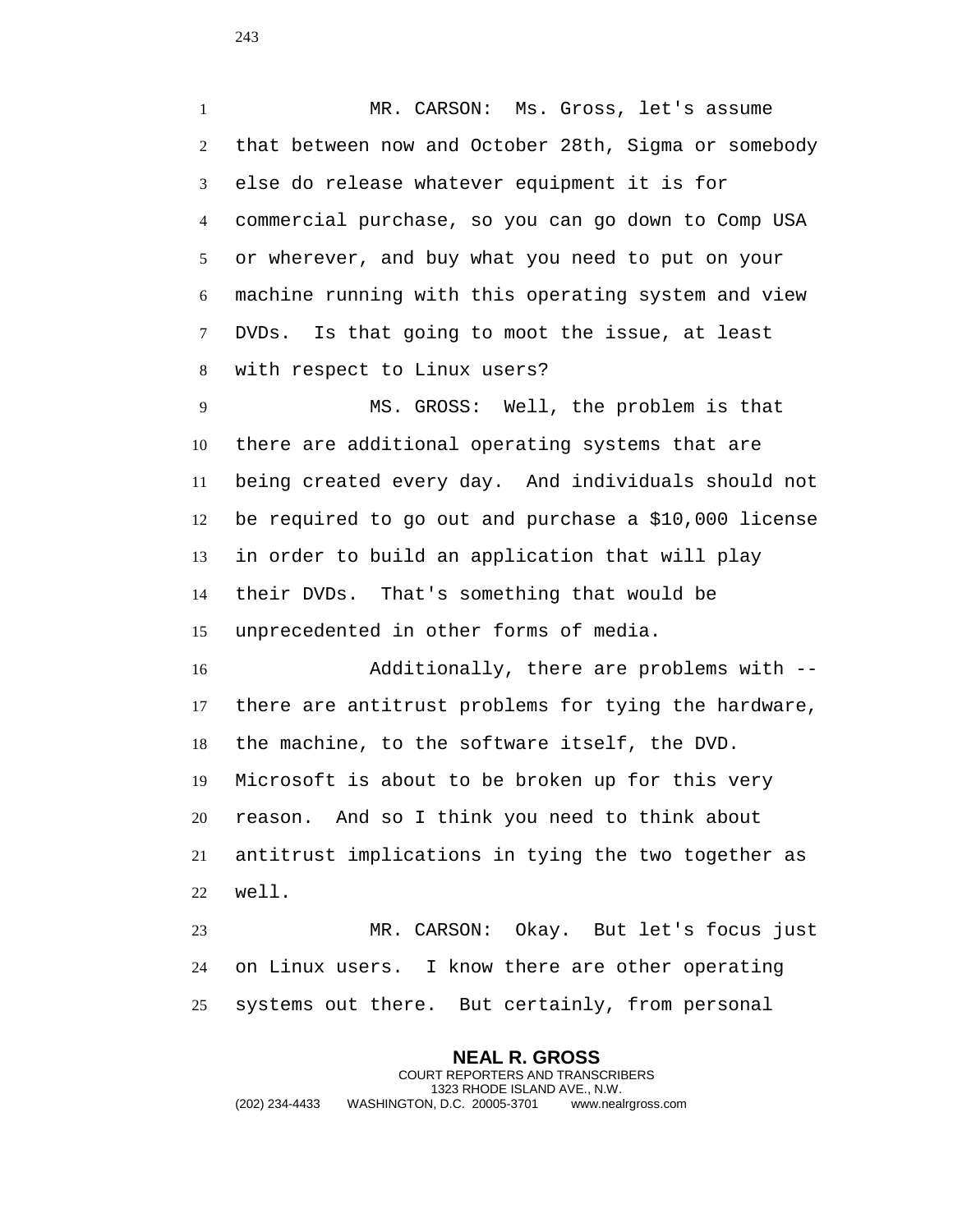MR. CARSON: Ms. Gross, let's assume that between now and October 28th, Sigma or somebody else do release whatever equipment it is for commercial purchase, so you can go down to Comp USA or wherever, and buy what you need to put on your machine running with this operating system and view DVDs. Is that going to moot the issue, at least with respect to Linux users?

MS. GROSS: Well, the problem is that there are additional operating systems that are being created every day. And individuals should not be required to go out and purchase a $10,000 license in order to build an application that will play their DVDs. That's something that would be unprecedented in other forms of media.

Additionally, there are problems with -- there are antitrust problems for tying the hardware, the machine, to the software itself, the DVD. Microsoft is about to be broken up for this very reason. And so I think you need to think about antitrust implications in tying the two together as well.

MR. CARSON: Okay. But let's focus just on Linux users. I know there are other operating systems out there. But certainly, from personal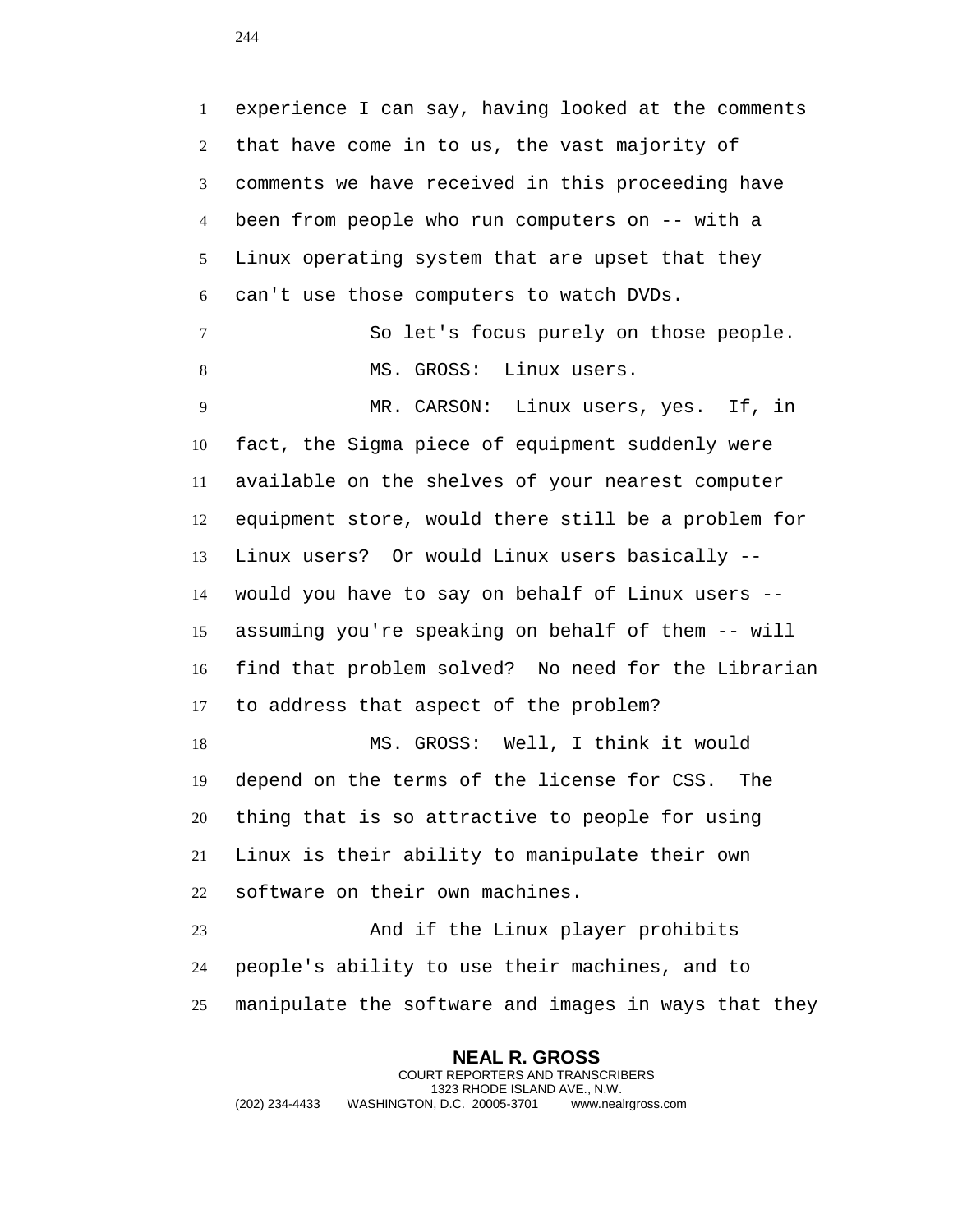experience I can say, having looked at the comments that have come in to us, the vast majority of comments we have received in this proceeding have been from people who run computers on -- with a Linux operating system that are upset that they can't use those computers to watch DVDs.

So let's focus purely on those people.

MS. GROSS: Linux users.

MR. CARSON: Linux users, yes. If, in fact, the Sigma piece of equipment suddenly were available on the shelves of your nearest computer equipment store, would there still be a problem for Linux users? Or would Linux users basically -- would you have to say on behalf of Linux users -- assuming you're speaking on behalf of them -- will find that problem solved? No need for the Librarian to address that aspect of the problem?

MS. GROSS: Well, I think it would depend on the terms of the license for CSS. The thing that is so attractive to people for using Linux is their ability to manipulate their own software on their own machines.

And if the Linux player prohibits people's ability to use their machines, and to manipulate the software and images in ways that they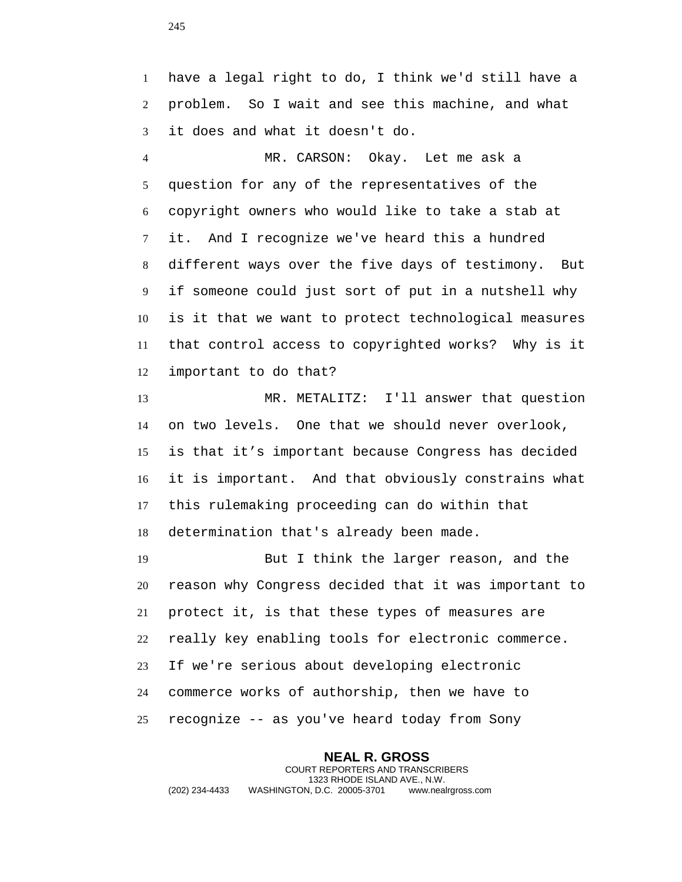have a legal right to do, I think we'd still have a problem. So I wait and see this machine, and what it does and what it doesn't do.

MR. CARSON: Okay. Let me ask a question for any of the representatives of the copyright owners who would like to take a stab at it. And I recognize we've heard this a hundred different ways over the five days of testimony. But if someone could just sort of put in a nutshell why is it that we want to protect technological measures that control access to copyrighted works? Why is it important to do that?

MR. METALITZ: I'll answer that question on two levels. One that we should never overlook, is that it's important because Congress has decided it is important. And that obviously constrains what this rulemaking proceeding can do within that determination that's already been made.

But I think the larger reason, and the reason why Congress decided that it was important to protect it, is that these types of measures are really key enabling tools for electronic commerce. If we're serious about developing electronic commerce works of authorship, then we have to recognize -- as you've heard today from Sony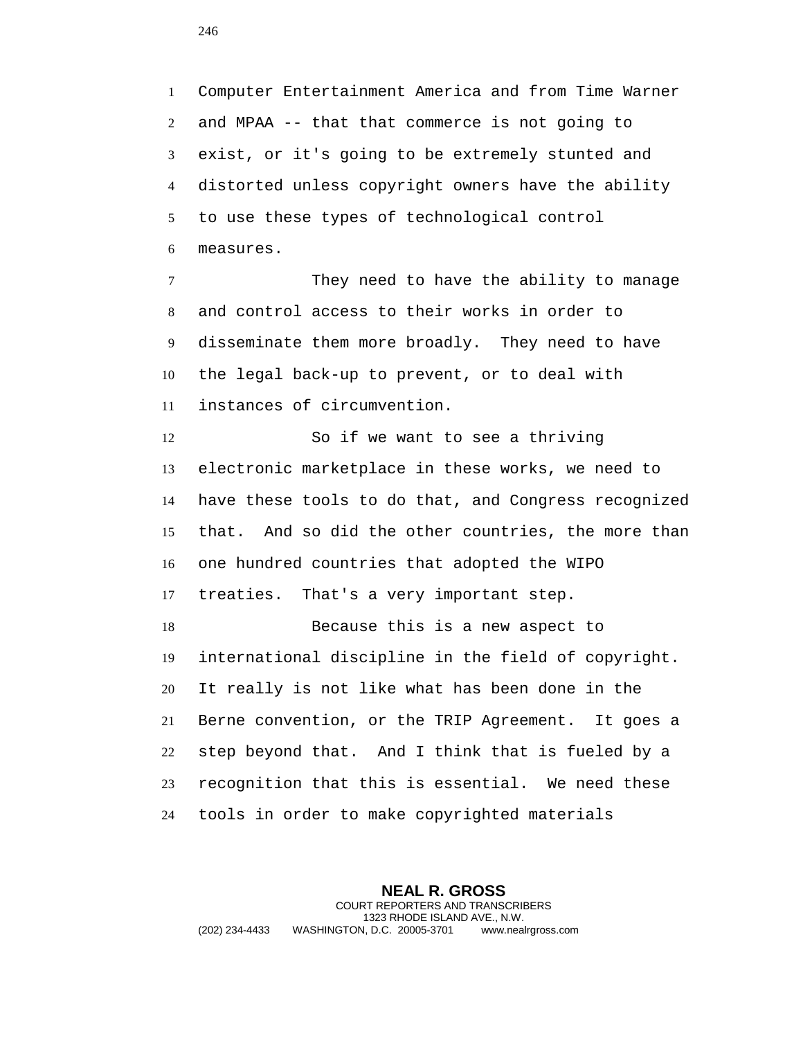Computer Entertainment America and from Time Warner and MPAA -- that that commerce is not going to exist, or it's going to be extremely stunted and distorted unless copyright owners have the ability to use these types of technological control measures.

They need to have the ability to manage and control access to their works in order to disseminate them more broadly. They need to have the legal back-up to prevent, or to deal with instances of circumvention.

So if we want to see a thriving electronic marketplace in these works, we need to have these tools to do that, and Congress recognized that. And so did the other countries, the more than one hundred countries that adopted the WIPO treaties. That's a very important step.

Because this is a new aspect to international discipline in the field of copyright. It really is not like what has been done in the Berne convention, or the TRIP Agreement. It goes a step beyond that. And I think that is fueled by a recognition that this is essential. We need these tools in order to make copyrighted materials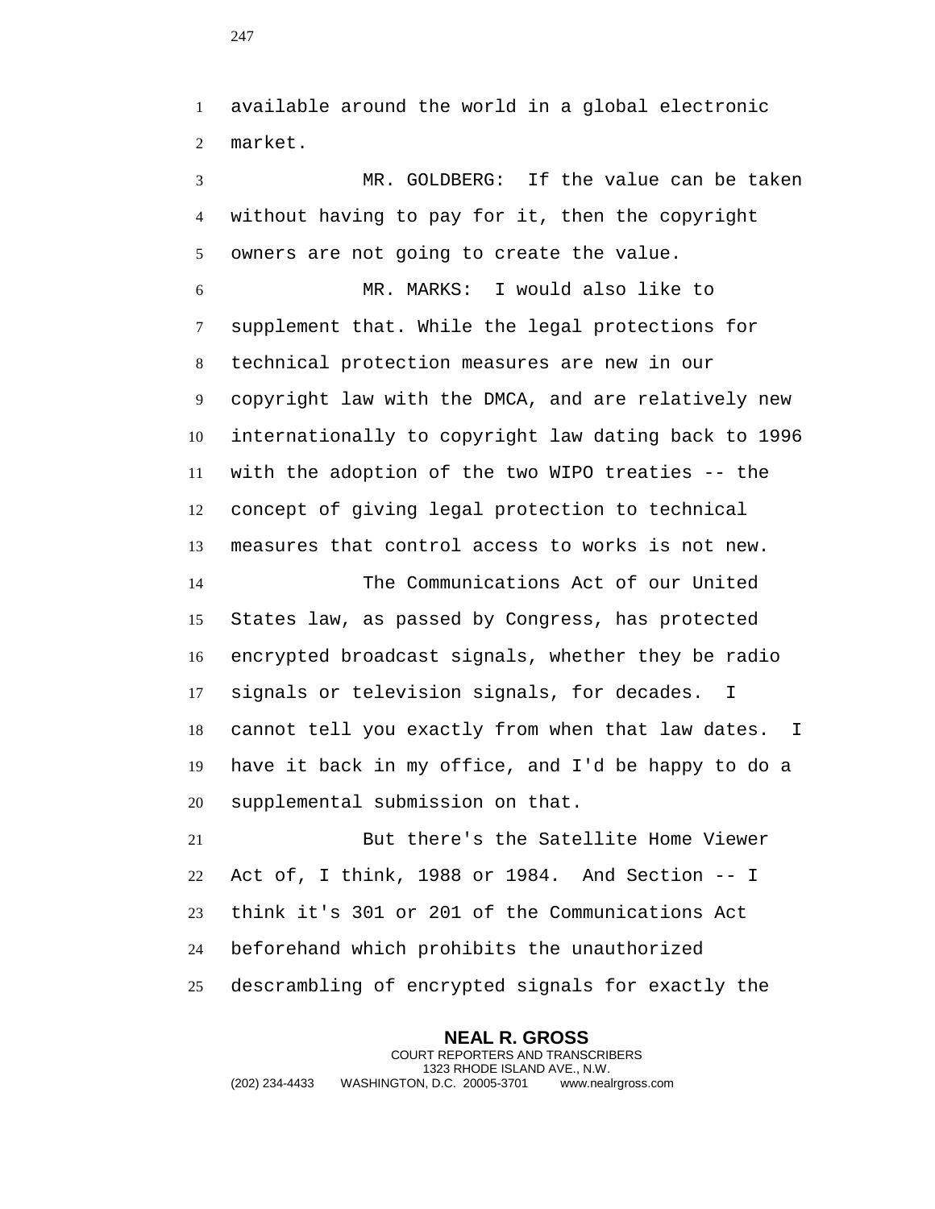available around the world in a global electronic market.

MR. GOLDBERG: If the value can be taken without having to pay for it, then the copyright owners are not going to create the value.

MR. MARKS: I would also like to supplement that. While the legal protections for technical protection measures are new in our copyright law with the DMCA, and are relatively new internationally to copyright law dating back to 1996 with the adoption of the two WIPO treaties -- the concept of giving legal protection to technical measures that control access to works is not new.

The Communications Act of our United States law, as passed by Congress, has protected encrypted broadcast signals, whether they be radio signals or television signals, for decades. I cannot tell you exactly from when that law dates. I have it back in my office, and I'd be happy to do a supplemental submission on that.

But there's the Satellite Home Viewer Act of, I think, 1988 or 1984. And Section -- I think it's 301 or 201 of the Communications Act beforehand which prohibits the unauthorized descrambling of encrypted signals for exactly the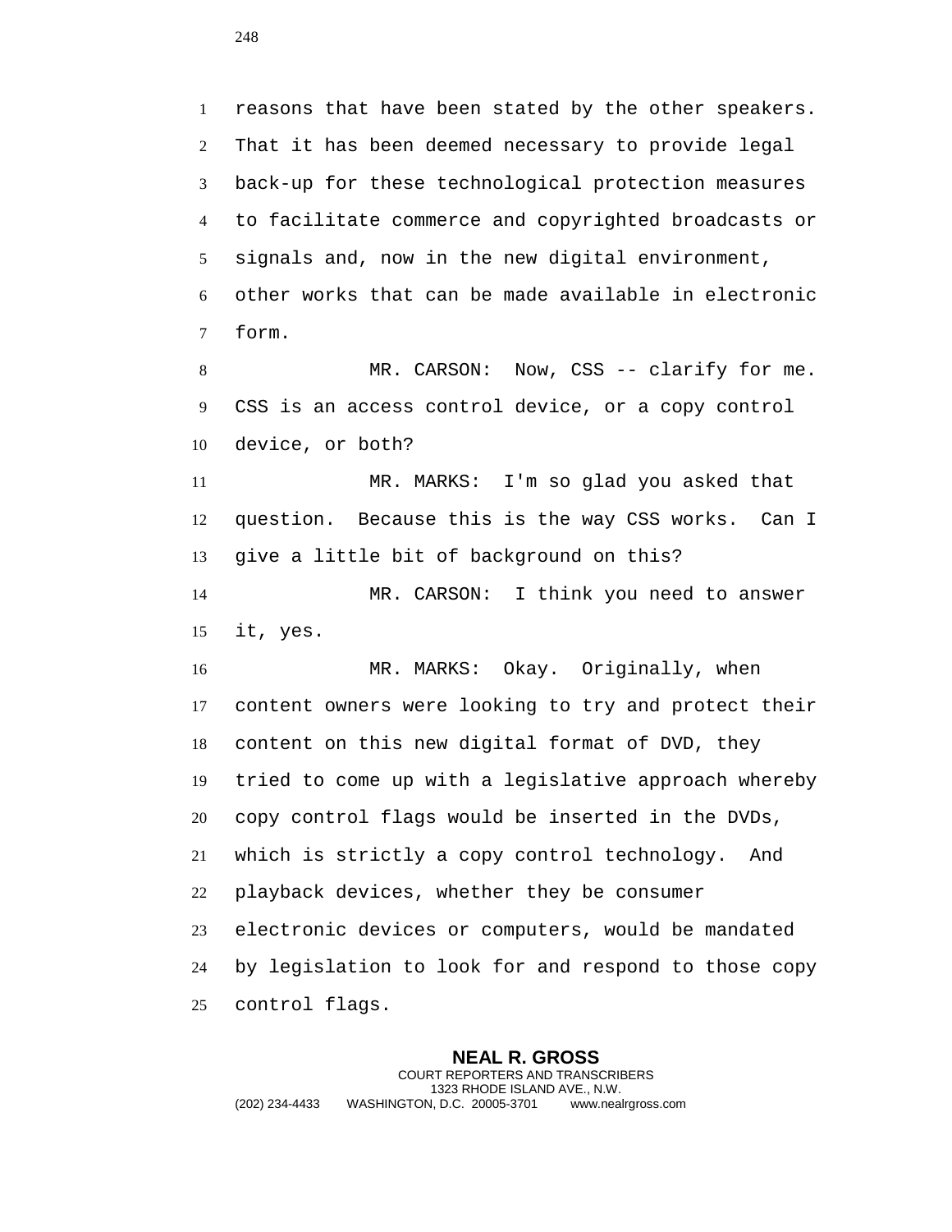reasons that have been stated by the other speakers. That it has been deemed necessary to provide legal back-up for these technological protection measures to facilitate commerce and copyrighted broadcasts or signals and, now in the new digital environment, other works that can be made available in electronic form.

MR. CARSON: Now, CSS -- clarify for me. CSS is an access control device, or a copy control device, or both?

MR. MARKS: I'm so glad you asked that question. Because this is the way CSS works. Can I give a little bit of background on this?

MR. CARSON: I think you need to answer it, yes.

MR. MARKS: Okay. Originally, when content owners were looking to try and protect their content on this new digital format of DVD, they tried to come up with a legislative approach whereby copy control flags would be inserted in the DVDs, which is strictly a copy control technology. And playback devices, whether they be consumer electronic devices or computers, would be mandated by legislation to look for and respond to those copy control flags.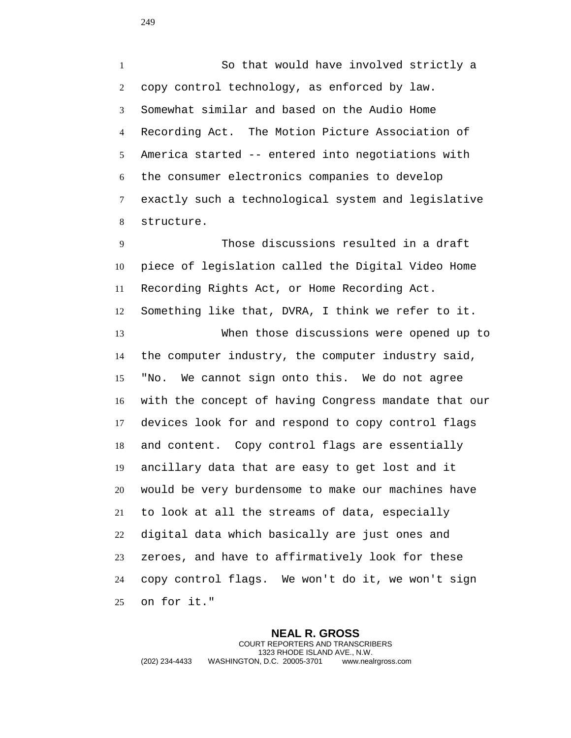So that would have involved strictly a copy control technology, as enforced by law. Somewhat similar and based on the Audio Home Recording Act. The Motion Picture Association of America started -- entered into negotiations with the consumer electronics companies to develop exactly such a technological system and legislative structure.

Those discussions resulted in a draft piece of legislation called the Digital Video Home Recording Rights Act, or Home Recording Act. Something like that, DVRA, I think we refer to it.

When those discussions were opened up to the computer industry, the computer industry said, "No. We cannot sign onto this. We do not agree with the concept of having Congress mandate that our devices look for and respond to copy control flags and content. Copy control flags are essentially ancillary data that are easy to get lost and it would be very burdensome to make our machines have to look at all the streams of data, especially digital data which basically are just ones and zeroes, and have to affirmatively look for these copy control flags. We won't do it, we won't sign on for it."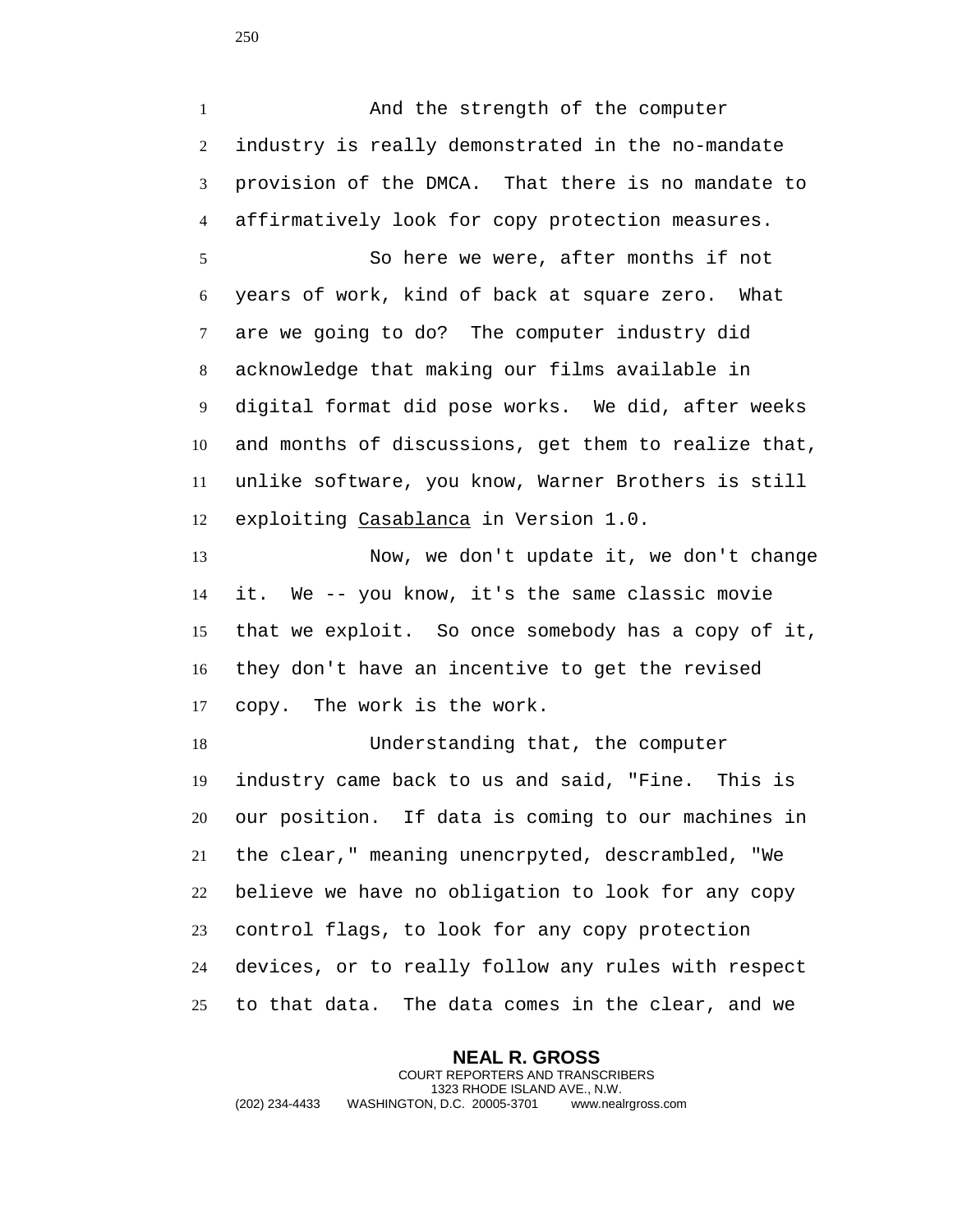And the strength of the computer industry is really demonstrated in the no-mandate provision of the DMCA. That there is no mandate to affirmatively look for copy protection measures.

So here we were, after months if not years of work, kind of back at square zero. What are we going to do? The computer industry did acknowledge that making our films available in digital format did pose works. We did, after weeks and months of discussions, get them to realize that, unlike software, you know, Warner Brothers is still exploiting Casablanca in Version 1.0.

Now, we don't update it, we don't change it. We -- you know, it's the same classic movie that we exploit. So once somebody has a copy of it, they don't have an incentive to get the revised copy. The work is the work.

Understanding that, the computer industry came back to us and said, "Fine. This is our position. If data is coming to our machines in the clear," meaning unencrpyted, descrambled, "We believe we have no obligation to look for any copy control flags, to look for any copy protection devices, or to really follow any rules with respect to that data. The data comes in the clear, and we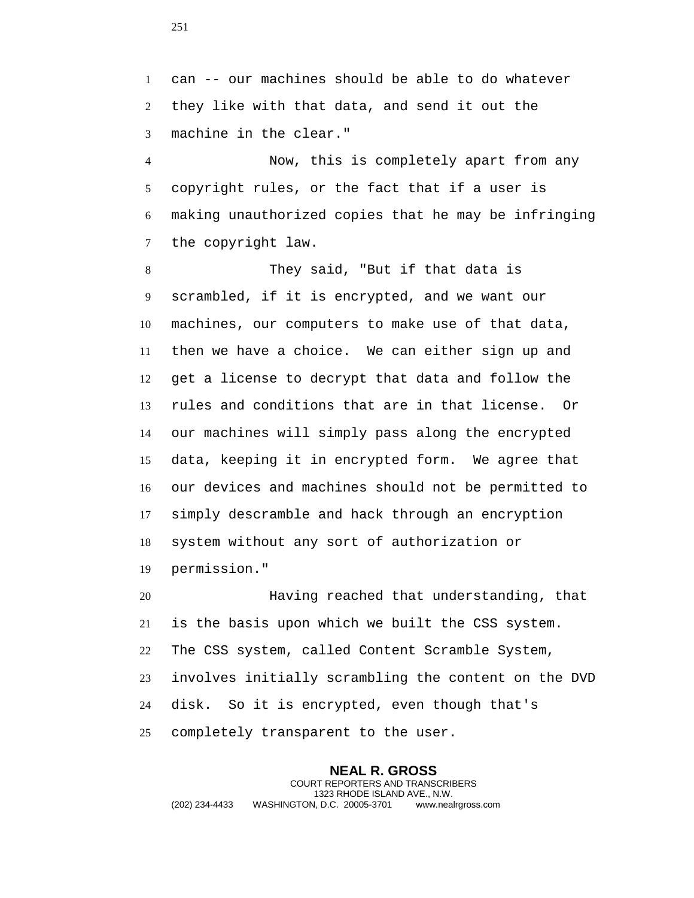can -- our machines should be able to do whatever they like with that data, and send it out the machine in the clear."

Now, this is completely apart from any copyright rules, or the fact that if a user is making unauthorized copies that he may be infringing the copyright law.

They said, "But if that data is scrambled, if it is encrypted, and we want our machines, our computers to make use of that data, then we have a choice. We can either sign up and get a license to decrypt that data and follow the rules and conditions that are in that license. Or our machines will simply pass along the encrypted data, keeping it in encrypted form. We agree that our devices and machines should not be permitted to simply descramble and hack through an encryption system without any sort of authorization or permission."

Having reached that understanding, that is the basis upon which we built the CSS system. The CSS system, called Content Scramble System, involves initially scrambling the content on the DVD disk. So it is encrypted, even though that's completely transparent to the user.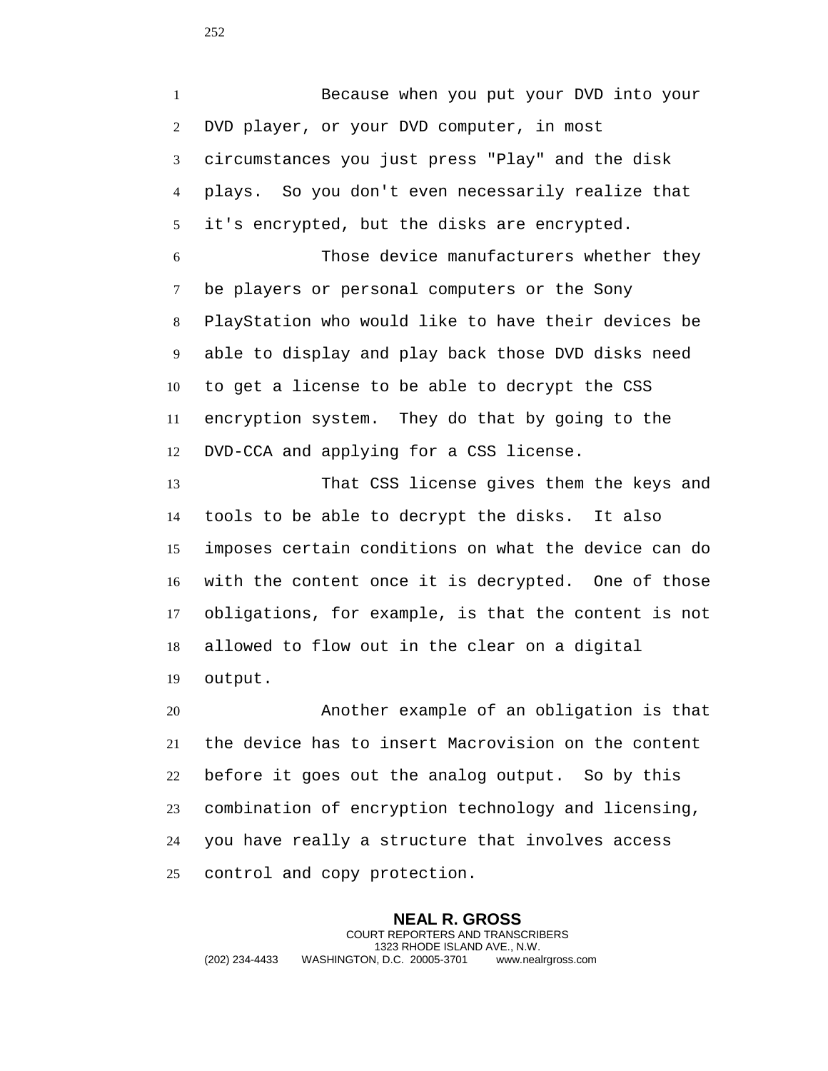Because when you put your DVD into your DVD player, or your DVD computer, in most circumstances you just press "Play" and the disk plays. So you don't even necessarily realize that it's encrypted, but the disks are encrypted.

Those device manufacturers whether they be players or personal computers or the Sony PlayStation who would like to have their devices be able to display and play back those DVD disks need to get a license to be able to decrypt the CSS encryption system. They do that by going to the DVD-CCA and applying for a CSS license.

That CSS license gives them the keys and tools to be able to decrypt the disks. It also imposes certain conditions on what the device can do with the content once it is decrypted. One of those obligations, for example, is that the content is not allowed to flow out in the clear on a digital output.

Another example of an obligation is that the device has to insert Macrovision on the content before it goes out the analog output. So by this combination of encryption technology and licensing, you have really a structure that involves access control and copy protection.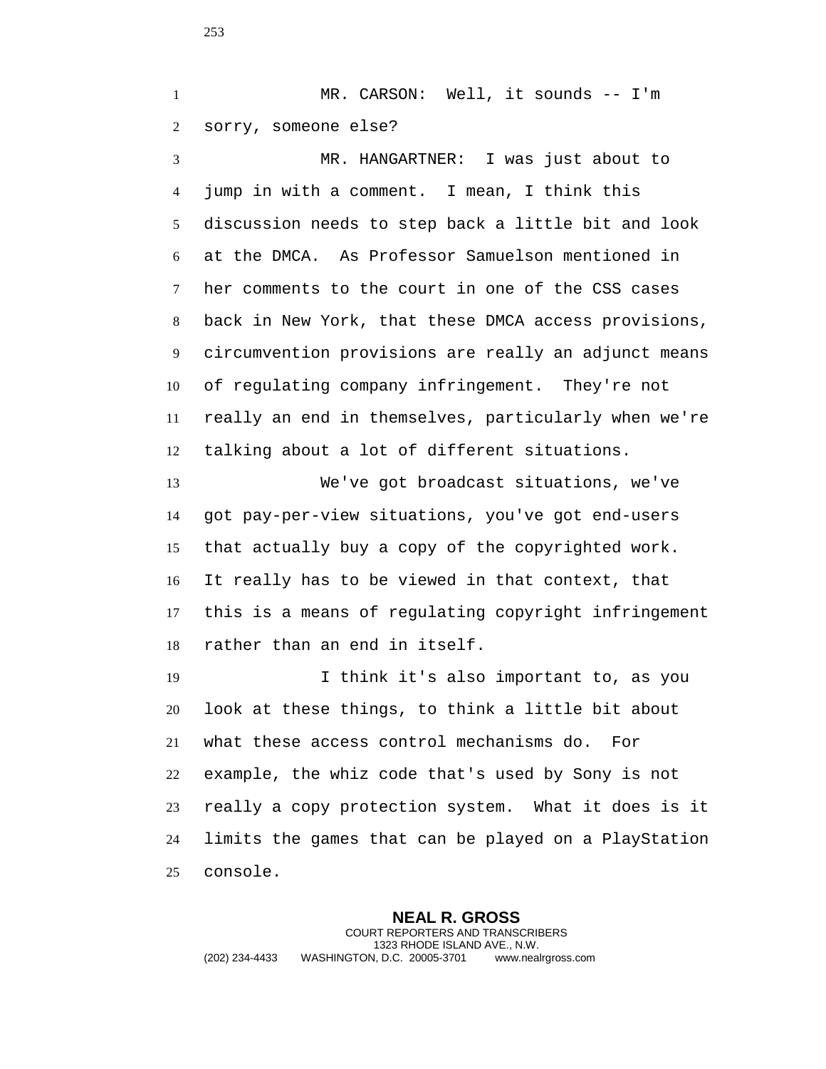MR. CARSON: Well, it sounds -- I'm sorry, someone else?

MR. HANGARTNER: I was just about to jump in with a comment. I mean, I think this discussion needs to step back a little bit and look at the DMCA. As Professor Samuelson mentioned in her comments to the court in one of the CSS cases back in New York, that these DMCA access provisions, circumvention provisions are really an adjunct means of regulating company infringement. They're not really an end in themselves, particularly when we're talking about a lot of different situations.

We've got broadcast situations, we've got pay-per-view situations, you've got end-users that actually buy a copy of the copyrighted work. It really has to be viewed in that context, that this is a means of regulating copyright infringement rather than an end in itself.

I think it's also important to, as you look at these things, to think a little bit about what these access control mechanisms do. For example, the whiz code that's used by Sony is not really a copy protection system. What it does is it limits the games that can be played on a PlayStation console.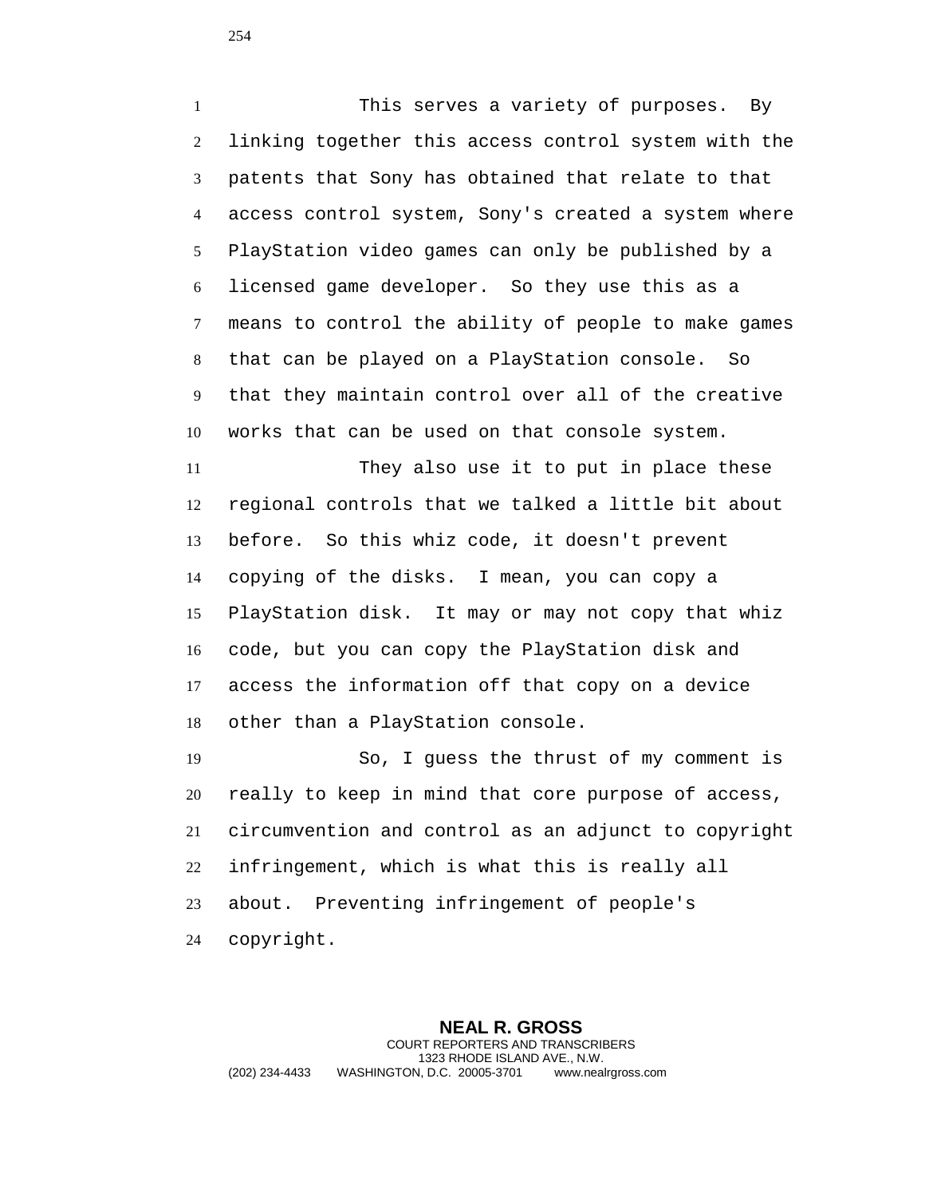This serves a variety of purposes. By linking together this access control system with the patents that Sony has obtained that relate to that access control system, Sony's created a system where PlayStation video games can only be published by a licensed game developer. So they use this as a means to control the ability of people to make games that can be played on a PlayStation console. So that they maintain control over all of the creative works that can be used on that console system.

They also use it to put in place these regional controls that we talked a little bit about before. So this whiz code, it doesn't prevent copying of the disks. I mean, you can copy a PlayStation disk. It may or may not copy that whiz code, but you can copy the PlayStation disk and access the information off that copy on a device other than a PlayStation console.

So, I guess the thrust of my comment is really to keep in mind that core purpose of access, circumvention and control as an adjunct to copyright infringement, which is what this is really all about. Preventing infringement of people's copyright.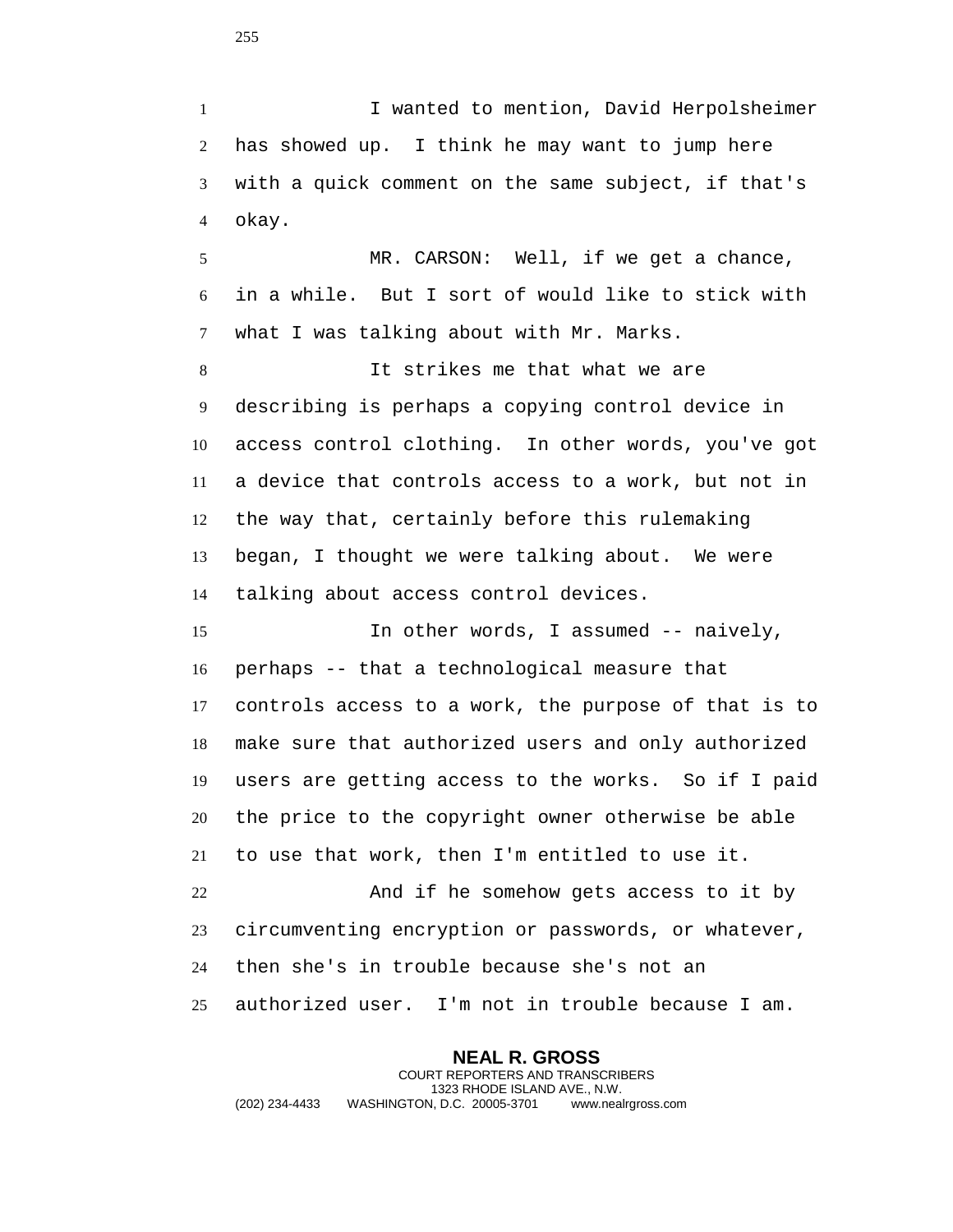I wanted to mention, David Herpolsheimer has showed up. I think he may want to jump here with a quick comment on the same subject, if that's okay.

MR. CARSON: Well, if we get a chance, in a while. But I sort of would like to stick with what I was talking about with Mr. Marks.

It strikes me that what we are describing is perhaps a copying control device in access control clothing. In other words, you've got a device that controls access to a work, but not in the way that, certainly before this rulemaking began, I thought we were talking about. We were talking about access control devices.

In other words, I assumed -- naively, perhaps -- that a technological measure that controls access to a work, the purpose of that is to make sure that authorized users and only authorized users are getting access to the works. So if I paid the price to the copyright owner otherwise be able to use that work, then I'm entitled to use it.

And if he somehow gets access to it by circumventing encryption or passwords, or whatever, then she's in trouble because she's not an authorized user. I'm not in trouble because I am.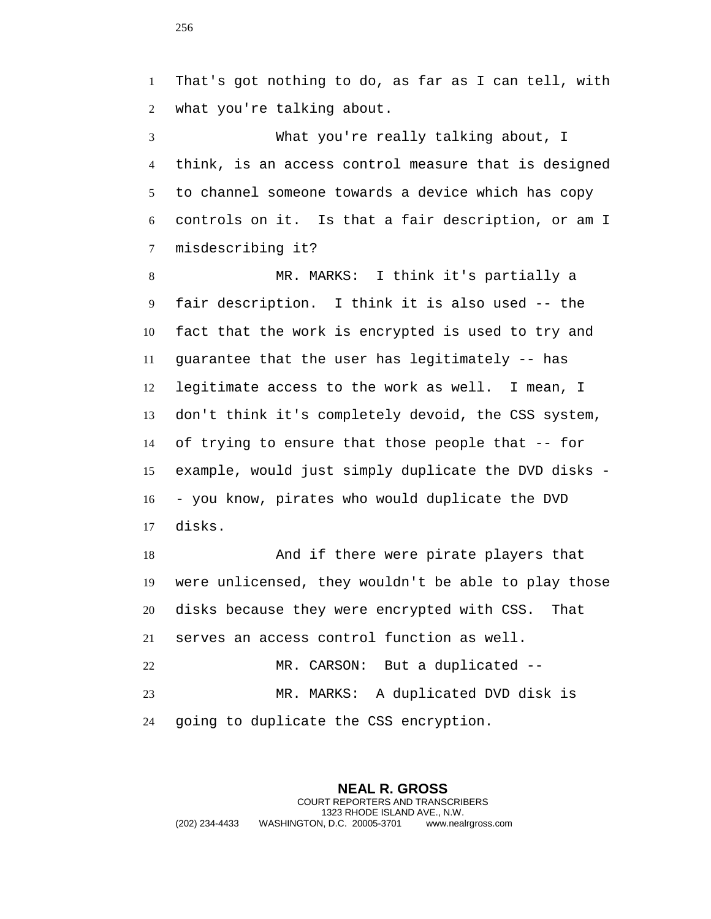That's got nothing to do, as far as I can tell, with what you're talking about.

What you're really talking about, I think, is an access control measure that is designed to channel someone towards a device which has copy controls on it. Is that a fair description, or am I misdescribing it?

MR. MARKS: I think it's partially a fair description. I think it is also used -- the fact that the work is encrypted is used to try and guarantee that the user has legitimately -- has legitimate access to the work as well. I mean, I don't think it's completely devoid, the CSS system, of trying to ensure that those people that -- for example, would just simply duplicate the DVD disks -- you know, pirates who would duplicate the DVD disks.

And if there were pirate players that were unlicensed, they wouldn't be able to play those disks because they were encrypted with CSS. That serves an access control function as well.

MR. CARSON: But a duplicated --

MR. MARKS: A duplicated DVD disk is going to duplicate the CSS encryption.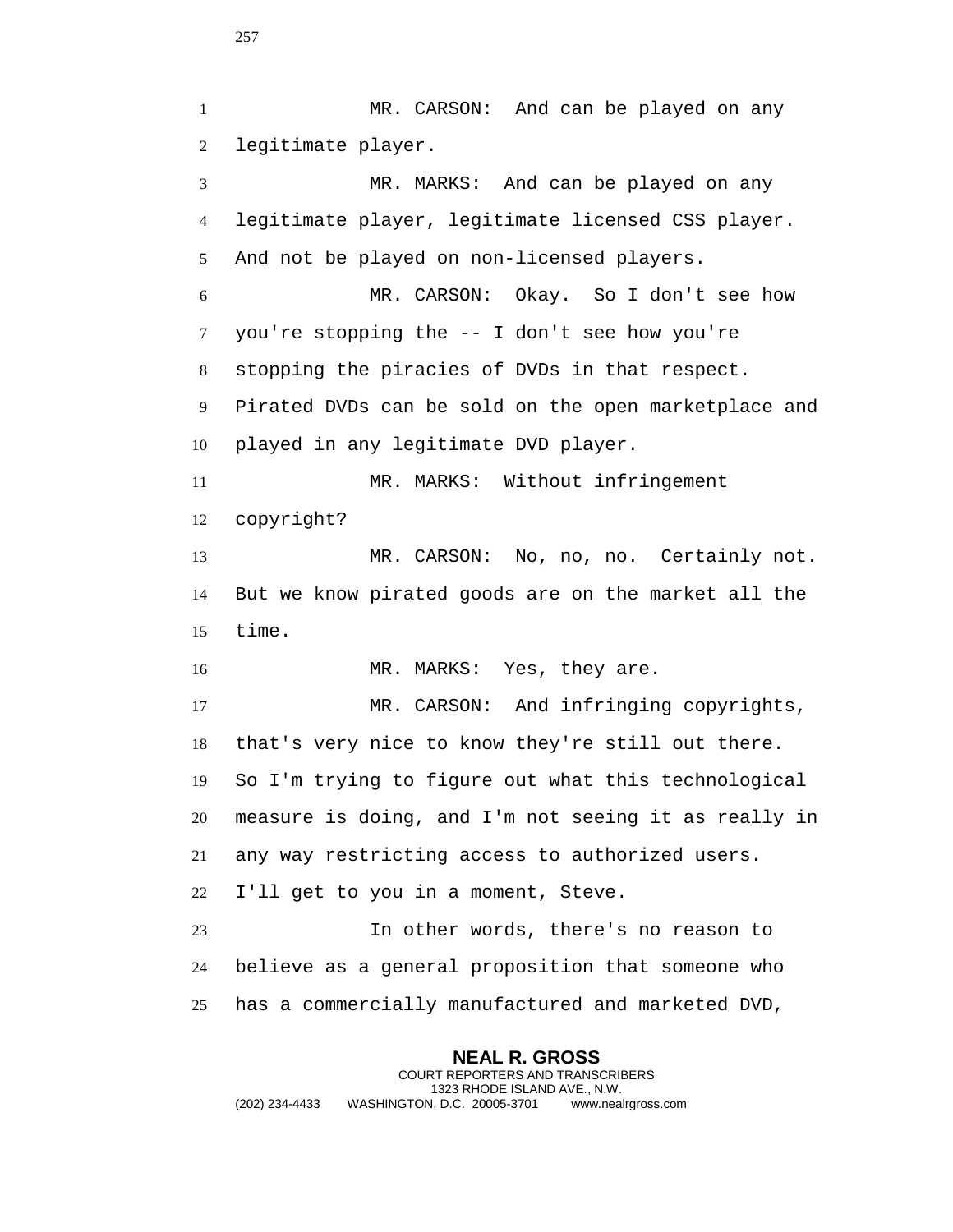MR. CARSON: And can be played on any legitimate player.

MR. MARKS: And can be played on any legitimate player, legitimate licensed CSS player. And not be played on non-licensed players.

MR. CARSON: Okay. So I don't see how you're stopping the -- I don't see how you're stopping the piracies of DVDs in that respect. Pirated DVDs can be sold on the open marketplace and played in any legitimate DVD player.

MR. MARKS: Without infringement copyright?

MR. CARSON: No, no, no. Certainly not. But we know pirated goods are on the market all the time.

MR. MARKS: Yes, they are.

MR. CARSON: And infringing copyrights, that's very nice to know they're still out there. So I'm trying to figure out what this technological measure is doing, and I'm not seeing it as really in any way restricting access to authorized users. I'll get to you in a moment, Steve.

In other words, there's no reason to believe as a general proposition that someone who has a commercially manufactured and marketed DVD,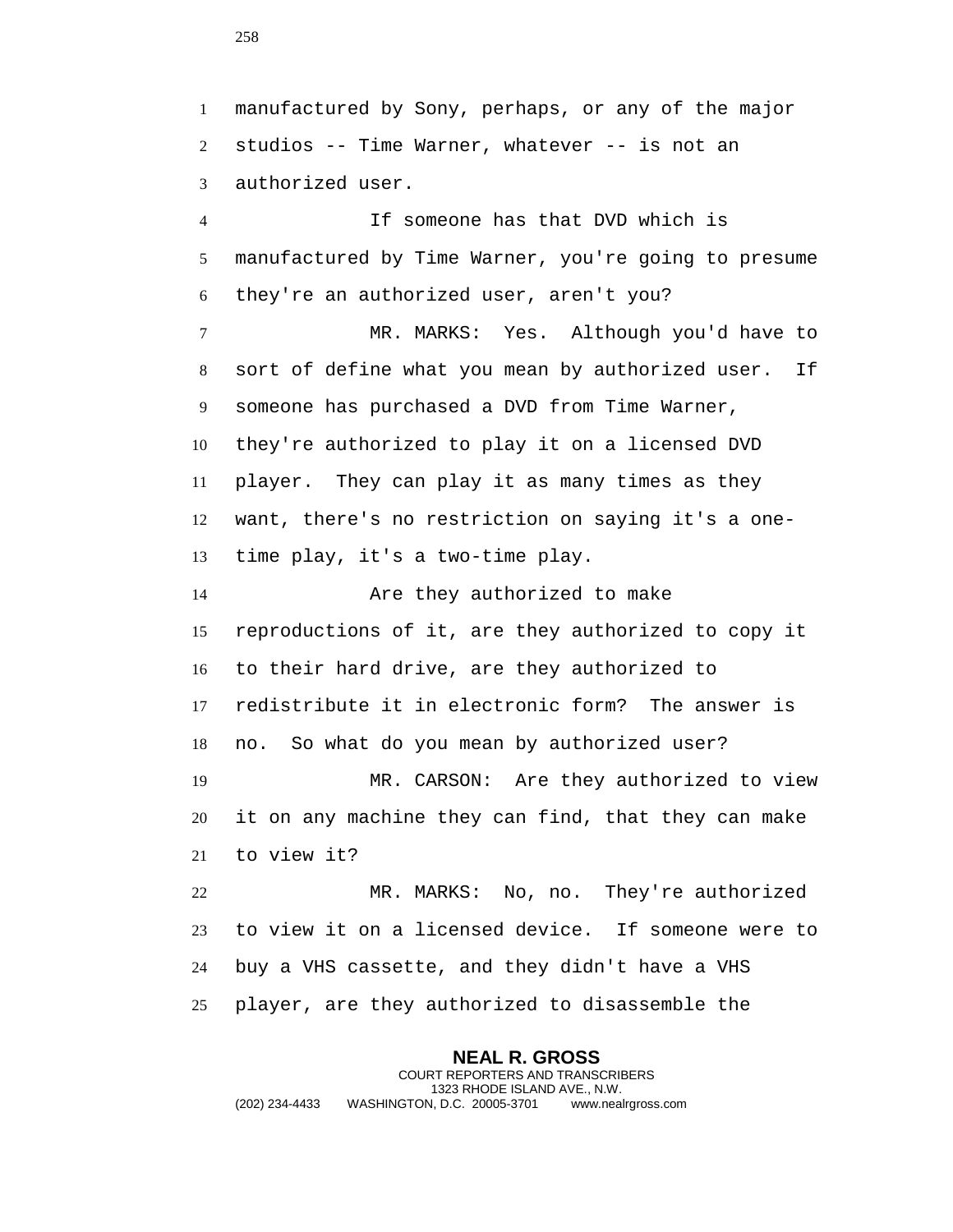manufactured by Sony, perhaps, or any of the major studios -- Time Warner, whatever -- is not an authorized user.

If someone has that DVD which is manufactured by Time Warner, you're going to presume they're an authorized user, aren't you?

MR. MARKS: Yes. Although you'd have to sort of define what you mean by authorized user. If someone has purchased a DVD from Time Warner, they're authorized to play it on a licensed DVD player. They can play it as many times as they want, there's no restriction on saying it's a one-time play, it's a two-time play.

Are they authorized to make reproductions of it, are they authorized to copy it to their hard drive, are they authorized to redistribute it in electronic form? The answer is no. So what do you mean by authorized user?

MR. CARSON: Are they authorized to view it on any machine they can find, that they can make to view it?

MR. MARKS: No, no. They're authorized to view it on a licensed device. If someone were to buy a VHS cassette, and they didn't have a VHS player, are they authorized to disassemble the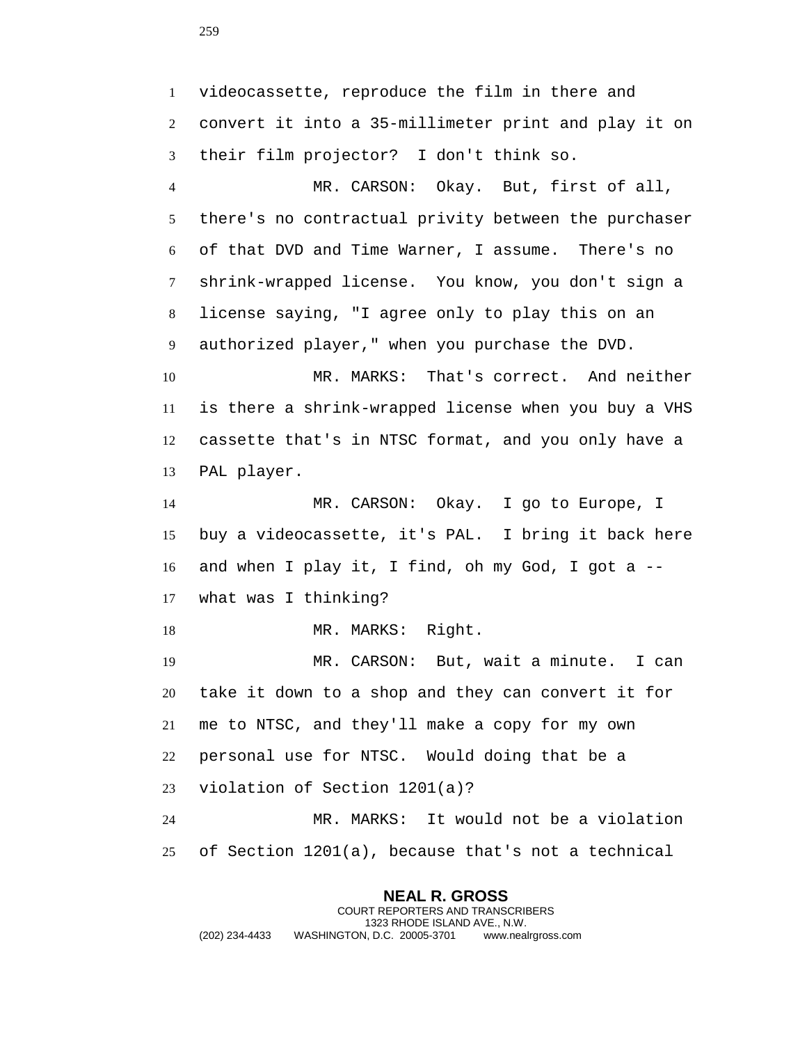videocassette, reproduce the film in there and convert it into a 35-millimeter print and play it on their film projector? I don't think so.

MR. CARSON: Okay. But, first of all, there's no contractual privity between the purchaser of that DVD and Time Warner, I assume. There's no shrink-wrapped license. You know, you don't sign a license saying, "I agree only to play this on an authorized player," when you purchase the DVD.

MR. MARKS: That's correct. And neither is there a shrink-wrapped license when you buy a VHS cassette that's in NTSC format, and you only have a PAL player.

MR. CARSON: Okay. I go to Europe, I buy a videocassette, it's PAL. I bring it back here and when I play it, I find, oh my God, I got a -- what was I thinking?

MR. MARKS: Right.

MR. CARSON: But, wait a minute. I can take it down to a shop and they can convert it for me to NTSC, and they'll make a copy for my own personal use for NTSC. Would doing that be a violation of Section 1201(a)?

MR. MARKS: It would not be a violation of Section 1201(a), because that's not a technical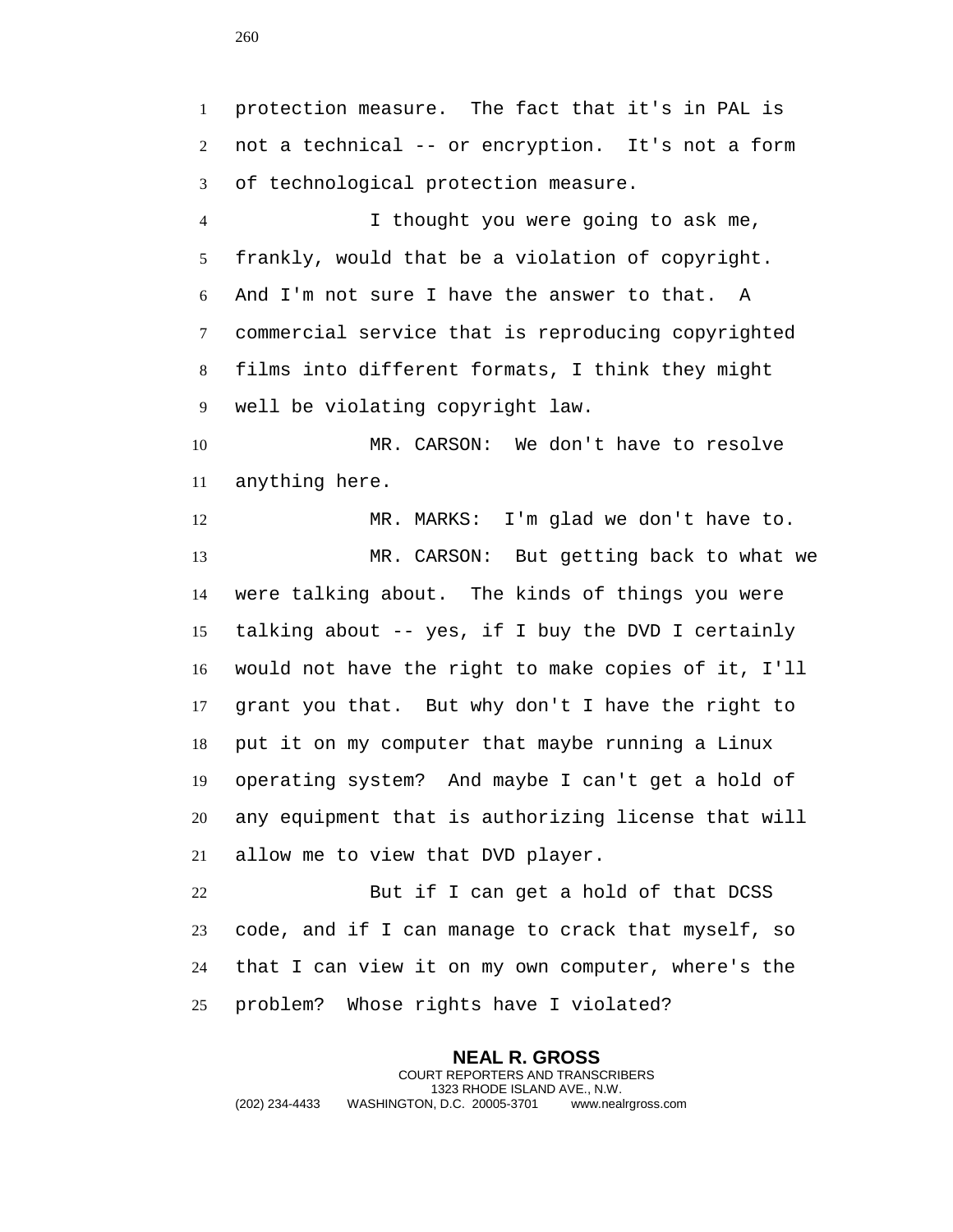protection measure. The fact that it's in PAL is not a technical -- or encryption. It's not a form of technological protection measure.

I thought you were going to ask me, frankly, would that be a violation of copyright. And I'm not sure I have the answer to that. A commercial service that is reproducing copyrighted films into different formats, I think they might well be violating copyright law.

MR. CARSON: We don't have to resolve anything here.

MR. MARKS: I'm glad we don't have to.

MR. CARSON: But getting back to what we were talking about. The kinds of things you were talking about -- yes, if I buy the DVD I certainly would not have the right to make copies of it, I'll grant you that. But why don't I have the right to put it on my computer that maybe running a Linux operating system? And maybe I can't get a hold of any equipment that is authorizing license that will allow me to view that DVD player.

But if I can get a hold of that DCSS code, and if I can manage to crack that myself, so that I can view it on my own computer, where's the problem? Whose rights have I violated?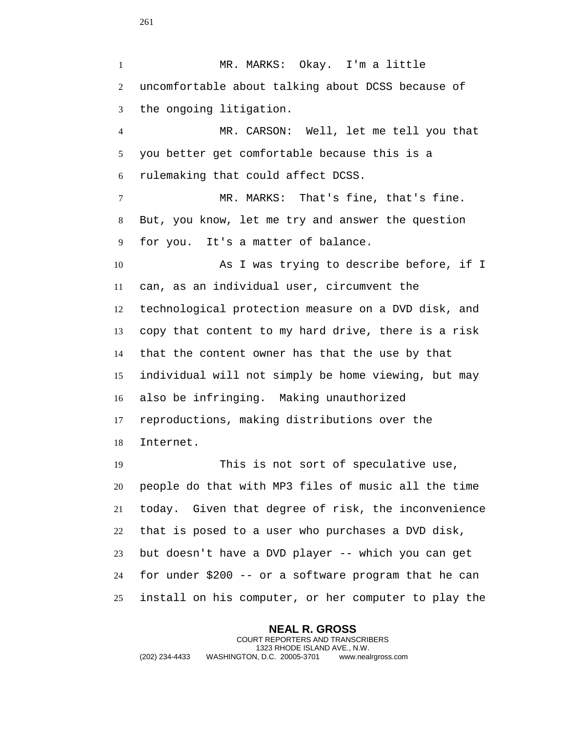MR. MARKS: Okay. I'm a little uncomfortable about talking about DCSS because of the ongoing litigation.

MR. CARSON: Well, let me tell you that you better get comfortable because this is a rulemaking that could affect DCSS.

MR. MARKS: That's fine, that's fine. But, you know, let me try and answer the question for you. It's a matter of balance.

As I was trying to describe before, if I can, as an individual user, circumvent the technological protection measure on a DVD disk, and copy that content to my hard drive, there is a risk that the content owner has that the use by that individual will not simply be home viewing, but may also be infringing. Making unauthorized reproductions, making distributions over the Internet.

This is not sort of speculative use, people do that with MP3 files of music all the time today. Given that degree of risk, the inconvenience that is posed to a user who purchases a DVD disk, but doesn't have a DVD player -- which you can get for under $200 -- or a software program that he can install on his computer, or her computer to play the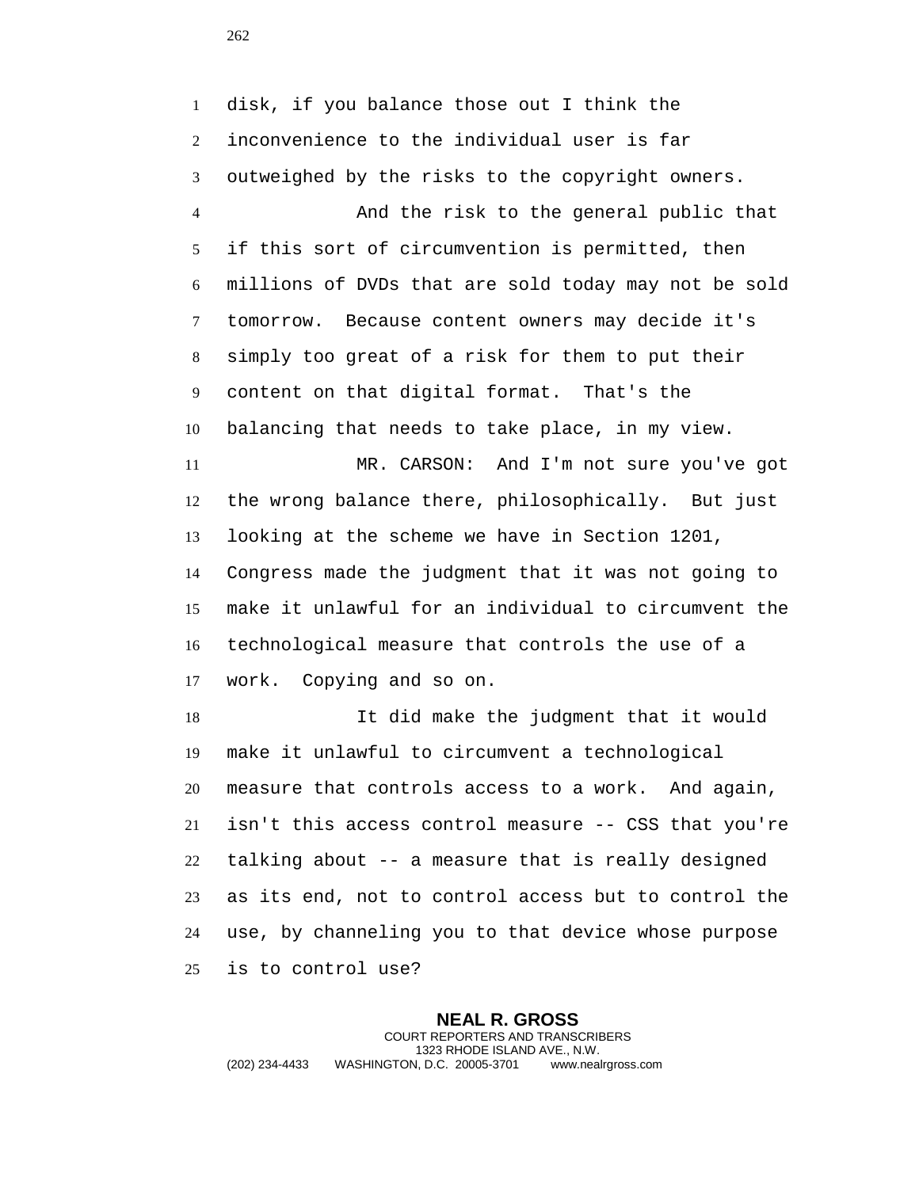disk, if you balance those out I think the inconvenience to the individual user is far outweighed by the risks to the copyright owners.

And the risk to the general public that if this sort of circumvention is permitted, then millions of DVDs that are sold today may not be sold tomorrow. Because content owners may decide it's simply too great of a risk for them to put their content on that digital format. That's the balancing that needs to take place, in my view.

MR. CARSON: And I'm not sure you've got the wrong balance there, philosophically. But just looking at the scheme we have in Section 1201, Congress made the judgment that it was not going to make it unlawful for an individual to circumvent the technological measure that controls the use of a work. Copying and so on.

It did make the judgment that it would make it unlawful to circumvent a technological measure that controls access to a work. And again, isn't this access control measure -- CSS that you're talking about -- a measure that is really designed as its end, not to control access but to control the use, by channeling you to that device whose purpose is to control use?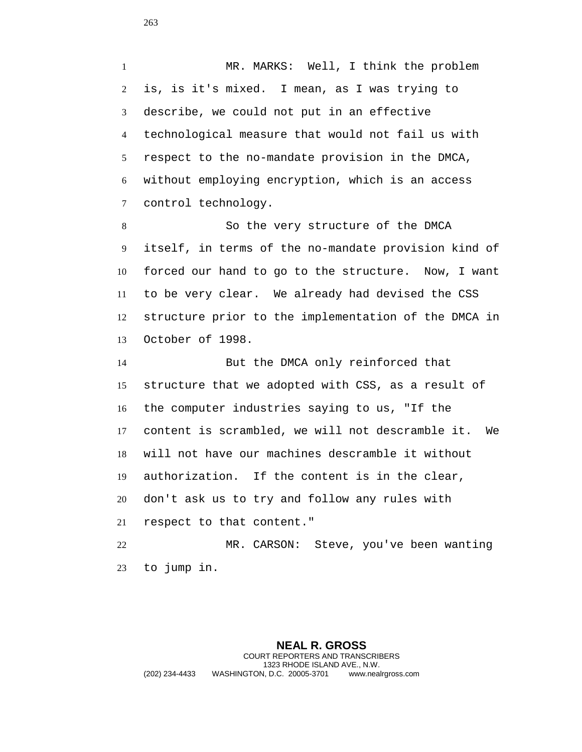MR. MARKS: Well, I think the problem is, is it's mixed. I mean, as I was trying to describe, we could not put in an effective technological measure that would not fail us with respect to the no-mandate provision in the DMCA, without employing encryption, which is an access control technology.

So the very structure of the DMCA itself, in terms of the no-mandate provision kind of forced our hand to go to the structure. Now, I want to be very clear. We already had devised the CSS structure prior to the implementation of the DMCA in October of 1998.

But the DMCA only reinforced that structure that we adopted with CSS, as a result of the computer industries saying to us, "If the content is scrambled, we will not descramble it. We will not have our machines descramble it without authorization. If the content is in the clear, don't ask us to try and follow any rules with respect to that content."

MR. CARSON: Steve, you've been wanting to jump in.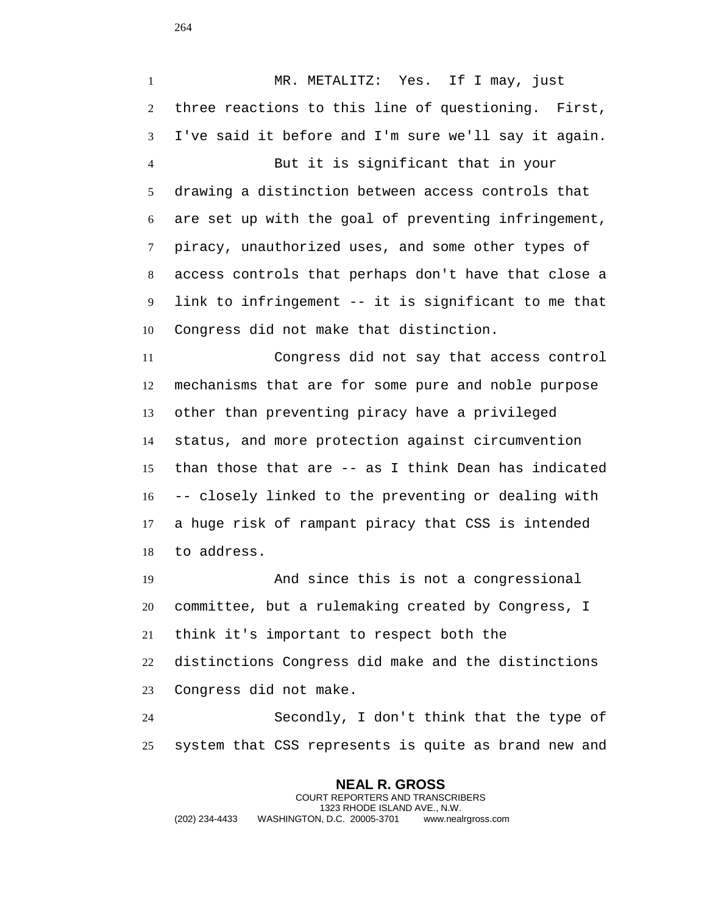MR. METALITZ: Yes. If I may, just three reactions to this line of questioning. First, I've said it before and I'm sure we'll say it again.

But it is significant that in your drawing a distinction between access controls that are set up with the goal of preventing infringement, piracy, unauthorized uses, and some other types of access controls that perhaps don't have that close a link to infringement -- it is significant to me that Congress did not make that distinction.

Congress did not say that access control mechanisms that are for some pure and noble purpose other than preventing piracy have a privileged status, and more protection against circumvention than those that are -- as I think Dean has indicated -- closely linked to the preventing or dealing with a huge risk of rampant piracy that CSS is intended to address.

And since this is not a congressional committee, but a rulemaking created by Congress, I think it's important to respect both the distinctions Congress did make and the distinctions Congress did not make.

Secondly, I don't think that the type of system that CSS represents is quite as brand new and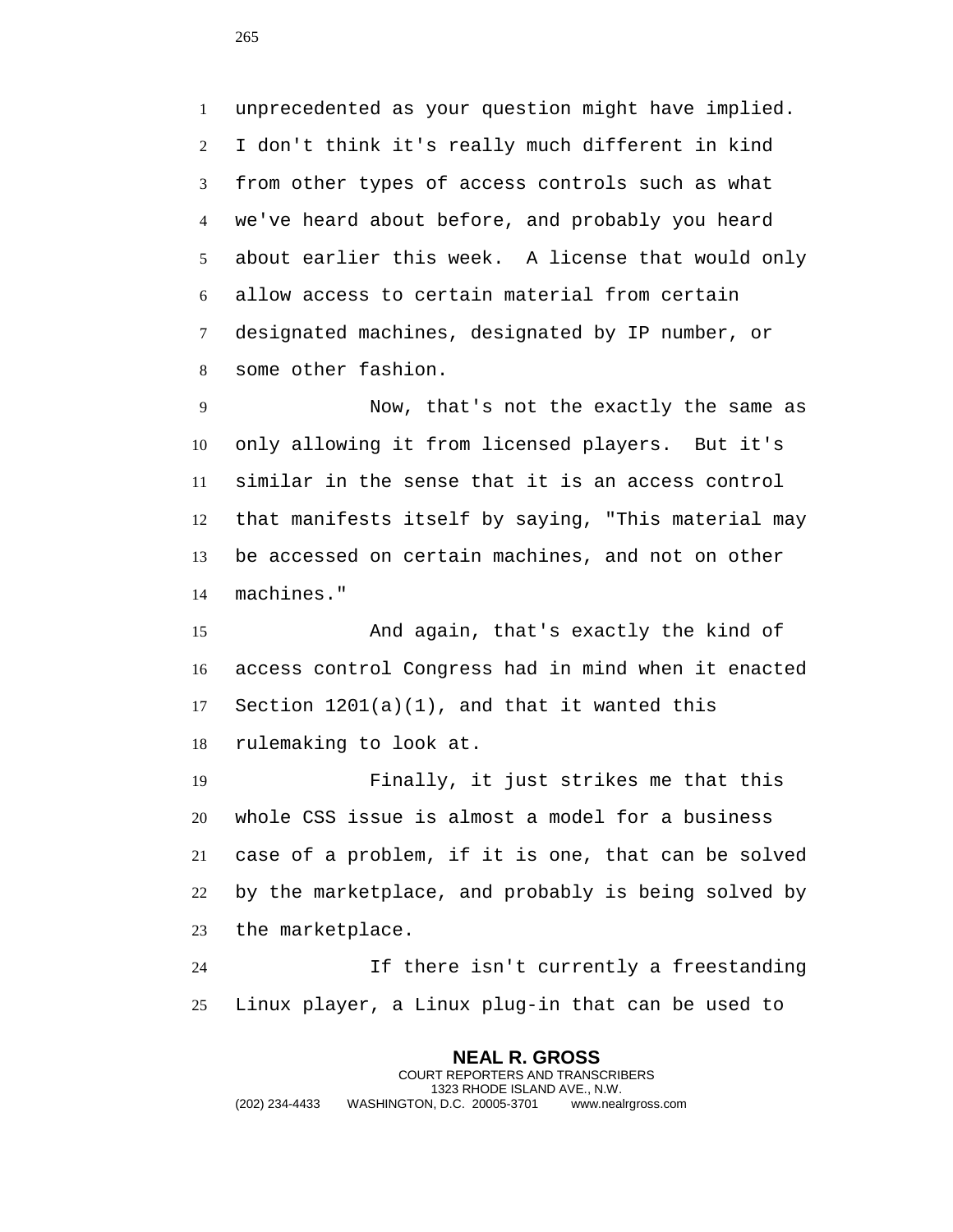unprecedented as your question might have implied. I don't think it's really much different in kind from other types of access controls such as what we've heard about before, and probably you heard about earlier this week. A license that would only allow access to certain material from certain designated machines, designated by IP number, or some other fashion.

Now, that's not the exactly the same as only allowing it from licensed players. But it's similar in the sense that it is an access control that manifests itself by saying, "This material may be accessed on certain machines, and not on other machines."

And again, that's exactly the kind of access control Congress had in mind when it enacted Section 1201(a)(1), and that it wanted this rulemaking to look at.

Finally, it just strikes me that this whole CSS issue is almost a model for a business case of a problem, if it is one, that can be solved by the marketplace, and probably is being solved by the marketplace.

If there isn't currently a freestanding Linux player, a Linux plug-in that can be used to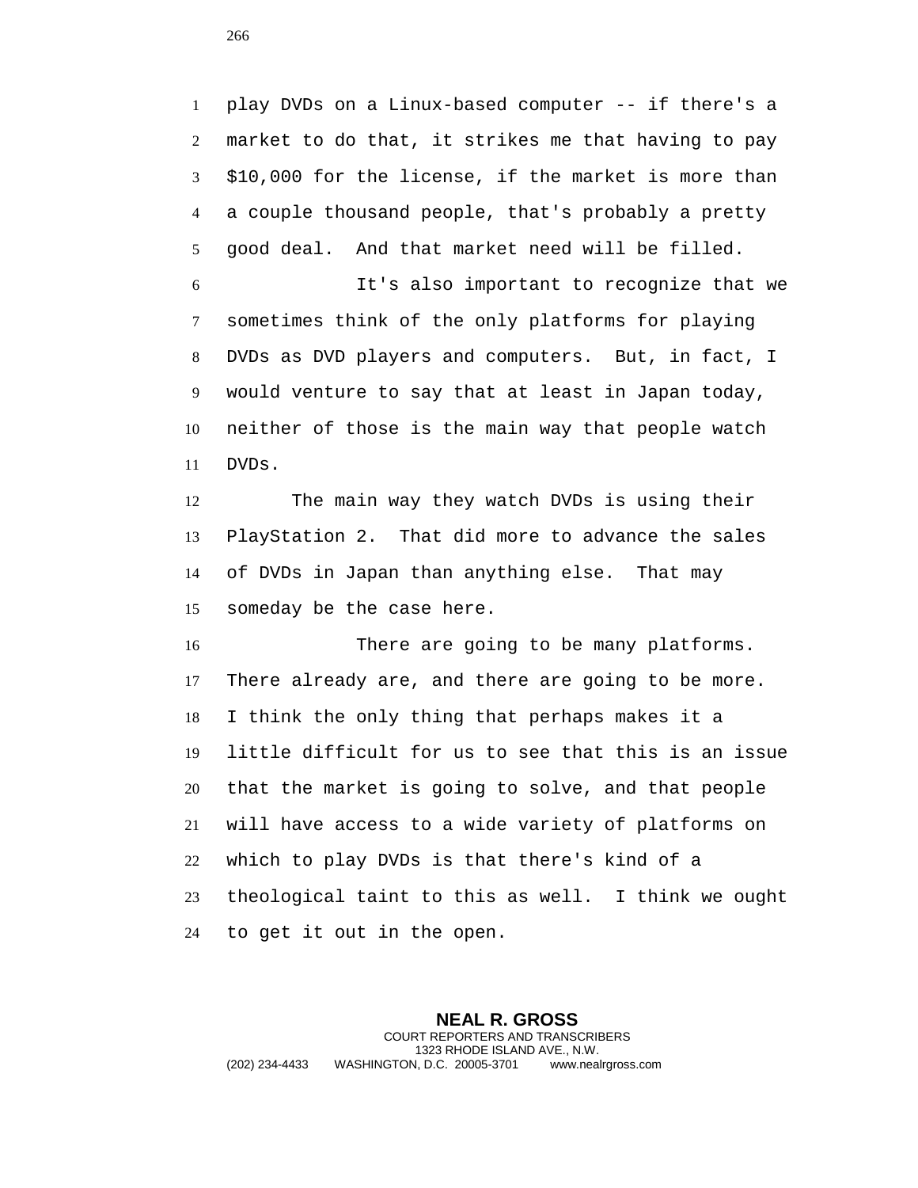play DVDs on a Linux-based computer -- if there's a market to do that, it strikes me that having to pay $10,000 for the license, if the market is more than a couple thousand people, that's probably a pretty good deal. And that market need will be filled.

It's also important to recognize that we sometimes think of the only platforms for playing DVDs as DVD players and computers. But, in fact, I would venture to say that at least in Japan today, neither of those is the main way that people watch DVDs.

The main way they watch DVDs is using their PlayStation 2. That did more to advance the sales of DVDs in Japan than anything else. That may someday be the case here.

There are going to be many platforms. There already are, and there are going to be more. I think the only thing that perhaps makes it a little difficult for us to see that this is an issue that the market is going to solve, and that people will have access to a wide variety of platforms on which to play DVDs is that there's kind of a theological taint to this as well. I think we ought to get it out in the open.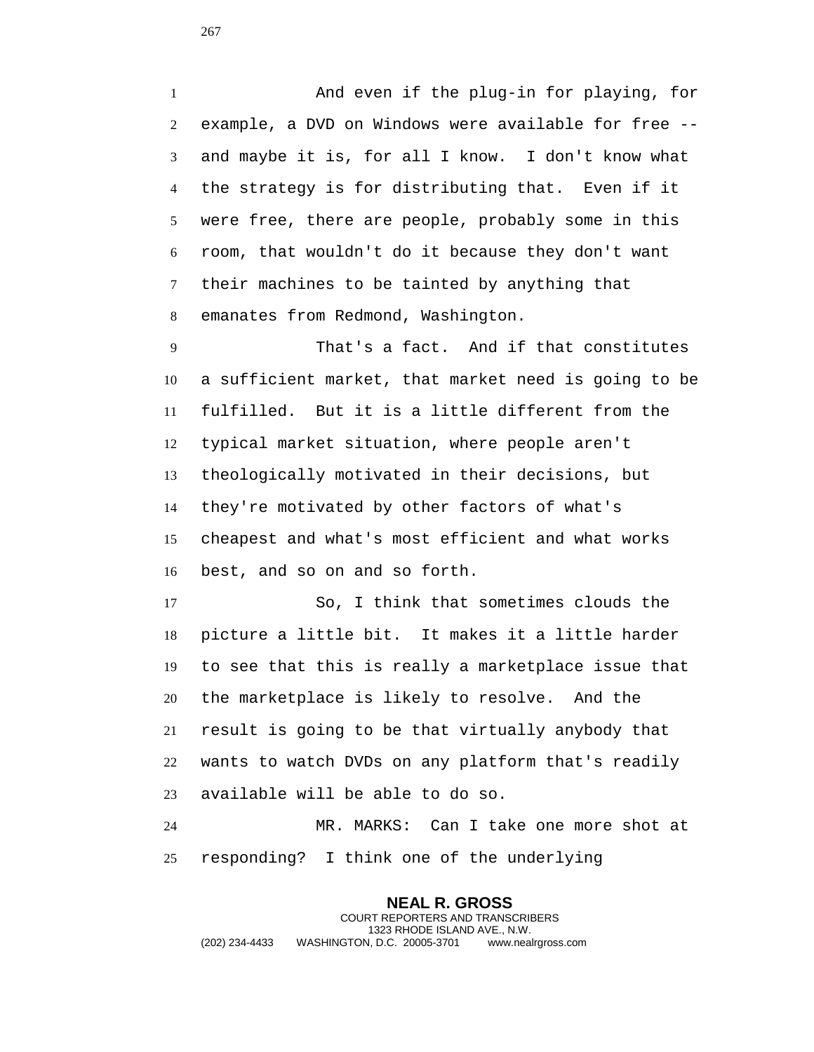And even if the plug-in for playing, for example, a DVD on Windows were available for free -- and maybe it is, for all I know. I don't know what the strategy is for distributing that. Even if it were free, there are people, probably some in this room, that wouldn't do it because they don't want their machines to be tainted by anything that emanates from Redmond, Washington.

That's a fact. And if that constitutes a sufficient market, that market need is going to be fulfilled. But it is a little different from the typical market situation, where people aren't theologically motivated in their decisions, but they're motivated by other factors of what's cheapest and what's most efficient and what works best, and so on and so forth.

So, I think that sometimes clouds the picture a little bit. It makes it a little harder to see that this is really a marketplace issue that the marketplace is likely to resolve. And the result is going to be that virtually anybody that wants to watch DVDs on any platform that's readily available will be able to do so.

MR. MARKS: Can I take one more shot at responding? I think one of the underlying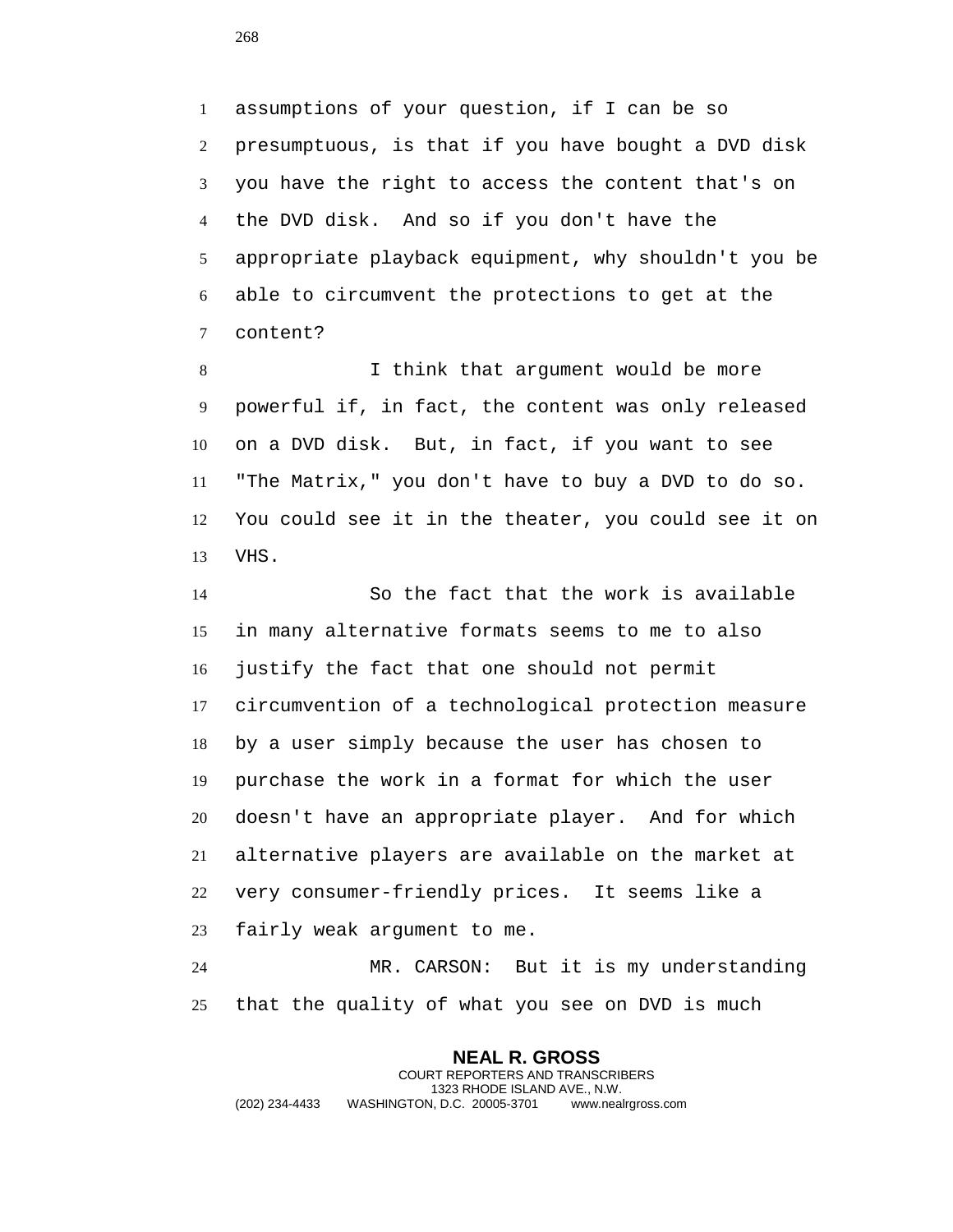assumptions of your question, if I can be so presumptuous, is that if you have bought a DVD disk you have the right to access the content that's on the DVD disk. And so if you don't have the appropriate playback equipment, why shouldn't you be able to circumvent the protections to get at the content?

I think that argument would be more powerful if, in fact, the content was only released on a DVD disk. But, in fact, if you want to see "The Matrix," you don't have to buy a DVD to do so. You could see it in the theater, you could see it on VHS.

So the fact that the work is available in many alternative formats seems to me to also justify the fact that one should not permit circumvention of a technological protection measure by a user simply because the user has chosen to purchase the work in a format for which the user doesn't have an appropriate player. And for which alternative players are available on the market at very consumer-friendly prices. It seems like a fairly weak argument to me.

MR. CARSON: But it is my understanding that the quality of what you see on DVD is much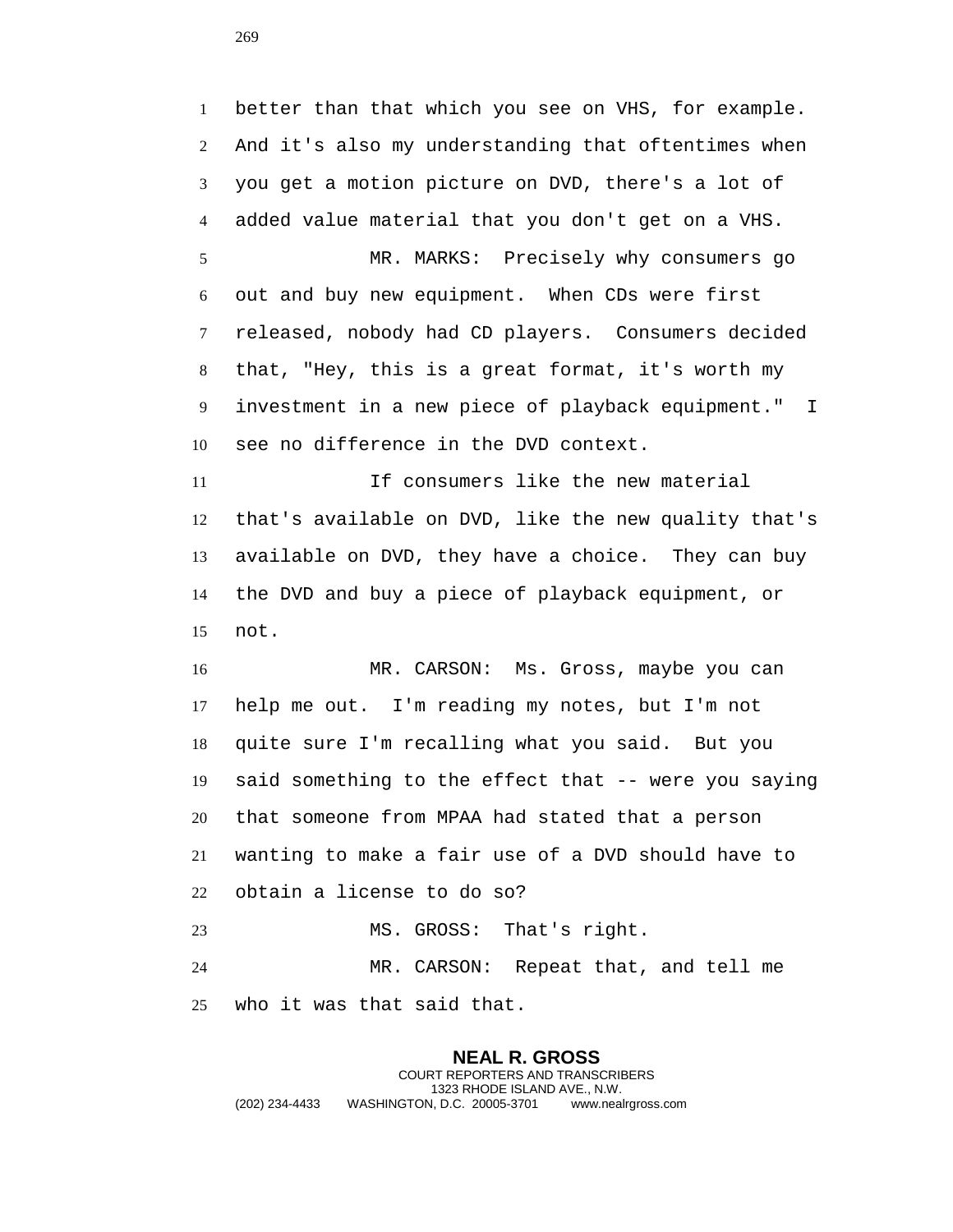better than that which you see on VHS, for example. And it's also my understanding that oftentimes when you get a motion picture on DVD, there's a lot of added value material that you don't get on a VHS.

MR. MARKS: Precisely why consumers go out and buy new equipment. When CDs were first released, nobody had CD players. Consumers decided that, "Hey, this is a great format, it's worth my investment in a new piece of playback equipment." I see no difference in the DVD context.

If consumers like the new material that's available on DVD, like the new quality that's available on DVD, they have a choice. They can buy the DVD and buy a piece of playback equipment, or not.

MR. CARSON: Ms. Gross, maybe you can help me out. I'm reading my notes, but I'm not quite sure I'm recalling what you said. But you said something to the effect that -- were you saying that someone from MPAA had stated that a person wanting to make a fair use of a DVD should have to obtain a license to do so?

MS. GROSS: That's right.

MR. CARSON: Repeat that, and tell me who it was that said that.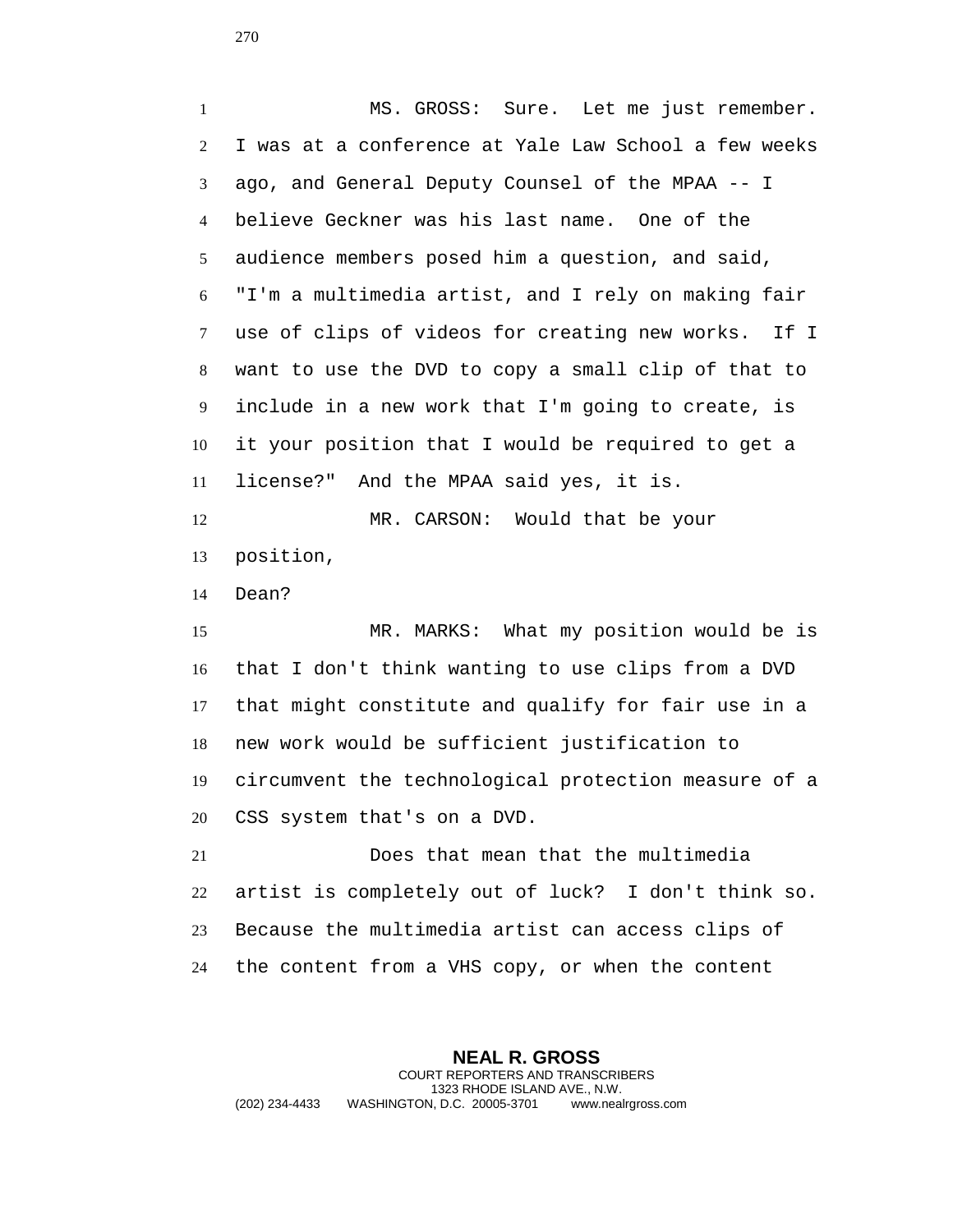MS. GROSS: Sure. Let me just remember. I was at a conference at Yale Law School a few weeks ago, and General Deputy Counsel of the MPAA -- I believe Geckner was his last name. One of the audience members posed him a question, and said, "I'm a multimedia artist, and I rely on making fair use of clips of videos for creating new works. If I want to use the DVD to copy a small clip of that to include in a new work that I'm going to create, is it your position that I would be required to get a license?" And the MPAA said yes, it is.

MR. CARSON: Would that be your position,
Dean?

MR. MARKS: What my position would be is that I don't think wanting to use clips from a DVD that might constitute and qualify for fair use in a new work would be sufficient justification to circumvent the technological protection measure of a CSS system that's on a DVD.

Does that mean that the multimedia artist is completely out of luck? I don't think so. Because the multimedia artist can access clips of the content from a VHS copy, or when the content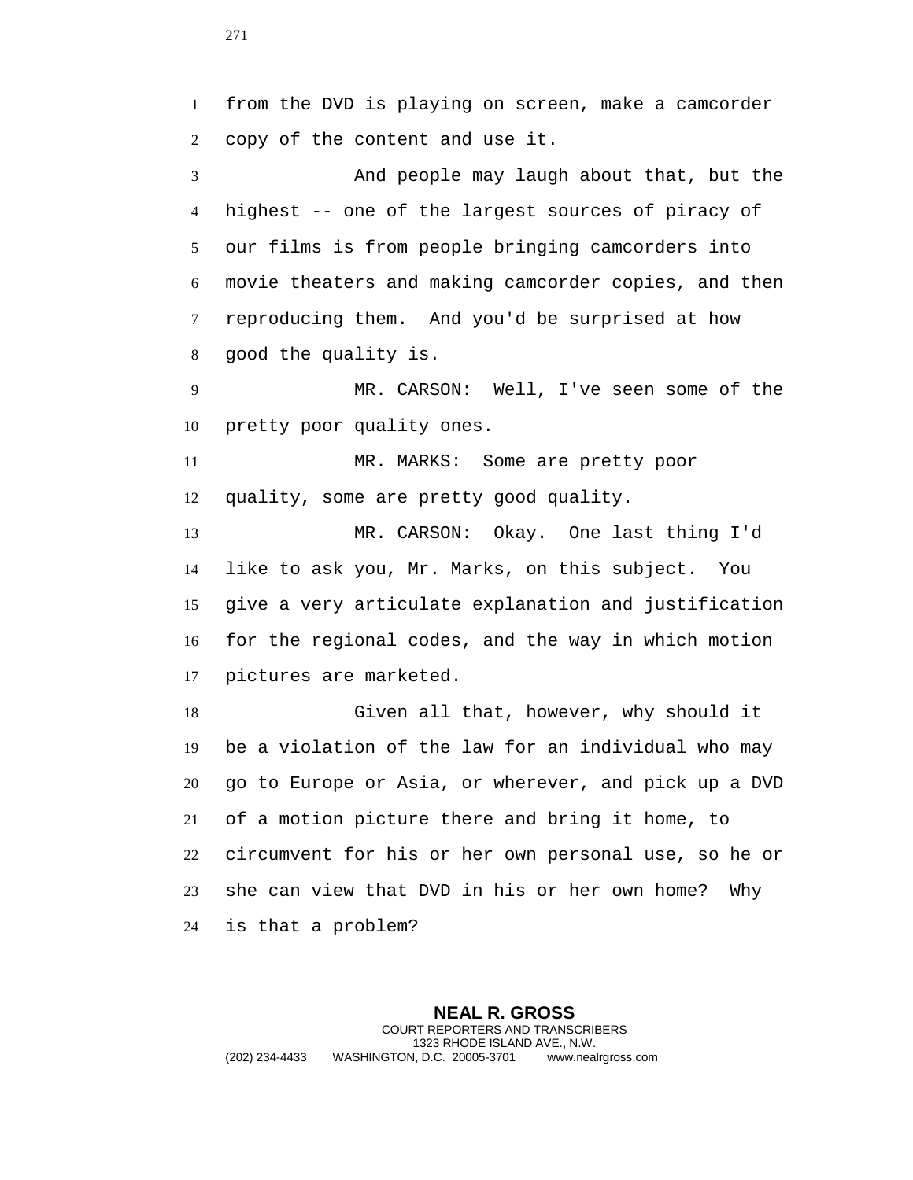from the DVD is playing on screen, make a camcorder copy of the content and use it.

And people may laugh about that, but the highest -- one of the largest sources of piracy of our films is from people bringing camcorders into movie theaters and making camcorder copies, and then reproducing them. And you'd be surprised at how good the quality is.

MR. CARSON: Well, I've seen some of the pretty poor quality ones.

MR. MARKS: Some are pretty poor quality, some are pretty good quality.

MR. CARSON: Okay. One last thing I'd like to ask you, Mr. Marks, on this subject. You give a very articulate explanation and justification for the regional codes, and the way in which motion pictures are marketed.

Given all that, however, why should it be a violation of the law for an individual who may go to Europe or Asia, or wherever, and pick up a DVD of a motion picture there and bring it home, to circumvent for his or her own personal use, so he or she can view that DVD in his or her own home? Why is that a problem?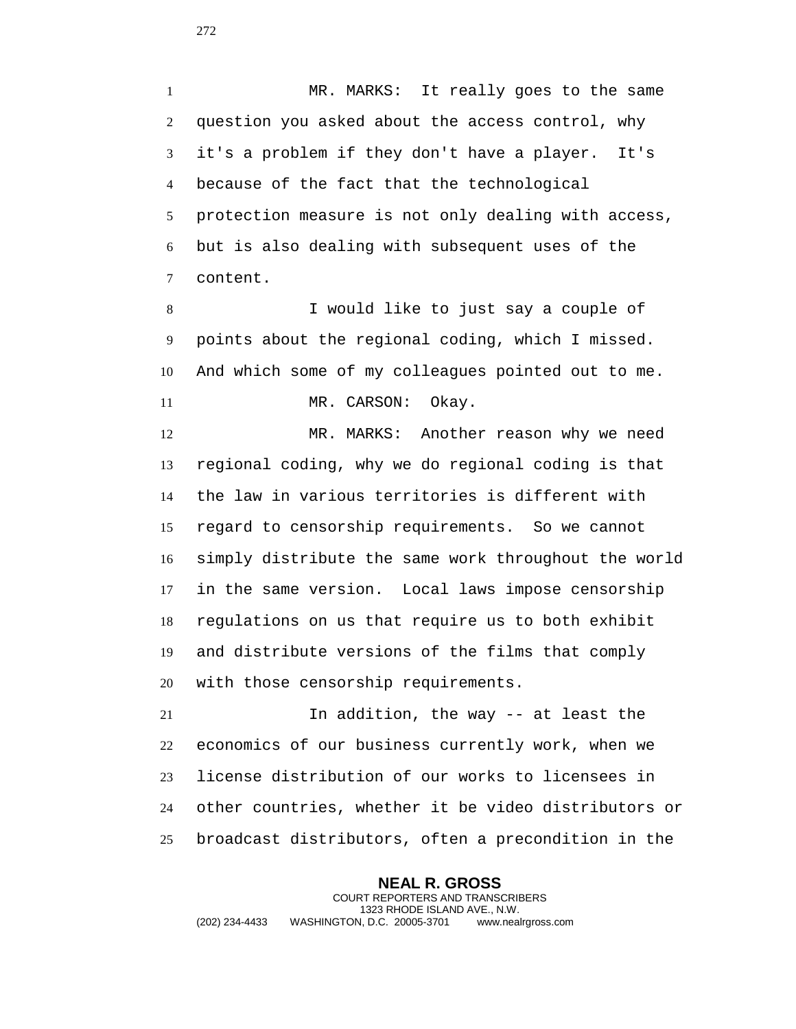MR. MARKS: It really goes to the same question you asked about the access control, why it's a problem if they don't have a player. It's because of the fact that the technological protection measure is not only dealing with access, but is also dealing with subsequent uses of the content.

I would like to just say a couple of points about the regional coding, which I missed. And which some of my colleagues pointed out to me.

MR. CARSON: Okay.

MR. MARKS: Another reason why we need regional coding, why we do regional coding is that the law in various territories is different with regard to censorship requirements. So we cannot simply distribute the same work throughout the world in the same version. Local laws impose censorship regulations on us that require us to both exhibit and distribute versions of the films that comply with those censorship requirements.

In addition, the way -- at least the economics of our business currently work, when we license distribution of our works to licensees in other countries, whether it be video distributors or broadcast distributors, often a precondition in the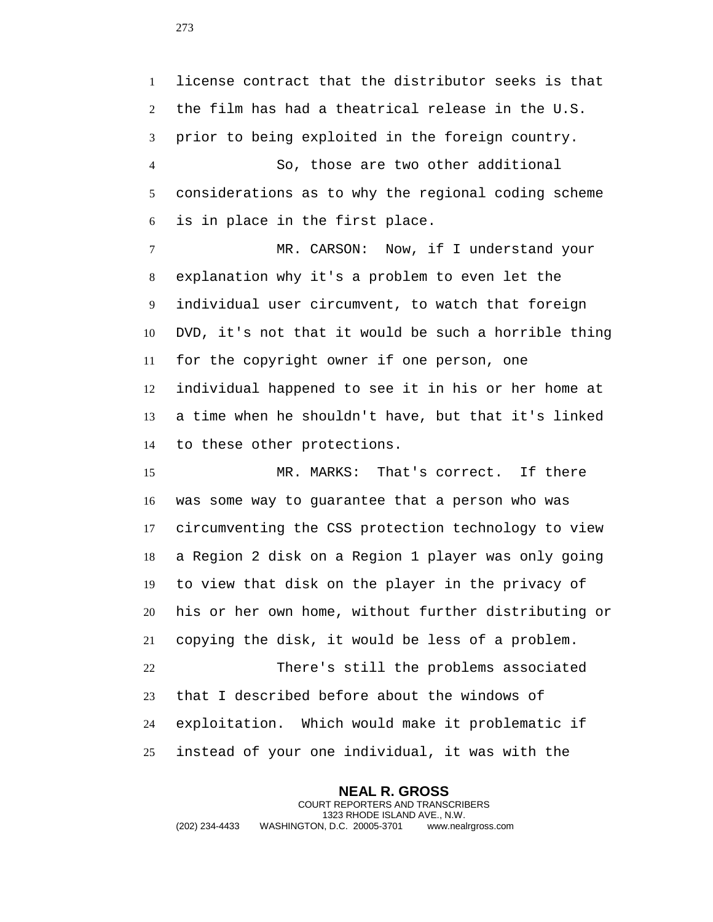license contract that the distributor seeks is that the film has had a theatrical release in the U.S. prior to being exploited in the foreign country.

So, those are two other additional considerations as to why the regional coding scheme is in place in the first place.

MR. CARSON: Now, if I understand your explanation why it's a problem to even let the individual user circumvent, to watch that foreign DVD, it's not that it would be such a horrible thing for the copyright owner if one person, one individual happened to see it in his or her home at a time when he shouldn't have, but that it's linked to these other protections.

MR. MARKS: That's correct. If there was some way to guarantee that a person who was circumventing the CSS protection technology to view a Region 2 disk on a Region 1 player was only going to view that disk on the player in the privacy of his or her own home, without further distributing or copying the disk, it would be less of a problem.

There's still the problems associated that I described before about the windows of exploitation. Which would make it problematic if instead of your one individual, it was with the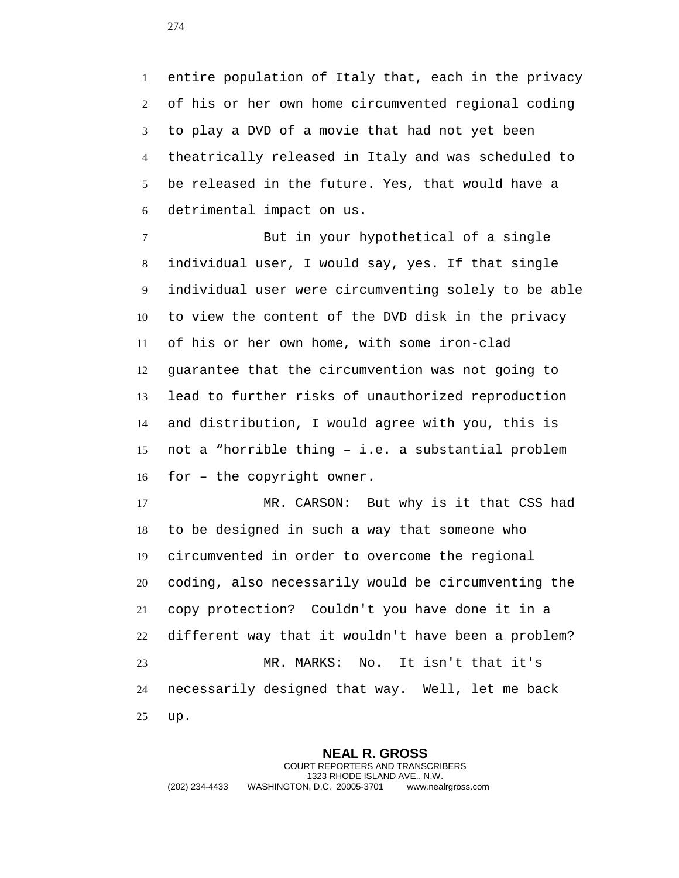entire population of Italy that, each in the privacy of his or her own home circumvented regional coding to play a DVD of a movie that had not yet been theatrically released in Italy and was scheduled to be released in the future. Yes, that would have a detrimental impact on us.

But in your hypothetical of a single individual user, I would say, yes. If that single individual user were circumventing solely to be able to view the content of the DVD disk in the privacy of his or her own home, with some iron-clad guarantee that the circumvention was not going to lead to further risks of unauthorized reproduction and distribution, I would agree with you, this is not a “horrible thing – i.e. a substantial problem for – the copyright owner.

MR. CARSON: But why is it that CSS had to be designed in such a way that someone who circumvented in order to overcome the regional coding, also necessarily would be circumventing the copy protection? Couldn't you have done it in a different way that it wouldn't have been a problem?

MR. MARKS: No. It isn't that it's necessarily designed that way. Well, let me back up.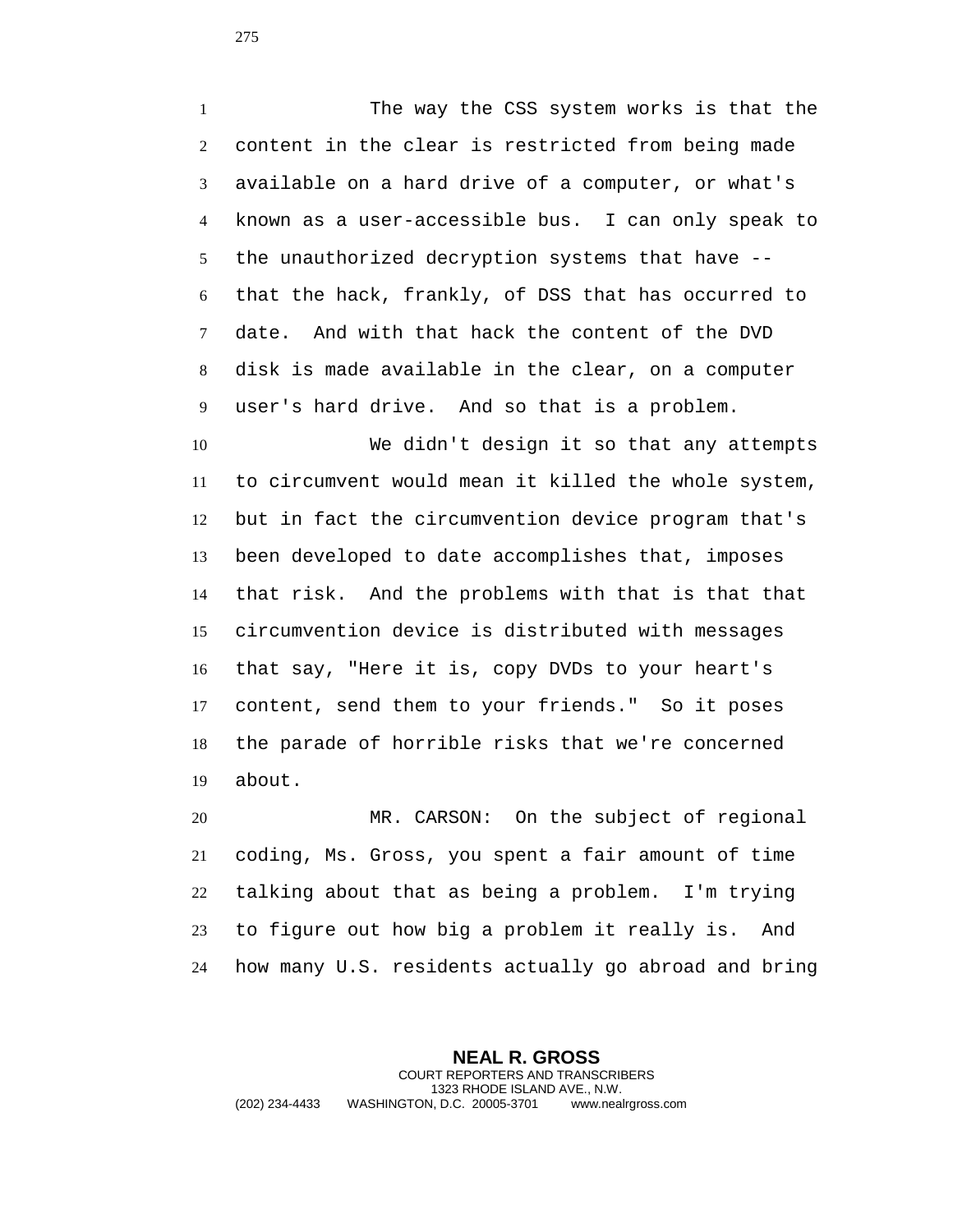The way the CSS system works is that the content in the clear is restricted from being made available on a hard drive of a computer, or what's known as a user-accessible bus. I can only speak to the unauthorized decryption systems that have -- that the hack, frankly, of DSS that has occurred to date. And with that hack the content of the DVD disk is made available in the clear, on a computer user's hard drive. And so that is a problem.

We didn't design it so that any attempts to circumvent would mean it killed the whole system, but in fact the circumvention device program that's been developed to date accomplishes that, imposes that risk. And the problems with that is that that circumvention device is distributed with messages that say, "Here it is, copy DVDs to your heart's content, send them to your friends." So it poses the parade of horrible risks that we're concerned about.

MR. CARSON: On the subject of regional coding, Ms. Gross, you spent a fair amount of time talking about that as being a problem. I'm trying to figure out how big a problem it really is. And how many U.S. residents actually go abroad and bring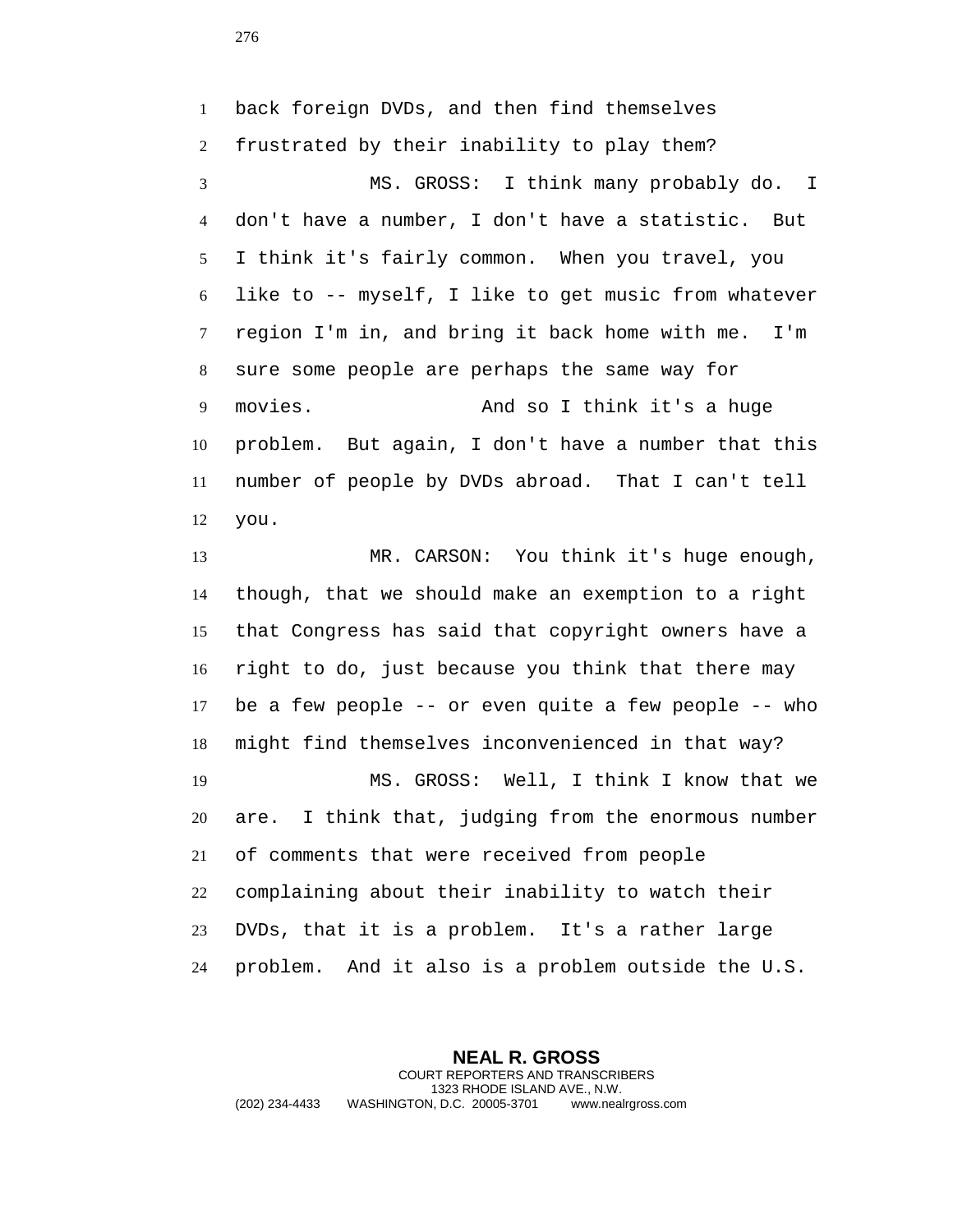back foreign DVDs, and then find themselves frustrated by their inability to play them?

MS. GROSS: I think many probably do. I don't have a number, I don't have a statistic. But I think it's fairly common. When you travel, you like to -- myself, I like to get music from whatever region I'm in, and bring it back home with me. I'm sure some people are perhaps the same way for movies. And so I think it's a huge problem. But again, I don't have a number that this number of people by DVDs abroad. That I can't tell you.

MR. CARSON: You think it's huge enough, though, that we should make an exemption to a right that Congress has said that copyright owners have a right to do, just because you think that there may be a few people -- or even quite a few people -- who might find themselves inconvenienced in that way?

MS. GROSS: Well, I think I know that we are. I think that, judging from the enormous number of comments that were received from people complaining about their inability to watch their DVDs, that it is a problem. It's a rather large problem. And it also is a problem outside the U.S.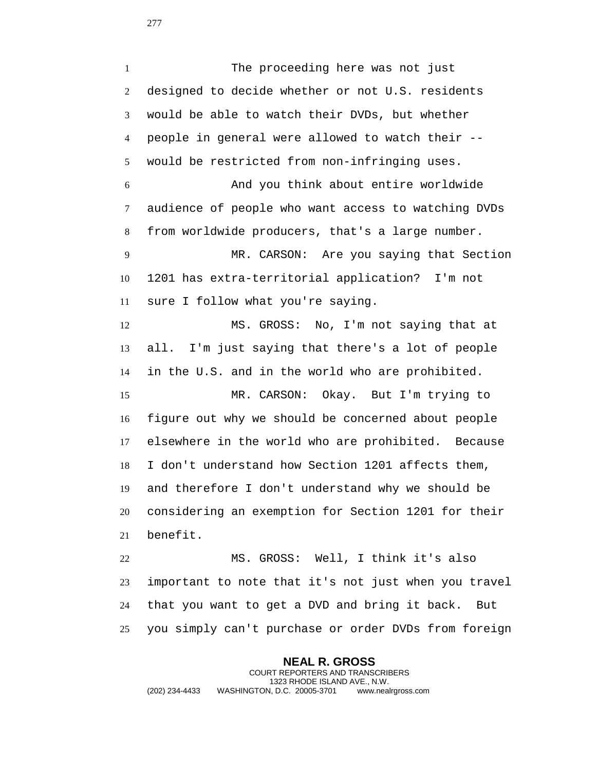The proceeding here was not just designed to decide whether or not U.S. residents would be able to watch their DVDs, but whether people in general were allowed to watch their -- would be restricted from non-infringing uses.

And you think about entire worldwide audience of people who want access to watching DVDs from worldwide producers, that's a large number.

MR. CARSON: Are you saying that Section 1201 has extra-territorial application? I'm not sure I follow what you're saying.

MS. GROSS: No, I'm not saying that at all. I'm just saying that there's a lot of people in the U.S. and in the world who are prohibited.

MR. CARSON: Okay. But I'm trying to figure out why we should be concerned about people elsewhere in the world who are prohibited. Because I don't understand how Section 1201 affects them, and therefore I don't understand why we should be considering an exemption for Section 1201 for their benefit.

MS. GROSS: Well, I think it's also important to note that it's not just when you travel that you want to get a DVD and bring it back. But you simply can't purchase or order DVDs from foreign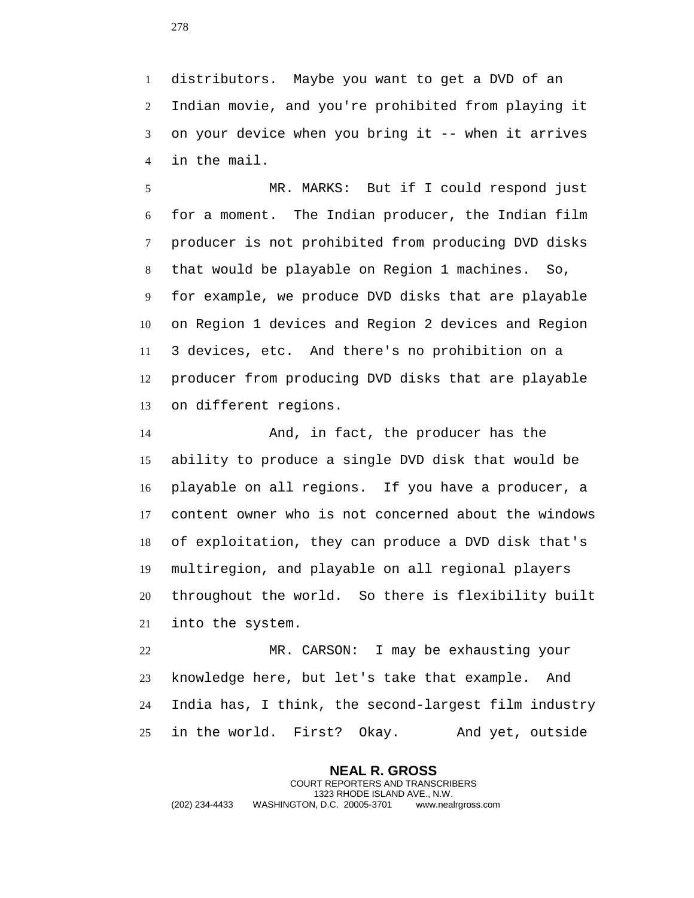distributors. Maybe you want to get a DVD of an Indian movie, and you're prohibited from playing it on your device when you bring it -- when it arrives in the mail.

MR. MARKS: But if I could respond just for a moment. The Indian producer, the Indian film producer is not prohibited from producing DVD disks that would be playable on Region 1 machines. So, for example, we produce DVD disks that are playable on Region 1 devices and Region 2 devices and Region 3 devices, etc. And there's no prohibition on a producer from producing DVD disks that are playable on different regions.

And, in fact, the producer has the ability to produce a single DVD disk that would be playable on all regions. If you have a producer, a content owner who is not concerned about the windows of exploitation, they can produce a DVD disk that's multiregion, and playable on all regional players throughout the world. So there is flexibility built into the system.

MR. CARSON: I may be exhausting your knowledge here, but let's take that example. And India has, I think, the second-largest film industry in the world. First? Okay. And yet, outside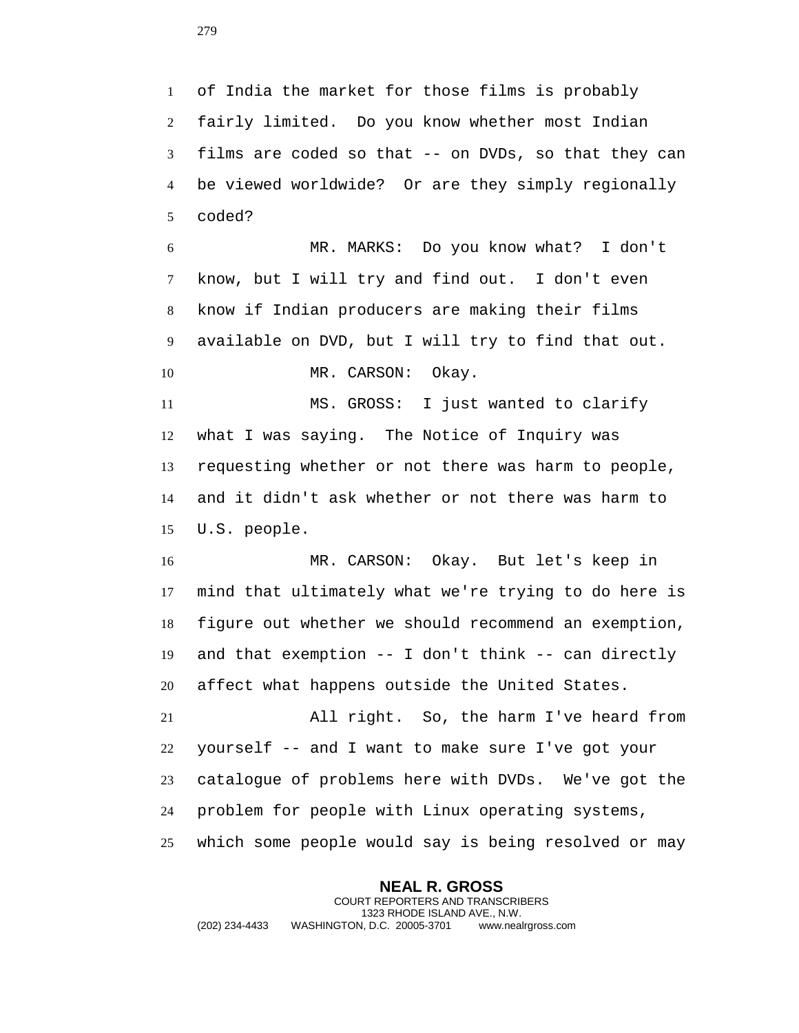of India the market for those films is probably fairly limited. Do you know whether most Indian films are coded so that -- on DVDs, so that they can be viewed worldwide? Or are they simply regionally coded?

MR. MARKS: Do you know what? I don't know, but I will try and find out. I don't even know if Indian producers are making their films available on DVD, but I will try to find that out.

MR. CARSON: Okay.

MS. GROSS: I just wanted to clarify what I was saying. The Notice of Inquiry was requesting whether or not there was harm to people, and it didn't ask whether or not there was harm to U.S. people.

MR. CARSON: Okay. But let's keep in mind that ultimately what we're trying to do here is figure out whether we should recommend an exemption, and that exemption -- I don't think -- can directly affect what happens outside the United States.

All right. So, the harm I've heard from yourself -- and I want to make sure I've got your catalogue of problems here with DVDs. We've got the problem for people with Linux operating systems, which some people would say is being resolved or may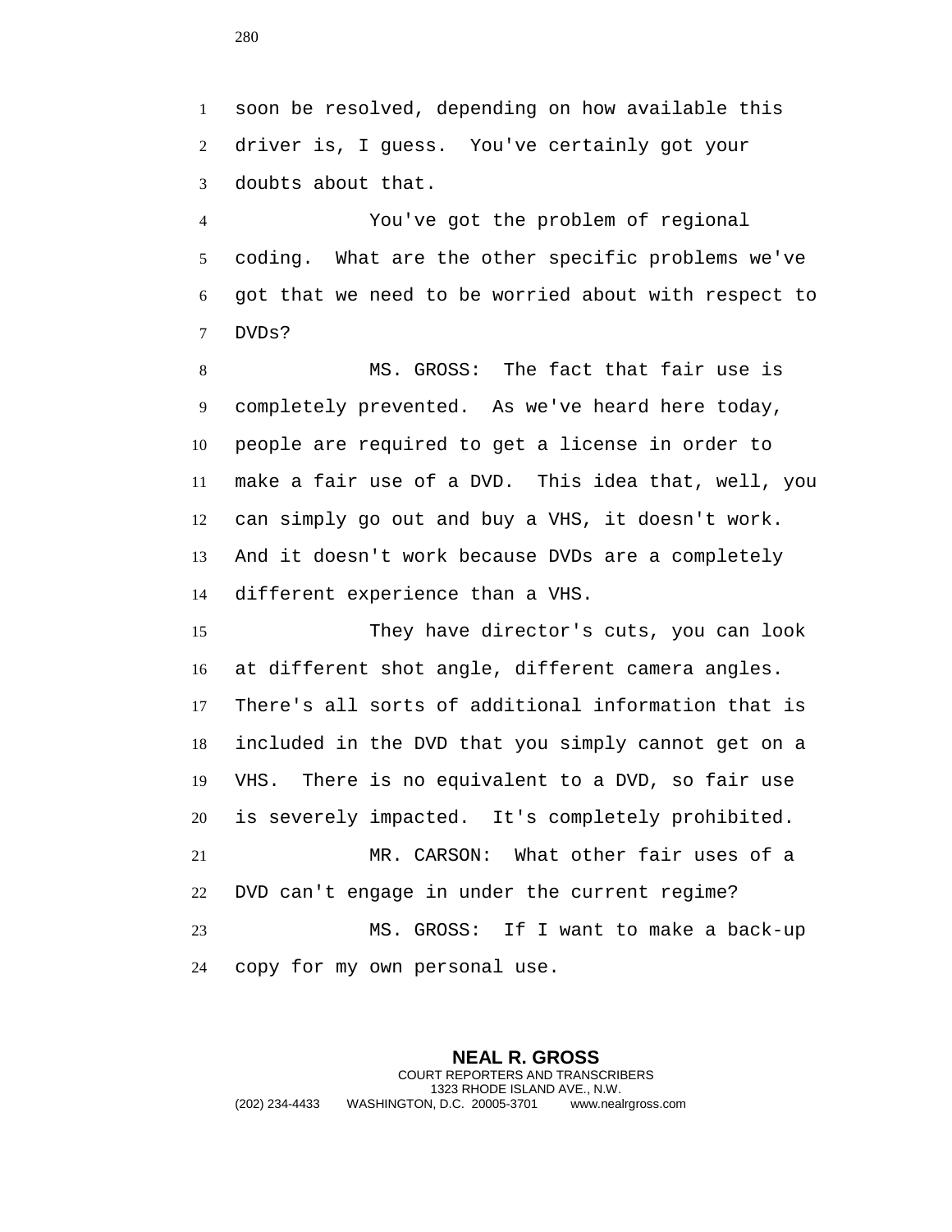soon be resolved, depending on how available this driver is, I guess. You've certainly got your doubts about that.

You've got the problem of regional coding. What are the other specific problems we've got that we need to be worried about with respect to DVDs?

MS. GROSS: The fact that fair use is completely prevented. As we've heard here today, people are required to get a license in order to make a fair use of a DVD. This idea that, well, you can simply go out and buy a VHS, it doesn't work. And it doesn't work because DVDs are a completely different experience than a VHS.

They have director's cuts, you can look at different shot angle, different camera angles. There's all sorts of additional information that is included in the DVD that you simply cannot get on a VHS. There is no equivalent to a DVD, so fair use is severely impacted. It's completely prohibited.

MR. CARSON: What other fair uses of a DVD can't engage in under the current regime?

MS. GROSS: If I want to make a back-up copy for my own personal use.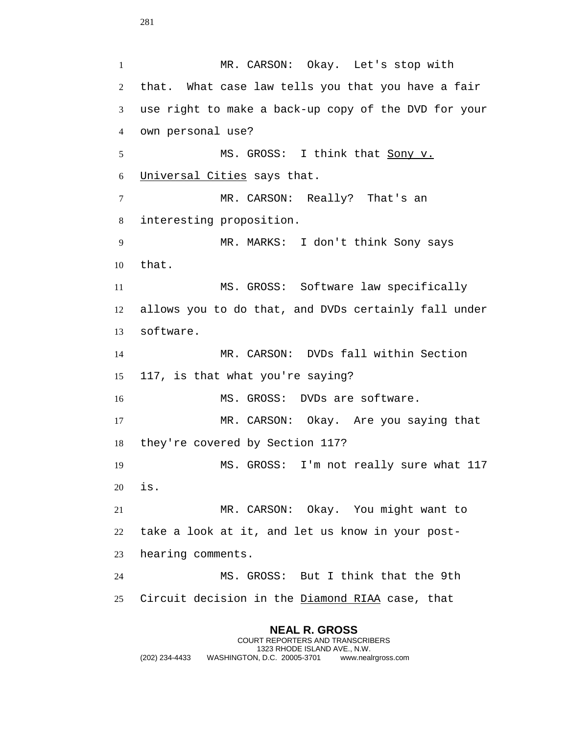MR. CARSON: Okay. Let's stop with that. What case law tells you that you have a fair use right to make a back-up copy of the DVD for your own personal use?

MS. GROSS: I think that Sony v. Universal Cities says that.

MR. CARSON: Really? That's an interesting proposition.

MR. MARKS: I don't think Sony says that.

MS. GROSS: Software law specifically allows you to do that, and DVDs certainly fall under software.

MR. CARSON: DVDs fall within Section 117, is that what you're saying?

MS. GROSS: DVDs are software.

MR. CARSON: Okay. Are you saying that they're covered by Section 117?

MS. GROSS: I'm not really sure what 117 is.

MR. CARSON: Okay. You might want to take a look at it, and let us know in your post-hearing comments.

MS. GROSS: But I think that the 9th Circuit decision in the Diamond RIAA case, that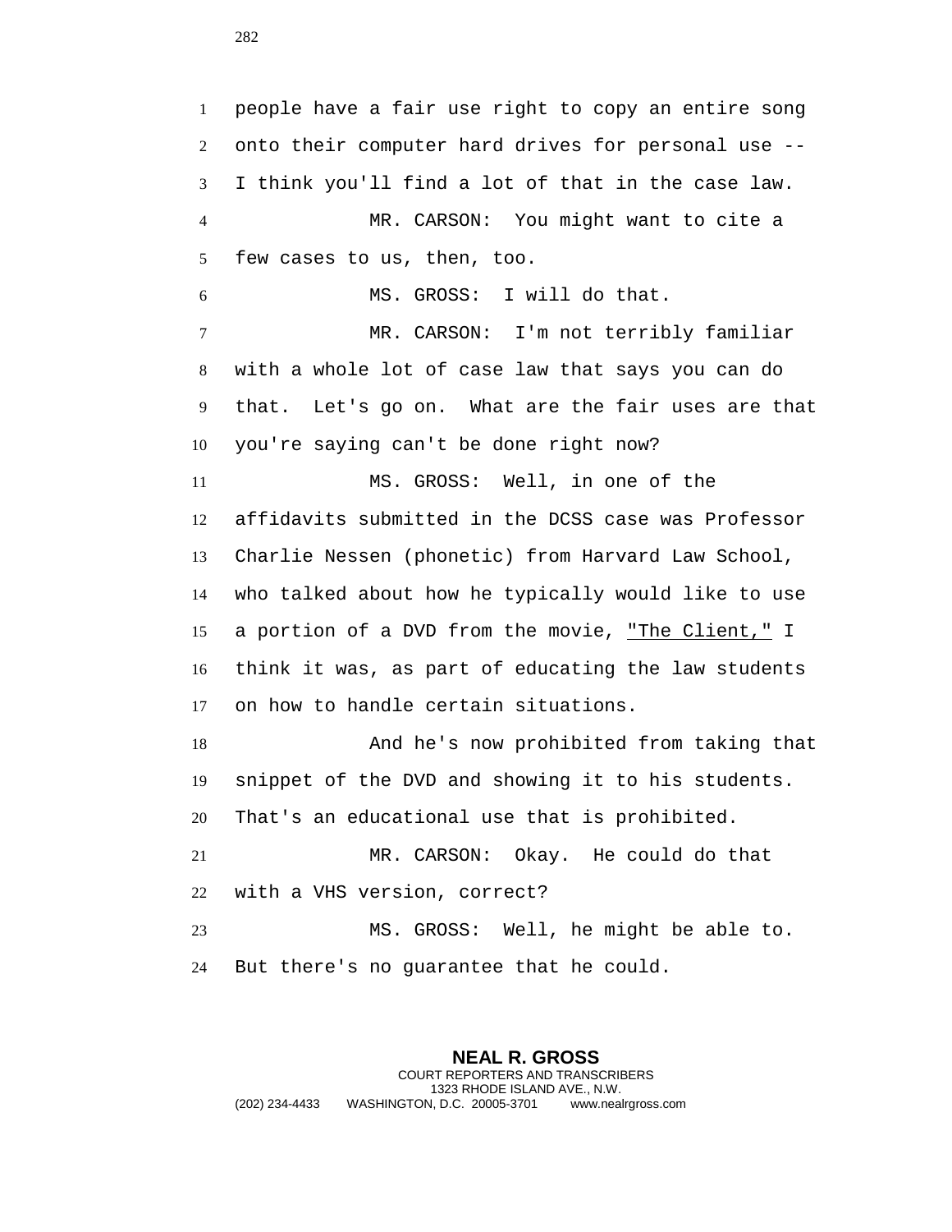people have a fair use right to copy an entire song onto their computer hard drives for personal use -- I think you'll find a lot of that in the case law.

MR. CARSON: You might want to cite a few cases to us, then, too.

MS. GROSS: I will do that.

MR. CARSON: I'm not terribly familiar with a whole lot of case law that says you can do that. Let's go on. What are the fair uses are that you're saying can't be done right now?

MS. GROSS: Well, in one of the affidavits submitted in the DCSS case was Professor Charlie Nessen (phonetic) from Harvard Law School, who talked about how he typically would like to use a portion of a DVD from the movie, "The Client," I think it was, as part of educating the law students on how to handle certain situations.

And he's now prohibited from taking that snippet of the DVD and showing it to his students. That's an educational use that is prohibited.

MR. CARSON: Okay. He could do that with a VHS version, correct?

MS. GROSS: Well, he might be able to. But there's no guarantee that he could.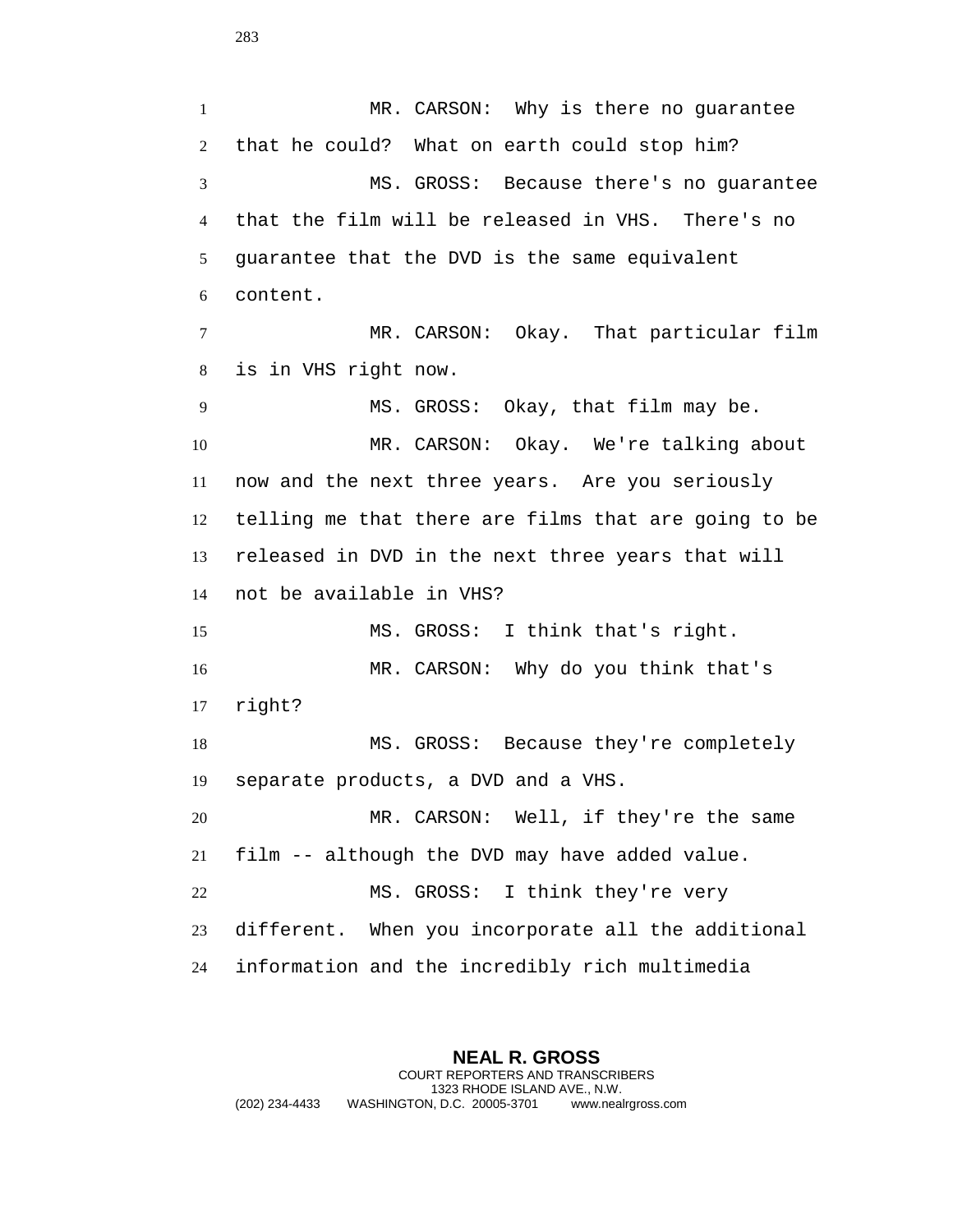MR. CARSON: Why is there no guarantee that he could? What on earth could stop him?

MS. GROSS: Because there's no guarantee that the film will be released in VHS. There's no guarantee that the DVD is the same equivalent content.

MR. CARSON: Okay. That particular film is in VHS right now.

MS. GROSS: Okay, that film may be.

MR. CARSON: Okay. We're talking about now and the next three years. Are you seriously telling me that there are films that are going to be released in DVD in the next three years that will not be available in VHS?

MS. GROSS: I think that's right.

MR. CARSON: Why do you think that's right?

MS. GROSS: Because they're completely separate products, a DVD and a VHS.

MR. CARSON: Well, if they're the same film -- although the DVD may have added value.

MS. GROSS: I think they're very different. When you incorporate all the additional information and the incredibly rich multimedia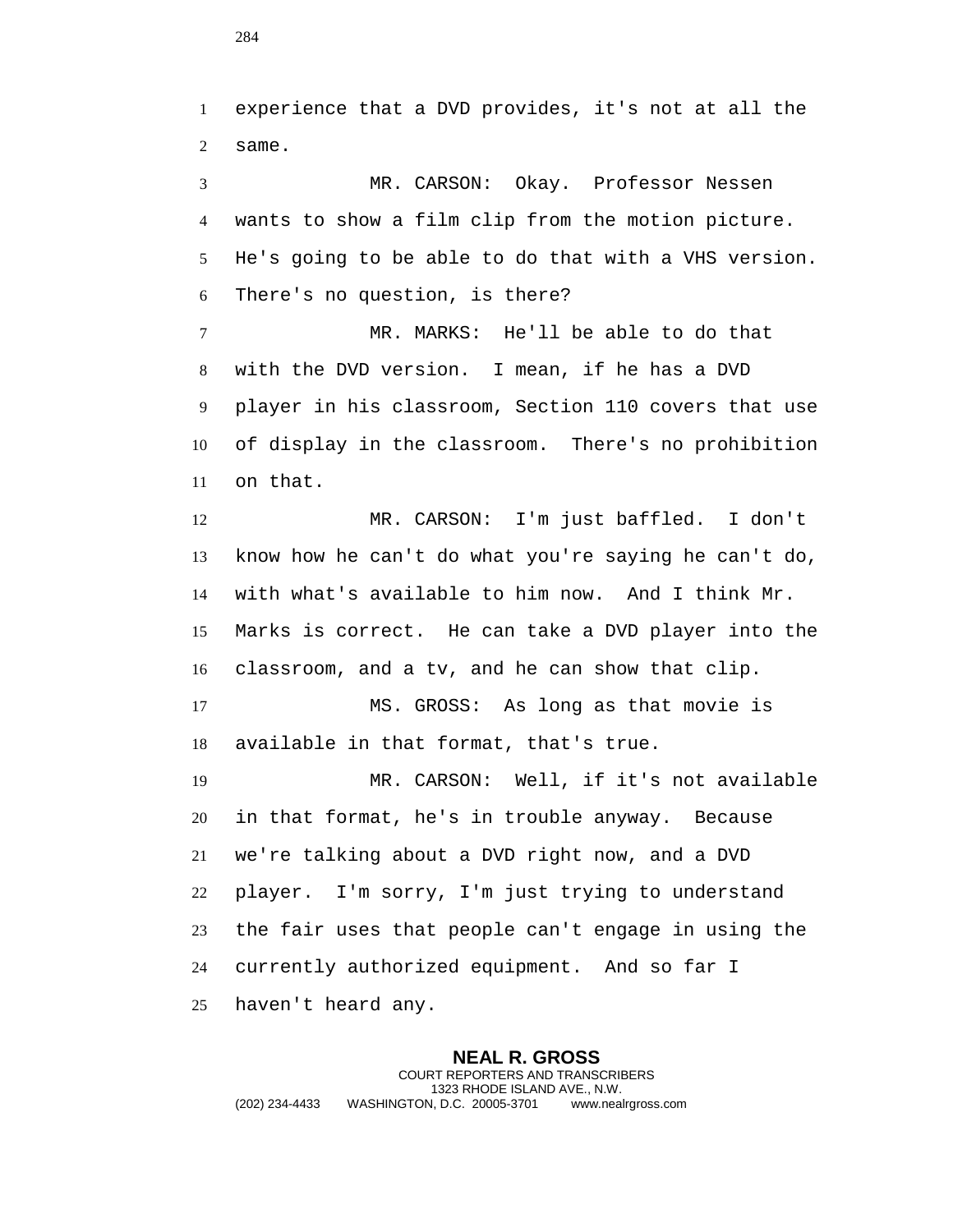experience that a DVD provides, it's not at all the same.

MR. CARSON: Okay. Professor Nessen wants to show a film clip from the motion picture. He's going to be able to do that with a VHS version. There's no question, is there?

MR. MARKS: He'll be able to do that with the DVD version. I mean, if he has a DVD player in his classroom, Section 110 covers that use of display in the classroom. There's no prohibition on that.

MR. CARSON: I'm just baffled. I don't know how he can't do what you're saying he can't do, with what's available to him now. And I think Mr. Marks is correct. He can take a DVD player into the classroom, and a tv, and he can show that clip.

MS. GROSS: As long as that movie is available in that format, that's true.

MR. CARSON: Well, if it's not available in that format, he's in trouble anyway. Because we're talking about a DVD right now, and a DVD player. I'm sorry, I'm just trying to understand the fair uses that people can't engage in using the currently authorized equipment. And so far I haven't heard any.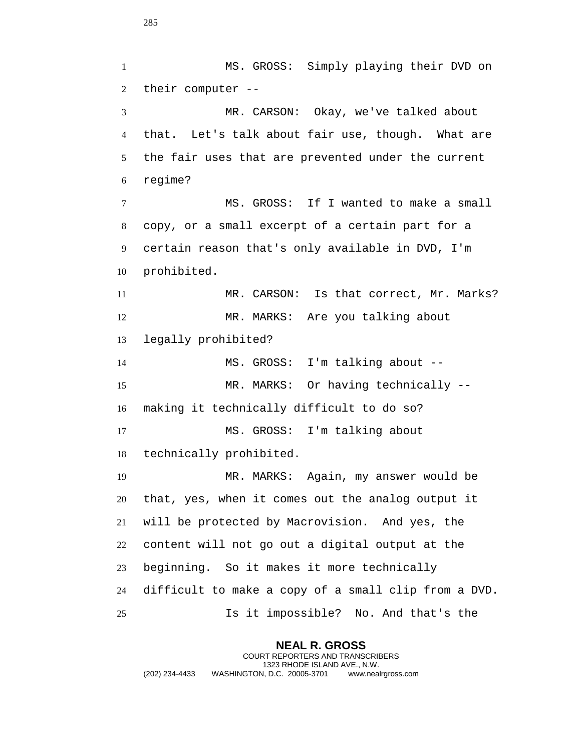MS. GROSS: Simply playing their DVD on their computer --

MR. CARSON: Okay, we've talked about that. Let's talk about fair use, though. What are the fair uses that are prevented under the current regime?

MS. GROSS: If I wanted to make a small copy, or a small excerpt of a certain part for a certain reason that's only available in DVD, I'm prohibited.

MR. CARSON: Is that correct, Mr. Marks?

MR. MARKS: Are you talking about legally prohibited?

MS. GROSS: I'm talking about --

MR. MARKS: Or having technically -- making it technically difficult to do so?

MS. GROSS: I'm talking about technically prohibited.

MR. MARKS: Again, my answer would be that, yes, when it comes out the analog output it will be protected by Macrovision. And yes, the content will not go out a digital output at the beginning. So it makes it more technically difficult to make a copy of a small clip from a DVD.

Is it impossible? No. And that's the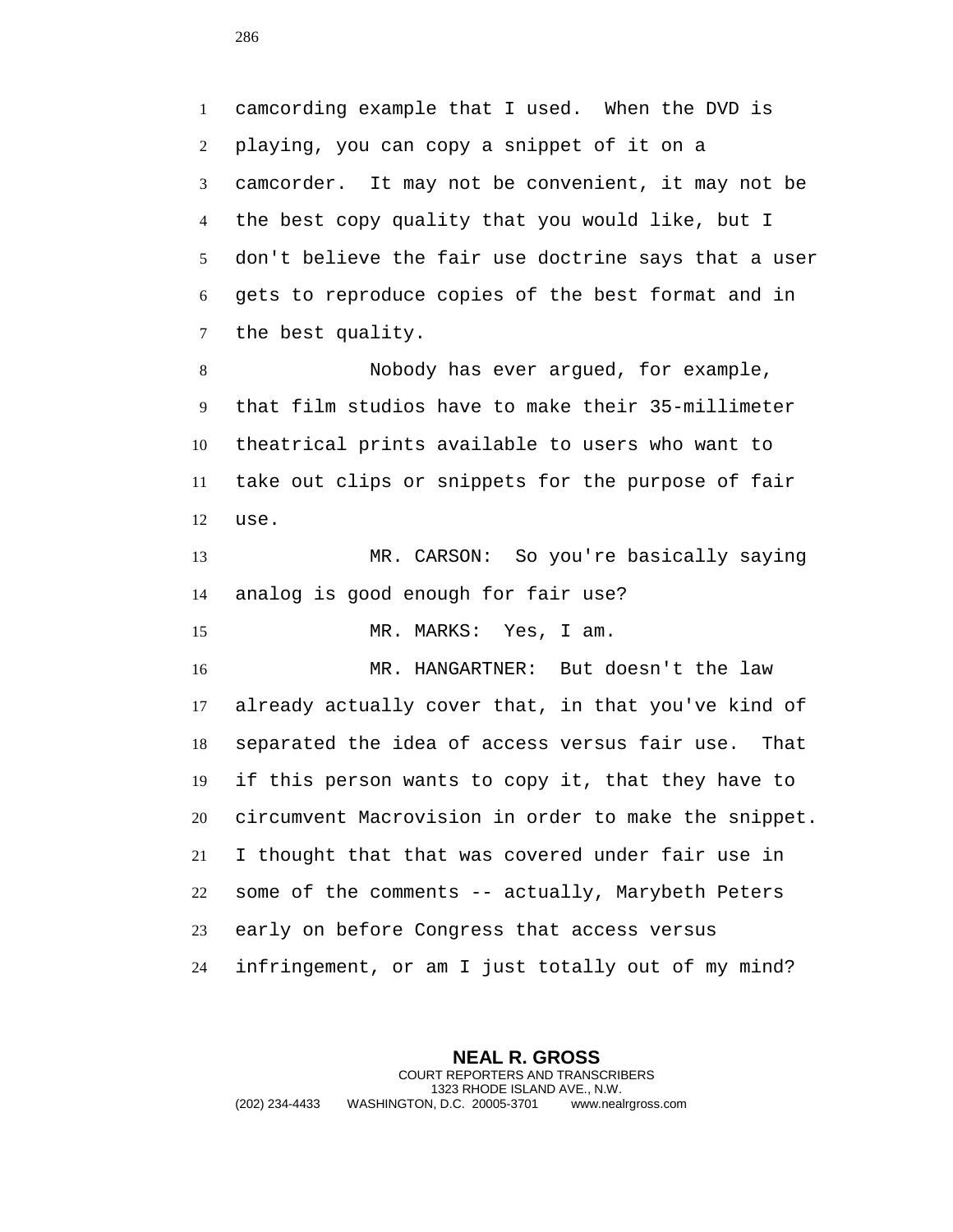camcording example that I used. When the DVD is playing, you can copy a snippet of it on a camcorder. It may not be convenient, it may not be the best copy quality that you would like, but I don't believe the fair use doctrine says that a user gets to reproduce copies of the best format and in the best quality.

Nobody has ever argued, for example, that film studios have to make their 35-millimeter theatrical prints available to users who want to take out clips or snippets for the purpose of fair use.

MR. CARSON: So you're basically saying analog is good enough for fair use?

MR. MARKS: Yes, I am.

MR. HANGARTNER: But doesn't the law already actually cover that, in that you've kind of separated the idea of access versus fair use. That if this person wants to copy it, that they have to circumvent Macrovision in order to make the snippet. I thought that that was covered under fair use in some of the comments -- actually, Marybeth Peters early on before Congress that access versus infringement, or am I just totally out of my mind?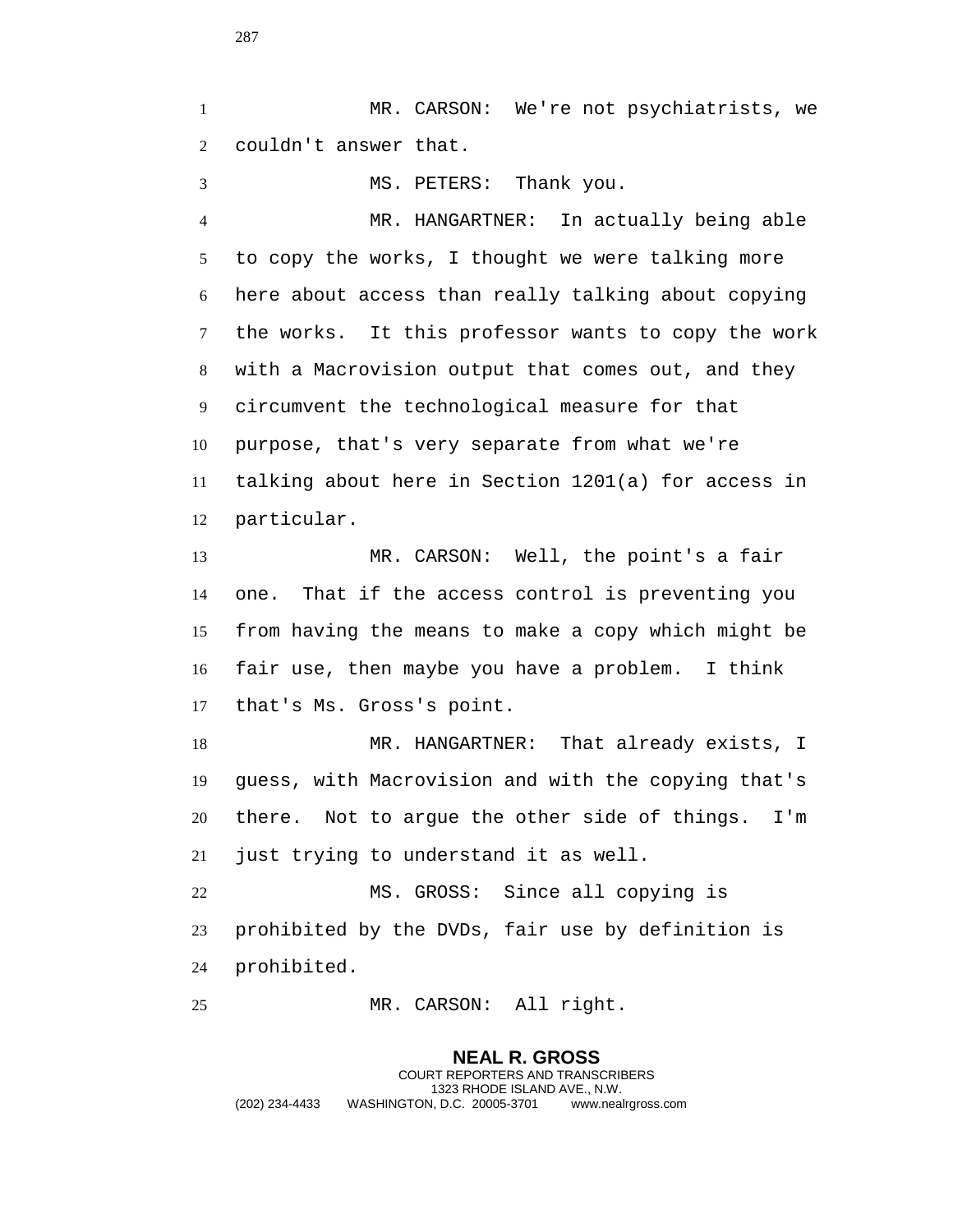MR. CARSON: We're not psychiatrists, we couldn't answer that.

MS. PETERS: Thank you.

MR. HANGARTNER: In actually being able to copy the works, I thought we were talking more here about access than really talking about copying the works. It this professor wants to copy the work with a Macrovision output that comes out, and they circumvent the technological measure for that purpose, that's very separate from what we're talking about here in Section 1201(a) for access in particular.

MR. CARSON: Well, the point's a fair one. That if the access control is preventing you from having the means to make a copy which might be fair use, then maybe you have a problem. I think that's Ms. Gross's point.

MR. HANGARTNER: That already exists, I guess, with Macrovision and with the copying that's there. Not to argue the other side of things. I'm just trying to understand it as well.

MS. GROSS: Since all copying is prohibited by the DVDs, fair use by definition is prohibited.

MR. CARSON: All right.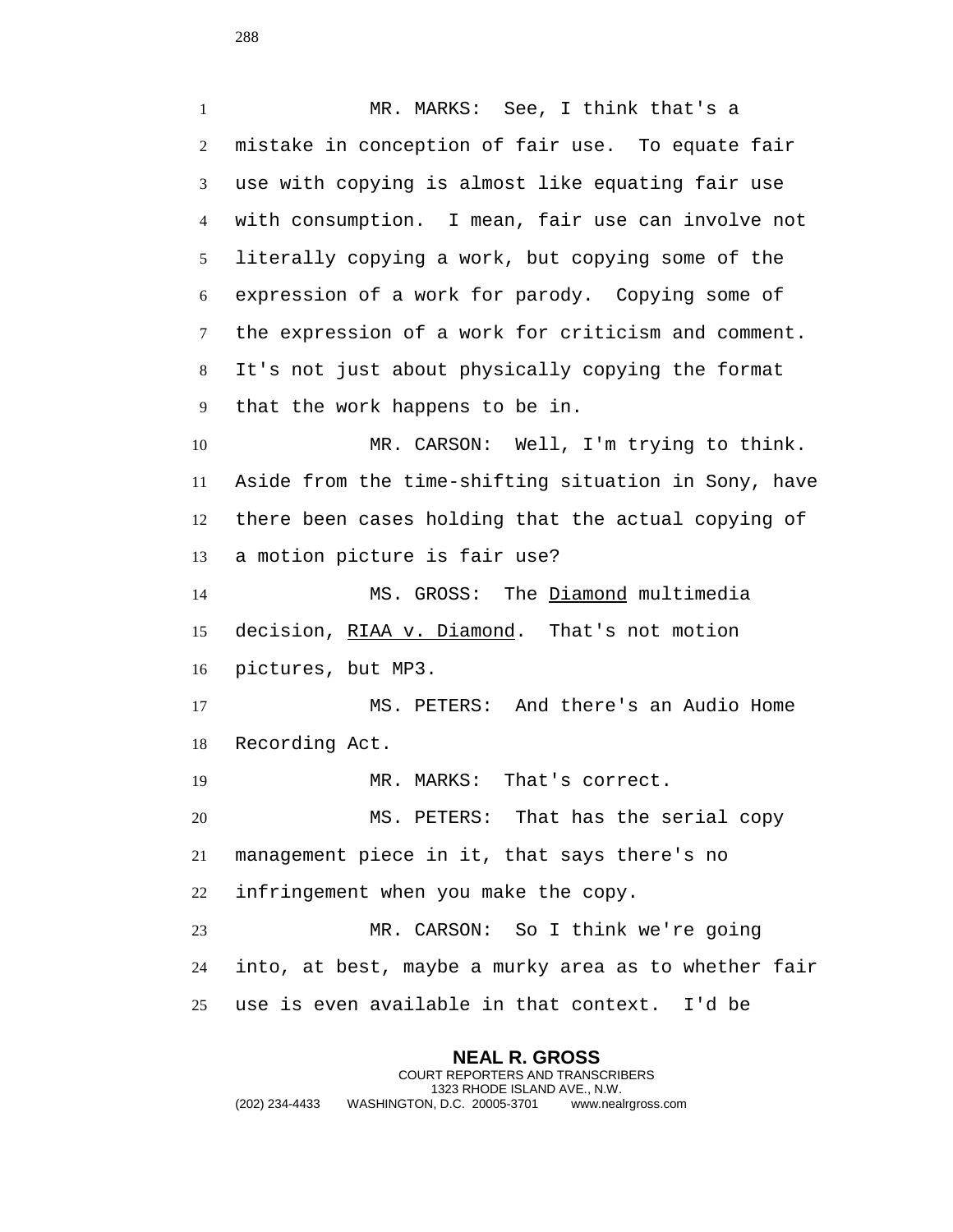MR. MARKS: See, I think that's a mistake in conception of fair use. To equate fair use with copying is almost like equating fair use with consumption. I mean, fair use can involve not literally copying a work, but copying some of the expression of a work for parody. Copying some of the expression of a work for criticism and comment. It's not just about physically copying the format that the work happens to be in.

MR. CARSON: Well, I'm trying to think. Aside from the time-shifting situation in Sony, have there been cases holding that the actual copying of a motion picture is fair use?

MS. GROSS: The Diamond multimedia decision, RIAA v. Diamond. That's not motion pictures, but MP3.

MS. PETERS: And there's an Audio Home Recording Act.

MR. MARKS: That's correct.

MS. PETERS: That has the serial copy management piece in it, that says there's no infringement when you make the copy.

MR. CARSON: So I think we're going into, at best, maybe a murky area as to whether fair use is even available in that context. I'd be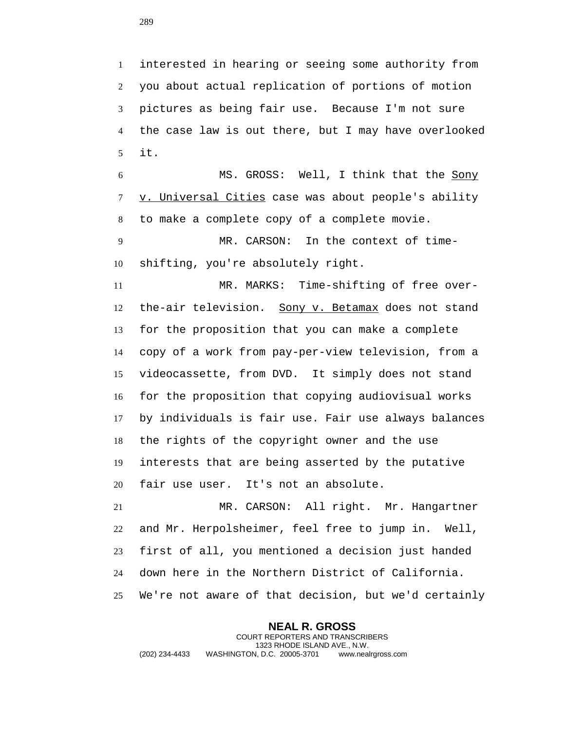interested in hearing or seeing some authority from you about actual replication of portions of motion pictures as being fair use. Because I'm not sure the case law is out there, but I may have overlooked it.

MS. GROSS: Well, I think that the _Sony v. Universal Cities_ case was about people's ability to make a complete copy of a complete movie.

MR. CARSON: In the context of time-shifting, you're absolutely right.

MR. MARKS: Time-shifting of free over-the-air television. _Sony v. Betamax_ does not stand for the proposition that you can make a complete copy of a work from pay-per-view television, from a videocassette, from DVD. It simply does not stand for the proposition that copying audiovisual works by individuals is fair use. Fair use always balances the rights of the copyright owner and the use interests that are being asserted by the putative fair use user. It's not an absolute.

MR. CARSON: All right. Mr. Hangartner and Mr. Herpolsheimer, feel free to jump in. Well, first of all, you mentioned a decision just handed down here in the Northern District of California. We're not aware of that decision, but we'd certainly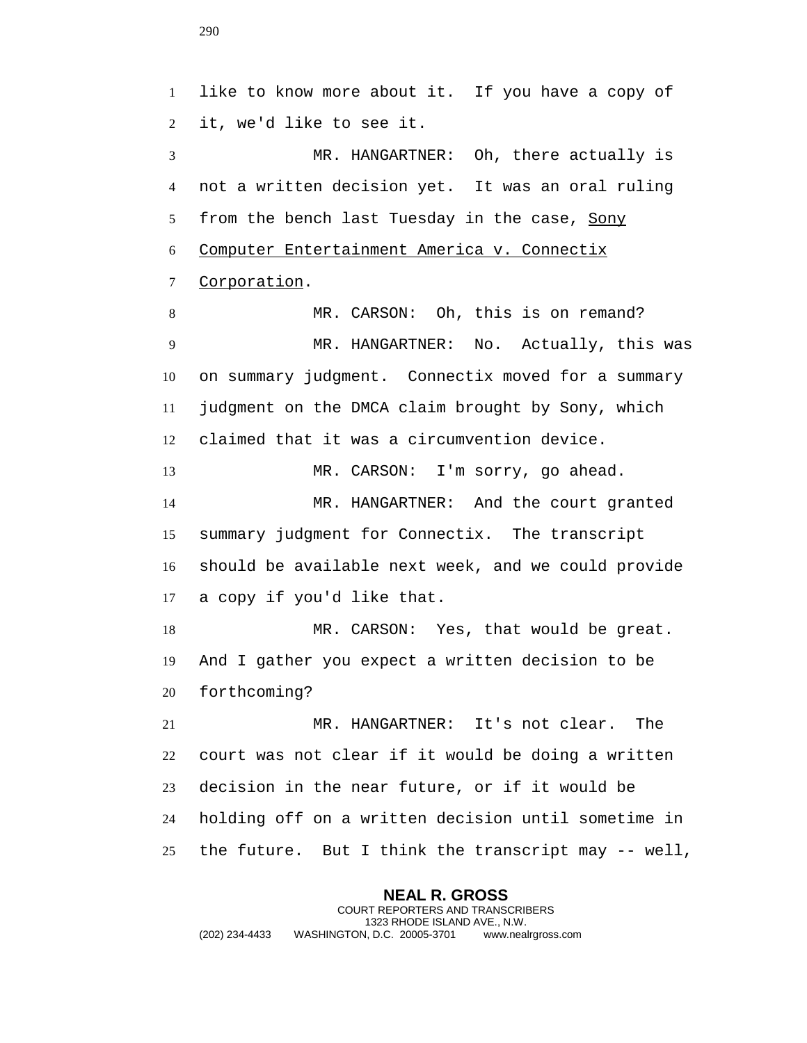like to know more about it. If you have a copy of it, we'd like to see it.

MR. HANGARTNER: Oh, there actually is not a written decision yet. It was an oral ruling from the bench last Tuesday in the case, Sony Computer Entertainment America v. Connectix Corporation.

MR. CARSON: Oh, this is on remand?

MR. HANGARTNER: No. Actually, this was on summary judgment. Connectix moved for a summary judgment on the DMCA claim brought by Sony, which claimed that it was a circumvention device.

MR. CARSON: I'm sorry, go ahead.

MR. HANGARTNER: And the court granted summary judgment for Connectix. The transcript should be available next week, and we could provide a copy if you'd like that.

MR. CARSON: Yes, that would be great. And I gather you expect a written decision to be forthcoming?

MR. HANGARTNER: It's not clear. The court was not clear if it would be doing a written decision in the near future, or if it would be holding off on a written decision until sometime in the future. But I think the transcript may -- well,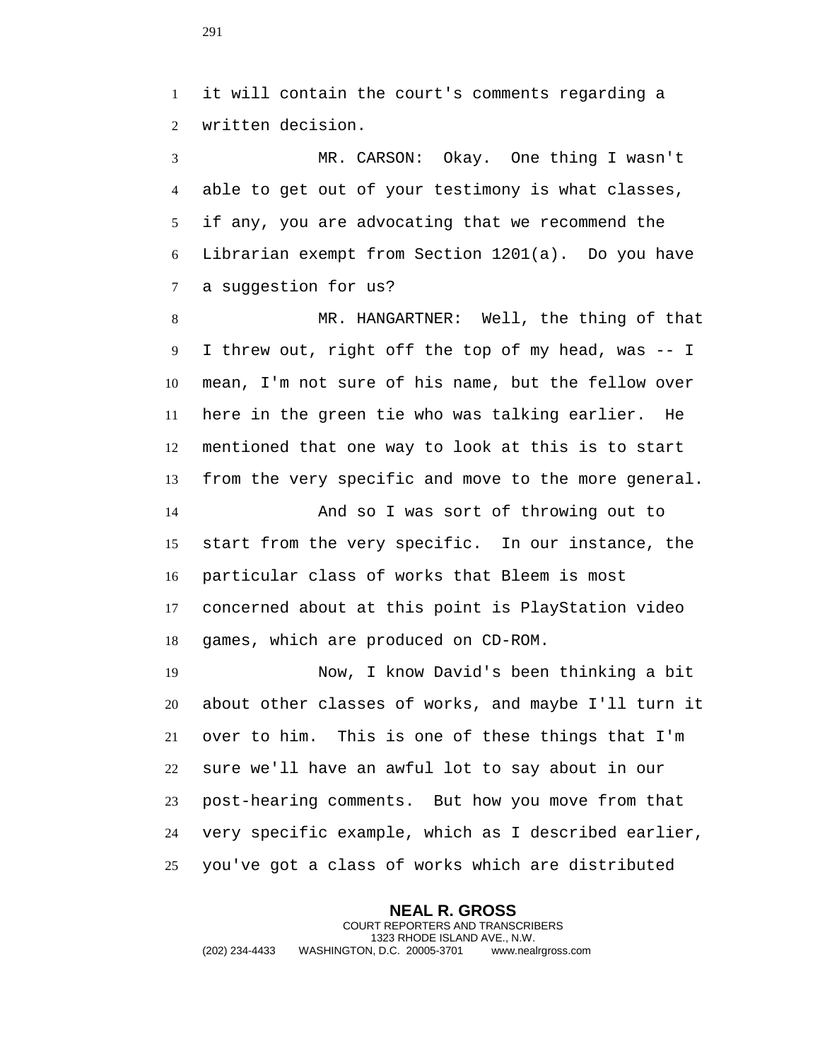it will contain the court's comments regarding a written decision.

MR. CARSON: Okay. One thing I wasn't able to get out of your testimony is what classes, if any, you are advocating that we recommend the Librarian exempt from Section 1201(a). Do you have a suggestion for us?

MR. HANGARTNER: Well, the thing of that I threw out, right off the top of my head, was -- I mean, I'm not sure of his name, but the fellow over here in the green tie who was talking earlier. He mentioned that one way to look at this is to start from the very specific and move to the more general.

And so I was sort of throwing out to start from the very specific. In our instance, the particular class of works that Bleem is most concerned about at this point is PlayStation video games, which are produced on CD-ROM.

Now, I know David's been thinking a bit about other classes of works, and maybe I'll turn it over to him. This is one of these things that I'm sure we'll have an awful lot to say about in our post-hearing comments. But how you move from that very specific example, which as I described earlier, you've got a class of works which are distributed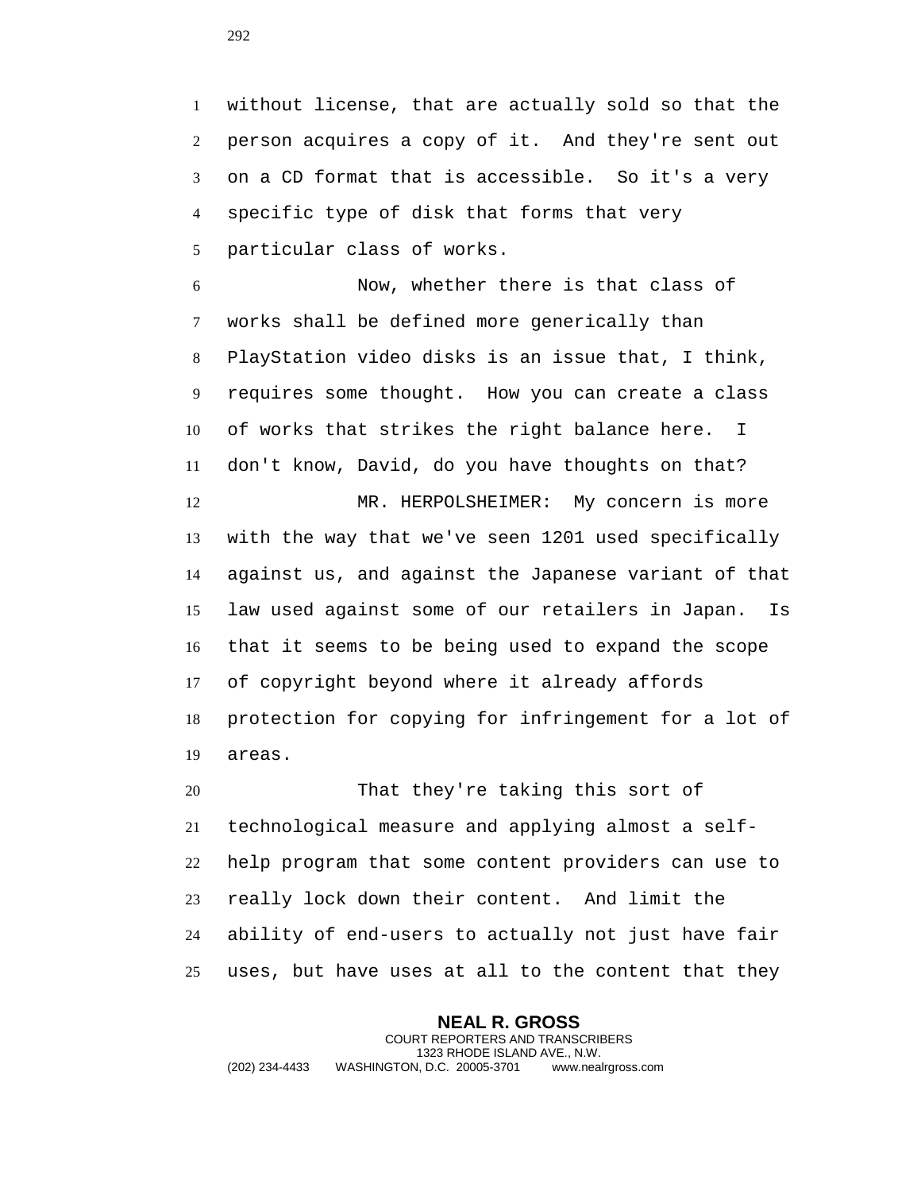without license, that are actually sold so that the person acquires a copy of it. And they're sent out on a CD format that is accessible. So it's a very specific type of disk that forms that very particular class of works.

Now, whether there is that class of works shall be defined more generically than PlayStation video disks is an issue that, I think, requires some thought. How you can create a class of works that strikes the right balance here. I don't know, David, do you have thoughts on that?

MR. HERPOLSHEIMER: My concern is more with the way that we've seen 1201 used specifically against us, and against the Japanese variant of that law used against some of our retailers in Japan. Is that it seems to be being used to expand the scope of copyright beyond where it already affords protection for copying for infringement for a lot of areas.

That they're taking this sort of technological measure and applying almost a self-help program that some content providers can use to really lock down their content. And limit the ability of end-users to actually not just have fair uses, but have uses at all to the content that they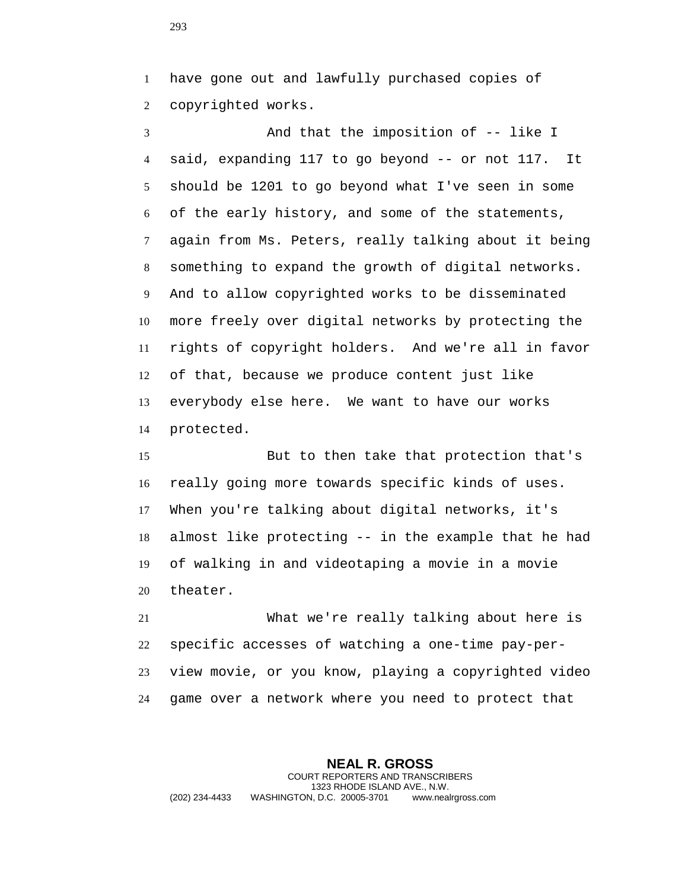have gone out and lawfully purchased copies of copyrighted works.

And that the imposition of -- like I said, expanding 117 to go beyond -- or not 117. It should be 1201 to go beyond what I've seen in some of the early history, and some of the statements, again from Ms. Peters, really talking about it being something to expand the growth of digital networks. And to allow copyrighted works to be disseminated more freely over digital networks by protecting the rights of copyright holders. And we're all in favor of that, because we produce content just like everybody else here. We want to have our works protected.

But to then take that protection that's really going more towards specific kinds of uses. When you're talking about digital networks, it's almost like protecting -- in the example that he had of walking in and videotaping a movie in a movie theater.

What we're really talking about here is specific accesses of watching a one-time pay-per-view movie, or you know, playing a copyrighted video game over a network where you need to protect that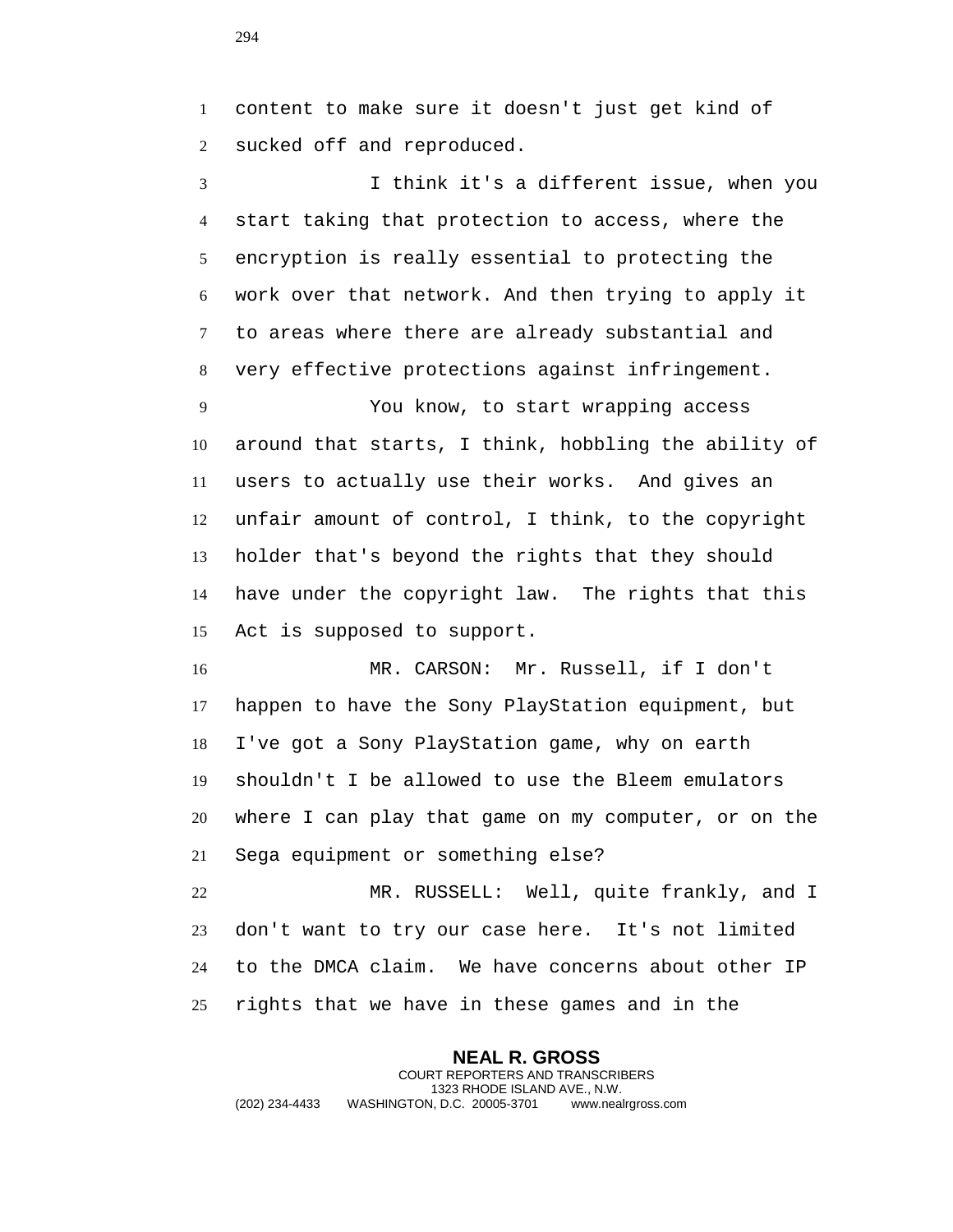content to make sure it doesn't just get kind of sucked off and reproduced.

I think it's a different issue, when you start taking that protection to access, where the encryption is really essential to protecting the work over that network. And then trying to apply it to areas where there are already substantial and very effective protections against infringement.

You know, to start wrapping access around that starts, I think, hobbling the ability of users to actually use their works. And gives an unfair amount of control, I think, to the copyright holder that's beyond the rights that they should have under the copyright law. The rights that this Act is supposed to support.

MR. CARSON: Mr. Russell, if I don't happen to have the Sony PlayStation equipment, but I've got a Sony PlayStation game, why on earth shouldn't I be allowed to use the Bleem emulators where I can play that game on my computer, or on the Sega equipment or something else?

MR. RUSSELL: Well, quite frankly, and I don't want to try our case here. It's not limited to the DMCA claim. We have concerns about other IP rights that we have in these games and in the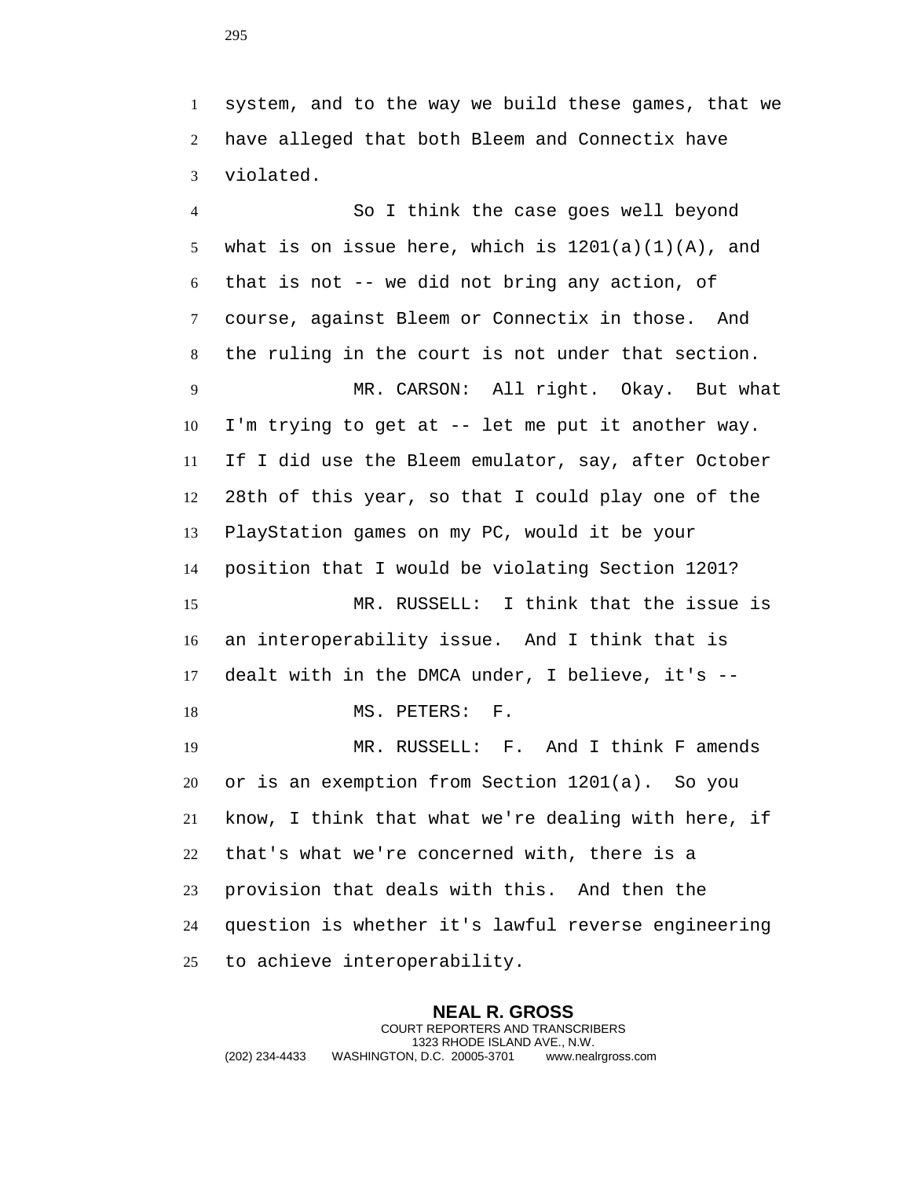system, and to the way we build these games, that we have alleged that both Bleem and Connectix have violated.

So I think the case goes well beyond what is on issue here, which is 1201(a)(1)(A), and that is not -- we did not bring any action, of course, against Bleem or Connectix in those. And the ruling in the court is not under that section.

MR. CARSON: All right. Okay. But what I'm trying to get at -- let me put it another way. If I did use the Bleem emulator, say, after October 28th of this year, so that I could play one of the PlayStation games on my PC, would it be your position that I would be violating Section 1201?

MR. RUSSELL: I think that the issue is an interoperability issue. And I think that is dealt with in the DMCA under, I believe, it's --

MS. PETERS: F.

MR. RUSSELL: F. And I think F amends or is an exemption from Section 1201(a). So you know, I think that what we're dealing with here, if that's what we're concerned with, there is a provision that deals with this. And then the question is whether it's lawful reverse engineering to achieve interoperability.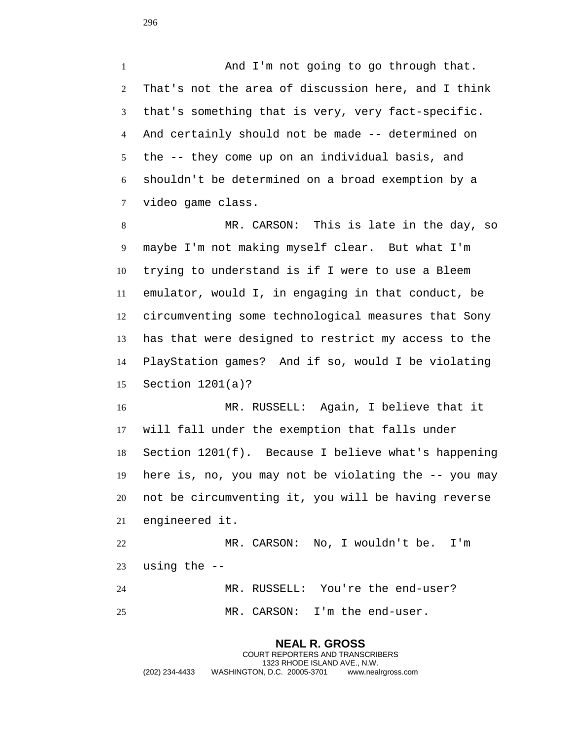And I'm not going to go through that. That's not the area of discussion here, and I think that's something that is very, very fact-specific. And certainly should not be made -- determined on the -- they come up on an individual basis, and shouldn't be determined on a broad exemption by a video game class.

MR. CARSON: This is late in the day, so maybe I'm not making myself clear. But what I'm trying to understand is if I were to use a Bleem emulator, would I, in engaging in that conduct, be circumventing some technological measures that Sony has that were designed to restrict my access to the PlayStation games? And if so, would I be violating Section 1201(a)?

MR. RUSSELL: Again, I believe that it will fall under the exemption that falls under Section 1201(f). Because I believe what's happening here is, no, you may not be violating the -- you may not be circumventing it, you will be having reverse engineered it.

MR. CARSON: No, I wouldn't be. I'm using the --

MR. RUSSELL: You're the end-user?

MR. CARSON: I'm the end-user.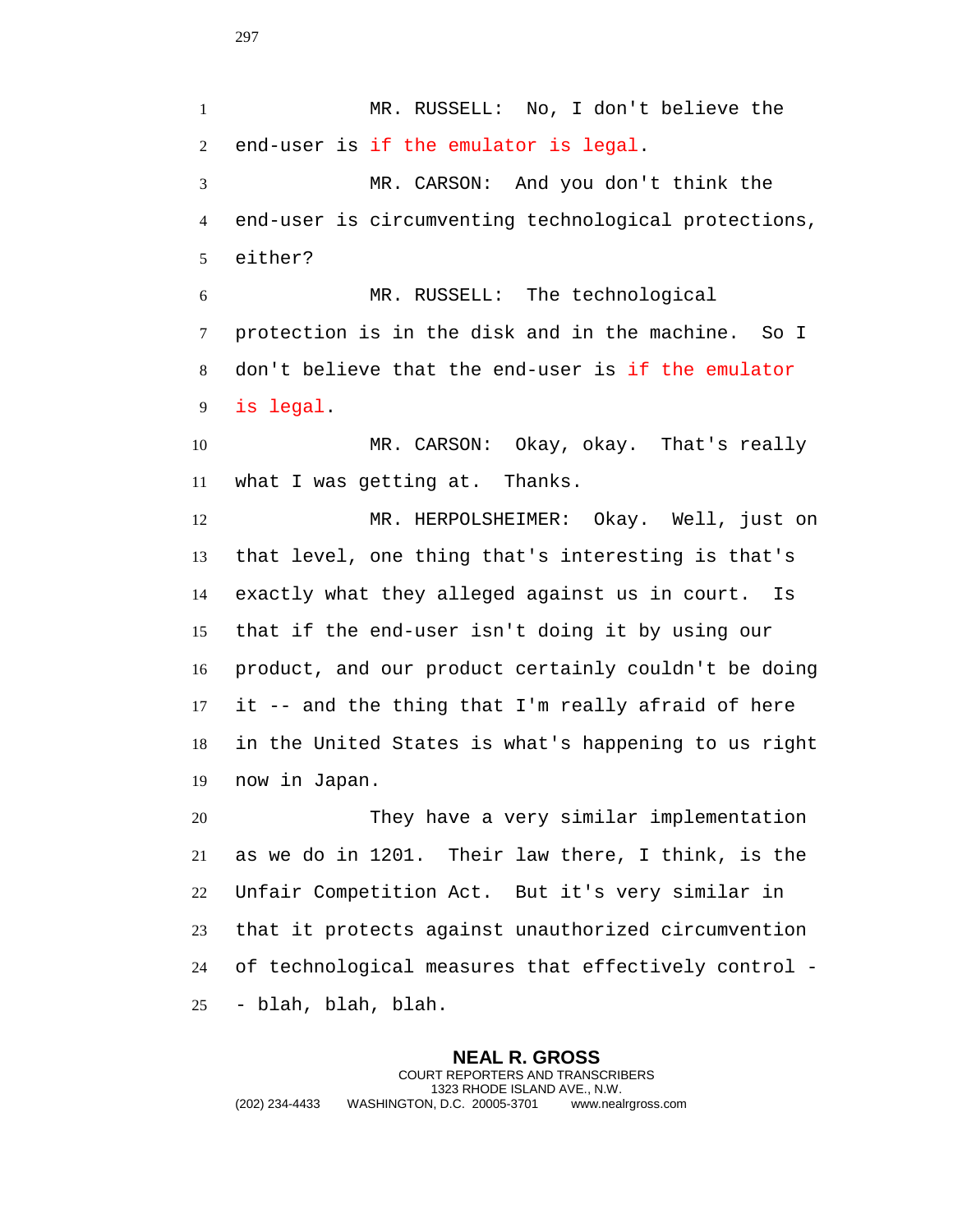MR. RUSSELL: No, I don't believe the end-user is if the emulator is legal.

MR. CARSON: And you don't think the end-user is circumventing technological protections, either?

MR. RUSSELL: The technological protection is in the disk and in the machine. So I don't believe that the end-user is if the emulator is legal.

MR. CARSON: Okay, okay. That's really what I was getting at. Thanks.

MR. HERPOLSHEIMER: Okay. Well, just on that level, one thing that's interesting is that's exactly what they alleged against us in court. Is that if the end-user isn't doing it by using our product, and our product certainly couldn't be doing it -- and the thing that I'm really afraid of here in the United States is what's happening to us right now in Japan.

They have a very similar implementation as we do in 1201. Their law there, I think, is the Unfair Competition Act. But it's very similar in that it protects against unauthorized circumvention of technological measures that effectively control -- blah, blah, blah.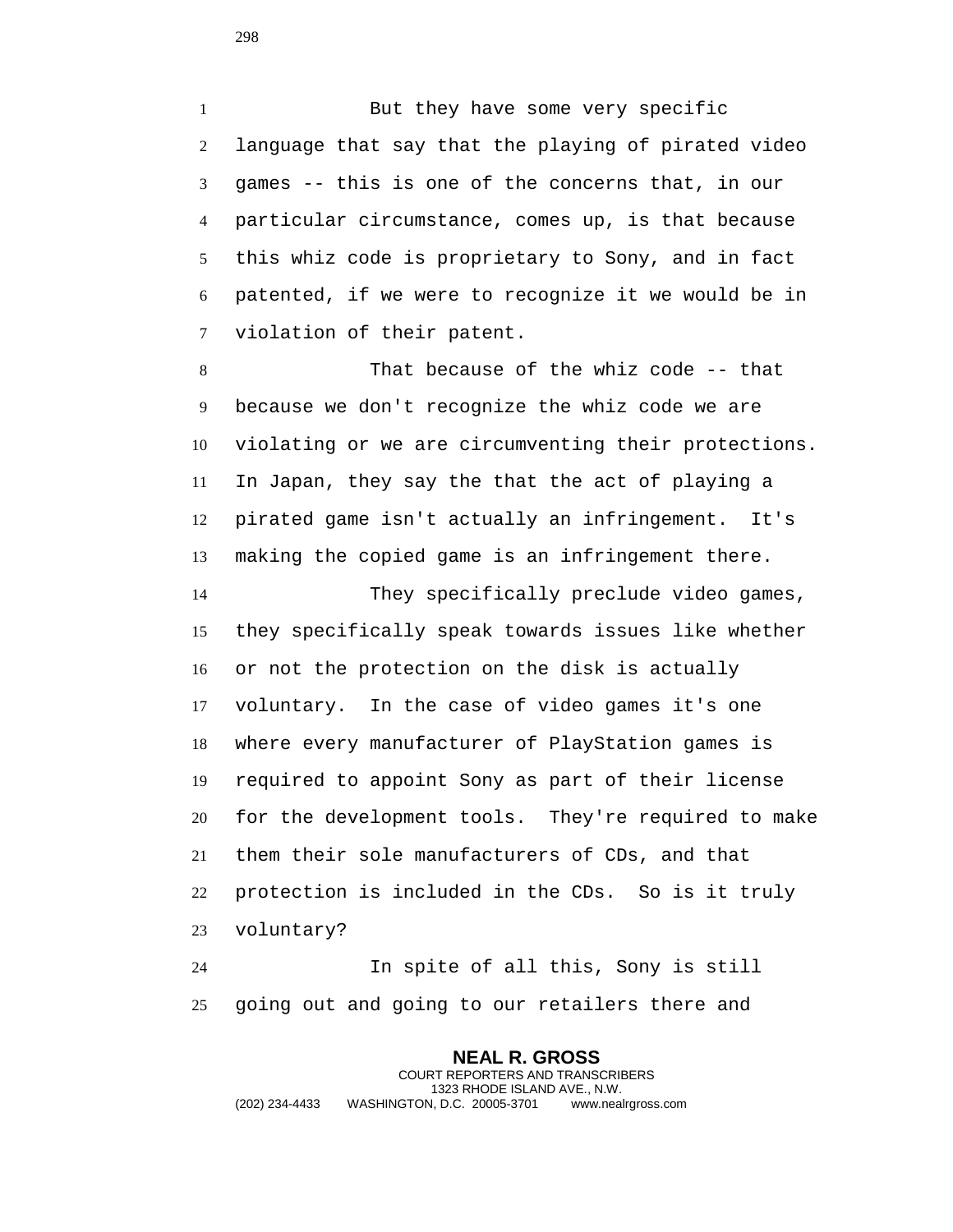But they have some very specific language that say that the playing of pirated video games -- this is one of the concerns that, in our particular circumstance, comes up, is that because this whiz code is proprietary to Sony, and in fact patented, if we were to recognize it we would be in violation of their patent.

That because of the whiz code -- that because we don't recognize the whiz code we are violating or we are circumventing their protections. In Japan, they say the that the act of playing a pirated game isn't actually an infringement. It's making the copied game is an infringement there.

They specifically preclude video games, they specifically speak towards issues like whether or not the protection on the disk is actually voluntary. In the case of video games it's one where every manufacturer of PlayStation games is required to appoint Sony as part of their license for the development tools. They're required to make them their sole manufacturers of CDs, and that protection is included in the CDs. So is it truly voluntary?

In spite of all this, Sony is still going out and going to our retailers there and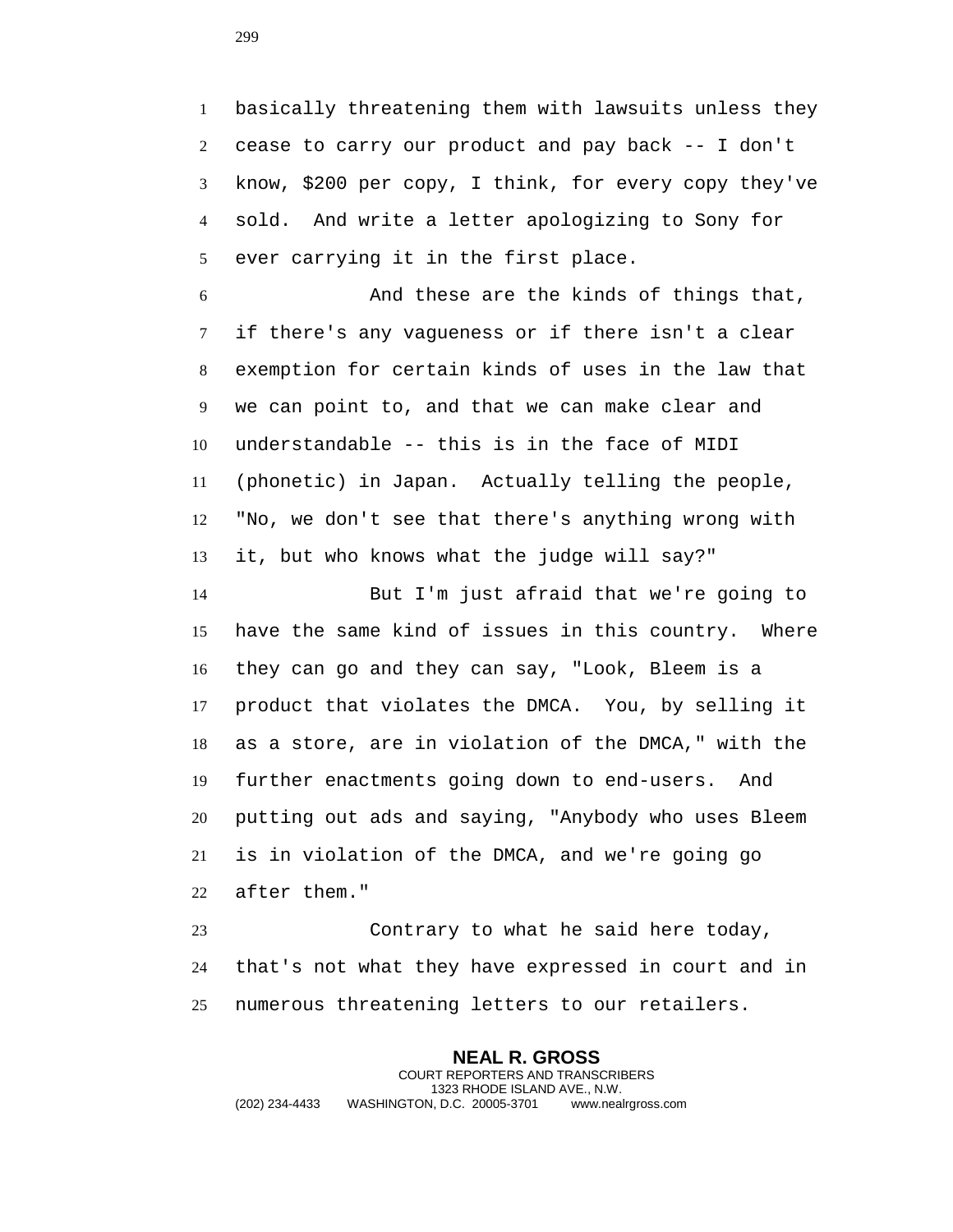basically threatening them with lawsuits unless they cease to carry our product and pay back -- I don't know, $200 per copy, I think, for every copy they've sold. And write a letter apologizing to Sony for ever carrying it in the first place.

And these are the kinds of things that, if there's any vagueness or if there isn't a clear exemption for certain kinds of uses in the law that we can point to, and that we can make clear and understandable -- this is in the face of MIDI (phonetic) in Japan. Actually telling the people, "No, we don't see that there's anything wrong with it, but who knows what the judge will say?"

But I'm just afraid that we're going to have the same kind of issues in this country. Where they can go and they can say, "Look, Bleem is a product that violates the DMCA. You, by selling it as a store, are in violation of the DMCA," with the further enactments going down to end-users. And putting out ads and saying, "Anybody who uses Bleem is in violation of the DMCA, and we're going go after them."

Contrary to what he said here today, that's not what they have expressed in court and in numerous threatening letters to our retailers.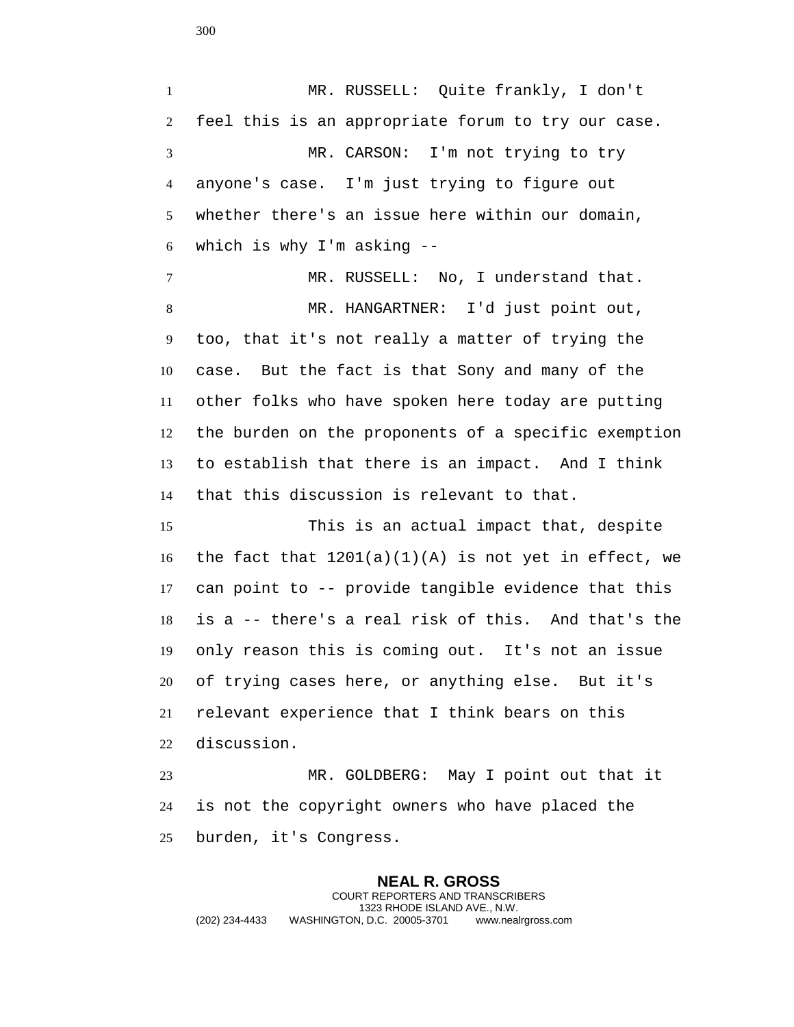MR. RUSSELL: Quite frankly, I don't feel this is an appropriate forum to try our case.

MR. CARSON: I'm not trying to try anyone's case. I'm just trying to figure out whether there's an issue here within our domain, which is why I'm asking --

MR. RUSSELL: No, I understand that.

MR. HANGARTNER: I'd just point out, too, that it's not really a matter of trying the case. But the fact is that Sony and many of the other folks who have spoken here today are putting the burden on the proponents of a specific exemption to establish that there is an impact. And I think that this discussion is relevant to that.

This is an actual impact that, despite the fact that 1201(a)(1)(A) is not yet in effect, we can point to -- provide tangible evidence that this is a -- there's a real risk of this. And that's the only reason this is coming out. It's not an issue of trying cases here, or anything else. But it's relevant experience that I think bears on this discussion.

MR. GOLDBERG: May I point out that it is not the copyright owners who have placed the burden, it's Congress.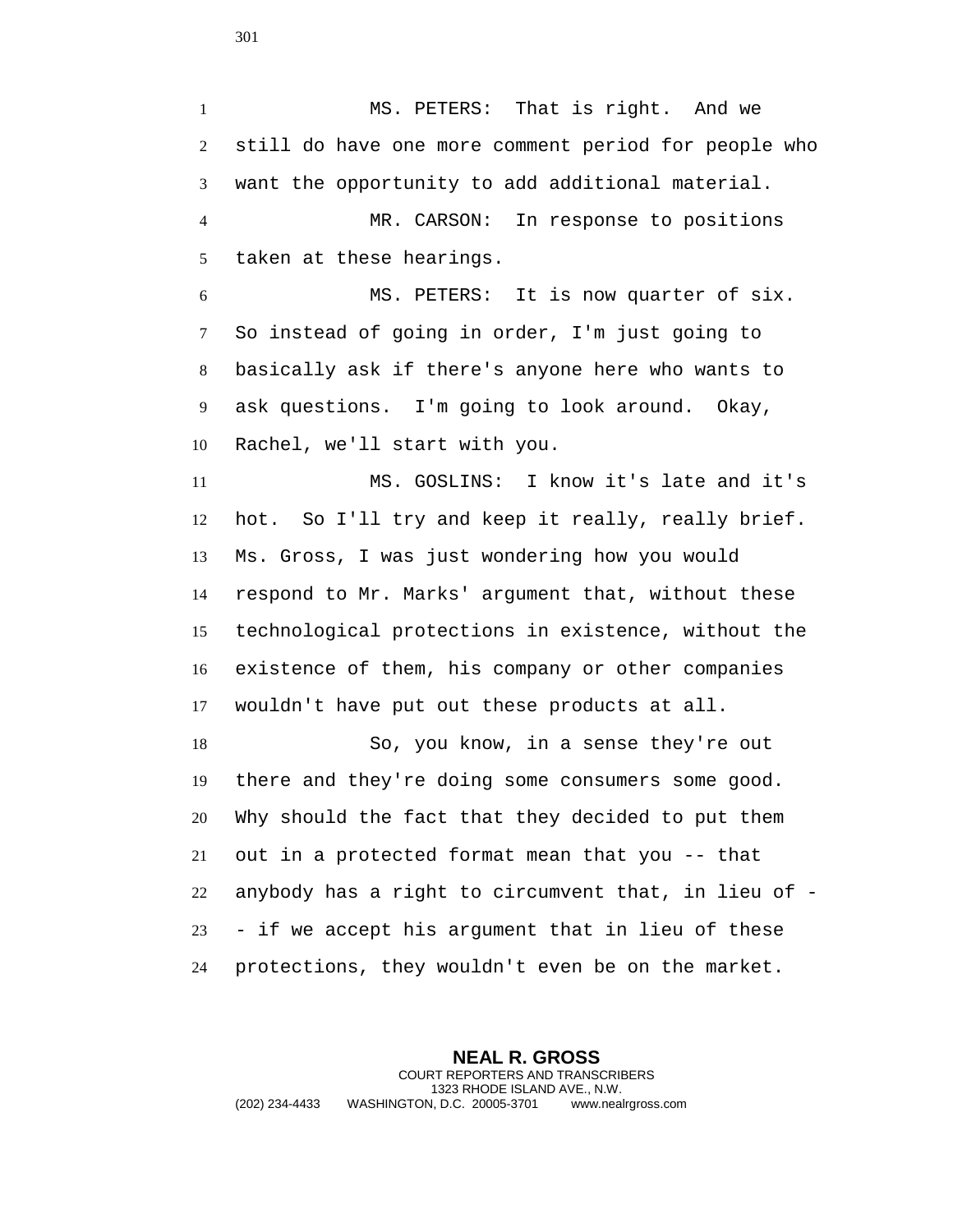MS. PETERS: That is right. And we still do have one more comment period for people who want the opportunity to add additional material.

MR. CARSON: In response to positions taken at these hearings.

MS. PETERS: It is now quarter of six. So instead of going in order, I'm just going to basically ask if there's anyone here who wants to ask questions. I'm going to look around. Okay, Rachel, we'll start with you.

MS. GOSLINS: I know it's late and it's hot. So I'll try and keep it really, really brief. Ms. Gross, I was just wondering how you would respond to Mr. Marks' argument that, without these technological protections in existence, without the existence of them, his company or other companies wouldn't have put out these products at all.

So, you know, in a sense they're out there and they're doing some consumers some good. Why should the fact that they decided to put them out in a protected format mean that you -- that anybody has a right to circumvent that, in lieu of -- if we accept his argument that in lieu of these protections, they wouldn't even be on the market.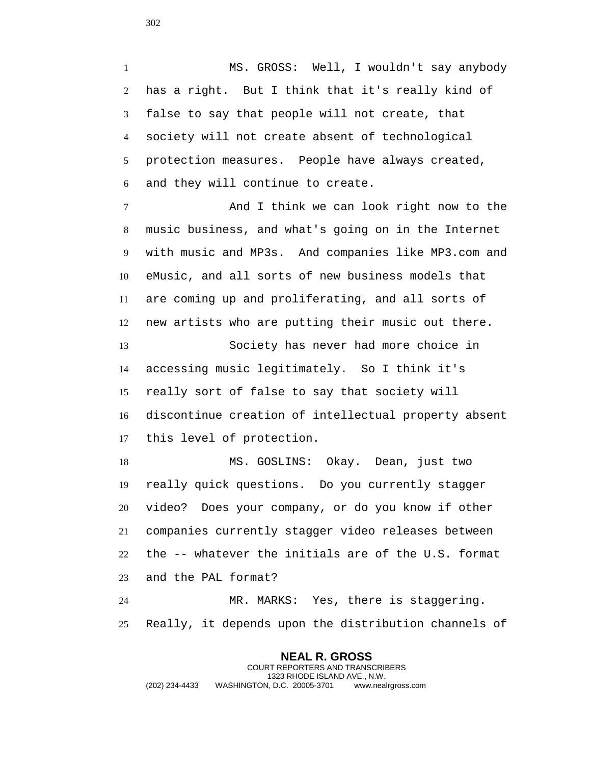MS. GROSS: Well, I wouldn't say anybody has a right. But I think that it's really kind of false to say that people will not create, that society will not create absent of technological protection measures. People have always created, and they will continue to create.

And I think we can look right now to the music business, and what's going on in the Internet with music and MP3s. And companies like MP3.com and eMusic, and all sorts of new business models that are coming up and proliferating, and all sorts of new artists who are putting their music out there.

Society has never had more choice in accessing music legitimately. So I think it's really sort of false to say that society will discontinue creation of intellectual property absent this level of protection.

MS. GOSLINS: Okay. Dean, just two really quick questions. Do you currently stagger video? Does your company, or do you know if other companies currently stagger video releases between the -- whatever the initials are of the U.S. format and the PAL format?

MR. MARKS: Yes, there is staggering. Really, it depends upon the distribution channels of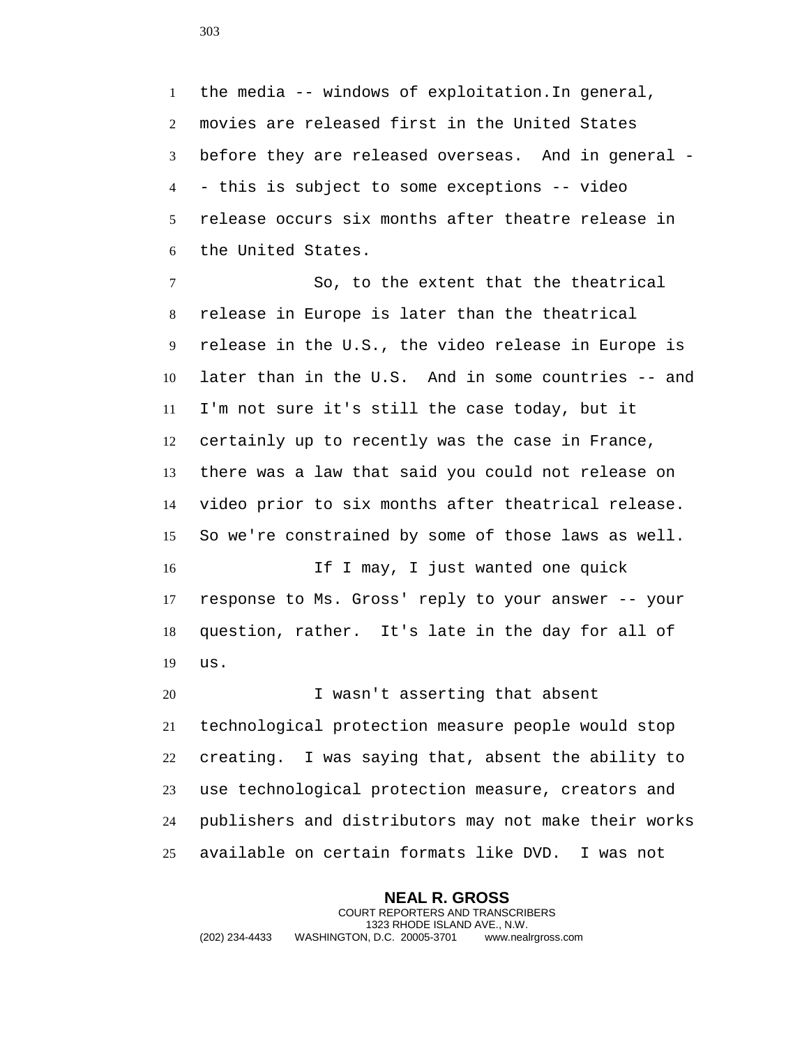the media -- windows of exploitation.In general, movies are released first in the United States before they are released overseas.  And in general -- this is subject to some exceptions -- video release occurs six months after theatre release in the United States.

So, to the extent that the theatrical release in Europe is later than the theatrical release in the U.S., the video release in Europe is later than in the U.S.  And in some countries -- and I'm not sure it's still the case today, but it certainly up to recently was the case in France, there was a law that said you could not release on video prior to six months after theatrical release. So we're constrained by some of those laws as well.

If I may, I just wanted one quick response to Ms. Gross' reply to your answer -- your question, rather.  It's late in the day for all of us.

I wasn't asserting that absent technological protection measure people would stop creating.  I was saying that, absent the ability to use technological protection measure, creators and publishers and distributors may not make their works available on certain formats like DVD.  I was not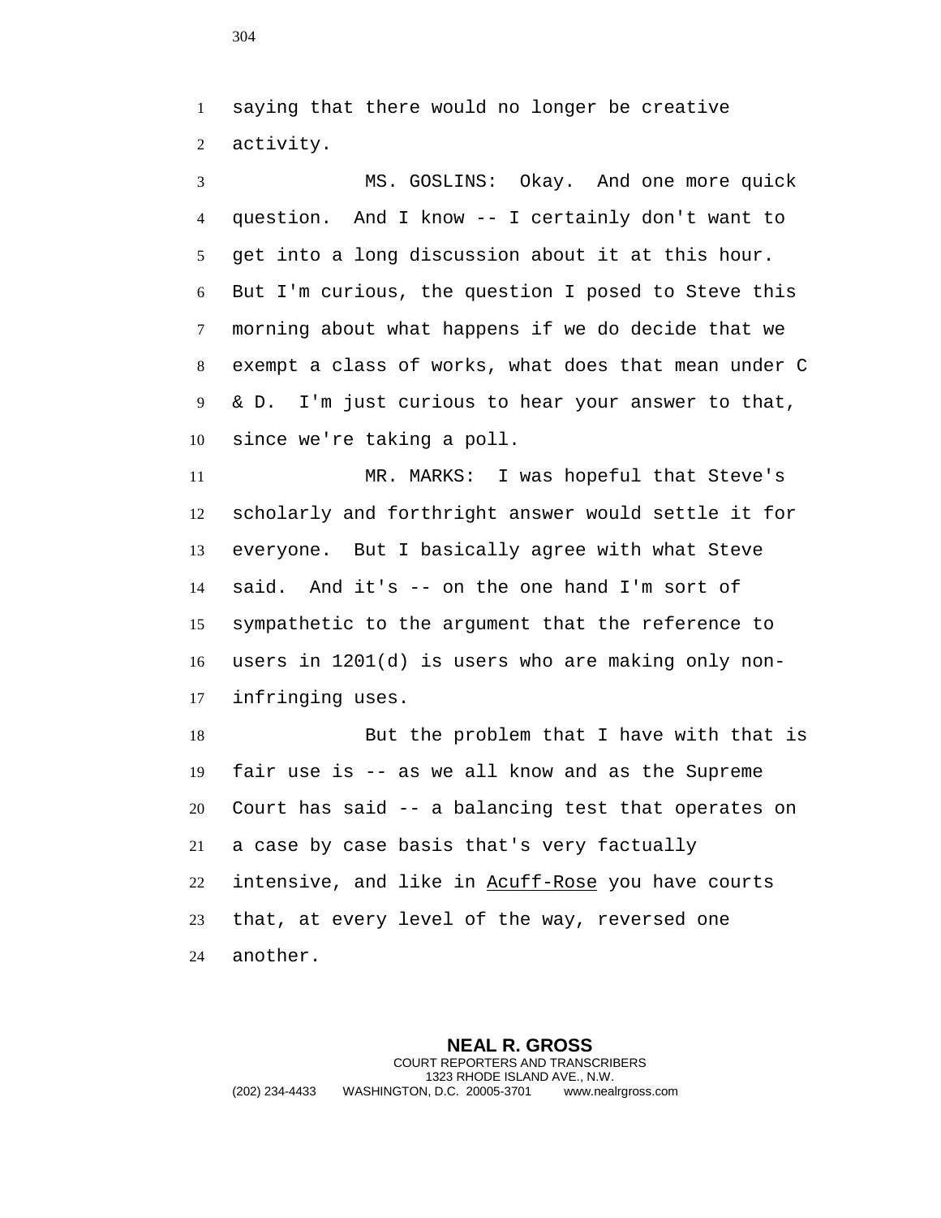saying that there would no longer be creative activity.

MS. GOSLINS: Okay. And one more quick question. And I know -- I certainly don't want to get into a long discussion about it at this hour. But I'm curious, the question I posed to Steve this morning about what happens if we do decide that we exempt a class of works, what does that mean under C & D. I'm just curious to hear your answer to that, since we're taking a poll.

MR. MARKS: I was hopeful that Steve's scholarly and forthright answer would settle it for everyone. But I basically agree with what Steve said. And it's -- on the one hand I'm sort of sympathetic to the argument that the reference to users in 1201(d) is users who are making only non-infringing uses.

But the problem that I have with that is fair use is -- as we all know and as the Supreme Court has said -- a balancing test that operates on a case by case basis that's very factually intensive, and like in Acuff-Rose you have courts that, at every level of the way, reversed one another.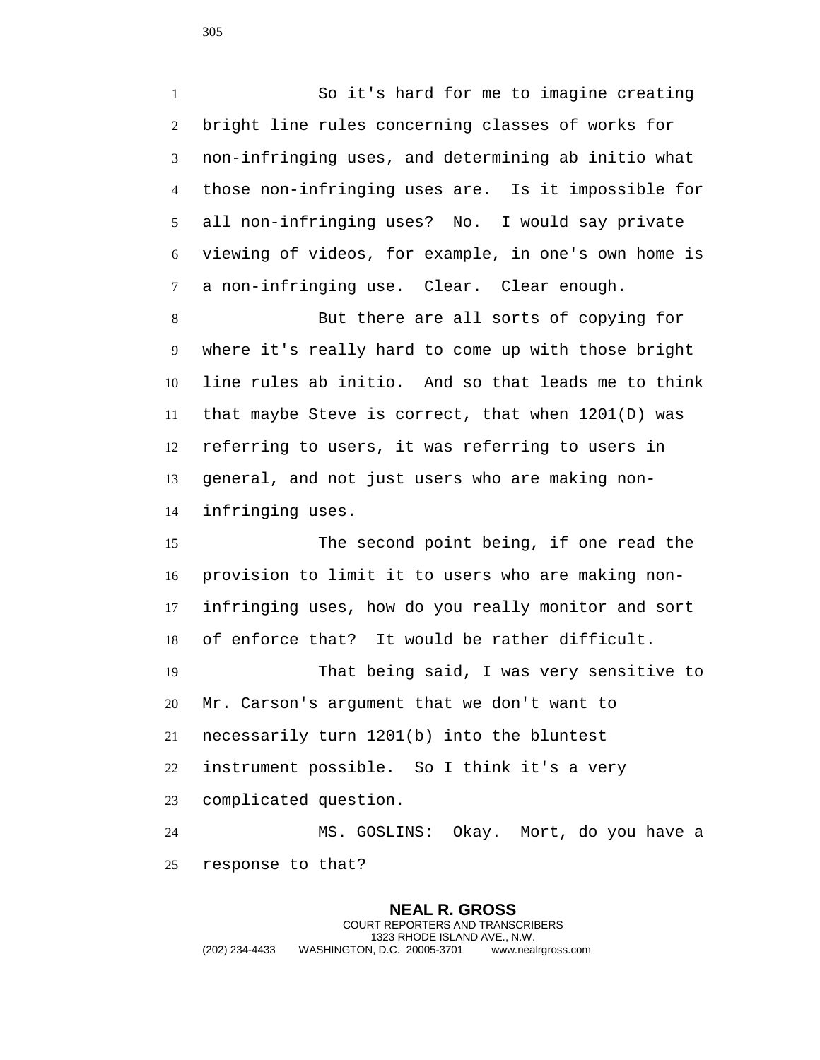So it's hard for me to imagine creating bright line rules concerning classes of works for non-infringing uses, and determining ab initio what those non-infringing uses are. Is it impossible for all non-infringing uses? No. I would say private viewing of videos, for example, in one's own home is a non-infringing use. Clear. Clear enough.

But there are all sorts of copying for where it's really hard to come up with those bright line rules ab initio. And so that leads me to think that maybe Steve is correct, that when 1201(D) was referring to users, it was referring to users in general, and not just users who are making non-infringing uses.

The second point being, if one read the provision to limit it to users who are making non-infringing uses, how do you really monitor and sort of enforce that? It would be rather difficult.

That being said, I was very sensitive to Mr. Carson's argument that we don't want to necessarily turn 1201(b) into the bluntest instrument possible. So I think it's a very complicated question.

MS. GOSLINS: Okay. Mort, do you have a response to that?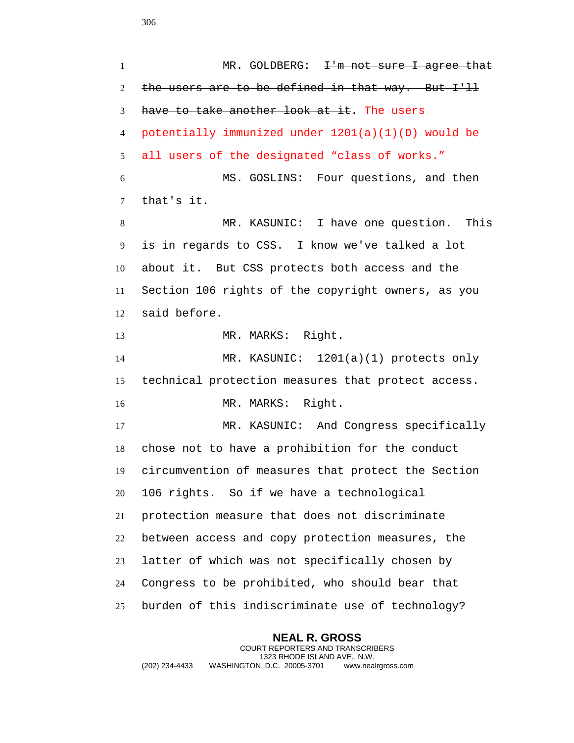MR. GOLDBERG: ~~I'm not sure I agree that the users are to be defined in that way. But I'll have to take another look at it~~. The users potentially immunized under 1201(a)(1)(D) would be all users of the designated “class of works.”

MS. GOSLINS: Four questions, and then that's it.

MR. KASUNIC: I have one question. This is in regards to CSS. I know we've talked a lot about it. But CSS protects both access and the Section 106 rights of the copyright owners, as you said before.

MR. MARKS: Right.

MR. KASUNIC: 1201(a)(1) protects only technical protection measures that protect access.

MR. MARKS: Right.

MR. KASUNIC: And Congress specifically chose not to have a prohibition for the conduct circumvention of measures that protect the Section 106 rights. So if we have a technological protection measure that does not discriminate between access and copy protection measures, the latter of which was not specifically chosen by Congress to be prohibited, who should bear that burden of this indiscriminate use of technology?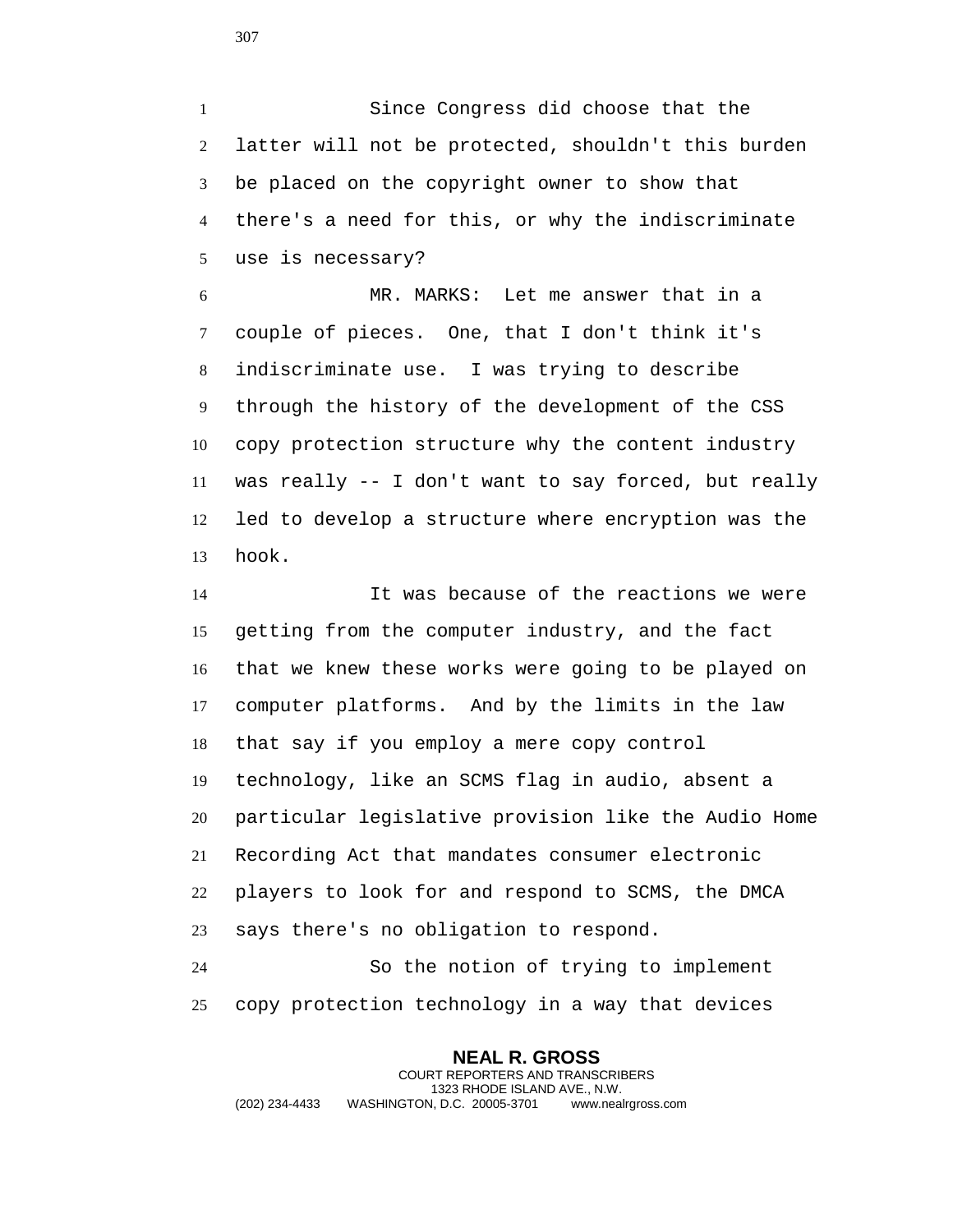Since Congress did choose that the latter will not be protected, shouldn't this burden be placed on the copyright owner to show that there's a need for this, or why the indiscriminate use is necessary?

MR. MARKS: Let me answer that in a couple of pieces. One, that I don't think it's indiscriminate use. I was trying to describe through the history of the development of the CSS copy protection structure why the content industry was really -- I don't want to say forced, but really led to develop a structure where encryption was the hook.

It was because of the reactions we were getting from the computer industry, and the fact that we knew these works were going to be played on computer platforms. And by the limits in the law that say if you employ a mere copy control technology, like an SCMS flag in audio, absent a particular legislative provision like the Audio Home Recording Act that mandates consumer electronic players to look for and respond to SCMS, the DMCA says there's no obligation to respond.

So the notion of trying to implement copy protection technology in a way that devices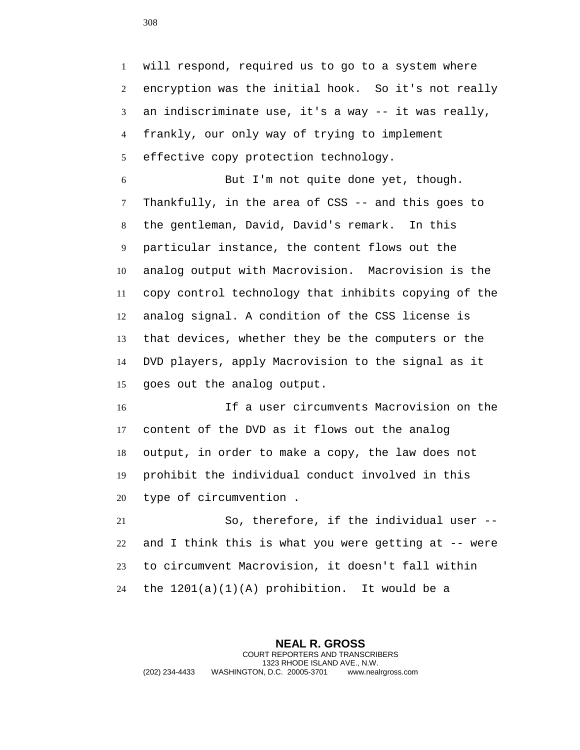will respond, required us to go to a system where encryption was the initial hook. So it's not really an indiscriminate use, it's a way -- it was really, frankly, our only way of trying to implement effective copy protection technology.

But I'm not quite done yet, though. Thankfully, in the area of CSS -- and this goes to the gentleman, David, David's remark. In this particular instance, the content flows out the analog output with Macrovision. Macrovision is the copy control technology that inhibits copying of the analog signal. A condition of the CSS license is that devices, whether they be the computers or the DVD players, apply Macrovision to the signal as it goes out the analog output.

If a user circumvents Macrovision on the content of the DVD as it flows out the analog output, in order to make a copy, the law does not prohibit the individual conduct involved in this type of circumvention .

So, therefore, if the individual user -- and I think this is what you were getting at -- were to circumvent Macrovision, it doesn't fall within the 1201(a)(1)(A) prohibition. It would be a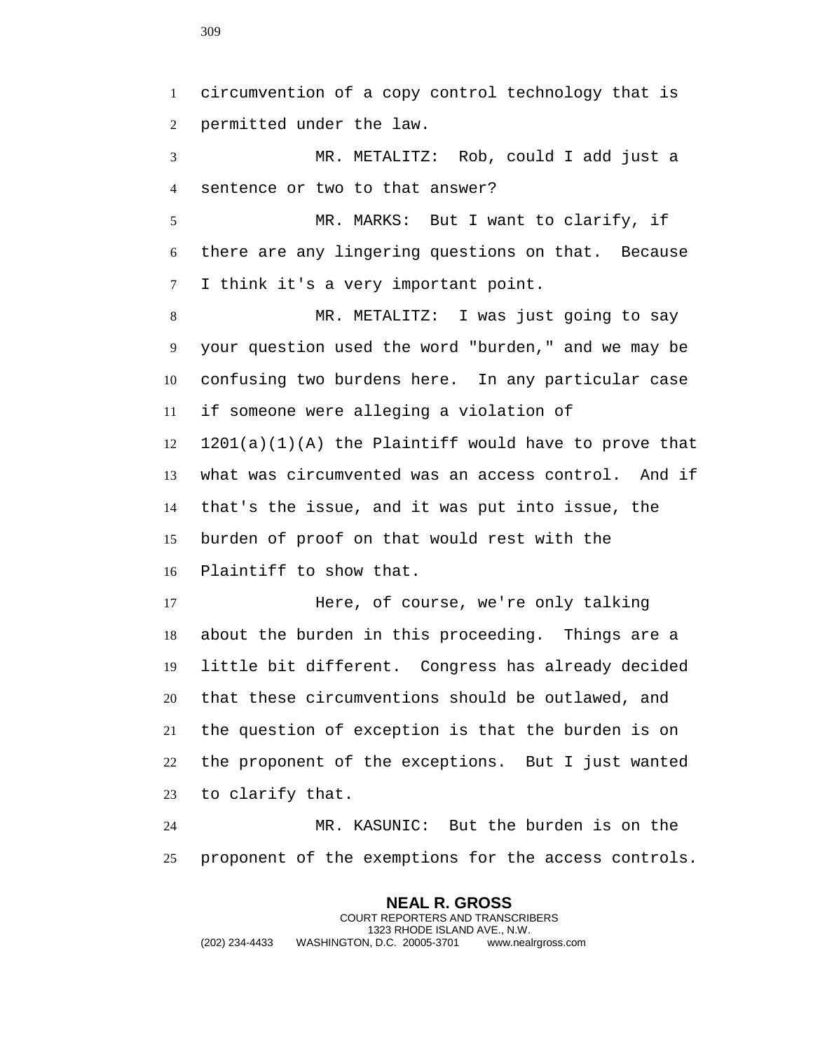circumvention of a copy control technology that is permitted under the law.

MR. METALITZ: Rob, could I add just a sentence or two to that answer?

MR. MARKS: But I want to clarify, if there are any lingering questions on that. Because I think it's a very important point.

MR. METALITZ: I was just going to say your question used the word "burden," and we may be confusing two burdens here. In any particular case if someone were alleging a violation of 1201(a)(1)(A) the Plaintiff would have to prove that what was circumvented was an access control. And if that's the issue, and it was put into issue, the burden of proof on that would rest with the Plaintiff to show that.

Here, of course, we're only talking about the burden in this proceeding. Things are a little bit different. Congress has already decided that these circumventions should be outlawed, and the question of exception is that the burden is on the proponent of the exceptions. But I just wanted to clarify that.

MR. KASUNIC: But the burden is on the proponent of the exemptions for the access controls.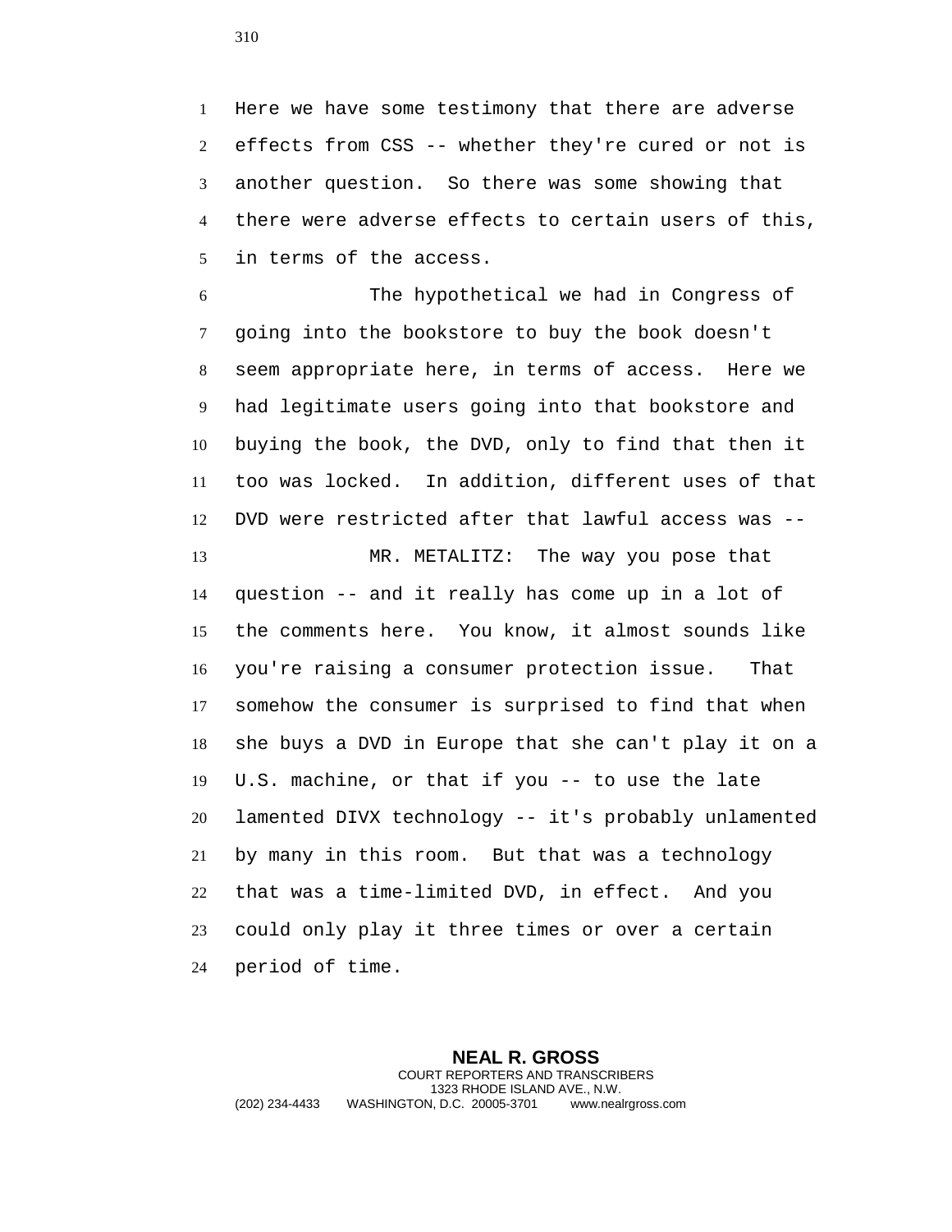Here we have some testimony that there are adverse effects from CSS -- whether they're cured or not is another question. So there was some showing that there were adverse effects to certain users of this, in terms of the access.

The hypothetical we had in Congress of going into the bookstore to buy the book doesn't seem appropriate here, in terms of access. Here we had legitimate users going into that bookstore and buying the book, the DVD, only to find that then it too was locked. In addition, different uses of that DVD were restricted after that lawful access was --

MR. METALITZ: The way you pose that question -- and it really has come up in a lot of the comments here. You know, it almost sounds like you're raising a consumer protection issue. That somehow the consumer is surprised to find that when she buys a DVD in Europe that she can't play it on a U.S. machine, or that if you -- to use the late lamented DIVX technology -- it's probably unlamented by many in this room. But that was a technology that was a time-limited DVD, in effect. And you could only play it three times or over a certain period of time.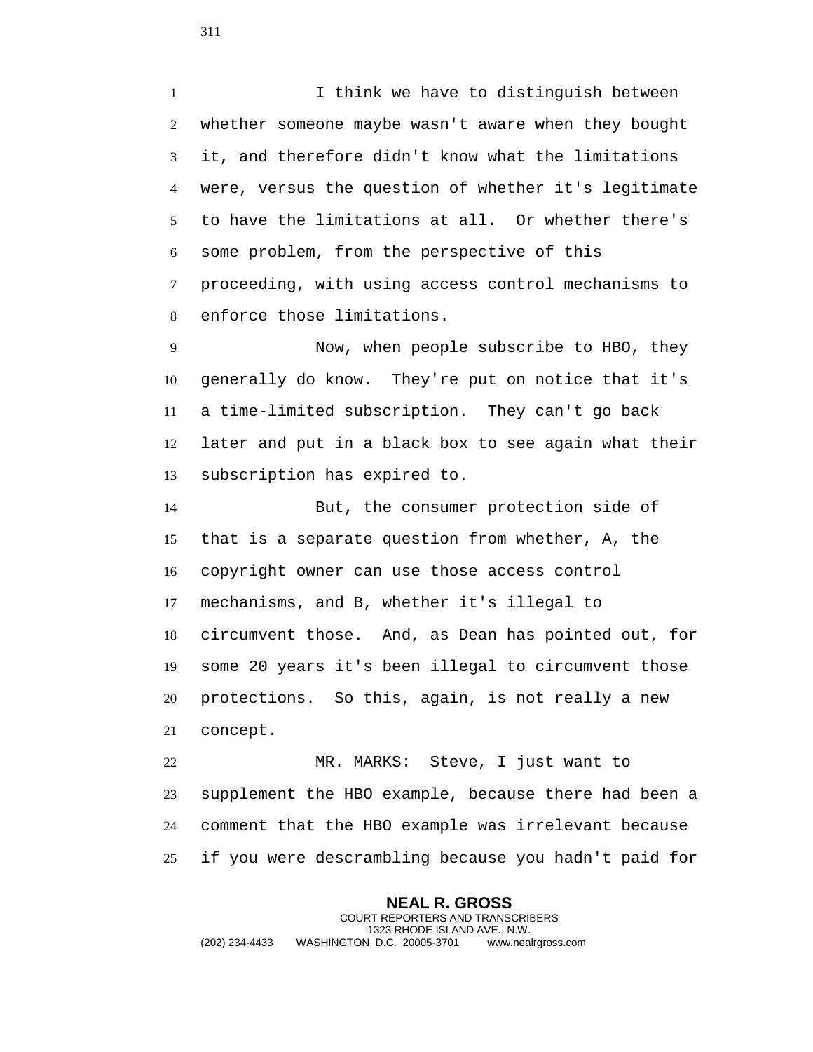I think we have to distinguish between whether someone maybe wasn't aware when they bought it, and therefore didn't know what the limitations were, versus the question of whether it's legitimate to have the limitations at all. Or whether there's some problem, from the perspective of this proceeding, with using access control mechanisms to enforce those limitations.

Now, when people subscribe to HBO, they generally do know. They're put on notice that it's a time-limited subscription. They can't go back later and put in a black box to see again what their subscription has expired to.

But, the consumer protection side of that is a separate question from whether, A, the copyright owner can use those access control mechanisms, and B, whether it's illegal to circumvent those. And, as Dean has pointed out, for some 20 years it's been illegal to circumvent those protections. So this, again, is not really a new concept.

MR. MARKS: Steve, I just want to supplement the HBO example, because there had been a comment that the HBO example was irrelevant because if you were descrambling because you hadn't paid for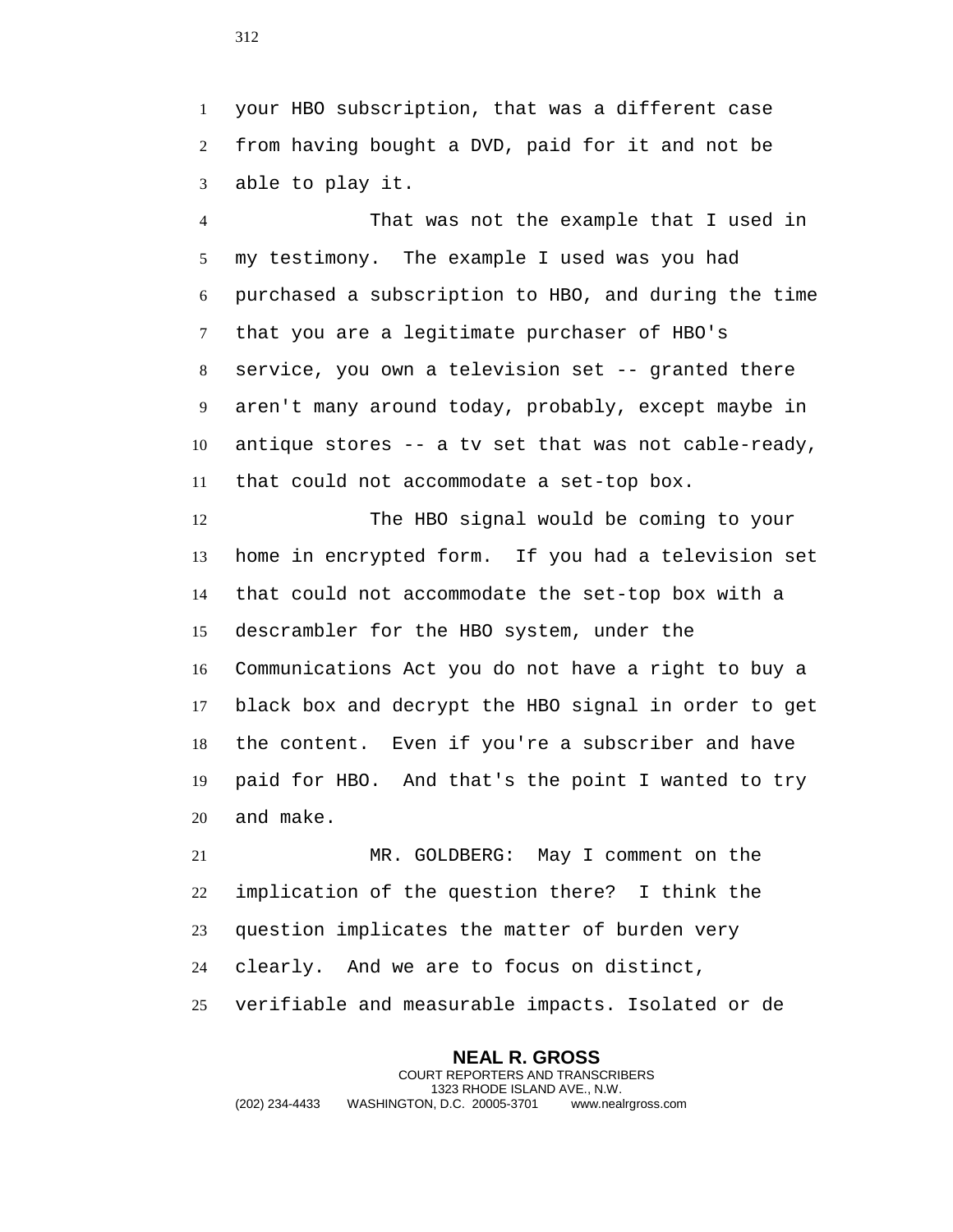your HBO subscription, that was a different case from having bought a DVD, paid for it and not be able to play it.

That was not the example that I used in my testimony. The example I used was you had purchased a subscription to HBO, and during the time that you are a legitimate purchaser of HBO's service, you own a television set -- granted there aren't many around today, probably, except maybe in antique stores -- a tv set that was not cable-ready, that could not accommodate a set-top box.

The HBO signal would be coming to your home in encrypted form. If you had a television set that could not accommodate the set-top box with a descrambler for the HBO system, under the Communications Act you do not have a right to buy a black box and decrypt the HBO signal in order to get the content. Even if you're a subscriber and have paid for HBO. And that's the point I wanted to try and make.

MR. GOLDBERG: May I comment on the implication of the question there? I think the question implicates the matter of burden very clearly. And we are to focus on distinct, verifiable and measurable impacts. Isolated or de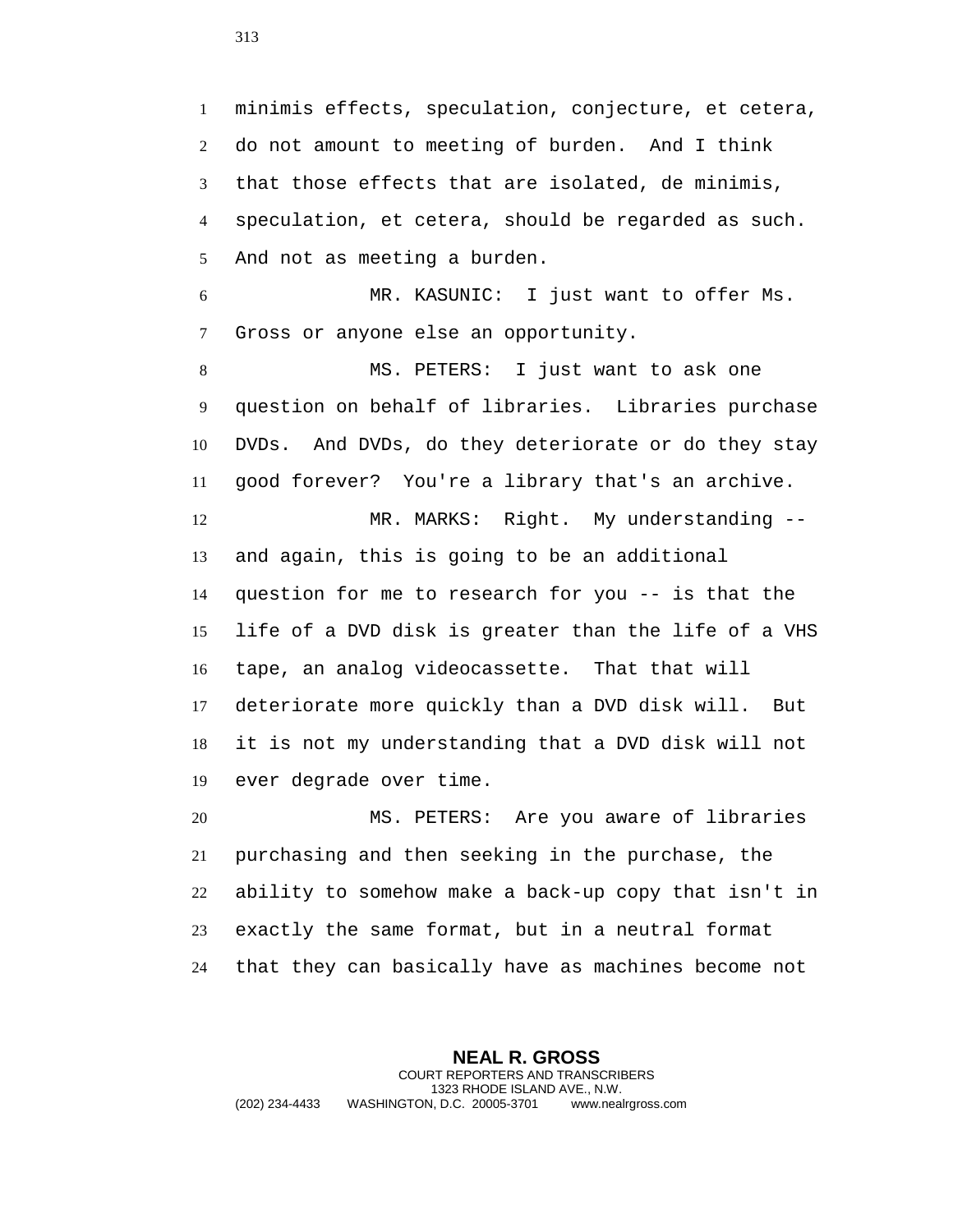minimis effects, speculation, conjecture, et cetera, do not amount to meeting of burden. And I think that those effects that are isolated, de minimis, speculation, et cetera, should be regarded as such. And not as meeting a burden.

MR. KASUNIC: I just want to offer Ms. Gross or anyone else an opportunity.

MS. PETERS: I just want to ask one question on behalf of libraries. Libraries purchase DVDs. And DVDs, do they deteriorate or do they stay good forever? You're a library that's an archive.

MR. MARKS: Right. My understanding -- and again, this is going to be an additional question for me to research for you -- is that the life of a DVD disk is greater than the life of a VHS tape, an analog videocassette. That that will deteriorate more quickly than a DVD disk will. But it is not my understanding that a DVD disk will not ever degrade over time.

MS. PETERS: Are you aware of libraries purchasing and then seeking in the purchase, the ability to somehow make a back-up copy that isn't in exactly the same format, but in a neutral format that they can basically have as machines become not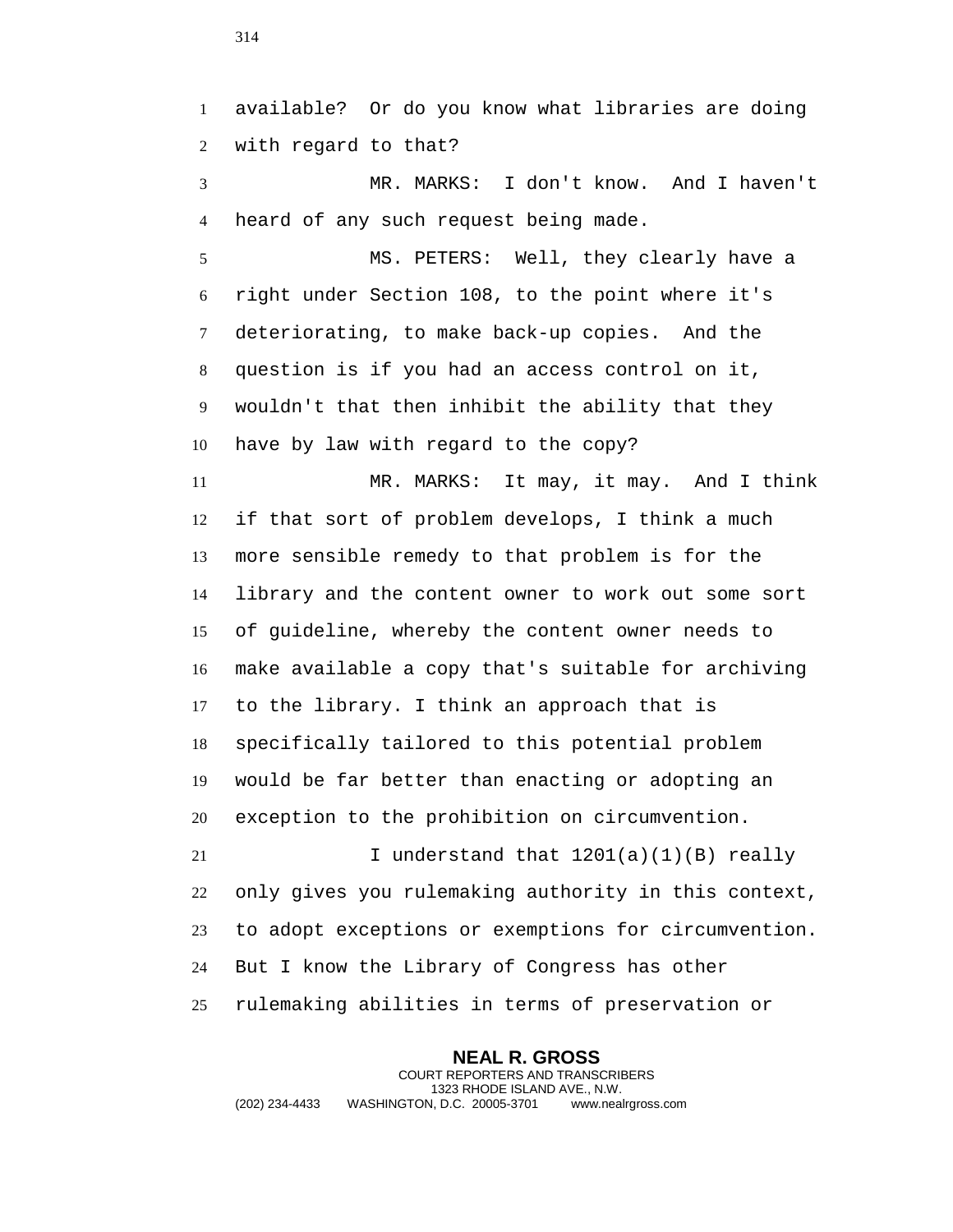available? Or do you know what libraries are doing with regard to that?

MR. MARKS: I don't know. And I haven't heard of any such request being made.

MS. PETERS: Well, they clearly have a right under Section 108, to the point where it's deteriorating, to make back-up copies. And the question is if you had an access control on it, wouldn't that then inhibit the ability that they have by law with regard to the copy?

MR. MARKS: It may, it may. And I think if that sort of problem develops, I think a much more sensible remedy to that problem is for the library and the content owner to work out some sort of guideline, whereby the content owner needs to make available a copy that's suitable for archiving to the library. I think an approach that is specifically tailored to this potential problem would be far better than enacting or adopting an exception to the prohibition on circumvention.

I understand that 1201(a)(1)(B) really only gives you rulemaking authority in this context, to adopt exceptions or exemptions for circumvention. But I know the Library of Congress has other rulemaking abilities in terms of preservation or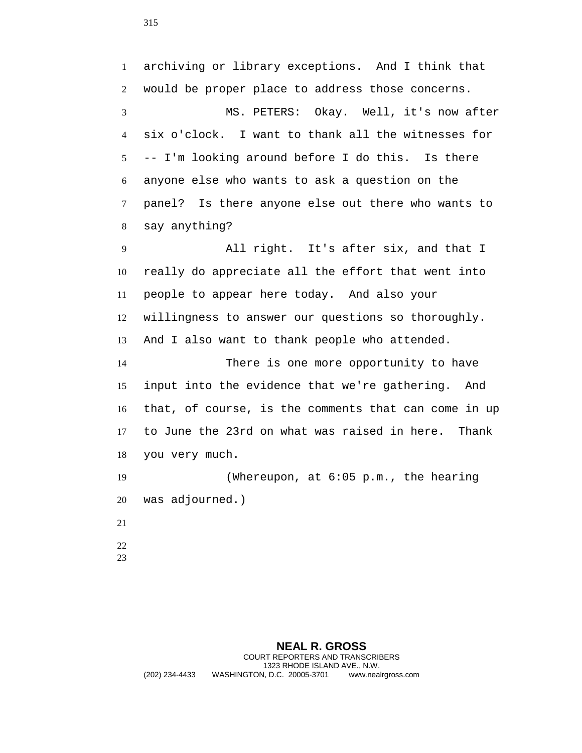archiving or library exceptions. And I think that would be proper place to address those concerns.

MS. PETERS: Okay. Well, it's now after six o'clock. I want to thank all the witnesses for -- I'm looking around before I do this. Is there anyone else who wants to ask a question on the panel? Is there anyone else out there who wants to say anything?

All right. It's after six, and that I really do appreciate all the effort that went into people to appear here today. And also your willingness to answer our questions so thoroughly. And I also want to thank people who attended.

There is one more opportunity to have input into the evidence that we're gathering. And that, of course, is the comments that can come in up to June the 23rd on what was raised in here. Thank you very much.

(Whereupon, at 6:05 p.m., the hearing was adjourned.)